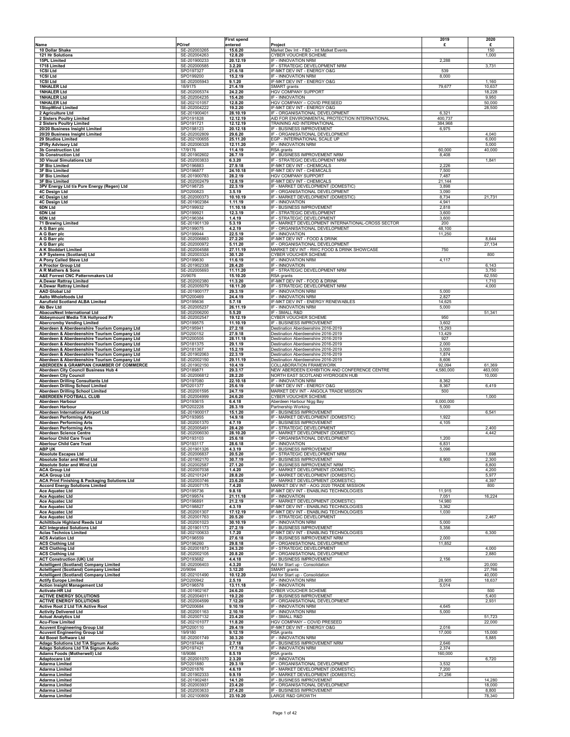| Name | PO/ref | First spend entered | Project | 2019 £ | 2020 £ |
|---|---|---|---|---|---|
| 10 Dollar Shake | SE-202003265 | 15.6.20 | Market Dev Int - F&D - Int Matket Events | | 150 |
| 121 Hr Solutions | SE-202004263 | 12.8.20 | CYBER VOUCHER SCHEME | | 1,000 |
| 15PL Limited | SE-201900233 | 20.12.19 | IF - INNOVATION NRM | 2,288 | |
| 1718 Limited | SE-202000585 | 3.2.20 | IF - STRATEGIC DEVELOPMENT NRM | | 3,731 |
| 1CSI Ltd | SPO197327 | 21.6.18 | IF-MKT DEV INT - ENERGY O&G | 539 | |
| 1CSI Ltd | SPO199200 | 15.2.19 | IF - INNOVATION NRM | 8,000 | |
| 1CSI Ltd | SE-202005943 | 9.1.20 | IF-MKT DEV INT - ENERGY O&G | | 1,160 |
| 1NHALER Ltd | 18/9175 | 21.4.19 | SMART grants | 79,677 | 10,637 |
| 1NHALER Ltd | SE-202005374 | 24.2.20 | HGV COMPANY SUPPORT | | 18,228 |
| 1NHALER Ltd | SE-202004235 | 15.4.20 | IF - INNOVATION | | 9,950 |
| 1NHALER Ltd | SE-202101057 | 12.8.20 | HGV COMPANY – COVID PRESEED | | 50,000 |
| 1StopWind Limited | SE-202004222 | 19.2.20 | IF-MKT DEV INT - ENERGY O&G | | 28,500 |
| 2 Agriculture Ltd | SE-201900401 | 28.10.19 | IF - ORGANISATIONAL DEVELOPMENT | 6,321 | |
| 2 Sisters Poultry Limited | SPO191828 | 12.12.19 | AID FOR ENVIRONMENTAL PROTECTION INTERNATIONAL | 400,737 | |
| 2 Sisters Poultry Limited | SPO191721 | 12.12.19 | TRAINING AID INTERNATIONAL | 384,968 | |
| 20/20 Business Insight Limited | SPO198123 | 20.12.18 | IF - BUSINESS IMPROVEMENT | 6,975 | |
| 20/20 Business Insight Limited | SE-202002809 | 29.6.20 | IF - ORGANISATIONAL DEVELOPMENT | | 4,040 |
| 29 Studios Limited | SE-202100655 | 25.11.20 | EGP - INTERNATIONAL SCALE UP | | 6,000 |
| 2Fifty Advisory Ltd | SE-202006328 | 12.11.20 | IF - INNOVATION NRM | | 5,000 |
| 3b Construction Ltd | 17/9176 | 11.4.19 | RSA grants | 60,000 | 40,000 |
| 3b Construction Ltd | SE-201902602 | 26.7.19 | IF - BUSINESS IMPROVEMENT NRM | 8,408 | |
| 3D Visual Simulations Ltd | SE-202003833 | 6.3.20 | IF - STRATEGIC DEVELOPMENT NRM | | 1,841 |
| 3F Bio Limited | SPO196883 | 27.9.18 | IF-MKT DEV INT - CHEMICALS | 2,226 | |
| 3F Bio Limited | SPO196877 | 24.10.18 | IF-MKT DEV INT - CHEMICALS | 7,500 | |
| 3F Bio Limited | SE-201900783 | 28.2.19 | HGV COMPANY SUPPORT | 7,487 | |
| 3F Bio Limited | SE-202002479 | 12.8.19 | IF-MKT DEV INT - CHEMICALS | 21,144 | |
| 3PV Energy Ltd t/a Pure Energy (Regen) Ltd | SPO198725 | 22.3.19 | IF - MARKET DEVELOPMENT (DOMESTIC) | 3,898 | |
| 4C Design Ltd | SPO200823 | 3.5.19 | IF - ORGANISATIONAL DEVELOPMENT | 3,090 | |
| 4C Design Ltd | SE-202000373 | 10.10.19 | IF - MARKET DEVELOPMENT (DOMESTIC) | 8,734 | 21,731 |
| 4C Design Ltd | SE-201902384 | 1.11.19 | IF - INNOVATION | 4,941 | |
| 6DN Ltd | SPO199932 | 11.10.18 | IF - BUSINESS IMPROVEMENT | 2,818 | |
| 6DN Ltd | SPO199921 | 12.3.19 | IF - STRATEGIC DEVELOPMENT | 3,600 | |
| 6DN Ltd | SPO196384 | 1.4.19 | IF - STRATEGIC DEVELOPMENT | 3,600 | |
| 71 Brewing Limited | SE-201901139 | 5.3.19 | IF - MARKET DEVELOPMENT INTERNATIONAL-CROSS SECTOR | 200 | |
| A G Barr plc | SPO199075 | 4.2.19 | IF - ORGANISATIONAL DEVELOPMENT | 48,100 | |
| A G Barr plc | SPO199944 | 22.5.19 | IF - INNOVATION | 11,250 | |
| A G Barr plc | SE-202006863 | 27.2.20 | IF-MKT DEV INT - FOOD & DRINK | | 8,644 |
| A G Barr plc | SE-202000972 | 5.11.20 | IF - ORGANISATIONAL DEVELOPMENT | | 27,134 |
| A K Stoddart Limited | SE-202004588 | 27.11.19 | MARKET DEV INT - RWC FOOD & DRINK SHOWCASE | 750 | |
| A P Systems (Scotland) Ltd | SE-202003324 | 30.1.20 | CYBER VOUCHER SCHEME | | 800 |
| A Pony Called Steve Ltd | SPO199630 | 11.6.19 | IF - INNOVATION NRM | 4,117 | |
| A Proctor Group Ltd | SE-201902338 | 28.4.20 | IF - INNOVATION | | 6,143 |
| A R Mathers & Sons | SE-202005693 | 11.11.20 | IF - STRATEGIC DEVELOPMENT NRM | | 3,750 |
| A&E Forrest CNC Patternmakers Ltd | 20/9076 | 15.10.20 | RSA grants | | 62,550 |
| A.Dewar Rattray Limited | SE-202002380 | 11.3.20 | IF-MKT DEV INT - FOOD & DRINK | | 1,710 |
| A.Dewar Rattray Limited | SE-202005079 | 18.11.20 | IF - STRATEGIC DEVELOPMENT NRM | | 4,000 |
| AAD Global Ltd | SE-201900177 | 29.3.19 | IF - INNOVATION NRM | 5,000 | |
| Aalto Wholefoods Ltd | SPO200469 | 24.4.19 | IF - INNOVATION NRM | 2,827 | |
| Aarufield Scotland ALBA Limited | SPO195636 | 5.7.18 | IF-MKT DEV INT - ENERGY RENEWABLES | 14,625 | |
| Ab Bev Ltd | SE-202005237 | 26.11.19 | IF - INNOVATION NRM | 5,000 | |
| AbacusNext International Ltd | SE-202006200 | 5.5.20 | IF - SMALL R&D | | 51,341 |
| Abbeymount Media T/A Hollyrood Pr | SE-202002547 | 19.12.19 | CYBER VOUCHER SCHEME | 950 | |
| Abercromby Vending Limited | SPO199575 | 11.10.19 | IF - BUSINESS IMPROVEMENT | 3,602 | |
| Aberdeen & Aberdeenshire Tourism Company Ltd | SPO195941 | 27.2.18 | Destination Aberdeenshire 2016-2019 | 15,293 | |
| Aberdeen & Aberdeenshire Tourism Company Ltd | SPO200152 | 27.9.18 | Destination Aberdeenshire 2016-2019 | 13,429 | |
| Aberdeen & Aberdeenshire Tourism Company Ltd | SPO200505 | 28.11.18 | Destination Aberdeenshire 2016-2019 | 927 | |
| Aberdeen & Aberdeenshire Tourism Company Ltd | SPO181375 | 29.1.19 | Destination Aberdeenshire 2016-2019 | 2,000 | |
| Aberdeen & Aberdeenshire Tourism Company Ltd | SPO181367 | 15.2.19 | Destination Aberdeenshire 2016-2019 | 3,000 | |
| Aberdeen & Aberdeenshire Tourism Company Ltd | SE-201902063 | 22.3.19 | Destination Aberdeenshire 2016-2019 | 1,874 | |
| Aberdeen & Aberdeenshire Tourism Company Ltd | SE-202002150 | 29.11.19 | Destination Aberdeenshire 2016-2019 | 8,606 | |
| ABERDEEN & GRAMPIAN CHAMBER OF COMMERCE | SE-201902150 | 10.4.19 | COLLABORATION FRAMEWORK | 92,094 | 61,369 |
| Aberdeen City Council Business Hub 4 | SPO189871 | 29.3.17 | NEW ABERDEEN EXHIBITION AND CONFERENCE CENTRE | 4,580,000 | 463,000 |
| Aberdeen City Council | SE-202006812 | 28.2.20 | NORTH EAST SCOTLAND HYDROGEN HUB | | 10,000 |
| Aberdeen Drilling Consultants Ltd | SPO197080 | 22.10.18 | IF - INNOVATION NRM | 8,362 | |
| Aberdeen Drilling School Limited | SPO201377 | 25.6.19 | IF-MKT DEV INT - ENERGY O&G | 8,367 | 6,419 |
| Aberdeen Drilling School Limited | SE-202001595 | 24.7.19 | MARKET DEV INT - ANGOLA TRADE MISSION | 500 | |
| ABERDEEN FOOTBALL CLUB | SE-202004999 | 24.6.20 | CYBER VOUCHER SCHEME | | 1,000 |
| Aberdeen Harbour | SPO193615 | 6.4.18 | Aberdeen Harbour Nigg Bay | 6,000,000 | |
| Aberdeen Harbour | SPO202228 | 28.3.19 | Partnership Working | 5,000 | |
| Aberdeen International Airport Ltd | SE-201900017 | 15.1.20 | IF - BUSINESS IMPROVEMENT | | 6,541 |
| Aberdeen Performing Arts | SPO193955 | 14.9.18 | IF - MARKET DEVELOPMENT (DOMESTIC) | 1,922 | |
| Aberdeen Performing Arts | SE-202001370 | 4.7.19 | IF - BUSINESS IMPROVEMENT | 4,105 | |
| Aberdeen Performing Arts | SE-202005491 | 28.4.20 | IF - STRATEGIC DEVELOPMENT | | 2,400 |
| Aberdeen Science Centre | SE-202006030 | 28.10.20 | IF - MARKET DEVELOPMENT (DOMESTIC) | | 4,442 |
| Aberlour Child Care Trust | SPO193103 | 25.6.18 | IF - ORGANISATIONAL DEVELOPMENT | 1,200 | |
| Aberlour Child Care Trust | SPO193117 | 28.6.18 | IF - INNOVATION | 6,831 | |
| ABP UK | SE-201901326 | 4.3.19 | IF - BUSINESS IMPROVEMENT | 5,096 | |
| Absolute Escapes Ltd | SE-202006837 | 20.5.20 | IF - STRATEGIC DEVELOPMENT NRM | | 1,698 |
| Absolute Solar and Wind Ltd | SE-201902170 | 30.7.19 | IF - BUSINESS IMPROVEMENT | 6,900 | 2,300 |
| Absolute Solar and Wind Ltd | SE-202002587 | 27.1.20 | IF - BUSINESS IMPROVEMENT NRM | | 8,800 |
| ACA Group Ltd | SE-202007038 | 1.4.20 | IF - MARKET DEVELOPMENT (DOMESTIC) | | 4,200 |
| ACA Group Ltd | SE-202101247 | 28.8.20 | IF - MARKET DEVELOPMENT (DOMESTIC) | | 5,977 |
| ACA Print Finishing & Packaging Solutions Ltd | SE-202003746 | 23.6.20 | IF - MARKET DEVELOPMENT (DOMESTIC) | | 4,397 |
| Accord Energy Solutions Limited | SE-202007175 | 7.4.20 | MARKET DEV INT - AOG 2020 TRADE MISSION | | 800 |
| Ace Aquatec Ltd | SPO195736 | 9.8.18 | IF-MKT DEV INT - ENABLING TECHNOLOGIES | 11,915 | |
| Ace Aquatec Ltd | SPO199574 | 21.11.18 | IF - INNOVATION | 7,051 | 16,224 |
| Ace Aquatec Ltd | SPO196891 | 21.2.19 | IF - MARKET DEVELOPMENT (DOMESTIC) | 14,980 | |
| Ace Aquatec Ltd | SPO198827 | 4.3.19 | IF-MKT DEV INT - ENABLING TECHNOLOGIES | 3,362 | |
| Ace Aquatec Ltd | SE-202001307 | 17.12.19 | IF-MKT DEV INT - ENABLING TECHNOLOGIES | 1,030 | |
| Ace Aquatec Ltd | SE-202001763 | 20.5.20 | IF - STRATEGIC DEVELOPMENT | | 2,467 |
| Achiltibuie Highland Reeds Ltd | SE-202001023 | 30.10.19 | IF - INNOVATION NRM | 5,000 | |
| ACI Integrated Solutions Ltd | SE-201901173 | 27.2.19 | IF - BUSINESS IMPROVEMENT | 5,356 | |
| Aclas Technics Limited | SE-202100633 | 1.7.20 | IF-MKT DEV INT - ENABLING TECHNOLOGIES | | 6,300 |
| ACS Aviation Ltd | SPO196559 | 27.6.18 | IF - BUSINESS IMPROVEMENT NRM | 2,000 | |
| ACS Clothing Ltd | SPO196260 | 29.8.18 | IF - ORGANISATIONAL DEVELOPMENT | 11,852 | |
| ACS Clothing Ltd | SE-202001873 | 24.3.20 | IF - STRATEGIC DEVELOPMENT | | 4,000 |
| ACS Clothing Ltd | SE-202002105 | 20.8.20 | IF - ORGANISATIONAL DEVELOPMENT | | 2,880 |
| ACT Construction (UK) Ltd | SPO193682 | 4.4.18 | IF - BUSINESS IMPROVEMENT | 2,156 | |
| Actelligent (Scotland) Company Limited | SE-202006403 | 4.3.20 | Aid for Start up - Consolidation | | 20,000 |
| Actelligent (Scotland) Company Limited | 20/9094 | 3.12.20 | SMART grants | | 27,766 |
| Actelligent (Scotland) Company Limited | SE-202101490 | 10.12.20 | Aid for Start up - Consolidation | | 40,000 |
| Actify Europe Limited | SPO200942 | 2.5.19 | IF - INNOVATION NRM | 28,905 | 18,637 |
| Action Insight Management Ltd | SPO196578 | 13.11.18 | IF - INNOVATION | 5,014 | |
| Activate-HR Ltd | SE-201902167 | 24.6.20 | CYBER VOUCHER SCHEME | | 500 |
| ACTIVE ENERGY SOLUTIONS | SE-202004011 | 19.2.20 | IF - BUSINESS IMPROVEMENT | | 5,400 |
| ACTIVE ENERGY SOLUTIONS | SE-202004599 | 7.12.20 | IF - ORGANISATIONAL DEVELOPMENT | | 2,931 |
| Active Root 2 Ltd T/A Active Root | SPO200684 | 9.10.19 | IF - INNOVATION NRM | 4,645 | |
| Activity Delivered Ltd | SE-202001163 | 2.10.19 | IF - INNOVATION NRM | 5,000 | |
| Actual Analytics Ltd | SE-202007132 | 23.4.20 | IF - SMALL R&D | | 51,723 |
| Acu-Flow Limited | SE-202101077 | 11.8.20 | HGV COMPANY – COVID PRESEED | | 22,000 |
| Acuvent Engineering Group Ltd | SPO200110 | 29.4.19 | IF-MKT DEV INT - ENERGY O&G | 2,016 | |
| Acuvent Engineering Group Ltd | 19/9180 | 9.12.19 | RSA grants | 17,000 | 15,000 |
| Ad Boost Software Ltd | SE-202001749 | 30.3.20 | IF - INNOVATION NRM | | 5,885 |
| Adago Solutions Ltd T/A Signum Audio | SPO197446 | 2.7.18 | IF - BUSINESS IMPROVEMENT NRM | 2,646 | |
| Adago Solutions Ltd T/A Signum Audio | SPO197421 | 17.7.18 | IF - INNOVATION NRM | 2,374 | |
| Adams Foods (Motherwell) Ltd | 18/9086 | 8.5.19 | RSA grants | 160,000 | |
| Adaptocare Ltd | SE-202001070 | 2.3.20 | IF - INNOVATION | | 6,720 |
| Adarma Limited | SPO201880 | 29.3.19 | IF - ORGANISATIONAL DEVELOPMENT | 3,532 | |
| Adarma Limited | SPO201876 | 4.6.19 | IF - MARKET DEVELOPMENT (DOMESTIC) | 7,200 | |
| Adarma Limited | SE-201902333 | 9.9.19 | IF - MARKET DEVELOPMENT (DOMESTIC) | 21,256 | |
| Adarma Limited | SE-201902481 | 14.1.20 | IF - BUSINESS IMPROVEMENT | | 14,280 |
| Adarma Limited | SE-202003937 | 23.4.20 | IF - ORGANISATIONAL DEVELOPMENT | | 18,000 |
| Adarma Limited | SE-202003633 | 27.4.20 | IF - BUSINESS IMPROVEMENT | | 8,800 |
| Adarma Limited | SE-202100809 | 23.10.20 | LARGE R&D GROWTH | | 78,340 |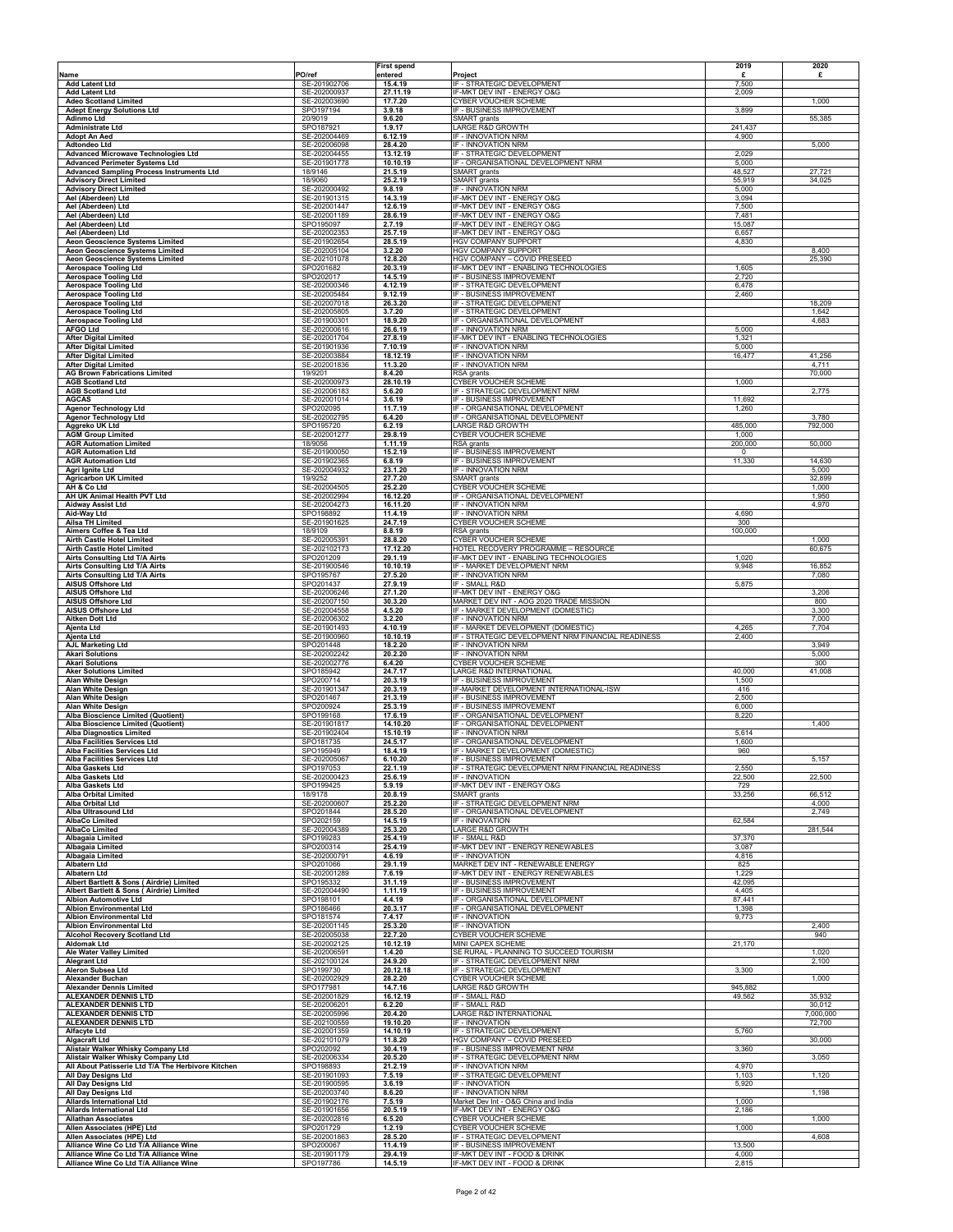| Name | PO/ref | First spend entered | Project | 2019 £ | 2020 £ |
|---|---|---|---|---|---|
| Add Latent Ltd | SE-201902706 | 15.4.19 | IF - STRATEGIC DEVELOPMENT | 7,500 | |
| Add Latent Ltd | SE-202000937 | 27.11.19 | IF-MKT DEV INT - ENERGY O&G | 2,009 | |
| Adeo Scotland Limited | SE-202003690 | 17.7.20 | CYBER VOUCHER SCHEME | | 1,000 |
| Adept Energy Solutions Ltd | SPO197194 | 3.9.18 | IF - BUSINESS IMPROVEMENT | 3,899 | |
| Adinmo Ltd | 20/9019 | 9.6.20 | SMART grants | | 55,385 |
| Administrate Ltd | SPO187921 | 1.9.17 | LARGE R&D GROWTH | 241,437 | |
| Adopt An Aed | SE-202004469 | 6.12.19 | IF - INNOVATION NRM | 4,900 | |
| Adtondeo Ltd | SE-202006098 | 28.4.20 | IF - INNOVATION NRM | | 5,000 |
| Advanced Microwave Technologies Ltd | SE-202004455 | 13.12.19 | IF - STRATEGIC DEVELOPMENT | 2,029 | |
| Advanced Perimeter Systems Ltd | SE-201901778 | 10.10.19 | IF - ORGANISATIONAL DEVELOPMENT NRM | 5,000 | |
| Advanced Sampling Process Instruments Ltd | 18/9146 | 21.5.19 | SMART grants | 48,527 | 27,721 |
| Advisory Direct Limited | 18/9060 | 25.2.19 | SMART grants | 55,919 | 34,025 |
| Advisory Direct Limited | SE-202000492 | 9.8.19 | IF - INNOVATION NRM | 5,000 | |
| Ael (Aberdeen) Ltd | SE-201901315 | 14.3.19 | IF-MKT DEV INT - ENERGY O&G | 3,094 | |
| Ael (Aberdeen) Ltd | SE-202001447 | 12.6.19 | IF-MKT DEV INT - ENERGY O&G | 7,500 | |
| Ael (Aberdeen) Ltd | SE-202001189 | 28.6.19 | IF-MKT DEV INT - ENERGY O&G | 7,481 | |
| Ael (Aberdeen) Ltd | SPO195097 | 2.7.19 | IF-MKT DEV INT - ENERGY O&G | 15,087 | |
| Ael (Aberdeen) Ltd | SE-202002353 | 25.7.19 | IF-MKT DEV INT - ENERGY O&G | 6,657 | |
| Aeon Geoscience Systems Limited | SE-201902654 | 28.5.19 | HGV COMPANY SUPPORT | 4,830 | |
| Aeon Geoscience Systems Limited | SE-202005104 | 3.2.20 | HGV COMPANY SUPPORT | | 8,400 |
| Aeon Geoscience Systems Limited | SE-202101078 | 12.8.20 | HGV COMPANY – COVID PRESEED | | 25,390 |
| Aerospace Tooling Ltd | SPO201682 | 20.3.19 | IF-MKT DEV INT - ENABLING TECHNOLOGIES | 1,605 | |
| Aerospace Tooling Ltd | SPO202017 | 14.5.19 | IF - BUSINESS IMPROVEMENT | 2,720 | |
| Aerospace Tooling Ltd | SE-202000346 | 4.12.19 | IF - STRATEGIC DEVELOPMENT | 6,478 | |
| Aerospace Tooling Ltd | SE-202005484 | 9.12.19 | IF - BUSINESS IMPROVEMENT | 2,460 | |
| Aerospace Tooling Ltd | SE-202007018 | 26.3.20 | IF - STRATEGIC DEVELOPMENT | | 18,209 |
| Aerospace Tooling Ltd | SE-202005805 | 3.7.20 | IF - STRATEGIC DEVELOPMENT | | 1,642 |
| Aerospace Tooling Ltd | SE-201900301 | 18.9.20 | IF - ORGANISATIONAL DEVELOPMENT | | 4,683 |
| AFGO Ltd | SE-202000616 | 26.6.19 | IF - INNOVATION NRM | 5,000 | |
| After Digital Limited | SE-202001704 | 27.8.19 | IF-MKT DEV INT - ENABLING TECHNOLOGIES | 1,321 | |
| After Digital Limited | SE-201901936 | 7.10.19 | IF - INNOVATION NRM | 5,000 | |
| After Digital Limited | SE-202003884 | 18.12.19 | IF - INNOVATION NRM | 16,477 | 41,256 |
| After Digital Limited | SE-202001836 | 11.3.20 | IF - INNOVATION NRM | | 4,711 |
| AG Brown Fabrications Limited | 19/9201 | 8.4.20 | RSA grants | | 70,000 |
| AGB Scotland Ltd | SE-202000973 | 28.10.19 | CYBER VOUCHER SCHEME | 1,000 | |
| AGB Scotland Ltd | SE-202006183 | 5.6.20 | IF - STRATEGIC DEVELOPMENT NRM | | 2,775 |
| AGCAS | SE-202001014 | 3.6.19 | IF - BUSINESS IMPROVEMENT | 11,692 | |
| Agenor Technology Ltd | SPO202095 | 11.7.19 | IF - ORGANISATIONAL DEVELOPMENT | 1,260 | |
| Agenor Technology Ltd | SE-202002795 | 6.4.20 | IF - ORGANISATIONAL DEVELOPMENT | | 3,780 |
| Aggreko UK Ltd | SPO195720 | 6.2.19 | LARGE R&D GROWTH | 485,000 | 792,000 |
| AGM Group Limited | SE-202001277 | 29.8.19 | CYBER VOUCHER SCHEME | 1,000 | |
| AGR Automation Limited | 18/9056 | 1.11.19 | RSA grants | 200,000 | 50,000 |
| AGR Automation Ltd | SE-201900050 | 15.2.19 | IF - BUSINESS IMPROVEMENT | 0 | |
| AGR Automation Ltd | SE-201902365 | 6.8.19 | IF - BUSINESS IMPROVEMENT | 11,330 | 14,630 |
| Agri Ignite Ltd | SE-202004932 | 23.1.20 | IF - INNOVATION NRM | | 5,000 |
| Agricarbon UK Limited | 19/9252 | 27.7.20 | SMART grants | | 32,899 |
| AH & Co Ltd | SE-202004505 | 25.2.20 | CYBER VOUCHER SCHEME | | 1,000 |
| AH UK Animal Health PVT Ltd | SE-202002994 | 16.12.20 | IF - ORGANISATIONAL DEVELOPMENT | | 1,950 |
| Aidway Assist Ltd | SE-202004273 | 16.11.20 | IF - INNOVATION NRM | | 4,970 |
| Aid-Way Ltd | SPO198892 | 11.4.19 | IF - INNOVATION NRM | 4,690 | |
| Ailsa TH Limited | SE-201901625 | 24.7.19 | CYBER VOUCHER SCHEME | 300 | |
| Aimers Coffee & Tea Ltd | 18/9109 | 8.8.19 | RSA grants | 100,000 | |
| Airth Castle Hotel Limited | SE-202005391 | 28.8.20 | CYBER VOUCHER SCHEME | | 1,000 |
| Airth Castle Hotel Limited | SE-202102173 | 17.12.20 | HOTEL RECOVERY PROGRAMME – RESOURCE | | 60,675 |
| Airts Consulting Ltd T/A Airts | SPO201209 | 29.1.19 | IF-MKT DEV INT - ENABLING TECHNOLOGIES | 1,020 | |
| Airts Consulting Ltd T/A Airts | SE-201900546 | 10.10.19 | IF - MARKET DEVELOPMENT NRM | 9,948 | 16,852 |
| Airts Consulting Ltd T/A Airts | SPO195767 | 27.5.20 | IF - INNOVATION NRM | | 7,080 |
| AISUS Offshore Ltd | SPO201437 | 27.9.19 | IF - SMALL R&D | 5,875 | |
| AISUS Offshore Ltd | SE-202006246 | 27.1.20 | IF-MKT DEV INT - ENERGY O&G | | 3,206 |
| AISUS Offshore Ltd | SE-202007150 | 30.3.20 | MARKET DEV INT - AOG 2020 TRADE MISSION | | 800 |
| AISUS Offshore Ltd | SE-202004558 | 4.5.20 | IF - MARKET DEVELOPMENT (DOMESTIC) | | 3,300 |
| Aitken Dott Ltd | SE-202006302 | 3.2.20 | IF - INNOVATION NRM | | 7,000 |
| Ajenta Ltd | SE-201901493 | 4.10.19 | IF - MARKET DEVELOPMENT (DOMESTIC) | 4,265 | 7,704 |
| Ajenta Ltd | SE-201900960 | 10.10.19 | IF - STRATEGIC DEVELOPMENT NRM FINANCIAL READINESS | 2,400 | |
| AJL Marketing Ltd | SPO201448 | 18.2.20 | IF - INNOVATION NRM | | 3,949 |
| Akari Solutions | SE-202002242 | 20.2.20 | IF - INNOVATION NRM | | 5,000 |
| Akari Solutions | SE-202002776 | 6.4.20 | CYBER VOUCHER SCHEME | | 300 |
| Aker Solutions Limited | SPO185942 | 24.7.17 | LARGE R&D INTERNATIONAL | 40,000 | 41,008 |
| Alan White Design | SPO200714 | 20.3.19 | IF - BUSINESS IMPROVEMENT | 1,500 | |
| Alan White Design | SE-201901347 | 20.3.19 | IF-MARKET DEVELOPMENT INTERNATIONAL-ISW | 416 | |
| Alan White Design | SPO201467 | 21.3.19 | IF - BUSINESS IMPROVEMENT | 2,500 | |
| Alan White Design | SPO200924 | 25.3.19 | IF - BUSINESS IMPROVEMENT | 6,000 | |
| Alba Bioscience Limited (Quotient) | SPO199168 | 17.6.19 | IF - ORGANISATIONAL DEVELOPMENT | 8,220 | |
| Alba Bioscience Limited (Quotient) | SE-201901817 | 14.10.20 | IF - ORGANISATIONAL DEVELOPMENT | | 1,400 |
| Alba Diagnostics Limited | SE-201902404 | 15.10.19 | IF - INNOVATION NRM | 5,614 | |
| Alba Facilities Services Ltd | SPO181735 | 24.5.17 | IF - ORGANISATIONAL DEVELOPMENT | 1,600 | |
| Alba Facilities Services Ltd | SPO195949 | 18.4.19 | IF - MARKET DEVELOPMENT (DOMESTIC) | 960 | |
| Alba Facilities Services Ltd | SE-202005067 | 6.10.20 | IF - BUSINESS IMPROVEMENT | | 5,157 |
| Alba Gaskets Ltd | SPO197053 | 22.1.19 | IF - STRATEGIC DEVELOPMENT NRM FINANCIAL READINESS | 2,550 | |
| Alba Gaskets Ltd | SE-202000423 | 25.6.19 | IF - INNOVATION | 22,500 | 22,500 |
| Alba Gaskets Ltd | SPO199425 | 5.9.19 | IF-MKT DEV INT - ENERGY O&G | 729 | |
| Alba Orbital Limited | 18/9178 | 20.8.19 | SMART grants | 33,256 | 66,512 |
| Alba Orbital Ltd | SE-202000607 | 25.2.20 | IF - STRATEGIC DEVELOPMENT NRM | | 4,000 |
| Alba Ultrasound Ltd | SPO201844 | 28.5.20 | IF - ORGANISATIONAL DEVELOPMENT | | 2,749 |
| AlbaCo Limited | SPO202159 | 14.5.19 | IF - INNOVATION | 62,584 | |
| AlbaCo Limited | SE-202004389 | 25.3.20 | LARGE R&D GROWTH | | 281,544 |
| Albagaia Limited | SPO199283 | 25.4.19 | IF - SMALL R&D | 37,370 | |
| Albagaia Limited | SPO200314 | 25.4.19 | IF-MKT DEV INT - ENERGY RENEWABLES | 3,087 | |
| Albagaia Limited | SE-202000791 | 4.6.19 | IF - INNOVATION | 4,816 | |
| Albatern Ltd | SPO201066 | 29.1.19 | MARKET DEV INT - RENEWABLE ENERGY | 825 | |
| Albatern Ltd | SE-202001289 | 7.6.19 | IF-MKT DEV INT - ENERGY RENEWABLES | 1,229 | |
| Albert Bartlett & Sons ( Airdrie) Limited | SPO195332 | 31.1.19 | IF - BUSINESS IMPROVEMENT | 42,095 | |
| Albert Bartlett & Sons ( Airdrie) Limited | SE-202004490 | 1.11.19 | IF - BUSINESS IMPROVEMENT | 4,405 | |
| Albion Automotive Ltd | SPO198101 | 4.4.19 | IF - ORGANISATIONAL DEVELOPMENT | 87,441 | |
| Albion Environmental Ltd | SPO186466 | 20.3.17 | IF - ORGANISATIONAL DEVELOPMENT | 1,398 | |
| Albion Environmental Ltd | SPO181574 | 7.4.17 | IF - INNOVATION | 9,773 | |
| Albion Environmental Ltd | SE-202001145 | 25.3.20 | IF - INNOVATION | | 2,400 |
| Alcohol Recovery Scotland Ltd | SE-202005038 | 22.7.20 | CYBER VOUCHER SCHEME | | 940 |
| Aldomak Ltd | SE-202002125 | 10.12.19 | MINI CAPEX SCHEME | 21,170 | |
| Ale Water Valley Limited | SE-202006591 | 1.4.20 | SE RURAL - PLANNING TO SUCCEED TOURISM | | 1,020 |
| Alegrant Ltd | SE-202100124 | 24.9.20 | IF - STRATEGIC DEVELOPMENT NRM | | 2,100 |
| Aleron Subsea Ltd | SPO199730 | 20.12.18 | IF - STRATEGIC DEVELOPMENT | 3,300 | |
| Alexander Buchan | SE-202002929 | 28.2.20 | CYBER VOUCHER SCHEME | | 1,000 |
| Alexander Dennis Limited | SPO177981 | 14.7.16 | LARGE R&D GROWTH | 945,882 | |
| ALEXANDER DENNIS LTD | SE-202001829 | 16.12.19 | IF - SMALL R&D | 49,562 | 35,932 |
| ALEXANDER DENNIS LTD | SE-202006201 | 6.2.20 | IF - SMALL R&D | | 30,012 |
| ALEXANDER DENNIS LTD | SE-202005996 | 20.4.20 | LARGE R&D INTERNATIONAL | | 7,000,000 |
| ALEXANDER DENNIS LTD | SE-202100559 | 19.10.20 | IF - INNOVATION | | 72,700 |
| Alfacyte Ltd | SE-202001359 | 14.10.19 | IF - STRATEGIC DEVELOPMENT | 5,760 | |
| Algacraft Ltd | SE-202101079 | 11.8.20 | HGV COMPANY – COVID PRESEED | | 30,000 |
| Alistair Walker Whisky Company Ltd | SPO202092 | 30.4.19 | IF - BUSINESS IMPROVEMENT NRM | 3,360 | |
| Alistair Walker Whisky Company Ltd | SE-202006334 | 20.5.20 | IF - STRATEGIC DEVELOPMENT NRM | | 3,050 |
| All About Patisserie Ltd T/A The Herbivore Kitchen | SPO198893 | 21.2.19 | IF - INNOVATION NRM | 4,970 | |
| All Day Designs Ltd | SE-201901093 | 7.5.19 | IF - STRATEGIC DEVELOPMENT | 1,103 | 1,120 |
| All Day Designs Ltd | SE-201900595 | 3.6.19 | IF - INNOVATION | 5,920 | |
| All Day Designs Ltd | SE-202003740 | 8.6.20 | IF - INNOVATION NRM | | 1,198 |
| Allards International Ltd | SE-201902176 | 7.5.19 | Market Dev Int - O&G China and India | 1,000 | |
| Allards International Ltd | SE-201901656 | 20.5.19 | IF-MKT DEV INT - ENERGY O&G | 2,186 | |
| Allathan Associates | SE-202002816 | 6.5.20 | CYBER VOUCHER SCHEME | | 1,000 |
| Allen Associates (HPE) Ltd | SPO201729 | 1.2.19 | CYBER VOUCHER SCHEME | 1,000 | |
| Allen Associates (HPE) Ltd | SE-202001863 | 28.5.20 | IF - STRATEGIC DEVELOPMENT | | 4,608 |
| Alliance Wine Co Ltd T/A Alliance Wine | SPO200067 | 11.4.19 | IF - BUSINESS IMPROVEMENT | 13,500 | |
| Alliance Wine Co Ltd T/A Alliance Wine | SE-201901179 | 29.4.19 | IF-MKT DEV INT - FOOD & DRINK | 4,000 | |
| Alliance Wine Co Ltd T/A Alliance Wine | SPO197786 | 14.5.19 | IF-MKT DEV INT - FOOD & DRINK | 2,815 | |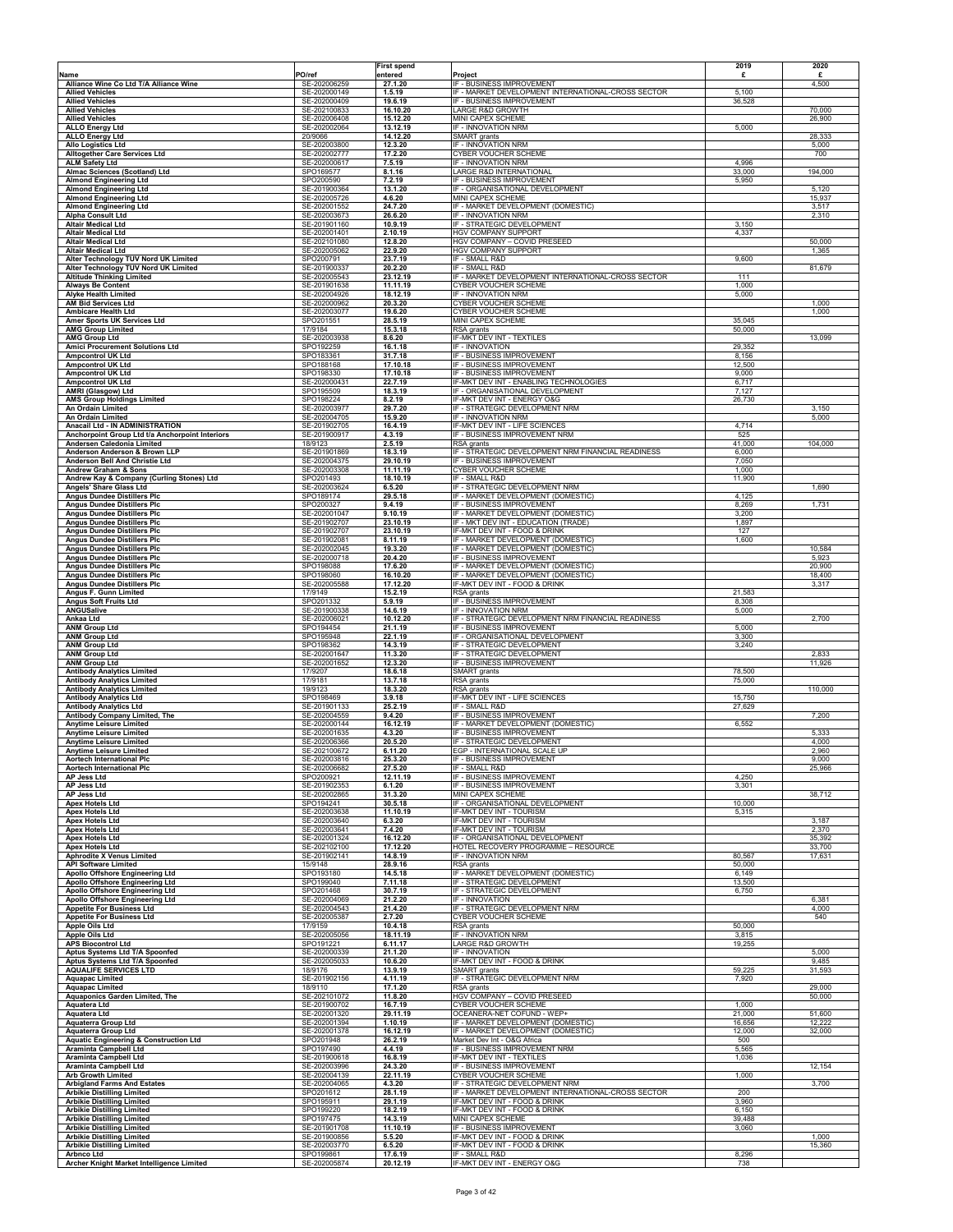| Name | PO/ref | First spend entered | Project | 2019 £ | 2020 £ |
|---|---|---|---|---|---|
| Alliance Wine Co Ltd T/A Alliance Wine | SE-202006259 | 27.1.20 | IF - BUSINESS IMPROVEMENT | | 4,500 |
| Allied Vehicles | SE-202000149 | 1.5.19 | IF - MARKET DEVELOPMENT INTERNATIONAL-CROSS SECTOR | 5,100 | |
| Allied Vehicles | SE-202000409 | 19.6.19 | IF - BUSINESS IMPROVEMENT | 36,528 | |
| Allied Vehicles | SE-202100833 | 16.10.20 | LARGE R&D GROWTH | | 70,000 |
| Allied Vehicles | SE-202006408 | 15.12.20 | MINI CAPEX SCHEME | | 26,900 |
| ALLO Energy Ltd | SE-202002064 | 13.12.19 | IF - INNOVATION NRM | 5,000 | |
| ALLO Energy Ltd | 20/9066 | 14.12.20 | SMART grants | | 28,333 |
| Allo Logistics Ltd | SE-202003800 | 12.3.20 | IF - INNOVATION NRM | | 5,000 |
| Alltogether Care Services Ltd | SE-202002777 | 17.2.20 | CYBER VOUCHER SCHEME | | 700 |
| ALM Safety Ltd | SE-202000617 | 7.5.19 | IF - INNOVATION NRM | 4,996 | |
| Almac Sciences (Scotland) Ltd | SPO169577 | 8.1.16 | LARGE R&D INTERNATIONAL | 33,000 | 194,000 |
| Almond Engineering Ltd | SPO200590 | 7.2.19 | IF - BUSINESS IMPROVEMENT | 5,950 | |
| Almond Engineering Ltd | SE-201900364 | 13.1.20 | IF - ORGANISATIONAL DEVELOPMENT | | 5,120 |
| Almond Engineering Ltd | SE-202005726 | 4.6.20 | MINI CAPEX SCHEME | | 15,937 |
| Almond Engineering Ltd | SE-202001552 | 24.7.20 | IF - MARKET DEVELOPMENT (DOMESTIC) | | 3,517 |
| Alpha Consult Ltd | SE-202003673 | 26.6.20 | IF - INNOVATION NRM | | 2,310 |
| Altair Medical Ltd | SE-201901160 | 10.9.19 | IF - STRATEGIC DEVELOPMENT | 3,150 | |
| Altair Medical Ltd | SE-202001401 | 2.10.19 | HGV COMPANY SUPPORT | 4,337 | |
| Altair Medical Ltd | SE-202101080 | 12.8.20 | HGV COMPANY – COVID PRESEED | | 50,000 |
| Altair Medical Ltd | SE-202005062 | 22.9.20 | HGV COMPANY SUPPORT | | 1,365 |
| Alter Technology TUV Nord UK Limited | SPO200791 | 23.7.19 | IF - SMALL R&D | 9,600 | |
| Alter Technology TUV Nord UK Limited | SE-201900337 | 20.2.20 | IF - SMALL R&D | | 81,679 |
| Altitude Thinking Limited | SE-202005543 | 23.12.19 | IF - MARKET DEVELOPMENT INTERNATIONAL-CROSS SECTOR | 111 | |
| Always Be Content | SE-201901638 | 11.11.19 | CYBER VOUCHER SCHEME | 1,000 | |
| Alyke Health Limited | SE-202004926 | 18.12.19 | IF - INNOVATION NRM | 5,000 | |
| AM Bid Services Ltd | SE-202000962 | 20.3.20 | CYBER VOUCHER SCHEME | | 1,000 |
| Ambicare Health Ltd | SE-202003077 | 19.6.20 | CYBER VOUCHER SCHEME | | 1,000 |
| Amer Sports UK Services Ltd | SPO201551 | 28.5.19 | MINI CAPEX SCHEME | 35,045 | |
| AMG Group Limited | 17/9184 | 15.3.18 | RSA grants | 50,000 | |
| AMG Group Ltd | SE-202003938 | 8.6.20 | IF-MKT DEV INT - TEXTILES | | 13,099 |
| Amici Procurement Solutions Ltd | SPO192259 | 16.1.18 | IF - INNOVATION | 29,352 | |
| Ampcontrol UK Ltd | SPO183361 | 31.7.18 | IF - BUSINESS IMPROVEMENT | 8,156 | |
| Ampcontrol UK Ltd | SPO188168 | 17.10.18 | IF - BUSINESS IMPROVEMENT | 12,500 | |
| Ampcontrol UK Ltd | SPO198330 | 17.10.18 | IF - BUSINESS IMPROVEMENT | 9,000 | |
| Ampcontrol UK Ltd | SE-202000431 | 22.7.19 | IF-MKT DEV INT - ENABLING TECHNOLOGIES | 6,717 | |
| AMRI (Glasgow) Ltd | SPO195509 | 18.3.19 | IF - ORGANISATIONAL DEVELOPMENT | 7,127 | |
| AMS Group Holdings Limited | SPO198224 | 8.2.19 | IF-MKT DEV INT - ENERGY O&G | 26,730 | |
| An Ordain Limited | SE-202003977 | 29.7.20 | IF - STRATEGIC DEVELOPMENT NRM | | 3,150 |
| An Ordain Limited | SE-202004705 | 15.9.20 | IF - INNOVATION NRM | | 5,000 |
| Anacail Ltd - IN ADMINISTRATION | SE-201902705 | 16.4.19 | IF-MKT DEV INT - LIFE SCIENCES | 4,714 | |
| Anchorpoint Group Ltd t/a Anchorpoint Interiors | SE-201900917 | 4.3.19 | IF - BUSINESS IMPROVEMENT NRM | 525 | |
| Andersen Caledonia Limited | 18/9123 | 2.5.19 | RSA grants | 41,000 | 104,000 |
| Anderson Anderson & Brown LLP | SE-201901869 | 18.3.19 | IF - STRATEGIC DEVELOPMENT NRM FINANCIAL READINESS | 6,000 | |
| Anderson Bell And Christie Ltd | SE-202004375 | 29.10.19 | IF - BUSINESS IMPROVEMENT | 7,050 | |
| Andrew Graham & Sons | SE-202003308 | 11.11.19 | CYBER VOUCHER SCHEME | 1,000 | |
| Andrew Kay & Company (Curling Stones) Ltd | SPO201493 | 18.10.19 | IF - SMALL R&D | 11,900 | |
| Angels' Share Glass Ltd | SE-202003624 | 6.5.20 | IF - STRATEGIC DEVELOPMENT NRM | | 1,690 |
| Angus Dundee Distillers Plc | SPO189174 | 29.5.18 | IF - MARKET DEVELOPMENT (DOMESTIC) | 4,125 | |
| Angus Dundee Distillers Plc | SPO200327 | 9.4.19 | IF - BUSINESS IMPROVEMENT | 8,269 | 1,731 |
| Angus Dundee Distillers Plc | SE-202001047 | 9.10.19 | IF - MARKET DEVELOPMENT (DOMESTIC) | 3,200 | |
| Angus Dundee Distillers Plc | SE-201902707 | 23.10.19 | IF - MKT DEV INT - EDUCATION (TRADE) | 1,897 | |
| Angus Dundee Distillers Plc | SE-201902707 | 23.10.19 | IF-MKT DEV INT - FOOD & DRINK | 127 | |
| Angus Dundee Distillers Plc | SE-201902081 | 8.11.19 | IF - MARKET DEVELOPMENT (DOMESTIC) | 1,600 | |
| Angus Dundee Distillers Plc | SE-202002045 | 19.3.20 | IF - MARKET DEVELOPMENT (DOMESTIC) | | 10,584 |
| Angus Dundee Distillers Plc | SE-202000718 | 20.4.20 | IF - BUSINESS IMPROVEMENT | | 5,923 |
| Angus Dundee Distillers Plc | SPO198088 | 17.6.20 | IF - MARKET DEVELOPMENT (DOMESTIC) | | 20,900 |
| Angus Dundee Distillers Plc | SPO198060 | 16.10.20 | IF - MARKET DEVELOPMENT (DOMESTIC) | | 18,400 |
| Angus Dundee Distillers Plc | SE-202005588 | 17.12.20 | IF-MKT DEV INT - FOOD & DRINK | | 3,317 |
| Angus F. Gunn Limited | 17/9149 | 15.2.19 | RSA grants | 21,583 | |
| Angus Soft Fruits Ltd | SPO201332 | 5.9.19 | IF - BUSINESS IMPROVEMENT | 8,308 | |
| ANGUSalive | SE-201900338 | 14.6.19 | IF - INNOVATION NRM | 5,000 | |
| Ankaa Ltd | SE-202006021 | 10.12.20 | IF - STRATEGIC DEVELOPMENT NRM FINANCIAL READINESS | | 2,700 |
| ANM Group Ltd | SPO194454 | 21.1.19 | IF - BUSINESS IMPROVEMENT | 5,000 | |
| ANM Group Ltd | SPO195948 | 22.1.19 | IF - ORGANISATIONAL DEVELOPMENT | 3,300 | |
| ANM Group Ltd | SPO198362 | 14.3.19 | IF - STRATEGIC DEVELOPMENT | 3,240 | |
| ANM Group Ltd | SE-202001647 | 11.3.20 | IF - STRATEGIC DEVELOPMENT | | 2,833 |
| ANM Group Ltd | SE-202001652 | 12.3.20 | IF - BUSINESS IMPROVEMENT | | 11,926 |
| Antibody Analytics Limited | 17/9207 | 18.6.18 | SMART grants | 78,500 | |
| Antibody Analytics Limited | 17/9181 | 13.7.18 | RSA grants | 75,000 | |
| Antibody Analytics Limited | 19/9123 | 18.3.20 | RSA grants | | 110,000 |
| Antibody Analytics Ltd | SPO198469 | 3.9.18 | IF-MKT DEV INT - LIFE SCIENCES | 15,750 | |
| Antibody Analytics Ltd | SE-201901133 | 25.2.19 | IF - SMALL R&D | 27,629 | |
| Antibody Company Limited, The | SE-202004559 | 9.4.20 | IF - BUSINESS IMPROVEMENT | | 7,200 |
| Anytime Leisure Limited | SE-202000144 | 16.12.19 | IF - MARKET DEVELOPMENT (DOMESTIC) | 6,552 | |
| Anytime Leisure Limited | SE-202001635 | 4.3.20 | IF - BUSINESS IMPROVEMENT | | 5,333 |
| Anytime Leisure Limited | SE-202006366 | 20.5.20 | IF - STRATEGIC DEVELOPMENT | | 4,000 |
| Anytime Leisure Limited | SE-202100672 | 6.11.20 | EGP - INTERNATIONAL SCALE UP | | 2,960 |
| Aortech International Plc | SE-202003816 | 25.3.20 | IF - BUSINESS IMPROVEMENT | | 9,000 |
| Aortech International Plc | SE-202006682 | 27.5.20 | IF - SMALL R&D | | 25,966 |
| AP Jess Ltd | SPO200921 | 12.11.19 | IF - BUSINESS IMPROVEMENT | 4,250 | |
| AP Jess Ltd | SE-201902353 | 6.1.20 | IF - BUSINESS IMPROVEMENT | 3,301 | |
| AP Jess Ltd | SE-202002865 | 31.3.20 | MINI CAPEX SCHEME | | 38,712 |
| Apex Hotels Ltd | SPO194241 | 30.5.18 | IF - ORGANISATIONAL DEVELOPMENT | 10,000 | |
| Apex Hotels Ltd | SE-202003638 | 11.10.19 | IF-MKT DEV INT - TOURISM | 5,315 | |
| Apex Hotels Ltd | SE-202003640 | 6.3.20 | IF-MKT DEV INT - TOURISM | | 3,187 |
| Apex Hotels Ltd | SE-202003641 | 7.4.20 | IF-MKT DEV INT - TOURISM | | 2,370 |
| Apex Hotels Ltd | SE-202001324 | 16.12.20 | IF - ORGANISATIONAL DEVELOPMENT | | 35,392 |
| Apex Hotels Ltd | SE-202102100 | 17.12.20 | HOTEL RECOVERY PROGRAMME – RESOURCE | | 33,700 |
| Aphrodite X Venus Limited | SE-201902141 | 14.8.19 | IF - INNOVATION NRM | 80,567 | 17,631 |
| API Software Limited | 15/9148 | 28.9.16 | RSA grants | 50,000 | |
| Apollo Offshore Engineering Ltd | SPO193180 | 14.5.18 | IF - MARKET DEVELOPMENT (DOMESTIC) | 6,149 | |
| Apollo Offshore Engineering Ltd | SPO199040 | 7.11.18 | IF - STRATEGIC DEVELOPMENT | 13,500 | |
| Apollo Offshore Engineering Ltd | SPO201468 | 30.7.19 | IF - STRATEGIC DEVELOPMENT | 6,750 | |
| Apollo Offshore Engineering Ltd | SE-202004069 | 21.2.20 | IF - INNOVATION | | 6,381 |
| Appetite For Business Ltd | SE-202004543 | 21.4.20 | IF - STRATEGIC DEVELOPMENT NRM | | 4,000 |
| Appetite For Business Ltd | SE-202005387 | 2.7.20 | CYBER VOUCHER SCHEME | | 540 |
| Apple Oils Ltd | 17/9159 | 10.4.18 | RSA grants | 50,000 | |
| Apple Oils Ltd | SE-202005056 | 18.11.19 | IF - INNOVATION NRM | 3,815 | |
| APS Biocontrol Ltd | SPO191221 | 6.11.17 | LARGE R&D GROWTH | 19,255 | |
| Aptus Systems Ltd T/A Spoonfed | SE-202000339 | 21.1.20 | IF - INNOVATION | | 5,000 |
| Aptus Systems Ltd T/A Spoonfed | SE-202005033 | 10.6.20 | IF-MKT DEV INT - FOOD & DRINK | | 9,485 |
| AQUALIFE SERVICES LTD | 18/9176 | 13.9.19 | SMART grants | 59,225 | 31,593 |
| Aquapac Limited | SE-201902156 | 4.11.19 | IF - STRATEGIC DEVELOPMENT NRM | 7,920 | |
| Aquapac Limited | 18/9110 | 17.1.20 | RSA grants | | 29,000 |
| Aquaponics Garden Limited, The | SE-202101072 | 11.8.20 | HGV COMPANY – COVID PRESEED | | 50,000 |
| Aquatera Ltd | SE-201900702 | 16.7.19 | CYBER VOUCHER SCHEME | 1,000 | |
| Aquatera Ltd | SE-202001320 | 29.11.19 | OCEANERA-NET COFUND - WEP+ | 21,000 | 51,600 |
| Aquaterra Group Ltd | SE-202001394 | 1.10.19 | IF - MARKET DEVELOPMENT (DOMESTIC) | 16,656 | 12,222 |
| Aquaterra Group Ltd | SE-202001378 | 16.12.19 | IF - MARKET DEVELOPMENT (DOMESTIC) | 12,000 | 32,000 |
| Aquatic Engineering & Construction Ltd | SPO201948 | 26.2.19 | Market Dev Int - O&G Africa | 500 | |
| Araminta Campbell Ltd | SPO197490 | 4.4.19 | IF - BUSINESS IMPROVEMENT NRM | 5,565 | |
| Araminta Campbell Ltd | SE-201900618 | 16.8.19 | IF-MKT DEV INT - TEXTILES | 1,036 | |
| Araminta Campbell Ltd | SE-202003996 | 24.3.20 | IF - BUSINESS IMPROVEMENT | | 12,154 |
| Arb Growth Limited | SE-202004139 | 22.11.19 | CYBER VOUCHER SCHEME | 1,000 | |
| Arbigland Farms And Estates | SE-202004065 | 4.3.20 | IF - STRATEGIC DEVELOPMENT NRM | | 3,700 |
| Arbikie Distilling Limited | SPO201612 | 28.1.19 | IF - MARKET DEVELOPMENT INTERNATIONAL-CROSS SECTOR | 200 | |
| Arbikie Distilling Limited | SPO195911 | 29.1.19 | IF-MKT DEV INT - FOOD & DRINK | 3,960 | |
| Arbikie Distilling Limited | SPO199220 | 18.2.19 | IF-MKT DEV INT - FOOD & DRINK | 6,150 | |
| Arbikie Distilling Limited | SPO197475 | 14.3.19 | MINI CAPEX SCHEME | 39,488 | |
| Arbikie Distilling Limited | SE-201901708 | 11.10.19 | IF - BUSINESS IMPROVEMENT | 3,060 | |
| Arbikie Distilling Limited | SE-201900856 | 5.5.20 | IF-MKT DEV INT - FOOD & DRINK | | 1,000 |
| Arbikie Distilling Limited | SE-202003770 | 6.5.20 | IF-MKT DEV INT - FOOD & DRINK | | 15,360 |
| Arbnco Ltd | SPO199861 | 17.6.19 | IF - SMALL R&D | 8,296 | |
| Archer Knight Market Intelligence Limited | SE-202005874 | 20.12.19 | IF-MKT DEV INT - ENERGY O&G | 738 | |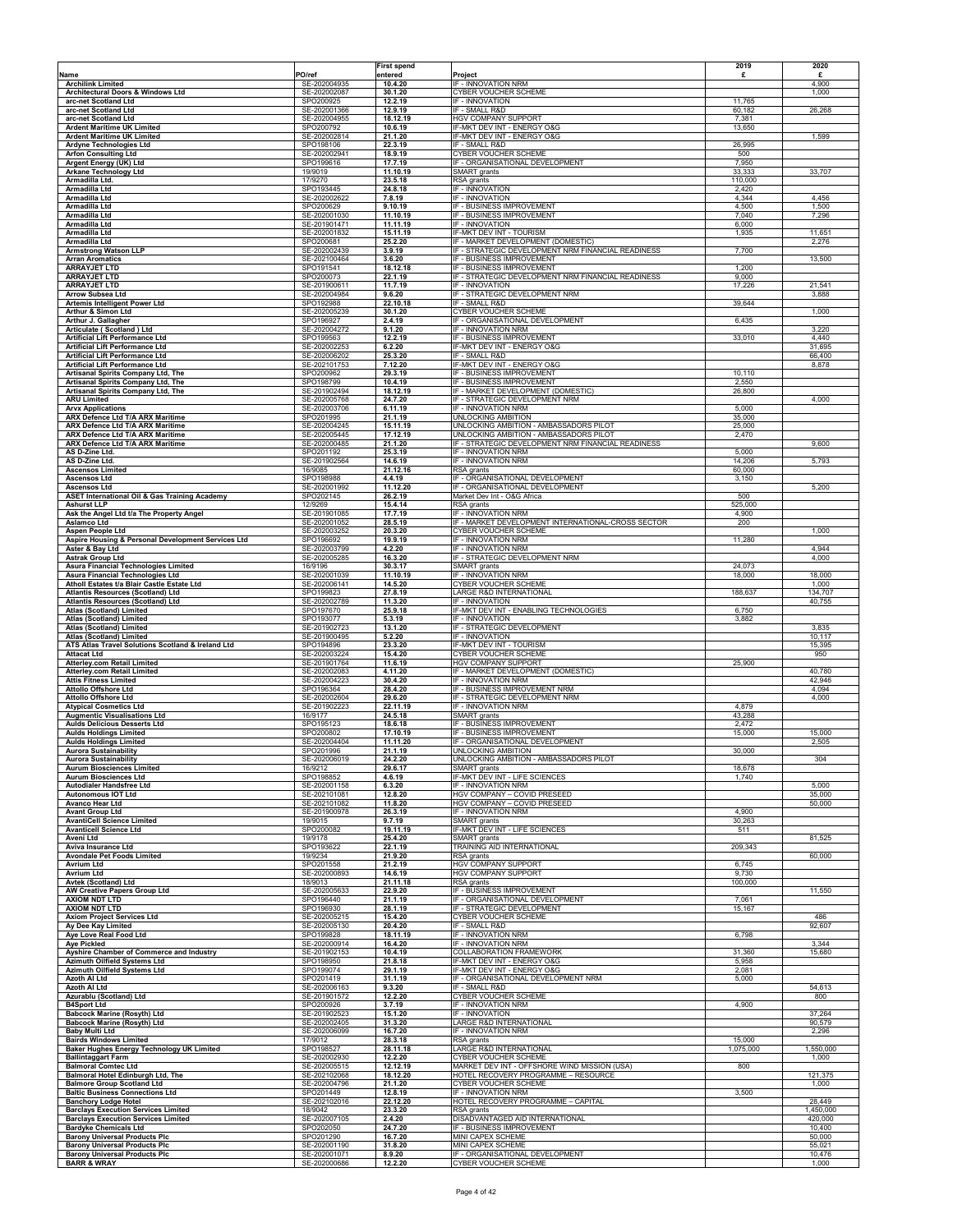| Name | PO/ref | First spend entered | Project | 2019 £ | 2020 £ |
|---|---|---|---|---|---|
| Archilink Limited | SE-202004935 | 10.4.20 | IF - INNOVATION NRM | | 4,900 |
| Architectural Doors & Windows Ltd | SE-202002087 | 30.1.20 | CYBER VOUCHER SCHEME | | 1,000 |
| arc-net Scotland Ltd | SPO200925 | 12.2.19 | IF - INNOVATION | 11,765 | |
| arc-net Scotland Ltd | SE-202001366 | 12.9.19 | IF - SMALL R&D | 60,182 | 26,268 |
| arc-net Scotland Ltd | SE-202004955 | 18.12.19 | HGV COMPANY SUPPORT | 7,381 | |
| Ardent Maritime UK Limited | SPO200792 | 10.6.19 | IF-MKT DEV INT - ENERGY O&G | 13,650 | |
| Ardent Maritime UK Limited | SE-202002814 | 21.1.20 | IF-MKT DEV INT - ENERGY O&G | | 1,599 |
| Ardyne Technologies Ltd | SPO198106 | 22.3.19 | IF - SMALL R&D | 26,995 | |
| Arfon Consulting Ltd | SE-202002941 | 18.9.19 | CYBER VOUCHER SCHEME | 500 | |
| Argent Energy (UK) Ltd | SPO199616 | 17.7.19 | IF - ORGANISATIONAL DEVELOPMENT | 7,950 | |
| Arkane Technology Ltd | 19/9019 | 11.10.19 | SMART grants | 33,333 | 33,707 |
| Armadilla Ltd. | 17/9270 | 23.5.18 | RSA grants | 110,000 | |
| Armadilla Ltd | SPO193445 | 24.8.18 | IF - INNOVATION | 2,420 | |
| Armadilla Ltd | SE-202002622 | 7.8.19 | IF - INNOVATION | 4,344 | 4,456 |
| Armadilla Ltd | SPO200629 | 9.10.19 | IF - BUSINESS IMPROVEMENT | 4,500 | 1,500 |
| Armadilla Ltd | SE-202001030 | 11.10.19 | IF - BUSINESS IMPROVEMENT | 7,040 | 7,296 |
| Armadilla Ltd | SE-201901471 | 11.11.19 | IF - INNOVATION | 6,000 | |
| Armadilla Ltd | SE-202001832 | 15.11.19 | IF-MKT DEV INT - TOURISM | 1,935 | 11,651 |
| Armadilla Ltd | SPO200681 | 25.2.20 | IF - MARKET DEVELOPMENT (DOMESTIC) | | 2,276 |
| Armstrong Watson LLP | SE-202002439 | 3.9.19 | IF - STRATEGIC DEVELOPMENT NRM FINANCIAL READINESS | 7,700 | |
| Arran Aromatics | SE-202100464 | 3.6.20 | IF - BUSINESS IMPROVEMENT | | 13,500 |
| ARRAYJET LTD | SPO191541 | 18.12.18 | IF - BUSINESS IMPROVEMENT | 1,200 | |
| ARRAYJET LTD | SPO200073 | 22.1.19 | IF - STRATEGIC DEVELOPMENT NRM FINANCIAL READINESS | 9,000 | |
| ARRAYJET LTD | SE-201900611 | 11.7.19 | IF - INNOVATION | 17,226 | 21,541 |
| Arrow Subsea Ltd | SE-202004984 | 9.6.20 | IF - STRATEGIC DEVELOPMENT NRM | | 3,888 |
| Artemis Intelligent Power Ltd | SPO192988 | 22.10.18 | IF - SMALL R&D | 39,644 | |
| Arthur & Simon Ltd | SE-202005239 | 30.1.20 | CYBER VOUCHER SCHEME | | 1,000 |
| Arthur J. Gallagher | SPO196927 | 2.4.19 | IF - ORGANISATIONAL DEVELOPMENT | 6,435 | |
| Articulate ( Scotland ) Ltd | SE-202004272 | 9.1.20 | IF - INNOVATION NRM | | 3,220 |
| Artificial Lift Performance Ltd | SPO199563 | 12.2.19 | IF - BUSINESS IMPROVEMENT | 33,010 | 4,440 |
| Artificial Lift Performance Ltd | SE-202002253 | 6.2.20 | IF-MKT DEV INT - ENERGY O&G | | 31,695 |
| Artificial Lift Performance Ltd | SE-202006202 | 25.3.20 | IF - SMALL R&D | | 66,400 |
| Artificial Lift Performance Ltd | SE-202101753 | 7.12.20 | IF-MKT DEV INT - ENERGY O&G | | 8,878 |
| Artisanal Spirits Company Ltd, The | SPO200962 | 29.3.19 | IF - BUSINESS IMPROVEMENT | 10,110 | |
| Artisanal Spirits Company Ltd, The | SPO198799 | 10.4.19 | IF - BUSINESS IMPROVEMENT | 2,550 | |
| Artisanal Spirits Company Ltd, The | SE-201902494 | 18.12.19 | IF - MARKET DEVELOPMENT (DOMESTIC) | 26,800 | |
| ARU Limited | SE-202005768 | 24.7.20 | IF - STRATEGIC DEVELOPMENT NRM | | 4,000 |
| Arvx Applications | SE-202003706 | 6.11.19 | IF - INNOVATION NRM | 5,000 | |
| ARX Defence Ltd T/A ARX Maritime | SPO201995 | 21.1.19 | UNLOCKING AMBITION | 35,000 | |
| ARX Defence Ltd T/A ARX Maritime | SE-202004245 | 15.11.19 | UNLOCKING AMBITION - AMBASSADORS PILOT | 25,000 | |
| ARX Defence Ltd T/A ARX Maritime | SE-202005445 | 17.12.19 | UNLOCKING AMBITION - AMBASSADORS PILOT | 2,470 | |
| ARX Defence Ltd T/A ARX Maritime | SE-202000485 | 21.1.20 | IF - STRATEGIC DEVELOPMENT NRM FINANCIAL READINESS | | 9,600 |
| AS D-Zine Ltd. | SPO201192 | 25.3.19 | IF - INNOVATION NRM | 5,000 | |
| AS D-Zine Ltd. | SE-201902564 | 14.6.19 | IF - INNOVATION NRM | 14,206 | 5,793 |
| Ascensos Limited | 16/9085 | 21.12.16 | RSA grants | 60,000 | |
| Ascensos Ltd | SPO198988 | 4.4.19 | IF - ORGANISATIONAL DEVELOPMENT | 3,150 | |
| Ascensos Ltd | SE-202001992 | 11.12.20 | IF - ORGANISATIONAL DEVELOPMENT | | 5,200 |
| ASET International Oil & Gas Training Academy | SPO202145 | 26.2.19 | Market Dev Int - O&G Africa | 500 | |
| Ashurst LLP | 12/9269 | 15.4.14 | RSA grants | 525,000 | |
| Ask the Angel Ltd t/a The Property Angel | SE-201901085 | 17.7.19 | IF - INNOVATION NRM | 4,900 | |
| Aslamco Ltd | SE-202001052 | 28.5.19 | IF - MARKET DEVELOPMENT INTERNATIONAL-CROSS SECTOR | 200 | |
| Aspen People Ltd | SE-202003252 | 20.3.20 | CYBER VOUCHER SCHEME | | 1,000 |
| Aspire Housing & Personal Development Services Ltd | SPO196692 | 19.9.19 | IF - INNOVATION NRM | 11,280 | |
| Aster & Bay Ltd | SE-202003799 | 4.2.20 | IF - INNOVATION NRM | | 4,944 |
| Astrak Group Ltd | SE-202005285 | 16.3.20 | IF - STRATEGIC DEVELOPMENT NRM | | 4,000 |
| Asura Financial Technologies Limited | 16/9196 | 30.3.17 | SMART grants | 24,073 | |
| Asura Financial Technologies Ltd | SE-202001039 | 11.10.19 | IF - INNOVATION NRM | 18,000 | 18,000 |
| Atholl Estates t/a Blair Castle Estate Ltd | SE-202006141 | 14.5.20 | CYBER VOUCHER SCHEME | | 1,000 |
| Atlantis Resources (Scotland) Ltd | SPO199823 | 27.8.19 | LARGE R&D INTERNATIONAL | 188,637 | 134,707 |
| Atlantis Resources (Scotland) Ltd | SE-202002789 | 11.3.20 | IF - INNOVATION | | 40,755 |
| Atlas (Scotland) Limited | SPO197670 | 25.9.18 | IF-MKT DEV INT - ENABLING TECHNOLOGIES | 6,750 | |
| Atlas (Scotland) Limited | SPO193077 | 5.3.19 | IF - INNOVATION | 3,882 | |
| Atlas (Scotland) Limited | SE-201902723 | 13.1.20 | IF - STRATEGIC DEVELOPMENT | | 3,835 |
| Atlas (Scotland) Limited | SE-201900495 | 5.2.20 | IF - INNOVATION | | 10,117 |
| ATS Atlas Travel Solutions Scotland & Ireland Ltd | SPO194896 | 23.3.20 | IF-MKT DEV INT - TOURISM | | 15,395 |
| Attacat Ltd | SE-202003224 | 15.4.20 | CYBER VOUCHER SCHEME | | 950 |
| Atterley.com Retail Limited | SE-201901764 | 11.6.19 | HGV COMPANY SUPPORT | 25,900 | |
| Atterley.com Retail Limited | SE-202002083 | 4.11.20 | IF - MARKET DEVELOPMENT (DOMESTIC) | | 40,780 |
| Attis Fitness Limited | SE-202004223 | 30.4.20 | IF - INNOVATION NRM | | 42,946 |
| Attollo Offshore Ltd | SPO196364 | 28.4.20 | IF - BUSINESS IMPROVEMENT NRM | | 4,094 |
| Attollo Offshore Ltd | SE-202002604 | 29.6.20 | IF - STRATEGIC DEVELOPMENT NRM | | 4,000 |
| Atypical Cosmetics Ltd | SE-201902223 | 22.11.19 | IF - INNOVATION NRM | 4,879 | |
| Augmentic Visualisations Ltd | 16/9177 | 24.5.18 | SMART grants | 43,288 | |
| Aulds Delicious Desserts Ltd | SPO195123 | 18.6.18 | IF - BUSINESS IMPROVEMENT | 2,472 | |
| Aulds Holdings Limited | SPO200802 | 17.10.19 | IF - BUSINESS IMPROVEMENT | 15,000 | 15,000 |
| Aulds Holdings Limited | SE-202004404 | 11.11.20 | IF - ORGANISATIONAL DEVELOPMENT | | 2,505 |
| Aurora Sustainability | SPO201996 | 21.1.19 | UNLOCKING AMBITION | 30,000 | |
| Aurora Sustainability | SE-202006019 | 24.2.20 | UNLOCKING AMBITION - AMBASSADORS PILOT | | 304 |
| Aurum Biosciences Limited | 16/9212 | 29.6.17 | SMART grants | 18,678 | |
| Aurum Biosciences Ltd | SPO198852 | 4.6.19 | IF-MKT DEV INT - LIFE SCIENCES | 1,740 | |
| Autodialer Handsfree Ltd | SE-202001158 | 6.3.20 | IF - INNOVATION NRM | | 5,000 |
| Autonomous IOT Ltd | SE-202101081 | 12.8.20 | HGV COMPANY – COVID PRESEED | | 35,000 |
| Avanco Hear Ltd | SE-202101082 | 11.8.20 | HGV COMPANY – COVID PRESEED | | 50,000 |
| Avant Group Ltd | SE-201900978 | 26.3.19 | IF - INNOVATION NRM | 4,900 | |
| AvantiCell Science Limited | 19/9015 | 9.7.19 | SMART grants | 30,263 | |
| Avanticell Science Ltd | SPO200082 | 19.11.19 | IF-MKT DEV INT - LIFE SCIENCES | 511 | |
| Aveni Ltd | 19/9178 | 25.4.20 | SMART grants | | 81,525 |
| Aviva Insurance Ltd | SPO193622 | 22.1.19 | TRAINING AID INTERNATIONAL | 209,343 | |
| Avondale Pet Foods Limited | 19/9234 | 21.9.20 | RSA grants | | 60,000 |
| Avrium Ltd | SPO201558 | 21.2.19 | HGV COMPANY SUPPORT | 6,745 | |
| Avrium Ltd | SE-202000893 | 14.6.19 | HGV COMPANY SUPPORT | 9,730 | |
| Avtek (Scotland) Ltd | 18/9013 | 21.11.18 | RSA grants | 100,000 | |
| AW Creative Papers Group Ltd | SE-202005633 | 22.9.20 | IF - BUSINESS IMPROVEMENT | | 11,550 |
| AXIOM NDT LTD | SPO196440 | 21.1.19 | IF - ORGANISATIONAL DEVELOPMENT | 7,061 | |
| AXIOM NDT LTD | SPO196930 | 28.1.19 | IF - STRATEGIC DEVELOPMENT | 15,167 | |
| Axiom Project Services Ltd | SE-202005215 | 15.4.20 | CYBER VOUCHER SCHEME | | 486 |
| Ay Dee Kay Limited | SE-202005130 | 20.4.20 | IF - SMALL R&D | | 92,607 |
| Aye Love Real Food Ltd | SPO199828 | 18.11.19 | IF - INNOVATION NRM | 6,798 | |
| Aye Pickled | SE-202000914 | 16.4.20 | IF - INNOVATION NRM | | 3,344 |
| Ayrshire Chamber of Commerce and Industry | SE-201902153 | 10.4.19 | COLLABORATION FRAMEWORK | 31,360 | 15,680 |
| Azimuth Oilfield Systems Ltd | SPO198950 | 21.8.18 | IF-MKT DEV INT - ENERGY O&G | 5,958 | |
| Azimuth Oilfield Systems Ltd | SPO199074 | 29.1.19 | IF-MKT DEV INT - ENERGY O&G | 2,081 | |
| Azoth AI Ltd | SPO201419 | 31.1.19 | IF - ORGANISATIONAL DEVELOPMENT NRM | 5,000 | |
| Azoth AI Ltd | SE-202006163 | 9.3.20 | IF - SMALL R&D | | 54,613 |
| Azurablu (Scotland) Ltd | SE-201901572 | 12.2.20 | CYBER VOUCHER SCHEME | | 800 |
| B4Sport Ltd | SPO200926 | 3.7.19 | IF - INNOVATION NRM | 4,900 | |
| Babcock Marine (Rosyth) Ltd | SE-201902523 | 15.1.20 | IF - INNOVATION | | 37,264 |
| Babcock Marine (Rosyth) Ltd | SE-202002405 | 31.3.20 | LARGE R&D INTERNATIONAL | | 90,579 |
| Baby Multi Ltd | SE-202006099 | 16.7.20 | IF - INNOVATION NRM | | 2,296 |
| Bairds Windows Limited | 17/9012 | 28.3.18 | RSA grants | 15,000 | |
| Baker Hughes Energy Technology UK Limited | SPO198527 | 28.11.18 | LARGE R&D INTERNATIONAL | 1,075,000 | 1,550,000 |
| Ballintaggart Farm | SE-202002930 | 12.2.20 | CYBER VOUCHER SCHEME | | 1,000 |
| Balmoral Comtec Ltd | SE-202005515 | 12.12.19 | MARKET DEV INT - OFFSHORE WIND MISSION (USA) | 800 | |
| Balmoral Hotel Edinburgh Ltd, The | SE-202102068 | 18.12.20 | HOTEL RECOVERY PROGRAMME – RESOURCE | | 121,375 |
| Balmore Group Scotland Ltd | SE-202004796 | 21.1.20 | CYBER VOUCHER SCHEME | | 1,000 |
| Baltic Business Connections Ltd | SPO201449 | 12.8.19 | IF - INNOVATION NRM | 3,500 | |
| Banchory Lodge Hotel | SE-202102016 | 22.12.20 | HOTEL RECOVERY PROGRAMME – CAPITAL | | 28,449 |
| Barclays Execution Services Limited | 18/9042 | 23.3.20 | RSA grants | | 1,450,000 |
| Barclays Execution Services Limited | SE-202007105 | 2.4.20 | DISADVANTAGED AID INTERNATIONAL | | 420,000 |
| Bardyke Chemicals Ltd | SPO202050 | 24.7.20 | IF - BUSINESS IMPROVEMENT | | 10,400 |
| Barony Universal Products Plc | SPO201290 | 16.7.20 | MINI CAPEX SCHEME | | 50,000 |
| Barony Universal Products Plc | SE-202001190 | 31.8.20 | MINI CAPEX SCHEME | | 55,021 |
| Barony Universal Products Plc | SE-202001071 | 8.9.20 | IF - ORGANISATIONAL DEVELOPMENT | | 10,476 |
| BARR & WRAY | SE-202000686 | 12.2.20 | CYBER VOUCHER SCHEME | | 1,000 |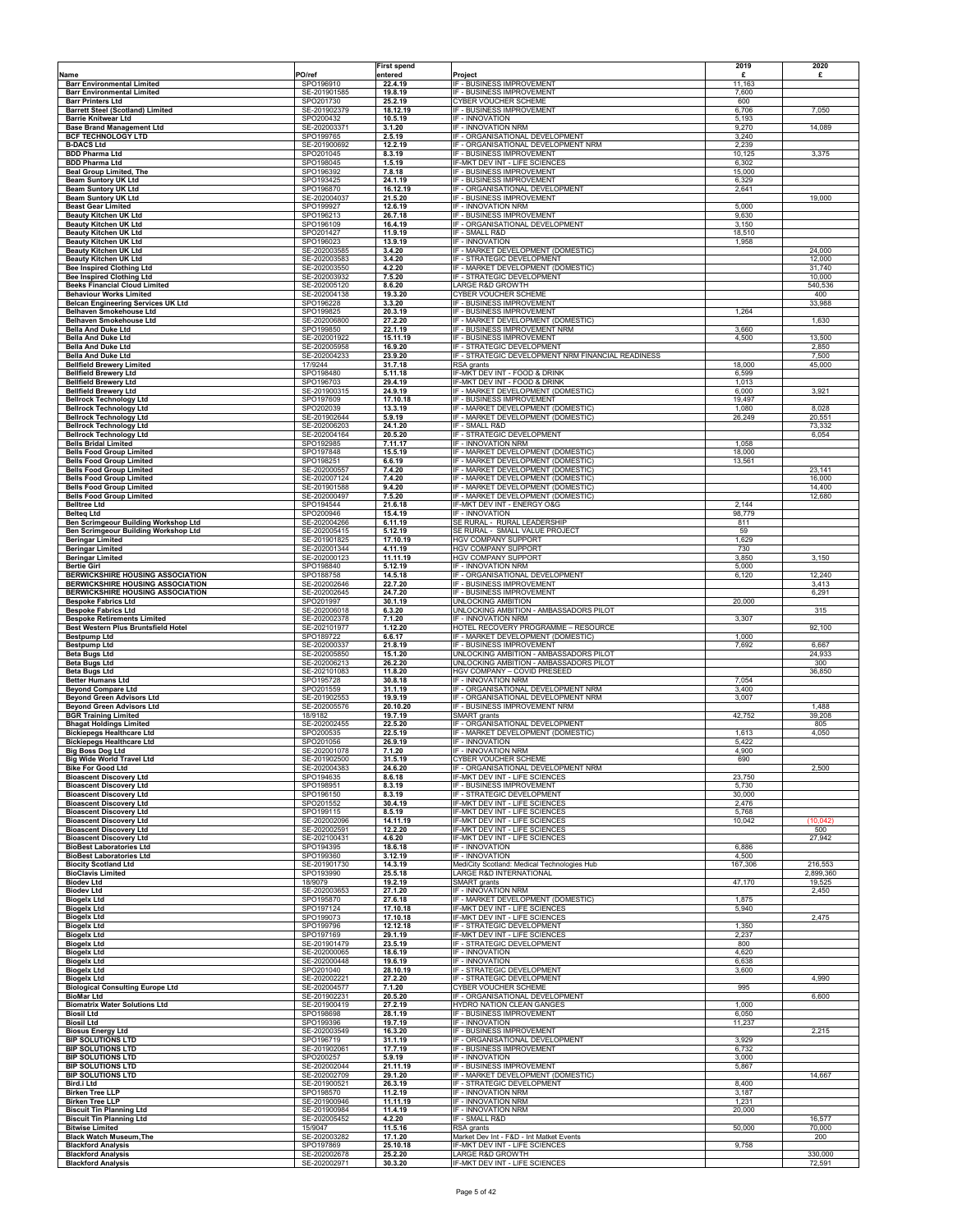| Name | PO/ref | First spend entered | Project | 2019 £ | 2020 £ |
|---|---|---|---|---|---|
| Barr Environmental Limited | SPO196910 | 22.4.19 | IF - BUSINESS IMPROVEMENT | 11,163 | |
| Barr Environmental Limited | SE-201901585 | 19.8.19 | IF - BUSINESS IMPROVEMENT | 7,600 | |
| Barr Printers Ltd | SPO201730 | 25.2.19 | CYBER VOUCHER SCHEME | 600 | |
| Barrett Steel (Scotland) Limited | SE-201902379 | 18.12.19 | IF - BUSINESS IMPROVEMENT | 6,706 | 7,050 |
| Barrie Knitwear Ltd | SPO200432 | 10.5.19 | IF - INNOVATION | 5,193 | |
| Base Brand Management Ltd | SE-202003371 | 3.1.20 | IF - INNOVATION NRM | 9,270 | 14,089 |
| BCF TECHNOLOGY LTD | SPO199765 | 2.5.19 | IF - ORGANISATIONAL DEVELOPMENT | 3,240 | |
| B-DACS Ltd | SE-201900692 | 12.2.19 | IF - ORGANISATIONAL DEVELOPMENT NRM | 2,239 | |
| BDD Pharma Ltd | SPO201045 | 8.3.19 | IF - BUSINESS IMPROVEMENT | 10,125 | 3,375 |
| BDD Pharma Ltd | SPO198045 | 1.5.19 | IF-MKT DEV INT - LIFE SCIENCES | 6,302 | |
| Beal Group Limited, The | SPO196392 | 7.8.18 | IF - BUSINESS IMPROVEMENT | 15,000 | |
| Beam Suntory UK Ltd | SPO193425 | 24.1.19 | IF - BUSINESS IMPROVEMENT | 6,329 | |
| Beam Suntory UK Ltd | SPO196870 | 16.12.19 | IF - ORGANISATIONAL DEVELOPMENT | 2,641 | |
| Beam Suntory UK Ltd | SE-202004037 | 21.5.20 | IF - BUSINESS IMPROVEMENT | | 19,000 |
| Beast Gear Limited | SPO199927 | 12.6.19 | IF - INNOVATION NRM | 5,000 | |
| Beauty Kitchen UK Ltd | SPO196213 | 26.7.18 | IF - BUSINESS IMPROVEMENT | 9,630 | |
| Beauty Kitchen UK Ltd | SPO196109 | 16.4.19 | IF - ORGANISATIONAL DEVELOPMENT | 3,150 | |
| Beauty Kitchen UK Ltd | SPO201427 | 11.9.19 | IF - SMALL R&D | 18,510 | |
| Beauty Kitchen UK Ltd | SPO196023 | 13.9.19 | IF - INNOVATION | 1,958 | |
| Beauty Kitchen UK Ltd | SE-202003585 | 3.4.20 | IF - MARKET DEVELOPMENT (DOMESTIC) | | 24,000 |
| Beauty Kitchen UK Ltd | SE-202003583 | 3.4.20 | IF - STRATEGIC DEVELOPMENT | | 12,000 |
| Bee Inspired Clothing Ltd | SE-202003550 | 4.2.20 | IF - MARKET DEVELOPMENT (DOMESTIC) | | 31,740 |
| Bee Inspired Clothing Ltd | SE-202003932 | 7.5.20 | IF - STRATEGIC DEVELOPMENT | | 10,000 |
| Beeks Financial Cloud Limited | SE-202005120 | 8.6.20 | LARGE R&D GROWTH | | 540,536 |
| Behaviour Works Limited | SE-202004138 | 19.3.20 | CYBER VOUCHER SCHEME | | 400 |
| Belcan Engineering Services UK Ltd | SPO196228 | 3.3.20 | IF - BUSINESS IMPROVEMENT | | 33,988 |
| Belhaven Smokehouse Ltd | SPO199825 | 20.3.19 | IF - BUSINESS IMPROVEMENT | 1,264 | |
| Belhaven Smokehouse Ltd | SE-202006800 | 27.2.20 | IF - MARKET DEVELOPMENT (DOMESTIC) | | 1,630 |
| Bella And Duke Ltd | SPO199850 | 22.1.19 | IF - BUSINESS IMPROVEMENT NRM | 3,660 | |
| Bella And Duke Ltd | SE-202001922 | 15.11.19 | IF - BUSINESS IMPROVEMENT | 4,500 | 13,500 |
| Bella And Duke Ltd | SE-202005958 | 16.9.20 | IF - STRATEGIC DEVELOPMENT | | 2,850 |
| Bella And Duke Ltd | SE-202004233 | 23.9.20 | IF - STRATEGIC DEVELOPMENT NRM FINANCIAL READINESS | | 7,500 |
| Bellfield Brewery Limited | 17/9244 | 31.7.18 | RSA grants | 18,000 | 45,000 |
| Bellfield Brewery Ltd | SPO198480 | 5.11.18 | IF-MKT DEV INT - FOOD & DRINK | 6,599 | |
| Bellfield Brewery Ltd | SPO196703 | 29.4.19 | IF-MKT DEV INT - FOOD & DRINK | 1,013 | |
| Bellfield Brewery Ltd | SE-201900315 | 24.9.19 | IF - MARKET DEVELOPMENT (DOMESTIC) | 6,000 | 3,921 |
| Bellrock Technology Ltd | SPO197609 | 17.10.18 | IF - BUSINESS IMPROVEMENT | 19,497 | |
| Bellrock Technology Ltd | SPO202039 | 13.3.19 | IF - MARKET DEVELOPMENT (DOMESTIC) | 1,080 | 8,028 |
| Bellrock Technology Ltd | SE-201902644 | 5.9.19 | IF - MARKET DEVELOPMENT (DOMESTIC) | 26,249 | 20,551 |
| Bellrock Technology Ltd | SE-202006203 | 24.1.20 | IF - SMALL R&D | | 73,332 |
| Bellrock Technology Ltd | SE-202004164 | 20.5.20 | IF - STRATEGIC DEVELOPMENT | | 6,054 |
| Bells Bridal Limited | SPO192985 | 7.11.17 | IF - INNOVATION NRM | 1,058 | |
| Bells Food Group Limited | SPO197848 | 15.5.19 | IF - MARKET DEVELOPMENT (DOMESTIC) | 18,000 | |
| Bells Food Group Limited | SPO198251 | 6.6.19 | IF - MARKET DEVELOPMENT (DOMESTIC) | 13,561 | |
| Bells Food Group Limited | SE-202000557 | 7.4.20 | IF - MARKET DEVELOPMENT (DOMESTIC) | | 23,141 |
| Bells Food Group Limited | SE-202007124 | 7.4.20 | IF - MARKET DEVELOPMENT (DOMESTIC) | | 16,000 |
| Bells Food Group Limited | SE-201901588 | 9.4.20 | IF - MARKET DEVELOPMENT (DOMESTIC) | | 14,400 |
| Bells Food Group Limited | SE-202000497 | 7.5.20 | IF - MARKET DEVELOPMENT (DOMESTIC) | | 12,680 |
| Belltree Ltd | SPO194544 | 21.6.18 | IF-MKT DEV INT - ENERGY O&G | 2,144 | |
| Belteq Ltd | SPO200946 | 15.4.19 | IF - INNOVATION | 98,779 | |
| Ben Scrimgeour Building Workshop Ltd | SE-202004266 | 6.11.19 | SE RURAL - RURAL LEADERSHIP | 811 | |
| Ben Scrimgeour Building Workshop Ltd | SE-202005415 | 5.12.19 | SE RURAL - SMALL VALUE PROJECT | 59 | |
| Beringar Limited | SE-201901825 | 17.10.19 | HGV COMPANY SUPPORT | 1,629 | |
| Beringar Limited | SE-202001344 | 4.11.19 | HGV COMPANY SUPPORT | 730 | |
| Beringar Limited | SE-202000123 | 11.11.19 | HGV COMPANY SUPPORT | 3,850 | 3,150 |
| Bertie Girl | SPO198840 | 5.12.19 | IF - INNOVATION NRM | 5,000 | |
| BERWICKSHIRE HOUSING ASSOCIATION | SPO188758 | 14.5.18 | IF - ORGANISATIONAL DEVELOPMENT | 6,120 | 12,240 |
| BERWICKSHIRE HOUSING ASSOCIATION | SE-202002646 | 22.7.20 | IF - BUSINESS IMPROVEMENT | | 3,413 |
| BERWICKSHIRE HOUSING ASSOCIATION | SE-202002645 | 24.7.20 | IF - BUSINESS IMPROVEMENT | | 6,291 |
| Bespoke Fabrics Ltd | SPO201997 | 30.1.19 | UNLOCKING AMBITION | 20,000 | |
| Bespoke Fabrics Ltd | SE-202006018 | 6.3.20 | UNLOCKING AMBITION - AMBASSADORS PILOT | | 315 |
| Bespoke Retirements Limited | SE-202002378 | 7.1.20 | IF - INNOVATION NRM | 3,307 | |
| Best Western Plus Bruntsfield Hotel | SE-202101977 | 1.12.20 | HOTEL RECOVERY PROGRAMME – RESOURCE | | 92,100 |
| Bestpump Ltd | SPO189722 | 6.6.17 | IF - MARKET DEVELOPMENT (DOMESTIC) | 1,000 | |
| Bestpump Ltd | SE-202000337 | 21.8.19 | IF - BUSINESS IMPROVEMENT | 7,692 | 6,667 |
| Beta Bugs Ltd | SE-202005850 | 15.1.20 | UNLOCKING AMBITION - AMBASSADORS PILOT | | 24,933 |
| Beta Bugs Ltd | SE-202006213 | 26.2.20 | UNLOCKING AMBITION - AMBASSADORS PILOT | | 300 |
| Beta Bugs Ltd | SE-202101083 | 11.8.20 | HGV COMPANY – COVID PRESEED | | 36,850 |
| Better Humans Ltd | SPO195728 | 30.8.18 | IF - INNOVATION NRM | 7,054 | |
| Beyond Compare Ltd | SPO201559 | 31.1.19 | IF - ORGANISATIONAL DEVELOPMENT NRM | 3,400 | |
| Beyond Green Advisors Ltd | SE-201902553 | 19.9.19 | IF - ORGANISATIONAL DEVELOPMENT NRM | 3,007 | |
| Beyond Green Advisors Ltd | SE-202005576 | 20.10.20 | IF - BUSINESS IMPROVEMENT NRM | | 1,488 |
| BGR Training Limited | 18/9182 | 19.7.19 | SMART grants | 42,752 | 39,208 |
| Bhagat Holdings Limited | SE-202002455 | 22.5.20 | IF - ORGANISATIONAL DEVELOPMENT | | 805 |
| Bickiepegs Healthcare Ltd | SPO200535 | 22.5.19 | IF - MARKET DEVELOPMENT (DOMESTIC) | 1,613 | 4,050 |
| Bickiepegs Healthcare Ltd | SPO201056 | 26.9.19 | IF - INNOVATION | 5,422 | |
| Big Boss Dog Ltd | SE-202001078 | 7.1.20 | IF - INNOVATION NRM | 4,900 | |
| Big Wide World Travel Ltd | SE-201902500 | 31.5.19 | CYBER VOUCHER SCHEME | 690 | |
| Bike For Good Ltd | SE-202004383 | 24.6.20 | IF - ORGANISATIONAL DEVELOPMENT NRM | | 2,500 |
| Bioascent Discovery Ltd | SPO194635 | 8.6.18 | IF-MKT DEV INT - LIFE SCIENCES | 23,750 | |
| Bioascent Discovery Ltd | SPO198951 | 8.3.19 | IF - BUSINESS IMPROVEMENT | 5,730 | |
| Bioascent Discovery Ltd | SPO196150 | 8.3.19 | IF - STRATEGIC DEVELOPMENT | 30,000 | |
| Bioascent Discovery Ltd | SPO201552 | 30.4.19 | IF-MKT DEV INT - LIFE SCIENCES | 2,476 | |
| Bioascent Discovery Ltd | SPO199115 | 8.5.19 | IF-MKT DEV INT - LIFE SCIENCES | 5,768 | |
| Bioascent Discovery Ltd | SE-202002096 | 14.11.19 | IF-MKT DEV INT - LIFE SCIENCES | 10,042 | (10,042) |
| Bioascent Discovery Ltd | SE-202002591 | 12.2.20 | IF-MKT DEV INT - LIFE SCIENCES | | 500 |
| Bioascent Discovery Ltd | SE-202100431 | 4.6.20 | IF-MKT DEV INT - LIFE SCIENCES | | 27,942 |
| BioBest Laboratories Ltd | SPO194395 | 18.6.18 | IF - INNOVATION | 6,886 | |
| BioBest Laboratories Ltd | SPO199360 | 3.12.19 | IF - INNOVATION | 4,500 | |
| Biocity Scotland Ltd | SE-201901730 | 14.3.19 | MediCity Scotland: Medical Technologies Hub | 167,306 | 216,553 |
| BioClavis Limited | SPO193990 | 25.5.18 | LARGE R&D INTERNATIONAL | | 2,899,360 |
| Biodev Ltd | 18/9079 | 19.2.19 | SMART grants | 47,170 | 19,525 |
| Biodev Ltd | SE-202003653 | 27.1.20 | IF - INNOVATION NRM | | 2,450 |
| Biogelx Ltd | SPO195870 | 27.6.18 | IF - MARKET DEVELOPMENT (DOMESTIC) | 1,875 | |
| Biogelx Ltd | SPO197124 | 17.10.18 | IF-MKT DEV INT - LIFE SCIENCES | 5,940 | |
| Biogelx Ltd | SPO199073 | 17.10.18 | IF-MKT DEV INT - LIFE SCIENCES | | 2,475 |
| Biogelx Ltd | SPO199796 | 12.12.18 | IF - STRATEGIC DEVELOPMENT | 1,350 | |
| Biogelx Ltd | SPO197169 | 29.1.19 | IF-MKT DEV INT - LIFE SCIENCES | 2,237 | |
| Biogelx Ltd | SE-201901479 | 23.5.19 | IF - STRATEGIC DEVELOPMENT | 800 | |
| Biogelx Ltd | SE-202000065 | 18.6.19 | IF - INNOVATION | 4,620 | |
| Biogelx Ltd | SE-202000448 | 19.6.19 | IF - INNOVATION | 6,638 | |
| Biogelx Ltd | SPO201040 | 28.10.19 | IF - STRATEGIC DEVELOPMENT | 3,600 | |
| Biogelx Ltd | SE-202002221 | 27.2.20 | IF - STRATEGIC DEVELOPMENT | | 4,990 |
| Biological Consulting Europe Ltd | SE-202004577 | 7.1.20 | CYBER VOUCHER SCHEME | 995 | |
| BioMar Ltd | SE-201902231 | 20.5.20 | IF - ORGANISATIONAL DEVELOPMENT | | 6,600 |
| Biomatrix Water Solutions Ltd | SE-201900419 | 27.2.19 | HYDRO NATION CLEAN GANGES | 1,000 | |
| Biosil Ltd | SPO198698 | 28.1.19 | IF - BUSINESS IMPROVEMENT | 6,050 | |
| Biosil Ltd | SPO199396 | 19.7.19 | IF - INNOVATION | 11,237 | |
| Biosus Energy Ltd | SE-202003549 | 16.3.20 | IF - BUSINESS IMPROVEMENT | | 2,215 |
| BIP SOLUTIONS LTD | SPO196719 | 31.1.19 | IF - ORGANISATIONAL DEVELOPMENT | 3,929 | |
| BIP SOLUTIONS LTD | SE-201902061 | 17.7.19 | IF - BUSINESS IMPROVEMENT | 6,732 | |
| BIP SOLUTIONS LTD | SPO200257 | 5.9.19 | IF - INNOVATION | 3,000 | |
| BIP SOLUTIONS LTD | SE-202002044 | 21.11.19 | IF - BUSINESS IMPROVEMENT | 5,867 | |
| BIP SOLUTIONS LTD | SE-202002709 | 29.1.20 | IF - MARKET DEVELOPMENT (DOMESTIC) | | 14,667 |
| Bird.i Ltd | SE-201900521 | 26.3.19 | IF - STRATEGIC DEVELOPMENT | 8,400 | |
| Birken Tree LLP | SPO198570 | 11.2.19 | IF - INNOVATION NRM | 3,187 | |
| Birken Tree LLP | SE-201900946 | 11.11.19 | IF - INNOVATION NRM | 1,231 | |
| Biscuit Tin Planning Ltd | SE-201900984 | 11.4.19 | IF - INNOVATION NRM | 20,000 | |
| Biscuit Tin Planning Ltd | SE-202005452 | 4.2.20 | IF - SMALL R&D | | 16,577 |
| Bitwise Limited | 15/9047 | 11.5.16 | RSA grants | 50,000 | 70,000 |
| Black Watch Museum,The | SE-202003282 | 17.1.20 | Market Dev Int - F&D - Int Matket Events | | 200 |
| Blackford Analysis | SPO197869 | 25.10.18 | IF-MKT DEV INT - LIFE SCIENCES | 9,758 | |
| Blackford Analysis | SE-202002678 | 25.2.20 | LARGE R&D GROWTH | | 330,000 |
| Blackford Analysis | SE-202002971 | 30.3.20 | IF-MKT DEV INT - LIFE SCIENCES | | 72,591 |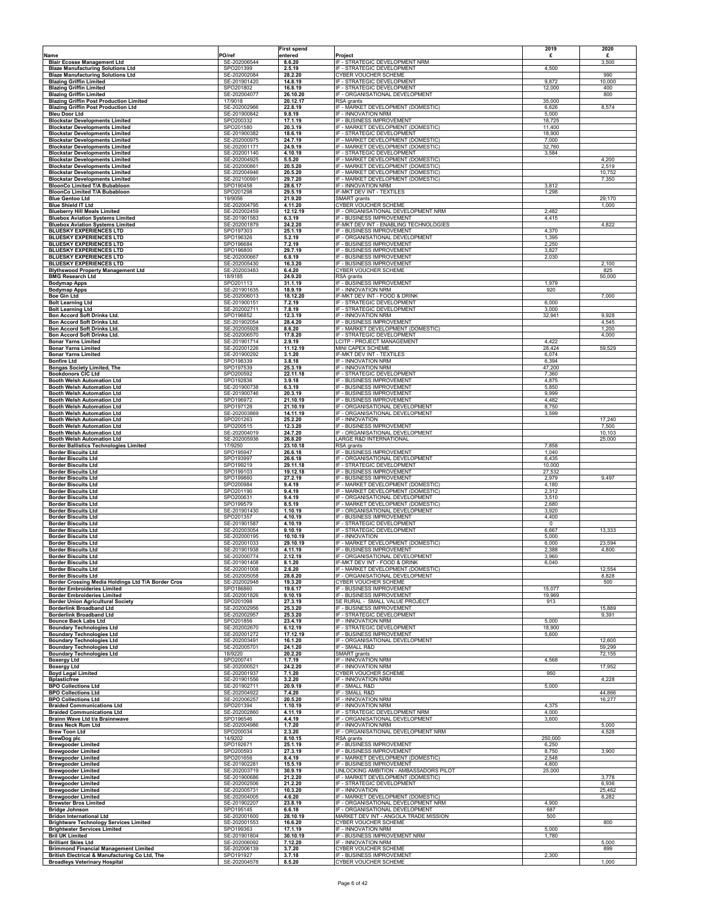| Name | PO/ref | First spend entered | Project | 2019 £ | 2020 £ |
|---|---|---|---|---|---|
| Blair Ecosse Management Ltd | SE-202006544 | 8.6.20 | IF - STRATEGIC DEVELOPMENT NRM | | 3,500 |
| Blaze Manufacturing Solutions Ltd | SPO201399 | 2.5.19 | IF - STRATEGIC DEVELOPMENT | 4,500 | |
| Blaze Manufacturing Solutions Ltd | SE-202002084 | 28.2.20 | CYBER VOUCHER SCHEME | | 990 |
| Blazing Griffin Limited | SE-201901420 | 14.8.19 | IF - STRATEGIC DEVELOPMENT | 9,872 | 10,000 |
| Blazing Griffin Limited | SPO201802 | 16.8.19 | IF - STRATEGIC DEVELOPMENT | 12,000 | 400 |
| Blazing Griffin Limited | SE-202004077 | 26.10.20 | IF - ORGANISATIONAL DEVELOPMENT | | 800 |
| Blazing Griffin Post Production Limited | 17/9018 | 20.12.17 | RSA grants | 35,000 | |
| Blazing Griffin Post Production Ltd | SE-202002966 | 22.8.19 | IF - MARKET DEVELOPMENT (DOMESTIC) | 6,626 | 8,574 |
| Bleu Door Ltd | SE-201900842 | 9.8.19 | IF - INNOVATION NRM | 5,000 | |
| Blockstar Developments Limited | SPO200332 | 17.1.19 | IF - BUSINESS IMPROVEMENT | 18,725 | |
| Blockstar Developments Limited | SPO201580 | 20.3.19 | IF - MARKET DEVELOPMENT (DOMESTIC) | 11,400 | |
| Blockstar Developments Limited | SE-201900382 | 18.6.19 | IF - STRATEGIC DEVELOPMENT | 18,900 | |
| Blockstar Developments Limited | SE-202000975 | 24.7.19 | IF - MARKET DEVELOPMENT (DOMESTIC) | 7,000 | |
| Blockstar Developments Limited | SE-202001171 | 24.9.19 | IF - MARKET DEVELOPMENT (DOMESTIC) | 32,760 | |
| Blockstar Developments Limited | SE-202001140 | 4.10.19 | IF - STRATEGIC DEVELOPMENT | 3,584 | |
| Blockstar Developments Limited | SE-202004925 | 5.5.20 | IF - MARKET DEVELOPMENT (DOMESTIC) | | 4,200 |
| Blockstar Developments Limited | SE-202000861 | 20.5.20 | IF - MARKET DEVELOPMENT (DOMESTIC) | | 2,519 |
| Blockstar Developments Limited | SE-202004946 | 20.5.20 | IF - MARKET DEVELOPMENT (DOMESTIC) | | 10,752 |
| Blockstar Developments Limited | SE-202100991 | 29.7.20 | IF - MARKET DEVELOPMENT (DOMESTIC) | | 7,350 |
| BloonCo Limited T/A Bubabloon | SPO190458 | 28.6.17 | IF - INNOVATION NRM | 3,812 | |
| BloonCo Limited T/A Bubabloon | SPO201298 | 29.5.19 | IF-MKT DEV INT - TEXTILES | 1,298 | |
| Blue Gentoo Ltd | 19/9056 | 21.9.20 | SMART grants | | 29,170 |
| Blue Shield IT Ltd | SE-202004795 | 4.11.20 | CYBER VOUCHER SCHEME | | 1,000 |
| Blueberry Hill Meals Limited | SE-202002459 | 12.12.19 | IF - ORGANISATIONAL DEVELOPMENT NRM | 2,482 | |
| Bluebox Aviation Systems Limited | SE-201901583 | 6.3.19 | IF - BUSINESS IMPROVEMENT | 4,415 | |
| Bluebox Aviation Systems Limited | SE-202001879 | 24.2.20 | IF-MKT DEV INT - ENABLING TECHNOLOGIES | | 4,822 |
| BLUESKY EXPERIENCES LTD | SPO197303 | 25.1.19 | IF - BUSINESS IMPROVEMENT | 4,370 | |
| BLUESKY EXPERIENCES LTD | SPO196326 | 5.2.19 | IF - ORGANISATIONAL DEVELOPMENT | 1,395 | |
| BLUESKY EXPERIENCES LTD | SPO196684 | 7.2.19 | IF - BUSINESS IMPROVEMENT | 2,250 | |
| BLUESKY EXPERIENCES LTD | SPO196800 | 29.7.19 | IF - BUSINESS IMPROVEMENT | 3,827 | |
| BLUESKY EXPERIENCES LTD | SE-202000667 | 6.8.19 | IF - BUSINESS IMPROVEMENT | 2,030 | |
| BLUESKY EXPERIENCES LTD | SE-202005430 | 16.3.20 | IF - BUSINESS IMPROVEMENT | | 2,100 |
| Blythswood Property Management Ltd | SE-202003483 | 6.4.20 | CYBER VOUCHER SCHEME | | 825 |
| BMG Research Ltd | 18/9185 | 24.9.20 | RSA grants | | 50,000 |
| Bodymap Apps | SPO201113 | 31.1.19 | IF - BUSINESS IMPROVEMENT | 1,979 | |
| Bodymap Apps | SE-201901635 | 18.9.19 | IF - INNOVATION NRM | 920 | |
| Boe Gin Ltd | SE-202006013 | 18.12.20 | IF-MKT DEV INT - FOOD & DRINK | | 7,000 |
| Bolt Learning Ltd | SE-201900151 | 7.2.19 | IF - STRATEGIC DEVELOPMENT | 6,000 | |
| Bolt Learning Ltd | SE-202002711 | 7.8.19 | IF - STRATEGIC DEVELOPMENT | 3,000 | |
| Bon Accord Soft Drinks Ltd. | SPO196852 | 12.3.19 | IF - INNOVATION NRM | 32,941 | 9,928 |
| Bon Accord Soft Drinks Ltd. | SE-201902054 | 28.4.20 | IF - BUSINESS IMPROVEMENT | | 4,545 |
| Bon Accord Soft Drinks Ltd. | SE-202005928 | 8.6.20 | IF - MARKET DEVELOPMENT (DOMESTIC) | | 1,200 |
| Bon Accord Soft Drinks Ltd. | SE-202006570 | 17.8.20 | IF - STRATEGIC DEVELOPMENT | | 4,000 |
| Bonar Yarns Limited | SE-201901714 | 2.9.19 | LCITP - PROJECT MANAGEMENT | 4,422 | |
| Bonar Yarns Limited | SE-202001226 | 11.12.19 | MINI CAPEX SCHEME | 28,424 | 59,529 |
| Bonar Yarns Limited | SE-201900292 | 3.1.20 | IF-MKT DEV INT - TEXTILES | 6,074 | |
| Bonfire Ltd | SPO198339 | 3.8.18 | IF - INNOVATION NRM | 6,394 | |
| Bongas Society Limited, The | SPO197539 | 25.3.19 | IF - INNOVATION NRM | 47,200 | |
| Bookdonors CIC Ltd | SPO200592 | 22.11.18 | IF - STRATEGIC DEVELOPMENT | 7,360 | |
| Booth Welsh Automation Ltd | SPO192836 | 3.9.18 | IF - BUSINESS IMPROVEMENT | 4,875 | |
| Booth Welsh Automation Ltd | SE-201900738 | 6.3.19 | IF - BUSINESS IMPROVEMENT | 5,850 | |
| Booth Welsh Automation Ltd | SE-201900746 | 20.3.19 | IF - BUSINESS IMPROVEMENT | 9,999 | |
| Booth Welsh Automation Ltd | SPO196972 | 21.10.19 | IF - BUSINESS IMPROVEMENT | 4,482 | |
| Booth Welsh Automation Ltd | SPO197128 | 21.10.19 | IF - ORGANISATIONAL DEVELOPMENT | 8,750 | |
| Booth Welsh Automation Ltd | SE-202003869 | 14.11.19 | IF - ORGANISATIONAL DEVELOPMENT | 3,599 | |
| Booth Welsh Automation Ltd | SPO201263 | 25.2.20 | IF - INNOVATION | | 17,240 |
| Booth Welsh Automation Ltd | SPO200515 | 12.3.20 | IF - BUSINESS IMPROVEMENT | | 7,500 |
| Booth Welsh Automation Ltd | SE-202004019 | 24.7.20 | IF - ORGANISATIONAL DEVELOPMENT | | 10,103 |
| Booth Welsh Automation Ltd | SE-202005936 | 26.8.20 | LARGE R&D INTERNATIONAL | | 25,000 |
| Border Ballistics Technologies Limited | 17/9250 | 23.10.18 | RSA grants | 7,858 | |
| Border Biscuits Ltd | SPO195947 | 26.6.18 | IF - BUSINESS IMPROVEMENT | 1,040 | |
| Border Biscuits Ltd | SPO193997 | 26.6.18 | IF - ORGANISATIONAL DEVELOPMENT | 6,435 | |
| Border Biscuits Ltd | SPO199219 | 29.11.18 | IF - STRATEGIC DEVELOPMENT | 10,000 | |
| Border Biscuits Ltd | SPO199103 | 19.12.18 | IF - BUSINESS IMPROVEMENT | 27,532 | |
| Border Biscuits Ltd | SPO199860 | 27.2.19 | IF - BUSINESS IMPROVEMENT | 2,979 | 9,497 |
| Border Biscuits Ltd | SPO200984 | 9.4.19 | IF - MARKET DEVELOPMENT (DOMESTIC) | 4,180 | |
| Border Biscuits Ltd | SPO201190 | 9.4.19 | IF - MARKET DEVELOPMENT (DOMESTIC) | 2,312 | |
| Border Biscuits Ltd | SPO200631 | 9.4.19 | IF - ORGANISATIONAL DEVELOPMENT | 3,510 | |
| Border Biscuits Ltd | SPO199579 | 8.5.19 | IF - MARKET DEVELOPMENT (DOMESTIC) | 2,680 | |
| Border Biscuits Ltd | SE-201901430 | 1.10.19 | IF - ORGANISATIONAL DEVELOPMENT | 3,920 | |
| Border Biscuits Ltd | SPO201357 | 4.10.19 | IF - BUSINESS IMPROVEMENT | 4,400 | |
| Border Biscuits Ltd | SE-201901587 | 4.10.19 | IF - STRATEGIC DEVELOPMENT | 0 | |
| Border Biscuits Ltd | SE-202003054 | 9.10.19 | IF - STRATEGIC DEVELOPMENT | 6,667 | 13,333 |
| Border Biscuits Ltd | SE-202000195 | 10.10.19 | IF - INNOVATION | 5,000 | |
| Border Biscuits Ltd | SE-202001033 | 29.10.19 | IF - MARKET DEVELOPMENT (DOMESTIC) | 6,000 | 23,594 |
| Border Biscuits Ltd | SE-201901938 | 4.11.19 | IF - BUSINESS IMPROVEMENT | 2,388 | 4,800 |
| Border Biscuits Ltd | SE-202000774 | 2.12.19 | IF - ORGANISATIONAL DEVELOPMENT | 3,960 | |
| Border Biscuits Ltd | SE-201901408 | 8.1.20 | IF-MKT DEV INT - FOOD & DRINK | 6,040 | |
| Border Biscuits Ltd | SE-202001008 | 2.6.20 | IF - MARKET DEVELOPMENT (DOMESTIC) | | 12,554 |
| Border Biscuits Ltd | SE-202005058 | 28.8.20 | IF - ORGANISATIONAL DEVELOPMENT | | 8,828 |
| Border Crossing Media Holdings Ltd T/A Border Cros | SE-202002948 | 19.3.20 | CYBER VOUCHER SCHEME | | 500 |
| Border Embroideries Limited | SPO186860 | 19.6.17 | IF - BUSINESS IMPROVEMENT | 15,077 | |
| Border Embroideries Limited | SE-202001826 | 9.10.19 | IF - BUSINESS IMPROVEMENT | 19,969 | |
| Border Union Agricultural Society | SPO201098 | 27.3.19 | SE RURAL - SMALL VALUE PROJECT | 913 | |
| Borderlink Broadband Ltd | SE-202002956 | 25.3.20 | IF - BUSINESS IMPROVEMENT | | 15,889 |
| Borderlink Broadband Ltd | SE-202002957 | 25.3.20 | IF - STRATEGIC DEVELOPMENT | | 9,391 |
| Bounce Back Labs Ltd | SPO201856 | 23.4.19 | IF - INNOVATION NRM | 5,000 | |
| Boundary Technologies Ltd | SE-202002670 | 6.12.19 | IF - STRATEGIC DEVELOPMENT | 18,900 | |
| Boundary Technologies Ltd | SE-202001272 | 17.12.19 | IF - BUSINESS IMPROVEMENT | 5,600 | |
| Boundary Technologies Ltd | SE-202003491 | 16.1.20 | IF - ORGANISATIONAL DEVELOPMENT | | 12,600 |
| Boundary Technologies Ltd | SE-202005701 | 24.1.20 | IF - SMALL R&D | | 59,299 |
| Boundary Technologies Ltd | 18/9220 | 20.2.20 | SMART grants | | 72,155 |
| Boxergy Ltd | SPO200741 | 1.7.19 | IF - INNOVATION NRM | 4,568 | |
| Boxergy Ltd | SE-202000521 | 24.2.20 | IF - INNOVATION NRM | | 17,952 |
| Boyd Legal Limited | SE-202001937 | 7.1.20 | CYBER VOUCHER SCHEME | 950 | |
| Bplasticfree | SE-201901556 | 3.2.20 | IF - INNOVATION NRM | | 4,228 |
| BPO Collections Ltd | SE-201902711 | 20.9.19 | IF - SMALL R&D | 5,000 | |
| BPO Collections Ltd | SE-202004922 | 7.4.20 | IF - SMALL R&D | | 44,866 |
| BPO Collections Ltd | SE-202006257 | 20.5.20 | IF - INNOVATION NRM | | 16,277 |
| Braided Communications Ltd | SPO201394 | 1.10.19 | IF - INNOVATION NRM | 4,375 | |
| Braided Communications Ltd | SE-202002860 | 4.11.19 | IF - STRATEGIC DEVELOPMENT NRM | 4,000 | |
| Brainn Wave Ltd t/a Brainnwave | SPO196546 | 4.4.19 | IF - ORGANISATIONAL DEVELOPMENT | 3,600 | |
| Brass Neck Rum Ltd | SE-202004986 | 1.7.20 | IF - INNOVATION NRM | | 5,000 |
| Brew Toon Ltd | SPO200034 | 2.3.20 | IF - ORGANISATIONAL DEVELOPMENT NRM | | 4,528 |
| BrewDog plc | 14/9202 | 8.10.15 | RSA grants | 250,000 | |
| Brewgooder Limited | SPO192671 | 25.1.19 | IF - BUSINESS IMPROVEMENT | 6,250 | |
| Brewgooder Limited | SPO200593 | 27.3.19 | IF - BUSINESS IMPROVEMENT | 8,750 | 3,900 |
| Brewgooder Limited | SPO201656 | 8.4.19 | IF - MARKET DEVELOPMENT (DOMESTIC) | 2,548 | |
| Brewgooder Limited | SE-201902281 | 15.5.19 | IF - BUSINESS IMPROVEMENT | 4,800 | |
| Brewgooder Limited | SE-202003719 | 30.9.19 | UNLOCKING AMBITION - AMBASSADORS PILOT | 25,000 | |
| Brewgooder Limited | SE-201900686 | 21.2.20 | IF - MARKET DEVELOPMENT (DOMESTIC) | | 3,778 |
| Brewgooder Limited | SE-202002506 | 21.2.20 | IF - STRATEGIC DEVELOPMENT | | 6,936 |
| Brewgooder Limited | SE-202005731 | 10.3.20 | IF - INNOVATION | | 25,462 |
| Brewgooder Limited | SE-202004005 | 4.6.20 | IF - MARKET DEVELOPMENT (DOMESTIC) | | 8,282 |
| Brewster Bros Limited | SE-201902207 | 23.8.19 | IF - ORGANISATIONAL DEVELOPMENT NRM | 4,900 | |
| Bridge Johnson | SPO195145 | 6.6.18 | IF - ORGANISATIONAL DEVELOPMENT | 687 | |
| Bridon International Ltd | SE-202001600 | 28.10.19 | MARKET DEV INT - ANGOLA TRADE MISSION | 500 | |
| Brightwave Technology Services Limited | SE-202001553 | 16.6.20 | CYBER VOUCHER SCHEME | | 800 |
| Brightwater Services Limited | SPO199363 | 17.1.19 | IF - INNOVATION NRM | 5,000 | |
| Bril UK Limited | SE-201901804 | 30.10.19 | IF - BUSINESS IMPROVEMENT NRM | 1,780 | |
| Brilliant Skies Ltd | SE-202006092 | 7.12.20 | IF - INNOVATION NRM | | 5,000 |
| Brimmond Financial Management Limited | SE-202006139 | 3.7.20 | CYBER VOUCHER SCHEME | | 899 |
| British Electrical & Manufacturing Co Ltd, The | SPO191927 | 3.7.18 | IF - BUSINESS IMPROVEMENT | 2,300 | |
| Broadleys Veterinary Hospital | SE-202004578 | 8.5.20 | CYBER VOUCHER SCHEME | | 1,000 |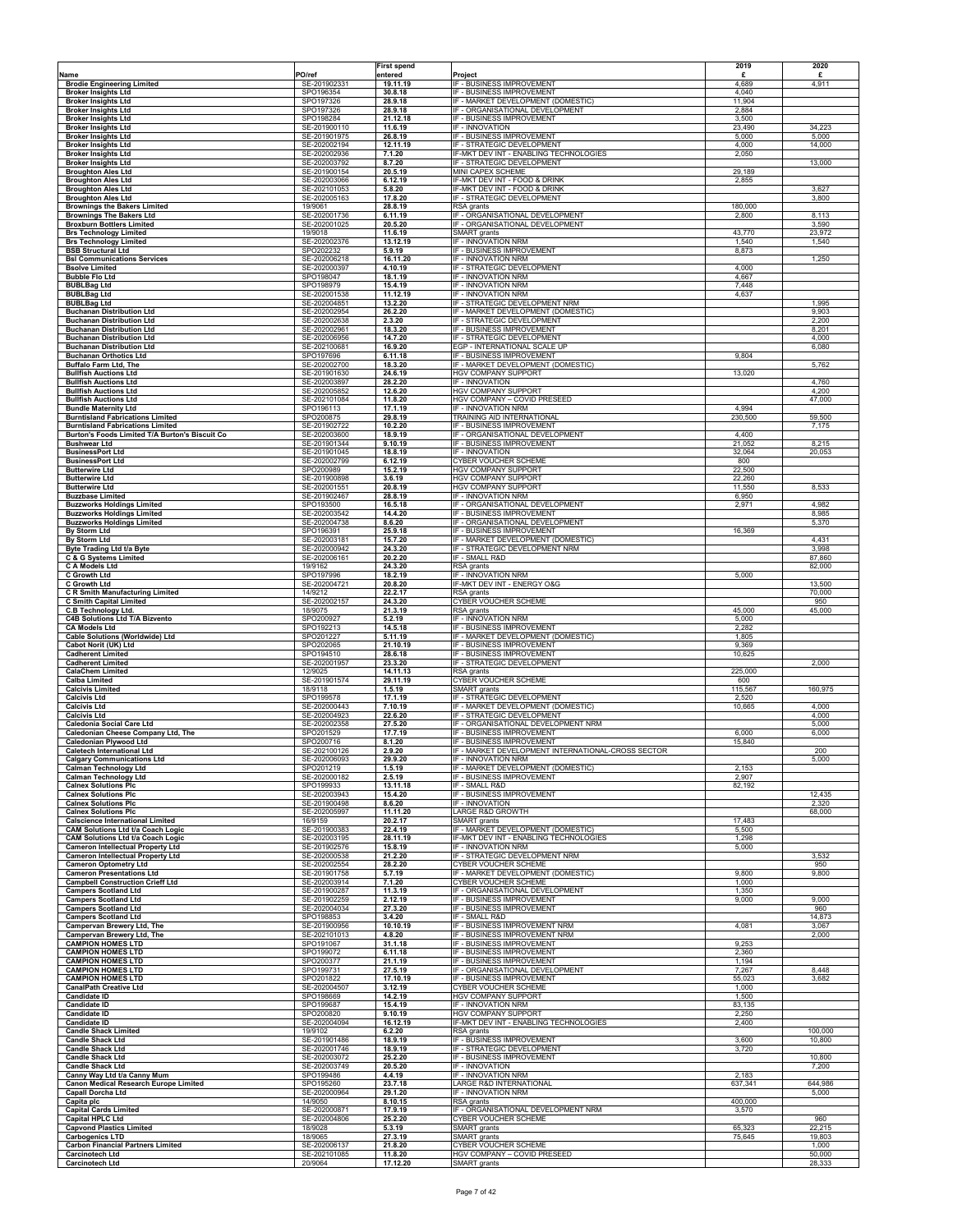| Name | PO/ref | First spend entered | Project | 2019 £ | 2020 £ |
|---|---|---|---|---|---|
| Brodie Engineering Limited | SE-201902331 | 19.11.19 | IF - BUSINESS IMPROVEMENT | 4,689 | 4,911 |
| Broker Insights Ltd | SPO196354 | 30.8.18 | IF - BUSINESS IMPROVEMENT | 4,040 | |
| Broker Insights Ltd | SPO197326 | 28.9.18 | IF - MARKET DEVELOPMENT (DOMESTIC) | 11,904 | |
| Broker Insights Ltd | SPO197326 | 28.9.18 | IF - ORGANISATIONAL DEVELOPMENT | 2,884 | |
| Broker Insights Ltd | SPO198284 | 21.12.18 | IF - BUSINESS IMPROVEMENT | 3,500 | |
| Broker Insights Ltd | SE-201900110 | 11.6.19 | IF - INNOVATION | 23,490 | 34,223 |
| Broker Insights Ltd | SE-201901975 | 26.8.19 | IF - BUSINESS IMPROVEMENT | 5,000 | 5,000 |
| Broker Insights Ltd | SE-202002194 | 12.11.19 | IF - STRATEGIC DEVELOPMENT | 4,000 | 14,000 |
| Broker Insights Ltd | SE-202002936 | 7.1.20 | IF-MKT DEV INT - ENABLING TECHNOLOGIES | 2,050 | |
| Broker Insights Ltd | SE-202003792 | 8.7.20 | IF - STRATEGIC DEVELOPMENT | | 13,000 |
| Broughton Ales Ltd | SE-201900154 | 20.5.19 | MINI CAPEX SCHEME | 29,189 | |
| Broughton Ales Ltd | SE-202003066 | 6.12.19 | IF-MKT DEV INT - FOOD & DRINK | 2,855 | |
| Broughton Ales Ltd | SE-202101053 | 5.8.20 | IF-MKT DEV INT - FOOD & DRINK | | 3,627 |
| Broughton Ales Ltd | SE-202005163 | 17.8.20 | IF - STRATEGIC DEVELOPMENT | | 3,800 |
| Brownings the Bakers Limited | 19/9061 | 28.8.19 | RSA grants | 180,000 | |
| Brownings The Bakers Ltd | SE-202001736 | 6.11.19 | IF - ORGANISATIONAL DEVELOPMENT | 2,800 | 8,113 |
| Broxburn Bottlers Limited | SE-202001025 | 20.5.20 | IF - ORGANISATIONAL DEVELOPMENT | | 3,590 |
| Brs Technology Limited | 19/9018 | 11.6.19 | SMART grants | 43,770 | 23,972 |
| Brs Technology Limited | SE-202002376 | 13.12.19 | IF - INNOVATION NRM | 1,540 | 1,540 |
| BSB Structural Ltd | SPO202232 | 5.9.19 | IF - BUSINESS IMPROVEMENT | 8,873 | |
| Bsl Communications Services | SE-202006218 | 16.11.20 | IF - INNOVATION NRM | | 1,250 |
| Bsolve Limited | SE-202000397 | 4.10.19 | IF - STRATEGIC DEVELOPMENT | 4,000 | |
| Bubble Flo Ltd | SPO198047 | 18.1.19 | IF - INNOVATION NRM | 4,667 | |
| BUBLBag Ltd | SPO198979 | 15.4.19 | IF - INNOVATION NRM | 7,448 | |
| BUBLBag Ltd | SE-202001538 | 11.12.19 | IF - INNOVATION NRM | 4,637 | |
| BUBLBag Ltd | SE-202004851 | 13.2.20 | IF - STRATEGIC DEVELOPMENT NRM | | 1,995 |
| Buchanan Distribution Ltd | SE-202002954 | 26.2.20 | IF - MARKET DEVELOPMENT (DOMESTIC) | | 9,903 |
| Buchanan Distribution Ltd | SE-202002638 | 2.3.20 | IF - STRATEGIC DEVELOPMENT | | 2,200 |
| Buchanan Distribution Ltd | SE-202002961 | 18.3.20 | IF - BUSINESS IMPROVEMENT | | 8,201 |
| Buchanan Distribution Ltd | SE-202006956 | 14.7.20 | IF - STRATEGIC DEVELOPMENT | | 4,000 |
| Buchanan Distribution Ltd | SE-202100681 | 16.9.20 | EGP - INTERNATIONAL SCALE UP | | 6,080 |
| Buchanan Orthotics Ltd | SPO197696 | 6.11.18 | IF - BUSINESS IMPROVEMENT | 9,804 | |
| Buffalo Farm Ltd, The | SE-202002700 | 18.3.20 | IF - MARKET DEVELOPMENT (DOMESTIC) | | 5,762 |
| Bullfish Auctions Ltd | SE-201901630 | 24.6.19 | HGV COMPANY SUPPORT | 13,020 | |
| Bullfish Auctions Ltd | SE-202003897 | 28.2.20 | IF - INNOVATION | | 4,760 |
| Bullfish Auctions Ltd | SE-202005852 | 12.6.20 | HGV COMPANY SUPPORT | | 4,200 |
| Bullfish Auctions Ltd | SE-202101084 | 11.8.20 | HGV COMPANY – COVID PRESEED | | 47,000 |
| Bundle Maternity Ltd | SPO196113 | 17.1.19 | IF - INNOVATION NRM | 4,994 | |
| Burntisland Fabrications Limited | SPO200875 | 29.8.19 | TRAINING AID INTERNATIONAL | 230,500 | 59,500 |
| Burntisland Fabrications Limited | SE-201902722 | 10.2.20 | IF - BUSINESS IMPROVEMENT | | 7,175 |
| Burton's Foods Limited T/A Burton's Biscuit Co | SE-202003600 | 18.9.19 | IF - ORGANISATIONAL DEVELOPMENT | 4,400 | |
| Bushwear Ltd | SE-201901344 | 9.10.19 | IF - BUSINESS IMPROVEMENT | 21,052 | 8,215 |
| BusinessPort Ltd | SE-201901045 | 18.8.19 | IF - INNOVATION | 32,064 | 20,053 |
| BusinessPort Ltd | SE-202002799 | 6.12.19 | CYBER VOUCHER SCHEME | 800 | |
| Butterwire Ltd | SPO200989 | 15.2.19 | HGV COMPANY SUPPORT | 22,500 | |
| Butterwire Ltd | SE-201900898 | 3.6.19 | HGV COMPANY SUPPORT | 22,260 | |
| Butterwire Ltd | SE-202001551 | 20.8.19 | HGV COMPANY SUPPORT | 11,550 | 8,533 |
| Buzzbase Limited | SE-201902467 | 28.8.19 | IF - INNOVATION NRM | 6,950 | |
| Buzzworks Holdings Limited | SPO193500 | 16.5.18 | IF - ORGANISATIONAL DEVELOPMENT | 2,971 | 4,982 |
| Buzzworks Holdings Limited | SE-202003542 | 14.4.20 | IF - BUSINESS IMPROVEMENT | | 8,985 |
| Buzzworks Holdings Limited | SE-202004738 | 8.6.20 | IF - ORGANISATIONAL DEVELOPMENT | | 5,370 |
| By Storm Ltd | SPO196391 | 25.9.18 | IF - BUSINESS IMPROVEMENT | 16,369 | |
| By Storm Ltd | SE-202003181 | 15.7.20 | IF - MARKET DEVELOPMENT (DOMESTIC) | | 4,431 |
| Byte Trading Ltd t/a Byte | SE-202000942 | 24.3.20 | IF - STRATEGIC DEVELOPMENT NRM | | 3,998 |
| C & G Systems Limited | SE-202006161 | 20.2.20 | IF - SMALL R&D | | 87,860 |
| C A Models Ltd | 19/9162 | 24.3.20 | RSA grants | | 82,000 |
| C Growth Ltd | SPO197996 | 18.2.19 | IF - INNOVATION NRM | 5,000 | |
| C Growth Ltd | SE-202004721 | 20.8.20 | IF-MKT DEV INT - ENERGY O&G | | 13,500 |
| C R Smith Manufacturing Limited | 14/9212 | 22.2.17 | RSA grants | | 70,000 |
| C Smith Capital Limited | SE-202002157 | 24.3.20 | CYBER VOUCHER SCHEME | | 950 |
| C.B Technology Ltd. | 18/9075 | 21.3.19 | RSA grants | 45,000 | 45,000 |
| C4B Solutions Ltd T/A Bizvento | SPO200927 | 5.2.19 | IF - INNOVATION NRM | 5,000 | |
| CA Models Ltd | SPO192213 | 14.5.18 | IF - BUSINESS IMPROVEMENT | 2,282 | |
| Cable Solutions (Worldwide) Ltd | SPO201227 | 5.11.19 | IF - MARKET DEVELOPMENT (DOMESTIC) | 1,805 | |
| Cabot Norit (UK) Ltd | SPO202065 | 21.10.19 | IF - BUSINESS IMPROVEMENT | 9,369 | |
| Cadherent Limited | SPO194510 | 28.6.18 | IF - BUSINESS IMPROVEMENT | 10,625 | |
| Cadherent Limited | SE-202001957 | 23.3.20 | IF - STRATEGIC DEVELOPMENT | | 2,000 |
| CalaChem Limited | 12/9025 | 14.11.13 | RSA grants | 225,000 | |
| Calba Limited | SE-201901574 | 29.11.19 | CYBER VOUCHER SCHEME | 600 | |
| Calcivis Limited | 18/9118 | 1.5.19 | SMART grants | 115,567 | 160,975 |
| Calcivis Ltd | SPO199578 | 17.1.19 | IF - STRATEGIC DEVELOPMENT | 2,520 | |
| Calcivis Ltd | SE-202000443 | 7.10.19 | IF - MARKET DEVELOPMENT (DOMESTIC) | 10,665 | 4,000 |
| Calcivis Ltd | SE-202004923 | 22.6.20 | IF - STRATEGIC DEVELOPMENT | | 4,000 |
| Caledonia Social Care Ltd | SE-202002358 | 27.5.20 | IF - ORGANISATIONAL DEVELOPMENT NRM | | 5,000 |
| Caledonian Cheese Company Ltd, The | SPO201529 | 17.7.19 | IF - BUSINESS IMPROVEMENT | 6,000 | 6,000 |
| Caledonian Plywood Ltd | SPO200716 | 8.1.20 | IF - BUSINESS IMPROVEMENT | 15,840 | |
| Caletech International Ltd | SE-202100126 | 2.9.20 | IF - MARKET DEVELOPMENT INTERNATIONAL-CROSS SECTOR | | 200 |
| Calgary Communications Ltd | SE-202006093 | 29.9.20 | IF - INNOVATION NRM | | 5,000 |
| Calman Technology Ltd | SPO201219 | 1.5.19 | IF - MARKET DEVELOPMENT (DOMESTIC) | 2,153 | |
| Calman Technology Ltd | SE-202000182 | 2.5.19 | IF - BUSINESS IMPROVEMENT | 2,907 | |
| Calnex Solutions Plc | SPO199933 | 13.11.18 | IF - SMALL R&D | 82,192 | |
| Calnex Solutions Plc | SE-202003943 | 15.4.20 | IF - BUSINESS IMPROVEMENT | | 12,435 |
| Calnex Solutions Plc | SE-201900498 | 8.6.20 | IF - INNOVATION | | 2,320 |
| Calnex Solutions Plc | SE-202005997 | 11.11.20 | LARGE R&D GROWTH | | 68,000 |
| Calscience International Limited | 16/9159 | 20.2.17 | SMART grants | 17,483 | |
| CAM Solutions Ltd t/a Coach Logic | SE-201900383 | 22.4.19 | IF - MARKET DEVELOPMENT (DOMESTIC) | 5,500 | |
| CAM Solutions Ltd t/a Coach Logic | SE-202003195 | 28.11.19 | IF-MKT DEV INT - ENABLING TECHNOLOGIES | 1,298 | |
| Cameron Intellectual Property Ltd | SE-201902576 | 15.8.19 | IF - INNOVATION NRM | 5,000 | |
| Cameron Intellectual Property Ltd | SE-202000538 | 21.2.20 | IF - STRATEGIC DEVELOPMENT NRM | | 3,532 |
| Cameron Optometry Ltd | SE-202002554 | 28.2.20 | CYBER VOUCHER SCHEME | | 950 |
| Cameron Presentations Ltd | SE-201901758 | 5.7.19 | IF - MARKET DEVELOPMENT (DOMESTIC) | 9,800 | 9,800 |
| Campbell Construction Crieff Ltd | SE-202003914 | 7.1.20 | CYBER VOUCHER SCHEME | 1,000 | |
| Campers Scotland Ltd | SE-201900287 | 11.3.19 | IF - ORGANISATIONAL DEVELOPMENT | 1,350 | |
| Campers Scotland Ltd | SE-201902259 | 2.12.19 | IF - BUSINESS IMPROVEMENT | 9,000 | 9,000 |
| Campers Scotland Ltd | SE-202004034 | 27.3.20 | IF - BUSINESS IMPROVEMENT | | 960 |
| Campers Scotland Ltd | SPO198853 | 3.4.20 | IF - SMALL R&D | | 14,873 |
| Campervan Brewery Ltd, The | SE-201900956 | 10.10.19 | IF - BUSINESS IMPROVEMENT NRM | 4,081 | 3,067 |
| Campervan Brewery Ltd, The | SE-202101013 | 4.8.20 | IF - BUSINESS IMPROVEMENT NRM | | 2,000 |
| CAMPION HOMES LTD | SPO191067 | 31.1.18 | IF - BUSINESS IMPROVEMENT | 9,253 | |
| CAMPION HOMES LTD | SPO199072 | 6.11.18 | IF - BUSINESS IMPROVEMENT | 2,360 | |
| CAMPION HOMES LTD | SPO200377 | 21.1.19 | IF - BUSINESS IMPROVEMENT | 1,194 | |
| CAMPION HOMES LTD | SPO199731 | 27.5.19 | IF - ORGANISATIONAL DEVELOPMENT | 7,267 | 8,448 |
| CAMPION HOMES LTD | SPO201822 | 17.10.19 | IF - BUSINESS IMPROVEMENT | 55,023 | 3,682 |
| CanalPath Creative Ltd | SE-202004507 | 3.12.19 | CYBER VOUCHER SCHEME | 1,000 | |
| Candidate ID | SPO198669 | 14.2.19 | HGV COMPANY SUPPORT | 1,500 | |
| Candidate ID | SPO199687 | 15.4.19 | IF - INNOVATION NRM | 83,135 | |
| Candidate ID | SPO200820 | 9.10.19 | HGV COMPANY SUPPORT | 2,250 | |
| Candidate ID | SE-202004094 | 16.12.19 | IF-MKT DEV INT - ENABLING TECHNOLOGIES | 2,400 | |
| Candle Shack Limited | 19/9102 | 6.2.20 | RSA grants | | 100,000 |
| Candle Shack Ltd | SE-201901486 | 18.9.19 | IF - BUSINESS IMPROVEMENT | 3,600 | 10,800 |
| Candle Shack Ltd | SE-202001746 | 18.9.19 | IF - STRATEGIC DEVELOPMENT | 3,720 | |
| Candle Shack Ltd | SE-202003072 | 25.2.20 | IF - BUSINESS IMPROVEMENT | | 10,800 |
| Candle Shack Ltd | SE-202003749 | 20.5.20 | IF - INNOVATION | | 7,200 |
| Canny Way Ltd t/a Canny Mum | SPO199486 | 4.4.19 | IF - INNOVATION NRM | 2,183 | |
| Canon Medical Research Europe Limited | SPO195260 | 23.7.18 | LARGE R&D INTERNATIONAL | 637,341 | 644,986 |
| Capall Dorcha Ltd | SE-202000964 | 29.1.20 | IF - INNOVATION NRM | | 5,000 |
| Capita plc | 14/9050 | 8.10.15 | RSA grants | 400,000 | |
| Capital Cards Limited | SE-202000871 | 17.9.19 | IF - ORGANISATIONAL DEVELOPMENT NRM | 3,570 | |
| Capital HPLC Ltd | SE-202004806 | 25.2.20 | CYBER VOUCHER SCHEME | | 960 |
| Capvond Plastics Limited | 18/9028 | 5.3.19 | SMART grants | 65,323 | 22,215 |
| Carbogenics LTD | 18/9065 | 27.3.19 | SMART grants | 75,645 | 19,803 |
| Carbon Financial Partners Limited | SE-202006137 | 21.8.20 | CYBER VOUCHER SCHEME | | 1,000 |
| Carcinotech Ltd | SE-202101085 | 11.8.20 | HGV COMPANY – COVID PRESEED | | 50,000 |
| Carcinotech Ltd | 20/9064 | 17.12.20 | SMART grants | | 28,333 |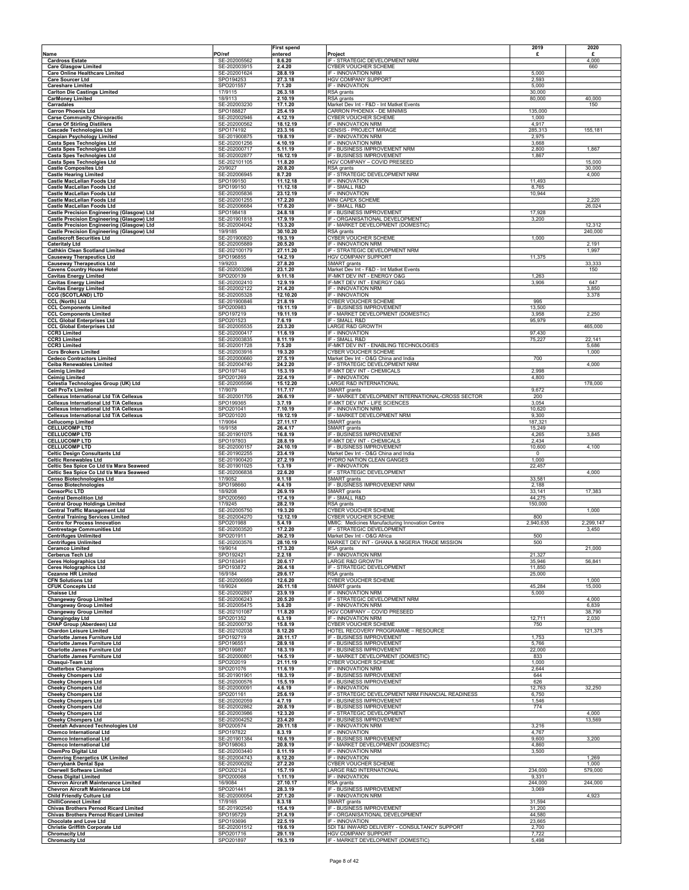| Name | PO/ref | First spend entered | Project | 2019 £ | 2020 £ |
|---|---|---|---|---|---|
| Cardross Estate | SE-202005562 | 8.6.20 | IF - STRATEGIC DEVELOPMENT NRM | | 4,000 |
| Care Glasgow Limited | SE-202003915 | 2.4.20 | CYBER VOUCHER SCHEME | | 660 |
| Care Online Healthcare Limited | SE-202001624 | 28.8.19 | IF - INNOVATION NRM | 5,000 | |
| Care Sourcer Ltd | SPO194253 | 27.3.18 | HGV COMPANY SUPPORT | 2,593 | |
| Careshare Limited | SPO201557 | 7.1.20 | IF - INNOVATION | 5,000 | |
| Carlton Die Castings Limited | 17/9115 | 26.3.18 | RSA grants | 30,000 | |
| CarMoney Limited | 18/9113 | 2.10.19 | RSA grants | 80,000 | 40,000 |
| Carradales | SE-202003230 | 17.1.20 | Market Dev Int - F&D - Int Matket Events | | 150 |
| Carron Phoenix Ltd | SPO188827 | 25.4.19 | CARRON PHOENIX - DE MINIMIS | 135,000 | |
| Carse Community Chiropractic | SE-202002946 | 4.12.19 | CYBER VOUCHER SCHEME | 1,000 | |
| Carse Of Stirling Distillers | SE-202000562 | 18.12.19 | IF - INNOVATION NRM | 4,917 | |
| Cascade Technologies Ltd | SPO174192 | 23.3.16 | CENSIS - PROJECT MIRAGE | 285,313 | 155,181 |
| Caspian Psychology Limited | SE-201900875 | 19.8.19 | IF - INNOVATION NRM | 2,975 | |
| Casta Spes Technolgies Ltd | SE-202001256 | 4.10.19 | IF - INNOVATION NRM | 3,668 | |
| Casta Spes Technolgies Ltd | SE-202000717 | 5.11.19 | IF - BUSINESS IMPROVEMENT NRM | 2,800 | 1,867 |
| Casta Spes Technolgies Ltd | SE-202002877 | 16.12.19 | IF - BUSINESS IMPROVEMENT | 1,867 | |
| Casta Spes Technolgies Ltd | SE-202101105 | 11.8.20 | HGV COMPANY – COVID PRESEED | | 15,000 |
| Castle Composites Ltd | 20/9027 | 20.8.20 | RSA grants | | 30,000 |
| Castle Hearing Limited | SE-202006945 | 8.7.20 | IF - STRATEGIC DEVELOPMENT NRM | | 4,000 |
| Castle MacLellan Foods Ltd | SPO199150 | 11.12.18 | IF - INNOVATION | 11,493 | |
| Castle MacLellan Foods Ltd | SPO199150 | 11.12.18 | IF - SMALL R&D | 8,765 | |
| Castle MacLellan Foods Ltd | SE-202005836 | 23.12.19 | IF - INNOVATION | 10,944 | |
| Castle MacLellan Foods Ltd | SE-202001255 | 17.2.20 | MINI CAPEX SCHEME | | 2,220 |
| Castle MacLellan Foods Ltd | SE-202006684 | 17.6.20 | IF - SMALL R&D | | 26,024 |
| Castle Precision Engineering (Glasgow) Ltd | SPO198418 | 24.8.18 | IF - BUSINESS IMPROVEMENT | 17,928 | |
| Castle Precision Engineering (Glasgow) Ltd | SE-201901818 | 17.9.19 | IF - ORGANISATIONAL DEVELOPMENT | 3,200 | |
| Castle Precision Engineering (Glasgow) Ltd | SE-202004042 | 13.3.20 | IF - MARKET DEVELOPMENT (DOMESTIC) | | 12,312 |
| Castle Precision Engineering (Glasgow) Ltd | 19/9185 | 30.10.20 | RSA grants | | 240,000 |
| Castlecroft Securities Ltd | SE-201900820 | 19.3.19 | CYBER VOUCHER SCHEME | 1,000 | |
| Cateritaly Ltd | SE-202005889 | 20.5.20 | IF - INNOVATION NRM | | 2,191 |
| Cathkin Clean Scotland Limited | SE-202100179 | 27.11.20 | IF - STRATEGIC DEVELOPMENT NRM | | 1,997 |
| Causeway Therapeutics Ltd | SPO196855 | 14.2.19 | HGV COMPANY SUPPORT | 11,375 | |
| Causeway Therapeutics Ltd | 19/9203 | 27.8.20 | SMART grants | | 33,333 |
| Cavens Country House Hotel | SE-202003266 | 23.1.20 | Market Dev Int - F&D - Int Matket Events | | 150 |
| Cavitas Energy Limited | SPO200139 | 9.11.18 | IF-MKT DEV INT - ENERGY O&G | 1,263 | |
| Cavitas Energy Limited | SE-202002410 | 12.9.19 | IF-MKT DEV INT - ENERGY O&G | 3,906 | 647 |
| Cavitas Energy Limited | SE-202002122 | 21.4.20 | IF - INNOVATION NRM | | 3,850 |
| CCG (SCOTLAND) LTD | SE-202005328 | 12.10.20 | IF - INNOVATION | | 3,378 |
| CCL (North) Ltd | SE-201900846 | 21.8.19 | CYBER VOUCHER SCHEME | 995 | |
| CCL Components Limited | SPO200983 | 19.11.19 | IF - BUSINESS IMPROVEMENT | 13,500 | |
| CCL Components Limited | SPO197219 | 19.11.19 | IF - MARKET DEVELOPMENT (DOMESTIC) | 3,958 | 2,250 |
| CCL Global Enterprises Ltd | SPO201523 | 7.6.19 | IF - SMALL R&D | 95,979 | |
| CCL Global Enterprises Ltd | SE-202005535 | 23.3.20 | LARGE R&D GROWTH | | 465,000 |
| CCR3 Limited | SE-202000417 | 11.6.19 | IF - INNOVATION | 97,430 | |
| CCR3 Limited | SE-202003835 | 8.11.19 | IF - SMALL R&D | 75,227 | 22,141 |
| CCR3 Limited | SE-202001728 | 7.5.20 | IF-MKT DEV INT - ENABLING TECHNOLOGIES | | 5,686 |
| Ccrs Brokers Limited | SE-202003916 | 19.3.20 | CYBER VOUCHER SCHEME | | 1,000 |
| Cedeco Contractors Limited | SE-202000660 | 27.5.19 | Market Dev Int - O&G China and India | 700 | |
| Ceiba Renewables Limited | SE-202004740 | 24.2.20 | IF - STRATEGIC DEVELOPMENT NRM | | 4,000 |
| Ceimig Limited | SPO197146 | 15.3.19 | IF-MKT DEV INT - CHEMICALS | 2,998 | |
| Ceimig Limited | SPO201269 | 22.4.19 | IF - INNOVATION | 4,800 | |
| Celestia Technologies Group (UK) Ltd | SE-202005596 | 15.12.20 | LARGE R&D INTERNATIONAL | | 178,000 |
| Cell ProTx Limited | 17/9079 | 11.7.17 | SMART grants | 9,672 | |
| Cellexus International Ltd T/A Cellexus | SE-202001705 | 26.6.19 | IF - MARKET DEVELOPMENT INTERNATIONAL-CROSS SECTOR | 200 | |
| Cellexus International Ltd T/A Cellexus | SPO199365 | 3.7.19 | IF-MKT DEV INT - LIFE SCIENCES | 3,054 | |
| Cellexus International Ltd T/A Cellexus | SPO201041 | 7.10.19 | IF - INNOVATION NRM | 10,620 | |
| Cellexus International Ltd T/A Cellexus | SPO201020 | 19.12.19 | IF - MARKET DEVELOPMENT NRM | 9,300 | |
| Cellucomp Limited | 17/9064 | 27.11.17 | SMART grants | 187,321 | |
| CELLUCOMP LTD | 16/9158 | 26.4.17 | SMART grants | 15,249 | |
| CELLUCOMP LTD | SE-201901075 | 16.8.19 | IF - BUSINESS IMPROVEMENT | 4,265 | 3,845 |
| CELLUCOMP LTD | SPO197803 | 28.8.19 | IF-MKT DEV INT - CHEMICALS | 2,434 | |
| CELLUCOMP LTD | SE-202000157 | 24.10.19 | IF - BUSINESS IMPROVEMENT | 10,600 | 4,100 |
| Celtic Design Consultants Ltd | SE-201902255 | 23.4.19 | Market Dev Int - O&G China and India | 0 | |
| Celtic Renewables Ltd | SE-201900420 | 27.2.19 | HYDRO NATION CLEAN GANGES | 1,000 | |
| Celtic Sea Spice Co Ltd t/a Mara Seaweed | SE-201901025 | 1.3.19 | IF - INNOVATION | 22,457 | |
| Celtic Sea Spice Co Ltd t/a Mara Seaweed | SE-202006838 | 22.6.20 | IF - STRATEGIC DEVELOPMENT | | 4,000 |
| Censo Biotechnologies Ltd | 17/9052 | 9.1.18 | SMART grants | 33,581 | |
| Censo Biotechnologies | SPO198660 | 4.4.19 | IF - BUSINESS IMPROVEMENT NRM | 2,188 | |
| CensorPic LTD | 18/9208 | 26.9.19 | SMART grants | 33,141 | 17,383 |
| Central Demolition Ltd | SPO200560 | 17.4.19 | IF - SMALL R&D | 44,275 | |
| Central Group Holdings Limited | 17/9245 | 28.2.19 | RSA grants | 150,000 | |
| Central Traffic Management Ltd | SE-202005750 | 19.3.20 | CYBER VOUCHER SCHEME | | 1,000 |
| Central Training Services Limited | SE-202004270 | 12.12.19 | CYBER VOUCHER SCHEME | 800 | |
| Centre for Process Innovation | SPO201988 | 5.4.19 | MMIC: Medicines Manufacturing Innovation Centre | 2,940,635 | 2,299,147 |
| Centrestage Communities Ltd | SE-202003520 | 17.2.20 | IF - STRATEGIC DEVELOPMENT | | 3,450 |
| Centrifuges Unlimited | SPO201911 | 26.2.19 | Market Dev Int - O&G Africa | 500 | |
| Centrifuges Unlimited | SE-202003576 | 28.10.19 | MARKET DEV INT - GHANA & NIGERIA TRADE MISSION | 500 | |
| Ceramco Limited | 19/9014 | 17.3.20 | RSA grants | | 21,000 |
| Cerberus Tech Ltd | SPO192421 | 2.2.18 | IF - INNOVATION NRM | 21,327 | |
| Ceres Holographics Ltd | SPO183491 | 20.6.17 | LARGE R&D GROWTH | 35,946 | 56,841 |
| Ceres Holographics Ltd | SPO193872 | 26.4.18 | IF - STRATEGIC DEVELOPMENT | 11,850 | |
| Cezanne HR Limited | 16/9184 | 29.6.17 | RSA grants | 25,000 | |
| CFN Solutions Ltd | SE-202006959 | 12.6.20 | CYBER VOUCHER SCHEME | | 1,000 |
| CFUK Concepts Ltd | 18/9024 | 26.11.18 | SMART grants | 45,284 | 15,000 |
| Chaisse Ltd | SE-202002897 | 23.9.19 | IF - INNOVATION NRM | 5,000 | |
| Changeway Group Limited | SE-202006243 | 20.5.20 | IF - STRATEGIC DEVELOPMENT NRM | | 4,000 |
| Changeway Group Limited | SE-202005475 | 3.6.20 | IF - INNOVATION NRM | | 6,839 |
| Changeway Group Limited | SE-202101087 | 11.8.20 | HGV COMPANY – COVID PRESEED | | 38,790 |
| Changingday Ltd | SPO201352 | 6.3.19 | IF - INNOVATION NRM | 12,711 | 2,030 |
| CHAP Group (Aberdeen) Ltd | SE-202000730 | 15.8.19 | CYBER VOUCHER SCHEME | 750 | |
| Chardon Leisure Limited | SE-202102038 | 8.12.20 | HOTEL RECOVERY PROGRAMME – RESOURCE | | 121,375 |
| Charlotte James Furniture Ltd | SPO192719 | 28.11.17 | IF - BUSINESS IMPROVEMENT | 1,753 | |
| Charlotte James Furniture Ltd | SPO196551 | 28.9.18 | IF - BUSINESS IMPROVEMENT | 5,766 | |
| Charlotte James Furniture Ltd | SPO199807 | 18.3.19 | IF - BUSINESS IMPROVEMENT | 22,000 | |
| Charlotte James Furniture Ltd | SE-202000801 | 14.5.19 | IF - MARKET DEVELOPMENT (DOMESTIC) | 833 | |
| Chasqui-Team Ltd | SPO202019 | 21.11.19 | CYBER VOUCHER SCHEME | 1,000 | |
| Chatterbox Champions | SPO201076 | 11.6.19 | IF - INNOVATION NRM | 2,644 | |
| Cheeky Chompers Ltd | SE-201901901 | 18.3.19 | IF - BUSINESS IMPROVEMENT | 644 | |
| Cheeky Chompers Ltd | SE-202000576 | 15.5.19 | IF - BUSINESS IMPROVEMENT | 626 | |
| Cheeky Chompers Ltd | SE-202000091 | 4.6.19 | IF - INNOVATION | 12,763 | 32,250 |
| Cheeky Chompers Ltd | SPO201161 | 25.6.19 | IF - STRATEGIC DEVELOPMENT NRM FINANCIAL READINESS | 6,750 | |
| Cheeky Chompers Ltd | SE-202002059 | 4.7.19 | IF - BUSINESS IMPROVEMENT | 1,546 | |
| Cheeky Chompers Ltd | SE-202002862 | 20.8.19 | IF - BUSINESS IMPROVEMENT | 774 | |
| Cheeky Chompers Ltd | SE-202003986 | 12.3.20 | IF - STRATEGIC DEVELOPMENT | | 4,000 |
| Cheeky Chompers Ltd | SE-202004252 | 23.4.20 | IF - BUSINESS IMPROVEMENT | | 13,569 |
| Cheetah Advanced Technologies Ltd | SPO200574 | 29.11.18 | IF - INNOVATION NRM | 3,216 | |
| Chemco International Ltd | SPO197822 | 8.3.19 | IF - INNOVATION | 4,767 | |
| Chemco International Ltd | SE-201901384 | 10.6.19 | IF - BUSINESS IMPROVEMENT | 9,600 | 3,200 |
| Chemco International Ltd | SPO198063 | 20.8.19 | IF - MARKET DEVELOPMENT (DOMESTIC) | 4,860 | |
| ChemPro Digital Ltd | SE-202003440 | 8.11.19 | IF - INNOVATION NRM | 3,500 | |
| Chemring Energetics UK Limited | SE-202004743 | 8.12.20 | IF - INNOVATION | | 1,269 |
| Cherrybank Dental Spa | SE-202000292 | 27.2.20 | CYBER VOUCHER SCHEME | | 1,000 |
| Cherwell Software Limited | SPO202124 | 15.7.19 | LARGE R&D INTERNATIONAL | 234,000 | 579,000 |
| Chess Digital Limited | SPO200068 | 1.11.19 | IF - INNOVATION | 9,331 | |
| Chevron Aircraft Maintenance Limited | 16/9084 | 27.10.17 | RSA grants | 244,000 | 244,000 |
| Chevron Aircraft Maintenance Ltd | SPO201441 | 28.3.19 | IF - BUSINESS IMPROVEMENT | 3,069 | |
| Child Friendly Culture Ltd | SE-202000054 | 27.1.20 | IF - INNOVATION NRM | | 4,923 |
| ChilliConnect Limited | 17/9165 | 8.3.18 | SMART grants | 31,594 | |
| Chivas Brothers Pernod Ricard Limited | SE-201902540 | 15.4.19 | IF - BUSINESS IMPROVEMENT | 31,200 | |
| Chivas Brothers Pernod Ricard Limited | SPO195729 | 21.4.19 | IF - ORGANISATIONAL DEVELOPMENT | 44,580 | |
| Chocolate and Love Ltd | SPO193696 | 22.5.19 | IF - INNOVATION | 23,665 | |
| Christie Griffith Corporate Ltd | SE-202001512 | 19.6.19 | SDI T&I INWARD DELIVERY - CONSULTANCY SUPPORT | 2,700 | |
| Chromacity Ltd | SPO201716 | 29.1.19 | HGV COMPANY SUPPORT | 7,722 | |
| Chromacity Ltd | SPO201897 | 19.3.19 | IF - MARKET DEVELOPMENT (DOMESTIC) | 5,498 | |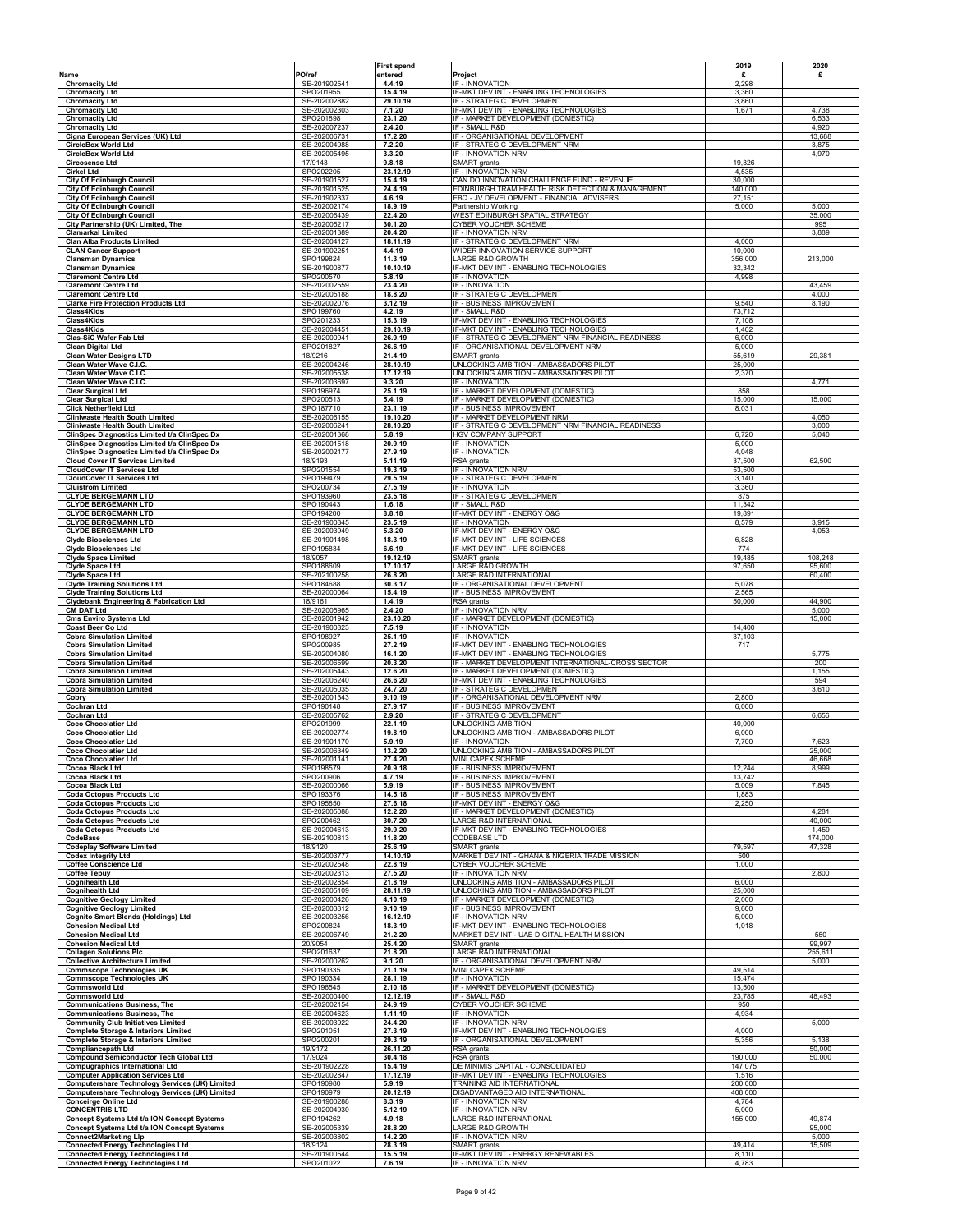| Name | PO/ref | First spend entered | Project | 2019 £ | 2020 £ |
|---|---|---|---|---|---|
| Chromacity Ltd | SE-201902541 | 4.4.19 | IF - INNOVATION | 2,298 | |
| Chromacity Ltd | SPO201955 | 15.4.19 | IF-MKT DEV INT - ENABLING TECHNOLOGIES | 3,360 | |
| Chromacity Ltd | SE-202002882 | 29.10.19 | IF - STRATEGIC DEVELOPMENT | 3,860 | |
| Chromacity Ltd | SE-202002303 | 7.1.20 | IF-MKT DEV INT - ENABLING TECHNOLOGIES | 1,671 | 4,738 |
| Chromacity Ltd | SPO201898 | 23.1.20 | IF - MARKET DEVELOPMENT (DOMESTIC) | | 6,533 |
| Chromacity Ltd | SE-202007237 | 2.4.20 | IF - SMALL R&D | | 4,920 |
| Cigna European Services (UK) Ltd | SE-202006731 | 17.2.20 | IF - ORGANISATIONAL DEVELOPMENT | | 13,688 |
| CircleBox World Ltd | SE-202004988 | 7.2.20 | IF - STRATEGIC DEVELOPMENT NRM | | 3,875 |
| CircleBox World Ltd | SE-202005495 | 3.3.20 | IF - INNOVATION NRM | | 4,970 |
| Circosense Ltd | 17/9143 | 9.8.18 | SMART grants | 19,326 | |
| Cirkel Ltd | SPO202205 | 23.12.19 | IF - INNOVATION NRM | 4,535 | |
| City Of Edinburgh Council | SE-201901527 | 15.4.19 | CAN DO INNOVATION CHALLENGE FUND - REVENUE | 30,000 | |
| City Of Edinburgh Council | SE-201901525 | 24.4.19 | EDINBURGH TRAM HEALTH RISK DETECTION & MANAGEMENT | 140,000 | |
| City Of Edinburgh Council | SE-201902337 | 4.6.19 | EBQ - JV DEVELOPMENT - FINANCIAL ADVISERS | 27,151 | |
| City Of Edinburgh Council | SE-202002174 | 18.9.19 | Partnership Working | 5,000 | 5,000 |
| City Of Edinburgh Council | SE-202006439 | 22.4.20 | WEST EDINBURGH SPATIAL STRATEGY | | 35,000 |
| City Partnership (UK) Limited, The | SE-202005217 | 30.1.20 | CYBER VOUCHER SCHEME | | 995 |
| Clamarkal Limited | SE-202001389 | 20.4.20 | IF - INNOVATION NRM | | 3,889 |
| Clan Alba Products Limited | SE-202004127 | 18.11.19 | IF - STRATEGIC DEVELOPMENT NRM | 4,000 | |
| CLAN Cancer Support | SE-201902251 | 4.4.19 | WIDER INNOVATION SERVICE SUPPORT | 10,000 | |
| Clansman Dynamics | SPO199824 | 11.3.19 | LARGE R&D GROWTH | 356,000 | 213,000 |
| Clansman Dynamics | SE-201900877 | 10.10.19 | IF-MKT DEV INT - ENABLING TECHNOLOGIES | 32,342 | |
| Claremont Centre Ltd | SPO200570 | 5.8.19 | IF - INNOVATION | 4,998 | |
| Claremont Centre Ltd | SE-202002559 | 23.4.20 | IF - INNOVATION | | 43,459 |
| Claremont Centre Ltd | SE-202005188 | 18.8.20 | IF - STRATEGIC DEVELOPMENT | | 4,000 |
| Clarke Fire Protection Products Ltd | SE-202002076 | 3.12.19 | IF - BUSINESS IMPROVEMENT | 9,540 | 8,190 |
| Class4Kids | SPO199760 | 4.2.19 | IF - SMALL R&D | 73,712 | |
| Class4Kids | SPO201233 | 15.3.19 | IF-MKT DEV INT - ENABLING TECHNOLOGIES | 7,108 | |
| Class4Kids | SE-202004451 | 29.10.19 | IF-MKT DEV INT - ENABLING TECHNOLOGIES | 1,402 | |
| Clas-SiC Wafer Fab Ltd | SE-202000941 | 26.9.19 | IF - STRATEGIC DEVELOPMENT NRM FINANCIAL READINESS | 6,000 | |
| Clean Digital Ltd | SPO201827 | 26.6.19 | IF - ORGANISATIONAL DEVELOPMENT NRM | 5,000 | |
| Clean Water Designs LTD | 18/9216 | 21.4.19 | SMART grants | 55,619 | 29,381 |
| Clean Water Wave C.I.C. | SE-202004246 | 28.10.19 | UNLOCKING AMBITION - AMBASSADORS PILOT | 25,000 | |
| Clean Water Wave C.I.C. | SE-202005538 | 17.12.19 | UNLOCKING AMBITION - AMBASSADORS PILOT | 2,370 | |
| Clean Water Wave C.I.C. | SE-202003697 | 9.3.20 | IF - INNOVATION | | 4,771 |
| Clear Surgical Ltd | SPO196974 | 25.1.19 | IF - MARKET DEVELOPMENT (DOMESTIC) | 858 | |
| Clear Surgical Ltd | SPO200513 | 5.4.19 | IF - MARKET DEVELOPMENT (DOMESTIC) | 15,000 | 15,000 |
| Click Netherfield Ltd | SPO187710 | 23.1.19 | IF - BUSINESS IMPROVEMENT | 8,031 | |
| Cliniwaste Health South Limited | SE-202006155 | 19.10.20 | IF - MARKET DEVELOPMENT NRM | | 4,050 |
| Cliniwaste Health South Limited | SE-202006241 | 28.10.20 | IF - STRATEGIC DEVELOPMENT NRM FINANCIAL READINESS | | 3,000 |
| ClinSpec Diagnostics Limited t/a ClinSpec Dx | SE-202001368 | 5.8.19 | HGV COMPANY SUPPORT | 6,720 | 5,040 |
| ClinSpec Diagnostics Limited t/a ClinSpec Dx | SE-202001518 | 20.9.19 | IF - INNOVATION | 5,000 | |
| ClinSpec Diagnostics Limited t/a ClinSpec Dx | SE-202002177 | 27.9.19 | IF - INNOVATION | 4,048 | |
| Cloud Cover IT Services Limited | 18/9193 | 5.11.19 | RSA grants | 37,500 | 62,500 |
| CloudCover IT Services Ltd | SPO201554 | 19.3.19 | IF - INNOVATION NRM | 53,500 | |
| CloudCover IT Services Ltd | SPO199479 | 29.5.19 | IF - STRATEGIC DEVELOPMENT | 3,140 | |
| Cluistrom Limited | SPO200734 | 27.5.19 | IF - INNOVATION | 3,360 | |
| CLYDE BERGEMANN LTD | SPO193960 | 23.5.18 | IF - STRATEGIC DEVELOPMENT | 875 | |
| CLYDE BERGEMANN LTD | SPO190443 | 1.6.18 | IF - SMALL R&D | 11,342 | |
| CLYDE BERGEMANN LTD | SPO194200 | 8.8.18 | IF-MKT DEV INT - ENERGY O&G | 19,891 | |
| CLYDE BERGEMANN LTD | SE-201900845 | 23.5.19 | IF - INNOVATION | 8,579 | 3,915 |
| CLYDE BERGEMANN LTD | SE-202003949 | 5.3.20 | IF-MKT DEV INT - ENERGY O&G | | 4,053 |
| Clyde Biosciences Ltd | SE-201901498 | 18.3.19 | IF-MKT DEV INT - LIFE SCIENCES | 6,828 | |
| Clyde Biosciences Ltd | SPO195834 | 6.6.19 | IF-MKT DEV INT - LIFE SCIENCES | 774 | |
| Clyde Space Limited | 18/9057 | 19.12.19 | SMART grants | 19,485 | 108,248 |
| Clyde Space Ltd | SPO188609 | 17.10.17 | LARGE R&D GROWTH | 97,650 | 95,600 |
| Clyde Space Ltd | SE-202100258 | 26.8.20 | LARGE R&D INTERNATIONAL | | 60,400 |
| Clyde Training Solutions Ltd | SPO184688 | 30.3.17 | IF - ORGANISATIONAL DEVELOPMENT | 5,078 | |
| Clyde Training Solutions Ltd | SE-202000064 | 15.4.19 | IF - BUSINESS IMPROVEMENT | 2,565 | |
| Clydebank Engineering & Fabrication Ltd | 18/9161 | 1.4.19 | RSA grants | 50,000 | 44,900 |
| CM DAT Ltd | SE-202005965 | 2.4.20 | IF - INNOVATION NRM | | 5,000 |
| Cms Enviro Systems Ltd | SE-202001942 | 23.10.20 | IF - MARKET DEVELOPMENT (DOMESTIC) | | 15,000 |
| Coast Beer Co Ltd | SE-201900823 | 7.5.19 | IF - INNOVATION | 14,400 | |
| Cobra Simulation Limited | SPO198927 | 25.1.19 | IF - INNOVATION | 37,103 | |
| Cobra Simulation Limited | SPO200985 | 27.2.19 | IF-MKT DEV INT - ENABLING TECHNOLOGIES | 717 | |
| Cobra Simulation Limited | SE-202004080 | 16.1.20 | IF-MKT DEV INT - ENABLING TECHNOLOGIES | | 5,775 |
| Cobra Simulation Limited | SE-202006599 | 20.3.20 | IF - MARKET DEVELOPMENT INTERNATIONAL-CROSS SECTOR | | 200 |
| Cobra Simulation Limited | SE-202005443 | 12.6.20 | IF - MARKET DEVELOPMENT (DOMESTIC) | | 1,155 |
| Cobra Simulation Limited | SE-202006240 | 26.6.20 | IF-MKT DEV INT - ENABLING TECHNOLOGIES | | 594 |
| Cobra Simulation Limited | SE-202005035 | 24.7.20 | IF - STRATEGIC DEVELOPMENT | | 3,610 |
| Cobry | SE-202001343 | 9.10.19 | IF - ORGANISATIONAL DEVELOPMENT NRM | 2,800 | |
| Cochran Ltd | SPO190148 | 27.9.17 | IF - BUSINESS IMPROVEMENT | 6,000 | |
| Cochran Ltd | SE-202005762 | 2.9.20 | IF - STRATEGIC DEVELOPMENT | | 6,656 |
| Coco Chocolatier Ltd | SPO201999 | 22.1.19 | UNLOCKING AMBITION | 40,000 | |
| Coco Chocolatier Ltd | SE-202002774 | 19.8.19 | UNLOCKING AMBITION - AMBASSADORS PILOT | 6,000 | |
| Coco Chocolatier Ltd | SE-201901170 | 5.9.19 | IF - INNOVATION | 7,700 | 7,623 |
| Coco Chocolatier Ltd | SE-202006349 | 13.2.20 | UNLOCKING AMBITION - AMBASSADORS PILOT | | 25,000 |
| Coco Chocolatier Ltd | SE-202001141 | 27.4.20 | MINI CAPEX SCHEME | | 46,668 |
| Cocoa Black Ltd | SPO198579 | 20.9.18 | IF - BUSINESS IMPROVEMENT | 12,244 | 8,999 |
| Cocoa Black Ltd | SPO200906 | 4.7.19 | IF - BUSINESS IMPROVEMENT | 13,742 | |
| Cocoa Black Ltd | SE-202000066 | 5.9.19 | IF - BUSINESS IMPROVEMENT | 5,009 | 7,845 |
| Coda Octopus Products Ltd | SPO193376 | 14.5.18 | IF - BUSINESS IMPROVEMENT | 1,883 | |
| Coda Octopus Products Ltd | SPO195850 | 27.6.18 | IF-MKT DEV INT - ENERGY O&G | 2,250 | |
| Coda Octopus Products Ltd | SE-202005088 | 12.2.20 | IF - MARKET DEVELOPMENT (DOMESTIC) | | 4,281 |
| Coda Octopus Products Ltd | SPO200462 | 30.7.20 | LARGE R&D INTERNATIONAL | | 40,000 |
| Coda Octopus Products Ltd | SE-202004613 | 29.9.20 | IF-MKT DEV INT - ENABLING TECHNOLOGIES | | 1,459 |
| CodeBase | SE-202100813 | 11.8.20 | CODEBASE LTD | | 174,000 |
| Codeplay Software Limited | 18/9120 | 25.6.19 | SMART grants | 79,597 | 47,328 |
| Codex Integrity Ltd | SE-202003777 | 14.10.19 | MARKET DEV INT - GHANA & NIGERIA TRADE MISSION | 500 | |
| Coffee Conscience Ltd | SE-202002548 | 22.8.19 | CYBER VOUCHER SCHEME | 1,000 | |
| Coffee Tepuy | SE-202002313 | 27.5.20 | IF - INNOVATION NRM | | 2,800 |
| Cognihealth Ltd | SE-202002854 | 21.8.19 | UNLOCKING AMBITION - AMBASSADORS PILOT | 6,000 | |
| Cognihealth Ltd | SE-202005109 | 28.11.19 | UNLOCKING AMBITION - AMBASSADORS PILOT | 25,000 | |
| Cognitive Geology Limited | SE-202000426 | 4.10.19 | IF - MARKET DEVELOPMENT (DOMESTIC) | 2,000 | |
| Cognitive Geology Limited | SE-202003812 | 9.10.19 | IF - BUSINESS IMPROVEMENT | 9,600 | |
| Cognito Smart Blends (Holdings) Ltd | SE-202003256 | 16.12.19 | IF - INNOVATION NRM | 5,000 | |
| Cohesion Medical Ltd | SPO200824 | 18.3.19 | IF-MKT DEV INT - ENABLING TECHNOLOGIES | 1,018 | |
| Cohesion Medical Ltd | SE-202006749 | 21.2.20 | MARKET DEV INT - UAE DIGITAL HEALTH MISSION | | 550 |
| Cohesion Medical Ltd | 20/9054 | 25.4.20 | SMART grants | | 99,997 |
| Collagen Solutions Plc | SPO201637 | 21.8.20 | LARGE R&D INTERNATIONAL | | 255,611 |
| Collective Architecture Limited | SE-202000262 | 9.1.20 | IF - ORGANISATIONAL DEVELOPMENT NRM | | 5,000 |
| Commscope Technologies UK | SPO190335 | 21.1.19 | MINI CAPEX SCHEME | 49,514 | |
| Commscope Technologies UK | SPO190334 | 28.1.19 | IF - INNOVATION | 15,474 | |
| Commsworld Ltd | SPO196545 | 2.10.18 | IF - MARKET DEVELOPMENT (DOMESTIC) | 13,500 | |
| Commsworld Ltd | SE-202000400 | 12.12.19 | IF - SMALL R&D | 23,785 | 48,493 |
| Communications Business, The | SE-202002154 | 24.9.19 | CYBER VOUCHER SCHEME | 950 | |
| Communications Business, The | SE-202004623 | 1.11.19 | IF - INNOVATION | 4,934 | |
| Community Club Initiatives Limited | SE-202003922 | 24.4.20 | IF - INNOVATION NRM | | 5,000 |
| Complete Storage & Interiors Limited | SPO201051 | 27.3.19 | IF-MKT DEV INT - ENABLING TECHNOLOGIES | 4,000 | |
| Complete Storage & Interiors Limited | SPO200201 | 29.3.19 | IF - ORGANISATIONAL DEVELOPMENT | 5,356 | 5,138 |
| Compliancepath Ltd | 19/9172 | 26.11.20 | RSA grants | | 50,000 |
| Compound Semiconductor Tech Global Ltd | 17/9024 | 30.4.18 | RSA grants | 190,000 | 50,000 |
| Compugraphics International Ltd | SE-201902228 | 15.4.19 | DE MINIMIS CAPITAL - CONSOLIDATED | 147,075 | |
| Computer Application Services Ltd | SE-202002847 | 17.12.19 | IF-MKT DEV INT - ENABLING TECHNOLOGIES | 1,516 | |
| Computershare Technology Services (UK) Limited | SPO190980 | 5.9.19 | TRAINING AID INTERNATIONAL | 200,000 | |
| Computershare Technology Services (UK) Limited | SPO190979 | 20.12.19 | DISADVANTAGED AID INTERNATIONAL | 408,000 | |
| Conceirge Online Ltd | SE-201900288 | 8.3.19 | IF - INNOVATION NRM | 4,784 | |
| CONCENTRIS LTD | SE-202004930 | 5.12.19 | IF - INNOVATION NRM | 5,000 | |
| Concept Systems Ltd t/a ION Concept Systems | SPO194262 | 4.9.18 | LARGE R&D INTERNATIONAL | 155,000 | 49,874 |
| Concept Systems Ltd t/a ION Concept Systems | SE-202005339 | 28.8.20 | LARGE R&D GROWTH | | 95,000 |
| Connect2Marketing Llp | SE-202003802 | 14.2.20 | IF - INNOVATION NRM | | 5,000 |
| Connected Energy Technologies Ltd | 18/9124 | 28.3.19 | SMART grants | 49,414 | 15,509 |
| Connected Energy Technologies Ltd | SE-201900544 | 15.5.19 | IF-MKT DEV INT - ENERGY RENEWABLES | 8,110 | |
| Connected Energy Technologies Ltd | SPO201022 | 7.6.19 | IF - INNOVATION NRM | 4,783 | |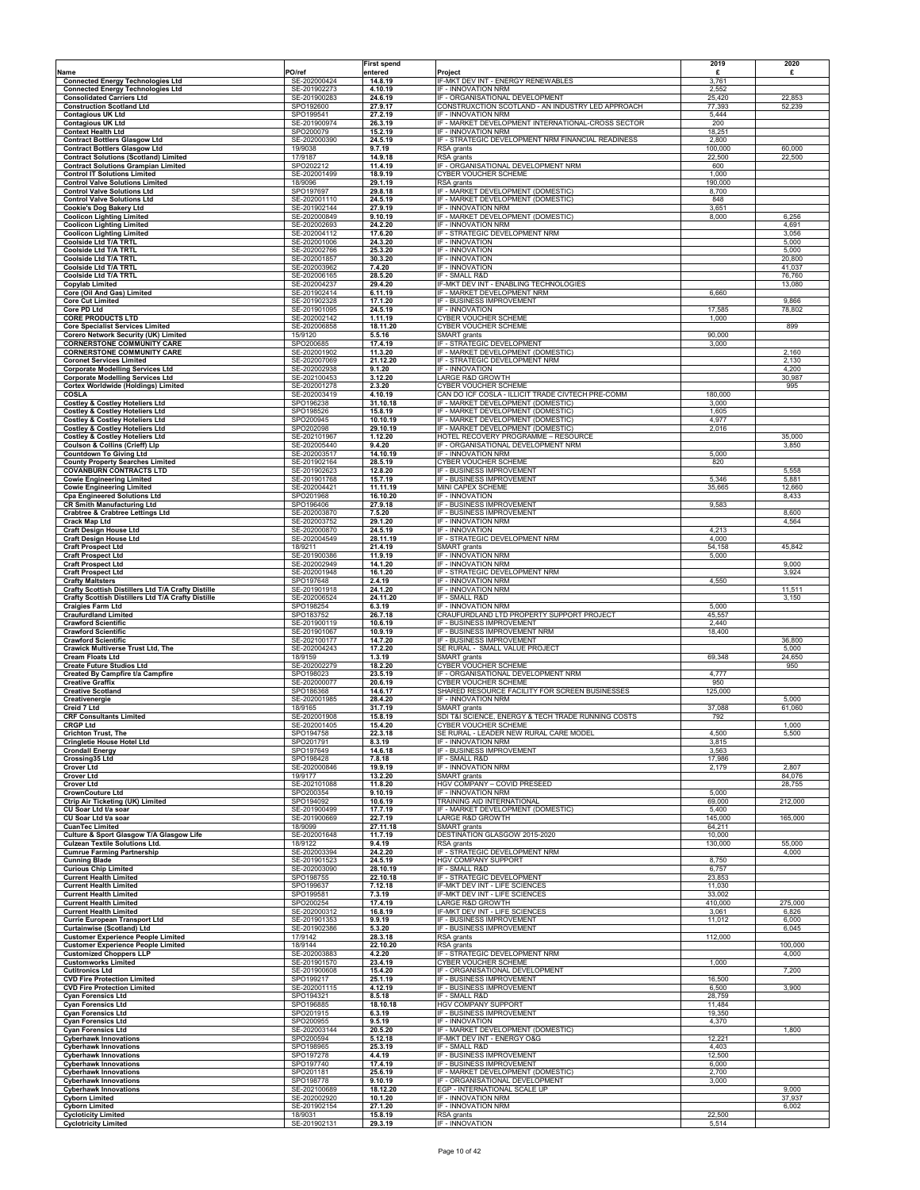| Name | PO/ref | First spend entered | Project | 2019 £ | 2020 £ |
|---|---|---|---|---|---|
| Connected Energy Technologies Ltd | SE-202000424 | 14.8.19 | IF-MKT DEV INT - ENERGY RENEWABLES | 3,761 | |
| Connected Energy Technologies Ltd | SE-201902273 | 4.10.19 | IF - INNOVATION NRM | 2,552 | |
| Consolidated Carriers Ltd | SE-201900283 | 24.6.19 | IF - ORGANISATIONAL DEVELOPMENT | 25,420 | 22,853 |
| Construction Scotland Ltd | SPO192600 | 27.9.17 | CONSTRUXCTION SCOTLAND - AN INDUSTRY LED APPROACH | 77,393 | 52,239 |
| Contagious UK Ltd | SPO199541 | 27.2.19 | IF - INNOVATION NRM | 5,444 | |
| Contagious UK Ltd | SE-201900974 | 26.3.19 | IF - MARKET DEVELOPMENT INTERNATIONAL-CROSS SECTOR | 200 | |
| Context Health Ltd | SPO200079 | 15.2.19 | IF - INNOVATION NRM | 18,251 | |
| Contract Bottlers Glasgow Ltd | SE-202000390 | 24.5.19 | IF - STRATEGIC DEVELOPMENT NRM FINANCIAL READINESS | 2,800 | |
| Contract Bottlers Glasgow Ltd | 19/9038 | 9.7.19 | RSA grants | 100,000 | 60,000 |
| Contract Solutions (Scotland) Limited | 17/9187 | 14.9.18 | RSA grants | 22,500 | 22,500 |
| Contract Solutions Grampian Limited | SPO202212 | 11.4.19 | IF - ORGANISATIONAL DEVELOPMENT NRM | 600 | |
| Control IT Solutions Limited | SE-202001499 | 18.9.19 | CYBER VOUCHER SCHEME | 1,000 | |
| Control Valve Solutions Limited | 18/9096 | 29.1.19 | RSA grants | 190,000 | |
| Control Valve Solutions Ltd | SPO197697 | 29.8.18 | IF - MARKET DEVELOPMENT (DOMESTIC) | 8,700 | |
| Control Valve Solutions Ltd | SE-202001110 | 24.5.19 | IF - MARKET DEVELOPMENT (DOMESTIC) | 848 | |
| Cookie's Dog Bakery Ltd | SE-201902144 | 27.9.19 | IF - INNOVATION NRM | 3,651 | |
| Coolicon Lighting Limited | SE-202000849 | 9.10.19 | IF - MARKET DEVELOPMENT (DOMESTIC) | 8,000 | 6,256 |
| Coolicon Lighting Limited | SE-202002693 | 24.2.20 | IF - INNOVATION NRM | | 4,691 |
| Coolicon Lighting Limited | SE-202004112 | 17.6.20 | IF - STRATEGIC DEVELOPMENT NRM | | 3,056 |
| Coolside Ltd T/A TRTL | SE-202001006 | 24.3.20 | IF - INNOVATION | | 5,000 |
| Coolside Ltd T/A TRTL | SE-202002766 | 25.3.20 | IF - INNOVATION | | 5,000 |
| Coolside Ltd T/A TRTL | SE-202001857 | 30.3.20 | IF - INNOVATION | | 20,800 |
| Coolside Ltd T/A TRTL | SE-202003962 | 7.4.20 | IF - INNOVATION | | 41,037 |
| Coolside Ltd T/A TRTL | SE-202006165 | 28.5.20 | IF - SMALL R&D | | 76,760 |
| Copylab Limited | SE-202004237 | 29.4.20 | IF-MKT DEV INT - ENABLING TECHNOLOGIES | | 13,080 |
| Core (Oil And Gas) Limited | SE-201902414 | 6.11.19 | IF - MARKET DEVELOPMENT NRM | 6,660 | |
| Core Cut Limited | SE-201902328 | 17.1.20 | IF - BUSINESS IMPROVEMENT | | 9,866 |
| Core PD Ltd | SE-201901095 | 24.5.19 | IF - INNOVATION | 17,585 | 78,802 |
| CORE PRODUCTS LTD | SE-202002142 | 1.11.19 | CYBER VOUCHER SCHEME | 1,000 | |
| Core Specialist Services Limited | SE-202006858 | 18.11.20 | CYBER VOUCHER SCHEME | | 899 |
| Corero Network Security (UK) Limited | 15/9120 | 5.5.16 | SMART grants | 90,000 | |
| CORNERSTONE COMMUNITY CARE | SPO200685 | 17.4.19 | IF - STRATEGIC DEVELOPMENT | 3,000 | |
| CORNERSTONE COMMUNITY CARE | SE-202001902 | 11.3.20 | IF - MARKET DEVELOPMENT (DOMESTIC) | | 2,160 |
| Coronet Services Limited | SE-202007069 | 21.12.20 | IF - STRATEGIC DEVELOPMENT NRM | | 2,130 |
| Corporate Modelling Services Ltd | SE-202002938 | 9.1.20 | IF - INNOVATION | | 4,200 |
| Corporate Modelling Services Ltd | SE-202100453 | 3.12.20 | LARGE R&D GROWTH | | 30,987 |
| Cortex Worldwide (Holdings) Limited | SE-202001278 | 2.3.20 | CYBER VOUCHER SCHEME | | 995 |
| COSLA | SE-202003419 | 4.10.19 | CAN DO ICF COSLA - ILLICIT TRADE CIVTECH PRE-COMM | 180,000 | |
| Costley & Costley Hoteliers Ltd | SPO196238 | 31.10.18 | IF - MARKET DEVELOPMENT (DOMESTIC) | 3,000 | |
| Costley & Costley Hoteliers Ltd | SPO198526 | 15.8.19 | IF - MARKET DEVELOPMENT (DOMESTIC) | 1,605 | |
| Costley & Costley Hoteliers Ltd | SPO200945 | 10.10.19 | IF - MARKET DEVELOPMENT (DOMESTIC) | 4,977 | |
| Costley & Costley Hoteliers Ltd | SPO202098 | 29.10.19 | IF - MARKET DEVELOPMENT (DOMESTIC) | 2,016 | |
| Costley & Costley Hoteliers Ltd | SE-202101967 | 1.12.20 | HOTEL RECOVERY PROGRAMME – RESOURCE | | 35,000 |
| Coulson & Collins (Crieff) Llp | SE-202005440 | 9.4.20 | IF - ORGANISATIONAL DEVELOPMENT NRM | | 3,850 |
| Countdown To Giving Ltd | SE-202003517 | 14.10.19 | IF - INNOVATION NRM | 5,000 | |
| County Property Searches Limited | SE-201902164 | 28.5.19 | CYBER VOUCHER SCHEME | 820 | |
| COVANBURN CONTRACTS LTD | SE-201902623 | 12.8.20 | IF - BUSINESS IMPROVEMENT | | 5,558 |
| Cowie Engineering Limited | SE-201901768 | 15.7.19 | IF - BUSINESS IMPROVEMENT | 5,346 | 5,881 |
| Cowie Engineering Limited | SE-202004421 | 11.11.19 | MINI CAPEX SCHEME | 35,665 | 12,660 |
| Cpa Engineered Solutions Ltd | SPO201968 | 16.10.20 | IF - INNOVATION | | 8,433 |
| CR Smith Manufacturing Ltd | SPO196406 | 27.9.18 | IF - BUSINESS IMPROVEMENT | 9,583 | |
| Crabtree & Crabtree Lettings Ltd | SE-202003870 | 7.5.20 | IF - BUSINESS IMPROVEMENT | | 8,600 |
| Crack Map Ltd | SE-202003752 | 29.1.20 | IF - INNOVATION NRM | | 4,564 |
| Craft Design House Ltd | SE-202000870 | 24.5.19 | IF - INNOVATION | 4,213 | |
| Craft Design House Ltd | SE-202004549 | 28.11.19 | IF - STRATEGIC DEVELOPMENT NRM | 4,000 | |
| Craft Prospect Ltd | 18/9211 | 21.4.19 | SMART grants | 54,158 | 45,842 |
| Craft Prospect Ltd | SE-201900386 | 11.9.19 | IF - INNOVATION NRM | 5,000 | |
| Craft Prospect Ltd | SE-202002949 | 14.1.20 | IF - INNOVATION NRM | | 9,000 |
| Craft Prospect Ltd | SE-202001948 | 16.1.20 | IF - STRATEGIC DEVELOPMENT NRM | | 3,924 |
| Crafty Maltsters | SPO197648 | 2.4.19 | IF - INNOVATION NRM | 4,550 | |
| Crafty Scottish Distillers Ltd T/A Crafty Distille | SE-201901918 | 24.1.20 | IF - INNOVATION NRM | | 11,511 |
| Crafty Scottish Distillers Ltd T/A Crafty Distille | SE-202006524 | 24.11.20 | IF - SMALL R&D | | 3,150 |
| Craigies Farm Ltd | SPO198254 | 6.3.19 | IF - INNOVATION NRM | 5,000 | |
| Craufurdland Limited | SPO183752 | 26.7.18 | CRAUFURDLAND LTD PROPERTY SUPPORT PROJECT | 45,557 | |
| Crawford Scientific | SE-201900119 | 10.6.19 | IF - BUSINESS IMPROVEMENT | 2,440 | |
| Crawford Scientific | SE-201901067 | 10.9.19 | IF - BUSINESS IMPROVEMENT NRM | 18,400 | |
| Crawford Scientific | SE-202100177 | 14.7.20 | IF - BUSINESS IMPROVEMENT | | 36,800 |
| Crawick Multiverse Trust Ltd, The | SE-202004243 | 17.2.20 | SE RURAL - SMALL VALUE PROJECT | | 5,000 |
| Cream Floats Ltd | 18/9159 | 1.3.19 | SMART grants | 69,348 | 24,650 |
| Create Future Studios Ltd | SE-202002279 | 18.2.20 | CYBER VOUCHER SCHEME | | 950 |
| Created By Campfire t/a Campfire | SPO198023 | 23.5.19 | IF - ORGANISATIONAL DEVELOPMENT NRM | 4,777 | |
| Creative Graffix | SE-202000077 | 20.6.19 | CYBER VOUCHER SCHEME | 950 | |
| Creative Scotland | SPO186368 | 14.6.17 | SHARED RESOURCE FACILITY FOR SCREEN BUSINESSES | 125,000 | |
| Creativenergie | SE-202001985 | 28.4.20 | IF - INNOVATION NRM | | 5,000 |
| Creid 7 Ltd | 18/9165 | 31.7.19 | SMART grants | 37,088 | 61,060 |
| CRF Consultants Limited | SE-201901908 | 15.8.19 | SDI T&I SCIENCE, ENERGY & TECH TRADE RUNNING COSTS | 792 | |
| CRGP Ltd | SE-202001405 | 15.4.20 | CYBER VOUCHER SCHEME | | 1,000 |
| Crichton Trust, The | SPO194758 | 22.3.18 | SE RURAL - LEADER NEW RURAL CARE MODEL | 4,500 | 5,500 |
| Cringletie House Hotel Ltd | SPO201791 | 8.3.19 | IF - INNOVATION NRM | 3,815 | |
| Crondall Energy | SPO197649 | 14.6.18 | IF - BUSINESS IMPROVEMENT | 3,563 | |
| Crossing35 Ltd | SPO198428 | 7.8.18 | IF - SMALL R&D | 17,986 | |
| Crover Ltd | SE-202000846 | 19.9.19 | IF - INNOVATION NRM | 2,179 | 2,807 |
| Crover Ltd | 19/9177 | 13.2.20 | SMART grants | | 84,076 |
| Crover Ltd | SE-202101088 | 11.8.20 | HGV COMPANY – COVID PRESEED | | 28,755 |
| CrownCouture Ltd | SPO200354 | 9.10.19 | IF - INNOVATION NRM | 5,000 | |
| Ctrip Air Ticketing (UK) Limited | SPO194092 | 10.6.19 | TRAINING AID INTERNATIONAL | 69,000 | 212,000 |
| CU Soar Ltd t/a soar | SE-201900499 | 17.7.19 | IF - MARKET DEVELOPMENT (DOMESTIC) | 5,400 | |
| CU Soar Ltd t/a soar | SE-201900669 | 22.7.19 | LARGE R&D GROWTH | 145,000 | 165,000 |
| CuanTec Limited | 18/9099 | 27.11.18 | SMART grants | 64,211 | |
| Culture & Sport Glasgow T/A Glasgow Life | SE-202001648 | 11.7.19 | DESTINATION GLASGOW 2015-2020 | 10,000 | |
| Culzean Textile Solutions Ltd. | 18/9122 | 9.4.19 | RSA grants | 130,000 | 55,000 |
| Cumrue Farming Partnership | SE-202003394 | 24.2.20 | IF - STRATEGIC DEVELOPMENT NRM | | 4,000 |
| Cunning Blade | SE-201901523 | 24.5.19 | HGV COMPANY SUPPORT | 8,750 | |
| Curious Chip Limited | SE-202003090 | 28.10.19 | IF - SMALL R&D | 6,757 | |
| Current Health Limited | SPO198755 | 22.10.18 | IF - STRATEGIC DEVELOPMENT | 23,853 | |
| Current Health Limited | SPO199637 | 7.12.18 | IF-MKT DEV INT - LIFE SCIENCES | 11,030 | |
| Current Health Limited | SPO199581 | 7.3.19 | IF-MKT DEV INT - LIFE SCIENCES | 33,002 | |
| Current Health Limited | SPO200254 | 17.4.19 | LARGE R&D GROWTH | 410,000 | 275,000 |
| Current Health Limited | SE-202000312 | 16.8.19 | IF-MKT DEV INT - LIFE SCIENCES | 3,061 | 6,826 |
| Currie European Transport Ltd | SE-201901353 | 9.9.19 | IF - BUSINESS IMPROVEMENT | 11,012 | 6,000 |
| Curtainwise (Scotland) Ltd | SE-201902386 | 5.3.20 | IF - BUSINESS IMPROVEMENT | | 6,045 |
| Customer Experience People Limited | 17/9142 | 28.3.18 | RSA grants | 112,000 | |
| Customer Experience People Limited | 18/9144 | 22.10.20 | RSA grants | | 100,000 |
| Customized Choppers LLP | SE-202003883 | 4.2.20 | IF - STRATEGIC DEVELOPMENT NRM | | 4,000 |
| Customworks Limited | SE-201901570 | 23.4.19 | CYBER VOUCHER SCHEME | 1,000 | |
| Cutitronics Ltd | SE-201900608 | 15.4.20 | IF - ORGANISATIONAL DEVELOPMENT | | 7,200 |
| CVD Fire Protection Limited | SPO199217 | 25.1.19 | IF - BUSINESS IMPROVEMENT | 16,500 | |
| CVD Fire Protection Limited | SE-202001115 | 4.12.19 | IF - BUSINESS IMPROVEMENT | 6,500 | 3,900 |
| Cyan Forensics Ltd | SPO194321 | 8.5.18 | IF - SMALL R&D | 28,759 | |
| Cyan Forensics Ltd | SPO196885 | 18.10.18 | HGV COMPANY SUPPORT | 11,484 | |
| Cyan Forensics Ltd | SPO201915 | 6.3.19 | IF - BUSINESS IMPROVEMENT | 19,350 | |
| Cyan Forensics Ltd | SPO200955 | 9.5.19 | IF - INNOVATION | 4,370 | |
| Cyan Forensics Ltd | SE-202003144 | 20.5.20 | IF - MARKET DEVELOPMENT (DOMESTIC) | | 1,800 |
| Cyberhawk Innovations | SPO200594 | 5.12.18 | IF-MKT DEV INT - ENERGY O&G | 12,221 | |
| Cyberhawk Innovations | SPO198965 | 25.3.19 | IF - SMALL R&D | 4,403 | |
| Cyberhawk Innovations | SPO197278 | 4.4.19 | IF - BUSINESS IMPROVEMENT | 12,500 | |
| Cyberhawk Innovations | SPO197740 | 17.4.19 | IF - BUSINESS IMPROVEMENT | 6,000 | |
| Cyberhawk Innovations | SPO201181 | 25.6.19 | IF - MARKET DEVELOPMENT (DOMESTIC) | 2,700 | |
| Cyberhawk Innovations | SPO198778 | 9.10.19 | IF - ORGANISATIONAL DEVELOPMENT | 3,000 | |
| Cyberhawk Innovations | SE-202100689 | 18.12.20 | EGP - INTERNATIONAL SCALE UP | | 9,000 |
| Cyborn Limited | SE-202002920 | 10.1.20 | IF - INNOVATION NRM | | 37,937 |
| Cyborn Limited | SE-201902154 | 27.1.20 | IF - INNOVATION NRM | | 6,002 |
| Cycloticity Limited | 18/9031 | 15.8.19 | RSA grants | 22,500 | |
| Cyclotricity Limited | SE-201902131 | 29.3.19 | IF - INNOVATION | 5,514 | |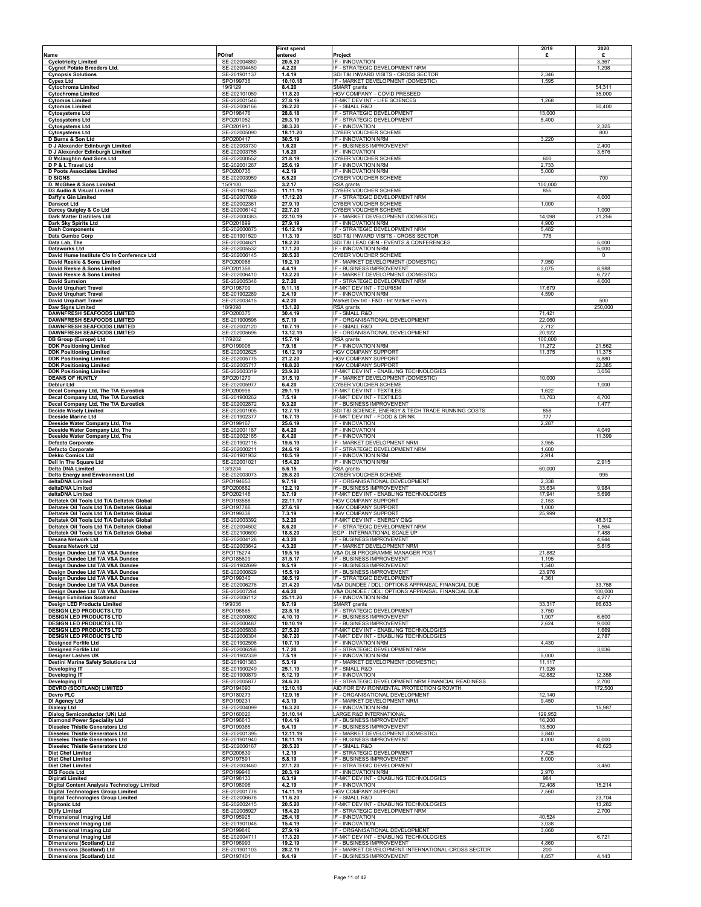| Name | PO/ref | First spend entered | Project | 2019 £ | 2020 £ |
|---|---|---|---|---|---|
| Cyclotricity Limited | SE-202004880 | 20.5.20 | IF - INNOVATION | | 3,367 |
| Cygnet Potato Breeders Ltd. | SE-202004450 | 4.2.20 | IF - STRATEGIC DEVELOPMENT NRM | | 1,298 |
| Cynopsis Solutions | SE-201901137 | 1.4.19 | SDI T&I INWARD VISITS - CROSS SECTOR | 2,346 | |
| Cypex Ltd | SPO199736 | 10.10.18 | IF - MARKET DEVELOPMENT (DOMESTIC) | 1,595 | |
| Cytochroma Limited | 19/9129 | 8.4.20 | SMART grants | | 54,311 |
| Cytochroma Limited | SE-202101059 | 11.8.20 | HGV COMPANY – COVID PRESEED | | 35,000 |
| Cytomos Limited | SE-202001546 | 27.8.19 | IF-MKT DEV INT - LIFE SCIENCES | 1,268 | |
| Cytomos Limited | SE-202006166 | 26.2.20 | IF - SMALL R&D | | 50,400 |
| Cytosystems Ltd | SPO198476 | 28.8.18 | IF - STRATEGIC DEVELOPMENT | 13,000 | |
| Cytosystems Ltd | SPO201052 | 29.3.19 | IF - STRATEGIC DEVELOPMENT | 5,400 | |
| Cytosystems Ltd | SPO201913 | 30.3.20 | IF - INNOVATION | | 2,325 |
| Cytosystems Ltd | SE-202005090 | 18.11.20 | CYBER VOUCHER SCHEME | | 800 |
| D Burns & Son Ltd | SPO200417 | 30.5.19 | IF - INNOVATION NRM | 3,220 | |
| D J Alexander Edinburgh Limited | SE-202003730 | 1.6.20 | IF - BUSINESS IMPROVEMENT | | 2,400 |
| D J Alexander Edinburgh Limited | SE-202003755 | 1.6.20 | IF - INNOVATION | | 3,576 |
| D Mclaughlin And Sons Ltd | SE-202000552 | 21.8.19 | CYBER VOUCHER SCHEME | 600 | |
| D P & L Travel Ltd | SE-202001267 | 25.6.19 | IF - INNOVATION NRM | 2,733 | |
| D Poots Associates Limited | SPO200735 | 4.2.19 | IF - INNOVATION NRM | 5,000 | |
| D SIGNS | SE-202003959 | 6.5.20 | CYBER VOUCHER SCHEME | | 700 |
| D. McGhee & Sons Limited | 15/9100 | 3.2.17 | RSA grants | 100,000 | |
| D3 Audio & Visual Limited | SE-201901846 | 11.11.19 | CYBER VOUCHER SCHEME | 855 | |
| Daffy's Gin Limited | SE-202007089 | 17.12.20 | IF - STRATEGIC DEVELOPMENT NRM | | 4,000 |
| Danscot Ltd | SE-202002361 | 27.9.19 | CYBER VOUCHER SCHEME | 1,000 | |
| Darcey Quigley & Co Ltd | SE-202006142 | 22.7.20 | CYBER VOUCHER SCHEME | | 1,000 |
| Dark Matter Distillers Ltd | SE-202000383 | 22.10.19 | IF - MARKET DEVELOPMENT (DOMESTIC) | 14,098 | 21,256 |
| Dark Sky Spirits Ltd | SPO201899 | 27.9.19 | IF - INNOVATION NRM | 4,900 | |
| Dash Components | SE-202000875 | 16.12.19 | IF - STRATEGIC DEVELOPMENT NRM | 5,482 | |
| Data Gumbo Corp | SE-201901520 | 11.3.19 | SDI T&I INWARD VISITS - CROSS SECTOR | 776 | |
| Data Lab, The | SE-202004621 | 18.2.20 | SDI T&I LEAD GEN - EVENTS & CONFERENCES | | 5,000 |
| Dataworks Ltd | SE-202005532 | 17.1.20 | IF - INNOVATION NRM | | 5,000 |
| David Hume Institute C/o In Conference Ltd | SE-202006145 | 20.5.20 | CYBER VOUCHER SCHEME | | 0 |
| David Reekie & Sons Limited | SPO200066 | 19.2.19 | IF - MARKET DEVELOPMENT (DOMESTIC) | 7,950 | |
| David Reekie & Sons Limited | SPO201358 | 4.4.19 | IF - BUSINESS IMPROVEMENT | 3,075 | 8,988 |
| David Reekie & Sons Limited | SE-202006410 | 13.2.20 | IF - MARKET DEVELOPMENT (DOMESTIC) | | 6,727 |
| David Sumsion | SE-202005346 | 2.7.20 | IF - STRATEGIC DEVELOPMENT NRM | | 4,000 |
| David Urquhart Travel | SPO198709 | 9.11.18 | IF-MKT DEV INT - TOURISM | 17,679 | |
| David Urquhart Travel | SE-201902289 | 2.4.19 | IF - INNOVATION NRM | 4,590 | |
| David Urquhart Travel | SE-202003415 | 4.2.20 | Market Dev Int - F&D - Int Matket Events | | 500 |
| Daw Signs Limited | 18/9098 | 13.1.20 | RSA grants | | 250,000 |
| DAWNFRESH SEAFOODS LIMITED | SPO200375 | 30.4.19 | IF - SMALL R&D | 71,421 | |
| DAWNFRESH SEAFOODS LIMITED | SE-201900596 | 5.7.19 | IF - ORGANISATIONAL DEVELOPMENT | 22,060 | |
| DAWNFRESH SEAFOODS LIMITED | SE-202002120 | 10.7.19 | IF - SMALL R&D | 2,712 | |
| DAWNFRESH SEAFOODS LIMITED | SE-202005696 | 13.12.19 | IF - ORGANISATIONAL DEVELOPMENT | 20,922 | |
| DB Group (Europe) Ltd | 17/9202 | 15.7.19 | RSA grants | 100,000 | |
| DDK Positioning Limited | SPO199006 | 7.9.18 | IF - INNOVATION NRM | 11,272 | 21,562 |
| DDK Positioning Limited | SE-202002625 | 16.12.19 | HGV COMPANY SUPPORT | 11,375 | 11,375 |
| DDK Positioning Limited | SE-202005775 | 21.2.20 | HGV COMPANY SUPPORT | | 5,880 |
| DDK Positioning Limited | SE-202005717 | 18.8.20 | HGV COMPANY SUPPORT | | 22,385 |
| DDK Positioning Limited | SE-202003319 | 23.9.20 | IF-MKT DEV INT - ENABLING TECHNOLOGIES | | 3,056 |
| DEANS OF HUNTLY | SPO201270 | 31.5.19 | IF - MARKET DEVELOPMENT (DOMESTIC) | 10,000 | |
| Deblur Ltd | SE-202005977 | 6.4.20 | CYBER VOUCHER SCHEME | | 1,000 |
| Decal Company Ltd, The T/A Eurostick | SPO200998 | 29.1.19 | IF-MKT DEV INT - TEXTILES | 1,622 | |
| Decal Company Ltd, The T/A Eurostick | SE-201900262 | 7.5.19 | IF-MKT DEV INT - TEXTILES | 13,763 | 4,700 |
| Decal Company Ltd, The T/A Eurostick | SE-202002872 | 9.3.20 | IF - BUSINESS IMPROVEMENT | | 1,477 |
| Decide Wisely Limited | SE-202001905 | 12.7.19 | SDI T&I SCIENCE, ENERGY & TECH TRADE RUNNING COSTS | 858 | |
| Deeside Marine Ltd | SE-201902377 | 16.7.19 | IF-MKT DEV INT - FOOD & DRINK | 777 | |
| Deeside Water Company Ltd, The | SPO199167 | 25.6.19 | IF - INNOVATION | 2,287 | |
| Deeside Water Company Ltd, The | SE-202001187 | 8.4.20 | IF - INNOVATION | | 4,049 |
| Deeside Water Company Ltd, The | SE-202002165 | 8.4.20 | IF - INNOVATION | | 11,399 |
| Defacto Corporate | SE-201902116 | 19.6.19 | IF - MARKET DEVELOPMENT NRM | 3,955 | |
| Defacto Corporate | SE-202000211 | 24.6.19 | IF - STRATEGIC DEVELOPMENT NRM | 1,600 | |
| Dekko Comics Ltd | SE-201901932 | 10.5.19 | IF - INNOVATION NRM | 2,914 | |
| Deli In The Square Ltd | SE-202001021 | 15.4.20 | IF - INNOVATION NRM | | 2,915 |
| Delta DNA Limited | 13/9204 | 5.6.15 | RSA grants | 60,000 | |
| Delta Energy and Environment Ltd | SE-202003073 | 25.8.20 | CYBER VOUCHER SCHEME | | 995 |
| deltaDNA Limited | SPO194653 | 9.7.18 | IF - ORGANISATIONAL DEVELOPMENT | 2,338 | |
| deltaDNA Limited | SPO200682 | 12.2.19 | IF - BUSINESS IMPROVEMENT | 33,634 | 9,984 |
| deltaDNA Limited | SPO202148 | 3.7.19 | IF-MKT DEV INT - ENABLING TECHNOLOGIES | 17,941 | 5,696 |
| Deltatek Oil Tools Ltd T/A Deltatek Global | SPO193588 | 22.11.17 | HGV COMPANY SUPPORT | 2,153 | |
| Deltatek Oil Tools Ltd T/A Deltatek Global | SPO197788 | 27.6.18 | HGV COMPANY SUPPORT | 1,000 | |
| Deltatek Oil Tools Ltd T/A Deltatek Global | SPO199338 | 7.3.19 | HGV COMPANY SUPPORT | 25,999 | |
| Deltatek Oil Tools Ltd T/A Deltatek Global | SE-202003392 | 3.2.20 | IF-MKT DEV INT - ENERGY O&G | | 48,312 |
| Deltatek Oil Tools Ltd T/A Deltatek Global | SE-202004502 | 8.6.20 | IF - STRATEGIC DEVELOPMENT NRM | | 1,564 |
| Deltatek Oil Tools Ltd T/A Deltatek Global | SE-202100690 | 18.8.20 | EGP - INTERNATIONAL SCALE UP | | 7,488 |
| Desana Network Ltd | SE-202004128 | 4.3.20 | IF - BUSINESS IMPROVEMENT | | 4,644 |
| Desana Network Ltd | SE-202003642 | 4.3.20 | IF - MARKET DEVELOPMENT NRM | | 5,815 |
| Design Dundee Ltd T/A V&A Dundee | SPO175274 | 19.5.16 | V&A DLBI PROGRAMME MANAGER POST | 21,882 | |
| Design Dundee Ltd T/A V&A Dundee | SPO185809 | 31.5.17 | IF - BUSINESS IMPROVEMENT | 1,195 | |
| Design Dundee Ltd T/A V&A Dundee | SE-201902699 | 9.5.19 | IF - BUSINESS IMPROVEMENT | 1,540 | |
| Design Dundee Ltd T/A V&A Dundee | SE-202000829 | 15.5.19 | IF - BUSINESS IMPROVEMENT | 23,976 | |
| Design Dundee Ltd T/A V&A Dundee | SPO199340 | 30.5.19 | IF - STRATEGIC DEVELOPMENT | 4,361 | |
| Design Dundee Ltd T/A V&A Dundee | SE-202006276 | 21.4.20 | V&A DUNDEE / DDL: OPTIONS APPRAISAL FINANCIAL DUE | | 33,758 |
| Design Dundee Ltd T/A V&A Dundee | SE-202007264 | 4.6.20 | V&A DUNDEE / DDL: OPTIONS APPRAISAL FINANCIAL DUE | | 100,000 |
| Design Exhibition Scotland | SE-202006112 | 25.11.20 | IF - INNOVATION NRM | | 4,277 |
| Design LED Products Limited | 19/9036 | 9.7.19 | SMART grants | 33,317 | 66,633 |
| DESIGN LED PRODUCTS LTD | SPO196865 | 23.5.18 | IF - STRATEGIC DEVELOPMENT | 3,750 | |
| DESIGN LED PRODUCTS LTD | SE-202000892 | 4.10.19 | IF - BUSINESS IMPROVEMENT | 1,907 | 6,600 |
| DESIGN LED PRODUCTS LTD | SE-202000487 | 10.10.19 | IF - BUSINESS IMPROVEMENT | 2,624 | 9,000 |
| DESIGN LED PRODUCTS LTD | SE-202005838 | 27.5.20 | IF-MKT DEV INT - ENABLING TECHNOLOGIES | | 1,669 |
| DESIGN LED PRODUCTS LTD | SE-202006304 | 30.7.20 | IF-MKT DEV INT - ENABLING TECHNOLOGIES | | 2,787 |
| Designed Forlife Ltd | SE-201902598 | 10.7.19 | IF - INNOVATION NRM | 4,430 | |
| Designed Forlife Ltd | SE-202006268 | 1.7.20 | IF - STRATEGIC DEVELOPMENT NRM | | 3,036 |
| Designer Lashes UK | SE-201902339 | 7.5.19 | IF - INNOVATION NRM | 5,000 | |
| Destini Marine Safety Solutions Ltd | SE-201901383 | 5.3.19 | IF - MARKET DEVELOPMENT (DOMESTIC) | 11,117 | |
| Developing IT | SE-201900249 | 25.1.19 | IF - SMALL R&D | 71,926 | |
| Developing IT | SE-201900879 | 5.12.19 | IF - INNOVATION | 42,882 | 12,358 |
| Developing IT | SE-202005877 | 24.6.20 | IF - STRATEGIC DEVELOPMENT NRM FINANCIAL READINESS | | 2,700 |
| DEVRO (SCOTLAND) LIMITED | SPO194093 | 12.10.18 | AID FOR ENVIRONMENTAL PROTECTION GROWTH | | 172,500 |
| Devro PLC | SPO180273 | 12.9.16 | IF - ORGANISATIONAL DEVELOPMENT | 12,140 | |
| DI Agency Ltd | SPO199231 | 4.3.19 | IF - MARKET DEVELOPMENT NRM | 9,450 | |
| Dialexy Ltd | SE-202004099 | 16.3.20 | IF - INNOVATION NRM | | 15,987 |
| Dialog Semiconductor (UK) Ltd | SPO160020 | 31.10.14 | LARGE R&D INTERNATIONAL | 129,952 | |
| Diamond Power Speciality Ltd | SPO196613 | 10.4.19 | IF - BUSINESS IMPROVEMENT | 16,200 | |
| Dieselec Thistle Generators Ltd | SPO199385 | 9.4.19 | IF - BUSINESS IMPROVEMENT | 13,500 | |
| Dieselec Thistle Generators Ltd | SE-202001395 | 12.11.19 | IF - MARKET DEVELOPMENT (DOMESTIC) | 3,840 | |
| Dieselec Thistle Generators Ltd | SE-201901940 | 18.11.19 | IF - BUSINESS IMPROVEMENT | 4,000 | 4,000 |
| Dieselec Thistle Generators Ltd | SE-202006167 | 20.5.20 | IF - SMALL R&D | | 40,623 |
| Diet Chef Limited | SPO200839 | 1.2.19 | IF - STRATEGIC DEVELOPMENT | 7,425 | |
| Diet Chef Limited | SPO197591 | 5.8.19 | IF - BUSINESS IMPROVEMENT | 6,000 | |
| Diet Chef Limited | SE-202003460 | 27.1.20 | IF - STRATEGIC DEVELOPMENT | | 3,450 |
| DIG Foods Ltd | SPO199946 | 20.3.19 | IF - INNOVATION NRM | 2,970 | |
| Digirati Limited | SPO198133 | 6.3.19 | IF-MKT DEV INT - ENABLING TECHNOLOGIES | 984 | |
| Digital Content Analysis Technology Limited | SPO198096 | 4.2.19 | IF - INNOVATION | 72,408 | 15,214 |
| Digital Technologies Group Limited | SE-202001778 | 14.11.19 | HGV COMPANY SUPPORT | 7,560 | |
| Digital Technologies Group Limited | SE-202006678 | 11.6.20 | IF - SMALL R&D | | 23,704 |
| Digitonic Ltd | SE-202002415 | 20.5.20 | IF-MKT DEV INT - ENABLING TECHNOLOGIES | | 13,282 |
| Dijify Limited | SE-202005927 | 15.4.20 | IF - STRATEGIC DEVELOPMENT NRM | | 2,700 |
| Dimensional Imaging Ltd | SPO195925 | 25.4.18 | IF - INNOVATION | 40,524 | |
| Dimensional Imaging Ltd | SE-201901048 | 15.4.19 | IF - INNOVATION | 3,038 | |
| Dimensional Imaging Ltd | SPO199846 | 27.9.19 | IF - ORGANISATIONAL DEVELOPMENT | 3,060 | |
| Dimensional Imaging Ltd | SE-202004711 | 17.3.20 | IF-MKT DEV INT - ENABLING TECHNOLOGIES | | 6,721 |
| Dimensions (Scotland) Ltd | SPO196993 | 19.2.19 | IF - BUSINESS IMPROVEMENT | 4,860 | |
| Dimensions (Scotland) Ltd | SE-201901103 | 28.2.19 | IF - MARKET DEVELOPMENT INTERNATIONAL-CROSS SECTOR | 200 | |
| Dimensions (Scotland) Ltd | SPO197401 | 9.4.19 | IF - BUSINESS IMPROVEMENT | 4,857 | 4,143 |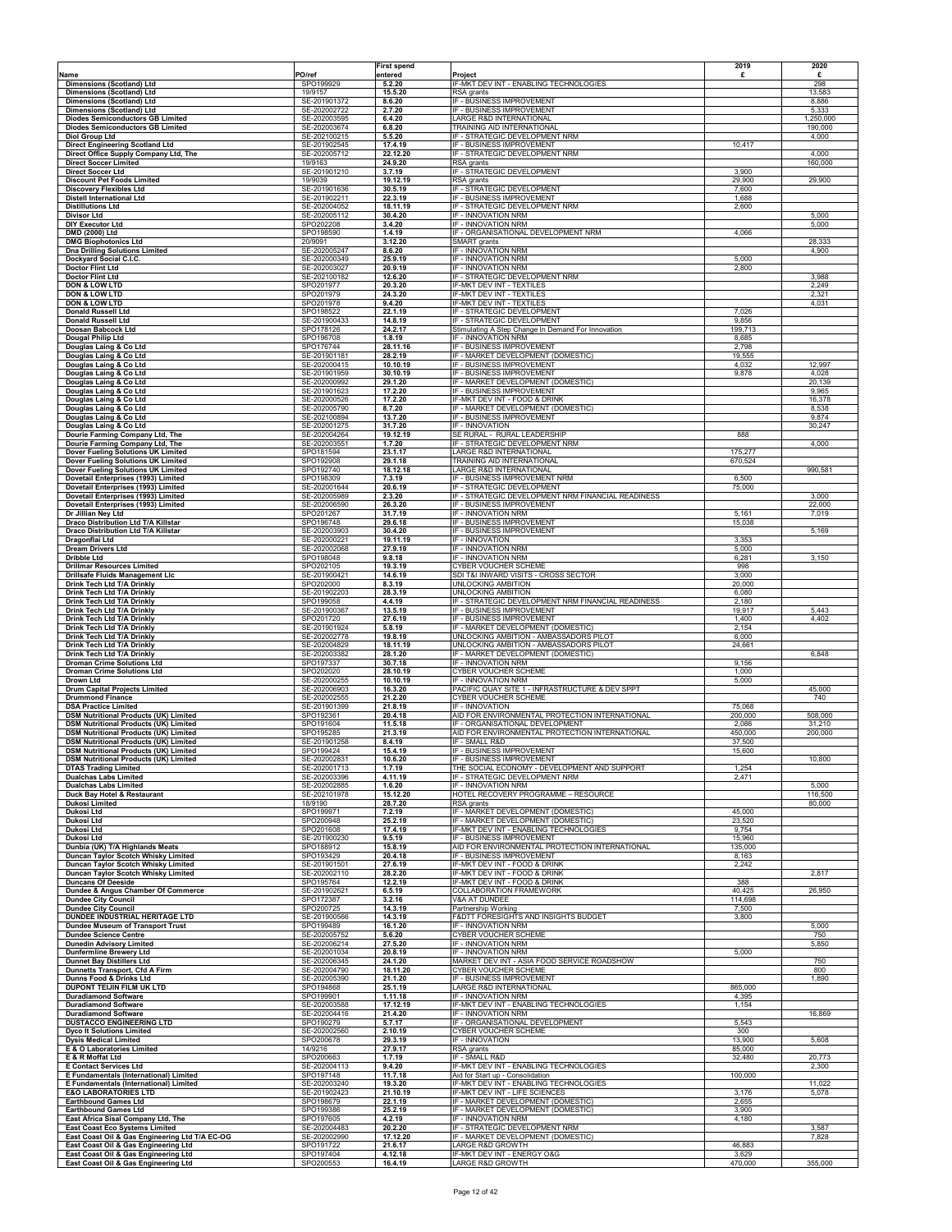| Name | PO/ref | First spend entered | Project | 2019 £ | 2020 £ |
|---|---|---|---|---|---|
| Dimensions (Scotland) Ltd | SPO199929 | 5.2.20 | IF-MKT DEV INT - ENABLING TECHNOLOGIES | | 298 |
| Dimensions (Scotland) Ltd | 19/9157 | 15.5.20 | RSA grants | | 13,583 |
| Dimensions (Scotland) Ltd | SE-201901372 | 8.6.20 | IF - BUSINESS IMPROVEMENT | | 8,886 |
| Dimensions (Scotland) Ltd | SE-202002722 | 2.7.20 | IF - BUSINESS IMPROVEMENT | | 5,333 |
| Diodes Semiconductors GB Limited | SE-202003595 | 6.4.20 | LARGE R&D INTERNATIONAL | | 1,250,000 |
| Diodes Semiconductors GB Limited | SE-202003674 | 6.8.20 | TRAINING AID INTERNATIONAL | | 190,000 |
| Diol Group Ltd | SE-202100215 | 5.5.20 | IF - STRATEGIC DEVELOPMENT NRM | | 4,000 |
| Direct Engineering Scotland Ltd | SE-201902545 | 17.4.19 | IF - BUSINESS IMPROVEMENT | 10,417 | |
| Direct Office Supply Company Ltd, The | SE-202005712 | 22.12.20 | IF - STRATEGIC DEVELOPMENT NRM | | 4,000 |
| Direct Soccer Limited | 19/9163 | 24.9.20 | RSA grants | | 160,000 |
| Direct Soccer Ltd | SE-201901210 | 3.7.19 | IF - STRATEGIC DEVELOPMENT | 3,900 | |
| Discount Pet Foods Limited | 19/9039 | 19.12.19 | RSA grants | 29,900 | 29,900 |
| Discovery Flexibles Ltd | SE-201901636 | 30.5.19 | IF - STRATEGIC DEVELOPMENT | 7,600 | |
| Distell International Ltd | SE-201902211 | 22.3.19 | IF - BUSINESS IMPROVEMENT | 1,688 | |
| Distillutions Ltd | SE-202004052 | 18.11.19 | IF - STRATEGIC DEVELOPMENT NRM | 2,600 | |
| Divisor Ltd | SE-202005112 | 30.4.20 | IF - INNOVATION NRM | | 5,000 |
| DIY Executor Ltd | SPO202208 | 3.4.20 | IF - INNOVATION NRM | | 5,000 |
| DMD (2000) Ltd | SPO198590 | 1.4.19 | IF - ORGANISATIONAL DEVELOPMENT NRM | 4,066 | |
| DMG Biophotonics Ltd | 20/9091 | 3.12.20 | SMART grants | | 28,333 |
| Dna Drilling Solutions Limited | SE-202005247 | 8.6.20 | IF - INNOVATION NRM | | 4,900 |
| Dockyard Social C.I.C. | SE-202000349 | 25.9.19 | IF - INNOVATION NRM | 5,000 | |
| Doctor Flint Ltd | SE-202003027 | 20.9.19 | IF - INNOVATION NRM | 2,800 | |
| Doctor Flint Ltd | SE-202100182 | 12.6.20 | IF - STRATEGIC DEVELOPMENT NRM | | 3,988 |
| DON & LOW LTD | SPO201977 | 20.3.20 | IF-MKT DEV INT - TEXTILES | | 2,249 |
| DON & LOW LTD | SPO201979 | 24.3.20 | IF-MKT DEV INT - TEXTILES | | 2,321 |
| DON & LOW LTD | SPO201978 | 9.4.20 | IF-MKT DEV INT - TEXTILES | | 4,031 |
| Donald Russell Ltd | SPO198522 | 22.1.19 | IF - STRATEGIC DEVELOPMENT | 7,026 | |
| Donald Russell Ltd | SE-201900433 | 14.8.19 | IF - STRATEGIC DEVELOPMENT | 9,856 | |
| Doosan Babcock Ltd | SPO178126 | 24.2.17 | Stimulating A Step Change In Demand For Innovation | 199,713 | |
| Dougal Philip Ltd | SPO196708 | 1.8.19 | IF - INNOVATION NRM | 8,685 | |
| Douglas Laing & Co Ltd | SPO176744 | 28.11.16 | IF - BUSINESS IMPROVEMENT | 2,798 | |
| Douglas Laing & Co Ltd | SE-201901181 | 28.2.19 | IF - MARKET DEVELOPMENT (DOMESTIC) | 19,555 | |
| Douglas Laing & Co Ltd | SE-202000415 | 10.10.19 | IF - BUSINESS IMPROVEMENT | 4,032 | 12,997 |
| Douglas Laing & Co Ltd | SE-201901959 | 30.10.19 | IF - BUSINESS IMPROVEMENT | 9,878 | 4,028 |
| Douglas Laing & Co Ltd | SE-202000992 | 29.1.20 | IF - MARKET DEVELOPMENT (DOMESTIC) | | 20,139 |
| Douglas Laing & Co Ltd | SE-201901623 | 17.2.20 | IF - BUSINESS IMPROVEMENT | | 9,965 |
| Douglas Laing & Co Ltd | SE-202000526 | 17.2.20 | IF-MKT DEV INT - FOOD & DRINK | | 16,378 |
| Douglas Laing & Co Ltd | SE-202005790 | 8.7.20 | IF - MARKET DEVELOPMENT (DOMESTIC) | | 8,538 |
| Douglas Laing & Co Ltd | SE-202100894 | 13.7.20 | IF - BUSINESS IMPROVEMENT | | 9,874 |
| Douglas Laing & Co Ltd | SE-202001275 | 31.7.20 | IF - INNOVATION | | 30,247 |
| Dourie Farming Company Ltd, The | SE-202004264 | 19.12.19 | SE RURAL - RURAL LEADERSHIP | 888 | |
| Dourie Farming Company Ltd, The | SE-202003551 | 1.7.20 | IF - STRATEGIC DEVELOPMENT NRM | | 4,000 |
| Dover Fueling Solutions UK Limited | SPO181594 | 23.1.17 | LARGE R&D INTERNATIONAL | 175,277 | |
| Dover Fueling Solutions UK Limited | SPO192908 | 29.1.18 | TRAINING AID INTERNATIONAL | 670,524 | |
| Dover Fueling Solutions UK Limited | SPO192740 | 18.12.18 | LARGE R&D INTERNATIONAL | | 990,581 |
| Dovetail Enterprises (1993) Limited | SPO198309 | 7.3.19 | IF - BUSINESS IMPROVEMENT NRM | 6,500 | |
| Dovetail Enterprises (1993) Limited | SE-202001644 | 20.6.19 | IF - STRATEGIC DEVELOPMENT | 75,000 | |
| Dovetail Enterprises (1993) Limited | SE-202005989 | 2.3.20 | IF - STRATEGIC DEVELOPMENT NRM FINANCIAL READINESS | | 3,000 |
| Dovetail Enterprises (1993) Limited | SE-202006590 | 26.3.20 | IF - BUSINESS IMPROVEMENT | | 22,000 |
| Dr Jillian Ney Ltd | SPO201267 | 31.7.19 | IF - INNOVATION NRM | 5,161 | 7,019 |
| Draco Distribution Ltd T/A Killstar | SPO196748 | 29.6.18 | IF - BUSINESS IMPROVEMENT | 15,038 | |
| Draco Distribution Ltd T/A Killstar | SE-202003903 | 30.4.20 | IF - BUSINESS IMPROVEMENT | | 5,169 |
| Dragonfai Ltd | SE-202000221 | 19.11.19 | IF - INNOVATION | 3,353 | |
| Dream Drivers Ltd | SE-202002068 | 27.9.19 | IF - INNOVATION NRM | 5,000 | |
| Dribble Ltd | SPO198048 | 9.8.18 | IF - INNOVATION NRM | 6,281 | 3,150 |
| Drillmar Resources Limited | SPO202105 | 19.3.19 | CYBER VOUCHER SCHEME | 998 | |
| Drillsafe Fluids Management Llc | SE-201900421 | 14.6.19 | SDI T&I INWARD VISITS - CROSS SECTOR | 3,000 | |
| Drink Tech Ltd T/A Drinkly | SPO202000 | 8.3.19 | UNLOCKING AMBITION | 20,000 | |
| Drink Tech Ltd T/A Drinkly | SE-201902203 | 28.3.19 | UNLOCKING AMBITION | 6,080 | |
| Drink Tech Ltd T/A Drinkly | SPO199058 | 4.4.19 | IF - STRATEGIC DEVELOPMENT NRM FINANCIAL READINESS | 2,180 | |
| Drink Tech Ltd T/A Drinkly | SE-201900367 | 13.5.19 | IF - BUSINESS IMPROVEMENT | 19,917 | 5,443 |
| Drink Tech Ltd T/A Drinkly | SPO201720 | 27.6.19 | IF - BUSINESS IMPROVEMENT | 1,400 | 4,402 |
| Drink Tech Ltd T/A Drinkly | SE-201901924 | 5.8.19 | IF - MARKET DEVELOPMENT (DOMESTIC) | 2,154 | |
| Drink Tech Ltd T/A Drinkly | SE-202002778 | 19.8.19 | UNLOCKING AMBITION - AMBASSADORS PILOT | 6,000 | |
| Drink Tech Ltd T/A Drinkly | SE-202004829 | 18.11.19 | UNLOCKING AMBITION - AMBASSADORS PILOT | 24,661 | |
| Drink Tech Ltd T/A Drinkly | SE-202003382 | 28.1.20 | IF - MARKET DEVELOPMENT (DOMESTIC) | | 6,848 |
| Droman Crime Solutions Ltd | SPO197337 | 30.7.18 | IF - INNOVATION NRM | 9,156 | |
| Droman Crime Solutions Ltd | SPO202020 | 28.10.19 | CYBER VOUCHER SCHEME | 1,000 | |
| Drown Ltd | SE-202000255 | 10.10.19 | IF - INNOVATION NRM | 5,000 | |
| Drum Capital Projects Limited | SE-202006903 | 16.3.20 | PACIFIC QUAY SITE 1 - INFRASTRUCTURE & DEV SPPT | | 45,000 |
| Drummond Finance | SE-202002555 | 21.2.20 | CYBER VOUCHER SCHEME | | 740 |
| DSA Practice Limited | SE-201901399 | 21.8.19 | IF - INNOVATION | 75,068 | |
| DSM Nutritional Products (UK) Limited | SPO192361 | 20.4.18 | AID FOR ENVIRONMENTAL PROTECTION INTERNATIONAL | 200,000 | 508,000 |
| DSM Nutritional Products (UK) Limited | SPO191604 | 11.5.18 | IF - ORGANISATIONAL DEVELOPMENT | 2,086 | 31,210 |
| DSM Nutritional Products (UK) Limited | SPO195285 | 21.3.19 | AID FOR ENVIRONMENTAL PROTECTION INTERNATIONAL | 450,000 | 200,000 |
| DSM Nutritional Products (UK) Limited | SE-201901258 | 8.4.19 | IF - SMALL R&D | 37,500 | |
| DSM Nutritional Products (UK) Limited | SPO199424 | 15.4.19 | IF - BUSINESS IMPROVEMENT | 15,600 | |
| DSM Nutritional Products (UK) Limited | SE-202002831 | 10.6.20 | IF - BUSINESS IMPROVEMENT | | 10,800 |
| DTAS Trading Limited | SE-202001713 | 1.7.19 | THE SOCIAL ECONOMY - DEVELOPMENT AND SUPPORT | 1,254 | |
| Dualchas Labs Limited | SE-202003396 | 4.11.19 | IF - STRATEGIC DEVELOPMENT NRM | 2,471 | |
| Dualchas Labs Limited | SE-202002885 | 1.6.20 | IF - INNOVATION NRM | | 5,000 |
| Duck Bay Hotel & Restaurant | SE-202101978 | 15.12.20 | HOTEL RECOVERY PROGRAMME – RESOURCE | | 116,500 |
| Dukosi Limited | 18/9190 | 28.7.20 | RSA grants | | 80,000 |
| Dukosi Ltd | SPO199971 | 7.2.19 | IF - MARKET DEVELOPMENT (DOMESTIC) | 45,000 | |
| Dukosi Ltd | SPO200948 | 25.2.19 | IF - MARKET DEVELOPMENT (DOMESTIC) | 23,520 | |
| Dukosi Ltd | SPO201608 | 17.4.19 | IF-MKT DEV INT - ENABLING TECHNOLOGIES | 9,754 | |
| Dukosi Ltd | SE-201900230 | 9.5.19 | IF - BUSINESS IMPROVEMENT | 15,960 | |
| Dunbia (UK) T/A Highlands Meats | SPO188912 | 15.8.19 | AID FOR ENVIRONMENTAL PROTECTION INTERNATIONAL | 135,000 | |
| Duncan Taylor Scotch Whisky Limited | SPO193429 | 20.4.18 | IF - BUSINESS IMPROVEMENT | 8,163 | |
| Duncan Taylor Scotch Whisky Limited | SE-201901501 | 27.6.19 | IF-MKT DEV INT - FOOD & DRINK | 2,242 | |
| Duncan Taylor Scotch Whisky Limited | SE-202002110 | 28.2.20 | IF-MKT DEV INT - FOOD & DRINK | | 2,817 |
| Duncans Of Deeside | SPO195764 | 12.2.19 | IF-MKT DEV INT - FOOD & DRINK | 388 | |
| Dundee & Angus Chamber Of Commerce | SE-201902621 | 6.5.19 | COLLABORATION FRAMEWORK | 40,425 | 26,950 |
| Dundee City Council | SPO172387 | 3.2.16 | V&A AT DUNDEE | 114,698 | |
| Dundee City Council | SPO200725 | 14.3.19 | Partnership Working | 7,500 | |
| DUNDEE INDUSTRIAL HERITAGE LTD | SE-201900566 | 14.3.19 | F&DTT FORESIGHTS AND INSIGHTS BUDGET | 3,800 | |
| Dundee Museum of Transport Trust | SPO199489 | 16.1.20 | IF - INNOVATION NRM | | 5,000 |
| Dundee Science Centre | SE-202005752 | 5.6.20 | CYBER VOUCHER SCHEME | | 750 |
| Dunedin Advisory Limited | SE-202006214 | 27.5.20 | IF - INNOVATION NRM | | 5,850 |
| Dunfermline Brewery Ltd | SE-202001034 | 20.8.19 | IF - INNOVATION NRM | 5,000 | |
| Dunnet Bay Distillers Ltd | SE-202006345 | 24.1.20 | MARKET DEV INT - ASIA FOOD SERVICE ROADSHOW | | 750 |
| Dunnetts Transport, Cfd A Firm | SE-202004790 | 18.11.20 | CYBER VOUCHER SCHEME | | 800 |
| Dunns Food & Drinks Ltd | SE-202005390 | 21.1.20 | IF - BUSINESS IMPROVEMENT | | 1,890 |
| DUPONT TEIJIN FILM UK LTD | SPO194868 | 25.1.19 | LARGE R&D INTERNATIONAL | 865,000 | |
| Duradiamond Software | SPO199901 | 1.11.18 | IF - INNOVATION NRM | 4,395 | |
| Duradiamond Software | SE-202003588 | 17.12.19 | IF-MKT DEV INT - ENABLING TECHNOLOGIES | 1,154 | |
| Duradiamond Software | SE-202004416 | 21.4.20 | IF - INNOVATION NRM | | 16,869 |
| DUSTACCO ENGINEERING LTD | SPO190279 | 5.7.17 | IF - ORGANISATIONAL DEVELOPMENT | 5,543 | |
| Dyco It Solutions Limited | SE-202002560 | 2.10.19 | CYBER VOUCHER SCHEME | 300 | |
| Dysis Medical Limited | SPO200678 | 29.3.19 | IF - INNOVATION | 13,900 | 5,608 |
| E & O Laboratories Limited | 14/9216 | 27.9.17 | RSA grants | 85,000 | |
| E & R Moffat Ltd | SPO200663 | 1.7.19 | IF - SMALL R&D | 32,480 | 20,773 |
| E Contact Services Ltd | SE-202004113 | 9.4.20 | IF-MKT DEV INT - ENABLING TECHNOLOGIES | | 2,300 |
| E Fundamentals (International) Limited | SPO197148 | 11.7.18 | Aid for Start up - Consolidation | 100,000 | |
| E Fundamentals (International) Limited | SE-202003240 | 19.3.20 | IF-MKT DEV INT - ENABLING TECHNOLOGIES | | 11,022 |
| E&O LABORATORIES LTD | SE-201902423 | 21.10.19 | IF-MKT DEV INT - LIFE SCIENCES | 3,176 | 5,078 |
| Earthbound Games Ltd | SPO198679 | 22.1.19 | IF - MARKET DEVELOPMENT (DOMESTIC) | 2,655 | |
| Earthbound Games Ltd | SPO199386 | 25.2.19 | IF - MARKET DEVELOPMENT (DOMESTIC) | 3,900 | |
| East Africa Sisal Company Ltd, The | SPO197605 | 4.2.19 | IF - INNOVATION NRM | 4,180 | |
| East Coast Eco Systems Limited | SE-202004483 | 20.2.20 | IF - STRATEGIC DEVELOPMENT NRM | | 3,587 |
| East Coast Oil & Gas Engineering Ltd T/A EC-OG | SE-202002990 | 17.12.20 | IF - MARKET DEVELOPMENT (DOMESTIC) | | 7,828 |
| East Coast Oil & Gas Engineering Ltd | SPO191722 | 21.6.17 | LARGE R&D GROWTH | 46,883 | |
| East Coast Oil & Gas Engineering Ltd | SPO197404 | 4.12.18 | IF-MKT DEV INT - ENERGY O&G | 3,629 | |
| East Coast Oil & Gas Engineering Ltd | SPO200553 | 16.4.19 | LARGE R&D GROWTH | 470,000 | 355,000 |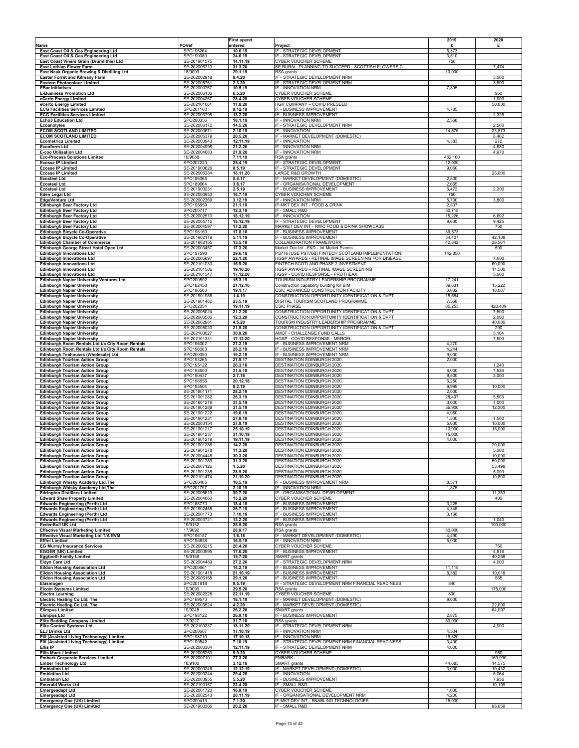| Name | PO/ref | First spend entered | Project | 2019 £ | 2020 £ |
|---|---|---|---|---|---|
| East Coast Oil & Gas Engineering Ltd | SPO196264 | 10.6.19 | IF - STRATEGIC DEVELOPMENT | 5,373 | |
| East Coast Oil & Gas Engineering Ltd | SPO199080 | 24.6.19 | IF - STRATEGIC DEVELOPMENT | 3,510 | |
| East Coast Viners Grain (Drumlithie) Ltd | SE-201901575 | 14.11.19 | CYBER VOUCHER SCHEME | 750 | |
| East Lothian Flower Farm | SE-202006713 | 31.3.20 | SE RURAL: PLANNING TO SUCCEED - SCOTTISH FLOWERS C | | 7,474 |
| East Neuk Organic Brewing & Distilling Ltd | 18/9009 | 29.1.19 | RSA grants | 10,000 | |
| Easter Forret and Kilmany Farm | SE-202002918 | 8.4.20 | IF - STRATEGIC DEVELOPMENT NRM | | 3,000 |
| Eastern Photocolour Limited | SE-202005761 | 2.3.20 | IF - STRATEGIC DEVELOPMENT NRM | | 3,600 |
| EBar Initiatives | SE-202000767 | 10.5.19 | IF - INNOVATION NRM | 7,895 | |
| E-Business Promotion Ltd | SE-202006136 | 6.5.20 | CYBER VOUCHER SCHEME | | 950 |
| eCerto Energy Limited | SE-202004267 | 28.4.20 | CYBER VOUCHER SCHEME | | 1,000 |
| eCerto Energy Limited | SE-202101061 | 11.8.20 | HGV COMPANY – COVID PRESEED | | 50,000 |
| ECG Facilities Services Limited | SPO201160 | 9.12.19 | IF - BUSINESS IMPROVEMENT | 4,785 | |
| ECG Facilities Services Limited | SE-202003798 | 13.2.20 | IF - BUSINESS IMPROVEMENT | | 2,326 |
| Echo3 Education Ltd | SPO200356 | 18.1.19 | IF - INNOVATION NRM | 2,568 | |
| Ecoanolytes | SE-202006172 | 14.5.20 | IF - STRATEGIC DEVELOPMENT NRM | | 2,500 |
| ECOM SCOTLAND LIMITED | SE-202000671 | 2.10.19 | IF - INNOVATION | 14,576 | 23,873 |
| ECOM SCOTLAND LIMITED | SE-202005379 | 20.5.20 | IF - MARKET DEVELOPMENT (DOMESTIC) | | 8,462 |
| Ecometrica Limited | SE-202000943 | 12.11.19 | IF - INNOVATION | 4,383 | 272 |
| Econform Ltd | SE-202004998 | 21.2.20 | IF - INNOVATION NRM | | 4,830 |
| E-coo Utilisation Ltd | SE-202004683 | 21.9.20 | IF - INNOVATION NRM | | 4,970 |
| Eco-Process Solutions Limited | 19/9088 | 7.11.19 | RSA grants | 462,160 | |
| Ecosse IP Limited | SPO202220 | 25.4.19 | IF - STRATEGIC DEVELOPMENT | 12,000 | |
| Ecosse IP Limited | SE-201900626 | 8.5.19 | IF - STRATEGIC DEVELOPMENT | 9,060 | |
| Ecosse IP Limited | SE-202006284 | 18.11.20 | LARGE R&D GROWTH | | 25,000 |
| Ecosteel Ltd | SPO186065 | 5.4.17 | IF - MARKET DEVELOPMENT (DOMESTIC) | 2,800 | |
| Ecosteel Ltd | SPO189664 | 3.8.17 | IF - ORGANISATIONAL DEVELOPMENT | 2,665 | |
| Ecosteel Ltd | SE-201900231 | 2.5.19 | IF - BUSINESS IMPROVEMENT | 6,472 | 2,200 |
| Eden Legal Ltd | SE-202000953 | 16.7.19 | CYBER VOUCHER SCHEME | 760 | |
| EdgeVenture Ltd | SE-202002369 | 3.12.19 | IF - INNOVATION NRM | 5,700 | 3,800 |
| Edinburgh Beer Factory Ltd | SPO195659 | 21.1.19 | IF-MKT DEV INT - FOOD & DRINK | 2,507 | |
| Edinburgh Beer Factory Ltd | SPO200717 | 12.3.19 | IF - SMALL R&D | 30,715 | |
| Edinburgh Beer Factory Ltd | SE-202002510 | 18.12.19 | IF - INNOVATION | 15,226 | 6,692 |
| Edinburgh Beer Factory Ltd | SE-202005715 | 18.12.19 | IF - STRATEGIC DEVELOPMENT | 9,600 | 9,425 |
| Edinburgh Beer Factory Ltd | SE-202004597 | 17.2.20 | MARKET DEV INT - RWC FOOD & DRINK SHOWCASE | | 750 |
| Edinburgh Bicycle Co-Operative | SPO196160 | 17.8.18 | IF - BUSINESS IMPROVEMENT | 39,573 | |
| Edinburgh Bicycle Co-Operative | SE-201902119 | 5.11.19 | IF - BUSINESS IMPROVEMENT | 34,407 | 42,108 |
| Edinburgh Chamber of Commerce | SE-201902155 | 13.5.19 | COLLABORATION FRAMEWORK | 42,842 | 28,561 |
| Edinburgh George Street Hotel Opco Ltd | SE-202003457 | 17.3.20 | Market Dev Int - F&D - Int Matket Events | | 500 |
| Edinburgh Innovations Ltd | SPO197598 | 29.6.18 | PS776 (USE PS776B) FINTECH SCOTLAND IMPLEMENTATION | 142,850 | |
| Edinburgh Innovations Ltd | SE-202005897 | 22.1.20 | HGSP AWARDS - RETINAL IMAGE SCREENING FOR DISEASE | | 7,000 |
| Edinburgh Innovations Ltd | SE-202101030 | 16.9.20 | FINTECH SCOTLAND PHASE 2 INVESTMENT | | 60,000 |
| Edinburgh Innovations Ltd | SE-202101586 | 19.10.20 | HGSP AWARDS – RETINAL IMAGE SCREENING | | 11,500 |
| Edinburgh Innovations Ltd | SE-202101547 | 17.12.20 | HGSP - COVID RESPONSE - PROTHEAX | | 5,000 |
| Edinburgh Napier University Ventures Ltd | SPO200892 | 15.3.19 | TOURISM INDUSTRY LEADERSHIP PROGRAMME | 17,241 | |
| Edinburgh Napier University | SPO182458 | 21.12.16 | Construction capability building for BIM | 39,631 | 15,222 |
| Edinburgh Napier University | SPO186500 | 19.1.17 | CSIC ADVANCED CONSTRUCTION FACILITY | 8,032 | 18,087 |
| Edinburgh Napier University | SE-201901988 | 1.4.19 | CONSTRUCTION:OPPORTUNITY IDENTIFICATION & DVPT | 18,584 | |
| Edinburgh Napier University | SE-201901482 | 23.5.19 | DIGITAL TOURISM SCOTLAND PROGRAMME | 7,568 | |
| Edinburgh Napier University | SPO202054 | 19.11.19 | CSIC PHASE | 85,253 | 420,409 |
| Edinburgh Napier University | SE-202005024 | 21.2.20 | CONSTRUCTION:OPPORTUNITY IDENTIFICATION & DVPT | | 7,500 |
| Edinburgh Napier University | SE-202006586 | 12.3.20 | CONSTRUCTION:OPPORTUNITY IDENTIFICATION & DVPT | | 2,000 |
| Edinburgh Napier University | SE-202002981 | 4.5.20 | TOURISM INDUSTRY LEADERSHIP PROGRAMME | | 40,080 |
| Edinburgh Napier University | SE-202005020 | 21.5.20 | CONSTRUCTION:OPPORTUNITY IDENTIFICATION & DVPT | | 290 |
| Edinburgh Napier University | SE-202100027 | 30.9.20 | AMCF - CHALLENGE FUND CALLS | | 5,104 |
| Edinburgh Napier University | SE-202101331 | 17.12.20 | HGSP - COVID RESPONSE - MERCEL | | 7,500 |
| Edinburgh Room Rentals Ltd t/a City Room Rentals | SPO196002 | 27.2.19 | IF - BUSINESS IMPROVEMENT NRM | 4,270 | |
| Edinburgh Room Rentals Ltd t/a City Room Rentals | SPO196003 | 28.2.19 | IF - BUSINESS IMPROVEMENT NRM | 4,244 | |
| Edinburgh Teahouses (Wholesale) Ltd | SPO200090 | 19.2.19 | IF - BUSINESS IMPROVEMENT NRM | 9,000 | |
| Edinburgh Tourism Action Group | SPO193265 | 27.9.17 | DESTINATION EDINBURGH 2020 | 2,000 | |
| Edinburgh Tourism Action Group | SPO195122 | 26.3.18 | DESTINATION EDINBURGH 2020 | | 1,240 |
| Edinburgh Tourism Action Group | SPO195503 | 31.5.18 | DESTINATION EDINBURGH 2020 | 6,000 | 7,526 |
| Edinburgh Tourism Action Group | SPO190437 | 2.7.18 | DESTINATION EDINBURGH 2020 | 9,500 | 3,000 |
| Edinburgh Tourism Action Group | SPO196656 | 20.12.18 | DESTINATION EDINBURGH 2020 | 6,250 | |
| Edinburgh Tourism Action Group | SPO195504 | 8.2.19 | DESTINATION EDINBURGH 2020 | 9,999 | 10,000 |
| Edinburgh Tourism Action Group | SE-201901171 | 28.2.19 | DESTINATION EDINBURGH 2020 | 2,000 | |
| Edinburgh Tourism Action Group | SE-201901282 | 26.3.19 | DESTINATION EDINBURGH 2020 | 28,497 | 5,503 |
| Edinburgh Tourism Action Group | SE-201901279 | 31.5.19 | DESTINATION EDINBURGH 2020 | 3,000 | 1,000 |
| Edinburgh Tourism Action Group | SE-201901288 | 31.5.19 | DESTINATION EDINBURGH 2020 | 36,900 | 12,300 |
| Edinburgh Tourism Action Group | SE-201901222 | 19.6.19 | DESTINATION EDINBURGH 2020 | 4,950 | |
| Edinburgh Tourism Action Group | SE-201901231 | 27.9.19 | DESTINATION EDINBURGH 2020 | 1,500 | 1,500 |
| Edinburgh Tourism Action Group | SE-202003154 | 27.9.19 | DESTINATION EDINBURGH 2020 | 5,000 | 10,000 |
| Edinburgh Tourism Action Group | SE-201901217 | 25.10.19 | DESTINATION EDINBURGH 2020 | 10,000 | 15,000 |
| Edinburgh Tourism Action Group | SE-201901237 | 31.10.19 | DESTINATION EDINBURGH 2020 | 15,000 | |
| Edinburgh Tourism Action Group | SE-201901219 | 19.11.19 | DESTINATION EDINBURGH 2020 | 4,000 | |
| Edinburgh Tourism Action Group | SE-201901286 | 14.2.20 | DESTINATION EDINBURGH 2020 | | 20,000 |
| Edinburgh Tourism Action Group | SE-201901278 | 11.3.20 | DESTINATION EDINBURGH 2020 | | 5,000 |
| Edinburgh Tourism Action Group | SE-202004448 | 30.3.20 | DESTINATION EDINBURGH 2020 | | 10,000 |
| Edinburgh Tourism Action Group | SE-201901289 | 31.3.20 | DESTINATION EDINBURGH 2020 | | 50,000 |
| Edinburgh Tourism Action Group | SE-202007126 | 1.5.20 | DESTINATION EDINBURGH 2020 | | 53,498 |
| Edinburgh Tourism Action Group | SE-201901238 | 28.9.20 | DESTINATION EDINBURGH 2020 | | 5,000 |
| Edinburgh Tourism Action Group | SE-202101474 | 21.10.20 | DESTINATION EDINBURGH 2020 | | 10,800 |
| Edinburgh Whisky Academy Ltd,The | SPO200465 | 10.5.19 | IF - BUSINESS IMPROVEMENT NRM | 8,571 | |
| Edinburgh Whisky Academy Ltd,The | SPO201797 | 2.10.19 | IF - INNOVATION NRM | 1,875 | |
| Edrington Distillers Limited | SE-202005619 | 30.7.20 | IF - ORGANISATIONAL DEVELOPMENT | | 11,353 |
| Edward Shaw Property Limited | SE-202004660 | 13.2.20 | CYBER VOUCHER SCHEME | | 400 |
| Edwards Engineering (Perth) Ltd | SPO188770 | 18.4.18 | IF - BUSINESS IMPROVEMENT | 3,225 | |
| Edwards Engineering (Perth) Ltd | SE-201902458 | 26.7.19 | IF - BUSINESS IMPROVEMENT | 4,345 | |
| Edwards Engineering (Perth) Ltd | SE-202001773 | 7.10.19 | IF - BUSINESS IMPROVEMENT | 3,168 | |
| Edwards Engineering (Perth) Ltd | SE-202003721 | 13.2.20 | IF - BUSINESS IMPROVEMENT | | 1,040 |
| EedenBull UK Ltd | 19/9132 | 28.5.20 | RSA grants | | 100,000 |
| Effective Visual Marketing Limited | 17/9092 | 28.9.17 | RSA grants | 30,000 | |
| Effective Visual Marketing Ltd T/A EVM | SPO196187 | 1.6.18 | IF - MARKET DEVELOPMENT (DOMESTIC) | 4,490 | |
| Effini Limited | SPO198838 | 16.5.19 | IF - INNOVATION NRM | 5,000 | |
| EG Murray Insurance Services | SE-202006215 | 20.4.20 | CYBER VOUCHER SCHEME | | 750 |
| EGGER (UK) Limited | SE-202000995 | 17.6.20 | IF - BUSINESS IMPROVEMENT | | 4,816 |
| Eggtooth Family Limited | 19/9189 | 15.7.20 | SMART grants | | 40,288 |
| Eidyn Care Ltd | SE-202004489 | 27.2.20 | IF - STRATEGIC DEVELOPMENT NRM | | 4,000 |
| Eildon Housing Association Ltd | SPO200661 | 14.2.19 | IF - BUSINESS IMPROVEMENT | 11,115 | |
| Eildon Housing Association Ltd | SE-201901418 | 21.10.19 | IF - BUSINESS IMPROVEMENT | 8,382 | 10,018 |
| Eildon Housing Association Ltd | SE-202006158 | 29.1.20 | IF - BUSINESS IMPROVEMENT | | 585 |
| Elasmogen | SPO201918 | 9.5.19 | IF - STRATEGIC DEVELOPMENT NRM FINANCIAL READINESS | 840 | |
| Elcom Systems Limited | 19/9090 | 29.5.20 | RSA grants | | 175,000 |
| Electra Learning | SE-202002328 | 22.11.19 | CYBER VOUCHER SCHEME | 800 | |
| Electric Heating Co Ltd, The | SPO199573 | 18.1.19 | IF - MARKET DEVELOPMENT (DOMESTIC) | 9,000 | |
| Electric Heating Co Ltd, The | SE-202003524 | 4.2.20 | IF - MARKET DEVELOPMENT (DOMESTIC) | | 22,000 |
| Elimpus Limited | 19/9248 | 26.2.20 | SMART grants | | 64,097 |
| Elimpus Ltd | SPO198122 | 26.9.18 | IF - BUSINESS IMPROVEMENT | 2,875 | |
| Elite Bedding Company Limited | 17/9227 | 31.7.18 | RSA grants | 50,000 | |
| Elite Control Systems Ltd | SE-202100237 | 18.11.20 | IF - STRATEGIC DEVELOPMENT NRM | | 4,000 |
| ELJ Drinks Ltd | SPO200607 | 17.10.19 | IF - INNOVATION NRM | 4,504 | |
| Elli (Assisted Living Technology) Limited | SPO198710 | 17.10.18 | IF - INNOVATION NRM | 16,820 | |
| Elli (Assisted Living Technology) Limited | SPO199542 | 7.10.19 | IF - STRATEGIC DEVELOPMENT NRM FINANCIAL READINESS | 3,400 | |
| Ellis IP | SE-202000364 | 12.11.19 | IF - STRATEGIC DEVELOPMENT NRM | 4,000 | |
| Ellis Mack Limited | SE-202005250 | 9.9.20 | CYBER VOUCHER SCHEME | | 950 |
| Embark Corporate Services Limited | SE-202007101 | 27.3.20 | EMBARK | | 169,990 |
| Ember Technology Ltd | 18/9100 | 3.12.18 | SMART grants | 44,683 | 14,575 |
| Emblation Ltd | SE-202000246 | 12.12.19 | IF - MARKET DEVELOPMENT (DOMESTIC) | 3,000 | 10,432 |
| Emblation Ltd | SE-202000244 | 29.4.20 | IF - INNOVATION | | 5,064 |
| Emblation Ltd | SE-202003955 | 5.5.20 | IF - BUSINESS IMPROVEMENT | | 7,936 |
| Emerald Works Ltd | SE-202100157 | 22.4.20 | IF - SMALL R&D | | 10,109 |
| Emergeadapt Ltd | SE-202001723 | 16.9.19 | CYBER VOUCHER SCHEME | 1,000 | |
| Emergeadapt Ltd | SE-202002543 | 20.11.19 | IF - ORGANISATIONAL DEVELOPMENT NRM | 4,200 | |
| Emergency One (UK) Limited | SPO200413 | 7.1.20 | IF-MKT DEV INT - ENABLING TECHNOLOGIES | 15,000 | |
| Emergency One (UK) Limited | SE-201900366 | 20.2.20 | IF - SMALL R&D | | 98,059 |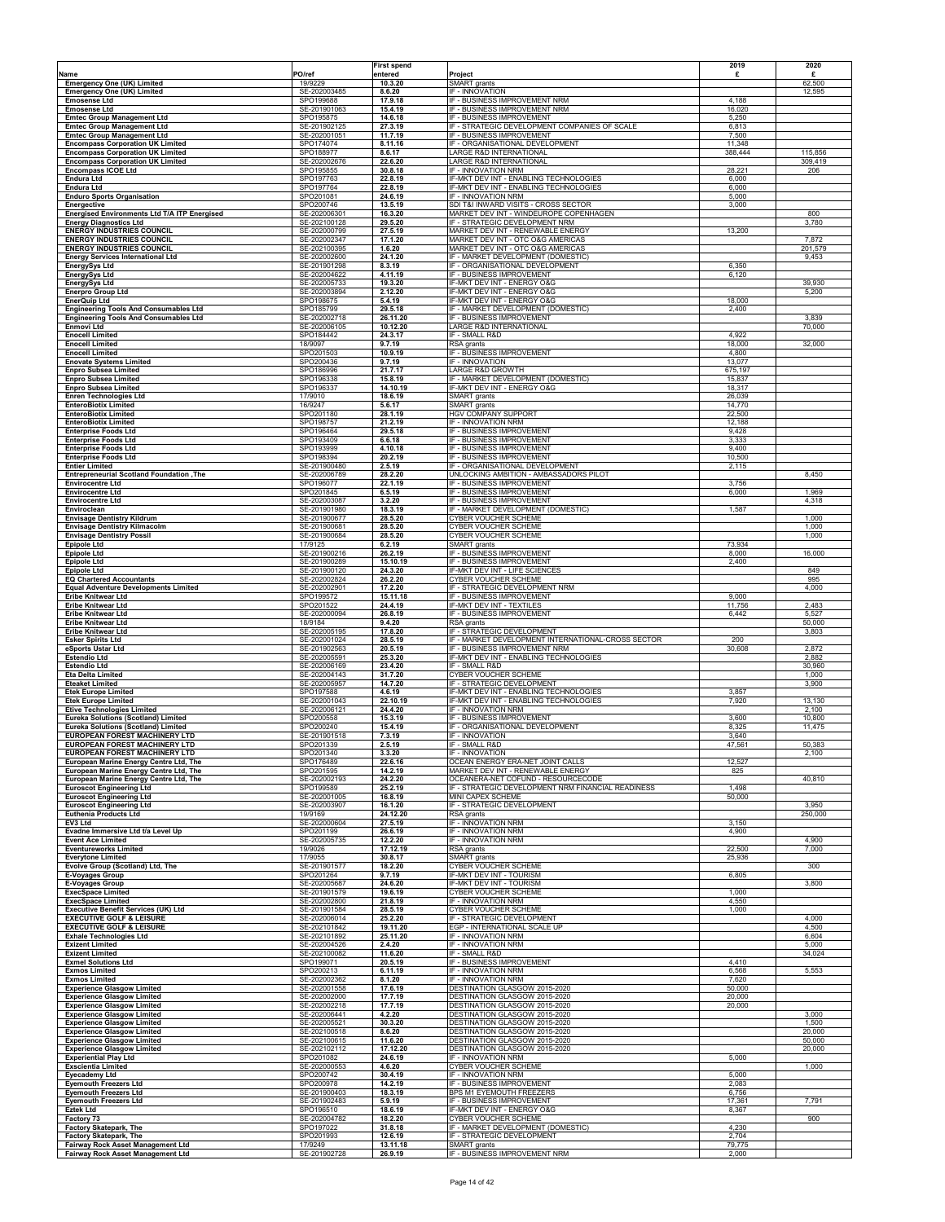| Name | PO/ref | First spend entered | Project | 2019 £ | 2020 £ |
|---|---|---|---|---|---|
| Emergency One (UK) Limited | 19/9229 | 10.3.20 | SMART grants | | 62,500 |
| Emergency One (UK) Limited | SE-202003485 | 8.6.20 | IF - INNOVATION | | 12,595 |
| Emosense Ltd | SPO199688 | 17.9.18 | IF - BUSINESS IMPROVEMENT NRM | 4,188 | |
| Emosense Ltd | SE-201901063 | 15.4.19 | IF - BUSINESS IMPROVEMENT NRM | 16,020 | |
| Emtec Group Management Ltd | SPO195875 | 14.6.18 | IF - BUSINESS IMPROVEMENT | 5,250 | |
| Emtec Group Management Ltd | SE-201902125 | 27.3.19 | IF - STRATEGIC DEVELOPMENT COMPANIES OF SCALE | 6,813 | |
| Emtec Group Management Ltd | SE-202001051 | 11.7.19 | IF - BUSINESS IMPROVEMENT | 7,500 | |
| Encompass Corporation UK Limited | SPO174074 | 8.11.16 | IF - ORGANISATIONAL DEVELOPMENT | 11,348 | |
| Encompass Corporation UK Limited | SPO188977 | 8.6.17 | LARGE R&D INTERNATIONAL | 388,444 | 115,856 |
| Encompass Corporation UK Limited | SE-202002676 | 22.6.20 | LARGE R&D INTERNATIONAL | | 309,419 |
| Encompass ICOE Ltd | SPO195855 | 30.8.18 | IF - INNOVATION NRM | 28,221 | 206 |
| Endura Ltd | SPO197763 | 22.8.19 | IF-MKT DEV INT - ENABLING TECHNOLOGIES | 6,000 | |
| Endura Ltd | SPO197764 | 22.8.19 | IF-MKT DEV INT - ENABLING TECHNOLOGIES | 6,000 | |
| Enduro Sports Organisation | SPO201081 | 24.6.19 | IF - INNOVATION NRM | 5,000 | |
| Energective | SPO200746 | 13.5.19 | SDI T&I INWARD VISITS - CROSS SECTOR | 3,000 | |
| Energised Environments Ltd T/A ITP Energised | SE-202006301 | 16.3.20 | MARKET DEV INT - WINDEUROPE COPENHAGEN | | 800 |
| Energy Diagnostics Ltd | SE-202100128 | 29.5.20 | IF - STRATEGIC DEVELOPMENT NRM | | 3,780 |
| ENERGY INDUSTRIES COUNCIL | SE-202000799 | 27.5.19 | MARKET DEV INT - RENEWABLE ENERGY | 13,200 | |
| ENERGY INDUSTRIES COUNCIL | SE-202002347 | 17.1.20 | MARKET DEV INT - OTC O&G AMERICAS | | 7,872 |
| ENERGY INDUSTRIES COUNCIL | SE-202100395 | 1.6.20 | MARKET DEV INT - OTC O&G AMERICAS | | 201,579 |
| Energy Services International Ltd | SE-202002600 | 24.1.20 | IF - MARKET DEVELOPMENT (DOMESTIC) | | 9,453 |
| EnergySys Ltd | SE-201901298 | 8.3.19 | IF - ORGANISATIONAL DEVELOPMENT | 6,350 | |
| EnergySys Ltd | SE-202004622 | 4.11.19 | IF - BUSINESS IMPROVEMENT | 6,120 | |
| EnergySys Ltd | SE-202005733 | 19.3.20 | IF-MKT DEV INT - ENERGY O&G | | 39,930 |
| Enerpro Group Ltd | SE-202003894 | 2.12.20 | IF-MKT DEV INT - ENERGY O&G | | 5,200 |
| EnerQuip Ltd | SPO198675 | 5.4.19 | IF-MKT DEV INT - ENERGY O&G | 18,000 | |
| Engineering Tools And Consumables Ltd | SPO185799 | 29.5.18 | IF - MARKET DEVELOPMENT (DOMESTIC) | 2,400 | |
| Engineering Tools And Consumables Ltd | SE-202002718 | 26.11.20 | IF - BUSINESS IMPROVEMENT | | 3,839 |
| Enmovi Ltd | SE-202006105 | 10.12.20 | LARGE R&D INTERNATIONAL | | 70,000 |
| Enocell Limited | SPO184442 | 24.3.17 | IF - SMALL R&D | 4,922 | |
| Enocell Limited | 18/9097 | 9.7.19 | RSA grants | 18,000 | 32,000 |
| Enocell Limited | SPO201503 | 10.9.19 | IF - BUSINESS IMPROVEMENT | 4,800 | |
| Enovate Systems Limited | SPO200436 | 9.7.19 | IF - INNOVATION | 13,077 | |
| Enpro Subsea Limited | SPO186996 | 21.7.17 | LARGE R&D GROWTH | 675,197 | |
| Enpro Subsea Limited | SPO196338 | 15.8.19 | IF - MARKET DEVELOPMENT (DOMESTIC) | 15,837 | |
| Enpro Subsea Limited | SPO196337 | 14.10.19 | IF-MKT DEV INT - ENERGY O&G | 18,317 | |
| Enren Technologies Ltd | 17/9010 | 18.6.19 | SMART grants | 26,039 | |
| EnteroBiotix Limited | 16/9247 | 5.6.17 | SMART grants | 14,770 | |
| EnteroBiotix Limited | SPO201180 | 28.1.19 | HGV COMPANY SUPPORT | 22,500 | |
| EnteroBiotix Limited | SPO198757 | 21.2.19 | IF - INNOVATION NRM | 12,188 | |
| Enterprise Foods Ltd | SPO196464 | 29.5.18 | IF - BUSINESS IMPROVEMENT | 9,428 | |
| Enterprise Foods Ltd | SPO193409 | 6.6.18 | IF - BUSINESS IMPROVEMENT | 3,333 | |
| Enterprise Foods Ltd | SPO193999 | 4.10.18 | IF - BUSINESS IMPROVEMENT | 9,400 | |
| Enterprise Foods Ltd | SPO198394 | 20.2.19 | IF - BUSINESS IMPROVEMENT | 10,500 | |
| Entier Limited | SE-201900480 | 2.5.19 | IF - ORGANISATIONAL DEVELOPMENT | 2,115 | |
| Entrepreneurial Scotland Foundation ,The | SE-202006789 | 28.2.20 | UNLOCKING AMBITION - AMBASSADORS PILOT | | 8,450 |
| Envirocentre Ltd | SPO196077 | 22.1.19 | IF - BUSINESS IMPROVEMENT | 3,756 | |
| Envirocentre Ltd | SPO201845 | 6.5.19 | IF - BUSINESS IMPROVEMENT | 6,000 | 1,969 |
| Envirocentre Ltd | SE-202003087 | 3.2.20 | IF - BUSINESS IMPROVEMENT | | 4,318 |
| Enviroclean | SE-201901980 | 18.3.19 | IF - MARKET DEVELOPMENT (DOMESTIC) | 1,587 | |
| Envisage Dentistry Kildrum | SE-201900677 | 28.5.20 | CYBER VOUCHER SCHEME | | 1,000 |
| Envisage Dentistry Kilmacolm | SE-201900681 | 28.5.20 | CYBER VOUCHER SCHEME | | 1,000 |
| Envisage Dentistry Possil | SE-201900684 | 28.5.20 | CYBER VOUCHER SCHEME | | 1,000 |
| Epipole Ltd | 17/9125 | 6.2.19 | SMART grants | 73,934 | |
| Epipole Ltd | SE-201900216 | 26.2.19 | IF - BUSINESS IMPROVEMENT | 8,000 | 16,000 |
| Epipole Ltd | SE-201900289 | 15.10.19 | IF - BUSINESS IMPROVEMENT | 2,400 | |
| Epipole Ltd | SE-201900120 | 24.3.20 | IF-MKT DEV INT - LIFE SCIENCES | | 849 |
| EQ Chartered Accountants | SE-202002824 | 26.2.20 | CYBER VOUCHER SCHEME | | 995 |
| Equal Adventure Developments Limited | SE-202002901 | 17.2.20 | IF - STRATEGIC DEVELOPMENT NRM | | 4,000 |
| Eribe Knitwear Ltd | SPO199572 | 15.11.18 | IF - BUSINESS IMPROVEMENT | 9,000 | |
| Eribe Knitwear Ltd | SPO201522 | 24.4.19 | IF-MKT DEV INT - TEXTILES | 11,756 | 2,483 |
| Eribe Knitwear Ltd | SE-202000094 | 26.8.19 | IF - BUSINESS IMPROVEMENT | 6,442 | 5,527 |
| Eribe Knitwear Ltd | 18/9184 | 9.4.20 | RSA grants | | 50,000 |
| Eribe Knitwear Ltd | SE-202005195 | 17.8.20 | IF - STRATEGIC DEVELOPMENT | | 3,803 |
| Esker Spirits Ltd | SE-202001024 | 28.5.19 | IF - MARKET DEVELOPMENT INTERNATIONAL-CROSS SECTOR | 200 | |
| eSports Ustar Ltd | SE-201902563 | 20.5.19 | IF - BUSINESS IMPROVEMENT NRM | 30,608 | 2,872 |
| Estendio Ltd | SE-202005591 | 25.3.20 | IF-MKT DEV INT - ENABLING TECHNOLOGIES | | 2,882 |
| Estendio Ltd | SE-202006169 | 23.4.20 | IF - SMALL R&D | | 30,960 |
| Eta Delta Limited | SE-202004143 | 31.7.20 | CYBER VOUCHER SCHEME | | 1,000 |
| Eteaket Limited | SE-202005957 | 14.7.20 | IF - STRATEGIC DEVELOPMENT | | 3,900 |
| Etek Europe Limited | SPO197588 | 4.6.19 | IF-MKT DEV INT - ENABLING TECHNOLOGIES | 3,857 | |
| Etek Europe Limited | SE-202001043 | 22.10.19 | IF-MKT DEV INT - ENABLING TECHNOLOGIES | 7,920 | 13,130 |
| Etive Technologies Limited | SE-202006121 | 24.4.20 | IF - INNOVATION NRM | | 2,100 |
| Eureka Solutions (Scotland) Limited | SPO200558 | 15.3.19 | IF - BUSINESS IMPROVEMENT | 3,600 | 10,800 |
| Eureka Solutions (Scotland) Limited | SPO200240 | 15.4.19 | IF - ORGANISATIONAL DEVELOPMENT | 8,325 | 11,475 |
| EUROPEAN FOREST MACHINERY LTD | SE-201901518 | 7.3.19 | IF - INNOVATION | 3,640 | |
| EUROPEAN FOREST MACHINERY LTD | SPO201339 | 2.5.19 | IF - SMALL R&D | 47,561 | 50,383 |
| EUROPEAN FOREST MACHINERY LTD | SPO201340 | 3.3.20 | IF - INNOVATION | | 2,100 |
| European Marine Energy Centre Ltd, The | SPO176489 | 22.6.16 | OCEAN ENERGY ERA-NET JOINT CALLS | 12,527 | |
| European Marine Energy Centre Ltd, The | SPO201595 | 14.2.19 | MARKET DEV INT - RENEWABLE ENERGY | 825 | |
| European Marine Energy Centre Ltd, The | SE-202002193 | 24.2.20 | OCEANERA-NET COFUND - RESOURCECODE | | 40,810 |
| Euroscot Engineering Ltd | SPO199589 | 25.2.19 | IF - STRATEGIC DEVELOPMENT NRM FINANCIAL READINESS | 1,498 | |
| Euroscot Engineering Ltd | SE-202001005 | 16.8.19 | MINI CAPEX SCHEME | 50,000 | |
| Euroscot Engineering Ltd | SE-202003907 | 16.1.20 | IF - STRATEGIC DEVELOPMENT | | 3,950 |
| Euthenia Products Ltd | 19/9169 | 24.12.20 | RSA grants | | 250,000 |
| EV3 Ltd | SE-202000604 | 27.5.19 | IF - INNOVATION NRM | 3,150 | |
| Evadne Immersive Ltd t/a Level Up | SPO201199 | 26.6.19 | IF - INNOVATION NRM | 4,900 | |
| Event Ace Limited | SE-202005735 | 12.2.20 | IF - INNOVATION NRM | | 4,900 |
| Eventureworks Limited | 19/9026 | 17.12.19 | RSA grants | 22,500 | 7,000 |
| Everytone Limited | 17/9055 | 30.8.17 | SMART grants | 25,936 | |
| Evolve Group (Scotland) Ltd, The | SE-201901577 | 18.2.20 | CYBER VOUCHER SCHEME | | 300 |
| E-Voyages Group | SPO201264 | 9.7.19 | IF-MKT DEV INT - TOURISM | 6,805 | |
| E-Voyages Group | SE-202005687 | 24.6.20 | IF-MKT DEV INT - TOURISM | | 3,800 |
| ExecSpace Limited | SE-201901579 | 19.6.19 | CYBER VOUCHER SCHEME | 1,000 | |
| ExecSpace Limited | SE-202002800 | 21.8.19 | IF - INNOVATION NRM | 4,550 | |
| Executive Benefit Services (UK) Ltd | SE-201901584 | 28.5.19 | CYBER VOUCHER SCHEME | 1,000 | |
| EXECUTIVE GOLF & LEISURE | SE-202006014 | 25.2.20 | IF - STRATEGIC DEVELOPMENT | | 4,000 |
| EXECUTIVE GOLF & LEISURE | SE-202101842 | 19.11.20 | EGP - INTERNATIONAL SCALE UP | | 4,500 |
| Exhale Technologies Ltd | SE-202101892 | 25.11.20 | IF - INNOVATION NRM | | 6,604 |
| Exizent Limited | SE-202004526 | 2.4.20 | IF - INNOVATION NRM | | 5,000 |
| Exizent Limited | SE-202100082 | 11.6.20 | IF - SMALL R&D | | 34,024 |
| Exmel Solutions Ltd | SPO199071 | 20.5.19 | IF - BUSINESS IMPROVEMENT | 4,410 | |
| Exmos Limited | SPO200213 | 6.11.19 | IF - INNOVATION NRM | 6,568 | 5,553 |
| Exmos Limited | SE-202002362 | 8.1.20 | IF - INNOVATION NRM | 7,620 | |
| Experience Glasgow Limited | SE-202001558 | 17.6.19 | DESTINATION GLASGOW 2015-2020 | 50,000 | |
| Experience Glasgow Limited | SE-202002000 | 17.7.19 | DESTINATION GLASGOW 2015-2020 | 20,000 | |
| Experience Glasgow Limited | SE-202002218 | 17.7.19 | DESTINATION GLASGOW 2015-2020 | 20,000 | |
| Experience Glasgow Limited | SE-202006441 | 4.2.20 | DESTINATION GLASGOW 2015-2020 | | 3,000 |
| Experience Glasgow Limited | SE-202005521 | 30.3.20 | DESTINATION GLASGOW 2015-2020 | | 1,500 |
| Experience Glasgow Limited | SE-202100518 | 8.6.20 | DESTINATION GLASGOW 2015-2020 | | 20,000 |
| Experience Glasgow Limited | SE-202100615 | 11.6.20 | DESTINATION GLASGOW 2015-2020 | | 50,000 |
| Experience Glasgow Limited | SE-202102112 | 17.12.20 | DESTINATION GLASGOW 2015-2020 | | 20,000 |
| Experiential Play Ltd | SPO201082 | 24.6.19 | IF - INNOVATION NRM | 5,000 | |
| Exscientia Limited | SE-202000553 | 4.6.20 | CYBER VOUCHER SCHEME | | 1,000 |
| Eyecademy Ltd | SPO200742 | 30.4.19 | IF - INNOVATION NRM | 5,000 | |
| Eyemouth Freezers Ltd | SPO200978 | 14.2.19 | IF - BUSINESS IMPROVEMENT | 2,083 | |
| Eyemouth Freezers Ltd | SE-201900403 | 18.3.19 | BPS M1 EYEMOUTH FREEZERS | 6,756 | |
| Eyemouth Freezers Ltd | SE-201902483 | 5.9.19 | IF - BUSINESS IMPROVEMENT | 17,361 | 7,791 |
| Eztek Ltd | SPO196510 | 18.6.19 | IF-MKT DEV INT - ENERGY O&G | 8,367 | |
| Factory 73 | SE-202004782 | 18.2.20 | CYBER VOUCHER SCHEME | | 900 |
| Factory Skatepark, The | SPO197022 | 31.8.18 | IF - MARKET DEVELOPMENT (DOMESTIC) | 4,230 | |
| Factory Skatepark, The | SPO201993 | 12.6.19 | IF - STRATEGIC DEVELOPMENT | 2,704 | |
| Fairway Rock Asset Management Ltd | 17/9249 | 13.11.18 | SMART grants | 79,775 | |
| Fairway Rock Asset Management Ltd | SE-201902728 | 26.9.19 | IF - BUSINESS IMPROVEMENT NRM | 2,000 | |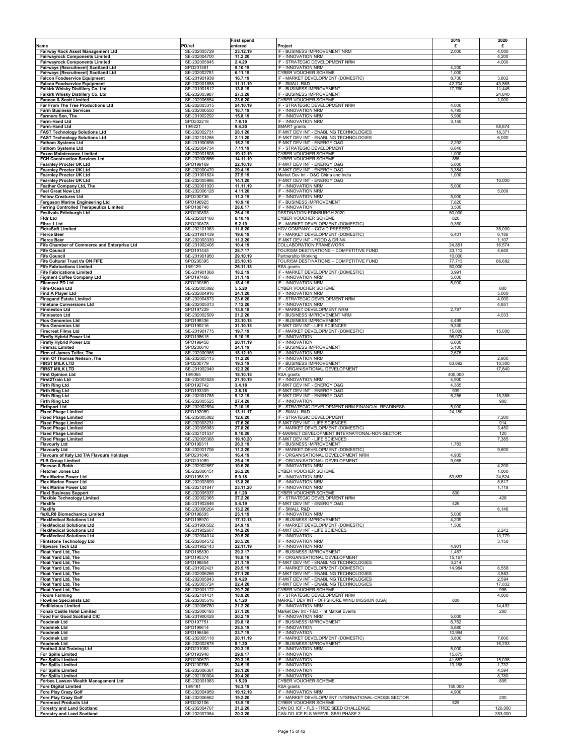| Name | PO/ref | First spend entered | Project | 2019 £ | 2020 £ |
|---|---|---|---|---|---|
| Fairway Rock Asset Management Ltd | SE-202005729 | 23.12.19 | IF - BUSINESS IMPROVEMENT NRM | 2,000 | 4,000 |
| Fairwayrock Components Limited | SE-202004700 | 11.2.20 | IF - INNOVATION NRM | | 4,200 |
| Fairwayrock Components Limited | SE-202005845 | 2.4.20 | IF - STRATEGIC DEVELOPMENT NRM | | 4,000 |
| Fairways (Recruitment) Scotland Ltd | SPO201881 | 9.10.19 | IF - INNOVATION NRM | 4,200 | |
| Fairways (Recruitment) Scotland Ltd | SE-202002781 | 6.11.19 | CYBER VOUCHER SCHEME | 1,000 | |
| Falcon Foodservice Equipment | SE-201901939 | 16.7.19 | IF - MARKET DEVELOPMENT (DOMESTIC) | 8,730 | 3,802 |
| Falcon Foodservice Equipment | SE-202001858 | 11.11.19 | IF - SMALL R&D | 42,704 | 43,868 |
| Falkirk Whisky Distillery Co. Ltd | SE-201901612 | 13.8.19 | IF - BUSINESS IMPROVEMENT | 17,760 | 11,445 |
| Falkirk Whisky Distillery Co. Ltd | SE-202003987 | 27.3.20 | IF - BUSINESS IMPROVEMENT | | 24,840 |
| Fannan & Scott Limited | SE-202006854 | 23.6.20 | CYBER VOUCHER SCHEME | | 1,000 |
| Far From The Tree Productions Ltd | SE-202003315 | 24.10.19 | IF - STRATEGIC DEVELOPMENT NRM | 4,000 | |
| Farm Business Services | SE-202000550 | 18.7.19 | IF - INNOVATION NRM | 4,795 | |
| Farmers Son, The | SE-201902292 | 15.8.19 | IF - INNOVATION NRM | 3,990 | |
| Farm-Hand Ltd | SPO202218 | 7.8.19 | IF - INNOVATION NRM | 3,150 | |
| Farm-Hand Ltd | 19/9221 | 9.4.20 | SMART grants | | 58,674 |
| FAST Technology Solutions Ltd | SE-202002731 | 28.1.20 | IF-MKT DEV INT - ENABLING TECHNOLOGIES | | 18,371 |
| FAST Technology Solutions Ltd | SE-202101266 | 2.11.20 | IF-MKT DEV INT - ENABLING TECHNOLOGIES | | 6,000 |
| Fathom Systems Ltd | SE-201900896 | 15.2.19 | IF-MKT DEV INT - ENERGY O&G | 2,292 | |
| Fathom Systems Ltd | SE-202004734 | 7.11.19 | IF - STRATEGIC DEVELOPMENT | 6,646 | |
| Faxco Maintenance Limited | SE-202001508 | 19.12.19 | CYBER VOUCHER SCHEME | 1,000 | |
| FCH Construction Services Ltd | SE-202000556 | 14.11.19 | CYBER VOUCHER SCHEME | 885 | |
| Fearnley Procter UK Ltd | SPO199169 | 22.10.18 | IF-MKT DEV INT - ENERGY O&G | 5,000 | |
| Fearnley Procter UK Ltd | SE-202000470 | 29.4.19 | IF-MKT DEV INT - ENERGY O&G | 3,384 | |
| Fearnley Procter UK Ltd | SE-201901624 | 27.5.19 | Market Dev Int - O&G China and India | 1,000 | |
| Fearnley Procter UK Ltd | SE-202005986 | 14.1.20 | IF-MKT DEV INT - ENERGY O&G | | 10,000 |
| Feather Company Ltd, The | SE-202001020 | 11.11.19 | IF - INNOVATION NRM | 5,000 | |
| Feel Great Now Ltd | SE-202006128 | 4.11.20 | IF - INNOVATION NRM | | 5,000 |
| Fellow Creatures Ltd | SPO200736 | 11.3.19 | IF - INNOVATION NRM | 5,000 | |
| Ferguson Marine Engineering Ltd | SPO196925 | 10.9.18 | IF - BUSINESS IMPROVEMENT | 7,820 | |
| Ferring Controlled Therapeutics Limited | SPO188748 | 28.6.17 | IF - INNOVATION | 3,500 | |
| Festivals Edinburgh Ltd | SPO200893 | 26.4.19 | DESTINATION EDINBURGH 2020 | 50,000 | |
| Ffdr Ltd | SE-202001160 | 8.10.19 | CYBER VOUCHER SCHEME | 820 | |
| Fibre 1 Ltd | SPO200878 | 5.2.19 | IF - MARKET DEVELOPMENT (DOMESTIC) | 9,360 | |
| FidraSoft Limited | SE-202101063 | 11.8.20 | HGV COMPANY – COVID PRESEED | | 35,000 |
| Fierce Beer | SE-201901439 | 19.6.19 | IF - MARKET DEVELOPMENT (DOMESTIC) | 6,401 | 6,186 |
| Fierce Beer | SE-202003339 | 11.3.20 | IF-MKT DEV INT - FOOD & DRINK | | 1,107 |
| Fife Chamber of Commerce and Enterprise Ltd | SE-201902406 | 10.4.19 | COLLABORATION FRAMEWORK | 24,861 | 16,574 |
| Fife Council | SPO191445 | 28.7.17 | TOURISM DESTINATIONS – COMPETITIVE FUND | 33,112 | 4,640 |
| Fife Council | SE-201901950 | 29.10.19 | Partnership Working | 10,000 | |
| Fife Cultural Trust t/a ON FIFE | SPO200395 | 25.10.18 | TOURISM DESTINATIONS – COMPETITIVE FUND | 77,713 | 88,682 |
| Fife Fabrications Limited | 18/9129 | 26.11.18 | RSA grants | 50,000 | |
| Fife Fabrications Limited | SE-201901068 | 18.2.19 | IF - MARKET DEVELOPMENT (DOMESTIC) | 3,991 | |
| Figment Coffee Company Ltd | SPO197466 | 31.1.19 | IF - INNOVATION NRM | 5,000 | |
| Filament PD Ltd | SPO200369 | 18.4.19 | IF - INNOVATION NRM | 5,000 | |
| Film-Ocean Ltd | SE-202005092 | 5.5.20 | CYBER VOUCHER SCHEME | | 800 |
| Find A Player Ltd | SE-202004916 | 24.1.20 | IF - INNOVATION NRM | | 5,000 |
| Finegand Estate Limited | SE-202004573 | 23.6.20 | IF - STRATEGIC DEVELOPMENT NRM | | 4,000 |
| Finetune Conversions Ltd | SE-202005013 | 7.12.20 | IF - INNOVATION NRM | | 4,851 |
| Finnieston Ltd | SPO197229 | 13.9.18 | IF - MARKET DEVELOPMENT NRM | 2,787 | |
| Finnieston Ltd | SE-202002509 | 21.2.20 | IF - BUSINESS IMPROVEMENT NRM | | 4,033 |
| Fios Genomics Ltd | SPO198336 | 23.10.18 | IF - BUSINESS IMPROVEMENT | 4,499 | |
| Fios Genomics Ltd | SPO199216 | 31.10.18 | IF-MKT DEV INT - LIFE SCIENCES | 9,330 | |
| Firecrest Films Ltd | SE-201901775 | 19.7.19 | IF - MARKET DEVELOPMENT (DOMESTIC) | 15,000 | 15,000 |
| Firefly Hybrid Power Ltd | SPO198615 | 9.10.19 | IF - INNOVATION | 96,078 | |
| Firefly Hybrid Power Ltd | SPO199458 | 20.11.19 | IF - INNOVATION | 6,600 | |
| Firemac Limited | SPO200610 | 24.1.19 | IF - BUSINESS IMPROVEMENT | 5,100 | |
| Firm of James Telfer, The | SE-202000965 | 18.12.19 | IF - INNOVATION NRM | 2,675 | |
| Firm Of Thomas Neilson ,The | SE-202005115 | 11.2.20 | IF - INNOVATION NRM | | 2,800 |
| FIRST MILK LTD | SPO200779 | 19.3.19 | IF - BUSINESS IMPROVEMENT | 63,692 | 10,300 |
| FIRST MILK LTD | SE-201902049 | 12.3.20 | IF - ORGANISATIONAL DEVELOPMENT | | 17,840 |
| First Opinion Ltd | 18/9095 | 18.10.18 | RSA grants | 400,000 | |
| First2Train Ltd | SE-202003528 | 21.10.19 | IF - INNOVATION NRM | 4,900 | |
| Firth Ring Ltd | SPO192742 | 3.4.18 | IF-MKT DEV INT - ENERGY O&G | 4,365 | |
| Firth Ring Ltd | SPO193309 | 3.8.18 | IF-MKT DEV INT - ENERGY O&G | 939 | |
| Firth Ring Ltd | SE-202001785 | 9.12.19 | IF-MKT DEV INT - ENERGY O&G | 5,256 | 15,358 |
| Firth Ring Ltd | SE-202005525 | 27.4.20 | IF - INNOVATION | | 900 |
| Firthport Ltd | SE-202002594 | 7.10.19 | IF - STRATEGIC DEVELOPMENT NRM FINANCIAL READINESS | 5,000 | |
| Fixed Phage Limited | SPO192059 | 13.11.17 | IF - SMALL R&D | 24,180 | |
| Fixed Phage Limited | SE-202005082 | 12.6.20 | IF - STRATEGIC DEVELOPMENT | | 7,200 |
| Fixed Phage Limited | SE-202003231 | 17.6.20 | IF-MKT DEV INT - LIFE SCIENCES | | 914 |
| Fixed Phage Limited | SE-202005083 | 27.8.20 | IF - MARKET DEVELOPMENT (DOMESTIC) | | 3,450 |
| Fixed Phage Limited | SE-202101537 | 9.10.20 | IF-MARKET DEVELOPMENT INTERNATIONAL-NON-SECTOR | | 120 |
| Fixed Phage Limited | SE-202005368 | 19.10.20 | IF-MKT DEV INT - LIFE SCIENCES | | 7,385 |
| Flavourly Ltd | SPO199311 | 26.3.19 | IF - BUSINESS IMPROVEMENT | 1,783 | |
| Flavourly Ltd | SE-202001706 | 11.3.20 | IF - MARKET DEVELOPMENT (DOMESTIC) | | 9,600 |
| Flavours of Italy Ltd T/A Flavours Holidays | SPO201846 | 16.4.19 | IF - ORGANISATIONAL DEVELOPMENT NRM | 4,935 | |
| FLB Group Limited | SPO201089 | 25.4.19 | IF - ORGANISATIONAL DEVELOPMENT | 9,065 | |
| Fleeson & Robb | SE-202002857 | 10.6.20 | IF - INNOVATION NRM | | 4,200 |
| Fletcher Jones Ltd | SE-202006151 | 26.2.20 | CYBER VOUCHER SCHEME | | 1,000 |
| Flex Marine Power Ltd | SPO195819 | 5.9.18 | IF - INNOVATION NRM | 53,857 | 24,524 |
| Flex Marine Power Ltd | SE-202003899 | 13.8.20 | IF - INNOVATION NRM | | 8,617 |
| Flex Marine Power Ltd | SE-202101847 | 23.11.20 | IF - INNOVATION NRM | | 1,718 |
| Flexi Business Support | SE-202005037 | 8.1.20 | CYBER VOUCHER SCHEME | 800 | |
| Flexible Technology Limited | SE-202002365 | 27.2.20 | IF - STRATEGIC DEVELOPMENT NRM | | 426 |
| Flexlife | SE-201902646 | 5.4.19 | IF-MKT DEV INT - ENERGY O&G | 426 | |
| Flexlife | SE-202006204 | 13.2.20 | IF - SMALL R&D | | 6,146 |
| fleXLR8 Biomechanics Limited | SPO196805 | 25.1.19 | IF - INNOVATION NRM | 5,000 | |
| FlexMedical Solutions Ltd | SPO198970 | 17.12.18 | IF - BUSINESS IMPROVEMENT | 4,209 | |
| FlexMedical Solutions Ltd | SE-201900502 | 24.9.19 | IF - MARKET DEVELOPMENT (DOMESTIC) | 1,500 | |
| FlexMedical Solutions Ltd | SE-201902607 | 14.2.20 | IF-MKT DEV INT - LIFE SCIENCES | | 2,242 |
| FlexMedical Solutions Ltd | SE-202004014 | 20.5.20 | IF - INNOVATION | | 13,779 |
| Flintstone Technology Ltd | SE-202004572 | 20.5.20 | IF - INNOVATION NRM | | 3,150 |
| Flipware Tech Ltd | SE-201902143 | 22.11.19 | IF - INNOVATION NRM | 4,901 | |
| Float Yard Ltd, The | SPO185830 | 29.3.17 | IF - BUSINESS IMPROVEMENT | 1,467 | |
| Float Yard Ltd, The | SPO195374 | 16.8.18 | IF - ORGANISATIONAL DEVELOPMENT | 15,167 | |
| Float Yard Ltd, The | SPO198854 | 21.1.19 | IF-MKT DEV INT - ENABLING TECHNOLOGIES | 3,214 | |
| Float Yard Ltd, The | SE-201902421 | 29.5.19 | IF - MARKET DEVELOPMENT (DOMESTIC) | 14,984 | 6,558 |
| Float Yard Ltd, The | SE-202006266 | 27.1.20 | IF-MKT DEV INT - ENABLING TECHNOLOGIES | | 3,883 |
| Float Yard Ltd, The | SE-202005843 | 9.4.20 | IF-MKT DEV INT - ENABLING TECHNOLOGIES | | 2,594 |
| Float Yard Ltd, The | SE-202003724 | 22.4.20 | IF-MKT DEV INT - ENABLING TECHNOLOGIES | | 17,832 |
| Float Yard Ltd, The | SE-202001172 | 29.7.20 | CYBER VOUCHER SCHEME | | 995 |
| Floors Farming | SE-202101431 | 18.9.20 | IF - STRATEGIC DEVELOPMENT NRM | | 4,000 |
| Flowline Specialists Ltd | SE-202005516 | 6.1.20 | MARKET DEV INT - OFFSHORE WIND MISSION (USA) | 800 | |
| Fodilicious Limited | SE-202006780 | 21.2.20 | IF - INNOVATION NRM | | 14,492 |
| Fonab Castle Hotel Limited | SE-202006193 | 27.1.20 | Market Dev Int - F&D - Int Matket Events | | 200 |
| Food For Good Scotland CIC | SE-201900428 | 20.2.19 | IF - INNOVATION NRM | 5,000 | |
| Foodmek Ltd | SPO197751 | 29.8.18 | IF - BUSINESS IMPROVEMENT | 6,762 | |
| Foodmek Ltd | SPO199614 | 28.5.19 | IF - INNOVATION | 5,880 | |
| Foodmek Ltd | SPO196466 | 23.7.19 | IF - INNOVATION | 10,994 | |
| Foodmek Ltd | SE-202005118 | 20.11.19 | IF - MARKET DEVELOPMENT (DOMESTIC) | 3,800 | 7,600 |
| Foodmek Ltd | SE-202002675 | 8.1.20 | IF - BUSINESS IMPROVEMENT | | 16,203 |
| Football Aid Training Ltd | SPO201053 | 20.3.19 | IF - INNOVATION NRM | 5,000 | |
| For Spills Limited | SPO193948 | 29.9.17 | IF - INNOVATION | 15,875 | |
| For Spills Limited | SPO200679 | 29.3.19 | IF - INNOVATION | 41,687 | 15,038 |
| For Spills Limited | SPO200768 | 24.5.19 | IF - INNOVATION | 13,168 | 1,732 |
| For Spills Limited | SE-202006361 | 28.1.20 | IF - INNOVATION | | 4,594 |
| For Spills Limited | SE-202100004 | 30.4.20 | IF - INNOVATION | | 8,780 |
| Forbes Lawson Wealth Management Ltd | SE-202001063 | 1.5.20 | CYBER VOUCHER SCHEME | | 805 |
| Fore Digital Limited | 18/9181 | 16.3.19 | RSA grants | 150,000 | |
| Fore Play Crazy Golf | SE-202004959 | 19.12.19 | IF - INNOVATION NRM | 4,900 | |
| Fore Play Crazy Golf | SE-202006662 | 19.2.20 | IF - MARKET DEVELOPMENT INTERNATIONAL-CROSS SECTOR | | 200 |
| Foremost Products Ltd | SPO202106 | 13.5.19 | CYBER VOUCHER SCHEME | 825 | |
| Forestry and Land Scotland | SE-202004707 | 21.2.20 | CAN DO ICF - FLS - TREE SEED CHALLENGE | | 120,000 |
| Forestry and Land Scotland | SE-202007064 | 20.3.20 | CAN DO ICF FLS WEEVIL SBRI PHASE 2 | | 283,000 |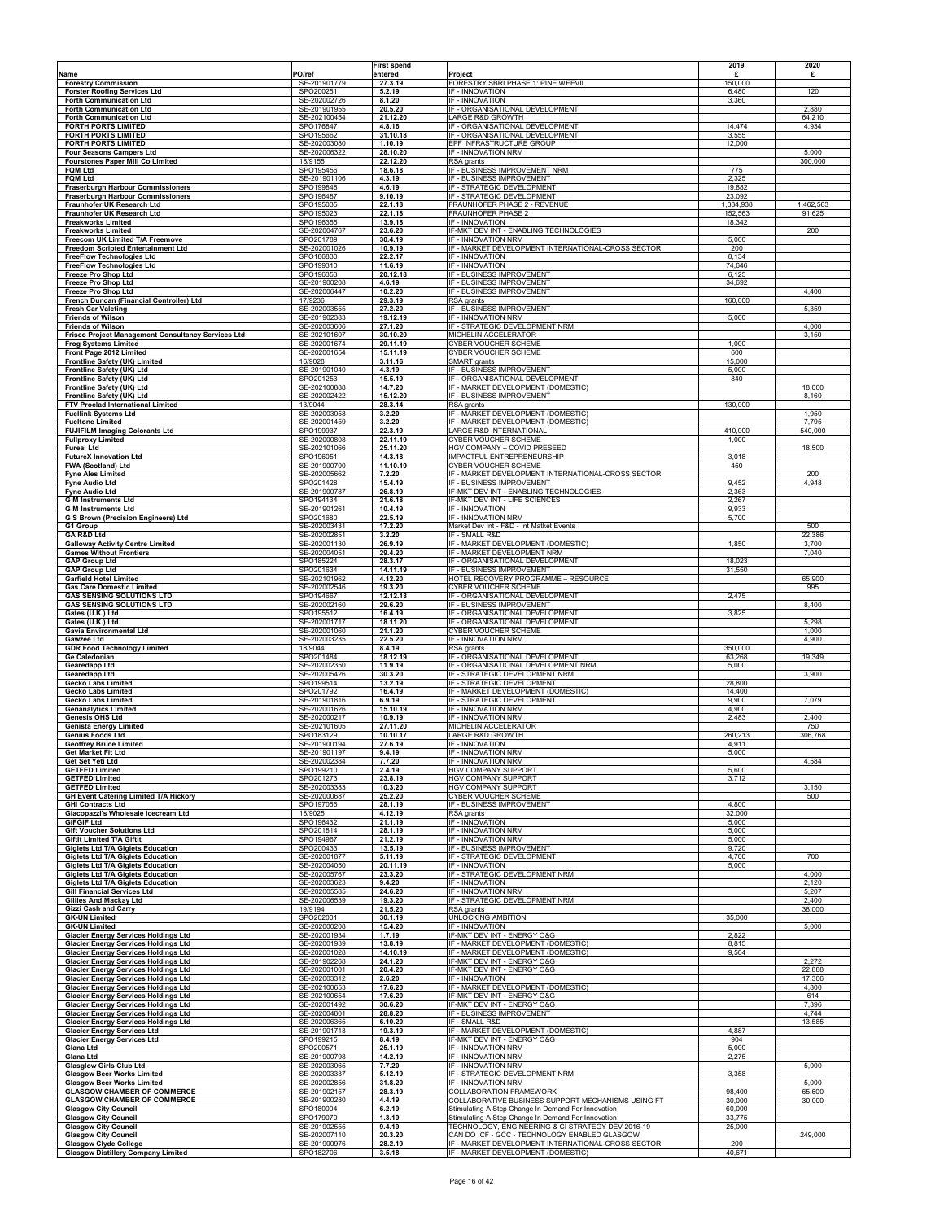| Name | PO/ref | First spend entered | Project | 2019 £ | 2020 £ |
|---|---|---|---|---|---|
| Forestry Commission | SE-201901779 | 27.3.19 | FORESTRY SBRI PHASE 1: PINE WEEVIL | 150,000 | |
| Forster Roofing Services Ltd | SPO200251 | 5.2.19 | IF - INNOVATION | 6,480 | 120 |
| Forth Communication Ltd | SE-202002726 | 8.1.20 | IF - INNOVATION | 3,360 | |
| Forth Communication Ltd | SE-201901955 | 20.5.20 | IF - ORGANISATIONAL DEVELOPMENT | | 2,880 |
| Forth Communication Ltd | SE-202100454 | 21.12.20 | LARGE R&D GROWTH | | 64,210 |
| FORTH PORTS LIMITED | SPO176847 | 4.8.16 | IF - ORGANISATIONAL DEVELOPMENT | 14,474 | 4,934 |
| FORTH PORTS LIMITED | SPO195662 | 31.10.18 | IF - ORGANISATIONAL DEVELOPMENT | 3,555 | |
| FORTH PORTS LIMITED | SE-202003080 | 1.10.19 | EPF INFRASTRUCTURE GROUP | 12,000 | |
| Four Seasons Campers Ltd | SE-202006322 | 28.10.20 | IF - INNOVATION NRM | | 5,000 |
| Fourstones Paper Mill Co Limited | 18/9155 | 22.12.20 | RSA grants | | 300,000 |
| FQM Ltd | SPO195456 | 18.6.18 | IF - BUSINESS IMPROVEMENT NRM | 775 | |
| FQM Ltd | SE-201901106 | 4.3.19 | IF - BUSINESS IMPROVEMENT | 2,325 | |
| Fraserburgh Harbour Commissioners | SPO199848 | 4.6.19 | IF - STRATEGIC DEVELOPMENT | 19,882 | |
| Fraserburgh Harbour Commissioners | SPO196487 | 9.10.19 | IF - STRATEGIC DEVELOPMENT | 23,092 | |
| Fraunhofer UK Research Ltd | SPO195035 | 22.1.18 | FRAUNHOFER PHASE 2 - REVENUE | 1,384,938 | 1,462,563 |
| Fraunhofer UK Research Ltd | SPO195023 | 22.1.18 | FRAUNHOFER PHASE 2 | 152,563 | 91,625 |
| Freakworks Limited | SPO196355 | 13.9.18 | IF - INNOVATION | 18,342 | |
| Freakworks Limited | SE-202004767 | 23.6.20 | IF-MKT DEV INT - ENABLING TECHNOLOGIES | | 200 |
| Freecom UK Limited T/A Freemove | SPO201789 | 30.4.19 | IF - INNOVATION NRM | 5,000 | |
| Freedom Scripted Entertainment Ltd | SE-202001026 | 10.9.19 | IF - MARKET DEVELOPMENT INTERNATIONAL-CROSS SECTOR | 200 | |
| FreeFlow Technologies Ltd | SPO186830 | 22.2.17 | IF - INNOVATION | 8,134 | |
| FreeFlow Technologies Ltd | SPO199310 | 11.6.19 | IF - INNOVATION | 74,646 | |
| Freeze Pro Shop Ltd | SPO196353 | 20.12.18 | IF - BUSINESS IMPROVEMENT | 6,125 | |
| Freeze Pro Shop Ltd | SE-201900208 | 4.6.19 | IF - BUSINESS IMPROVEMENT | 34,692 | |
| Freeze Pro Shop Ltd | SE-202006447 | 10.2.20 | IF - BUSINESS IMPROVEMENT | | 4,400 |
| French Duncan (Financial Controller) Ltd | 17/9236 | 29.3.19 | RSA grants | 160,000 | |
| Fresh Car Valeting | SE-202003555 | 27.2.20 | IF - BUSINESS IMPROVEMENT | | 5,359 |
| Friends of Wilson | SE-201902383 | 19.12.19 | IF - INNOVATION NRM | 5,000 | |
| Friends of Wilson | SE-202003606 | 27.1.20 | IF - STRATEGIC DEVELOPMENT NRM | | 4,000 |
| Frisco Project Management Consultancy Services Ltd | SE-202101607 | 30.10.20 | MICHELIN ACCELERATOR | | 3,150 |
| Frog Systems Limited | SE-202001674 | 29.11.19 | CYBER VOUCHER SCHEME | 1,000 | |
| Front Page 2012 Limited | SE-202001654 | 15.11.19 | CYBER VOUCHER SCHEME | 600 | |
| Frontline Safety (UK) Limited | 16/9028 | 3.11.16 | SMART grants | 15,000 | |
| Frontline Safety (UK) Ltd | SE-201901040 | 4.3.19 | IF - BUSINESS IMPROVEMENT | 5,000 | |
| Frontline Safety (UK) Ltd | SPO201253 | 15.5.19 | IF - ORGANISATIONAL DEVELOPMENT | 840 | |
| Frontline Safety (UK) Ltd | SE-202100888 | 14.7.20 | IF - MARKET DEVELOPMENT (DOMESTIC) | | 18,000 |
| Frontline Safety (UK) Ltd | SE-202002422 | 15.12.20 | IF - BUSINESS IMPROVEMENT | | 8,160 |
| FTV Proclad International Limited | 13/9044 | 28.3.14 | RSA grants | 130,000 | |
| Fuellink Systems Ltd | SE-202003058 | 3.2.20 | IF - MARKET DEVELOPMENT (DOMESTIC) | | 1,950 |
| Fueltone Limited | SE-202001459 | 3.2.20 | IF - MARKET DEVELOPMENT (DOMESTIC) | | 7,795 |
| FUJIFILM Imaging Colorants Ltd | SPO199937 | 22.3.19 | LARGE R&D INTERNATIONAL | 410,000 | 540,000 |
| Fullproxy Limited | SE-202000808 | 22.11.19 | CYBER VOUCHER SCHEME | 1,000 | |
| Fureai Ltd | SE-202101066 | 25.11.20 | HGV COMPANY – COVID PRESEED | | 18,500 |
| FutureX Innovation Ltd | SPO196051 | 14.3.18 | IMPACTFUL ENTREPRENEURSHIP | 3,018 | |
| FWA (Scotland) Ltd | SE-201900700 | 11.10.19 | CYBER VOUCHER SCHEME | 450 | |
| Fyne Ales Limited | SE-202005662 | 7.2.20 | IF - MARKET DEVELOPMENT INTERNATIONAL-CROSS SECTOR | | 200 |
| Fyne Audio Ltd | SPO201428 | 15.4.19 | IF - BUSINESS IMPROVEMENT | 9,452 | 4,948 |
| Fyne Audio Ltd | SE-201900787 | 26.8.19 | IF-MKT DEV INT - ENABLING TECHNOLOGIES | 2,363 | |
| G M Instruments Ltd | SPO194134 | 21.6.18 | IF-MKT DEV INT - LIFE SCIENCES | 2,267 | |
| G M Instruments Ltd | SE-201901261 | 10.4.19 | IF - INNOVATION | 9,933 | |
| G S Brown (Precision Engineers) Ltd | SPO201680 | 22.5.19 | IF - INNOVATION NRM | 5,700 | |
| G1 Group | SE-202003431 | 17.2.20 | Market Dev Int - F&D - Int Matket Events | | 500 |
| GA R&D Ltd | SE-202002851 | 3.2.20 | IF - SMALL R&D | | 22,386 |
| Galloway Activity Centre Limited | SE-202001130 | 26.9.19 | IF - MARKET DEVELOPMENT (DOMESTIC) | 1,850 | 3,700 |
| Games Without Frontiers | SE-202004051 | 29.4.20 | IF - MARKET DEVELOPMENT NRM | | 7,040 |
| GAP Group Ltd | SPO185224 | 28.3.17 | IF - ORGANISATIONAL DEVELOPMENT | 18,023 | |
| GAP Group Ltd | SPO201634 | 14.11.19 | IF - BUSINESS IMPROVEMENT | 31,550 | |
| Garfield Hotel Limited | SE-202101962 | 4.12.20 | HOTEL RECOVERY PROGRAMME – RESOURCE | | 65,900 |
| Gas Care Domestic Limited | SE-202002546 | 19.3.20 | CYBER VOUCHER SCHEME | | 995 |
| GAS SENSING SOLUTIONS LTD | SPO194667 | 12.12.18 | IF - ORGANISATIONAL DEVELOPMENT | 2,475 | |
| GAS SENSING SOLUTIONS LTD | SE-202002160 | 29.6.20 | IF - BUSINESS IMPROVEMENT | | 8,400 |
| Gates (U.K.) Ltd | SPO195512 | 16.4.19 | IF - ORGANISATIONAL DEVELOPMENT | 3,825 | |
| Gates (U.K.) Ltd | SE-202001717 | 18.11.20 | IF - ORGANISATIONAL DEVELOPMENT | | 5,298 |
| Gavia Environmental Ltd | SE-202001060 | 21.1.20 | CYBER VOUCHER SCHEME | | 1,000 |
| Gawzee Ltd | SE-202003235 | 22.5.20 | IF - INNOVATION NRM | | 4,900 |
| GDR Food Technology Limited | 18/9044 | 8.4.19 | RSA grants | 350,000 | |
| Ge Caledonian | SPO201484 | 18.12.19 | IF - ORGANISATIONAL DEVELOPMENT | 63,268 | 19,349 |
| Gearedapp Ltd | SE-202002350 | 11.9.19 | IF - ORGANISATIONAL DEVELOPMENT NRM | 5,000 | |
| Gearedapp Ltd | SE-202005426 | 30.3.20 | IF - STRATEGIC DEVELOPMENT NRM | | 3,900 |
| Gecko Labs Limited | SPO199514 | 13.2.19 | IF - STRATEGIC DEVELOPMENT | 28,800 | |
| Gecko Labs Limited | SPO201792 | 16.4.19 | IF - MARKET DEVELOPMENT (DOMESTIC) | 14,400 | |
| Gecko Labs Limited | SE-201901816 | 6.9.19 | IF - STRATEGIC DEVELOPMENT | 9,900 | 7,079 |
| Genanalytics Limited | SE-202001626 | 15.10.19 | IF - INNOVATION NRM | 4,900 | |
| Genesis OHS Ltd | SE-202000217 | 10.9.19 | IF - INNOVATION NRM | 2,483 | 2,400 |
| Genista Energy Limited | SE-202101605 | 27.11.20 | MICHELIN ACCELERATOR | | 750 |
| Genius Foods Ltd | SPO183129 | 10.10.17 | LARGE R&D GROWTH | 260,213 | 306,768 |
| Geoffrey Bruce Limited | SE-201900194 | 27.6.19 | IF - INNOVATION | 4,911 | |
| Get Market Fit Ltd | SE-201901197 | 9.4.19 | IF - INNOVATION NRM | 5,000 | |
| Get Set Yeti Ltd | SE-202002384 | 7.7.20 | IF - INNOVATION NRM | | 4,584 |
| GETFED Limited | SPO199210 | 2.4.19 | HGV COMPANY SUPPORT | 5,600 | |
| GETFED Limited | SPO201273 | 23.8.19 | HGV COMPANY SUPPORT | 3,712 | |
| GETFED Limited | SE-202003383 | 10.3.20 | HGV COMPANY SUPPORT | | 3,150 |
| GH Event Catering Limited T/A Hickory | SE-202000687 | 25.2.20 | CYBER VOUCHER SCHEME | | 500 |
| GHI Contracts Ltd | SPO197056 | 28.1.19 | IF - BUSINESS IMPROVEMENT | 4,800 | |
| Giacopazzi's Wholesale Icecream Ltd | 18/9025 | 4.12.19 | RSA grants | 32,000 | |
| GIFGIF Ltd | SPO196432 | 21.1.19 | IF - INNOVATION | 5,000 | |
| Gift Voucher Solutions Ltd | SPO201814 | 28.1.19 | IF - INNOVATION NRM | 5,000 | |
| Giftlt Limited T/A Giftlt | SPO194967 | 21.2.19 | IF - INNOVATION NRM | 5,000 | |
| Giglets Ltd T/A Giglets Education | SPO200433 | 13.5.19 | IF - BUSINESS IMPROVEMENT | 9,720 | |
| Giglets Ltd T/A Giglets Education | SE-202001877 | 5.11.19 | IF - STRATEGIC DEVELOPMENT | 4,700 | 700 |
| Giglets Ltd T/A Giglets Education | SE-202004050 | 20.11.19 | IF - INNOVATION | 5,000 | |
| Giglets Ltd T/A Giglets Education | SE-202005767 | 23.3.20 | IF - STRATEGIC DEVELOPMENT NRM | | 4,000 |
| Giglets Ltd T/A Giglets Education | SE-202003623 | 9.4.20 | IF - INNOVATION | | 2,120 |
| Gill Financial Services Ltd | SE-202005585 | 24.6.20 | IF - INNOVATION NRM | | 5,207 |
| Gillies And Mackay Ltd | SE-202006539 | 19.3.20 | IF - STRATEGIC DEVELOPMENT NRM | | 2,400 |
| Gizzi Cash and Carry | 19/9194 | 21.5.20 | RSA grants | | 38,000 |
| GK-UN Limited | SPO202001 | 30.1.19 | UNLOCKING AMBITION | 35,000 | |
| GK-UN Limited | SE-202000208 | 15.4.20 | IF - INNOVATION | | 5,000 |
| Glacier Energy Services Holdings Ltd | SE-202001934 | 1.7.19 | IF-MKT DEV INT - ENERGY O&G | 2,822 | |
| Glacier Energy Services Holdings Ltd | SE-202001939 | 13.8.19 | IF - MARKET DEVELOPMENT (DOMESTIC) | 8,815 | |
| Glacier Energy Services Holdings Ltd | SE-202001028 | 14.10.19 | IF - MARKET DEVELOPMENT (DOMESTIC) | 9,504 | |
| Glacier Energy Services Holdings Ltd | SE-201902268 | 24.1.20 | IF-MKT DEV INT - ENERGY O&G | | 2,272 |
| Glacier Energy Services Holdings Ltd | SE-202001001 | 20.4.20 | IF-MKT DEV INT - ENERGY O&G | | 22,888 |
| Glacier Energy Services Holdings Ltd | SE-202003312 | 2.6.20 | IF - INNOVATION | | 17,306 |
| Glacier Energy Services Holdings Ltd | SE-202100653 | 17.6.20 | IF - MARKET DEVELOPMENT (DOMESTIC) | | 4,800 |
| Glacier Energy Services Holdings Ltd | SE-202100654 | 17.6.20 | IF-MKT DEV INT - ENERGY O&G | | 614 |
| Glacier Energy Services Holdings Ltd | SE-202001492 | 30.6.20 | IF-MKT DEV INT - ENERGY O&G | | 7,396 |
| Glacier Energy Services Holdings Ltd | SE-202004801 | 28.8.20 | IF - BUSINESS IMPROVEMENT | | 4,744 |
| Glacier Energy Services Holdings Ltd | SE-202006365 | 6.10.20 | IF - SMALL R&D | | 13,585 |
| Glacier Energy Services Ltd | SE-201901713 | 19.3.19 | IF - MARKET DEVELOPMENT (DOMESTIC) | 4,887 | |
| Glacier Energy Services Ltd | SPO199215 | 8.4.19 | IF-MKT DEV INT - ENERGY O&G | 904 | |
| Glana Ltd | SPO200571 | 25.1.19 | IF - INNOVATION NRM | 5,000 | |
| Glana Ltd | SE-201900798 | 14.2.19 | IF - INNOVATION NRM | 2,275 | |
| Glasglow Girls Club Ltd | SE-202003065 | 7.7.20 | IF - INNOVATION NRM | | 5,000 |
| Glasgow Beer Works Limited | SE-202003337 | 5.12.19 | IF - STRATEGIC DEVELOPMENT NRM | 3,358 | |
| Glasgow Beer Works Limited | SE-202002856 | 31.8.20 | IF - INNOVATION NRM | | 5,000 |
| GLASGOW CHAMBER OF COMMERCE | SE-201902157 | 28.3.19 | COLLABORATION FRAMEWORK | 98,400 | 65,600 |
| GLASGOW CHAMBER OF COMMERCE | SE-201900280 | 4.4.19 | COLLABORATIVE BUSINESS SUPPORT MECHANISMS USING FT | 30,000 | 30,000 |
| Glasgow City Council | SPO180004 | 6.2.19 | Stimulating A Step Change In Demand For Innovation | 60,000 | |
| Glasgow City Council | SPO179070 | 1.3.19 | Stimulating A Step Change In Demand For Innovation | 33,775 | |
| Glasgow City Council | SE-201902555 | 9.4.19 | TECHNOLOGY, ENGINEERING & CI STRATEGY DEV 2016-19 | 25,000 | |
| Glasgow City Council | SE-202007110 | 20.3.20 | CAN DO ICF - GCC - TECHNOLOGY ENABLED GLASGOW | | 249,000 |
| Glasgow Clyde College | SE-201900976 | 28.2.19 | IF - MARKET DEVELOPMENT INTERNATIONAL-CROSS SECTOR | 200 | |
| Glasgow Distillery Company Limited | SPO182706 | 3.5.18 | IF - MARKET DEVELOPMENT (DOMESTIC) | 40,671 | |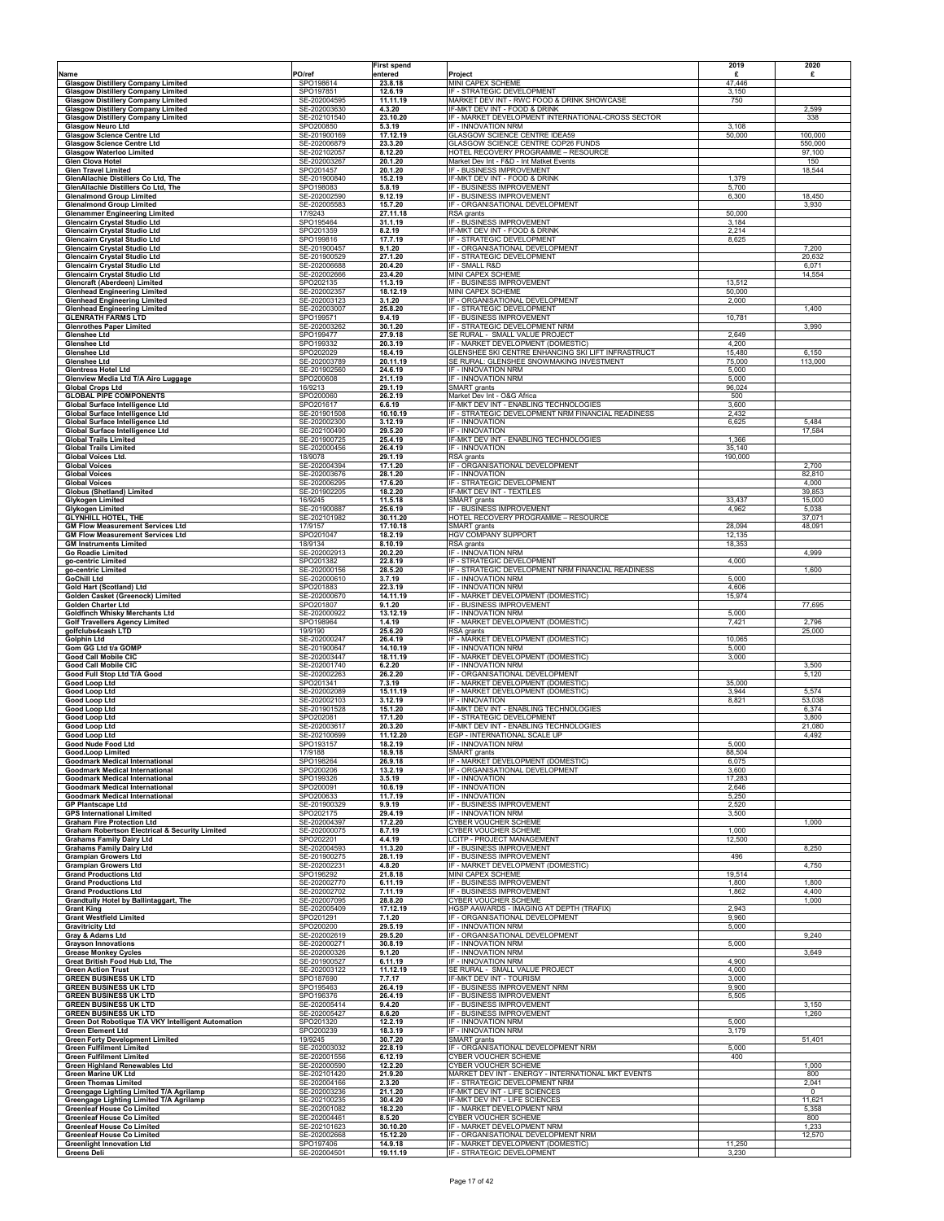| Name | PO/ref | First spend entered | Project | 2019 £ | 2020 £ |
|---|---|---|---|---|---|
| Glasgow Distillery Company Limited | SPO198614 | 23.8.18 | MINI CAPEX SCHEME | 47,446 | |
| Glasgow Distillery Company Limited | SPO197851 | 12.6.19 | IF - STRATEGIC DEVELOPMENT | 3,150 | |
| Glasgow Distillery Company Limited | SE-202004595 | 11.11.19 | MARKET DEV INT - RWC FOOD & DRINK SHOWCASE | 750 | |
| Glasgow Distillery Company Limited | SE-202003630 | 4.3.20 | IF-MKT DEV INT - FOOD & DRINK | | 2,599 |
| Glasgow Distillery Company Limited | SE-202101540 | 23.10.20 | IF - MARKET DEVELOPMENT INTERNATIONAL-CROSS SECTOR | | 338 |
| Glasgow Neuro Ltd | SPO200850 | 5.3.19 | IF - INNOVATION NRM | 3,108 | |
| Glasgow Science Centre Ltd | SE-201900169 | 17.12.19 | GLASGOW SCIENCE CENTRE IDEA59 | 50,000 | 100,000 |
| Glasgow Science Centre Ltd | SE-202006879 | 23.3.20 | GLASGOW SCIENCE CENTRE COP26 FUNDS | | 550,000 |
| Glasgow Waterloo Limited | SE-202102057 | 8.12.20 | HOTEL RECOVERY PROGRAMME – RESOURCE | | 97,100 |
| Glen Clova Hotel | SE-202003267 | 20.1.20 | Market Dev Int - F&D - Int Matket Events | | 150 |
| Glen Travel Limited | SPO201457 | 20.1.20 | IF - BUSINESS IMPROVEMENT | | 18,544 |
| GlenAllachie Distillers Co Ltd, The | SE-201900840 | 15.2.19 | IF-MKT DEV INT - FOOD & DRINK | 1,379 | |
| GlenAllachie Distillers Co Ltd, The | SPO198083 | 5.8.19 | IF - BUSINESS IMPROVEMENT | 5,700 | |
| Glenalmond Group Limited | SE-202002590 | 9.12.19 | IF - BUSINESS IMPROVEMENT | 6,300 | 18,450 |
| Glenalmond Group Limited | SE-202005583 | 15.7.20 | IF - ORGANISATIONAL DEVELOPMENT | | 3,930 |
| Glenammer Engineering Limited | 17/9243 | 27.11.18 | RSA grants | 50,000 | |
| Glencairn Crystal Studio Ltd | SPO195464 | 31.1.19 | IF - BUSINESS IMPROVEMENT | 3,184 | |
| Glencairn Crystal Studio Ltd | SPO201359 | 8.2.19 | IF-MKT DEV INT - FOOD & DRINK | 2,214 | |
| Glencairn Crystal Studio Ltd | SPO199816 | 17.7.19 | IF - STRATEGIC DEVELOPMENT | 8,625 | |
| Glencairn Crystal Studio Ltd | SE-201900457 | 9.1.20 | IF - ORGANISATIONAL DEVELOPMENT | | 7,200 |
| Glencairn Crystal Studio Ltd | SE-201900529 | 27.1.20 | IF - STRATEGIC DEVELOPMENT | | 20,632 |
| Glencairn Crystal Studio Ltd | SE-202006688 | 20.4.20 | IF - SMALL R&D | | 6,071 |
| Glencairn Crystal Studio Ltd | SE-202002666 | 23.4.20 | MINI CAPEX SCHEME | | 14,554 |
| Glencraft (Aberdeen) Limited | SPO202135 | 11.3.19 | IF - BUSINESS IMPROVEMENT | 13,512 | |
| Glenhead Engineering Limited | SE-202002357 | 18.12.19 | MINI CAPEX SCHEME | 50,000 | |
| Glenhead Engineering Limited | SE-202003123 | 3.1.20 | IF - ORGANISATIONAL DEVELOPMENT | 2,000 | |
| Glenhead Engineering Limited | SE-202003007 | 25.8.20 | IF - STRATEGIC DEVELOPMENT | | 1,400 |
| GLENRATH FARMS LTD | SPO199571 | 9.4.19 | IF - BUSINESS IMPROVEMENT | 10,781 | |
| Glenrothes Paper Limited | SE-202003262 | 30.1.20 | IF - STRATEGIC DEVELOPMENT NRM | | 3,990 |
| Glenshee Ltd | SPO199477 | 27.9.18 | SE RURAL - SMALL VALUE PROJECT | 2,649 | |
| Glenshee Ltd | SPO199332 | 20.3.19 | IF - MARKET DEVELOPMENT (DOMESTIC) | 4,200 | |
| Glenshee Ltd | SPO202029 | 18.4.19 | GLENSHEE SKI CENTRE ENHANCING SKI LIFT INFRASTRUCT | 15,480 | 6,150 |
| Glenshee Ltd | SE-202003789 | 20.11.19 | SE RURAL: GLENSHEE SNOWMAKING INVESTMENT | 75,000 | 113,000 |
| Glentress Hotel Ltd | SE-201902560 | 24.6.19 | IF - INNOVATION NRM | 5,000 | |
| Glenview Media Ltd T/A Airo Luggage | SPO200608 | 21.1.19 | IF - INNOVATION NRM | 5,000 | |
| Global Crops Ltd | 16/9213 | 29.1.19 | SMART grants | 96,024 | |
| GLOBAL PIPE COMPONENTS | SPO200060 | 26.2.19 | Market Dev Int - O&G Africa | 500 | |
| Global Surface Intelligence Ltd | SPO201617 | 6.6.19 | IF-MKT DEV INT - ENABLING TECHNOLOGIES | 3,600 | |
| Global Surface Intelligence Ltd | SE-201901508 | 10.10.19 | IF - STRATEGIC DEVELOPMENT NRM FINANCIAL READINESS | 2,432 | |
| Global Surface Intelligence Ltd | SE-202002300 | 3.12.19 | IF - INNOVATION | 6,625 | 5,484 |
| Global Surface Intelligence Ltd | SE-202100490 | 29.5.20 | IF - INNOVATION | | 17,584 |
| Global Trails Limited | SE-201900725 | 25.4.19 | IF-MKT DEV INT - ENABLING TECHNOLOGIES | 1,366 | |
| Global Trails Limited | SE-202000456 | 26.4.19 | IF - INNOVATION | 35,140 | |
| Global Voices Ltd. | 18/9078 | 29.1.19 | RSA grants | 190,000 | |
| Global Voices | SE-202004394 | 17.1.20 | IF - ORGANISATIONAL DEVELOPMENT | | 2,700 |
| Global Voices | SE-202003676 | 28.1.20 | IF - INNOVATION | | 82,810 |
| Global Voices | SE-202006295 | 17.6.20 | IF - STRATEGIC DEVELOPMENT | | 4,000 |
| Globus (Shetland) Limited | SE-201902205 | 18.2.20 | IF-MKT DEV INT - TEXTILES | | 39,853 |
| Glykogen Limited | 16/9245 | 11.5.18 | SMART grants | 33,437 | 15,000 |
| Glykogen Limited | SE-201900887 | 25.6.19 | IF - BUSINESS IMPROVEMENT | 4,962 | 5,038 |
| GLYNHILL HOTEL, THE | SE-202101982 | 30.11.20 | HOTEL RECOVERY PROGRAMME – RESOURCE | | 37,071 |
| GM Flow Measurement Services Ltd | 17/9157 | 17.10.18 | SMART grants | 28,094 | 48,091 |
| GM Flow Measurement Services Ltd | SPO201047 | 18.2.19 | HGV COMPANY SUPPORT | 12,135 | |
| GM Instruments Limited | 18/9134 | 8.10.19 | RSA grants | 18,353 | |
| Go Roadie Limited | SE-202002913 | 20.2.20 | IF - INNOVATION NRM | | 4,999 |
| go-centric Limited | SPO201382 | 22.8.19 | IF - STRATEGIC DEVELOPMENT | 4,000 | |
| go-centric Limited | SE-202100156 | 28.5.20 | IF - STRATEGIC DEVELOPMENT NRM FINANCIAL READINESS | | 1,600 |
| GoChill Ltd | SE-202000610 | 3.7.19 | IF - INNOVATION NRM | 5,000 | |
| Gold Hart (Scotland) Ltd | SPO201883 | 22.3.19 | IF - INNOVATION NRM | 4,606 | |
| Golden Casket (Greenock) Limited | SE-202000670 | 14.11.19 | IF - MARKET DEVELOPMENT (DOMESTIC) | 15,974 | |
| Golden Charter Ltd | SPO201807 | 9.1.20 | IF - BUSINESS IMPROVEMENT | | 77,695 |
| Goldfinch Whisky Merchants Ltd | SE-202000922 | 13.12.19 | IF - INNOVATION NRM | 5,000 | |
| Golf Travellers Agency Limited | SPO198964 | 1.4.19 | IF - MARKET DEVELOPMENT (DOMESTIC) | 7,421 | 2,796 |
| golfclubs4cash LTD | 19/9190 | 25.6.20 | RSA grants | | 25,000 |
| Golphin Ltd | SE-202000247 | 26.4.19 | IF - MARKET DEVELOPMENT (DOMESTIC) | 10,065 | |
| Gom GG Ltd t/a GOMP | SE-201900647 | 14.10.19 | IF - INNOVATION NRM | 5,000 | |
| Good Call Mobile CIC | SE-202003447 | 18.11.19 | IF - MARKET DEVELOPMENT (DOMESTIC) | 3,000 | |
| Good Call Mobile CIC | SE-202001740 | 6.2.20 | IF - INNOVATION NRM | | 3,500 |
| Good Full Stop Ltd T/A Good | SE-202002263 | 26.2.20 | IF - ORGANISATIONAL DEVELOPMENT | | 5,120 |
| Good Loop Ltd | SPO201341 | 7.3.19 | IF - MARKET DEVELOPMENT (DOMESTIC) | 35,000 | |
| Good Loop Ltd | SE-202002089 | 15.11.19 | IF - MARKET DEVELOPMENT (DOMESTIC) | 3,944 | 5,574 |
| Good Loop Ltd | SE-202002103 | 3.12.19 | IF - INNOVATION | 8,821 | 53,038 |
| Good Loop Ltd | SE-201901528 | 15.1.20 | IF-MKT DEV INT - ENABLING TECHNOLOGIES | | 6,374 |
| Good Loop Ltd | SPO202081 | 17.1.20 | IF - STRATEGIC DEVELOPMENT | | 3,800 |
| Good Loop Ltd | SE-202003617 | 20.3.20 | IF-MKT DEV INT - ENABLING TECHNOLOGIES | | 21,080 |
| Good Loop Ltd | SE-202100699 | 11.12.20 | EGP - INTERNATIONAL SCALE UP | | 4,492 |
| Good Nude Food Ltd | SPO193157 | 18.2.19 | IF - INNOVATION NRM | 5,000 | |
| Good.Loop Limited | 17/9188 | 18.9.18 | SMART grants | 88,504 | |
| Goodmark Medical International | SPO198264 | 26.9.18 | IF - MARKET DEVELOPMENT (DOMESTIC) | 6,075 | |
| Goodmark Medical International | SPO200206 | 13.2.19 | IF - ORGANISATIONAL DEVELOPMENT | 3,600 | |
| Goodmark Medical International | SPO199326 | 3.5.19 | IF - INNOVATION | 17,283 | |
| Goodmark Medical International | SPO200091 | 10.6.19 | IF - INNOVATION | 2,646 | |
| Goodmark Medical International | SPO200633 | 11.7.19 | IF - INNOVATION | 5,250 | |
| GP Plantscape Ltd | SE-201900329 | 9.9.19 | IF - BUSINESS IMPROVEMENT | 2,520 | |
| GPS International Limited | SPO202175 | 29.4.19 | IF - INNOVATION NRM | 3,500 | |
| Graham Fire Protection Ltd | SE-202004397 | 17.2.20 | CYBER VOUCHER SCHEME | | 1,000 |
| Graham Robertson Electrical & Security Limited | SE-202000075 | 8.7.19 | CYBER VOUCHER SCHEME | 1,000 | |
| Grahams Family Dairy Ltd | SPO202201 | 4.4.19 | LCITP - PROJECT MANAGEMENT | 12,500 | |
| Grahams Family Dairy Ltd | SE-202004593 | 11.3.20 | IF - BUSINESS IMPROVEMENT | | 8,250 |
| Grampian Growers Ltd | SE-201900275 | 28.1.19 | IF - BUSINESS IMPROVEMENT | 496 | |
| Grampian Growers Ltd | SE-202002231 | 4.8.20 | IF - MARKET DEVELOPMENT (DOMESTIC) | | 4,750 |
| Grand Productions Ltd | SPO196292 | 21.8.18 | MINI CAPEX SCHEME | 19,514 | |
| Grand Productions Ltd | SE-202002770 | 6.11.19 | IF - BUSINESS IMPROVEMENT | 1,800 | 1,800 |
| Grand Productions Ltd | SE-202002702 | 7.11.19 | IF - BUSINESS IMPROVEMENT | 1,862 | 4,400 |
| Grandtully Hotel by Ballintaggart, The | SE-202007095 | 28.8.20 | CYBER VOUCHER SCHEME | | 1,000 |
| Grant King | SE-202005409 | 17.12.19 | HGSP AAWARDS - IMAGING AT DEPTH (TRAFIX) | 2,943 | |
| Grant Westfield Limited | SPO201291 | 7.1.20 | IF - ORGANISATIONAL DEVELOPMENT | 9,960 | |
| Gravitricity Ltd | SPO200200 | 29.5.19 | IF - INNOVATION NRM | 5,000 | |
| Gray & Adams Ltd | SE-202002619 | 29.5.20 | IF - ORGANISATIONAL DEVELOPMENT | | 9,240 |
| Grayson Innovations | SE-202000271 | 30.8.19 | IF - INNOVATION NRM | 5,000 | |
| Grease Monkey Cycles | SE-202000326 | 9.1.20 | IF - INNOVATION NRM | | 3,649 |
| Great British Food Hub Ltd, The | SE-201900527 | 6.11.19 | IF - INNOVATION NRM | 4,900 | |
| Green Action Trust | SE-202003122 | 11.12.19 | SE RURAL - SMALL VALUE PROJECT | 4,000 | |
| GREEN BUSINESS UK LTD | SPO187690 | 7.7.17 | IF-MKT DEV INT - TOURISM | 3,000 | |
| GREEN BUSINESS UK LTD | SPO195463 | 26.4.19 | IF - BUSINESS IMPROVEMENT NRM | 9,900 | |
| GREEN BUSINESS UK LTD | SPO196376 | 26.4.19 | IF - BUSINESS IMPROVEMENT | 5,505 | |
| GREEN BUSINESS UK LTD | SE-202005414 | 9.4.20 | IF - BUSINESS IMPROVEMENT | | 3,150 |
| GREEN BUSINESS UK LTD | SE-202005427 | 8.6.20 | IF - BUSINESS IMPROVEMENT | | 1,260 |
| Green Dot Robotique T/A VKY Intelligent Automation | SPO201320 | 12.2.19 | IF - INNOVATION NRM | 5,000 | |
| Green Element Ltd | SPO200239 | 18.3.19 | IF - INNOVATION NRM | 3,179 | |
| Green Forty Development Limited | 19/9245 | 30.7.20 | SMART grants | | 51,401 |
| Green Fulfilment Limited | SE-202003032 | 22.8.19 | IF - ORGANISATIONAL DEVELOPMENT NRM | 5,000 | |
| Green Fulfilment Limited | SE-202001556 | 6.12.19 | CYBER VOUCHER SCHEME | 400 | |
| Green Highland Renewables Ltd | SE-202000590 | 12.2.20 | CYBER VOUCHER SCHEME | | 1,000 |
| Green Marine UK Ltd | SE-202101420 | 21.9.20 | MARKET DEV INT - ENERGY - INTERNATIONAL MKT EVENTS | | 800 |
| Green Thomas Limited | SE-202004166 | 2.3.20 | IF - STRATEGIC DEVELOPMENT NRM | | 2,041 |
| Greengage Lighting Limited T/A Agrilamp | SE-202003236 | 21.1.20 | IF-MKT DEV INT - LIFE SCIENCES | | 0 |
| Greengage Lighting Limited T/A Agrilamp | SE-202100235 | 30.4.20 | IF-MKT DEV INT - LIFE SCIENCES | | 11,621 |
| Greenleaf House Co Limited | SE-202001082 | 18.2.20 | IF - MARKET DEVELOPMENT NRM | | 5,358 |
| Greenleaf House Co Limited | SE-202004461 | 8.5.20 | CYBER VOUCHER SCHEME | | 800 |
| Greenleaf House Co Limited | SE-202101623 | 30.10.20 | IF - MARKET DEVELOPMENT NRM | | 1,233 |
| Greenleaf House Co Limited | SE-202002668 | 15.12.20 | IF - ORGANISATIONAL DEVELOPMENT NRM | | 12,570 |
| Greenlight Innovation Ltd | SPO197406 | 14.9.18 | IF - MARKET DEVELOPMENT (DOMESTIC) | 11,250 | |
| Greens Deli | SE-202004501 | 19.11.19 | IF - STRATEGIC DEVELOPMENT | 3,230 | |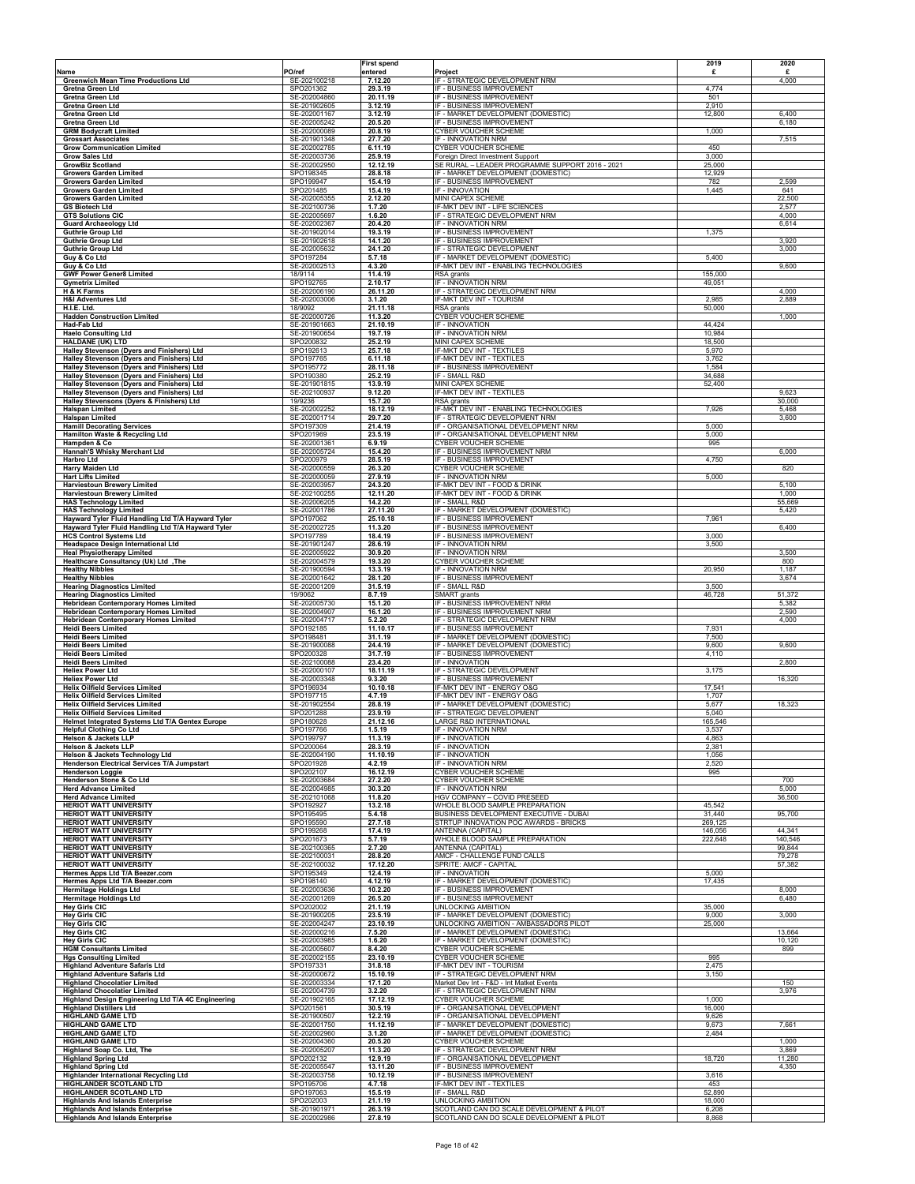| Name | PO/ref | First spend entered | Project | 2019 £ | 2020 £ |
|---|---|---|---|---|---|
| Greenwich Mean Time Productions Ltd | SE-202100218 | 7.12.20 | IF - STRATEGIC DEVELOPMENT NRM | | 4,000 |
| Gretna Green Ltd | SPO201362 | 29.3.19 | IF - BUSINESS IMPROVEMENT | 4,774 | |
| Gretna Green Ltd | SE-202004860 | 20.11.19 | IF - BUSINESS IMPROVEMENT | 501 | |
| Gretna Green Ltd | SE-201902605 | 3.12.19 | IF - BUSINESS IMPROVEMENT | 2,910 | |
| Gretna Green Ltd | SE-202001167 | 3.12.19 | IF - MARKET DEVELOPMENT (DOMESTIC) | 12,800 | 6,400 |
| Gretna Green Ltd | SE-202005242 | 20.5.20 | IF - BUSINESS IMPROVEMENT | | 6,180 |
| GRM Bodycraft Limited | SE-202000089 | 20.8.19 | CYBER VOUCHER SCHEME | 1,000 | |
| Grossart Associates | SE-201901348 | 27.7.20 | IF - INNOVATION NRM | | 7,515 |
| Grow Communication Limited | SE-202002785 | 6.11.19 | CYBER VOUCHER SCHEME | 450 | |
| Grow Sales Ltd | SE-202003736 | 25.9.19 | Foreign Direct Investment Support | 3,000 | |
| GrowBiz Scotland | SE-202002950 | 12.12.19 | SE RURAL – LEADER PROGRAMME SUPPORT 2016 - 2021 | 25,000 | |
| Growers Garden Limited | SPO198345 | 28.8.18 | IF - MARKET DEVELOPMENT (DOMESTIC) | 12,929 | |
| Growers Garden Limited | SPO199947 | 15.4.19 | IF - BUSINESS IMPROVEMENT | 782 | 2,599 |
| Growers Garden Limited | SPO201485 | 15.4.19 | IF - INNOVATION | 1,445 | 641 |
| Growers Garden Limited | SE-202005355 | 2.12.20 | MINI CAPEX SCHEME | | 22,500 |
| GS Biotech Ltd | SE-202100736 | 1.7.20 | IF-MKT DEV INT - LIFE SCIENCES | | 2,577 |
| GTS Solutions CIC | SE-202005697 | 1.6.20 | IF - STRATEGIC DEVELOPMENT NRM | | 4,000 |
| Guard Archaeology Ltd | SE-202002367 | 20.4.20 | IF - INNOVATION NRM | | 6,614 |
| Guthrie Group Ltd | SE-201902014 | 19.3.19 | IF - BUSINESS IMPROVEMENT | 1,375 | |
| Guthrie Group Ltd | SE-201902618 | 14.1.20 | IF - BUSINESS IMPROVEMENT | | 3,920 |
| Guthrie Group Ltd | SE-202005632 | 24.1.20 | IF - STRATEGIC DEVELOPMENT | | 3,000 |
| Guy & Co Ltd | SPO197284 | 5.7.18 | IF - MARKET DEVELOPMENT (DOMESTIC) | 5,400 | |
| Guy & Co Ltd | SE-202002513 | 4.3.20 | IF-MKT DEV INT - ENABLING TECHNOLOGIES | | 9,600 |
| GWF Power Gener8 Limited | 18/9114 | 11.4.19 | RSA grants | 155,000 | |
| Gymetrix Limited | SPO192765 | 2.10.17 | IF - INNOVATION NRM | 49,051 | |
| H & K Farms | SE-202006190 | 26.11.20 | IF - STRATEGIC DEVELOPMENT NRM | | 4,000 |
| H&I Adventures Ltd | SE-202003006 | 3.1.20 | IF-MKT DEV INT - TOURISM | 2,985 | 2,889 |
| H.I.E. Ltd. | 18/9092 | 21.11.18 | RSA grants | 50,000 | |
| Hadden Construction Limited | SE-202000726 | 11.3.20 | CYBER VOUCHER SCHEME | | 1,000 |
| Had-Fab Ltd | SE-201901663 | 21.10.19 | IF - INNOVATION | 44,424 | |
| Haelo Consulting Ltd | SE-201900654 | 19.7.19 | IF - INNOVATION NRM | 10,984 | |
| HALDANE (UK) LTD | SPO200832 | 25.2.19 | MINI CAPEX SCHEME | 18,500 | |
| Halley Stevenson (Dyers and Finishers) Ltd | SPO192613 | 25.7.18 | IF-MKT DEV INT - TEXTILES | 5,970 | |
| Halley Stevenson (Dyers and Finishers) Ltd | SPO197765 | 6.11.18 | IF-MKT DEV INT - TEXTILES | 3,762 | |
| Halley Stevenson (Dyers and Finishers) Ltd | SPO195772 | 28.11.18 | IF - BUSINESS IMPROVEMENT | 1,584 | |
| Halley Stevenson (Dyers and Finishers) Ltd | SPO190380 | 25.2.19 | IF - SMALL R&D | 34,688 | |
| Halley Stevenson (Dyers and Finishers) Ltd | SE-201901815 | 13.9.19 | MINI CAPEX SCHEME | 52,400 | |
| Halley Stevenson (Dyers and Finishers) Ltd | SE-202100937 | 9.12.20 | IF-MKT DEV INT - TEXTILES | | 9,623 |
| Halley Stevensons (Dyers & Finishers) Ltd | 19/9236 | 15.7.20 | RSA grants | | 30,000 |
| Halspan Limited | SE-202002252 | 18.12.19 | IF-MKT DEV INT - ENABLING TECHNOLOGIES | 7,926 | 5,468 |
| Halspan Limited | SE-202001714 | 29.7.20 | IF - STRATEGIC DEVELOPMENT NRM | | 3,600 |
| Hamill Decorating Services | SPO197309 | 21.4.19 | IF - ORGANISATIONAL DEVELOPMENT NRM | 5,000 | |
| Hamilton Waste & Recycling Ltd | SPO201969 | 23.5.19 | IF - ORGANISATIONAL DEVELOPMENT NRM | 5,000 | |
| Hampden & Co | SE-202001361 | 6.9.19 | CYBER VOUCHER SCHEME | 995 | |
| Hannah'S Whisky Merchant Ltd | SE-202005724 | 15.4.20 | IF - BUSINESS IMPROVEMENT NRM | | 6,000 |
| Harbro Ltd | SPO200979 | 28.5.19 | IF - BUSINESS IMPROVEMENT | 4,750 | |
| Harry Maiden Ltd | SE-202000559 | 26.3.20 | CYBER VOUCHER SCHEME | | 820 |
| Hart Lifts Limited | SE-202000059 | 27.9.19 | IF - INNOVATION NRM | 5,000 | |
| Harviestoun Brewery Limited | SE-202003957 | 24.3.20 | IF-MKT DEV INT - FOOD & DRINK | | 5,100 |
| Harviestoun Brewery Limited | SE-202100255 | 12.11.20 | IF-MKT DEV INT - FOOD & DRINK | | 1,000 |
| HAS Technology Limited | SE-202006205 | 14.2.20 | IF - SMALL R&D | | 55,669 |
| HAS Technology Limited | SE-202001786 | 27.11.20 | IF - MARKET DEVELOPMENT (DOMESTIC) | | 5,420 |
| Hayward Tyler Fluid Handling Ltd T/A Hayward Tyler | SPO197062 | 25.10.18 | IF - BUSINESS IMPROVEMENT | 7,961 | |
| Hayward Tyler Fluid Handling Ltd T/A Hayward Tyler | SE-202002725 | 11.3.20 | IF - BUSINESS IMPROVEMENT | | 6,400 |
| HCS Control Systems Ltd | SPO197789 | 18.4.19 | IF - BUSINESS IMPROVEMENT | 3,000 | |
| Headspace Design International Ltd | SE-201901247 | 28.6.19 | IF - INNOVATION NRM | 3,500 | |
| Heal Physiotherapy Limited | SE-202005922 | 30.9.20 | IF - INNOVATION NRM | | 3,500 |
| Healthcare Consultancy (Uk) Ltd ,The | SE-202004579 | 19.3.20 | CYBER VOUCHER SCHEME | | 800 |
| Healthy Nibbles | SE-201900594 | 13.3.19 | IF - INNOVATION NRM | 20,950 | 1,187 |
| Healthy Nibbles | SE-202001642 | 28.1.20 | IF - BUSINESS IMPROVEMENT | | 3,674 |
| Hearing Diagnostics Limited | SE-202001209 | 31.5.19 | IF - SMALL R&D | 3,500 | |
| Hearing Diagnostics Limited | 19/9062 | 8.7.19 | SMART grants | 46,728 | 51,372 |
| Hebridean Contemporary Homes Limited | SE-202005730 | 15.1.20 | IF - BUSINESS IMPROVEMENT NRM | | 5,382 |
| Hebridean Contemporary Homes Limited | SE-202004907 | 16.1.20 | IF - BUSINESS IMPROVEMENT NRM | | 2,590 |
| Hebridean Contemporary Homes Limited | SE-202004717 | 5.2.20 | IF - STRATEGIC DEVELOPMENT NRM | | 4,000 |
| Heidi Beers Limited | SPO192185 | 11.10.17 | IF - BUSINESS IMPROVEMENT | 7,931 | |
| Heidi Beers Limited | SPO198481 | 31.1.19 | IF - MARKET DEVELOPMENT (DOMESTIC) | 7,500 | |
| Heidi Beers Limited | SE-201900088 | 24.4.19 | IF - MARKET DEVELOPMENT (DOMESTIC) | 9,600 | 9,600 |
| Heidi Beers Limited | SPO200328 | 31.7.19 | IF - BUSINESS IMPROVEMENT | 4,110 | |
| Heidi Beers Limited | SE-202100088 | 23.4.20 | IF - INNOVATION | | 2,800 |
| Heliex Power Ltd | SE-202000107 | 18.11.19 | IF - STRATEGIC DEVELOPMENT | 3,175 | |
| Heliex Power Ltd | SE-202003348 | 9.3.20 | IF - BUSINESS IMPROVEMENT | | 16,320 |
| Helix Oilfield Services Limited | SPO196934 | 10.10.18 | IF-MKT DEV INT - ENERGY O&G | 17,541 | |
| Helix Oilfield Services Limited | SPO197715 | 4.7.19 | IF-MKT DEV INT - ENERGY O&G | 1,707 | |
| Helix Oilfield Services Limited | SE-201902554 | 28.8.19 | IF - MARKET DEVELOPMENT (DOMESTIC) | 5,677 | 18,323 |
| Helix Oilfield Services Limited | SPO201288 | 23.9.19 | IF - STRATEGIC DEVELOPMENT | 5,040 | |
| Helmet Integrated Systems Ltd T/A Gentex Europe | SPO180628 | 21.12.16 | LARGE R&D INTERNATIONAL | 165,546 | |
| Helpful Clothing Co Ltd | SPO197766 | 1.5.19 | IF - INNOVATION NRM | 3,537 | |
| Helson & Jackets LLP | SPO199797 | 11.3.19 | IF - INNOVATION | 4,863 | |
| Helson & Jackets LLP | SPO200064 | 28.3.19 | IF - INNOVATION | 2,381 | |
| Helson & Jackets Technology Ltd | SE-202004190 | 11.10.19 | IF - INNOVATION | 1,056 | |
| Henderson Electrical Services T/A Jumpstart | SPO201928 | 4.2.19 | IF - INNOVATION NRM | 2,520 | |
| Henderson Loggie | SPO202107 | 16.12.19 | CYBER VOUCHER SCHEME | 995 | |
| Henderson Stone & Co Ltd | SE-202003684 | 27.2.20 | CYBER VOUCHER SCHEME | | 700 |
| Herd Advance Limited | SE-202004985 | 30.3.20 | IF - INNOVATION NRM | | 5,000 |
| Herd Advance Limited | SE-202101068 | 11.8.20 | HGV COMPANY – COVID PRESEED | | 36,500 |
| HERIOT WATT UNIVERSITY | SPO192927 | 13.2.18 | WHOLE BLOOD SAMPLE PREPARATION | 45,542 | |
| HERIOT WATT UNIVERSITY | SPO195495 | 5.4.18 | BUSINESS DEVELOPMENT EXECUTIVE - DUBAI | 31,440 | 95,700 |
| HERIOT WATT UNIVERSITY | SPO195590 | 27.7.18 | STRTUP INNOVATION POC AWARDS - BRICKS | 269,125 | |
| HERIOT WATT UNIVERSITY | SPO199268 | 17.4.19 | ANTENNA (CAPITAL) | 146,056 | 44,341 |
| HERIOT WATT UNIVERSITY | SPO201673 | 5.7.19 | WHOLE BLOOD SAMPLE PREPARATION | 222,648 | 140,546 |
| HERIOT WATT UNIVERSITY | SE-202100365 | 2.7.20 | ANTENNA (CAPITAL) | | 99,844 |
| HERIOT WATT UNIVERSITY | SE-202100031 | 28.8.20 | AMCF - CHALLENGE FUND CALLS | | 79,278 |
| HERIOT WATT UNIVERSITY | SE-202100032 | 17.12.20 | SPRITE: AMCF - CAPITAL | | 57,382 |
| Hermes Apps Ltd T/A Beezer.com | SPO195349 | 12.4.19 | IF - INNOVATION | 5,000 | |
| Hermes Apps Ltd T/A Beezer.com | SPO198140 | 4.12.19 | IF - MARKET DEVELOPMENT (DOMESTIC) | 17,435 | |
| Hermitage Holdings Ltd | SE-202003636 | 10.2.20 | IF - BUSINESS IMPROVEMENT | | 8,000 |
| Hermitage Holdings Ltd | SE-202001269 | 26.5.20 | IF - BUSINESS IMPROVEMENT | | 6,480 |
| Hey Girls CIC | SPO202002 | 21.1.19 | UNLOCKING AMBITION | 35,000 | |
| Hey Girls CIC | SE-201900205 | 23.5.19 | IF - MARKET DEVELOPMENT (DOMESTIC) | 9,000 | 3,000 |
| Hey Girls CIC | SE-202004247 | 23.10.19 | UNLOCKING AMBITION - AMBASSADORS PILOT | 25,000 | |
| Hey Girls CIC | SE-202000216 | 7.5.20 | IF - MARKET DEVELOPMENT (DOMESTIC) | | 13,664 |
| Hey Girls CIC | SE-202003985 | 1.6.20 | IF - MARKET DEVELOPMENT (DOMESTIC) | | 10,120 |
| HGM Consultants Limited | SE-202005607 | 8.4.20 | CYBER VOUCHER SCHEME | | 899 |
| Hgs Consulting Limited | SE-202002155 | 23.10.19 | CYBER VOUCHER SCHEME | 995 | |
| Highland Adventure Safaris Ltd | SPO197331 | 31.8.18 | IF-MKT DEV INT - TOURISM | 2,475 | |
| Highland Adventure Safaris Ltd | SE-202000672 | 15.10.19 | IF - STRATEGIC DEVELOPMENT NRM | 3,150 | |
| Highland Chocolatier Limited | SE-202003334 | 17.1.20 | Market Dev Int - F&D - Int Matket Events | | 150 |
| Highland Chocolatier Limited | SE-202004739 | 3.2.20 | IF - STRATEGIC DEVELOPMENT NRM | | 3,976 |
| Highland Design Engineering Ltd T/A 4C Engineering | SE-201902165 | 17.12.19 | CYBER VOUCHER SCHEME | 1,000 | |
| Highland Distillers Ltd | SPO201561 | 30.5.19 | IF - ORGANISATIONAL DEVELOPMENT | 16,000 | |
| HIGHLAND GAME LTD | SE-201900507 | 12.2.19 | IF - ORGANISATIONAL DEVELOPMENT | 9,626 | |
| HIGHLAND GAME LTD | SE-202001750 | 11.12.19 | IF - MARKET DEVELOPMENT (DOMESTIC) | 9,673 | 7,661 |
| HIGHLAND GAME LTD | SE-202002960 | 3.1.20 | IF - MARKET DEVELOPMENT (DOMESTIC) | 2,484 | |
| HIGHLAND GAME LTD | SE-202004360 | 20.5.20 | CYBER VOUCHER SCHEME | | 1,000 |
| Highland Soap Co. Ltd, The | SE-202005207 | 11.3.20 | IF - STRATEGIC DEVELOPMENT NRM | | 3,869 |
| Highland Spring Ltd | SPO202132 | 12.9.19 | IF - ORGANISATIONAL DEVELOPMENT | 18,720 | 11,280 |
| Highland Spring Ltd | SE-202005547 | 13.11.20 | IF - BUSINESS IMPROVEMENT | | 4,350 |
| Highlander International Recycling Ltd | SE-202003758 | 10.12.19 | IF - BUSINESS IMPROVEMENT | 3,616 | |
| HIGHLANDER SCOTLAND LTD | SPO195706 | 4.7.18 | IF-MKT DEV INT - TEXTILES | 453 | |
| HIGHLANDER SCOTLAND LTD | SPO197063 | 15.5.19 | IF - SMALL R&D | 52,890 | |
| Highlands And Islands Enterprise | SPO202003 | 21.1.19 | UNLOCKING AMBITION | 18,000 | |
| Highlands And Islands Enterprise | SE-201901971 | 26.3.19 | SCOTLAND CAN DO SCALE DEVELOPMENT & PILOT | 6,208 | |
| Highlands And Islands Enterprise | SE-202002986 | 27.8.19 | SCOTLAND CAN DO SCALE DEVELOPMENT & PILOT | 8,868 | |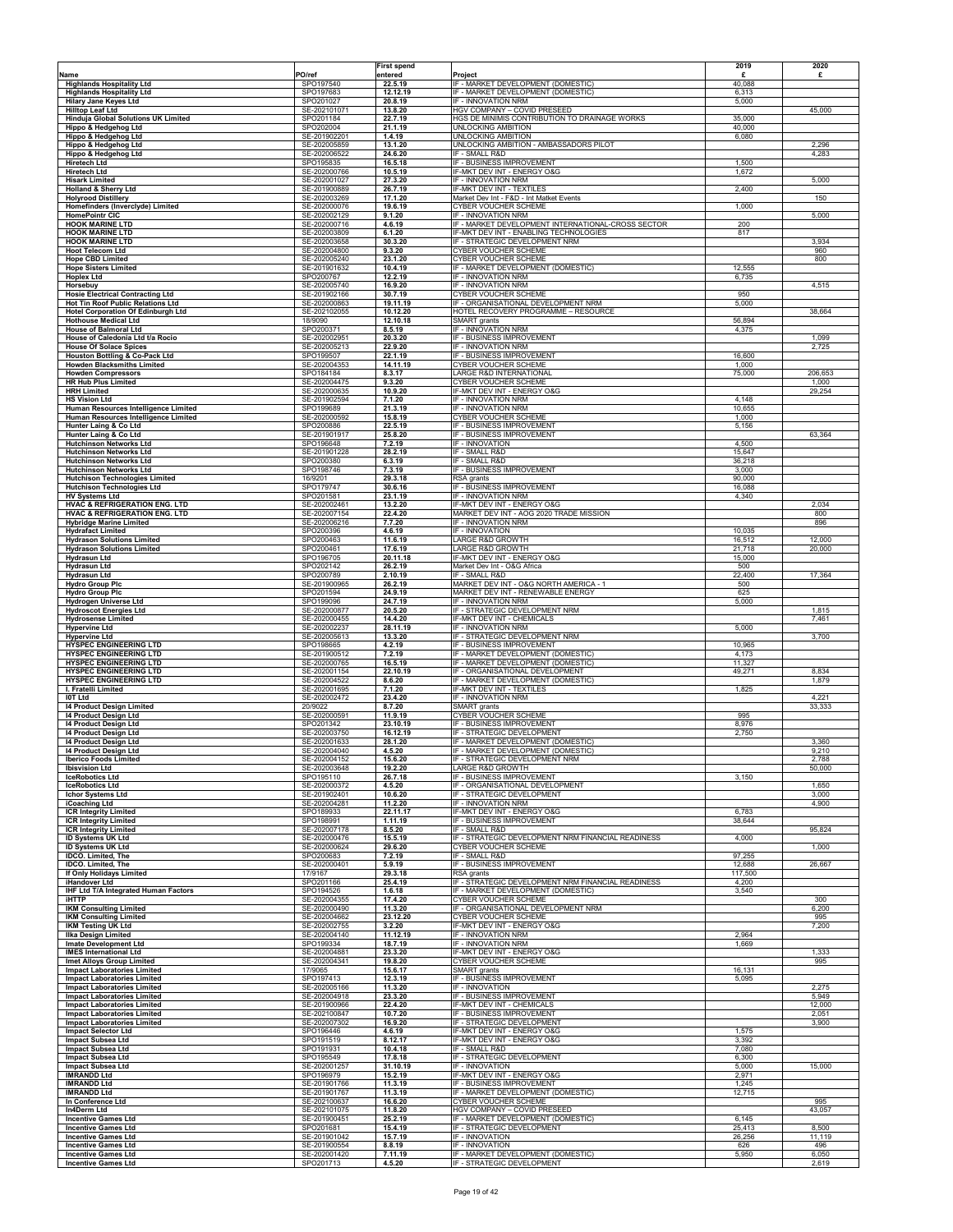| Name | PO/ref | First spend entered | Project | 2019 £ | 2020 £ |
|---|---|---|---|---|---|
| Highlands Hospitality Ltd | SPO197540 | 22.5.19 | IF - MARKET DEVELOPMENT (DOMESTIC) | 40,088 | |
| Highlands Hospitality Ltd | SPO197683 | 12.12.19 | IF - MARKET DEVELOPMENT (DOMESTIC) | 6,313 | |
| Hilary Jane Keyes Ltd | SPO201027 | 20.8.19 | IF - INNOVATION NRM | 5,000 | |
| Hilltop Leaf Ltd | SE-202101071 | 13.8.20 | HGV COMPANY – COVID PRESEED | | 45,000 |
| Hinduja Global Solutions UK Limited | SPO201184 | 22.7.19 | HGS DE MINIMIS CONTRIBUTION TO DRAINAGE WORKS | 35,000 | |
| Hippo & Hedgehog Ltd | SPO202004 | 21.1.19 | UNLOCKING AMBITION | 40,000 | |
| Hippo & Hedgehog Ltd | SE-201902201 | 1.4.19 | UNLOCKING AMBITION | 6,080 | |
| Hippo & Hedgehog Ltd | SE-202005859 | 13.1.20 | UNLOCKING AMBITION - AMBASSADORS PILOT | | 2,296 |
| Hippo & Hedgehog Ltd | SE-202006522 | 24.6.20 | IF - SMALL R&D | | 4,283 |
| Hiretech Ltd | SPO195835 | 16.5.18 | IF - BUSINESS IMPROVEMENT | 1,500 | |
| Hiretech Ltd | SE-202000766 | 10.5.19 | IF-MKT DEV INT - ENERGY O&G | 1,672 | |
| Hisark Limited | SE-202001027 | 27.3.20 | IF - INNOVATION NRM | | 5,000 |
| Holland & Sherry Ltd | SE-201900889 | 26.7.19 | IF-MKT DEV INT - TEXTILES | 2,400 | |
| Holyrood Distillery | SE-202003269 | 17.1.20 | Market Dev Int - F&D - Int Matket Events | | 150 |
| Homefinders (Inverclyde) Limited | SE-202000076 | 19.6.19 | CYBER VOUCHER SCHEME | 1,000 | |
| HomePointr CIC | SE-202002129 | 9.1.20 | IF - INNOVATION NRM | | 5,000 |
| HOOK MARINE LTD | SE-202000716 | 4.6.19 | IF - MARKET DEVELOPMENT INTERNATIONAL-CROSS SECTOR | 200 | |
| HOOK MARINE LTD | SE-202003809 | 6.1.20 | IF-MKT DEV INT - ENABLING TECHNOLOGIES | 817 | |
| HOOK MARINE LTD | SE-202003658 | 30.3.20 | IF - STRATEGIC DEVELOPMENT NRM | | 3,934 |
| Hoot Telecom Ltd | SE-202004800 | 9.3.20 | CYBER VOUCHER SCHEME | | 960 |
| Hope CBD Limited | SE-202005240 | 23.1.20 | CYBER VOUCHER SCHEME | | 800 |
| Hope Sisters Limited | SE-201901632 | 10.4.19 | IF - MARKET DEVELOPMENT (DOMESTIC) | 12,555 | |
| Hoplex Ltd | SPO200767 | 12.2.19 | IF - INNOVATION NRM | 6,735 | |
| Horsebuy | SE-202005740 | 16.9.20 | IF - INNOVATION NRM | | 4,515 |
| Hosie Electrical Contracting Ltd | SE-201902166 | 30.7.19 | CYBER VOUCHER SCHEME | 950 | |
| Hot Tin Roof Public Relations Ltd | SE-202000863 | 19.11.19 | IF - ORGANISATIONAL DEVELOPMENT NRM | 5,000 | |
| Hotel Corporation Of Edinburgh Ltd | SE-202102055 | 10.12.20 | HOTEL RECOVERY PROGRAMME – RESOURCE | | 38,664 |
| Hothouse Medical Ltd | 18/9090 | 12.10.18 | SMART grants | 56,894 | |
| House of Balmoral Ltd | SPO200371 | 8.5.19 | IF - INNOVATION NRM | 4,375 | |
| House of Caledonia Ltd t/a Rocio | SE-202002951 | 20.3.20 | IF - BUSINESS IMPROVEMENT | | 1,099 |
| House Of Solace Spices | SE-202005213 | 22.9.20 | IF - INNOVATION NRM | | 2,725 |
| Houston Bottling & Co-Pack Ltd | SPO199507 | 22.1.19 | IF - BUSINESS IMPROVEMENT | 16,600 | |
| Howden Blacksmiths Limited | SE-202004353 | 14.11.19 | CYBER VOUCHER SCHEME | 1,000 | |
| Howden Compressors | SPO184184 | 8.3.17 | LARGE R&D INTERNATIONAL | 75,000 | 206,653 |
| HR Hub Plus Limited | SE-202004475 | 9.3.20 | CYBER VOUCHER SCHEME | | 1,000 |
| HRH Limited | SE-202000635 | 10.9.20 | IF-MKT DEV INT - ENERGY O&G | | 29,254 |
| HS Vision Ltd | SE-201902594 | 7.1.20 | IF - INNOVATION NRM | 4,148 | |
| Human Resources Intelligence Limited | SPO199689 | 21.3.19 | IF - INNOVATION NRM | 10,655 | |
| Human Resources Intelligence Limited | SE-202000592 | 15.8.19 | CYBER VOUCHER SCHEME | 1,000 | |
| Hunter Laing & Co Ltd | SPO200886 | 22.5.19 | IF - BUSINESS IMPROVEMENT | 5,156 | |
| Hunter Laing & Co Ltd | SE-201901917 | 25.8.20 | IF - BUSINESS IMPROVEMENT | | 63,364 |
| Hutchinson Networks Ltd | SPO196648 | 7.2.19 | IF - INNOVATION | 4,500 | |
| Hutchinson Networks Ltd | SE-201901228 | 28.2.19 | IF - SMALL R&D | 15,647 | |
| Hutchinson Networks Ltd | SPO200380 | 6.3.19 | IF - SMALL R&D | 36,218 | |
| Hutchinson Networks Ltd | SPO198746 | 7.3.19 | IF - BUSINESS IMPROVEMENT | 3,000 | |
| Hutchison Technologies Limited | 16/9201 | 29.3.18 | RSA grants | 90,000 | |
| Hutchison Technologies Ltd | SPO179747 | 30.6.16 | IF - BUSINESS IMPROVEMENT | 16,088 | |
| HV Systems Ltd | SPO201581 | 23.1.19 | IF - INNOVATION NRM | 4,340 | |
| HVAC & REFRIGERATION ENG. LTD | SE-202002461 | 13.2.20 | IF-MKT DEV INT - ENERGY O&G | | 2,034 |
| HVAC & REFRIGERATION ENG. LTD | SE-202007154 | 22.4.20 | MARKET DEV INT - AOG 2020 TRADE MISSION | | 800 |
| Hybridge Marine Limited | SE-202006216 | 7.7.20 | IF - INNOVATION NRM | | 896 |
| Hydrafact Limited | SPO200396 | 4.6.19 | IF - INNOVATION | 10,035 | |
| Hydrason Solutions Limited | SPO200463 | 11.6.19 | LARGE R&D GROWTH | 16,512 | 12,000 |
| Hydrason Solutions Limited | SPO200461 | 17.6.19 | LARGE R&D GROWTH | 21,718 | 20,000 |
| Hydrasun Ltd | SPO196705 | 20.11.18 | IF-MKT DEV INT - ENERGY O&G | 15,000 | |
| Hydrasun Ltd | SPO202142 | 26.2.19 | Market Dev Int - O&G Africa | 500 | |
| Hydrasun Ltd | SPO200789 | 2.10.19 | IF - SMALL R&D | 22,400 | 17,364 |
| Hydro Group Plc | SE-201900965 | 26.2.19 | MARKET DEV INT - O&G NORTH AMERICA - 1 | 500 | |
| Hydro Group Plc | SPO201594 | 24.9.19 | MARKET DEV INT - RENEWABLE ENERGY | 625 | |
| Hydrogen Universe Ltd | SPO199096 | 24.7.19 | IF - INNOVATION NRM | 5,000 | |
| Hydroscot Energies Ltd | SE-202000877 | 20.5.20 | IF - STRATEGIC DEVELOPMENT NRM | | 1,815 |
| Hydrosense Limited | SE-202000455 | 14.4.20 | IF-MKT DEV INT - CHEMICALS | | 7,461 |
| Hypervine Ltd | SE-202002237 | 28.11.19 | IF - INNOVATION NRM | 5,000 | |
| Hypervine Ltd | SE-202005613 | 13.3.20 | IF - STRATEGIC DEVELOPMENT NRM | | 3,700 |
| HYSPEC ENGINEERING LTD | SPO198665 | 4.2.19 | IF - BUSINESS IMPROVEMENT | 10,965 | |
| HYSPEC ENGINEERING LTD | SE-201900512 | 7.2.19 | IF - MARKET DEVELOPMENT (DOMESTIC) | 4,173 | |
| HYSPEC ENGINEERING LTD | SE-202000765 | 16.5.19 | IF - MARKET DEVELOPMENT (DOMESTIC) | 11,327 | |
| HYSPEC ENGINEERING LTD | SE-202001154 | 22.10.19 | IF - ORGANISATIONAL DEVELOPMENT | 49,271 | 8,834 |
| HYSPEC ENGINEERING LTD | SE-202004522 | 8.6.20 | IF - MARKET DEVELOPMENT (DOMESTIC) | | 1,879 |
| I. Fratelli Limited | SE-202001695 | 7.1.20 | IF-MKT DEV INT - TEXTILES | 1,825 | |
| I0T Ltd | SE-202002472 | 23.4.20 | IF - INNOVATION NRM | | 4,221 |
| I4 Product Design Limited | 20/9022 | 8.7.20 | SMART grants | | 33,333 |
| I4 Product Design Ltd | SE-202000591 | 11.9.19 | CYBER VOUCHER SCHEME | 995 | |
| I4 Product Design Ltd | SPO201342 | 23.10.19 | IF - BUSINESS IMPROVEMENT | 8,976 | |
| I4 Product Design Ltd | SE-202003750 | 16.12.19 | IF - STRATEGIC DEVELOPMENT | 2,750 | |
| I4 Product Design Ltd | SE-202001633 | 28.1.20 | IF - MARKET DEVELOPMENT (DOMESTIC) | | 3,360 |
| I4 Product Design Ltd | SE-202004040 | 4.5.20 | IF - MARKET DEVELOPMENT (DOMESTIC) | | 9,210 |
| Iberico Foods Limited | SE-202004152 | 15.6.20 | IF - STRATEGIC DEVELOPMENT NRM | | 2,788 |
| Ibisvision Ltd | SE-202003648 | 19.2.20 | LARGE R&D GROWTH | | 50,000 |
| IceRobotics Ltd | SPO195110 | 26.7.18 | IF - BUSINESS IMPROVEMENT | 3,150 | |
| IceRobotics Ltd | SE-202000372 | 4.5.20 | IF - ORGANISATIONAL DEVELOPMENT | | 1,650 |
| Ichor Systems Ltd | SE-201902401 | 10.6.20 | IF - STRATEGIC DEVELOPMENT | | 3,000 |
| iCoaching Ltd | SE-202004281 | 11.2.20 | IF - INNOVATION NRM | | 4,900 |
| ICR Integrity Limited | SPO189933 | 22.11.17 | IF-MKT DEV INT - ENERGY O&G | 6,783 | |
| ICR Integrity Limited | SPO198991 | 1.11.19 | IF - BUSINESS IMPROVEMENT | 38,644 | |
| ICR Integrity Limited | SE-202007178 | 8.5.20 | IF - SMALL R&D | | 95,824 |
| ID Systems UK Ltd | SE-202000476 | 15.5.19 | IF - STRATEGIC DEVELOPMENT NRM FINANCIAL READINESS | 4,000 | |
| ID Systems UK Ltd | SE-202000624 | 29.6.20 | CYBER VOUCHER SCHEME | | 1,000 |
| IDCO. Limited, The | SPO200683 | 7.2.19 | IF - SMALL R&D | 97,255 | |
| IDCO. Limited, The | SE-202000401 | 5.9.19 | IF - BUSINESS IMPROVEMENT | 12,688 | 26,667 |
| If Only Holidays Limited | 17/9167 | 29.3.18 | RSA grants | 117,500 | |
| iHandover Ltd | SPO201166 | 25.4.19 | IF - STRATEGIC DEVELOPMENT NRM FINANCIAL READINESS | 4,200 | |
| IHF Ltd T/A Integrated Human Factors | SPO194526 | 1.6.18 | IF - MARKET DEVELOPMENT (DOMESTIC) | 3,540 | |
| iHTTP | SE-202004355 | 17.4.20 | CYBER VOUCHER SCHEME | | 300 |
| IKM Consulting Limited | SE-202000490 | 11.3.20 | IF - ORGANISATIONAL DEVELOPMENT NRM | | 6,200 |
| IKM Consulting Limited | SE-202004662 | 23.12.20 | CYBER VOUCHER SCHEME | | 995 |
| IKM Testing UK Ltd | SE-202002755 | 3.2.20 | IF-MKT DEV INT - ENERGY O&G | | 7,200 |
| Ilka Design Limited | SE-202004140 | 11.12.19 | IF - INNOVATION NRM | 2,964 | |
| Imate Development Ltd | SPO199334 | 18.7.19 | IF - INNOVATION NRM | 1,669 | |
| IMES International Ltd | SE-202004881 | 23.3.20 | IF-MKT DEV INT - ENERGY O&G | | 1,333 |
| Imet Alloys Group Limited | SE-202004341 | 19.8.20 | CYBER VOUCHER SCHEME | | 995 |
| Impact Laboratories Limited | 17/9065 | 15.6.17 | SMART grants | 16,131 | |
| Impact Laboratories Limited | SPO197413 | 12.3.19 | IF - BUSINESS IMPROVEMENT | 5,095 | |
| Impact Laboratories Limited | SE-202005166 | 11.3.20 | IF - INNOVATION | | 2,275 |
| Impact Laboratories Limited | SE-202004918 | 23.3.20 | IF - BUSINESS IMPROVEMENT | | 5,949 |
| Impact Laboratories Limited | SE-201900966 | 22.4.20 | IF-MKT DEV INT - CHEMICALS | | 12,000 |
| Impact Laboratories Limited | SE-202100847 | 10.7.20 | IF - BUSINESS IMPROVEMENT | | 2,051 |
| Impact Laboratories Limited | SE-202007302 | 16.9.20 | IF - STRATEGIC DEVELOPMENT | | 3,900 |
| Impact Selector Ltd | SPO196446 | 4.6.19 | IF-MKT DEV INT - ENERGY O&G | 1,575 | |
| Impact Subsea Ltd | SPO191519 | 8.12.17 | IF-MKT DEV INT - ENERGY O&G | 3,392 | |
| Impact Subsea Ltd | SPO191931 | 10.4.18 | IF - SMALL R&D | 7,080 | |
| Impact Subsea Ltd | SPO195549 | 17.8.18 | IF - STRATEGIC DEVELOPMENT | 6,300 | |
| Impact Subsea Ltd | SE-202001257 | 31.10.19 | IF - INNOVATION | 5,000 | 15,000 |
| IMRANDD Ltd | SPO196979 | 15.2.19 | IF-MKT DEV INT - ENERGY O&G | 2,971 | |
| IMRANDD Ltd | SE-201901766 | 11.3.19 | IF - BUSINESS IMPROVEMENT | 1,245 | |
| IMRANDD Ltd | SE-201901767 | 11.3.19 | IF - MARKET DEVELOPMENT (DOMESTIC) | 12,715 | |
| In Conference Ltd | SE-202100637 | 16.6.20 | CYBER VOUCHER SCHEME | | 995 |
| In4Derm Ltd | SE-202101075 | 11.8.20 | HGV COMPANY – COVID PRESEED | | 43,057 |
| Incentive Games Ltd | SE-201900451 | 25.2.19 | IF - MARKET DEVELOPMENT (DOMESTIC) | 6,145 | |
| Incentive Games Ltd | SPO201681 | 15.4.19 | IF - STRATEGIC DEVELOPMENT | 25,413 | 8,500 |
| Incentive Games Ltd | SE-201901042 | 15.7.19 | IF - INNOVATION | 26,256 | 11,119 |
| Incentive Games Ltd | SE-201900554 | 8.8.19 | IF - INNOVATION | 626 | 496 |
| Incentive Games Ltd | SE-202001420 | 7.11.19 | IF - MARKET DEVELOPMENT (DOMESTIC) | 5,950 | 6,050 |
| Incentive Games Ltd | SPO201713 | 4.5.20 | IF - STRATEGIC DEVELOPMENT | | 2,619 |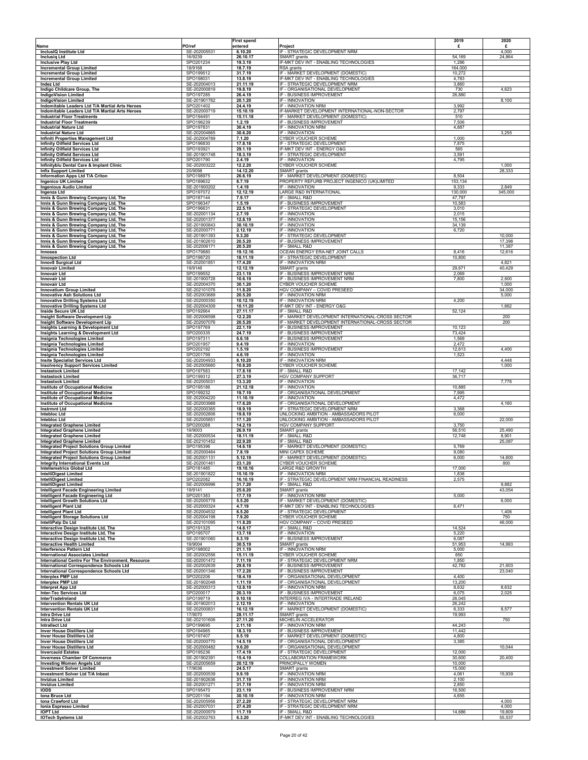| Name | PO/ref | First spend entered | Project | 2019 £ | 2020 £ |
|---|---|---|---|---|---|
| InclusIQ Institute Ltd | SE-202005531 | 6.10.20 | IF - STRATEGIC DEVELOPMENT NRM | | 4,000 |
| Inclusiq Ltd | 16/9239 | 26.10.17 | SMART grants | 54,169 | 24,864 |
| Inclusive Play Ltd | SPO201234 | 19.3.19 | IF-MKT DEV INT - ENABLING TECHNOLOGIES | 1,286 | |
| Incremental Group Limited | 18/9168 | 18.7.19 | RSA grants | 164,000 | |
| Incremental Group Limited | SPO199512 | 31.7.19 | IF - MARKET DEVELOPMENT (DOMESTIC) | 10,272 | |
| Incremental Group Limited | SPO198031 | 13.8.19 | IF-MKT DEV INT - ENABLING TECHNOLOGIES | 4,783 | |
| Indez Ltd | SE-202004013 | 21.11.19 | IF - STRATEGIC DEVELOPMENT NRM | 3,860 | |
| Indigo Childcare Group, The | SE-202000819 | 19.8.19 | IF - ORGANISATIONAL DEVELOPMENT | 730 | 4,623 |
| IndigoVision Limited | SPO197285 | 26.4.19 | IF - BUSINESS IMPROVEMENT | 26,880 | |
| IndigoVision Limited | SE-201901762 | 20.1.20 | IF - INNOVATION | | 8,100 |
| Indomitable Leaders Ltd T/A Martial Arts Heroes | SPO201402 | 24.4.19 | IF - INNOVATION NRM | 3,992 | |
| Indomitable Leaders Ltd T/A Martial Arts Heroes | SE-202000719 | 15.10.19 | IF-MARKET DEVELOPMENT INTERNATIONAL-NON-SECTOR | 2,797 | |
| Industrial Floor Treatments | SPO194491 | 15.11.18 | IF - MARKET DEVELOPMENT (DOMESTIC) | 510 | |
| Industrial Floor Treatments | SPO196239 | 1.2.19 | IF - BUSINESS IMPROVEMENT | 7,506 | |
| Industrial Nature Ltd | SPO197831 | 30.4.19 | IF - INNOVATION NRM | 4,887 | |
| Industrial Nature Ltd | SE-202004865 | 30.6.20 | IF - INNOVATION | | 3,255 |
| Infiniti Properties Management Ltd | SE-202004789 | 7.1.20 | CYBER VOUCHER SCHEME | 1,000 | |
| Infinity Oilfield Services Ltd | SPO196830 | 17.8.18 | IF - STRATEGIC DEVELOPMENT | 7,875 | |
| Infinity Oilfield Services Ltd | SPO193921 | 29.1.19 | IF-MKT DEV INT - ENERGY O&G | 565 | |
| Infinity Oilfield Services Ltd | SE-201901748 | 18.3.19 | IF - STRATEGIC DEVELOPMENT | 3,591 | |
| Infinity Oilfield Services Ltd | SPO201790 | 2.4.19 | IF - INNOVATION | 4,795 | |
| Infinityblu Dental Care & Implant Clinic | SE-202003222 | 12.2.20 | CYBER VOUCHER SCHEME | | 1,000 |
| Infix Support Limited | 20/9098 | 14.12.20 | SMART grants | | 28,333 |
| Information Apps Ltd T/A Criton | SPO198975 | 26.6.19 | IF - MARKET DEVELOPMENT (DOMESTIC) | 8,504 | |
| Ingenico UK Limited | SPO189632 | 8.7.19 | PROPERTY REFURB PROJECT INGENICO (UK)LIMITED | 153,134 | |
| Ingenious Audio Limited | SE-201900202 | 1.4.19 | IF - INNOVATION | 9,333 | 2,849 |
| Ingenza Ltd | SPO197072 | 12.12.19 | LARGE R&D INTERNATIONAL | 130,000 | 345,000 |
| Innis & Gunn Brewing Company Ltd, The | SPO187144 | 7.9.17 | IF - SMALL R&D | 47,797 | |
| Innis & Gunn Brewing Company Ltd, The | SPO196347 | 1.5.19 | IF - BUSINESS IMPROVEMENT | 10,583 | |
| Innis & Gunn Brewing Company Ltd, The | SPO196631 | 22.5.19 | IF - STRATEGIC DEVELOPMENT | 3,010 | |
| Innis & Gunn Brewing Company Ltd, The | SE-202001134 | 2.7.19 | IF - INNOVATION | 2,015 | |
| Innis & Gunn Brewing Company Ltd, The | SE-202001377 | 12.8.19 | IF - INNOVATION | 15,156 | |
| Innis & Gunn Brewing Company Ltd, The | SE-201900843 | 30.10.19 | IF - INNOVATION | 34,139 | |
| Innis & Gunn Brewing Company Ltd, The | SE-202000771 | 2.12.19 | IF - INNOVATION | 6,720 | |
| Innis & Gunn Brewing Company Ltd, The | SE-201901393 | 9.3.20 | IF - STRATEGIC DEVELOPMENT | | 10,000 |
| Innis & Gunn Brewing Company Ltd, The | SE-201902610 | 20.5.20 | IF - BUSINESS IMPROVEMENT | | 17,398 |
| Innis & Gunn Brewing Company Ltd, The | SE-202006171 | 20.5.20 | IF - SMALL R&D | | 11,387 |
| Innosea | SPO179880 | 19.12.16 | OCEAN ENERGY ERA-NET JOINT CALLS | 8,416 | 12,616 |
| Innospection Ltd | SPO198720 | 18.11.19 | IF - STRATEGIC DEVELOPMENT | 10,800 | |
| Innov8 Surgical Ltd | SE-202001851 | 17.4.20 | IF - INNOVATION NRM | | 4,821 |
| Innovair Limited | 19/9146 | 12.12.19 | SMART grants | 29,671 | 40,429 |
| Innovair Ltd | SPO199552 | 23.1.19 | IF - BUSINESS IMPROVEMENT NRM | 2,069 | |
| Innovair Ltd | SE-201900728 | 10.6.19 | IF - BUSINESS IMPROVEMENT NRM | 7,800 | 2,600 |
| Innovair Ltd | SE-202004370 | 30.1.20 | CYBER VOUCHER SCHEME | | 1,000 |
| Innovatium Group Limited | SE-202101076 | 11.8.20 | HGV COMPANY – COVID PRESEED | | 34,000 |
| Innovative Ash Solutions Ltd | SE-202003689 | 20.5.20 | IF - INNOVATION NRM | | 5,000 |
| Innovative Drilling Systems Ltd | SE-202000350 | 10.12.19 | IF - INNOVATION NRM | 4,200 | |
| Innovative Drilling Systems Ltd | SE-202004309 | 10.11.20 | IF-MKT DEV INT - ENERGY O&G | | 1,662 |
| Inside Secure UK Ltd | SPO192664 | 27.11.17 | IF - SMALL R&D | 52,124 | |
| Insight Software Development Llp | SE-202006598 | 12.2.20 | IF - MARKET DEVELOPMENT INTERNATIONAL-CROSS SECTOR | | 200 |
| Insight Software Development Llp | SE-202007076 | 20.5.20 | IF - MARKET DEVELOPMENT INTERNATIONAL-CROSS SECTOR | | 200 |
| Insights Learning & Development Ltd | SPO197769 | 22.1.19 | IF - BUSINESS IMPROVEMENT | 10,123 | |
| Insights Learning & Development Ltd | SPO200335 | 24.7.19 | IF - BUSINESS IMPROVEMENT | 73,424 | |
| Insignia Technologies Limited | SPO197311 | 6.6.18 | IF - BUSINESS IMPROVEMENT | 1,569 | |
| Insignia Technologies Limited | SPO201957 | 9.4.19 | IF - INNOVATION | 2,472 | |
| Insignia Technologies Limited | SPO202192 | 1.5.19 | IF - BUSINESS IMPROVEMENT | 12,613 | 4,400 |
| Insignia Technologies Limited | SPO201799 | 4.6.19 | IF - INNOVATION | 1,523 | |
| Insite Specialist Services Ltd | SE-202004933 | 8.10.20 | IF - INNOVATION NRM | | 4,448 |
| Insolvency Support Services Limited | SE-202005660 | 10.8.20 | CYBER VOUCHER SCHEME | | 1,000 |
| Instastock Limited | SPO197583 | 17.8.18 | IF - SMALL R&D | 17,142 | |
| Instastock Limited | SPO199312 | 27.3.19 | HGV COMPANY SUPPORT | 36,717 | |
| Instastock Limited | SE-202005031 | 13.3.20 | IF - INNOVATION | | 7,776 |
| Institute of Occupational Medicine | SPO195186 | 21.12.18 | IF - INNOVATION | 10,885 | |
| Institute of Occupational Medicine | SPO199232 | 19.7.19 | IF - ORGANISATIONAL DEVELOPMENT | 7,995 | |
| Institute of Occupational Medicine | SE-202004220 | 11.10.19 | IF - INNOVATION | 4,472 | |
| Institute of Occupational Medicine | SE-202003988 | 17.6.20 | IF - ORGANISATIONAL DEVELOPMENT | | 4,160 |
| Instrmnt Ltd | SE-202000365 | 18.9.19 | IF - STRATEGIC DEVELOPMENT NRM | 3,368 | |
| Intebloc Ltd | SE-202002806 | 19.8.19 | UNLOCKING AMBITION - AMBASSADORS PILOT | 6,000 | |
| Intebloc Ltd | SE-202005851 | 17.1.20 | UNLOCKING AMBITION - AMBASSADORS PILOT | | 22,000 |
| Integrated Graphene Limited | SPO200288 | 14.2.19 | HGV COMPANY SUPPORT | 3,750 | |
| Integrated Graphene Limited | 19/9003 | 26.9.19 | SMART grants | 56,510 | 25,490 |
| Integrated Graphene Limited | SE-202000534 | 18.11.19 | IF - SMALL R&D | 12,748 | 8,901 |
| Integrated Graphene Limited | SE-202101452 | 22.9.20 | IF - SMALL R&D | | 25,087 |
| Integrated Project Solutions Group Limited | SPO195396 | 14.6.18 | IF - MARKET DEVELOPMENT (DOMESTIC) | 5,769 | |
| Integrated Project Solutions Group Limited | SE-202000464 | 7.8.19 | MINI CAPEX SCHEME | 9,080 | |
| Integrated Project Solutions Group Limited | SE-202001131 | 5.12.19 | IF - MARKET DEVELOPMENT (DOMESTIC) | 6,000 | 14,800 |
| Integrity International Events Ltd | SE-202001461 | 23.1.20 | CYBER VOUCHER SCHEME | | 800 |
| Intellemetrics Global Ltd | SPO181485 | 19.10.16 | LARGE R&D GROWTH | 17,000 | |
| IntelliDigest Limited | SE-201901822 | 15.10.19 | IF - INNOVATION NRM | 1,838 | |
| IntelliDigest Limited | SPO202082 | 16.10.19 | IF - STRATEGIC DEVELOPMENT NRM FINANCIAL READINESS | 2,575 | |
| IntelliDigest Limited | SE-202006996 | 31.7.20 | IF - SMALL R&D | | 9,882 |
| Intelligent Facade Engineering Limited | 19/9141 | 25.6.20 | SMART grants | | 43,054 |
| Intelligent Facade Engineering Ltd | SPO201383 | 17.7.19 | IF - INNOVATION NRM | 5,000 | |
| Intelligent Growth Solutions Ltd | SE-202005778 | 5.5.20 | IF - MARKET DEVELOPMENT (DOMESTIC) | | 6,000 |
| Intelligent Plant Ltd | SE-202000324 | 4.7.19 | IF-MKT DEV INT - ENABLING TECHNOLOGIES | 6,471 | |
| Intelligent Plant Ltd | SE-202004532 | 6.5.20 | IF - STRATEGIC DEVELOPMENT | | 1,406 |
| Intelligent Storage Solutions Ltd | SE-202004198 | 7.9.20 | CYBER VOUCHER SCHEME | | 750 |
| IntelliPalp Dx Ltd | SE-202101095 | 11.8.20 | HGV COMPANY – COVID PRESEED | | 46,000 |
| Interactive Design Institute Ltd, The | SPO191325 | 14.8.17 | IF - SMALL R&D | 14,524 | |
| Interactive Design Institute Ltd, The | SPO195707 | 13.7.18 | IF - INNOVATION | 5,220 | |
| Interactive Design Institute Ltd, The | SE-201901060 | 8.3.19 | IF - BUSINESS IMPROVEMENT | 6,087 | |
| Interactive Health Limited | 19/9004 | 30.5.19 | SMART grants | 51,953 | 14,993 |
| Interference Pattern Ltd | SPO198002 | 21.1.19 | IF - INNOVATION NRM | 5,000 | |
| International Associates Limited | SE-202002556 | 15.11.19 | CYBER VOUCHER SCHEME | 650 | |
| International Centre For The Environment, Resource | SE-202001472 | 7.11.19 | IF - STRATEGIC DEVELOPMENT NRM | 1,850 | |
| International Correspondence Schools Ltd | SE-202002639 | 29.8.19 | IF - BUSINESS IMPROVEMENT | 42,782 | 21,603 |
| International Correspondence Schools Ltd | SE-202001346 | 17.2.20 | IF - BUSINESS IMPROVEMENT | | 23,040 |
| Interplex PMP Ltd | SPO202206 | 18.4.19 | IF - ORGANISATIONAL DEVELOPMENT | 4,400 | |
| Interplex PMP Ltd | SE-201902048 | 1.11.19 | IF - ORGANISATIONAL DEVELOPMENT | 13,200 | |
| Interpret App Ltd | SE-202000313 | 12.8.19 | IF - INNOVATION NRM | 8,632 | 8,632 |
| Inter-Tec Services Ltd | SPO200017 | 20.3.19 | IF - BUSINESS IMPROVEMENT | 6,075 | 2,025 |
| InterTradeIreland | SPO199719 | 9.10.18 | INTERREG IVA - INTERTRADE IRELAND | 26,045 | |
| Intervention Rentals UK Ltd | SE-201902013 | 2.12.19 | IF - INNOVATION | 26,242 | |
| Intervention Rentals UK Ltd | SE-202000831 | 16.12.19 | IF - MARKET DEVELOPMENT (DOMESTIC) | 6,333 | 8,577 |
| Intra Drive Ltd | 17/9070 | 28.11.17 | SMART grants | 19,993 | |
| Intra Drive Ltd | SE-202101606 | 27.11.20 | MICHELIN ACCELERATOR | | 750 |
| Intrallect Ltd | SPO199695 | 2.11.18 | IF - INNOVATION NRM | 44,243 | |
| Inver House Distillers Ltd | SPO194965 | 18.3.19 | IF - BUSINESS IMPROVEMENT | 11,442 | |
| Inver House Distillers Ltd | SPO197407 | 8.5.19 | IF - MARKET DEVELOPMENT (DOMESTIC) | 4,800 | |
| Inver House Distillers Ltd | SE-202000770 | 14.5.19 | IF - ORGANISATIONAL DEVELOPMENT | 3,385 | |
| Inver House Distillers Ltd | SE-202000482 | 9.6.20 | IF - ORGANISATIONAL DEVELOPMENT | | 10,044 |
| Invercauld Estates | SPO195236 | 17.4.19 | IF - STRATEGIC DEVELOPMENT | 12,000 | |
| Inverness Chamber Of Commerce | SE-201902391 | 15.4.19 | COLLABORATION FRAMEWORK | 30,600 | 20,400 |
| Investing Women Angels Ltd | SE-202005659 | 20.12.19 | PRINCIPALLY WOMEN | 10,000 | |
| Investment Solver Limited | 17/9036 | 24.5.17 | SMART grants | 15,000 | |
| Investment Solver Ltd T/A Inbest | SE-202000539 | 9.9.19 | IF - INNOVATION NRM | 4,061 | 15,939 |
| Invizius Limited | SE-201902636 | 31.7.19 | IF - INNOVATION NRM | 2,100 | |
| Invizius Limited | SE-202001271 | 31.7.19 | IF - INNOVATION NRM | 2,850 | |
| IODS | SPO195470 | 23.1.19 | IF - BUSINESS IMPROVEMENT NRM | 16,500 | |
| Iona Bruce Ltd | SPO201194 | 30.10.19 | IF - INNOVATION NRM | 4,655 | |
| Iona Crawford Ltd | SE-202005956 | 27.2.20 | IF - STRATEGIC DEVELOPMENT NRM | | 4,000 |
| Ionia Espresso Limited | SE-202007031 | 27.4.20 | IF - STRATEGIC DEVELOPMENT NRM | | 4,000 |
| IOPT Ltd | SE-202000979 | 11.7.19 | IF - SMALL R&D | 14,686 | 19,809 |
| IOTech Systems Ltd | SE-202002763 | 6.3.20 | IF-MKT DEV INT - ENABLING TECHNOLOGIES | | 55,537 |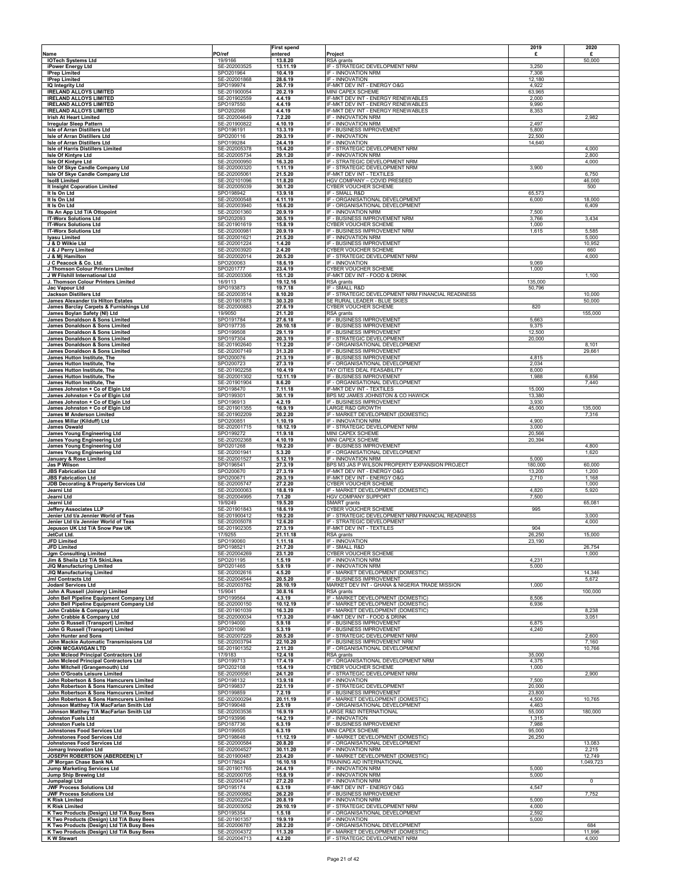| Name | PO/ref | First spend entered | Project | 2019 £ | 2020 £ |
|---|---|---|---|---|---|
| IOTech Systems Ltd | 19/9166 | 13.8.20 | RSA grants | | 50,000 |
| iPower Energy Ltd | SE-202003525 | 13.11.19 | IF - STRATEGIC DEVELOPMENT NRM | 3,250 | |
| IPrep Limited | SPO201964 | 10.4.19 | IF - INNOVATION NRM | 7,308 | |
| IPrep Limited | SE-202001868 | 28.6.19 | IF - INNOVATION | 12,180 | |
| IQ Integrity Ltd | SPO199974 | 26.7.19 | IF-MKT DEV INT - ENERGY O&G | 4,922 | |
| IRELAND ALLOYS LIMITED | SE-201900054 | 20.2.19 | MINI CAPEX SCHEME | 63,965 | |
| IRELAND ALLOYS LIMITED | SE-201902559 | 4.4.19 | IF-MKT DEV INT - ENERGY RENEWABLES | 2,000 | |
| IRELAND ALLOYS LIMITED | SPO197550 | 4.4.19 | IF-MKT DEV INT - ENERGY RENEWABLES | 9,990 | |
| IRELAND ALLOYS LIMITED | SPO202066 | 4.4.19 | IF-MKT DEV INT - ENERGY RENEWABLES | 8,353 | |
| Irish At Heart Limited | SE-202004649 | 7.2.20 | IF - INNOVATION NRM | | 2,982 |
| Irregular Sleep Pattern | SE-201900822 | 4.10.19 | IF - INNOVATION NRM | 2,497 | |
| Isle of Arran Distillers Ltd | SPO196191 | 13.3.19 | IF - BUSINESS IMPROVEMENT | 5,800 | |
| Isle of Arran Distillers Ltd | SPO200116 | 29.3.19 | IF - INNOVATION | 22,500 | |
| Isle of Arran Distillers Ltd | SPO199284 | 24.4.19 | IF - INNOVATION | 14,640 | |
| Isle of Harris Distillers Limited | SE-202005378 | 15.4.20 | IF - STRATEGIC DEVELOPMENT NRM | | 4,000 |
| Isle Of Kintyre Ltd | SE-202005734 | 29.1.20 | IF - INNOVATION NRM | | 2,800 |
| Isle Of Kintyre Ltd | SE-202000950 | 16.3.20 | IF - STRATEGIC DEVELOPMENT NRM | | 4,000 |
| Isle Of Skye Candle Company Ltd | SE-202000320 | 1.11.19 | IF - STRATEGIC DEVELOPMENT NRM | 3,900 | |
| Isle Of Skye Candle Company Ltd | SE-202005061 | 21.5.20 | IF-MKT DEV INT - TEXTILES | | 6,750 |
| Isol8 Limited | SE-202101096 | 11.8.20 | HGV COMPANY – COVID PRESEED | | 46,000 |
| It Insight Coporation Limited | SE-202005039 | 30.1.20 | CYBER VOUCHER SCHEME | | 500 |
| It Is On Ltd | SPO198942 | 13.9.18 | IF - SMALL R&D | 65,573 | |
| It Is On Ltd | SE-202000548 | 4.11.19 | IF - ORGANISATIONAL DEVELOPMENT | 6,000 | 18,000 |
| It Is On Ltd | SE-202003940 | 15.6.20 | IF - ORGANISATIONAL DEVELOPMENT | | 6,409 |
| Its An App Ltd T/A Ottopoint | SE-202001360 | 20.9.19 | IF - INNOVATION NRM | 7,500 | |
| IT-Worx Solutions Ltd | SPO202093 | 30.5.19 | IF - BUSINESS IMPROVEMENT NRM | 3,766 | 3,434 |
| IT-Worx Solutions Ltd | SE-201901619 | 15.8.19 | CYBER VOUCHER SCHEME | 1,000 | |
| IT-Worx Solutions Ltd | SE-202000981 | 20.9.19 | IF - BUSINESS IMPROVEMENT NRM | 1,615 | 5,585 |
| Iyasu Limited | SE-202001621 | 21.5.20 | IF - INNOVATION NRM | | 5,000 |
| J & D Wilkie Ltd | SE-202001224 | 1.4.20 | IF - BUSINESS IMPROVEMENT | | 10,952 |
| J & J Perry Limited | SE-202003920 | 2.4.20 | CYBER VOUCHER SCHEME | | 660 |
| J & Mj Hamilton | SE-202002014 | 20.5.20 | IF - STRATEGIC DEVELOPMENT NRM | | 4,000 |
| J C Peacock & Co. Ltd. | SPO200063 | 18.6.19 | IF - INNOVATION | 9,069 | |
| J Thomson Colour Printers Limited | SPO201777 | 23.4.19 | CYBER VOUCHER SCHEME | 1,000 | |
| J W Filshill International Ltd | SE-202003306 | 15.1.20 | IF-MKT DEV INT - FOOD & DRINK | | 1,100 |
| J. Thomson Colour Printers Limited | 16/9113 | 19.12.16 | RSA grants | 135,000 | |
| Jac Vapour Ltd | SPO193873 | 19.7.18 | IF - SMALL R&D | 50,796 | |
| Jackson Distillers Ltd | SE-202003514 | 8.10.20 | IF - STRATEGIC DEVELOPMENT NRM FINANCIAL READINESS | | 10,000 |
| James Alexander t/a Hilton Estates | SE-201901878 | 30.3.20 | SE RURAL LEADER - BLUE SKIES | | 50,000 |
| James Barclay Carpets & Furnishings Ltd | SE-202000883 | 27.6.19 | CYBER VOUCHER SCHEME | 820 | |
| James Boylan Safety (NI) Ltd | 19/9050 | 21.1.20 | RSA grants | | 155,000 |
| James Donaldson & Sons Limited | SPO191784 | 27.6.18 | IF - BUSINESS IMPROVEMENT | 5,663 | |
| James Donaldson & Sons Limited | SPO197735 | 29.10.18 | IF - BUSINESS IMPROVEMENT | 9,375 | |
| James Donaldson & Sons Limited | SPO199508 | 29.1.19 | IF - BUSINESS IMPROVEMENT | 12,500 | |
| James Donaldson & Sons Limited | SPO197304 | 20.3.19 | IF - STRATEGIC DEVELOPMENT | 20,000 | |
| James Donaldson & Sons Limited | SE-201902640 | 11.2.20 | IF - ORGANISATIONAL DEVELOPMENT | | 8,101 |
| James Donaldson & Sons Limited | SE-202007149 | 31.3.20 | IF - BUSINESS IMPROVEMENT | | 29,661 |
| James Hutton Institute, The | SPO200076 | 21.3.19 | IF - BUSINESS IMPROVEMENT | 4,815 | |
| James Hutton Institute, The | SPO200723 | 27.3.19 | IF - ORGANISATIONAL DEVELOPMENT | 2,034 | |
| James Hutton Institute, The | SE-201902258 | 10.4.19 | TAY CITIES DEAL FEASABILITY | 8,000 | |
| James Hutton Institute, The | SE-202001302 | 12.11.19 | IF - BUSINESS IMPROVEMENT | 1,988 | 6,856 |
| James Hutton Institute, The | SE-201901904 | 8.6.20 | IF - ORGANISATIONAL DEVELOPMENT | | 7,440 |
| James Johnston + Co of Elgin Ltd | SPO198470 | 7.11.18 | IF-MKT DEV INT - TEXTILES | 15,000 | |
| James Johnston + Co of Elgin Ltd | SPO199301 | 30.1.19 | BPS M2 JAMES JOHNSTON & CO HAWICK | 13,380 | |
| James Johnston + Co of Elgin Ltd | SPO196913 | 4.2.19 | IF - BUSINESS IMPROVEMENT | 3,930 | |
| James Johnston + Co of Elgin Ltd | SE-201901355 | 16.9.19 | LARGE R&D GROWTH | 45,000 | 135,000 |
| James M Anderson Limited | SE-201902209 | 20.2.20 | IF - MARKET DEVELOPMENT (DOMESTIC) | | 7,316 |
| James Millar (Kilduff) Ltd | SPO200851 | 1.10.19 | IF - INNOVATION NRM | 4,900 | |
| James Oswald | SE-202001715 | 18.12.19 | IF - STRATEGIC DEVELOPMENT NRM | 3,000 | |
| James Young Engineering Ltd | SPO199272 | 11.9.18 | MINI CAPEX SCHEME | 20,566 | |
| James Young Engineering Ltd | SE-202002368 | 4.10.19 | MINI CAPEX SCHEME | 20,394 | |
| James Young Engineering Ltd | SPO201268 | 19.2.20 | IF - BUSINESS IMPROVEMENT | | 4,800 |
| James Young Engineering Ltd | SE-202001941 | 5.3.20 | IF - ORGANISATIONAL DEVELOPMENT | | 1,620 |
| January & Rose Limited | SE-202001527 | 5.12.19 | IF - INNOVATION NRM | 5,000 | |
| Jas P Wilson | SPO196541 | 27.3.19 | BPS M3 JAS P WILSON PROPERTY EXPANSION PROJECT | 180,000 | 60,000 |
| JBS Fabrication Ltd | SPO200670 | 27.3.19 | IF-MKT DEV INT - ENERGY O&G | 13,200 | 1,200 |
| JBS Fabrication Ltd | SPO200671 | 29.3.19 | IF-MKT DEV INT - ENERGY O&G | 2,710 | 1,168 |
| JDB Decorating & Property Services Ltd | SE-202005747 | 27.2.20 | CYBER VOUCHER SCHEME | | 1,000 |
| Jearni Ltd | SE-202000063 | 18.8.19 | IF - MARKET DEVELOPMENT (DOMESTIC) | 4,820 | 5,920 |
| Jearni Ltd | SE-202004995 | 7.1.20 | HGV COMPANY SUPPORT | 7,500 | |
| Jearni Ltd | 19/9249 | 19.5.20 | SMART grants | | 65,081 |
| Jeffery Associates LLP | SE-201901843 | 18.6.19 | CYBER VOUCHER SCHEME | 995 | |
| Jenier Ltd t/a Jennier World of Teas | SE-201900412 | 19.2.20 | IF - STRATEGIC DEVELOPMENT NRM FINANCIAL READINESS | | 3,000 |
| Jenier Ltd t/a Jennier World of Teas | SE-202005078 | 12.6.20 | IF - STRATEGIC DEVELOPMENT | | 4,000 |
| Jepuson UK Ltd T/A Snow Paw UK | SE-201902305 | 27.3.19 | IF-MKT DEV INT - TEXTILES | 904 | |
| JetCut Ltd. | 17/9255 | 21.11.18 | RSA grants | 26,250 | 15,000 |
| JFD Limited | SPO190060 | 1.11.18 | IF - INNOVATION | 23,190 | |
| JFD Limited | SPO198521 | 21.7.20 | IF - SMALL R&D | | 26,754 |
| Jgm Consulting Limited | SE-202004269 | 23.1.20 | CYBER VOUCHER SCHEME | | 1,000 |
| Jim & Sheila Ltd T/A SkinLikes | SPO201195 | 1.5.19 | IF - INNOVATION NRM | 4,231 | |
| JIQ Manufacturing Limited | SPO201465 | 5.9.19 | IF - INNOVATION NRM | 5,000 | |
| JIQ Manufacturing Limited | SE-202002616 | 4.5.20 | IF - MARKET DEVELOPMENT (DOMESTIC) | | 14,346 |
| Jml Contracts Ltd | SE-202004544 | 20.5.20 | IF - BUSINESS IMPROVEMENT | | 5,672 |
| Jodanl Services Ltd | SE-202003782 | 28.10.19 | MARKET DEV INT - GHANA & NIGERIA TRADE MISSION | 1,000 | |
| John A Russell (Joinery) Limited | 15/9041 | 30.8.16 | RSA grants | | 100,000 |
| John Bell Pipeline Equipment Company Ltd | SPO199564 | 4.3.19 | IF - MARKET DEVELOPMENT (DOMESTIC) | 8,506 | |
| John Bell Pipeline Equipment Company Ltd | SE-202000150 | 10.12.19 | IF - MARKET DEVELOPMENT (DOMESTIC) | 6,936 | |
| John Crabbie & Company Ltd | SE-201901039 | 16.3.20 | IF - MARKET DEVELOPMENT (DOMESTIC) | | 8,238 |
| John Crabbie & Company Ltd | SE-202000034 | 17.3.20 | IF-MKT DEV INT - FOOD & DRINK | | 3,051 |
| John G Russell (Transport) Limited | SPO194000 | 5.9.18 | IF - BUSINESS IMPROVEMENT | 6,875 | |
| John G Russell (Transport) Limited | SPO201090 | 5.3.19 | IF - BUSINESS IMPROVEMENT | 4,240 | |
| John Hunter and Sons | SE-202007229 | 20.5.20 | IF - STRATEGIC DEVELOPMENT NRM | | 2,600 |
| John Mackie Automatic Transmissions Ltd | SE-202003794 | 22.10.20 | IF - BUSINESS IMPROVEMENT NRM | | 7,160 |
| JOHN MCGAVIGAN LTD | SE-201901352 | 2.11.20 | IF - ORGANISATIONAL DEVELOPMENT | | 10,766 |
| John Mcleod Principal Contractors Ltd | 17/9183 | 12.4.18 | RSA grants | 35,000 | |
| John Mcleod Principal Contractors Ltd | SPO199713 | 17.4.19 | IF - ORGANISATIONAL DEVELOPMENT NRM | 4,375 | |
| John Mitchell (Grangemouth) Ltd | SPO202108 | 15.4.19 | CYBER VOUCHER SCHEME | 1,000 | |
| John O'Groats Leisure Limited | SE-202005561 | 24.1.20 | IF - STRATEGIC DEVELOPMENT NRM | | 2,900 |
| John Robertson & Sons Hamcurers Limited | SPO198132 | 13.9.18 | IF - INNOVATION | 7,500 | |
| John Robertson & Sons Hamcurers Limited | SPO199837 | 22.1.19 | IF - STRATEGIC DEVELOPMENT | 20,000 | |
| John Robertson & Sons Hamcurers Limited | SPO199859 | 7.2.19 | IF - BUSINESS IMPROVEMENT | 23,800 | |
| John Robertson & Sons Hamcurers Limited | SE-202000294 | 20.11.19 | IF - MARKET DEVELOPMENT (DOMESTIC) | 4,500 | 10,765 |
| Johnson Matthey T/A MacFarlan Smith Ltd | SPO199048 | 2.5.19 | IF - ORGANISATIONAL DEVELOPMENT | 4,463 | |
| Johnson Matthey T/A MacFarlan Smith Ltd | SE-202003536 | 16.9.19 | LARGE R&D INTERNATIONAL | 55,000 | 180,000 |
| Johnston Fuels Ltd | SPO193996 | 14.2.19 | IF - INNOVATION | 1,315 | |
| Johnston Fuels Ltd | SPO187736 | 6.3.19 | IF - BUSINESS IMPROVEMENT | 7,988 | |
| Johnstones Food Services Ltd | SPO199505 | 6.3.19 | MINI CAPEX SCHEME | 95,000 | |
| Johnstones Food Services Ltd | SPO198648 | 11.12.19 | IF - MARKET DEVELOPMENT (DOMESTIC) | 26,250 | |
| Johnstones Food Services Ltd | SE-202000584 | 20.8.20 | IF - ORGANISATIONAL DEVELOPMENT | | 13,083 |
| Jomarg Innovation Ltd | SE-202004527 | 30.11.20 | IF - INNOVATION NRM | | 2,215 |
| JOSEPH ROBERTSON (ABERDEEN) LT | SE-201900487 | 23.4.20 | IF - MARKET DEVELOPMENT (DOMESTIC) | | 12,749 |
| JP Morgan Chase Bank NA | SPO178624 | 16.10.18 | TRAINING AID INTERNATIONAL | | 1,049,723 |
| Jump Marketing Services Ltd | SE-201901765 | 24.4.19 | IF - INNOVATION NRM | 5,000 | |
| Jump Ship Brewing Ltd | SE-202000705 | 15.8.19 | IF - INNOVATION NRM | 5,000 | |
| Jumpalagi Ltd | SE-202004147 | 27.2.20 | IF - INNOVATION NRM | | 0 |
| JWF Process Solutions Ltd | SPO195174 | 6.3.19 | IF-MKT DEV INT - ENERGY O&G | 4,547 | |
| JWF Process Solutions Ltd | SE-202000882 | 26.2.20 | IF - BUSINESS IMPROVEMENT | | 7,752 |
| K Risk Limited | SE-202002204 | 20.8.19 | IF - INNOVATION NRM | 5,000 | |
| K Risk Limited | SE-202003052 | 29.10.19 | IF - STRATEGIC DEVELOPMENT NRM | 4,000 | |
| K Two Products (Design) Ltd T/A Busy Bees | SPO195354 | 1.5.18 | IF - ORGANISATIONAL DEVELOPMENT | 2,592 | |
| K Two Products (Design) Ltd T/A Busy Bees | SE-201901357 | 19.9.19 | IF - INNOVATION | 5,000 | |
| K Two Products (Design) Ltd T/A Busy Bees | SE-202006787 | 28.2.20 | IF - ORGANISATIONAL DEVELOPMENT | | 684 |
| K Two Products (Design) Ltd T/A Busy Bees | SE-202004372 | 11.3.20 | IF - MARKET DEVELOPMENT (DOMESTIC) | | 11,996 |
| K W Stewart | SE-202004713 | 4.2.20 | IF - STRATEGIC DEVELOPMENT NRM | | 4,000 |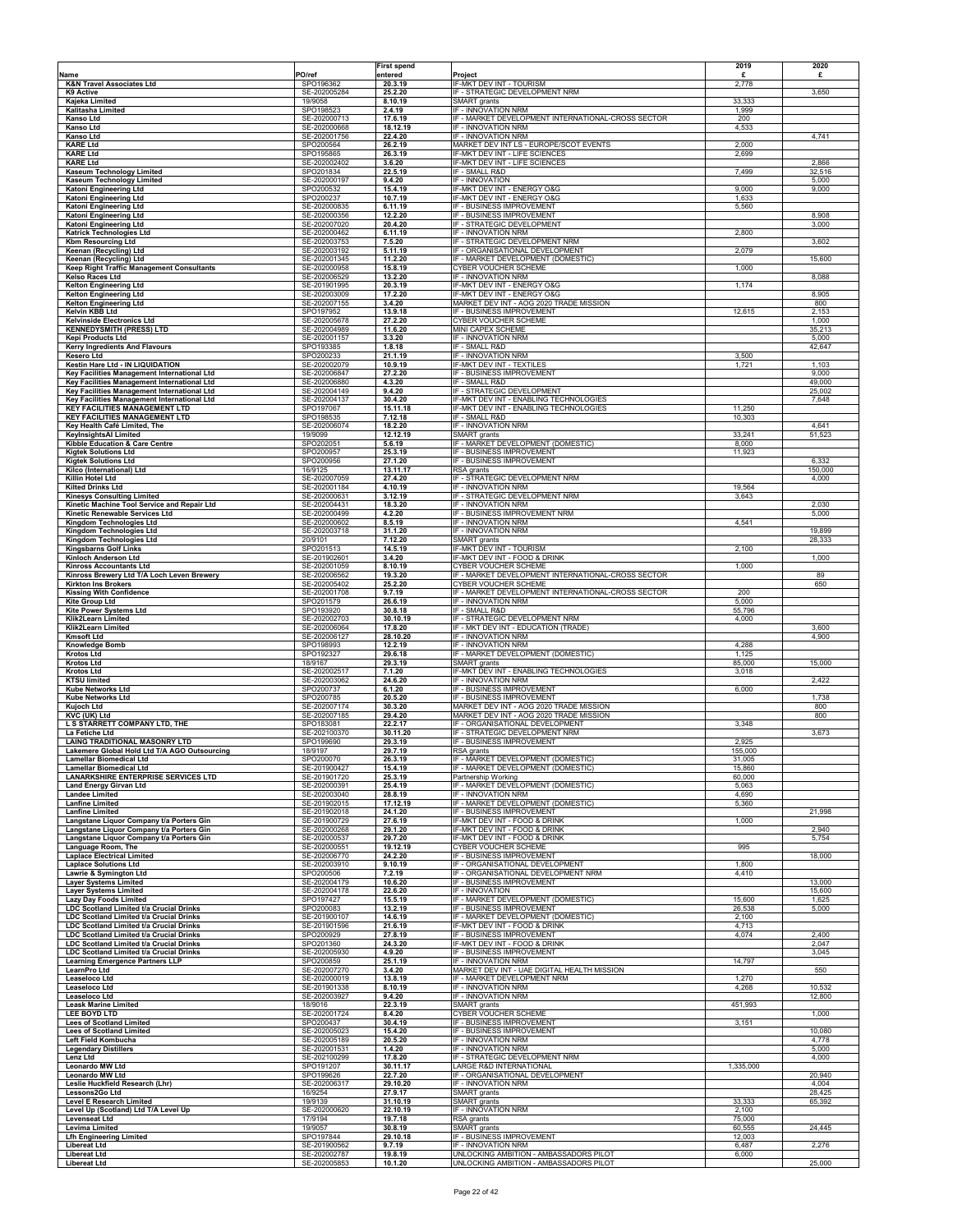| Name | PO/ref | First spend entered | Project | 2019 £ | 2020 £ |
|---|---|---|---|---|---|
| K&N Travel Associates Ltd | SPO196362 | 20.3.19 | IF-MKT DEV INT - TOURISM | 2,778 | |
| K9 Active | SE-202005284 | 25.2.20 | IF - STRATEGIC DEVELOPMENT NRM | | 3,650 |
| Kajeka Limited | 19/9058 | 8.10.19 | SMART grants | 33,333 | |
| Kalitasha Limited | SPO198523 | 2.4.19 | IF - INNOVATION NRM | 1,999 | |
| Kanso Ltd | SE-202000713 | 17.6.19 | IF - MARKET DEVELOPMENT INTERNATIONAL-CROSS SECTOR | 200 | |
| Kanso Ltd | SE-202000668 | 18.12.19 | IF - INNOVATION NRM | 4,533 | |
| Kanso Ltd | SE-202001756 | 22.4.20 | IF - INNOVATION NRM | | 4,741 |
| KARE Ltd | SPO200564 | 26.2.19 | MARKET DEV INT LS - EUROPE/SCOT EVENTS | 2,000 | |
| KARE Ltd | SPO195865 | 26.3.19 | IF-MKT DEV INT - LIFE SCIENCES | 2,699 | |
| KARE Ltd | SE-202002402 | 3.6.20 | IF-MKT DEV INT - LIFE SCIENCES | | 2,866 |
| Kaseum Technology Limited | SPO201834 | 22.5.19 | IF - SMALL R&D | 7,499 | 32,516 |
| Kaseum Technology Limited | SE-202000197 | 9.4.20 | IF - INNOVATION | | 5,000 |
| Katoni Engineering Ltd | SPO200532 | 15.4.19 | IF-MKT DEV INT - ENERGY O&G | 9,000 | 9,000 |
| Katoni Engineering Ltd | SPO200237 | 10.7.19 | IF-MKT DEV INT - ENERGY O&G | 1,633 | |
| Katoni Engineering Ltd | SE-202000835 | 6.11.19 | IF - BUSINESS IMPROVEMENT | 5,560 | |
| Katoni Engineering Ltd | SE-202000356 | 12.2.20 | IF - BUSINESS IMPROVEMENT | | 8,908 |
| Katoni Engineering Ltd | SE-202007020 | 20.4.20 | IF - STRATEGIC DEVELOPMENT | | 3,000 |
| Katrick Technologies Ltd | SE-202000462 | 6.11.19 | IF - INNOVATION NRM | 2,800 | |
| Kbm Resourcing Ltd | SE-202003753 | 7.5.20 | IF - STRATEGIC DEVELOPMENT NRM | | 3,602 |
| Keenan (Recycling) Ltd | SE-202003192 | 5.11.19 | IF - ORGANISATIONAL DEVELOPMENT | 2,079 | |
| Keenan (Recycling) Ltd | SE-202001345 | 11.2.20 | IF - MARKET DEVELOPMENT (DOMESTIC) | | 15,600 |
| Keep Right Traffic Management Consultants | SE-202000958 | 15.8.19 | CYBER VOUCHER SCHEME | 1,000 | |
| Kelso Races Ltd | SE-202006529 | 13.2.20 | IF - INNOVATION NRM | | 8,088 |
| Kelton Engineering Ltd | SE-201901995 | 20.3.19 | IF-MKT DEV INT - ENERGY O&G | 1,174 | |
| Kelton Engineering Ltd | SE-202003009 | 17.2.20 | IF-MKT DEV INT - ENERGY O&G | | 8,905 |
| Kelton Engineering Ltd | SE-202007155 | 3.4.20 | MARKET DEV INT - AOG 2020 TRADE MISSION | | 800 |
| Kelvin KBB Ltd | SPO197952 | 13.9.18 | IF - BUSINESS IMPROVEMENT | 12,615 | 2,153 |
| Kelvinside Electronics Ltd | SE-202005678 | 27.2.20 | CYBER VOUCHER SCHEME | | 1,000 |
| KENNEDYSMITH (PRESS) LTD | SE-202004989 | 11.6.20 | MINI CAPEX SCHEME | | 35,213 |
| Kepi Products Ltd | SE-202001157 | 3.3.20 | IF - INNOVATION NRM | | 5,000 |
| Kerry Ingredients And Flavours | SPO193385 | 1.8.18 | IF - SMALL R&D | | 42,647 |
| Kesero Ltd | SPO200233 | 21.1.19 | IF - INNOVATION NRM | 3,500 | |
| Kestin Hare Ltd - IN LIQUIDATION | SE-202002079 | 10.9.19 | IF-MKT DEV INT - TEXTILES | 1,721 | 1,103 |
| Key Facilities Management International Ltd | SE-202006847 | 27.2.20 | IF - BUSINESS IMPROVEMENT | | 9,000 |
| Key Facilities Management International Ltd | SE-202006880 | 4.3.20 | IF - SMALL R&D | | 49,000 |
| Key Facilities Management International Ltd | SE-202004149 | 9.4.20 | IF - STRATEGIC DEVELOPMENT | | 25,002 |
| Key Facilities Management International Ltd | SE-202004137 | 30.4.20 | IF-MKT DEV INT - ENABLING TECHNOLOGIES | | 7,648 |
| KEY FACILITIES MANAGEMENT LTD | SPO197067 | 15.11.18 | IF-MKT DEV INT - ENABLING TECHNOLOGIES | 11,250 | |
| KEY FACILITIES MANAGEMENT LTD | SPO198535 | 7.12.18 | IF - SMALL R&D | 10,303 | |
| Key Health Café Limited, The | SE-202006074 | 18.2.20 | IF - INNOVATION NRM | | 4,641 |
| KeyInsightsAI Limited | 19/9099 | 12.12.19 | SMART grants | 33,241 | 51,523 |
| Kibble Education & Care Centre | SPO202051 | 5.6.19 | IF - MARKET DEVELOPMENT (DOMESTIC) | 8,000 | |
| Kigtek Solutions Ltd | SPO200957 | 25.3.19 | IF - BUSINESS IMPROVEMENT | 11,923 | |
| Kigtek Solutions Ltd | SPO200956 | 27.1.20 | IF - BUSINESS IMPROVEMENT | | 6,332 |
| Kilco (International) Ltd | 16/9125 | 13.11.17 | RSA grants | | 150,000 |
| Killin Hotel Ltd | SE-202007059 | 27.4.20 | IF - STRATEGIC DEVELOPMENT NRM | | 4,000 |
| Kilted Drinks Ltd | SE-202001184 | 4.10.19 | IF - INNOVATION NRM | 19,564 | |
| Kinesys Consulting Limited | SE-202000631 | 3.12.19 | IF - STRATEGIC DEVELOPMENT NRM | 3,643 | |
| Kinetic Machine Tool Service and Repair Ltd | SE-202004431 | 18.3.20 | IF - INNOVATION NRM | | 2,030 |
| Kinetic Renewable Services Ltd | SE-202000499 | 4.2.20 | IF - BUSINESS IMPROVEMENT NRM | | 5,000 |
| Kingdom Technologies Ltd | SE-202000602 | 8.5.19 | IF - INNOVATION NRM | 4,541 | |
| Kingdom Technologies Ltd | SE-202003718 | 31.1.20 | IF - INNOVATION NRM | | 19,899 |
| Kingdom Technologies Ltd | 20/9101 | 7.12.20 | SMART grants | | 28,333 |
| Kingsbarns Golf Links | SPO201513 | 14.5.19 | IF-MKT DEV INT - TOURISM | 2,100 | |
| Kinloch Anderson Ltd | SE-201902601 | 3.4.20 | IF-MKT DEV INT - FOOD & DRINK | | 1,000 |
| Kinross Accountants Ltd | SE-202001059 | 8.10.19 | CYBER VOUCHER SCHEME | 1,000 | |
| Kinross Brewery Ltd T/A Loch Leven Brewery | SE-202006562 | 19.3.20 | IF - MARKET DEVELOPMENT INTERNATIONAL-CROSS SECTOR | | 89 |
| Kirkton Ins Brokers | SE-202005402 | 25.2.20 | CYBER VOUCHER SCHEME | | 650 |
| Kissing With Confidence | SE-202001708 | 9.7.19 | IF - MARKET DEVELOPMENT INTERNATIONAL-CROSS SECTOR | 200 | |
| Kite Group Ltd | SPO201579 | 26.6.19 | IF - INNOVATION NRM | 5,000 | |
| Kite Power Systems Ltd | SPO193920 | 30.8.18 | IF - SMALL R&D | 55,796 | |
| Klik2Learn Limited | SE-202002703 | 30.10.19 | IF - STRATEGIC DEVELOPMENT NRM | 4,000 | |
| Klik2Learn Limited | SE-202006064 | 17.8.20 | IF - MKT DEV INT - EDUCATION (TRADE) | | 3,600 |
| Kmsoft Ltd | SE-202006127 | 28.10.20 | IF - INNOVATION NRM | | 4,900 |
| Knowledge Bomb | SPO198993 | 12.2.19 | IF - INNOVATION NRM | 4,288 | |
| Krotos Ltd | SPO192327 | 29.6.18 | IF - MARKET DEVELOPMENT (DOMESTIC) | 1,125 | |
| Krotos Ltd | 18/9167 | 29.3.19 | SMART grants | 85,000 | 15,000 |
| Krotos Ltd | SE-202002517 | 7.1.20 | IF-MKT DEV INT - ENABLING TECHNOLOGIES | 3,018 | |
| KTSU limited | SE-202003062 | 24.6.20 | IF - INNOVATION NRM | | 2,422 |
| Kube Networks Ltd | SPO200737 | 6.1.20 | IF - BUSINESS IMPROVEMENT | 6,000 | |
| Kube Networks Ltd | SPO200785 | 20.5.20 | IF - BUSINESS IMPROVEMENT | | 1,738 |
| Kujoch Ltd | SE-202007174 | 30.3.20 | MARKET DEV INT - AOG 2020 TRADE MISSION | | 800 |
| KVC (UK) Ltd | SE-202007185 | 29.4.20 | MARKET DEV INT - AOG 2020 TRADE MISSION | | 800 |
| L S STARRETT COMPANY LTD, THE | SPO183081 | 22.2.17 | IF - ORGANISATIONAL DEVELOPMENT | 3,348 | |
| La Fetiche Ltd | SE-202100370 | 30.11.20 | IF - STRATEGIC DEVELOPMENT NRM | | 3,673 |
| LAING TRADITIONAL MASONRY LTD | SPO199690 | 29.3.19 | IF - BUSINESS IMPROVEMENT | 2,925 | |
| Lakemere Global Hold Ltd T/A AGO Outsourcing | 18/9197 | 29.7.19 | RSA grants | 155,000 | |
| Lamellar Biomedical Ltd | SPO200070 | 26.3.19 | IF - MARKET DEVELOPMENT (DOMESTIC) | 31,005 | |
| Lamellar Biomedical Ltd | SE-201900427 | 15.4.19 | IF - MARKET DEVELOPMENT (DOMESTIC) | 15,860 | |
| LANARKSHIRE ENTERPRISE SERVICES LTD | SE-201901720 | 25.3.19 | Partnership Working | 60,000 | |
| Land Energy Girvan Ltd | SE-202000391 | 25.4.19 | IF - MARKET DEVELOPMENT (DOMESTIC) | 5,063 | |
| Landee Limited | SE-202003040 | 28.8.19 | IF - INNOVATION NRM | 4,690 | |
| Lanfine Limited | SE-201902015 | 17.12.19 | IF - MARKET DEVELOPMENT (DOMESTIC) | 5,360 | |
| Lanfine Limited | SE-201902018 | 24.1.20 | IF - BUSINESS IMPROVEMENT | | 21,998 |
| Langstane Liquor Company t/a Porters Gin | SE-201900729 | 27.6.19 | IF-MKT DEV INT - FOOD & DRINK | 1,000 | |
| Langstane Liquor Company t/a Porters Gin | SE-202000268 | 29.1.20 | IF-MKT DEV INT - FOOD & DRINK | | 2,940 |
| Langstane Liquor Company t/a Porters Gin | SE-202000537 | 29.7.20 | IF-MKT DEV INT - FOOD & DRINK | | 5,754 |
| Language Room, The | SE-202000551 | 19.12.19 | CYBER VOUCHER SCHEME | 995 | |
| Laplace Electrical Limited | SE-202006770 | 24.2.20 | IF - BUSINESS IMPROVEMENT | | 18,000 |
| Laplace Solutions Ltd | SE-202003910 | 9.10.19 | IF - ORGANISATIONAL DEVELOPMENT | 1,800 | |
| Lawrie & Symington Ltd | SPO200506 | 7.2.19 | IF - ORGANISATIONAL DEVELOPMENT NRM | 4,410 | |
| Layer Systems Limited | SE-202004179 | 10.6.20 | IF - BUSINESS IMPROVEMENT | | 13,000 |
| Layer Systems Limited | SE-202004178 | 22.6.20 | IF - INNOVATION | | 15,600 |
| Lazy Day Foods Limited | SPO197427 | 15.5.19 | IF - MARKET DEVELOPMENT (DOMESTIC) | 15,600 | 1,625 |
| LDC Scotland Limited t/a Crucial Drinks | SPO200083 | 13.2.19 | IF - BUSINESS IMPROVEMENT | 26,538 | 5,000 |
| LDC Scotland Limited t/a Crucial Drinks | SE-201900107 | 14.6.19 | IF - MARKET DEVELOPMENT (DOMESTIC) | 2,100 | |
| LDC Scotland Limited t/a Crucial Drinks | SE-201901596 | 21.6.19 | IF-MKT DEV INT - FOOD & DRINK | 4,713 | |
| LDC Scotland Limited t/a Crucial Drinks | SPO200929 | 27.8.19 | IF - BUSINESS IMPROVEMENT | 4,074 | 2,400 |
| LDC Scotland Limited t/a Crucial Drinks | SPO201360 | 24.3.20 | IF-MKT DEV INT - FOOD & DRINK | | 2,047 |
| LDC Scotland Limited t/a Crucial Drinks | SE-202005930 | 4.9.20 | IF - BUSINESS IMPROVEMENT | | 3,045 |
| Learning Emergence Partners LLP | SPO200859 | 25.1.19 | IF - INNOVATION NRM | 14,797 | |
| LearnPro Ltd | SE-202007270 | 3.4.20 | MARKET DEV INT - UAE DIGITAL HEALTH MISSION | | 550 |
| Leaseloco Ltd | SE-202000019 | 13.8.19 | IF - MARKET DEVELOPMENT NRM | 1,270 | |
| Leaseloco Ltd | SE-201901338 | 8.10.19 | IF - INNOVATION NRM | 4,268 | 10,532 |
| Leaseloco Ltd | SE-202003927 | 9.4.20 | IF - INNOVATION NRM | | 12,800 |
| Leask Marine Limited | 18/9016 | 22.3.19 | SMART grants | 451,993 | |
| LEE BOYD LTD | SE-202001724 | 8.4.20 | CYBER VOUCHER SCHEME | | 1,000 |
| Lees of Scotland Limited | SPO200437 | 30.4.19 | IF - BUSINESS IMPROVEMENT | 3,151 | |
| Lees of Scotland Limited | SE-202005023 | 15.4.20 | IF - BUSINESS IMPROVEMENT | | 10,080 |
| Left Field Kombucha | SE-202005189 | 20.5.20 | IF - INNOVATION NRM | | 4,778 |
| Legendary Distillers | SE-202001531 | 1.4.20 | IF - INNOVATION NRM | | 5,000 |
| Lenz Ltd | SE-202100299 | 17.8.20 | IF - STRATEGIC DEVELOPMENT NRM | | 4,000 |
| Leonardo MW Ltd | SPO191207 | 30.11.17 | LARGE R&D INTERNATIONAL | 1,335,000 | |
| Leonardo MW Ltd | SPO199626 | 22.7.20 | IF - ORGANISATIONAL DEVELOPMENT | | 20,940 |
| Leslie Huckfield Research (Lhr) | SE-202006317 | 29.10.20 | IF - INNOVATION NRM | | 4,004 |
| Lessons2Go Ltd | 16/9254 | 27.9.17 | SMART grants | | 28,425 |
| Level E Research Limited | 19/9139 | 31.10.19 | SMART grants | 33,333 | 65,392 |
| Level Up (Scotland) Ltd T/A Level Up | SE-202000620 | 22.10.19 | IF - INNOVATION NRM | 2,100 | |
| Levenseat Ltd | 17/9194 | 19.7.18 | RSA grants | 75,000 | |
| Levima Limited | 19/9057 | 30.8.19 | SMART grants | 60,555 | 24,445 |
| Lfh Engineering Limited | SPO197844 | 29.10.18 | IF - BUSINESS IMPROVEMENT | 12,003 | |
| Libereat Ltd | SE-201900562 | 9.7.19 | IF - INNOVATION NRM | 6,487 | 2,276 |
| Libereat Ltd | SE-202002787 | 19.8.19 | UNLOCKING AMBITION - AMBASSADORS PILOT | 6,000 | |
| Libereat Ltd | SE-202005853 | 10.1.20 | UNLOCKING AMBITION - AMBASSADORS PILOT | | 25,000 |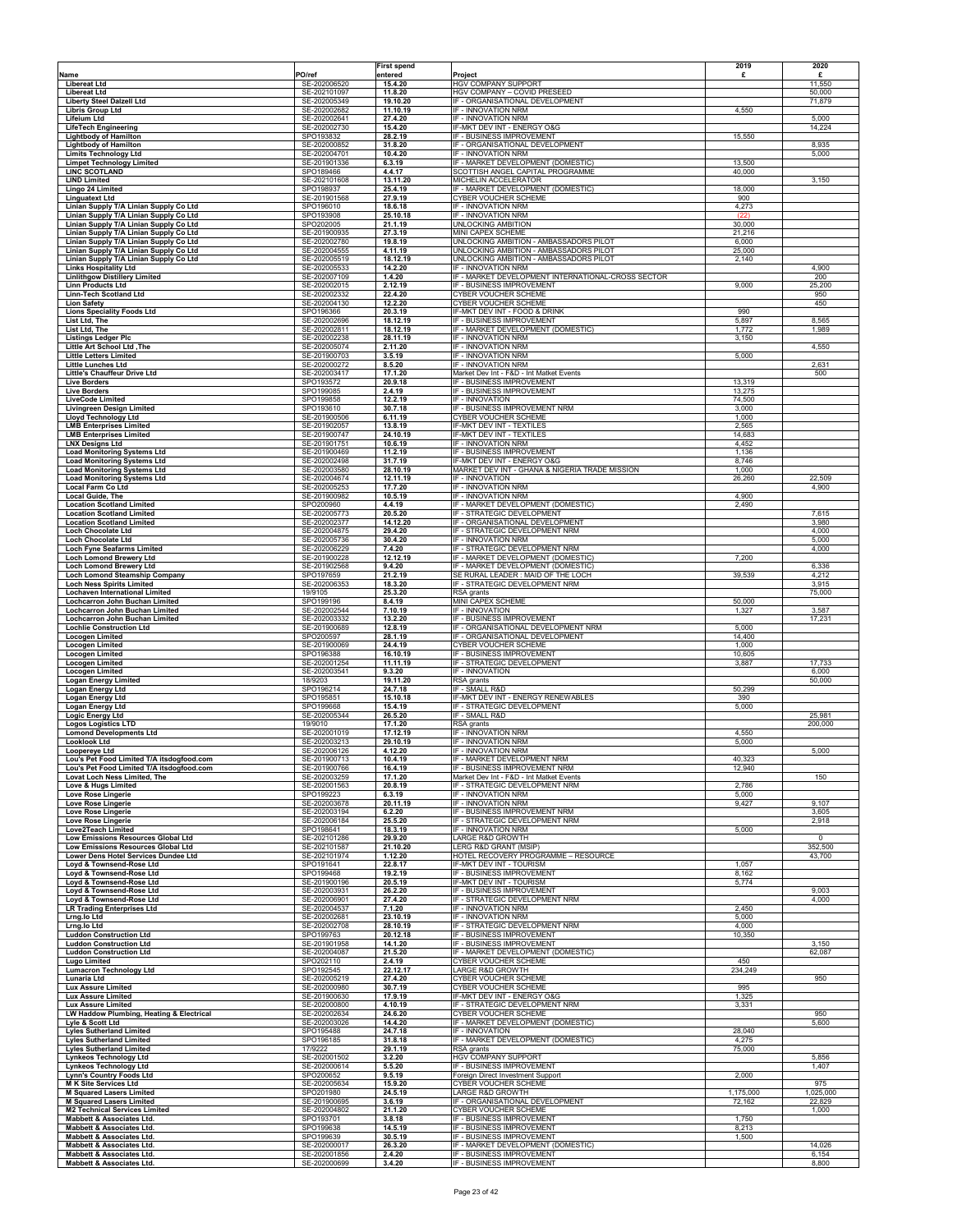| Name | PO/ref | First spend entered | Project | 2019 £ | 2020 £ |
|---|---|---|---|---|---|
| Libereat Ltd | SE-202006520 | 15.4.20 | HGV COMPANY SUPPORT | | 11,550 |
| Libereat Ltd | SE-202101097 | 11.8.20 | HGV COMPANY – COVID PRESEED | | 50,000 |
| Liberty Steel Dalzell Ltd | SE-202005349 | 19.10.20 | IF - ORGANISATIONAL DEVELOPMENT | | 71,879 |
| Libris Group Ltd | SE-202002682 | 11.10.19 | IF - INNOVATION NRM | 4,550 | |
| Lifeium Ltd | SE-202002641 | 27.4.20 | IF - INNOVATION NRM | | 5,000 |
| LifeTech Engineering | SE-202002730 | 15.4.20 | IF-MKT DEV INT - ENERGY O&G | | 14,224 |
| Lightbody of Hamilton | SPO193832 | 28.2.19 | IF - BUSINESS IMPROVEMENT | 15,550 | |
| Lightbody of Hamilton | SE-202000852 | 31.8.20 | IF - ORGANISATIONAL DEVELOPMENT | | 8,935 |
| Limits Technology Ltd | SE-202004701 | 10.4.20 | IF - INNOVATION NRM | | 5,000 |
| Limpet Technology Limited | SE-201901336 | 6.3.19 | IF - MARKET DEVELOPMENT (DOMESTIC) | 13,500 | |
| LINC SCOTLAND | SPO189466 | 4.4.17 | SCOTTISH ANGEL CAPITAL PROGRAMME | 40,000 | |
| LIND Limited | SE-202101608 | 13.11.20 | MICHELIN ACCELERATOR | | 3,150 |
| Lingo 24 Limited | SPO198937 | 25.4.19 | IF - MARKET DEVELOPMENT (DOMESTIC) | 18,000 | |
| Linguatext Ltd | SE-201901568 | 27.9.19 | CYBER VOUCHER SCHEME | 900 | |
| Linian Supply T/A Linian Supply Co Ltd | SPO196010 | 18.6.18 | IF - INNOVATION NRM | 4,273 | |
| Linian Supply T/A Linian Supply Co Ltd | SPO193908 | 25.10.18 | IF - INNOVATION NRM | (22) | |
| Linian Supply T/A Linian Supply Co Ltd | SPO202005 | 21.1.19 | UNLOCKING AMBITION | 30,000 | |
| Linian Supply T/A Linian Supply Co Ltd | SE-201900935 | 27.3.19 | MINI CAPEX SCHEME | 21,216 | |
| Linian Supply T/A Linian Supply Co Ltd | SE-202002780 | 19.8.19 | UNLOCKING AMBITION - AMBASSADORS PILOT | 6,000 | |
| Linian Supply T/A Linian Supply Co Ltd | SE-202004555 | 4.11.19 | UNLOCKING AMBITION - AMBASSADORS PILOT | 25,000 | |
| Linian Supply T/A Linian Supply Co Ltd | SE-202005519 | 18.12.19 | UNLOCKING AMBITION - AMBASSADORS PILOT | 2,140 | |
| Links Hospitality Ltd | SE-202005533 | 14.2.20 | IF - INNOVATION NRM | | 4,900 |
| Linlithgow Distillery Limited | SE-202007109 | 1.4.20 | IF - MARKET DEVELOPMENT INTERNATIONAL-CROSS SECTOR | | 200 |
| Linn Products Ltd | SE-202002015 | 2.12.19 | IF - BUSINESS IMPROVEMENT | 9,000 | 25,200 |
| Linn-Tech Scotland Ltd | SE-202002332 | 22.4.20 | CYBER VOUCHER SCHEME | | 950 |
| Lion Safety | SE-202004130 | 12.2.20 | CYBER VOUCHER SCHEME | | 450 |
| Lions Speciality Foods Ltd | SPO196366 | 20.3.19 | IF-MKT DEV INT - FOOD & DRINK | 990 | |
| List Ltd, The | SE-202002696 | 18.12.19 | IF - BUSINESS IMPROVEMENT | 5,897 | 8,565 |
| List Ltd, The | SE-202002811 | 18.12.19 | IF - MARKET DEVELOPMENT (DOMESTIC) | 1,772 | 1,989 |
| Listings Ledger Plc | SE-202002238 | 28.11.19 | IF - INNOVATION NRM | 3,150 | |
| Little Art School Ltd ,The | SE-202005074 | 2.11.20 | IF - INNOVATION NRM | | 4,550 |
| Little Letters Limited | SE-201900703 | 3.5.19 | IF - INNOVATION NRM | 5,000 | |
| Little Lunches Ltd | SE-202000272 | 8.5.20 | IF - INNOVATION NRM | | 2,631 |
| Little's Chauffeur Drive Ltd | SE-202003417 | 17.1.20 | Market Dev Int - F&D - Int Matket Events | | 500 |
| Live Borders | SPO193572 | 20.9.18 | IF - BUSINESS IMPROVEMENT | 13,319 | |
| Live Borders | SPO199085 | 2.4.19 | IF - BUSINESS IMPROVEMENT | 13,275 | |
| LiveCode Limited | SPO199858 | 12.2.19 | IF - INNOVATION | 74,500 | |
| Livingreen Design Limited | SPO193610 | 30.7.18 | IF - BUSINESS IMPROVEMENT NRM | 3,000 | |
| Lloyd Technology Ltd | SE-201900506 | 6.11.19 | CYBER VOUCHER SCHEME | 1,000 | |
| LMB Enterprises Limited | SE-201902057 | 13.8.19 | IF-MKT DEV INT - TEXTILES | 2,565 | |
| LMB Enterprises Limited | SE-201900747 | 24.10.19 | IF-MKT DEV INT - TEXTILES | 14,683 | |
| LNX Designs Ltd | SE-201901751 | 10.6.19 | IF - INNOVATION NRM | 4,452 | |
| Load Monitoring Systems Ltd | SE-201900469 | 11.2.19 | IF - BUSINESS IMPROVEMENT | 1,136 | |
| Load Monitoring Systems Ltd | SE-202002498 | 31.7.19 | IF-MKT DEV INT - ENERGY O&G | 8,746 | |
| Load Monitoring Systems Ltd | SE-202003580 | 28.10.19 | MARKET DEV INT - GHANA & NIGERIA TRADE MISSION | 1,000 | |
| Load Monitoring Systems Ltd | SE-202004674 | 12.11.19 | IF - INNOVATION | 26,260 | 22,509 |
| Local Farm Co Ltd | SE-202005253 | 17.7.20 | IF - INNOVATION NRM | | 4,900 |
| Local Guide, The | SE-201900982 | 10.5.19 | IF - INNOVATION NRM | 4,900 | |
| Location Scotland Limited | SPO200960 | 4.4.19 | IF - MARKET DEVELOPMENT (DOMESTIC) | 2,490 | |
| Location Scotland Limited | SE-202005773 | 20.5.20 | IF - STRATEGIC DEVELOPMENT | | 7,615 |
| Location Scotland Limited | SE-202002377 | 14.12.20 | IF - ORGANISATIONAL DEVELOPMENT | | 3,980 |
| Loch Chocolate Ltd | SE-202004875 | 29.4.20 | IF - STRATEGIC DEVELOPMENT NRM | | 4,000 |
| Loch Chocolate Ltd | SE-202005736 | 30.4.20 | IF - INNOVATION NRM | | 5,000 |
| Loch Fyne Seafarms Limited | SE-202006229 | 7.4.20 | IF - STRATEGIC DEVELOPMENT NRM | | 4,000 |
| Loch Lomond Brewery Ltd | SE-201900228 | 12.12.19 | IF - MARKET DEVELOPMENT (DOMESTIC) | 7,200 | |
| Loch Lomond Brewery Ltd | SE-201902568 | 9.4.20 | IF - MARKET DEVELOPMENT (DOMESTIC) | | 6,336 |
| Loch Lomond Steamship Company | SPO197659 | 21.2.19 | SE RURAL LEADER : MAID OF THE LOCH | 39,539 | 4,212 |
| Loch Ness Spirits Limited | SE-202006353 | 18.3.20 | IF - STRATEGIC DEVELOPMENT NRM | | 3,915 |
| Lochaven International Limited | 19/9105 | 25.3.20 | RSA grants | | 75,000 |
| Lochcarron John Buchan Limited | SPO199196 | 8.4.19 | MINI CAPEX SCHEME | 50,000 | |
| Lochcarron John Buchan Limited | SE-202002544 | 7.10.19 | IF - INNOVATION | 1,327 | 3,587 |
| Lochcarron John Buchan Limited | SE-202003332 | 13.2.20 | IF - BUSINESS IMPROVEMENT | | 17,231 |
| Lochlie Construction Ltd | SE-201900689 | 12.8.19 | IF - ORGANISATIONAL DEVELOPMENT NRM | 5,000 | |
| Locogen Limited | SPO200597 | 28.1.19 | IF - ORGANISATIONAL DEVELOPMENT | 14,400 | |
| Locogen Limited | SE-201900069 | 24.4.19 | CYBER VOUCHER SCHEME | 1,000 | |
| Locogen Limited | SPO196388 | 16.10.19 | IF - BUSINESS IMPROVEMENT | 10,605 | |
| Locogen Limited | SE-202001254 | 11.11.19 | IF - STRATEGIC DEVELOPMENT | 3,887 | 17,733 |
| Locogen Limited | SE-202003541 | 9.3.20 | IF - INNOVATION | | 6,000 |
| Logan Energy Limited | 18/9203 | 19.11.20 | RSA grants | | 50,000 |
| Logan Energy Ltd | SPO196214 | 24.7.18 | IF - SMALL R&D | 50,299 | |
| Logan Energy Ltd | SPO195851 | 15.10.18 | IF-MKT DEV INT - ENERGY RENEWABLES | 390 | |
| Logan Energy Ltd | SPO199668 | 15.4.19 | IF - STRATEGIC DEVELOPMENT | 5,000 | |
| Logic Energy Ltd | SE-202005344 | 26.5.20 | IF - SMALL R&D | | 25,981 |
| Logos Logistics LTD | 19/9010 | 17.1.20 | RSA grants | | 200,000 |
| Lomond Developments Ltd | SE-202001019 | 17.12.19 | IF - INNOVATION NRM | 4,550 | |
| Looklook Ltd | SE-202003213 | 29.10.19 | IF - INNOVATION NRM | 5,000 | |
| Loopereye Ltd | SE-202006126 | 4.12.20 | IF - INNOVATION NRM | | 5,000 |
| Lou's Pet Food Limited T/A itsdogfood.com | SE-201900713 | 10.4.19 | IF - MARKET DEVELOPMENT NRM | 40,323 | |
| Lou's Pet Food Limited T/A itsdogfood.com | SE-201900766 | 16.4.19 | IF - BUSINESS IMPROVEMENT NRM | 12,940 | |
| Lovat Loch Ness Limited, The | SE-202003259 | 17.1.20 | Market Dev Int - F&D - Int Matket Events | | 150 |
| Love & Hugs Limited | SE-202001563 | 20.8.19 | IF - STRATEGIC DEVELOPMENT NRM | 2,786 | |
| Love Rose Lingerie | SPO199223 | 6.3.19 | IF - INNOVATION NRM | 5,000 | |
| Love Rose Lingerie | SE-202003678 | 20.11.19 | IF - INNOVATION NRM | 9,427 | 9,107 |
| Love Rose Lingerie | SE-202003194 | 6.2.20 | IF - BUSINESS IMPROVEMENT NRM | | 3,605 |
| Love Rose Lingerie | SE-202006184 | 25.5.20 | IF - STRATEGIC DEVELOPMENT NRM | | 2,918 |
| Love2Teach Limited | SPO198641 | 18.3.19 | IF - INNOVATION NRM | 5,000 | |
| Low Emissions Resources Global Ltd | SE-202101286 | 29.9.20 | LARGE R&D GROWTH | | 0 |
| Low Emissions Resources Global Ltd | SE-202101587 | 21.10.20 | LERG R&D GRANT (MSIP) | | 352,500 |
| Lower Dens Hotel Services Dundee Ltd | SE-202101974 | 1.12.20 | HOTEL RECOVERY PROGRAMME – RESOURCE | | 43,700 |
| Loyd & Townsend-Rose Ltd | SPO191641 | 22.8.17 | IF-MKT DEV INT - TOURISM | 1,057 | |
| Loyd & Townsend-Rose Ltd | SPO199468 | 19.2.19 | IF - BUSINESS IMPROVEMENT | 8,162 | |
| Loyd & Townsend-Rose Ltd | SE-201900196 | 20.5.19 | IF-MKT DEV INT - TOURISM | 5,774 | |
| Loyd & Townsend-Rose Ltd | SE-202003931 | 26.2.20 | IF - BUSINESS IMPROVEMENT | | 9,003 |
| Loyd & Townsend-Rose Ltd | SE-202006901 | 27.4.20 | IF - STRATEGIC DEVELOPMENT NRM | | 4,000 |
| LR Trading Enterprises Ltd | SE-202004537 | 7.1.20 | IF - INNOVATION NRM | 2,450 | |
| Lrng.lo Ltd | SE-202002681 | 23.10.19 | IF - INNOVATION NRM | 5,000 | |
| Lrng.lo Ltd | SE-202002708 | 28.10.19 | IF - STRATEGIC DEVELOPMENT NRM | 4,000 | |
| Luddon Construction Ltd | SPO199763 | 20.12.18 | IF - BUSINESS IMPROVEMENT | 10,350 | |
| Luddon Construction Ltd | SE-201901958 | 14.1.20 | IF - BUSINESS IMPROVEMENT | | 3,150 |
| Luddon Construction Ltd | SE-202004087 | 21.5.20 | IF - MARKET DEVELOPMENT (DOMESTIC) | | 62,087 |
| Lugo Limited | SPO202110 | 2.4.19 | CYBER VOUCHER SCHEME | 450 | |
| Lumacron Technology Ltd | SPO192545 | 22.12.17 | LARGE R&D GROWTH | 234,249 | |
| Lunaria Ltd | SE-202005219 | 27.4.20 | CYBER VOUCHER SCHEME | | 950 |
| Lux Assure Limited | SE-202000980 | 30.7.19 | CYBER VOUCHER SCHEME | 995 | |
| Lux Assure Limited | SE-201900630 | 17.9.19 | IF-MKT DEV INT - ENERGY O&G | 1,325 | |
| Lux Assure Limited | SE-202000800 | 4.10.19 | IF - STRATEGIC DEVELOPMENT NRM | 3,331 | |
| LW Haddow Plumbing, Heating & Electrical | SE-202002634 | 24.6.20 | CYBER VOUCHER SCHEME | | 950 |
| Lyle & Scott Ltd | SE-202003026 | 14.4.20 | IF - MARKET DEVELOPMENT (DOMESTIC) | | 5,600 |
| Lyles Sutherland Limited | SPO195488 | 24.7.18 | IF - INNOVATION | 28,040 | |
| Lyles Sutherland Limited | SPO196185 | 31.8.18 | IF - MARKET DEVELOPMENT (DOMESTIC) | 4,275 | |
| Lyles Sutherland Limited | 17/9222 | 29.1.19 | RSA grants | 75,000 | |
| Lynkeos Technology Ltd | SE-202001502 | 3.2.20 | HGV COMPANY SUPPORT | | 5,856 |
| Lynkeos Technology Ltd | SE-202000614 | 5.5.20 | IF - BUSINESS IMPROVEMENT | | 1,407 |
| Lynn's Country Foods Ltd | SPO200652 | 9.5.19 | Foreign Direct Investment Support | 2,000 | |
| M K Site Services Ltd | SE-202005634 | 15.9.20 | CYBER VOUCHER SCHEME | | 975 |
| M Squared Lasers Limited | SPO201980 | 24.5.19 | LARGE R&D GROWTH | 1,175,000 | 1,025,000 |
| M Squared Lasers Limited | SE-201900695 | 3.6.19 | IF - ORGANISATIONAL DEVELOPMENT | 72,162 | 22,829 |
| M2 Technical Services Limited | SE-202004802 | 21.1.20 | CYBER VOUCHER SCHEME | | 1,000 |
| Mabbett & Associates Ltd. | SPO193701 | 3.8.18 | IF - BUSINESS IMPROVEMENT | 1,750 | |
| Mabbett & Associates Ltd. | SPO199638 | 14.5.19 | IF - BUSINESS IMPROVEMENT | 8,213 | |
| Mabbett & Associates Ltd. | SPO199639 | 30.5.19 | IF - BUSINESS IMPROVEMENT | 1,500 | |
| Mabbett & Associates Ltd. | SE-202000017 | 26.3.20 | IF - MARKET DEVELOPMENT (DOMESTIC) | | 14,026 |
| Mabbett & Associates Ltd. | SE-202001856 | 2.4.20 | IF - BUSINESS IMPROVEMENT | | 6,154 |
| Mabbett & Associates Ltd. | SE-202000699 | 3.4.20 | IF - BUSINESS IMPROVEMENT | | 8,800 |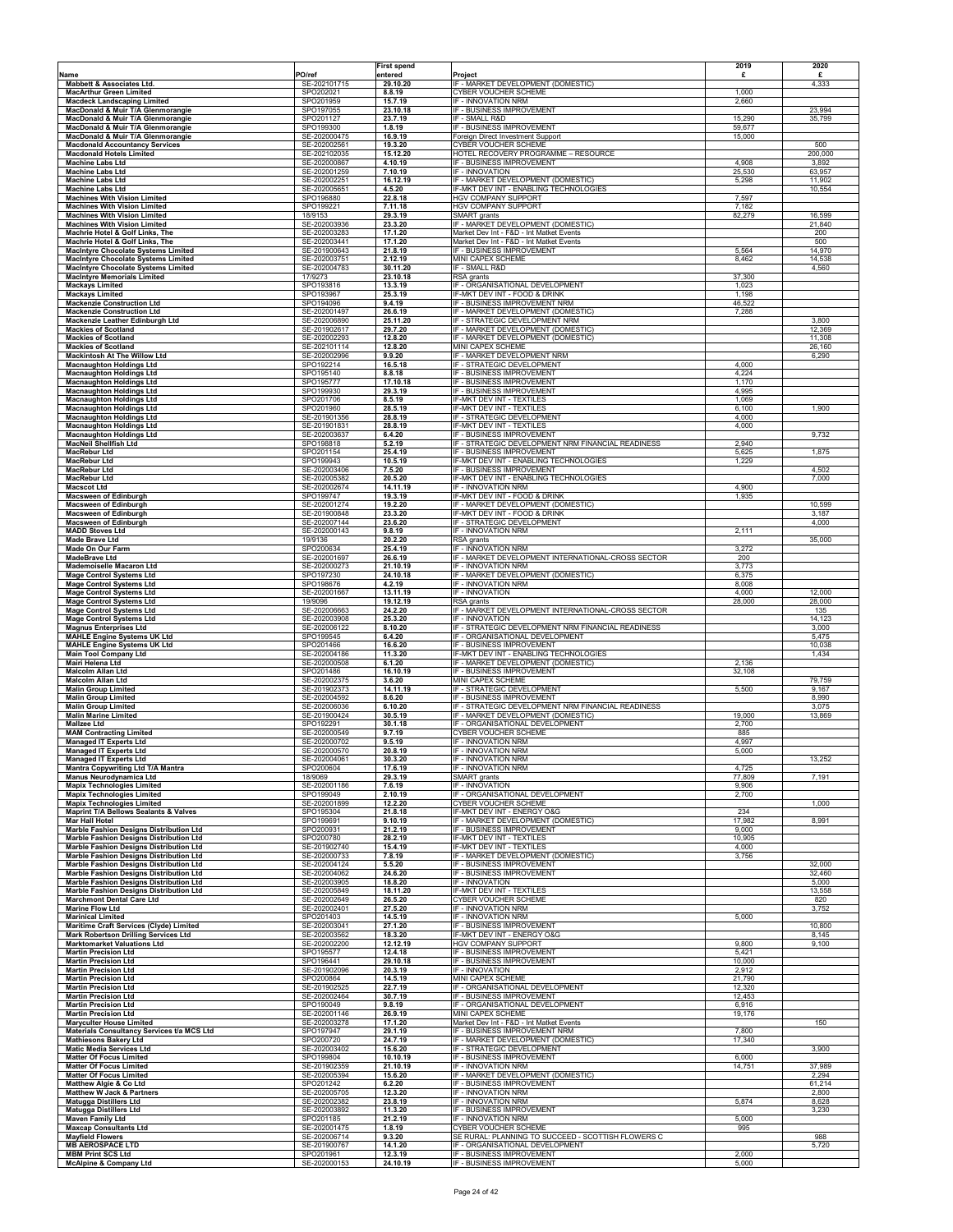| Name | PO/ref | First spend entered | Project | 2019 £ | 2020 £ |
|---|---|---|---|---|---|
| Mabbett & Associates Ltd. | SE-202101715 | 29.10.20 | IF - MARKET DEVELOPMENT (DOMESTIC) | | 4,333 |
| MacArthur Green Limited | SPO202021 | 8.8.19 | CYBER VOUCHER SCHEME | 1,000 | |
| Macdeck Landscaping Limited | SPO201959 | 15.7.19 | IF - INNOVATION NRM | 2,660 | |
| MacDonald & Muir T/A Glenmorangie | SPO197055 | 23.10.18 | IF - BUSINESS IMPROVEMENT | | 23,994 |
| MacDonald & Muir T/A Glenmorangie | SPO201127 | 23.7.19 | IF - SMALL R&D | 15,290 | 35,799 |
| MacDonald & Muir T/A Glenmorangie | SPO199300 | 1.8.19 | IF - BUSINESS IMPROVEMENT | 59,677 | |
| MacDonald & Muir T/A Glenmorangie | SE-202000475 | 16.9.19 | Foreign Direct Investment Support | 15,000 | |
| Macdonald Accountancy Services | SE-202002561 | 19.3.20 | CYBER VOUCHER SCHEME | | 500 |
| Macdonald Hotels Limited | SE-202102035 | 15.12.20 | HOTEL RECOVERY PROGRAMME – RESOURCE | | 200,000 |
| Machine Labs Ltd | SE-202000867 | 4.10.19 | IF - BUSINESS IMPROVEMENT | 4,908 | 3,892 |
| Machine Labs Ltd | SE-202001259 | 7.10.19 | IF - INNOVATION | 25,530 | 63,957 |
| Machine Labs Ltd | SE-202002251 | 16.12.19 | IF - MARKET DEVELOPMENT (DOMESTIC) | 5,298 | 11,902 |
| Machine Labs Ltd | SE-202005651 | 4.5.20 | IF-MKT DEV INT - ENABLING TECHNOLOGIES | | 10,554 |
| Machines With Vision Limited | SPO196880 | 22.8.18 | HGV COMPANY SUPPORT | 7,597 | |
| Machines With Vision Limited | SPO199221 | 7.11.18 | HGV COMPANY SUPPORT | 7,182 | |
| Machines With Vision Limited | 18/9153 | 29.3.19 | SMART grants | 82,279 | 16,599 |
| Machines With Vision Limited | SE-202003936 | 23.3.20 | IF - MARKET DEVELOPMENT (DOMESTIC) | | 21,840 |
| Machrie Hotel & Golf Links, The | SE-202003283 | 17.1.20 | Market Dev Int - F&D - Int Matket Events | | 200 |
| Machrie Hotel & Golf Links, The | SE-202003441 | 17.1.20 | Market Dev Int - F&D - Int Matket Events | | 500 |
| MacIntyre Chocolate Systems Limited | SE-201900643 | 21.8.19 | IF - BUSINESS IMPROVEMENT | 5,564 | 14,970 |
| MacIntyre Chocolate Systems Limited | SE-202003751 | 2.12.19 | MINI CAPEX SCHEME | 8,462 | 14,538 |
| MacIntyre Chocolate Systems Limited | SE-202004783 | 30.11.20 | IF - SMALL R&D | | 4,560 |
| MacIntyre Memorials Limited | 17/9273 | 23.10.18 | RSA grants | 37,300 | |
| Mackays Limited | SPO193816 | 13.3.19 | IF - ORGANISATIONAL DEVELOPMENT | 1,023 | |
| Mackays Limited | SPO193967 | 25.3.19 | IF-MKT DEV INT - FOOD & DRINK | 1,198 | |
| Mackenzie Construction Ltd | SPO194096 | 9.4.19 | IF - BUSINESS IMPROVEMENT NRM | 46,522 | |
| Mackenzie Construction Ltd | SE-202001497 | 26.6.19 | IF - MARKET DEVELOPMENT (DOMESTIC) | 7,288 | |
| Mackenzie Leather Edinburgh Ltd | SE-202006890 | 25.11.20 | IF - STRATEGIC DEVELOPMENT NRM | | 3,800 |
| Mackies of Scotland | SE-201902617 | 29.7.20 | IF - MARKET DEVELOPMENT (DOMESTIC) | | 12,369 |
| Mackies of Scotland | SE-202002293 | 12.8.20 | IF - MARKET DEVELOPMENT (DOMESTIC) | | 11,308 |
| Mackies of Scotland | SE-202101114 | 12.8.20 | MINI CAPEX SCHEME | | 26,160 |
| Mackintosh At The Willow Ltd | SE-202002996 | 9.9.20 | IF - MARKET DEVELOPMENT NRM | | 6,290 |
| Macnaughton Holdings Ltd | SPO192214 | 16.5.18 | IF - STRATEGIC DEVELOPMENT | 4,000 | |
| Macnaughton Holdings Ltd | SPO195140 | 8.8.18 | IF - BUSINESS IMPROVEMENT | 4,224 | |
| Macnaughton Holdings Ltd | SPO195777 | 17.10.18 | IF - BUSINESS IMPROVEMENT | 1,170 | |
| Macnaughton Holdings Ltd | SPO199930 | 29.3.19 | IF - BUSINESS IMPROVEMENT | 4,995 | |
| Macnaughton Holdings Ltd | SPO201706 | 8.5.19 | IF-MKT DEV INT - TEXTILES | 1,069 | |
| Macnaughton Holdings Ltd | SPO201960 | 28.5.19 | IF-MKT DEV INT - TEXTILES | 6,100 | 1,900 |
| Macnaughton Holdings Ltd | SE-201901356 | 28.8.19 | IF - STRATEGIC DEVELOPMENT | 4,000 | |
| Macnaughton Holdings Ltd | SE-201901831 | 28.8.19 | IF-MKT DEV INT - TEXTILES | 4,000 | |
| Macnaughton Holdings Ltd | SE-202003637 | 6.4.20 | IF - BUSINESS IMPROVEMENT | | 9,732 |
| MacNeil Shellfish Ltd | SPO198818 | 5.2.19 | IF - STRATEGIC DEVELOPMENT NRM FINANCIAL READINESS | 2,940 | |
| MacRebur Ltd | SPO201154 | 25.4.19 | IF - BUSINESS IMPROVEMENT | 5,625 | 1,875 |
| MacRebur Ltd | SPO199943 | 10.5.19 | IF-MKT DEV INT - ENABLING TECHNOLOGIES | 1,229 | |
| MacRebur Ltd | SE-202003406 | 7.5.20 | IF - BUSINESS IMPROVEMENT | | 4,502 |
| MacRebur Ltd | SE-202005382 | 20.5.20 | IF-MKT DEV INT - ENABLING TECHNOLOGIES | | 7,000 |
| Macscot Ltd | SE-202002674 | 14.11.19 | IF - INNOVATION NRM | 4,900 | |
| Macsween of Edinburgh | SPO199747 | 19.3.19 | IF-MKT DEV INT - FOOD & DRINK | 1,935 | |
| Macsween of Edinburgh | SE-202001274 | 19.2.20 | IF - MARKET DEVELOPMENT (DOMESTIC) | | 10,599 |
| Macsween of Edinburgh | SE-201900848 | 23.3.20 | IF-MKT DEV INT - FOOD & DRINK | | 3,187 |
| Macsween of Edinburgh | SE-202007144 | 23.6.20 | IF - STRATEGIC DEVELOPMENT | | 4,000 |
| MADD Stoves Ltd | SE-202000143 | 9.8.19 | IF - INNOVATION NRM | 2,111 | |
| Made Brave Ltd | 19/9136 | 20.2.20 | RSA grants | | 35,000 |
| Made On Our Farm | SPO200634 | 25.4.19 | IF - INNOVATION NRM | 3,272 | |
| MadeBrave Ltd | SE-202001697 | 26.6.19 | IF - MARKET DEVELOPMENT INTERNATIONAL-CROSS SECTOR | 200 | |
| Mademoiselle Macaron Ltd | SE-202000273 | 21.10.19 | IF - INNOVATION NRM | 3,773 | |
| Mage Control Systems Ltd | SPO197230 | 24.10.18 | IF - MARKET DEVELOPMENT (DOMESTIC) | 6,375 | |
| Mage Control Systems Ltd | SPO198676 | 4.2.19 | IF - INNOVATION NRM | 8,008 | |
| Mage Control Systems Ltd | SE-202001667 | 13.11.19 | IF - INNOVATION | 4,000 | 12,000 |
| Mage Control Systems Ltd | 19/9096 | 19.12.19 | RSA grants | 28,000 | 28,000 |
| Mage Control Systems Ltd | SE-202006663 | 24.2.20 | IF - MARKET DEVELOPMENT INTERNATIONAL-CROSS SECTOR | | 135 |
| Mage Control Systems Ltd | SE-202003908 | 25.3.20 | IF - INNOVATION | | 14,123 |
| Magnus Enterprises Ltd | SE-202006122 | 8.10.20 | IF - STRATEGIC DEVELOPMENT NRM FINANCIAL READINESS | | 3,000 |
| MAHLE Engine Systems UK Ltd | SPO199545 | 6.4.20 | IF - ORGANISATIONAL DEVELOPMENT | | 5,475 |
| MAHLE Engine Systems UK Ltd | SPO201466 | 16.6.20 | IF - BUSINESS IMPROVEMENT | | 10,038 |
| Main Tool Company Ltd | SE-202004186 | 11.3.20 | IF-MKT DEV INT - ENABLING TECHNOLOGIES | | 1,434 |
| Mairi Helena Ltd | SE-202000508 | 6.1.20 | IF - MARKET DEVELOPMENT (DOMESTIC) | 2,136 | |
| Malcolm Allan Ltd | SPO201486 | 16.10.19 | IF - BUSINESS IMPROVEMENT | 32,108 | |
| Malcolm Allan Ltd | SE-202002375 | 3.6.20 | MINI CAPEX SCHEME | | 79,759 |
| Malin Group Limited | SE-201902373 | 14.11.19 | IF - STRATEGIC DEVELOPMENT | 5,500 | 9,167 |
| Malin Group Limited | SE-202004592 | 8.6.20 | IF - BUSINESS IMPROVEMENT | | 8,990 |
| Malin Group Limited | SE-202006036 | 6.10.20 | IF - STRATEGIC DEVELOPMENT NRM FINANCIAL READINESS | | 3,075 |
| Malin Marine Limited | SE-201900424 | 30.5.19 | IF - MARKET DEVELOPMENT (DOMESTIC) | 19,000 | 13,869 |
| Malizee Ltd | SPO192291 | 30.1.18 | IF - ORGANISATIONAL DEVELOPMENT | 2,700 | |
| MAM Contracting Limited | SE-202000549 | 9.7.19 | CYBER VOUCHER SCHEME | 885 | |
| Managed IT Experts Ltd | SE-202000702 | 9.5.19 | IF - INNOVATION NRM | 4,997 | |
| Managed IT Experts Ltd | SE-202000570 | 20.8.19 | IF - INNOVATION NRM | 5,000 | |
| Managed IT Experts Ltd | SE-202004061 | 30.3.20 | IF - INNOVATION NRM | | 13,252 |
| Mantra Copywriting Ltd T/A Mantra | SPO200604 | 17.6.19 | IF - INNOVATION NRM | 4,725 | |
| Manus Neurodynamica Ltd | 18/9069 | 29.3.19 | SMART grants | 77,809 | 7,191 |
| Mapix Technologies Limited | SE-202001186 | 7.6.19 | IF - INNOVATION | 9,906 | |
| Mapix Technologies Limited | SPO199049 | 2.10.19 | IF - ORGANISATIONAL DEVELOPMENT | 2,700 | |
| Mapix Technologies Limited | SE-202001899 | 12.2.20 | CYBER VOUCHER SCHEME | | 1,000 |
| Maprint T/A Bellows Sealants & Valves | SPO195304 | 21.8.18 | IF-MKT DEV INT - ENERGY O&G | 234 | |
| Mar Hall Hotel | SPO199691 | 9.10.19 | IF - MARKET DEVELOPMENT (DOMESTIC) | 17,982 | 8,991 |
| Marble Fashion Designs Distribution Ltd | SPO200931 | 21.2.19 | IF - BUSINESS IMPROVEMENT | 9,000 | |
| Marble Fashion Designs Distribution Ltd | SPO200780 | 28.2.19 | IF-MKT DEV INT - TEXTILES | 10,905 | |
| Marble Fashion Designs Distribution Ltd | SE-201902740 | 15.4.19 | IF-MKT DEV INT - TEXTILES | 4,000 | |
| Marble Fashion Designs Distribution Ltd | SE-202000733 | 7.8.19 | IF - MARKET DEVELOPMENT (DOMESTIC) | 3,756 | |
| Marble Fashion Designs Distribution Ltd | SE-202004124 | 5.5.20 | IF - BUSINESS IMPROVEMENT | | 32,000 |
| Marble Fashion Designs Distribution Ltd | SE-202004062 | 24.6.20 | IF - BUSINESS IMPROVEMENT | | 32,460 |
| Marble Fashion Designs Distribution Ltd | SE-202003905 | 18.8.20 | IF - INNOVATION | | 5,000 |
| Marble Fashion Designs Distribution Ltd | SE-202005849 | 18.11.20 | IF-MKT DEV INT - TEXTILES | | 13,558 |
| Marchmont Dental Care Ltd | SE-202002649 | 26.5.20 | CYBER VOUCHER SCHEME | | 820 |
| Marine Flow Ltd | SE-202002401 | 27.5.20 | IF - INNOVATION NRM | | 3,752 |
| Marinical Limited | SPO201403 | 14.5.19 | IF - INNOVATION NRM | 5,000 | |
| Maritime Craft Services (Clyde) Limited | SE-202003041 | 27.1.20 | IF - BUSINESS IMPROVEMENT | | 10,800 |
| Mark Robertson Drilling Services Ltd | SE-202003562 | 18.3.20 | IF-MKT DEV INT - ENERGY O&G | | 8,145 |
| Marktomarket Valuations Ltd | SE-202002200 | 12.12.19 | HGV COMPANY SUPPORT | 9,800 | 9,100 |
| Martin Precision Ltd | SPO195577 | 12.4.18 | IF - BUSINESS IMPROVEMENT | 5,421 | |
| Martin Precision Ltd | SPO196441 | 29.10.18 | IF - BUSINESS IMPROVEMENT | 10,000 | |
| Martin Precision Ltd | SE-201902096 | 20.3.19 | IF - INNOVATION | 2,912 | |
| Martin Precision Ltd | SPO200864 | 14.5.19 | MINI CAPEX SCHEME | 21,790 | |
| Martin Precision Ltd | SE-201902525 | 22.7.19 | IF - ORGANISATIONAL DEVELOPMENT | 12,320 | |
| Martin Precision Ltd | SE-202002464 | 30.7.19 | IF - BUSINESS IMPROVEMENT | 12,453 | |
| Martin Precision Ltd | SPO190049 | 9.8.19 | IF - ORGANISATIONAL DEVELOPMENT | 6,916 | |
| Martin Precision Ltd | SE-202001146 | 26.9.19 | MINI CAPEX SCHEME | 19,176 | |
| Maryculter House Limited | SE-202003278 | 17.1.20 | Market Dev Int - F&D - Int Matket Events | | 150 |
| Materials Consultancy Services t/a MCS Ltd | SPO197947 | 29.1.19 | IF - BUSINESS IMPROVEMENT NRM | 7,800 | |
| Mathiesons Bakery Ltd | SPO200720 | 24.7.19 | IF - MARKET DEVELOPMENT (DOMESTIC) | 17,340 | |
| Matic Media Services Ltd | SE-202003402 | 15.6.20 | IF - STRATEGIC DEVELOPMENT | | 3,900 |
| Matter Of Focus Limited | SPO199804 | 10.10.19 | IF - BUSINESS IMPROVEMENT | 6,000 | |
| Matter Of Focus Limited | SE-201902359 | 21.10.19 | IF - INNOVATION NRM | 14,751 | 37,989 |
| Matter Of Focus Limited | SE-202005394 | 15.6.20 | IF - MARKET DEVELOPMENT (DOMESTIC) | | 2,294 |
| Matthew Algie & Co Ltd | SPO201242 | 6.2.20 | IF - BUSINESS IMPROVEMENT | | 61,214 |
| Matthew W Jack & Partners | SE-202005705 | 12.3.20 | IF - INNOVATION NRM | | 2,800 |
| Matugga Distillers Ltd | SE-202002382 | 23.8.19 | IF - INNOVATION NRM | 5,874 | 8,628 |
| Matugga Distillers Ltd | SE-202003892 | 11.3.20 | IF - BUSINESS IMPROVEMENT | | 3,230 |
| Maven Family Ltd | SPO201185 | 21.2.19 | IF - INNOVATION NRM | 5,000 | |
| Maxcap Consultants Ltd | SE-202001475 | 1.8.19 | CYBER VOUCHER SCHEME | 995 | |
| Mayfield Flowers | SE-202006714 | 9.3.20 | SE RURAL: PLANNING TO SUCCEED - SCOTTISH FLOWERS C | | 988 |
| MB AEROSPACE LTD | SE-201900767 | 14.1.20 | IF - ORGANISATIONAL DEVELOPMENT | | 5,720 |
| MBM Print SCS Ltd | SPO201961 | 12.3.19 | IF - BUSINESS IMPROVEMENT | 2,000 | |
| McAlpine & Company Ltd | SE-202000153 | 24.10.19 | IF - BUSINESS IMPROVEMENT | 5,000 | |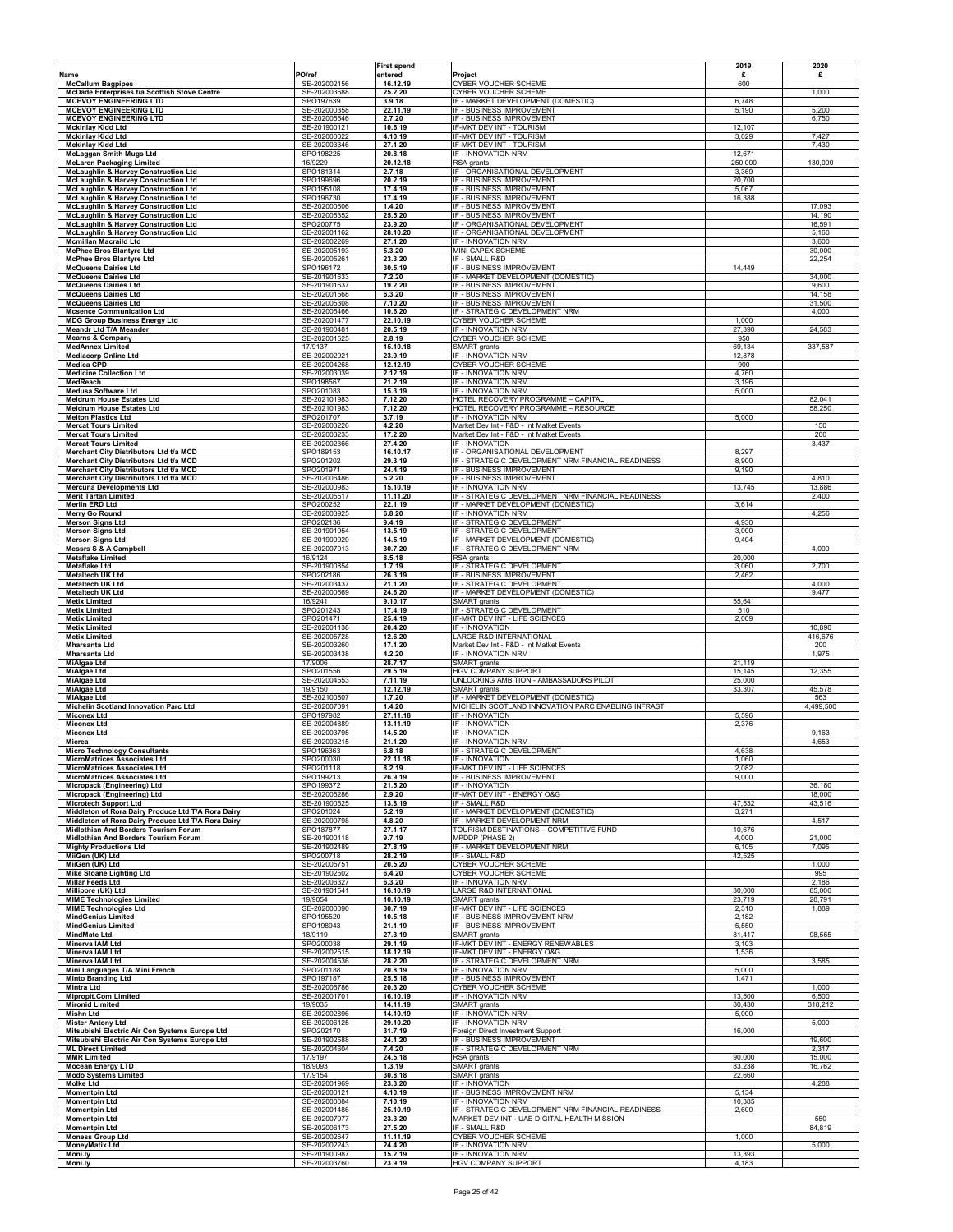| Name | PO/ref | First spend entered | Project | 2019 £ | 2020 £ |
|---|---|---|---|---|---|
| McCallum Bagpipes | SE-202002156 | 16.12.19 | CYBER VOUCHER SCHEME | 600 | |
| McDade Enterprises t/a Scottish Stove Centre | SE-202003688 | 25.2.20 | CYBER VOUCHER SCHEME | | 1,000 |
| MCEVOY ENGINEERING LTD | SPO197639 | 3.9.18 | IF - MARKET DEVELOPMENT (DOMESTIC) | 6,748 | |
| MCEVOY ENGINEERING LTD | SE-202000358 | 22.11.19 | IF - BUSINESS IMPROVEMENT | 5,190 | 5,200 |
| MCEVOY ENGINEERING LTD | SE-202005546 | 2.7.20 | IF - BUSINESS IMPROVEMENT | | 6,750 |
| Mckinlay Kidd Ltd | SE-201900121 | 10.6.19 | IF-MKT DEV INT - TOURISM | 12,107 | |
| Mckinlay Kidd Ltd | SE-202000022 | 4.10.19 | IF-MKT DEV INT - TOURISM | 3,029 | 7,427 |
| Mckinlay Kidd Ltd | SE-202003346 | 27.1.20 | IF-MKT DEV INT - TOURISM | | 7,430 |
| McLaggan Smith Mugs Ltd | SPO198225 | 20.8.18 | IF - INNOVATION NRM | 12,671 | |
| McLaren Packaging Limited | 16/9229 | 20.12.18 | RSA grants | 250,000 | 130,000 |
| McLaughlin & Harvey Construction Ltd | SPO181314 | 2.7.18 | IF - ORGANISATIONAL DEVELOPMENT | 3,369 | |
| McLaughlin & Harvey Construction Ltd | SPO199696 | 20.2.19 | IF - BUSINESS IMPROVEMENT | 20,700 | |
| McLaughlin & Harvey Construction Ltd | SPO195108 | 17.4.19 | IF - BUSINESS IMPROVEMENT | 5,067 | |
| McLaughlin & Harvey Construction Ltd | SPO196730 | 17.4.19 | IF - BUSINESS IMPROVEMENT | 16,388 | |
| McLaughlin & Harvey Construction Ltd | SE-202000606 | 1.4.20 | IF - BUSINESS IMPROVEMENT | | 17,093 |
| McLaughlin & Harvey Construction Ltd | SE-202005352 | 25.5.20 | IF - BUSINESS IMPROVEMENT | | 14,190 |
| McLaughlin & Harvey Construction Ltd | SPO200775 | 23.9.20 | IF - ORGANISATIONAL DEVELOPMENT | | 16,591 |
| McLaughlin & Harvey Construction Ltd | SE-202001162 | 28.10.20 | IF - ORGANISATIONAL DEVELOPMENT | | 5,160 |
| Mcmillan Macraild Ltd | SE-202002269 | 27.1.20 | IF - INNOVATION NRM | | 3,600 |
| McPhee Bros Blantyre Ltd | SE-202005193 | 5.3.20 | MINI CAPEX SCHEME | | 30,000 |
| McPhee Bros Blantyre Ltd | SE-202005261 | 23.3.20 | IF - SMALL R&D | | 22,254 |
| McQueens Dairies Ltd | SPO196172 | 30.5.19 | IF - BUSINESS IMPROVEMENT | 14,449 | |
| McQueens Dairies Ltd | SE-201901633 | 7.2.20 | IF - MARKET DEVELOPMENT (DOMESTIC) | | 34,000 |
| McQueens Dairies Ltd | SE-201901637 | 19.2.20 | IF - BUSINESS IMPROVEMENT | | 9,600 |
| McQueens Dairies Ltd | SE-202001568 | 6.3.20 | IF - BUSINESS IMPROVEMENT | | 14,158 |
| McQueens Dairies Ltd | SE-202005308 | 7.10.20 | IF - BUSINESS IMPROVEMENT | | 31,500 |
| Mcsence Communication Ltd | SE-202005466 | 10.6.20 | IF - STRATEGIC DEVELOPMENT NRM | | 4,000 |
| MDG Group Business Energy Ltd | SE-202001477 | 22.10.19 | CYBER VOUCHER SCHEME | 1,000 | |
| Meandr Ltd T/A Meander | SE-201900481 | 20.5.19 | IF - INNOVATION NRM | 27,390 | 24,583 |
| Mearns & Company | SE-202001525 | 2.8.19 | CYBER VOUCHER SCHEME | 950 | |
| MedAnnex Limited | 17/9137 | 15.10.18 | SMART grants | 69,134 | 337,587 |
| Mediacorp Online Ltd | SE-202002921 | 23.9.19 | IF - INNOVATION NRM | 12,878 | |
| Medica CPD | SE-202004268 | 12.12.19 | CYBER VOUCHER SCHEME | 900 | |
| Medicine Collection Ltd | SE-202003039 | 2.12.19 | IF - INNOVATION NRM | 4,760 | |
| MedReach | SPO198567 | 21.2.19 | IF - INNOVATION NRM | 3,196 | |
| Medusa Software Ltd | SPO201083 | 15.3.19 | IF - INNOVATION NRM | 5,000 | |
| Meldrum House Estates Ltd | SE-202101983 | 7.12.20 | HOTEL RECOVERY PROGRAMME – CAPITAL | | 82,041 |
| Meldrum House Estates Ltd | SE-202101983 | 7.12.20 | HOTEL RECOVERY PROGRAMME – RESOURCE | | 58,250 |
| Melton Plastics Ltd | SPO201707 | 3.7.19 | IF - INNOVATION NRM | 5,000 | |
| Mercat Tours Limited | SE-202003226 | 4.2.20 | Market Dev Int - F&D - Int Matket Events | | 150 |
| Mercat Tours Limited | SE-202003233 | 17.2.20 | Market Dev Int - F&D - Int Matket Events | | 200 |
| Mercat Tours Limited | SE-202002366 | 27.4.20 | IF - INNOVATION | | 3,437 |
| Merchant City Distributors Ltd t/a MCD | SPO189153 | 16.10.17 | IF - ORGANISATIONAL DEVELOPMENT | 8,297 | |
| Merchant City Distributors Ltd t/a MCD | SPO201202 | 29.3.19 | IF - STRATEGIC DEVELOPMENT NRM FINANCIAL READINESS | 8,900 | |
| Merchant City Distributors Ltd t/a MCD | SPO201971 | 24.4.19 | IF - BUSINESS IMPROVEMENT | 9,190 | |
| Merchant City Distributors Ltd t/a MCD | SE-202006486 | 5.2.20 | IF - BUSINESS IMPROVEMENT | | 4,810 |
| Mercuna Developments Ltd | SE-202000983 | 15.10.19 | IF - INNOVATION NRM | 13,745 | 13,886 |
| Merit Tartan Limited | SE-202005517 | 11.11.20 | IF - STRATEGIC DEVELOPMENT NRM FINANCIAL READINESS | | 2,400 |
| Merlin ERD Ltd | SPO200252 | 22.1.19 | IF - MARKET DEVELOPMENT (DOMESTIC) | 3,614 | |
| Merry Go Round | SE-202003925 | 6.8.20 | IF - INNOVATION NRM | | 4,256 |
| Merson Signs Ltd | SPO202136 | 9.4.19 | IF - STRATEGIC DEVELOPMENT | 4,930 | |
| Merson Signs Ltd | SE-201901954 | 13.5.19 | IF - STRATEGIC DEVELOPMENT | 3,000 | |
| Merson Signs Ltd | SE-201900920 | 14.5.19 | IF - MARKET DEVELOPMENT (DOMESTIC) | 9,404 | |
| Messrs S & A Campbell | SE-202007013 | 30.7.20 | IF - STRATEGIC DEVELOPMENT NRM | | 4,000 |
| Metaflake Limited | 16/9124 | 8.5.18 | RSA grants | 20,000 | |
| Metaflake Ltd | SE-201900854 | 1.7.19 | IF - STRATEGIC DEVELOPMENT | 3,060 | 2,700 |
| Metaltech UK Ltd | SPO202186 | 26.3.19 | IF - BUSINESS IMPROVEMENT | 2,462 | |
| Metaltech UK Ltd | SE-202003437 | 21.1.20 | IF - STRATEGIC DEVELOPMENT | | 4,000 |
| Metaltech UK Ltd | SE-202000669 | 24.6.20 | IF - MARKET DEVELOPMENT (DOMESTIC) | | 9,477 |
| Metix Limited | 16/9241 | 9.10.17 | SMART grants | 55,641 | |
| Metix Limited | SPO201243 | 17.4.19 | IF - STRATEGIC DEVELOPMENT | 510 | |
| Metix Limited | SPO201471 | 25.4.19 | IF-MKT DEV INT - LIFE SCIENCES | 2,009 | |
| Metix Limited | SE-202001138 | 20.4.20 | IF - INNOVATION | | 10,890 |
| Metix Limited | SE-202005728 | 12.6.20 | LARGE R&D INTERNATIONAL | | 416,676 |
| Mharsanta Ltd | SE-202003260 | 17.1.20 | Market Dev Int - F&D - Int Matket Events | | 200 |
| Mharsanta Ltd | SE-202003438 | 4.2.20 | IF - INNOVATION NRM | | 1,975 |
| MiAlgae Ltd | 17/9006 | 28.7.17 | SMART grants | 21,119 | |
| MiAlgae Ltd | SPO201556 | 29.5.19 | HGV COMPANY SUPPORT | 15,145 | 12,355 |
| MiAlgae Ltd | SE-202004553 | 7.11.19 | UNLOCKING AMBITION - AMBASSADORS PILOT | 25,000 | |
| MiAlgae Ltd | 19/9150 | 12.12.19 | SMART grants | 33,307 | 45,578 |
| MiAlgae Ltd | SE-202100807 | 1.7.20 | IF - MARKET DEVELOPMENT (DOMESTIC) | | 563 |
| Michelin Scotland Innovation Parc Ltd | SE-202007091 | 1.4.20 | MICHELIN SCOTLAND INNOVATION PARC ENABLING INFRAST | | 4,499,500 |
| Miconex Ltd | SPO197982 | 27.11.18 | IF - INNOVATION | 5,596 | |
| Miconex Ltd | SE-202004889 | 13.11.19 | IF - INNOVATION | 2,376 | |
| Miconex Ltd | SE-202003795 | 14.5.20 | IF - INNOVATION | | 9,163 |
| Micrea | SE-202003215 | 21.1.20 | IF - INNOVATION NRM | | 4,653 |
| Micro Technology Consultants | SPO196363 | 6.8.18 | IF - STRATEGIC DEVELOPMENT | 4,638 | |
| MicroMatrices Associates Ltd | SPO200030 | 22.11.18 | IF - INNOVATION | 1,060 | |
| MicroMatrices Associates Ltd | SPO201118 | 8.2.19 | IF-MKT DEV INT - LIFE SCIENCES | 2,082 | |
| MicroMatrices Associates Ltd | SPO199213 | 26.9.19 | IF - BUSINESS IMPROVEMENT | 9,000 | |
| Micropack (Engineering) Ltd | SPO199372 | 21.5.20 | IF - INNOVATION | | 36,180 |
| Micropack (Engineering) Ltd | SE-202005286 | 2.9.20 | IF-MKT DEV INT - ENERGY O&G | | 18,000 |
| Microtech Support Ltd | SE-201900525 | 13.8.19 | IF - SMALL R&D | 47,532 | 43,516 |
| Middleton of Rora Dairy Produce Ltd T/A Rora Dairy | SPO201024 | 5.2.19 | IF - MARKET DEVELOPMENT (DOMESTIC) | 3,271 | |
| Middleton of Rora Dairy Produce Ltd T/A Rora Dairy | SE-202000798 | 4.8.20 | IF - MARKET DEVELOPMENT NRM | | 4,517 |
| Midlothian And Borders Tourism Forum | SPO187877 | 27.1.17 | TOURISM DESTINATIONS – COMPETITIVE FUND | 10,676 | |
| Midlothian And Borders Tourism Forum | SE-201900118 | 9.7.19 | MPDDP (PHASE 2) | 4,000 | 21,000 |
| Mighty Productions Ltd | SE-201902489 | 27.8.19 | IF - MARKET DEVELOPMENT NRM | 6,105 | 7,095 |
| MiiGen (UK) Ltd | SPO200718 | 28.2.19 | IF - SMALL R&D | 42,525 | |
| MiiGen (UK) Ltd | SE-202005751 | 20.5.20 | CYBER VOUCHER SCHEME | | 1,000 |
| Mike Stoane Lighting Ltd | SE-201902502 | 6.4.20 | CYBER VOUCHER SCHEME | | 995 |
| Millar Feeds Ltd | SE-202006327 | 6.3.20 | IF - INNOVATION NRM | | 2,186 |
| Millipore (UK) Ltd | SE-201901541 | 16.10.19 | LARGE R&D INTERNATIONAL | 30,000 | 85,000 |
| MIME Technologies Limited | 19/9054 | 10.10.19 | SMART grants | 23,719 | 28,791 |
| MIME Technologies Ltd | SE-202000090 | 30.7.19 | IF-MKT DEV INT - LIFE SCIENCES | 2,310 | 1,889 |
| MindGenius Limited | SPO195520 | 10.5.18 | IF - BUSINESS IMPROVEMENT NRM | 2,182 | |
| MindGenius Limited | SPO198943 | 21.1.19 | IF - BUSINESS IMPROVEMENT | 5,550 | |
| MindMate Ltd. | 18/9119 | 27.3.19 | SMART grants | 81,417 | 98,565 |
| Minerva IAM Ltd | SPO200038 | 29.1.19 | IF-MKT DEV INT - ENERGY RENEWABLES | 3,103 | |
| Minerva IAM Ltd | SE-202002515 | 18.12.19 | IF-MKT DEV INT - ENERGY O&G | 1,536 | |
| Minerva IAM Ltd | SE-202004536 | 28.2.20 | IF - STRATEGIC DEVELOPMENT NRM | | 3,585 |
| Mini Languages T/A Mini French | SPO201188 | 20.8.19 | IF - INNOVATION NRM | 5,000 | |
| Minto Branding Ltd | SPO197187 | 25.5.18 | IF - BUSINESS IMPROVEMENT | 1,471 | |
| Mintra Ltd | SE-202006786 | 20.3.20 | CYBER VOUCHER SCHEME | | 1,000 |
| Mipropit.Com Limited | SE-202001701 | 16.10.19 | IF - INNOVATION NRM | 13,500 | 6,500 |
| Mironid Limited | 19/9035 | 14.11.19 | SMART grants | 80,430 | 318,212 |
| Mishn Ltd | SE-202002896 | 14.10.19 | IF - INNOVATION NRM | 5,000 | |
| Mister Antony Ltd | SE-202006125 | 29.10.20 | IF - INNOVATION NRM | | 5,000 |
| Mitsubishi Electric Air Con Systems Europe Ltd | SPO202170 | 31.7.19 | Foreign Direct Investment Support | 16,000 | |
| Mitsubishi Electric Air Con Systems Europe Ltd | SE-201902588 | 24.1.20 | IF - BUSINESS IMPROVEMENT | | 19,600 |
| ML Direct Limited | SE-202004604 | 7.4.20 | IF - STRATEGIC DEVELOPMENT NRM | | 2,317 |
| MMR Limited | 17/9197 | 24.5.18 | RSA grants | 90,000 | 15,000 |
| Mocean Energy LTD | 18/9093 | 1.3.19 | SMART grants | 83,238 | 16,762 |
| Modo Systems Limited | 17/9154 | 30.8.18 | SMART grants | 22,660 | |
| Molke Ltd | SE-202001969 | 23.3.20 | IF - INNOVATION | | 4,288 |
| Momentpin Ltd | SE-202000121 | 4.10.19 | IF - BUSINESS IMPROVEMENT NRM | 5,134 | |
| Momentpin Ltd | SE-202000084 | 7.10.19 | IF - INNOVATION NRM | 10,385 | |
| Momentpin Ltd | SE-202001486 | 25.10.19 | IF - STRATEGIC DEVELOPMENT NRM FINANCIAL READINESS | 2,600 | |
| Momentpin Ltd | SE-202007077 | 23.3.20 | MARKET DEV INT - UAE DIGITAL HEALTH MISSION | | 550 |
| Momentpin Ltd | SE-202006173 | 27.5.20 | IF - SMALL R&D | | 84,819 |
| Moness Group Ltd | SE-202002647 | 11.11.19 | CYBER VOUCHER SCHEME | 1,000 | |
| MoneyMatix Ltd | SE-202002243 | 24.4.20 | IF - INNOVATION NRM | | 5,000 |
| Moni.ly | SE-201900987 | 15.2.19 | IF - INNOVATION NRM | 13,393 | |
| Moni.ly | SE-202003760 | 23.9.19 | HGV COMPANY SUPPORT | 4,183 | |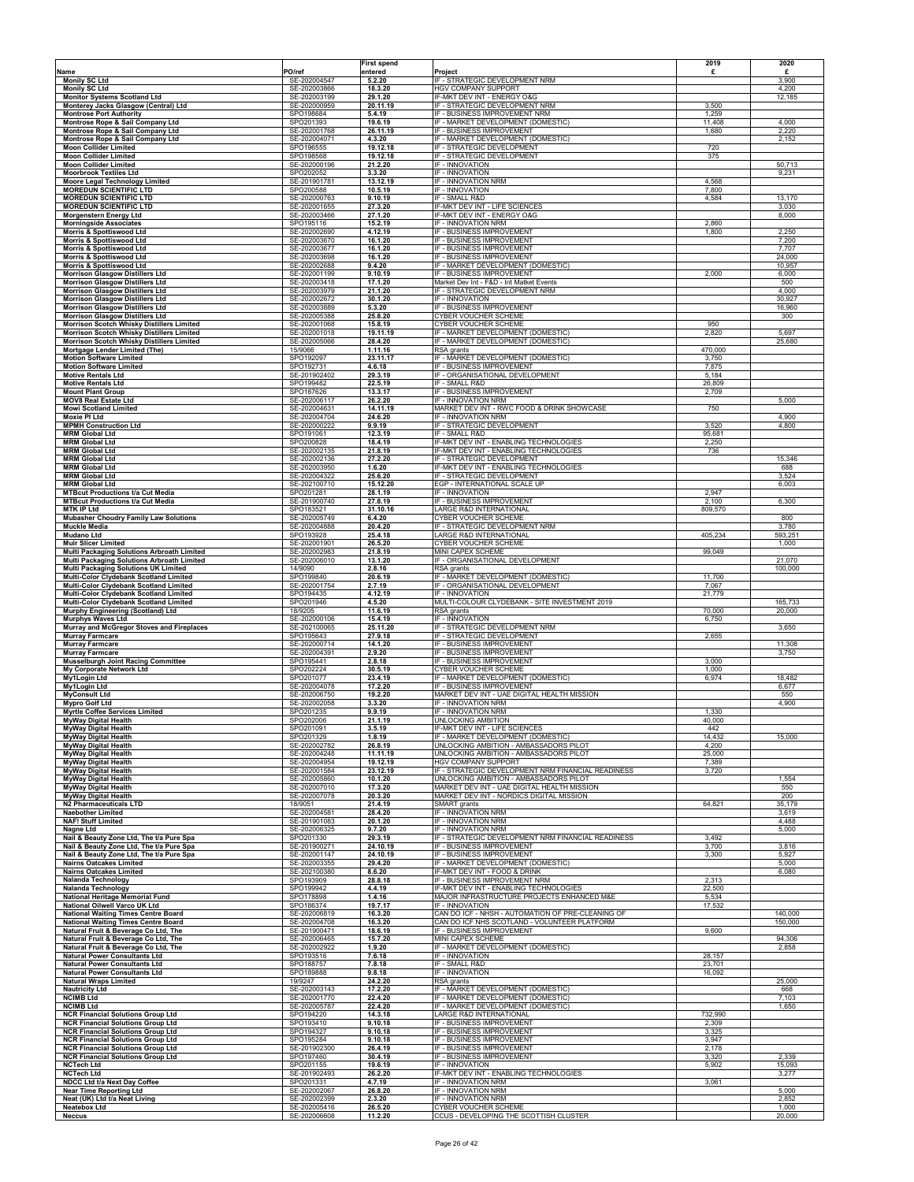| Name | PO/ref | First spend entered | Project | 2019 £ | 2020 £ |
|---|---|---|---|---|---|
| Monily SC Ltd | SE-202004547 | 5.2.20 | IF - STRATEGIC DEVELOPMENT NRM | | 3,900 |
| Monily SC Ltd | SE-202003866 | 18.3.20 | HGV COMPANY SUPPORT | | 4,200 |
| Monitor Systems Scotland Ltd | SE-202003199 | 29.1.20 | IF-MKT DEV INT - ENERGY O&G | | 12,185 |
| Monterey Jacks Glasgow (Central) Ltd | SE-202000959 | 20.11.19 | IF - STRATEGIC DEVELOPMENT NRM | 3,500 | |
| Montrose Port Authority | SPO198684 | 5.4.19 | IF - BUSINESS IMPROVEMENT NRM | 1,259 | |
| Montrose Rope & Sail Company Ltd | SPO201393 | 19.6.19 | IF - MARKET DEVELOPMENT (DOMESTIC) | 11,408 | 4,000 |
| Montrose Rope & Sail Company Ltd | SE-202001768 | 26.11.19 | IF - BUSINESS IMPROVEMENT | 1,680 | 2,220 |
| Montrose Rope & Sail Company Ltd | SE-202004071 | 4.3.20 | IF - MARKET DEVELOPMENT (DOMESTIC) | | 2,152 |
| Moon Collider Limited | SPO196555 | 19.12.18 | IF - STRATEGIC DEVELOPMENT | 720 | |
| Moon Collider Limited | SPO198568 | 19.12.18 | IF - STRATEGIC DEVELOPMENT | 375 | |
| Moon Collider Limited | SE-202000196 | 21.2.20 | IF - INNOVATION | | 50,713 |
| Moorbrook Textiles Ltd | SPO202052 | 3.3.20 | IF - INNOVATION | | 9,231 |
| Moore Legal Technology Limited | SE-201901781 | 13.12.19 | IF - INNOVATION NRM | 4,568 | |
| MOREDUN SCIENTIFIC LTD | SPO200588 | 10.5.19 | IF - INNOVATION | 7,800 | |
| MOREDUN SCIENTIFIC LTD | SE-202000763 | 9.10.19 | IF - SMALL R&D | 4,584 | 13,170 |
| MOREDUN SCIENTIFIC LTD | SE-202001655 | 27.3.20 | IF-MKT DEV INT - LIFE SCIENCES | | 3,030 |
| Morgenstern Energy Ltd | SE-202003466 | 27.1.20 | IF-MKT DEV INT - ENERGY O&G | | 8,000 |
| Morningside Associates | SPO195116 | 15.2.19 | IF - INNOVATION NRM | 2,860 | |
| Morris & Spottiswood Ltd | SE-202002690 | 4.12.19 | IF - BUSINESS IMPROVEMENT | 1,800 | 2,250 |
| Morris & Spottiswood Ltd | SE-202003670 | 16.1.20 | IF - BUSINESS IMPROVEMENT | | 7,200 |
| Morris & Spottiswood Ltd | SE-202003677 | 16.1.20 | IF - BUSINESS IMPROVEMENT | | 7,707 |
| Morris & Spottiswood Ltd | SE-202003698 | 16.1.20 | IF - BUSINESS IMPROVEMENT | | 24,000 |
| Morris & Spottiswood Ltd | SE-202002688 | 9.4.20 | IF - MARKET DEVELOPMENT (DOMESTIC) | | 10,957 |
| Morrison Glasgow Distillers Ltd | SE-202001199 | 9.10.19 | IF - BUSINESS IMPROVEMENT | 2,000 | 6,000 |
| Morrison Glasgow Distillers Ltd | SE-202003418 | 17.1.20 | Market Dev Int - F&D - Int Matket Events | | 500 |
| Morrison Glasgow Distillers Ltd | SE-202003979 | 21.1.20 | IF - STRATEGIC DEVELOPMENT NRM | | 4,000 |
| Morrison Glasgow Distillers Ltd | SE-202002672 | 30.1.20 | IF - INNOVATION | | 30,927 |
| Morrison Glasgow Distillers Ltd | SE-202003889 | 5.3.20 | IF - BUSINESS IMPROVEMENT | | 16,960 |
| Morrison Glasgow Distillers Ltd | SE-202005388 | 25.8.20 | CYBER VOUCHER SCHEME | | 300 |
| Morrison Scotch Whisky Distillers Limited | SE-202001068 | 15.8.19 | CYBER VOUCHER SCHEME | 950 | |
| Morrison Scotch Whisky Distillers Limited | SE-202001018 | 19.11.19 | IF - MARKET DEVELOPMENT (DOMESTIC) | 2,820 | 5,697 |
| Morrison Scotch Whisky Distillers Limited | SE-202005066 | 28.4.20 | IF - MARKET DEVELOPMENT (DOMESTIC) | | 25,680 |
| Mortgage Lender Limited (The) | 15/9066 | 1.11.16 | RSA grants | 470,000 | |
| Motion Software Limited | SPO192097 | 23.11.17 | IF - MARKET DEVELOPMENT (DOMESTIC) | 3,750 | |
| Motion Software Limited | SPO192731 | 4.6.18 | IF - BUSINESS IMPROVEMENT | 7,875 | |
| Motive Rentals Ltd | SE-201902402 | 29.3.19 | IF - ORGANISATIONAL DEVELOPMENT | 5,184 | |
| Motive Rentals Ltd | SPO199482 | 22.5.19 | IF - SMALL R&D | 26,809 | |
| Mount Plant Group | SPO187626 | 13.3.17 | IF - BUSINESS IMPROVEMENT | 2,709 | |
| MOV8 Real Estate Ltd | SE-202006117 | 26.2.20 | IF - INNOVATION NRM | | 5,000 |
| Mowi Scotland Limited | SE-202004631 | 14.11.19 | MARKET DEV INT - RWC FOOD & DRINK SHOWCASE | 750 | |
| Moxie PI Ltd | SE-202004704 | 24.6.20 | IF - INNOVATION NRM | | 4,900 |
| MPMH Construction Ltd | SE-202000222 | 9.9.19 | IF - STRATEGIC DEVELOPMENT | 3,520 | 4,800 |
| MRM Global Ltd | SPO191061 | 12.3.19 | IF - SMALL R&D | 95,681 | |
| MRM Global Ltd | SPO200828 | 18.4.19 | IF-MKT DEV INT - ENABLING TECHNOLOGIES | 2,250 | |
| MRM Global Ltd | SE-202002135 | 21.8.19 | IF-MKT DEV INT - ENABLING TECHNOLOGIES | 736 | |
| MRM Global Ltd | SE-202002136 | 27.2.20 | IF - STRATEGIC DEVELOPMENT | | 15,346 |
| MRM Global Ltd | SE-202003950 | 1.6.20 | IF-MKT DEV INT - ENABLING TECHNOLOGIES | | 688 |
| MRM Global Ltd | SE-202004322 | 25.6.20 | IF - STRATEGIC DEVELOPMENT | | 3,524 |
| MRM Global Ltd | SE-202100710 | 15.12.20 | EGP - INTERNATIONAL SCALE UP | | 6,003 |
| MTBcut Productions t/a Cut Media | SPO201281 | 28.1.19 | IF - INNOVATION | 2,947 | |
| MTBcut Productions t/a Cut Media | SE-201900740 | 27.8.19 | IF - BUSINESS IMPROVEMENT | 2,100 | 6,300 |
| MTK IP Ltd | SPO183521 | 31.10.16 | LARGE R&D INTERNATIONAL | 809,570 | |
| Mubasher Choudry Family Law Solutions | SE-202005749 | 6.4.20 | CYBER VOUCHER SCHEME | | 800 |
| Muckle Media | SE-202004888 | 20.4.20 | IF - STRATEGIC DEVELOPMENT NRM | | 3,780 |
| Mudano Ltd | SPO193928 | 25.4.18 | LARGE R&D INTERNATIONAL | 405,234 | 593,251 |
| Muir Slicer Limited | SE-202001901 | 26.5.20 | CYBER VOUCHER SCHEME | | 1,000 |
| Multi Packaging Solutions Arbroath Limited | SE-202002983 | 21.8.19 | MINI CAPEX SCHEME | 99,049 | |
| Multi Packaging Solutions Arbroath Limited | SE-202006010 | 13.1.20 | IF - ORGANISATIONAL DEVELOPMENT | | 21,070 |
| Multi Packaging Solutions UK Limited | 14/9090 | 2.8.16 | RSA grants | | 100,000 |
| Multi-Color Clydebank Scotland Limited | SPO199840 | 20.6.19 | IF - MARKET DEVELOPMENT (DOMESTIC) | 11,700 | |
| Multi-Color Clydebank Scotland Limited | SE-202001754 | 2.7.19 | IF - ORGANISATIONAL DEVELOPMENT | 7,067 | |
| Multi-Color Clydebank Scotland Limited | SPO194435 | 4.12.19 | IF - INNOVATION | 21,779 | |
| Multi-Color Clydebank Scotland Limited | SPO201946 | 4.5.20 | MULTI-COLOUR CLYDEBANK - SITE INVESTMENT 2019 | | 165,733 |
| Murphy Engineering (Scotland) Ltd | 18/9205 | 11.6.19 | RSA grants | 70,000 | 20,000 |
| Murphys Waves Ltd | SE-202000106 | 15.4.19 | IF - INNOVATION | 6,750 | |
| Murray and McGregor Stoves and Fireplaces | SE-202100065 | 25.11.20 | IF - STRATEGIC DEVELOPMENT NRM | | 3,650 |
| Murray Farmcare | SPO195643 | 27.9.18 | IF - STRATEGIC DEVELOPMENT | 2,655 | |
| Murray Farmcare | SE-202000714 | 14.1.20 | IF - BUSINESS IMPROVEMENT | | 11,308 |
| Murray Farmcare | SE-202004391 | 2.9.20 | IF - BUSINESS IMPROVEMENT | | 3,750 |
| Musselburgh Joint Racing Committee | SPO195441 | 2.8.18 | IF - BUSINESS IMPROVEMENT | 3,000 | |
| My Corporate Network Ltd | SPO202224 | 30.5.19 | CYBER VOUCHER SCHEME | 1,000 | |
| My1Login Ltd | SPO201077 | 23.4.19 | IF - MARKET DEVELOPMENT (DOMESTIC) | 6,974 | 18,482 |
| My1Login Ltd | SE-202004078 | 17.2.20 | IF - BUSINESS IMPROVEMENT | | 6,677 |
| MyConsult Ltd | SE-202006750 | 19.2.20 | MARKET DEV INT - UAE DIGITAL HEALTH MISSION | | 550 |
| Mypro Golf Ltd | SE-202002058 | 3.3.20 | IF - INNOVATION NRM | | 4,900 |
| Myrtle Coffee Services Limited | SPO201235 | 9.9.19 | IF - INNOVATION NRM | 1,330 | |
| MyWay Digital Health | SPO202006 | 21.1.19 | UNLOCKING AMBITION | 40,000 | |
| MyWay Digital Health | SPO201091 | 3.5.19 | IF-MKT DEV INT - LIFE SCIENCES | 442 | |
| MyWay Digital Health | SPO201329 | 1.8.19 | IF - MARKET DEVELOPMENT (DOMESTIC) | 14,432 | 15,000 |
| MyWay Digital Health | SE-202002782 | 26.8.19 | UNLOCKING AMBITION - AMBASSADORS PILOT | 4,200 | |
| MyWay Digital Health | SE-202004248 | 11.11.19 | UNLOCKING AMBITION - AMBASSADORS PILOT | 25,000 | |
| MyWay Digital Health | SE-202004954 | 19.12.19 | HGV COMPANY SUPPORT | 7,389 | |
| MyWay Digital Health | SE-202001584 | 23.12.19 | IF - STRATEGIC DEVELOPMENT NRM FINANCIAL READINESS | 3,720 | |
| MyWay Digital Health | SE-202005860 | 10.1.20 | UNLOCKING AMBITION - AMBASSADORS PILOT | | 1,554 |
| MyWay Digital Health | SE-202007010 | 17.3.20 | MARKET DEV INT - UAE DIGITAL HEALTH MISSION | | 550 |
| MyWay Digital Health | SE-202007078 | 20.3.20 | MARKET DEV INT - NORDICS DIGITAL MISSION | | 200 |
| N2 Pharmaceuticals LTD | 18/9051 | 21.4.19 | SMART grants | 64,821 | 35,179 |
| Naebother Limited | SE-202004581 | 28.4.20 | IF - INNOVATION NRM | | 3,619 |
| NAF! Stuff Limited | SE-201901083 | 20.1.20 | IF - INNOVATION NRM | | 4,488 |
| Nagne Ltd | SE-202006325 | 9.7.20 | IF - INNOVATION NRM | | 5,000 |
| Nail & Beauty Zone Ltd, The t/a Pure Spa | SPO201330 | 29.3.19 | IF - STRATEGIC DEVELOPMENT NRM FINANCIAL READINESS | 3,492 | |
| Nail & Beauty Zone Ltd, The t/a Pure Spa | SE-201900271 | 24.10.19 | IF - BUSINESS IMPROVEMENT | 3,700 | 3,816 |
| Nail & Beauty Zone Ltd, The t/a Pure Spa | SE-202001147 | 24.10.19 | IF - BUSINESS IMPROVEMENT | 3,300 | 5,927 |
| Nairns Oatcakes Limited | SE-202003355 | 29.4.20 | IF - MARKET DEVELOPMENT (DOMESTIC) | | 5,000 |
| Nairns Oatcakes Limited | SE-202100380 | 8.6.20 | IF-MKT DEV INT - FOOD & DRINK | | 6,080 |
| Nalanda Technology | SPO193909 | 28.8.18 | IF - BUSINESS IMPROVEMENT NRM | 2,313 | |
| Nalanda Technology | SPO199942 | 4.4.19 | IF-MKT DEV INT - ENABLING TECHNOLOGIES | 22,500 | |
| National Heritage Memorial Fund | SPO178898 | 1.4.16 | MAJOR INFRASTRUCTURE PROJECTS ENHANCED M&E | 5,534 | |
| National Oilwell Varco UK Ltd | SPO186374 | 19.7.17 | IF - INNOVATION | 17,532 | |
| National Waiting Times Centre Board | SE-202006819 | 16.3.20 | CAN DO ICF - NHSH - AUTOMATION OF PRE-CLEANING OF | | 140,000 |
| National Waiting Times Centre Board | SE-202004708 | 16.3.20 | CAN DO ICF NHS SCOTLAND - VOLUNTEER PLATFORM | | 150,000 |
| Natural Fruit & Beverage Co Ltd, The | SE-201900471 | 18.6.19 | IF - BUSINESS IMPROVEMENT | 9,600 | |
| Natural Fruit & Beverage Co Ltd, The | SE-202006465 | 15.7.20 | MINI CAPEX SCHEME | | 94,306 |
| Natural Fruit & Beverage Co Ltd, The | SE-202002922 | 1.9.20 | IF - MARKET DEVELOPMENT (DOMESTIC) | | 2,858 |
| Natural Power Consultants Ltd | SPO193516 | 7.6.18 | IF - INNOVATION | 28,157 | |
| Natural Power Consultants Ltd | SPO188757 | 7.8.18 | IF - SMALL R&D | 23,701 | |
| Natural Power Consultants Ltd | SPO189888 | 9.8.18 | IF - INNOVATION | 16,092 | |
| Natural Wraps Limited | 19/9247 | 24.2.20 | RSA grants | | 25,000 |
| Nautricity Ltd | SE-202003143 | 17.2.20 | IF - MARKET DEVELOPMENT (DOMESTIC) | | 668 |
| NCIMB Ltd | SE-202001770 | 22.4.20 | IF - MARKET DEVELOPMENT (DOMESTIC) | | 7,103 |
| NCIMB Ltd | SE-202005787 | 22.4.20 | IF - MARKET DEVELOPMENT (DOMESTIC) | | 1,650 |
| NCR Financial Solutions Group Ltd | SPO194220 | 14.3.18 | LARGE R&D INTERNATIONAL | 732,990 | |
| NCR Financial Solutions Group Ltd | SPO193410 | 9.10.18 | IF - BUSINESS IMPROVEMENT | 2,309 | |
| NCR Financial Solutions Group Ltd | SPO194327 | 9.10.18 | IF - BUSINESS IMPROVEMENT | 3,325 | |
| NCR Financial Solutions Group Ltd | SPO195284 | 9.10.18 | IF - BUSINESS IMPROVEMENT | 3,947 | |
| NCR Financial Solutions Group Ltd | SE-201902300 | 26.4.19 | IF - BUSINESS IMPROVEMENT | 2,178 | |
| NCR Financial Solutions Group Ltd | SPO197460 | 30.4.19 | IF - BUSINESS IMPROVEMENT | 3,320 | 2,339 |
| NCTech Ltd | SPO201155 | 19.6.19 | IF - INNOVATION | 5,902 | 15,093 |
| NCTech Ltd | SE-201902493 | 26.2.20 | IF-MKT DEV INT - ENABLING TECHNOLOGIES | | 3,277 |
| NDCC Ltd t/a Next Day Coffee | SPO201331 | 4.7.19 | IF - INNOVATION NRM | 3,061 | |
| Near Time Reporting Ltd | SE-202002067 | 26.8.20 | IF - INNOVATION NRM | | 5,000 |
| Neat (UK) Ltd t/a Neat Living | SE-202002399 | 2.3.20 | IF - INNOVATION NRM | | 2,852 |
| Neatebox Ltd | SE-202005416 | 26.5.20 | CYBER VOUCHER SCHEME | | 1,000 |
| Neccus | SE-202006608 | 11.2.20 | CCUS - DEVELOPING THE SCOTTISH CLUSTER | | 20,000 |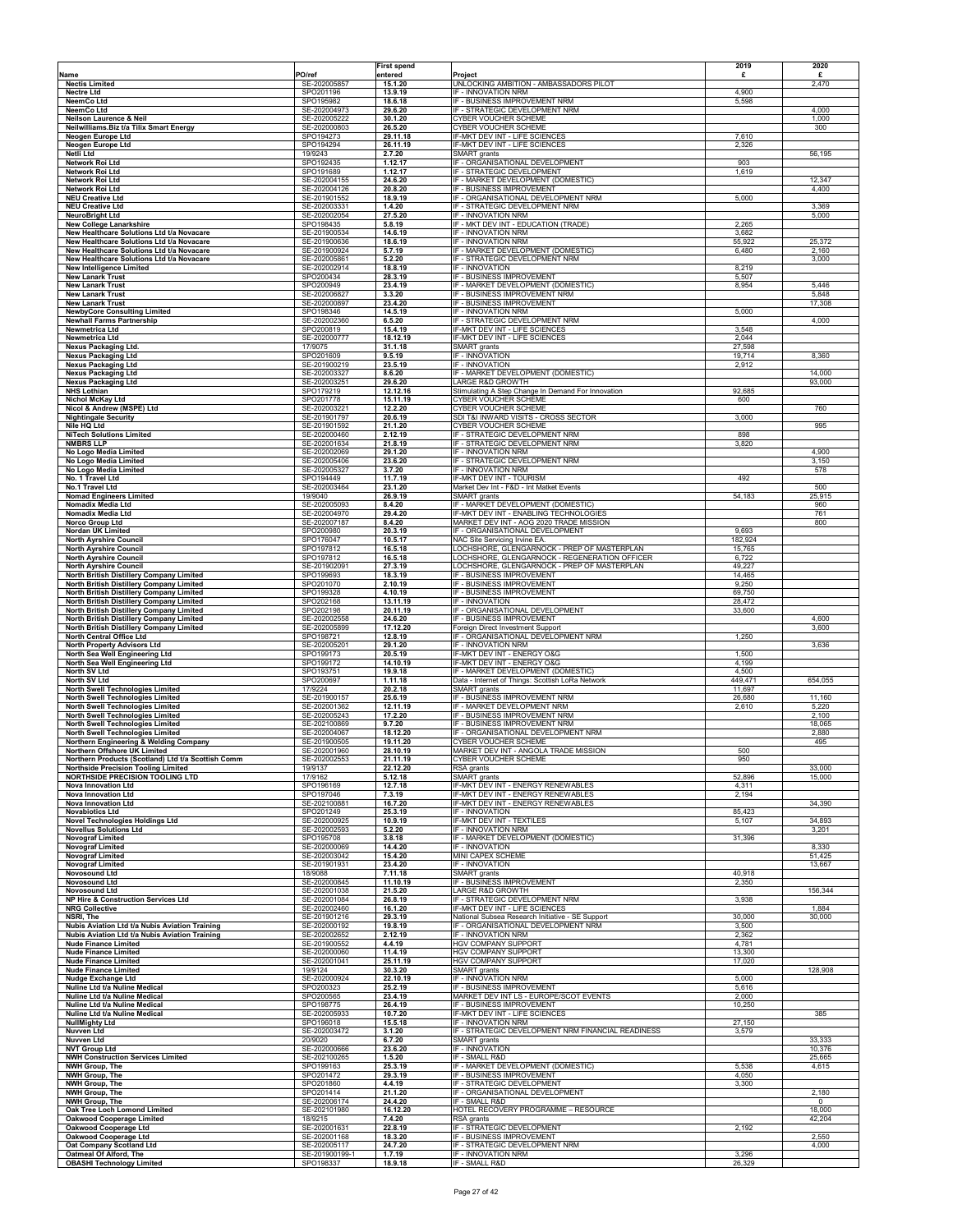| Name | PO/ref | First spend entered | Project | 2019 £ | 2020 £ |
|---|---|---|---|---|---|
| Nectis Limited | SE-202005857 | 15.1.20 | UNLOCKING AMBITION - AMBASSADORS PILOT | | 2,470 |
| Nectre Ltd | SPO201196 | 13.9.19 | IF - INNOVATION NRM | 4,900 | |
| NeemCo Ltd | SPO195982 | 18.6.18 | IF - BUSINESS IMPROVEMENT NRM | 5,598 | |
| NeemCo Ltd | SE-202004973 | 29.6.20 | IF - STRATEGIC DEVELOPMENT NRM | | 4,000 |
| Neilson Laurence & Neil | SE-202005222 | 30.1.20 | CYBER VOUCHER SCHEME | | 1,000 |
| Neilwilliams.Biz t/a Tilix Smart Energy | SE-202000803 | 26.5.20 | CYBER VOUCHER SCHEME | | 300 |
| Neogen Europe Ltd | SPO194273 | 29.11.18 | IF-MKT DEV INT - LIFE SCIENCES | 7,610 | |
| Neogen Europe Ltd | SPO194294 | 26.11.19 | IF-MKT DEV INT - LIFE SCIENCES | 2,326 | |
| Netli Ltd | 19/9243 | 2.7.20 | SMART grants | | 56,195 |
| Network Roi Ltd | SPO192435 | 1.12.17 | IF - ORGANISATIONAL DEVELOPMENT | 903 | |
| Network Roi Ltd | SPO191689 | 1.12.17 | IF - STRATEGIC DEVELOPMENT | 1,619 | |
| Network Roi Ltd | SE-202004155 | 24.6.20 | IF - MARKET DEVELOPMENT (DOMESTIC) | | 12,347 |
| Network Roi Ltd | SE-202004126 | 20.8.20 | IF - BUSINESS IMPROVEMENT | | 4,400 |
| NEU Creative Ltd | SE-201901552 | 18.9.19 | IF - ORGANISATIONAL DEVELOPMENT NRM | 5,000 | |
| NEU Creative Ltd | SE-202003331 | 1.4.20 | IF - STRATEGIC DEVELOPMENT NRM | | 3,369 |
| NeuroBright Ltd | SE-202002054 | 27.5.20 | IF - INNOVATION NRM | | 5,000 |
| New College Lanarkshire | SPO198435 | 5.8.19 | IF - MKT DEV INT - EDUCATION (TRADE) | 2,265 | |
| New Healthcare Solutions Ltd t/a Novacare | SE-201900534 | 14.6.19 | IF - INNOVATION NRM | 3,682 | |
| New Healthcare Solutions Ltd t/a Novacare | SE-201900636 | 18.6.19 | IF - INNOVATION NRM | 55,922 | 25,372 |
| New Healthcare Solutions Ltd t/a Novacare | SE-201900924 | 5.7.19 | IF - MARKET DEVELOPMENT (DOMESTIC) | 6,480 | 2,160 |
| New Healthcare Solutions Ltd t/a Novacare | SE-202005861 | 5.2.20 | IF - STRATEGIC DEVELOPMENT NRM | | 3,000 |
| New Intelligence Limited | SE-202002914 | 18.8.19 | IF - INNOVATION | 8,219 | |
| New Lanark Trust | SPO200434 | 28.3.19 | IF - BUSINESS IMPROVEMENT | 5,507 | |
| New Lanark Trust | SPO200949 | 23.4.19 | IF - MARKET DEVELOPMENT (DOMESTIC) | 8,954 | 5,446 |
| New Lanark Trust | SE-202006827 | 3.3.20 | IF - BUSINESS IMPROVEMENT NRM | | 5,848 |
| New Lanark Trust | SE-202000897 | 23.4.20 | IF - BUSINESS IMPROVEMENT | | 17,308 |
| NewbyCore Consulting Limited | SPO198346 | 14.5.19 | IF - INNOVATION NRM | 5,000 | |
| Newhall Farms Partnership | SE-202002360 | 6.5.20 | IF - STRATEGIC DEVELOPMENT NRM | | 4,000 |
| Newmetrica Ltd | SPO200819 | 15.4.19 | IF-MKT DEV INT - LIFE SCIENCES | 3,548 | |
| Newmetrica Ltd | SE-202000777 | 18.12.19 | IF-MKT DEV INT - LIFE SCIENCES | 2,044 | |
| Nexus Packaging Ltd. | 17/9075 | 31.1.18 | SMART grants | 27,598 | |
| Nexus Packaging Ltd | SPO201609 | 9.5.19 | IF - INNOVATION | 19,714 | 8,360 |
| Nexus Packaging Ltd | SE-201900219 | 23.5.19 | IF - INNOVATION | 2,912 | |
| Nexus Packaging Ltd | SE-202003327 | 8.6.20 | IF - MARKET DEVELOPMENT (DOMESTIC) | | 14,000 |
| Nexus Packaging Ltd | SE-202003251 | 29.6.20 | LARGE R&D GROWTH | | 93,000 |
| NHS Lothian | SPO179219 | 12.12.16 | Stimulating A Step Change In Demand For Innovation | 92,685 | |
| Nichol McKay Ltd | SPO201778 | 15.11.19 | CYBER VOUCHER SCHEME | 600 | |
| Nicol & Andrew (MSPE) Ltd | SE-202003221 | 12.2.20 | CYBER VOUCHER SCHEME | | 760 |
| Nightingale Security | SE-201901797 | 20.6.19 | SDI T&I INWARD VISITS - CROSS SECTOR | 3,000 | |
| Nile HQ Ltd | SE-201901592 | 21.1.20 | CYBER VOUCHER SCHEME | | 995 |
| NiTech Solutions Limited | SE-202000460 | 2.12.19 | IF - STRATEGIC DEVELOPMENT NRM | 898 | |
| NMBRS LLP | SE-202001634 | 21.8.19 | IF - STRATEGIC DEVELOPMENT NRM | 3,820 | |
| No Logo Media Limited | SE-202002069 | 29.1.20 | IF - INNOVATION NRM | | 4,900 |
| No Logo Media Limited | SE-202005406 | 23.6.20 | IF - STRATEGIC DEVELOPMENT NRM | | 3,150 |
| No Logo Media Limited | SE-202005327 | 3.7.20 | IF - INNOVATION NRM | | 578 |
| No. 1 Travel Ltd | SPO194449 | 11.7.19 | IF-MKT DEV INT - TOURISM | 492 | |
| No.1 Travel Ltd | SE-202003464 | 23.1.20 | Market Dev Int - F&D - Int Matket Events | | 500 |
| Nomad Engineers Limited | 19/9040 | 26.9.19 | SMART grants | 54,183 | 25,915 |
| Nomadix Media Ltd | SE-202005093 | 8.4.20 | IF - MARKET DEVELOPMENT (DOMESTIC) | | 960 |
| Nomadix Media Ltd | SE-202004970 | 29.4.20 | IF-MKT DEV INT - ENABLING TECHNOLOGIES | | 761 |
| Norco Group Ltd | SE-202007187 | 8.4.20 | MARKET DEV INT - AOG 2020 TRADE MISSION | | 800 |
| Nordan UK Limited | SPO200980 | 20.3.19 | IF - ORGANISATIONAL DEVELOPMENT | 9,693 | |
| North Ayrshire Council | SPO176047 | 10.5.17 | NAC Site Servicing Irvine EA | 182,924 | |
| North Ayrshire Council | SPO197812 | 16.5.18 | LOCHSHORE, GLENGARNOCK - PREP OF MASTERPLAN | 15,765 | |
| North Ayrshire Council | SPO197812 | 16.5.18 | LOCHSHORE, GLENGARNOCK - REGENERATION OFFICER | 6,722 | |
| North Ayrshire Council | SE-201902091 | 27.3.19 | LOCHSHORE, GLENGARNOCK - PREP OF MASTERPLAN | 49,227 | |
| North British Distillery Company Limited | SPO199693 | 18.3.19 | IF - BUSINESS IMPROVEMENT | 14,465 | |
| North British Distillery Company Limited | SPO201070 | 2.10.19 | IF - BUSINESS IMPROVEMENT | 9,250 | |
| North British Distillery Company Limited | SPO199328 | 4.10.19 | IF - BUSINESS IMPROVEMENT | 69,750 | |
| North British Distillery Company Limited | SPO202168 | 13.11.19 | IF - INNOVATION | 28,472 | |
| North British Distillery Company Limited | SPO202198 | 20.11.19 | IF - ORGANISATIONAL DEVELOPMENT | 33,600 | |
| North British Distillery Company Limited | SE-202002558 | 24.6.20 | IF - BUSINESS IMPROVEMENT | | 4,600 |
| North British Distillery Company Limited | SE-202005899 | 17.12.20 | Foreign Direct Investment Support | | 3,600 |
| North Central Office Ltd | SPO198721 | 12.8.19 | IF - ORGANISATIONAL DEVELOPMENT NRM | 1,250 | |
| North Property Advisors Ltd | SE-202005201 | 29.1.20 | IF - INNOVATION NRM | | 3,636 |
| North Sea Well Engineering Ltd | SPO199173 | 20.5.19 | IF-MKT DEV INT - ENERGY O&G | 1,500 | |
| North Sea Well Engineering Ltd | SPO199172 | 14.10.19 | IF-MKT DEV INT - ENERGY O&G | 4,199 | |
| North SV Ltd | SPO193751 | 19.9.18 | IF - MARKET DEVELOPMENT (DOMESTIC) | 4,500 | |
| North SV Ltd | SPO200697 | 1.11.18 | Data - Internet of Things: Scottish LoRa Network | 449,471 | 654,055 |
| North Swell Technologies Limited | 17/9224 | 20.2.18 | SMART grants | 11,697 | |
| North Swell Technologies Limited | SE-201900157 | 25.6.19 | IF - BUSINESS IMPROVEMENT NRM | 26,680 | 11,160 |
| North Swell Technologies Limited | SE-202001362 | 12.11.19 | IF - MARKET DEVELOPMENT NRM | 2,610 | 5,220 |
| North Swell Technologies Limited | SE-202005243 | 17.2.20 | IF - BUSINESS IMPROVEMENT NRM | | 2,100 |
| North Swell Technologies Limited | SE-202100869 | 9.7.20 | IF - BUSINESS IMPROVEMENT NRM | | 18,065 |
| North Swell Technologies Limited | SE-202004067 | 18.12.20 | IF - ORGANISATIONAL DEVELOPMENT NRM | | 2,880 |
| Northern Engineering & Welding Company | SE-201900505 | 19.11.20 | CYBER VOUCHER SCHEME | | 495 |
| Northern Offshore UK Limited | SE-202001960 | 28.10.19 | MARKET DEV INT - ANGOLA TRADE MISSION | 500 | |
| Northern Products (Scotland) Ltd t/a Scottish Comm | SE-202002553 | 21.11.19 | CYBER VOUCHER SCHEME | 950 | |
| Northside Precision Tooling Limited | 19/9137 | 22.12.20 | RSA grants | | 33,000 |
| NORTHSIDE PRECISION TOOLING LTD | 17/9162 | 5.12.18 | SMART grants | 52,896 | 15,000 |
| Nova Innovation Ltd | SPO196169 | 12.7.18 | IF-MKT DEV INT - ENERGY RENEWABLES | 4,311 | |
| Nova Innovation Ltd | SPO197046 | 7.3.19 | IF-MKT DEV INT - ENERGY RENEWABLES | 2,194 | |
| Nova Innovation Ltd | SE-202100881 | 16.7.20 | IF-MKT DEV INT - ENERGY RENEWABLES | | 34,390 |
| Novabiotics Ltd | SPO201249 | 25.3.19 | IF - INNOVATION | 85,423 | |
| Novel Technologies Holdings Ltd | SE-202000925 | 10.9.19 | IF-MKT DEV INT - TEXTILES | 5,107 | 34,893 |
| Novellus Solutions Ltd | SE-202002593 | 5.2.20 | IF - INNOVATION NRM | | 3,201 |
| Novograf Limited | SPO195708 | 3.8.18 | IF - MARKET DEVELOPMENT (DOMESTIC) | 31,396 | |
| Novograf Limited | SE-202000069 | 14.4.20 | IF - INNOVATION | | 8,330 |
| Novograf Limited | SE-202003042 | 15.4.20 | MINI CAPEX SCHEME | | 51,425 |
| Novograf Limited | SE-201901931 | 23.4.20 | IF - INNOVATION | | 13,667 |
| Novosound Ltd | 18/9088 | 7.11.18 | SMART grants | 40,918 | |
| Novosound Ltd | SE-202000845 | 11.10.19 | IF - BUSINESS IMPROVEMENT | 2,350 | |
| Novosound Ltd | SE-202001038 | 21.5.20 | LARGE R&D GROWTH | | 156,344 |
| NP Hire & Construction Services Ltd | SE-202001084 | 26.8.19 | IF - STRATEGIC DEVELOPMENT NRM | 3,938 | |
| NRG Collective | SE-202002460 | 16.1.20 | IF-MKT DEV INT - LIFE SCIENCES | | 1,884 |
| NSRI, The | SE-201901216 | 29.3.19 | National Subsea Research Initiative - SE Support | 30,000 | 30,000 |
| Nubis Aviation Ltd t/a Nubis Aviation Training | SE-202000192 | 19.8.19 | IF - ORGANISATIONAL DEVELOPMENT NRM | 3,500 | |
| Nubis Aviation Ltd t/a Nubis Aviation Training | SE-202002652 | 2.12.19 | IF - INNOVATION NRM | 2,362 | |
| Nude Finance Limited | SE-201900552 | 4.4.19 | HGV COMPANY SUPPORT | 4,781 | |
| Nude Finance Limited | SE-202000060 | 11.4.19 | HGV COMPANY SUPPORT | 13,300 | |
| Nude Finance Limited | SE-202001041 | 25.11.19 | HGV COMPANY SUPPORT | 17,020 | |
| Nude Finance Limited | 19/9124 | 30.3.20 | SMART grants | | 128,908 |
| Nudge Exchange Ltd | SE-202000924 | 22.10.19 | IF - INNOVATION NRM | 5,000 | |
| Nuline Ltd t/a Nuline Medical | SPO200323 | 25.2.19 | IF - BUSINESS IMPROVEMENT | 5,616 | |
| Nuline Ltd t/a Nuline Medical | SPO200565 | 23.4.19 | MARKET DEV INT LS - EUROPE/SCOT EVENTS | 2,000 | |
| Nuline Ltd t/a Nuline Medical | SPO198775 | 26.4.19 | IF - BUSINESS IMPROVEMENT | 10,250 | |
| Nuline Ltd t/a Nuline Medical | SE-202005933 | 10.7.20 | IF-MKT DEV INT - LIFE SCIENCES | | 385 |
| NullMighty Ltd | SPO196018 | 15.5.18 | IF - INNOVATION NRM | 27,150 | |
| Nuvven Ltd | SE-202003472 | 3.1.20 | IF - STRATEGIC DEVELOPMENT NRM FINANCIAL READINESS | 3,579 | |
| Nuvven Ltd | 20/9020 | 6.7.20 | SMART grants | | 33,333 |
| NVT Group Ltd | SE-202000666 | 23.6.20 | IF - INNOVATION | | 10,376 |
| NWH Construction Services Limited | SE-202100265 | 1.5.20 | IF - SMALL R&D | | 25,665 |
| NWH Group, The | SPO199163 | 25.3.19 | IF - MARKET DEVELOPMENT (DOMESTIC) | 5,538 | 4,615 |
| NWH Group, The | SPO201472 | 29.3.19 | IF - BUSINESS IMPROVEMENT | 4,050 | |
| NWH Group, The | SPO201860 | 4.4.19 | IF - STRATEGIC DEVELOPMENT | 3,300 | |
| NWH Group, The | SPO201414 | 21.1.20 | IF - ORGANISATIONAL DEVELOPMENT | | 2,180 |
| NWH Group, The | SE-202006174 | 24.4.20 | IF - SMALL R&D | | 0 |
| Oak Tree Loch Lomond Limited | SE-202101980 | 16.12.20 | HOTEL RECOVERY PROGRAMME – RESOURCE | | 18,000 |
| Oakwood Cooperage Limited | 18/9215 | 7.4.20 | RSA grants | | 42,204 |
| Oakwood Cooperage Ltd | SE-202001631 | 22.8.19 | IF - STRATEGIC DEVELOPMENT | 2,192 | |
| Oakwood Cooperage Ltd | SE-202001168 | 18.3.20 | IF - BUSINESS IMPROVEMENT | | 2,550 |
| Oat Company Scotland Ltd | SE-202005117 | 24.7.20 | IF - STRATEGIC DEVELOPMENT NRM | | 4,000 |
| Oatmeal Of Alford, The | SE-201900199-1 | 1.7.19 | IF - INNOVATION NRM | 3,296 | |
| OBASHI Technology Limited | SPO198337 | 18.9.18 | IF - SMALL R&D | 26,329 | |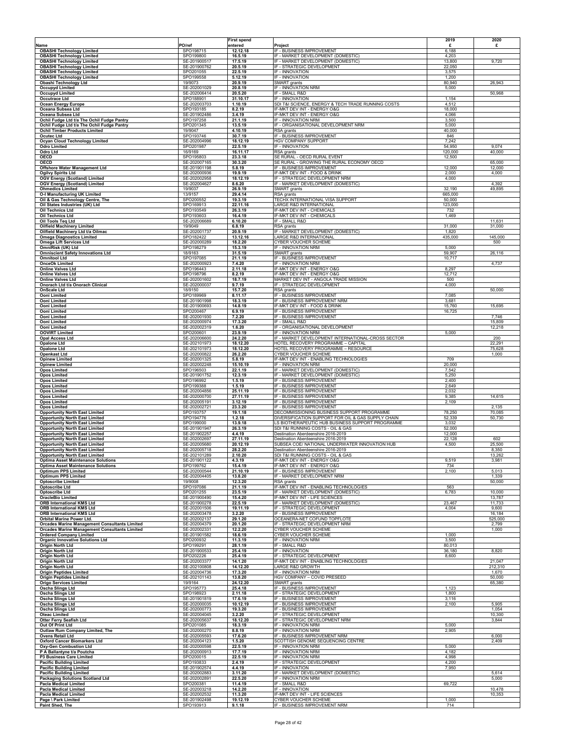| Name | PO/ref | First spend entered | Project | 2019 £ | 2020 £ |
|---|---|---|---|---|---|
| OBASHI Technology Limited | SPO198715 | 12.12.18 | IF - BUSINESS IMPROVEMENT | 6,188 | |
| OBASHI Technology Limited | SPO199800 | 16.5.19 | IF - MARKET DEVELOPMENT (DOMESTIC) | 4,203 | |
| OBASHI Technology Limited | SE-201900517 | 17.5.19 | IF - MARKET DEVELOPMENT (DOMESTIC) | 13,800 | 9,720 |
| OBASHI Technology Limited | SE-201900762 | 20.5.19 | IF - STRATEGIC DEVELOPMENT | 22,050 | |
| OBASHI Technology Limited | SPO201055 | 22.5.19 | IF - INNOVATION | 3,575 | |
| OBASHI Technology Limited | SPO199558 | 5.12.19 | IF - INNOVATION | 1,200 | |
| Obashi Technology Ltd | 19/9073 | 20.9.19 | SMART grants | 80,940 | 26,943 |
| Occupyd Limited | SE-202001029 | 20.8.19 | IF - INNOVATION NRM | 5,000 | |
| Occupyd Limited | SE-202006414 | 20.5.20 | IF - SMALL R&D | | 50,968 |
| Occutrace Ltd | SPO188901 | 31.10.17 | IF - INNOVATION | 1,154 | |
| Ocean Energy Europe | SE-202003703 | 1.10.19 | SDI T&I SCIENCE, ENERGY & TECH TRADE RUNNING COSTS | 4,512 | |
| Oceana Subsea Ltd | SPO193185 | 8.2.19 | IF-MKT DEV INT - ENERGY O&G | 18,000 | |
| Oceana Subsea Ltd | SE-201902486 | 3.4.19 | IF-MKT DEV INT - ENERGY O&G | 4,066 | |
| Ochil Fudge Ltd t/a The Ochil Fudge Pantry | SPO197258 | 21.1.19 | IF - INNOVATION NRM | 3,500 | |
| Ochil Fudge Ltd t/a The Ochil Fudge Pantry | SPO201345 | 13.5.19 | IF - ORGANISATIONAL DEVELOPMENT NRM | 5,000 | |
| Ochil Timber Products Limited | 19/9047 | 4.10.19 | RSA grants | 40,000 | |
| Ocutec Ltd | SPO193746 | 30.7.19 | IF - BUSINESS IMPROVEMENT | 846 | |
| Ocyan Cloud Technology Limited | SE-202004996 | 18.12.19 | HGV COMPANY SUPPORT | 7,242 | |
| Odro Limited | SPO201987 | 22.5.19 | IF - INNOVATION | 54,950 | 9,074 |
| Odro Ltd | 16/9169 | 16.11.17 | RSA grants | 120,000 | 40,000 |
| OECD | SPO195803 | 23.3.18 | SE RURAL - OECD RURAL EVENT | 12,500 | |
| OECD | SE-202007165 | 30.3.20 | SE RURAL - GROWING THE RURAL ECONOMY OECD | | 65,000 |
| Offshore Water Management Ltd | SE-201901198 | 5.8.19 | IF - BUSINESS IMPROVEMENT | 12,000 | 12,000 |
| Ogilvy Spirits Ltd | SE-202000936 | 19.9.19 | IF-MKT DEV INT - FOOD & DRINK | 2,000 | 4,000 |
| OGV Energy (Scotland) Limited | SE-202002958 | 18.12.19 | IF - STRATEGIC DEVELOPMENT NRM | 4,000 | |
| OGV Energy (Scotland) Limited | SE-202004627 | 8.6.20 | IF - MARKET DEVELOPMENT (DOMESTIC) | | 4,392 |
| Ohmedics Limited | 19/9037 | 26.9.19 | SMART grants | 32,190 | 49,895 |
| O-I Manufacturing UK Limited | 13/9157 | 29.4.14 | RSA grants | 665,000 | |
| Oil & Gas Technology Centre, The | SPO200552 | 19.3.19 | TECHX INTERNATIONAL VISA SUPPORT | 50,000 | |
| Oil States Industries (UK) Ltd | SPO169913 | 22.11.16 | LARGE R&D INTERNATIONAL | 123,000 | |
| Oil Technics Ltd | SPO193549 | 26.3.19 | IF-MKT DEV INT - CHEMICALS | 732 | |
| Oil Technics Ltd | SPO193603 | 16.4.19 | IF-MKT DEV INT - CHEMICALS | 1,469 | |
| Oil Tools Teq Ltd | SE-202006689 | 6.10.20 | IF - SMALL R&D | | 11,631 |
| Oilfield Machinery Limited | 19/9049 | 6.8.19 | RSA grants | 31,000 | 31,000 |
| Oilfield Machinery Ltd t/a Oilmac | SE-202001737 | 20.9.19 | IF - MARKET DEVELOPMENT (DOMESTIC) | 1,820 | |
| Omega Diagnostics Limited | SPO182422 | 13.12.16 | LARGE R&D INTERNATIONAL | 435,000 | 145,000 |
| Omega Lift Services Ltd | SE-202000289 | 18.2.20 | CYBER VOUCHER SCHEME | | 500 |
| OmniRisk (UK) Ltd | SPO198279 | 15.3.19 | IF - INNOVATION NRM | 5,000 | |
| Omniscient Safety Innovations Ltd | 18/9163 | 31.5.19 | SMART grants | 59,907 | 26,116 |
| Omnitool Ltd | SPO197085 | 21.1.19 | IF - BUSINESS IMPROVEMENT | 10,717 | |
| OnceOk Limited | SE-202000923 | 7.4.20 | IF - INNOVATION NRM | | 4,737 |
| Online Valves Ltd | SPO196443 | 2.11.18 | IF-MKT DEV INT - ENERGY O&G | 8,297 | |
| Online Valves Ltd | SPO198796 | 8.2.19 | IF-MKT DEV INT - ENERGY O&G | 12,712 | |
| Online Valves Ltd | SE-201901602 | 18.7.19 | MARKET DEV INT - ANGOLA TRADE MISSION | 500 | |
| Onorach Ltd t/a Onorach Clinical | SE-202000037 | 9.7.19 | IF - STRATEGIC DEVELOPMENT | 4,000 | |
| OnScale Ltd | 18/9150 | 15.7.20 | RSA grants | | 50,000 |
| Ooni Limited | SPO189969 | 8.11.17 | IF - BUSINESS IMPROVEMENT | 7,085 | |
| Ooni Limited | SE-201901998 | 18.3.19 | IF - BUSINESS IMPROVEMENT NRM | 3,681 | |
| Ooni Limited | SE-201900693 | 14.8.19 | IF-MKT DEV INT - FOOD & DRINK | 15,760 | 15,695 |
| Ooni Limited | SPO200467 | 6.9.19 | IF - BUSINESS IMPROVEMENT | 16,725 | |
| Ooni Limited | SE-202001930 | 7.2.20 | IF - BUSINESS IMPROVEMENT | | 7,746 |
| Ooni Limited | SE-202000974 | 17.3.20 | IF - SMALL R&D | | 15,809 |
| Ooni Limited | SE-202002319 | 1.6.20 | IF - ORGANISATIONAL DEVELOPMENT | | 12,218 |
| OOVIRT Limited | SPO200601 | 23.9.19 | IF - INNOVATION NRM | 5,000 | |
| Opal Access Ltd | SE-202006600 | 24.2.20 | IF - MARKET DEVELOPMENT INTERNATIONAL-CROSS SECTOR | | 200 |
| Opalone Ltd | SE-202101973 | 18.12.20 | HOTEL RECOVERY PROGRAMME – CAPITAL | | 22,291 |
| Opalone Ltd | SE-202101973 | 18.12.20 | HOTEL RECOVERY PROGRAMME – RESOURCE | | 75,628 |
| Openkast Ltd | SE-202000822 | 26.2.20 | CYBER VOUCHER SCHEME | | 1,000 |
| Opinew Limited | SE-202001325 | 5.8.19 | IF-MKT DEV INT - ENABLING TECHNOLOGIES | 709 | |
| Opinew Limited | SE-202002248 | 15.10.19 | IF - INNOVATION NRM | 20,000 | |
| Opos Limited | SPO196503 | 22.1.19 | IF - MARKET DEVELOPMENT (DOMESTIC) | 7,542 | |
| Opos Limited | SE-201901752 | 12.3.19 | IF - MARKET DEVELOPMENT (DOMESTIC) | 5,250 | |
| Opos Limited | SPO196992 | 1.5.19 | IF - BUSINESS IMPROVEMENT | 2,400 | |
| Opos Limited | SPO199388 | 1.5.19 | IF - BUSINESS IMPROVEMENT | 2,649 | |
| Opos Limited | SE-202004856 | 25.11.19 | IF - BUSINESS IMPROVEMENT | 2,032 | |
| Opos Limited | SE-202000700 | 27.11.19 | IF - BUSINESS IMPROVEMENT | 9,385 | 14,615 |
| Opos Limited | SE-202005191 | 3.12.19 | IF - BUSINESS IMPROVEMENT | 2,109 | |
| Opos Limited | SE-202002721 | 23.3.20 | IF - BUSINESS IMPROVEMENT | | 2,135 |
| Opportunity North East Limited | SPO193757 | 19.1.18 | DECOMMISSIONING BUSINESS SUPPORT PROGRAMME | 78,250 | 70,085 |
| Opportunity North East Limited | SPO194776 | 1.2.18 | DIVERSIFICATION SUPPORT FOR OIL & GAS SUPPLY CHAIN | 52,339 | 50,730 |
| Opportunity North East Limited | SPO199000 | 13.9.18 | LS BIOTHERAPEUTIC HUB BUSINESS SUPPORT PROGRAMME | 3,032 | |
| Opportunity North East Limited | SE-201901947 | 26.3.19 | SDI T&I RUNNING COSTS - OIL & GAS | 52,000 | |
| Opportunity North East Limited | SE-201902257 | 4.4.19 | Destination Aberdeenshire 2016-2019 | 12,000 | |
| Opportunity North East Limited | SE-202002697 | 27.11.19 | Destination Aberdeenshire 2016-2019 | 22,128 | 602 |
| Opportunity North East Limited | SE-202005680 | 20.12.19 | SUBSEA COE/ NATIONAL UNDERWATER INNOVATION HUB | 4,500 | 25,500 |
| Opportunity North East Limited | SE-202005718 | 28.2.20 | Destination Aberdeenshire 2016-2019 | | 8,350 |
| Opportunity North East Limited | SE-202101289 | 2.10.20 | SDI T&I RUNNING COSTS - OIL & GAS | | 13,262 |
| Optima Asset Maintenance Solutions | SE-201901122 | 4.3.19 | IF-MKT DEV INT - ENERGY O&G | 9,519 | 3,981 |
| Optima Asset Maintenance Solutions | SPO199762 | 15.4.19 | IF-MKT DEV INT - ENERGY O&G | 734 | |
| Optimum PPS Limited | SE-202000544 | 21.10.19 | IF - BUSINESS IMPROVEMENT | 2,100 | 5,013 |
| Optimum PPS Limited | SE-202004405 | 13.8.20 | IF - MARKET DEVELOPMENT NRM | | 1,339 |
| Optoscribe Limited | 19/9008 | 12.3.20 | RSA grants | | 50,000 |
| Optoscribe Ltd | SPO197086 | 21.1.19 | IF-MKT DEV INT - ENABLING TECHNOLOGIES | 563 | |
| Optoscribe Ltd | SPO201255 | 23.5.19 | IF - MARKET DEVELOPMENT (DOMESTIC) | 6,783 | 10,000 |
| OracleBio Limited | SE-201900490 | 15.4.20 | IF-MKT DEV INT - LIFE SCIENCES | | 13,787 |
| ORB International KMS Ltd | SE-201900278 | 22.5.19 | IF - MARKET DEVELOPMENT (DOMESTIC) | 23,467 | 11,733 |
| ORB International KMS Ltd | SE-202001506 | 19.11.19 | IF - STRATEGIC DEVELOPMENT | 4,004 | 9,600 |
| ORB International KMS Ltd | SE-202003478 | 3.2.20 | IF - BUSINESS IMPROVEMENT | | 16,184 |
| Orbital Marine Power Ltd. | SE-202002137 | 29.1.20 | OCEANERA-NET COFUND TOPFLOTE | | 525,000 |
| Orcades Marine Management Consultants Limited | SE-202004379 | 20.1.20 | IF - STRATEGIC DEVELOPMENT NRM | | 2,799 |
| Orcades Marine Management Consultants Limited | SE-202002331 | 12.2.20 | CYBER VOUCHER SCHEME | | 1,000 |
| Ordered Company Limited | SE-201901582 | 18.6.19 | CYBER VOUCHER SCHEME | 1,000 | |
| Organic Innovative Solutions Ltd | SPO200932 | 11.3.19 | IF - INNOVATION NRM | 3,500 | |
| Origin North Ltd | SPO199291 | 28.1.19 | IF - SMALL R&D | 80,013 | |
| Origin North Ltd | SE-201900533 | 25.4.19 | IF - INNOVATION | 36,180 | 8,820 |
| Origin North Ltd | SPO202226 | 25.4.19 | IF - STRATEGIC DEVELOPMENT | 8,600 | |
| Origin North Ltd | SE-202003377 | 14.1.20 | IF-MKT DEV INT - ENABLING TECHNOLOGIES | | 21,047 |
| Origin North Ltd | SE-202100808 | 14.12.20 | LARGE R&D GROWTH | | 212,310 |
| Origin Peptides Limited | SE-202004736 | 17.3.20 | IF - INNOVATION NRM | | 1,670 |
| Origin Peptides Limited | SE-202101143 | 13.8.20 | HGV COMPANY – COVID PRESEED | | 50,000 |
| Origo Services Limited | 19/9164 | 24.12.20 | SMART grants | | 65,380 |
| Oscha Slings Ltd | SPO195773 | 25.4.18 | IF - BUSINESS IMPROVEMENT | 1,123 | |
| Oscha Slings Ltd | SPO198923 | 2.11.18 | IF - STRATEGIC DEVELOPMENT | 1,800 | |
| Oscha Slings Ltd | SE-201901819 | 17.6.19 | IF - BUSINESS IMPROVEMENT | 3,116 | |
| Oscha Slings Ltd | SE-202000035 | 10.12.19 | IF - BUSINESS IMPROVEMENT | 2,100 | 5,905 |
| Oscha Slings Ltd | SE-202000773 | 19.3.20 | IF - BUSINESS IMPROVEMENT | | 1,054 |
| Oteac Limited | SE-202004045 | 3.2.20 | IF - STRATEGIC DEVELOPMENT | | 10,300 |
| Otter Ferry Seafish Ltd | SE-202005637 | 18.12.20 | IF - STRATEGIC DEVELOPMENT NRM | | 3,844 |
| Out Of Print Ltd | SPO201085 | 18.3.19 | IF - INNOVATION NRM | 5,000 | |
| Outlaw Rum Company Limited, The | SE-202000270 | 8.8.19 | IF - INNOVATION NRM | 2,905 | |
| Ovens Retail Ltd | SE-202005593 | 17.6.20 | IF - BUSINESS IMPROVEMENT NRM | | 6,000 |
| Oxford Cancer Biomarkers Ltd | SE-202004123 | 1.5.20 | SCOTTISH GENOME SEQUENCING CENTRE | | 2,409 |
| Oxy-Gen Combustion Ltd | SE-202000598 | 22.5.19 | IF - INNOVATION NRM | 5,000 | |
| P A Ballantyne t/a Poutcha | SE-202000913 | 17.7.19 | IF - INNOVATION NRM | 4,182 | |
| P3 Business Care Limited | SPO200015 | 22.5.19 | IF - INNOVATION NRM | 4,998 | |
| Pacific Building Limited | SPO193833 | 2.4.19 | IF - STRATEGIC DEVELOPMENT | 4,200 | |
| Pacific Building Limited | SE-201902574 | 4.4.19 | IF - INNOVATION | 7,950 | |
| Pacific Building Limited | SE-202002883 | 3.11.20 | IF - MARKET DEVELOPMENT (DOMESTIC) | | 5,614 |
| Packaging Solutions Scotland Ltd | SE-202002891 | 22.5.20 | IF - INNOVATION NRM | | 5,000 |
| Pacla Medical Limited | SPO200381 | 11.4.19 | IF - SMALL R&D | 69,722 | |
| Pacla Medical Limited | SE-202003218 | 14.2.20 | IF - INNOVATION | | 10,478 |
| Pacla Medical Limited | SE-202002532 | 11.3.20 | IF-MKT DEV INT - LIFE SCIENCES | | 10,353 |
| Page \ Park Limited | SE-201902498 | 19.12.19 | CYBER VOUCHER SCHEME | 1,000 | |
| Paint Shed, The | SPO193913 | 9.1.18 | IF - BUSINESS IMPROVEMENT NRM | 714 | |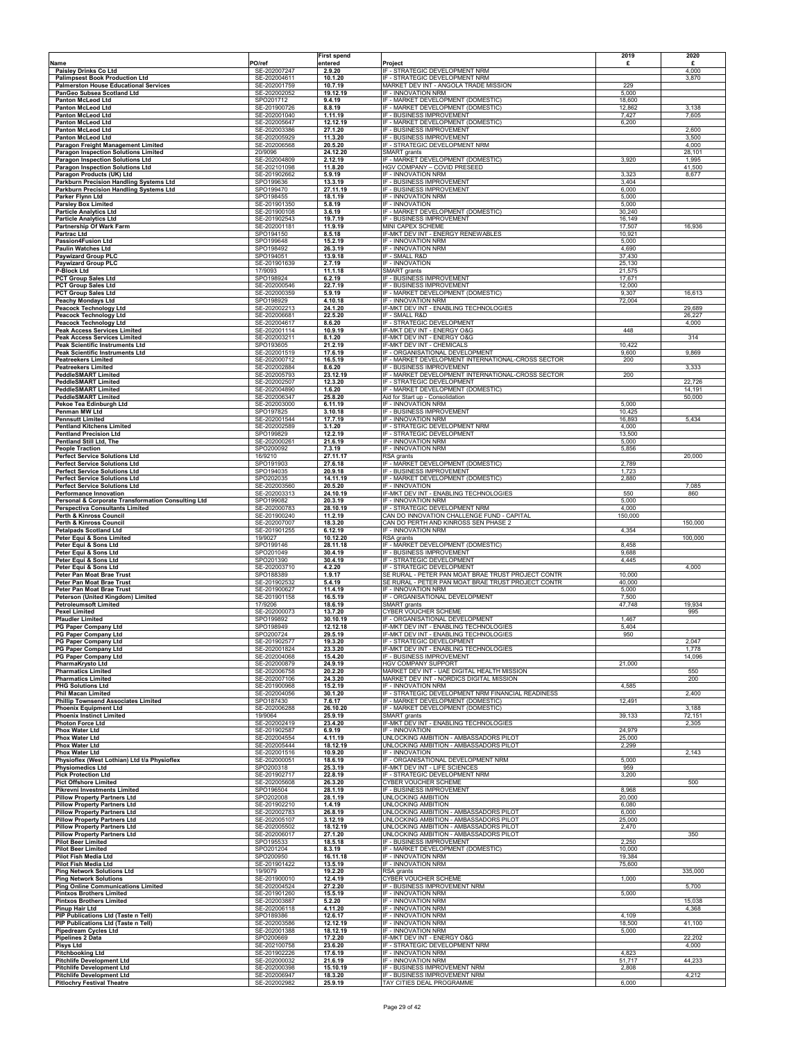| Name | PO/ref | First spend entered | Project | 2019 £ | 2020 £ |
|---|---|---|---|---|---|
| Paisley Drinks Co Ltd | SE-202007247 | 2.9.20 | IF - STRATEGIC DEVELOPMENT NRM | | 4,000 |
| Palimpsest Book Production Ltd | SE-202004611 | 10.1.20 | IF - STRATEGIC DEVELOPMENT NRM | | 3,870 |
| Palmerston House Educational Services | SE-202001759 | 10.7.19 | MARKET DEV INT - ANGOLA TRADE MISSION | 229 | |
| PanGeo Subsea Scotland Ltd | SE-202002052 | 19.12.19 | IF - INNOVATION NRM | 5,000 | |
| Panton McLeod Ltd | SPO201712 | 9.4.19 | IF - MARKET DEVELOPMENT (DOMESTIC) | 18,600 | |
| Panton McLeod Ltd | SE-201900726 | 8.8.19 | IF - MARKET DEVELOPMENT (DOMESTIC) | 12,862 | 3,138 |
| Panton McLeod Ltd | SE-202001040 | 1.11.19 | IF - BUSINESS IMPROVEMENT | 7,427 | 7,605 |
| Panton McLeod Ltd | SE-202005647 | 12.12.19 | IF - MARKET DEVELOPMENT (DOMESTIC) | 6,200 | |
| Panton McLeod Ltd | SE-202003386 | 27.1.20 | IF - BUSINESS IMPROVEMENT | | 2,600 |
| Panton McLeod Ltd | SE-202005929 | 11.3.20 | IF - BUSINESS IMPROVEMENT | | 3,500 |
| Paragon Freight Management Limited | SE-202006568 | 20.5.20 | IF - STRATEGIC DEVELOPMENT NRM | | 4,000 |
| Paragon Inspection Solutions Limited | 20/9096 | 24.12.20 | SMART grants | | 28,101 |
| Paragon Inspection Solutions Ltd | SE-202004809 | 2.12.19 | IF - MARKET DEVELOPMENT (DOMESTIC) | 3,920 | 1,995 |
| Paragon Inspection Solutions Ltd | SE-202101098 | 11.8.20 | HGV COMPANY – COVID PRESEED | | 41,500 |
| Paragon Products (UK) Ltd | SE-201902662 | 5.9.19 | IF - INNOVATION NRM | 3,323 | 8,677 |
| Parkburn Precision Handling Systems Ltd | SPO199636 | 13.3.19 | IF - BUSINESS IMPROVEMENT | 3,404 | |
| Parkburn Precision Handling Systems Ltd | SPO199470 | 27.11.19 | IF - BUSINESS IMPROVEMENT | 6,000 | |
| Parker Flynn Ltd | SPO198455 | 18.1.19 | IF - INNOVATION NRM | 5,000 | |
| Parsley Box Limited | SE-201901350 | 5.8.19 | IF - INNOVATION | 5,000 | |
| Particle Analytics Ltd | SE-201900108 | 3.6.19 | IF - MARKET DEVELOPMENT (DOMESTIC) | 30,240 | |
| Particle Analytics Ltd | SE-201902543 | 19.7.19 | IF - BUSINESS IMPROVEMENT | 16,149 | |
| Partnership Of Wark Farm | SE-202001181 | 11.9.19 | MINI CAPEX SCHEME | 17,507 | 16,936 |
| Partrac Ltd | SPO194150 | 8.5.18 | IF-MKT DEV INT - ENERGY RENEWABLES | 10,921 | |
| Passion4Fusion Ltd | SPO199648 | 15.2.19 | IF - INNOVATION NRM | 5,000 | |
| Paulin Watches Ltd | SPO198492 | 26.3.19 | IF - INNOVATION NRM | 4,690 | |
| Paywizard Group PLC | SPO194051 | 13.9.18 | IF - SMALL R&D | 37,430 | |
| Paywizard Group PLC | SE-201901639 | 2.7.19 | IF - INNOVATION | 25,130 | |
| P-Block Ltd | 17/9093 | 11.1.18 | SMART grants | 21,575 | |
| PCT Group Sales Ltd | SPO198924 | 6.2.19 | IF - BUSINESS IMPROVEMENT | 17,671 | |
| PCT Group Sales Ltd | SE-202000546 | 22.7.19 | IF - BUSINESS IMPROVEMENT | 12,000 | |
| PCT Group Sales Ltd | SE-202000359 | 5.9.19 | IF - MARKET DEVELOPMENT (DOMESTIC) | 9,307 | 16,613 |
| Peachy Mondays Ltd | SPO198929 | 4.10.18 | IF - INNOVATION NRM | 72,004 | |
| Peacock Technology Ltd | SE-202002213 | 24.1.20 | IF-MKT DEV INT - ENABLING TECHNOLOGIES | | 29,689 |
| Peacock Technology Ltd | SE-202006681 | 22.5.20 | IF - SMALL R&D | | 26,227 |
| Peacock Technology Ltd | SE-202004617 | 8.6.20 | IF - STRATEGIC DEVELOPMENT | | 4,000 |
| Peak Access Services Limited | SE-202001114 | 10.9.19 | IF-MKT DEV INT - ENERGY O&G | 448 | |
| Peak Access Services Limited | SE-202003211 | 8.1.20 | IF-MKT DEV INT - ENERGY O&G | | 314 |
| Peak Scientific Instruments Ltd | SPO193605 | 21.2.19 | IF-MKT DEV INT - CHEMICALS | 10,422 | |
| Peak Scientific Instruments Ltd | SE-202001519 | 17.6.19 | IF - ORGANISATIONAL DEVELOPMENT | 9,600 | 9,869 |
| Peatreekers Limited | SE-202000712 | 16.5.19 | IF - MARKET DEVELOPMENT INTERNATIONAL-CROSS SECTOR | 200 | |
| Peatreekers Limited | SE-202002884 | 8.6.20 | IF - BUSINESS IMPROVEMENT | | 3,333 |
| PeddleSMART Limited | SE-202005793 | 23.12.19 | IF - MARKET DEVELOPMENT INTERNATIONAL-CROSS SECTOR | 200 | |
| PeddleSMART Limited | SE-202002507 | 12.3.20 | IF - STRATEGIC DEVELOPMENT | | 22,726 |
| PeddleSMART Limited | SE-202004890 | 1.6.20 | IF - MARKET DEVELOPMENT (DOMESTIC) | | 14,191 |
| PeddleSMART Limited | SE-202006347 | 25.8.20 | Aid for Start up - Consolidation | | 50,000 |
| Pekoe Tea Edinburgh Ltd | SE-202003000 | 6.11.19 | IF - INNOVATION NRM | 5,000 | |
| Penman MW Ltd | SPO197825 | 3.10.18 | IF - BUSINESS IMPROVEMENT | 10,425 | |
| Pennsutt Limited | SE-202001544 | 17.7.19 | IF - INNOVATION NRM | 16,893 | 5,434 |
| Pentland Kitchens Limited | SE-202002589 | 3.1.20 | IF - STRATEGIC DEVELOPMENT NRM | 4,000 | |
| Pentland Precision Ltd | SPO199829 | 12.2.19 | IF - STRATEGIC DEVELOPMENT | 13,500 | |
| Pentland Still Ltd, The | SE-202000261 | 21.6.19 | IF - INNOVATION NRM | 5,000 | |
| People Traction | SPO200092 | 7.3.19 | IF - INNOVATION NRM | 5,856 | |
| Perfect Service Solutions Ltd | 16/9210 | 27.11.17 | RSA grants | | 20,000 |
| Perfect Service Solutions Ltd | SPO191903 | 27.6.18 | IF - MARKET DEVELOPMENT (DOMESTIC) | 2,789 | |
| Perfect Service Solutions Ltd | SPO194035 | 20.9.18 | IF - BUSINESS IMPROVEMENT | 1,723 | |
| Perfect Service Solutions Ltd | SPO202035 | 14.11.19 | IF - MARKET DEVELOPMENT (DOMESTIC) | 2,880 | |
| Perfect Service Solutions Ltd | SE-202003560 | 20.5.20 | IF - INNOVATION | | 7,085 |
| Performance Innovation | SE-202003313 | 24.10.19 | IF-MKT DEV INT - ENABLING TECHNOLOGIES | 550 | 860 |
| Personal & Corporate Transformation Consulting Ltd | SPO199082 | 20.3.19 | IF - INNOVATION NRM | 5,000 | |
| Perspectiva Consultants Limited | SE-202000783 | 28.10.19 | IF - STRATEGIC DEVELOPMENT NRM | 4,000 | |
| Perth & Kinross Council | SE-201900240 | 11.2.19 | CAN DO INNOVATION CHALLENGE FUND - CAPITAL | 150,000 | |
| Perth & Kinross Council | SE-202007007 | 18.3.20 | CAN DO PERTH AND KINROSS SEN PHASE 2 | | 150,000 |
| Petalpads Scotland Ltd | SE-201901255 | 6.12.19 | IF - INNOVATION NRM | 4,354 | |
| Peter Equi & Sons Limited | 19/9027 | 10.12.20 | RSA grants | | 100,000 |
| Peter Equi & Sons Ltd | SPO199146 | 28.11.18 | IF - MARKET DEVELOPMENT (DOMESTIC) | 8,458 | |
| Peter Equi & Sons Ltd | SPO201049 | 30.4.19 | IF - BUSINESS IMPROVEMENT | 9,688 | |
| Peter Equi & Sons Ltd | SPO201390 | 30.4.19 | IF - STRATEGIC DEVELOPMENT | 4,445 | |
| Peter Equi & Sons Ltd | SE-202003710 | 4.2.20 | IF - STRATEGIC DEVELOPMENT | | 4,000 |
| Peter Pan Moat Brae Trust | SPO188389 | 1.9.17 | SE RURAL - PETER PAN MOAT BRAE TRUST PROJECT CONTR | 10,000 | |
| Peter Pan Moat Brae Trust | SE-201902532 | 5.4.19 | SE RURAL - PETER PAN MOAT BRAE TRUST PROJECT CONTR | 40,000 | |
| Peter Pan Moat Brae Trust | SE-201900627 | 11.4.19 | IF - INNOVATION NRM | 5,000 | |
| Peterson (United Kingdom) Limited | SE-201901158 | 16.5.19 | IF - ORGANISATIONAL DEVELOPMENT | 7,500 | |
| Petroleumsoft Limited | 17/9206 | 18.6.19 | SMART grants | 47,748 | 19,934 |
| Pexel Limited | SE-202000073 | 13.7.20 | CYBER VOUCHER SCHEME | | 995 |
| Pfaudler Limited | SPO199892 | 30.10.19 | IF - ORGANISATIONAL DEVELOPMENT | 1,467 | |
| PG Paper Company Ltd | SPO198949 | 12.12.18 | IF-MKT DEV INT - ENABLING TECHNOLOGIES | 5,404 | |
| PG Paper Company Ltd | SPO200724 | 29.5.19 | IF-MKT DEV INT - ENABLING TECHNOLOGIES | 950 | |
| PG Paper Company Ltd | SE-201902577 | 19.3.20 | IF - STRATEGIC DEVELOPMENT | | 2,047 |
| PG Paper Company Ltd | SE-202001824 | 23.3.20 | IF-MKT DEV INT - ENABLING TECHNOLOGIES | | 1,778 |
| PG Paper Company Ltd | SE-202004068 | 15.4.20 | IF - BUSINESS IMPROVEMENT | | 14,096 |
| PharmaKrysto Ltd | SE-202000879 | 24.9.19 | HGV COMPANY SUPPORT | 21,000 | |
| Pharmatics Limited | SE-202006758 | 20.2.20 | MARKET DEV INT - UAE DIGITAL HEALTH MISSION | | 550 |
| Pharmatics Limited | SE-202007106 | 24.3.20 | MARKET DEV INT - NORDICS DIGITAL MISSION | | 200 |
| PHG Solutions Ltd | SE-201900968 | 15.2.19 | IF - INNOVATION NRM | 4,585 | |
| Phil Macan Limited | SE-202004056 | 30.1.20 | IF - STRATEGIC DEVELOPMENT NRM FINANCIAL READINESS | | 2,400 |
| Phillip Townsend Associates Limited | SPO187430 | 7.6.17 | IF - MARKET DEVELOPMENT (DOMESTIC) | 12,491 | |
| Phoenix Equipment Ltd | SE-202006288 | 26.10.20 | IF - MARKET DEVELOPMENT (DOMESTIC) | | 3,188 |
| Phoenix Instinct Limited | 19/9064 | 25.9.19 | SMART grants | 39,133 | 72,151 |
| Photon Force Ltd | SE-202002419 | 23.4.20 | IF-MKT DEV INT - ENABLING TECHNOLOGIES | | 2,305 |
| Phox Water Ltd | SE-201902587 | 6.9.19 | IF - INNOVATION | 24,979 | |
| Phox Water Ltd | SE-202004554 | 4.11.19 | UNLOCKING AMBITION - AMBASSADORS PILOT | 25,000 | |
| Phox Water Ltd | SE-202005444 | 18.12.19 | UNLOCKING AMBITION - AMBASSADORS PILOT | 2,299 | |
| Phox Water Ltd | SE-202001516 | 10.9.20 | IF - INNOVATION | | 2,143 |
| Physioflex (West Lothian) Ltd t/a Physioflex | SE-202000051 | 18.6.19 | IF - ORGANISATIONAL DEVELOPMENT NRM | 5,000 | |
| Physiomedics Ltd | SPO200318 | 25.3.19 | IF-MKT DEV INT - LIFE SCIENCES | 959 | |
| Pick Protection Ltd | SE-201902717 | 22.8.19 | IF - STRATEGIC DEVELOPMENT NRM | 3,200 | |
| Pict Offshore Limited | SE-202005608 | 26.3.20 | CYBER VOUCHER SCHEME | | 500 |
| Pikrevni Investments Limited | SPO196504 | 28.1.19 | IF - BUSINESS IMPROVEMENT | 8,968 | |
| Pillow Property Partners Ltd | SPO202008 | 28.1.19 | UNLOCKING AMBITION | 20,000 | |
| Pillow Property Partners Ltd | SE-201902210 | 1.4.19 | UNLOCKING AMBITION | 6,080 | |
| Pillow Property Partners Ltd | SE-202002783 | 26.8.19 | UNLOCKING AMBITION - AMBASSADORS PILOT | 6,000 | |
| Pillow Property Partners Ltd | SE-202005107 | 3.12.19 | UNLOCKING AMBITION - AMBASSADORS PILOT | 25,000 | |
| Pillow Property Partners Ltd | SE-202005502 | 18.12.19 | UNLOCKING AMBITION - AMBASSADORS PILOT | 2,470 | |
| Pillow Property Partners Ltd | SE-202006017 | 27.1.20 | UNLOCKING AMBITION - AMBASSADORS PILOT | | 350 |
| Pilot Beer Limited | SPO195533 | 18.5.18 | IF - BUSINESS IMPROVEMENT | 2,250 | |
| Pilot Beer Limited | SPO201204 | 8.3.19 | IF - MARKET DEVELOPMENT (DOMESTIC) | 10,000 | |
| Pilot Fish Media Ltd | SPO200950 | 16.11.18 | IF - INNOVATION NRM | 19,384 | |
| Pilot Fish Media Ltd | SE-201901422 | 13.5.19 | IF - INNOVATION NRM | 75,600 | |
| Ping Network Solutions Ltd | 19/9079 | 19.2.20 | RSA grants | | 335,000 |
| Ping Network Solutions | SE-201900010 | 12.4.19 | CYBER VOUCHER SCHEME | 1,000 | |
| Ping Online Communications Limited | SE-202004524 | 27.2.20 | IF - BUSINESS IMPROVEMENT NRM | | 5,700 |
| Pintxos Brothers Limited | SE-201901260 | 15.5.19 | IF - INNOVATION NRM | 5,000 | |
| Pintxos Brothers Limited | SE-202003887 | 5.2.20 | IF - INNOVATION NRM | | 15,038 |
| Pinup Hair Ltd | SE-202006118 | 4.11.20 | IF - INNOVATION NRM | | 4,368 |
| PIP Publications Ltd (Taste n Tell) | SPO189386 | 12.6.17 | IF - INNOVATION NRM | 4,109 | |
| PIP Publications Ltd (Taste n Tell) | SE-202003586 | 12.12.19 | IF - INNOVATION NRM | 18,500 | 41,100 |
| Pipedream Cycles Ltd | SE-202001388 | 18.12.19 | IF - INNOVATION NRM | 5,000 | |
| Pipelines 2 Data | SPO200669 | 17.2.20 | IF-MKT DEV INT - ENERGY O&G | | 22,202 |
| Pisys Ltd | SE-202100758 | 23.6.20 | IF - STRATEGIC DEVELOPMENT NRM | | 4,000 |
| Pitchbooking Ltd | SE-201902226 | 17.6.19 | IF - INNOVATION NRM | 4,823 | |
| Pitchlife Development Ltd | SE-202000032 | 21.6.19 | IF - INNOVATION NRM | 51,717 | 44,233 |
| Pitchlife Development Ltd | SE-202000398 | 15.10.19 | IF - BUSINESS IMPROVEMENT NRM | 2,808 | |
| Pitchlife Development Ltd | SE-202006947 | 18.3.20 | IF - BUSINESS IMPROVEMENT NRM | | 4,212 |
| Pitlochry Festival Theatre | SE-202002982 | 25.9.19 | TAY CITIES DEAL PROGRAMME | 6,000 | |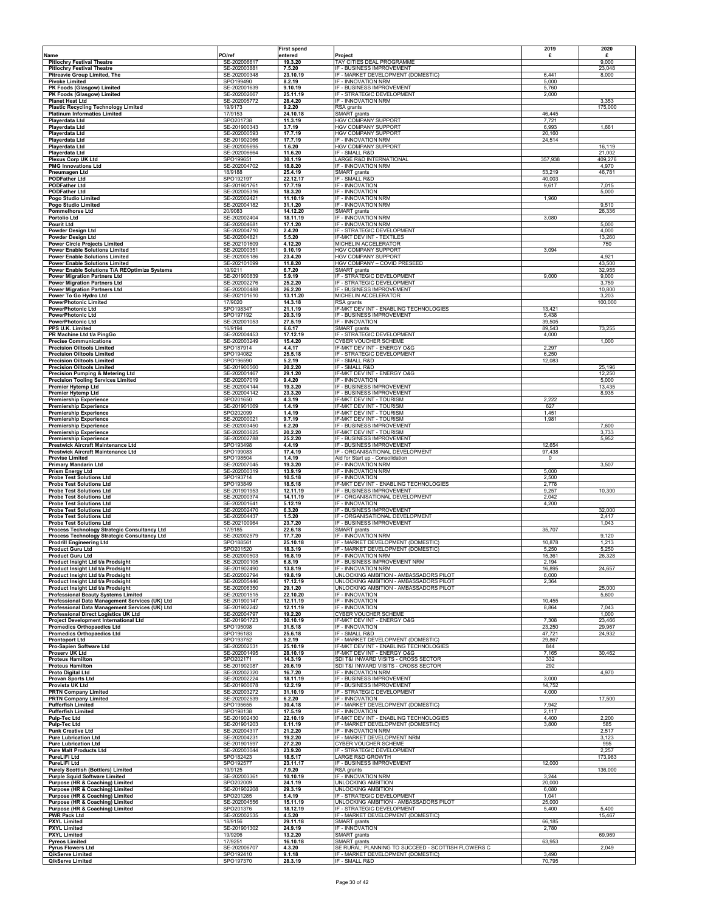| Name | PO/ref | First spend entered | Project | 2019 £ | 2020 £ |
|---|---|---|---|---|---|
| Pitlochry Festival Theatre | SE-202006617 | 19.3.20 | TAY CITIES DEAL PROGRAMME | | 9,000 |
| Pitlochry Festival Theatre | SE-202003881 | 7.5.20 | IF - BUSINESS IMPROVEMENT | | 23,048 |
| Pitreavie Group Limited, The | SE-202000348 | 23.10.19 | IF - MARKET DEVELOPMENT (DOMESTIC) | 6,441 | 8,000 |
| Pivoke Limited | SPO199490 | 8.2.19 | IF - INNOVATION NRM | 5,000 | |
| PK Foods (Glasgow) Limited | SE-202001639 | 9.10.19 | IF - BUSINESS IMPROVEMENT | 5,760 | |
| PK Foods (Glasgow) Limited | SE-202002667 | 25.11.19 | IF - STRATEGIC DEVELOPMENT | 2,000 | |
| Planet Heat Ltd | SE-202005772 | 28.4.20 | IF - INNOVATION NRM | | 3,353 |
| Plastic Recycling Technology Limited | 19/9173 | 9.2.20 | RSA grants | | 175,000 |
| Platinum Informatics Limited | 17/9153 | 24.10.18 | SMART grants | 46,445 | |
| Playerdata Ltd | SPO201738 | 11.3.19 | HGV COMPANY SUPPORT | 7,721 | |
| Playerdata Ltd | SE-201900343 | 3.7.19 | HGV COMPANY SUPPORT | 6,993 | 1,661 |
| Playerdata Ltd | SE-202000593 | 17.7.19 | HGV COMPANY SUPPORT | 20,160 | |
| Playerdata Ltd | SE-201902066 | 17.7.19 | IF - INNOVATION NRM | 24,514 | |
| Playerdata Ltd | SE-202005695 | 1.6.20 | HGV COMPANY SUPPORT | | 16,119 |
| Playerdata Ltd | SE-202006664 | 11.6.20 | IF - SMALL R&D | | 21,002 |
| Plexus Corp UK Ltd | SPO199651 | 30.1.19 | LARGE R&D INTERNATIONAL | 357,938 | 409,276 |
| PMG Innovations Ltd | SE-202004702 | 18.8.20 | IF - INNOVATION NRM | | 4,970 |
| Pneumagen Ltd | 18/9188 | 25.4.19 | SMART grants | 53,219 | 46,781 |
| PODFather Ltd | SPO192197 | 22.12.17 | IF - SMALL R&D | 40,003 | |
| PODFather Ltd | SE-201901761 | 17.7.19 | IF - INNOVATION | 9,617 | 7,015 |
| PODFather Ltd | SE-202005316 | 18.3.20 | IF - INNOVATION | | 5,000 |
| Pogo Studio Limited | SE-202002421 | 11.10.19 | IF - INNOVATION NRM | 1,960 | |
| Pogo Studio Limited | SE-202004182 | 31.1.20 | IF - INNOVATION NRM | | 9,510 |
| Pommelhorse Ltd | 20/9083 | 14.12.20 | SMART grants | | 26,336 |
| Portolio Ltd | SE-202002404 | 18.11.19 | IF - INNOVATION NRM | 3,080 | |
| Pourit Ltd | SE-202004681 | 17.1.20 | IF - INNOVATION NRM | | 5,000 |
| Powder Design Ltd | SE-202004710 | 2.4.20 | IF - STRATEGIC DEVELOPMENT | | 4,000 |
| Powder Design Ltd | SE-202004821 | 5.5.20 | IF-MKT DEV INT - TEXTILES | | 13,260 |
| Power Circle Projects Limited | SE-202101609 | 4.12.20 | MICHELIN ACCELERATOR | | 750 |
| Power Enable Solutions Limited | SE-202000351 | 9.10.19 | HGV COMPANY SUPPORT | 3,094 | |
| Power Enable Solutions Limited | SE-202005186 | 23.4.20 | HGV COMPANY SUPPORT | | 4,921 |
| Power Enable Solutions Limited | SE-202101099 | 11.8.20 | HGV COMPANY – COVID PRESEED | | 43,500 |
| Power Enable Solutions T/A REOptimize Systems | 19/9211 | 6.7.20 | SMART grants | | 32,955 |
| Power Migration Partners Ltd | SE-201900839 | 5.9.19 | IF - STRATEGIC DEVELOPMENT | 9,000 | 9,000 |
| Power Migration Partners Ltd | SE-202002276 | 25.2.20 | IF - STRATEGIC DEVELOPMENT | | 3,759 |
| Power Migration Partners Ltd | SE-202000488 | 26.2.20 | IF - BUSINESS IMPROVEMENT | | 10,800 |
| Power To Go Hydro Ltd | SE-202101610 | 13.11.20 | MICHELIN ACCELERATOR | | 3,203 |
| PowerPhotonic Limited | 17/9020 | 14.3.18 | RSA grants | | 100,000 |
| PowerPhotonic Ltd | SPO198347 | 21.1.19 | IF-MKT DEV INT - ENABLING TECHNOLOGIES | 13,421 | |
| PowerPhotonic Ltd | SPO197192 | 20.3.19 | IF - BUSINESS IMPROVEMENT | 5,438 | |
| PowerPhotonic Ltd | SE-202001053 | 27.5.19 | IF - INNOVATION | 39,505 | |
| PPS U.K. Limited | 16/9194 | 6.6.17 | SMART grants | 89,543 | 73,255 |
| PR Machine Ltd t/a PingGo | SE-202004453 | 17.12.19 | IF - STRATEGIC DEVELOPMENT | 4,000 | |
| Precise Communications | SE-202003249 | 15.4.20 | CYBER VOUCHER SCHEME | | 1,000 |
| Precision Oiltools Limited | SPO187914 | 4.4.17 | IF-MKT DEV INT - ENERGY O&G | 2,297 | |
| Precision Oiltools Limited | SPO194082 | 25.5.18 | IF - STRATEGIC DEVELOPMENT | 6,250 | |
| Precision Oiltools Limited | SPO196590 | 5.2.19 | IF - SMALL R&D | 12,083 | |
| Precision Oiltools Limited | SE-201900560 | 20.2.20 | IF - SMALL R&D | | 25,196 |
| Precision Pumping & Metering Ltd | SE-202001467 | 29.1.20 | IF-MKT DEV INT - ENERGY O&G | | 12,250 |
| Precision Tooling Services Limited | SE-202007019 | 9.4.20 | IF - INNOVATION | | 5,000 |
| Premier Hytemp Ltd | SE-202004144 | 19.3.20 | IF - BUSINESS IMPROVEMENT | | 13,435 |
| Premier Hytemp Ltd | SE-202004142 | 23.3.20 | IF - BUSINESS IMPROVEMENT | | 8,935 |
| Premiership Experience | SPO201650 | 4.3.19 | IF-MKT DEV INT - TOURISM | 2,222 | |
| Premiership Experience | SE-201901069 | 1.4.19 | IF-MKT DEV INT - TOURISM | 627 | |
| Premiership Experience | SPO202099 | 1.4.19 | IF-MKT DEV INT - TOURISM | 1,451 | |
| Premiership Experience | SE-202000021 | 9.7.19 | IF-MKT DEV INT - TOURISM | 1,981 | |
| Premiership Experience | SE-202003450 | 6.2.20 | IF - BUSINESS IMPROVEMENT | | 7,600 |
| Premiership Experience | SE-202003625 | 20.2.20 | IF-MKT DEV INT - TOURISM | | 3,733 |
| Premiership Experience | SE-202002788 | 25.2.20 | IF - BUSINESS IMPROVEMENT | | 5,952 |
| Prestwick Aircraft Maintenance Ltd | SPO193498 | 4.4.19 | IF - BUSINESS IMPROVEMENT | 12,654 | |
| Prestwick Aircraft Maintenance Ltd | SPO199083 | 17.4.19 | IF - ORGANISATIONAL DEVELOPMENT | 97,438 | |
| Previse Limited | SPO198504 | 1.4.19 | Aid for Start up - Consolidation | 0 | |
| Primary Mandarin Ltd | SE-202007045 | 19.3.20 | IF - INNOVATION NRM | | 3,507 |
| Prism Energy Ltd | SE-202000319 | 13.9.19 | IF - INNOVATION NRM | 5,000 | |
| Probe Test Solutions Ltd | SPO193714 | 10.5.18 | IF - INNOVATION | 2,500 | |
| Probe Test Solutions Ltd | SPO193849 | 18.5.18 | IF-MKT DEV INT - ENABLING TECHNOLOGIES | 2,778 | |
| Probe Test Solutions Ltd | SE-201901953 | 12.11.19 | IF - BUSINESS IMPROVEMENT | 9,257 | 10,300 |
| Probe Test Solutions Ltd | SE-202000374 | 14.11.19 | IF - ORGANISATIONAL DEVELOPMENT | 2,042 | |
| Probe Test Solutions Ltd | SE-202001641 | 5.12.19 | IF - INNOVATION | 4,200 | |
| Probe Test Solutions Ltd | SE-202002470 | 6.3.20 | IF - BUSINESS IMPROVEMENT | | 32,000 |
| Probe Test Solutions Ltd | SE-202004437 | 1.5.20 | IF - ORGANISATIONAL DEVELOPMENT | | 2,417 |
| Probe Test Solutions Ltd | SE-202100964 | 23.7.20 | IF - BUSINESS IMPROVEMENT | | 1,043 |
| Process Technology Strategic Consultancy Ltd | 17/9185 | 22.6.18 | SMART grants | 35,707 | |
| Process Technology Strategic Consultancy Ltd | SE-202002579 | 17.7.20 | IF - INNOVATION NRM | | 9,120 |
| Prodrill Engineering Ltd | SPO188561 | 25.10.18 | IF - MARKET DEVELOPMENT (DOMESTIC) | 10,878 | 1,213 |
| Product Guru Ltd | SPO201520 | 18.3.19 | IF - MARKET DEVELOPMENT (DOMESTIC) | 5,250 | 5,250 |
| Product Guru Ltd | SE-202000503 | 16.8.19 | IF - INNOVATION NRM | 15,361 | 26,328 |
| Product Insight Ltd t/a Prodsight | SE-202000105 | 6.8.19 | IF - BUSINESS IMPROVEMENT NRM | 2,194 | |
| Product Insight Ltd t/a Prodsight | SE-201902490 | 13.8.19 | IF - INNOVATION NRM | 16,895 | 24,657 |
| Product Insight Ltd t/a Prodsight | SE-202002794 | 19.8.19 | UNLOCKING AMBITION - AMBASSADORS PILOT | 6,000 | |
| Product Insight Ltd t/a Prodsight | SE-202005446 | 17.12.19 | UNLOCKING AMBITION - AMBASSADORS PILOT | 2,364 | |
| Product Insight Ltd t/a Prodsight | SE-202006350 | 29.1.20 | UNLOCKING AMBITION - AMBASSADORS PILOT | | 25,000 |
| Professional Beauty Systems Limited | SE-202001515 | 22.10.20 | IF - INNOVATION | | 5,600 |
| Professional Data Management Services (UK) Ltd | SE-201900147 | 12.11.19 | IF - INNOVATION | 10,455 | |
| Professional Data Management Services (UK) Ltd | SE-201902242 | 12.11.19 | IF - INNOVATION | 8,864 | 7,043 |
| Professional Direct Logistics UK Ltd | SE-202004797 | 19.2.20 | CYBER VOUCHER SCHEME | | 1,000 |
| Project Development International Ltd | SE-201901723 | 30.10.19 | IF-MKT DEV INT - ENERGY O&G | 7,308 | 23,466 |
| Promedics Orthopaedics Ltd | SPO195098 | 31.5.18 | IF - INNOVATION | 23,250 | 29,967 |
| Promedics Orthopaedics Ltd | SPO196183 | 25.6.18 | IF - SMALL R&D | 47,721 | 24,932 |
| Prontoport Ltd | SPO193752 | 5.2.19 | IF - MARKET DEVELOPMENT (DOMESTIC) | 29,867 | |
| Pro-Sapien Software Ltd | SE-202002531 | 25.10.19 | IF-MKT DEV INT - ENABLING TECHNOLOGIES | 844 | |
| Proserv UK Ltd | SE-202001495 | 28.10.19 | IF-MKT DEV INT - ENERGY O&G | 7,165 | 30,462 |
| Proteus Hamilton | SPO202171 | 14.3.19 | SDI T&I INWARD VISITS - CROSS SECTOR | 332 | |
| Proteus Hamilton | SE-201902087 | 20.6.19 | SDI T&I INWARD VISITS - CROSS SECTOR | 292 | |
| Proto Digital Ltd | SE-202002320 | 16.7.20 | IF - INNOVATION NRM | | 4,970 |
| Provan Sports Ltd | SE-202002224 | 18.11.19 | IF - BUSINESS IMPROVEMENT | 3,000 | |
| Provista UK Ltd | SE-201900678 | 12.2.19 | IF - BUSINESS IMPROVEMENT | 14,752 | |
| PRTN Company Limited | SE-202003272 | 31.10.19 | IF - STRATEGIC DEVELOPMENT | 4,000 | |
| PRTN Company Limited | SE-202002539 | 6.2.20 | IF - INNOVATION | | 17,500 |
| Pufferfish Limited | SPO195655 | 30.4.18 | IF - MARKET DEVELOPMENT (DOMESTIC) | 7,942 | |
| Pufferfish Limited | SPO198138 | 17.5.19 | IF - INNOVATION | 2,117 | |
| Pulp-Tec Ltd | SE-201902430 | 22.10.19 | IF-MKT DEV INT - ENABLING TECHNOLOGIES | 4,400 | 2,200 |
| Pulp-Tec Ltd | SE-201901203 | 6.11.19 | IF - MARKET DEVELOPMENT (DOMESTIC) | 3,800 | 585 |
| Punk Creative Ltd | SE-202004317 | 21.2.20 | IF - INNOVATION NRM | | 2,517 |
| Pure Lubrication Ltd | SE-202004231 | 19.2.20 | IF - MARKET DEVELOPMENT NRM | | 3,123 |
| Pure Lubrication Ltd | SE-201901597 | 27.2.20 | CYBER VOUCHER SCHEME | | 995 |
| Pure Malt Products Ltd | SE-202003044 | 23.9.20 | IF - STRATEGIC DEVELOPMENT | | 2,257 |
| PureLiFi Ltd | SPO182423 | 18.5.17 | LARGE R&D GROWTH | | 173,983 |
| PureLiFi Ltd | SPO192577 | 23.11.17 | IF - BUSINESS IMPROVEMENT | 12,000 | |
| Purely Scottish (Bottlers) Limited | 19/9125 | 7.9.20 | RSA grants | | 136,000 |
| Purple Squid Software Limited | SE-202003361 | 10.10.19 | IF - INNOVATION NRM | 3,244 | |
| Purpose (HR & Coaching) Limited | SPO202009 | 24.1.19 | UNLOCKING AMBITION | 20,000 | |
| Purpose (HR & Coaching) Limited | SE-201902208 | 29.3.19 | UNLOCKING AMBITION | 6,080 | |
| Purpose (HR & Coaching) Limited | SPO201285 | 5.4.19 | IF - STRATEGIC DEVELOPMENT | 1,041 | |
| Purpose (HR & Coaching) Limited | SE-202004556 | 15.11.19 | UNLOCKING AMBITION - AMBASSADORS PILOT | 25,000 | |
| Purpose (HR & Coaching) Limited | SPO201376 | 18.12.19 | IF - STRATEGIC DEVELOPMENT | 5,400 | 5,400 |
| PWR Pack Ltd | SE-202002535 | 4.5.20 | IF - MARKET DEVELOPMENT (DOMESTIC) | | 15,467 |
| PXYL Limited | 18/9156 | 29.11.18 | SMART grants | 66,185 | |
| PXYL Limited | SE-201901302 | 24.9.19 | IF - INNOVATION | 2,780 | |
| PXYL Limited | 19/9206 | 13.2.20 | SMART grants | | 69,969 |
| Pyreos Limited | 17/9251 | 16.10.18 | SMART grants | 63,953 | |
| Pyrus Flowers Ltd | SE-202006707 | 4.3.20 | SE RURAL: PLANNING TO SUCCEED - SCOTTISH FLOWERS C | | 2,049 |
| QikServe Limited | SPO192410 | 9.1.18 | IF - MARKET DEVELOPMENT (DOMESTIC) | 3,490 | |
| QikServe Limited | SPO197370 | 28.3.19 | IF - SMALL R&D | 70,795 | |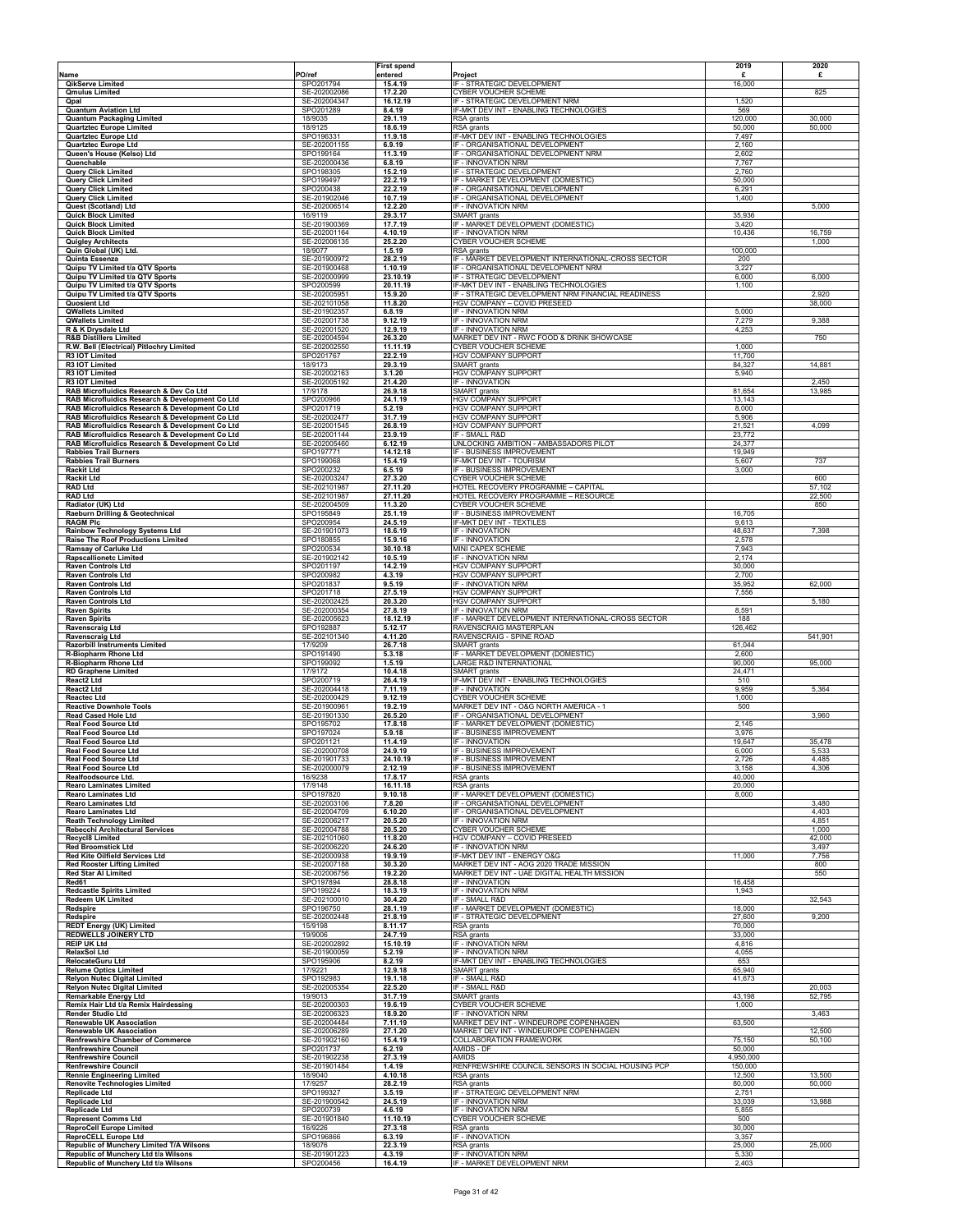| Name | PO/ref | First spend entered | Project | 2019 £ | 2020 £ |
|---|---|---|---|---|---|
| QikServe Limited | SPO201794 | 15.4.19 | IF - STRATEGIC DEVELOPMENT | 16,000 | |
| Qmulus Limited | SE-202002086 | 17.2.20 | CYBER VOUCHER SCHEME | | 825 |
| Qpal | SE-202004347 | 16.12.19 | IF - STRATEGIC DEVELOPMENT NRM | 1,520 | |
| Quantum Aviation Ltd | SPO201289 | 8.4.19 | IF-MKT DEV INT - ENABLING TECHNOLOGIES | 569 | |
| Quantum Packaging Limited | 18/9035 | 29.1.19 | RSA grants | 120,000 | 30,000 |
| Quartztec Europe Limited | 18/9125 | 18.6.19 | RSA grants | 50,000 | 50,000 |
| Quartztec Europe Ltd | SPO196331 | 11.9.18 | IF-MKT DEV INT - ENABLING TECHNOLOGIES | 7,497 | |
| Quartztec Europe Ltd | SE-202001155 | 6.9.19 | IF - ORGANISATIONAL DEVELOPMENT | 2,160 | |
| Queen's House (Kelso) Ltd | SPO199164 | 11.3.19 | IF - ORGANISATIONAL DEVELOPMENT NRM | 2,602 | |
| Quenchable | SE-202000436 | 6.8.19 | IF - INNOVATION NRM | 7,767 | |
| Query Click Limited | SPO198305 | 15.2.19 | IF - STRATEGIC DEVELOPMENT | 2,760 | |
| Query Click Limited | SPO199497 | 22.2.19 | IF - MARKET DEVELOPMENT (DOMESTIC) | 50,000 | |
| Query Click Limited | SPO200438 | 22.2.19 | IF - ORGANISATIONAL DEVELOPMENT | 6,291 | |
| Query Click Limited | SE-201902046 | 10.7.19 | IF - ORGANISATIONAL DEVELOPMENT | 1,400 | |
| Quest (Scotland) Ltd | SE-202006514 | 12.2.20 | IF - INNOVATION NRM | | 5,000 |
| Quick Block Limited | 16/9119 | 29.3.17 | SMART grants | 35,936 | |
| Quick Block Limited | SE-201900369 | 17.7.19 | IF - MARKET DEVELOPMENT (DOMESTIC) | 3,420 | |
| Quick Block Limited | SE-202001164 | 4.10.19 | IF - INNOVATION NRM | 10,436 | 16,759 |
| Quigley Architects | SE-202006135 | 25.2.20 | CYBER VOUCHER SCHEME | | 1,000 |
| Quin Global (UK) Ltd. | 18/9077 | 1.5.19 | RSA grants | 100,000 | |
| Quinta Essenza | SE-201900972 | 28.2.19 | IF - MARKET DEVELOPMENT INTERNATIONAL-CROSS SECTOR | 200 | |
| Quipu TV Limited t/a QTV Sports | SE-201900468 | 1.10.19 | IF - ORGANISATIONAL DEVELOPMENT NRM | 3,227 | |
| Quipu TV Limited t/a QTV Sports | SE-202000999 | 23.10.19 | IF - STRATEGIC DEVELOPMENT | 6,000 | 6,000 |
| Quipu TV Limited t/a QTV Sports | SPO200599 | 20.11.19 | IF-MKT DEV INT - ENABLING TECHNOLOGIES | 1,100 | |
| Quipu TV Limited t/a QTV Sports | SE-202005951 | 15.9.20 | IF - STRATEGIC DEVELOPMENT NRM FINANCIAL READINESS | | 2,920 |
| Quosient Ltd | SE-202101058 | 11.8.20 | HGV COMPANY – COVID PRESEED | | 38,000 |
| QWallets Limited | SE-201902357 | 6.8.19 | IF - INNOVATION NRM | 5,000 | |
| QWallets Limited | SE-202001738 | 9.12.19 | IF - INNOVATION NRM | 7,279 | 9,388 |
| R & K Drysdale Ltd | SE-202001520 | 12.9.19 | IF - INNOVATION NRM | 4,253 | |
| R&B Distillers Limited | SE-202004594 | 26.3.20 | MARKET DEV INT - RWC FOOD & DRINK SHOWCASE | | 750 |
| R.W. Bell (Electrical) Pitlochry Limited | SE-202002550 | 11.11.19 | CYBER VOUCHER SCHEME | 1,000 | |
| R3 IOT Limited | SPO201767 | 22.2.19 | HGV COMPANY SUPPORT | 11,700 | |
| R3 IOT Limited | 18/9173 | 29.3.19 | SMART grants | 84,327 | 14,881 |
| R3 IOT Limited | SE-202002163 | 3.1.20 | HGV COMPANY SUPPORT | 5,940 | |
| R3 IOT Limited | SE-202005192 | 21.4.20 | IF - INNOVATION | | 2,450 |
| RAB Microfluidics Research & Dev Co Ltd | 17/9178 | 26.9.18 | SMART grants | 81,654 | 13,985 |
| RAB Microfluidics Research & Development Co Ltd | SPO200966 | 24.1.19 | HGV COMPANY SUPPORT | 13,143 | |
| RAB Microfluidics Research & Development Co Ltd | SPO201719 | 5.2.19 | HGV COMPANY SUPPORT | 8,000 | |
| RAB Microfluidics Research & Development Co Ltd | SE-202002477 | 31.7.19 | HGV COMPANY SUPPORT | 5,906 | |
| RAB Microfluidics Research & Development Co Ltd | SE-202001545 | 26.8.19 | HGV COMPANY SUPPORT | 21,521 | 4,099 |
| RAB Microfluidics Research & Development Co Ltd | SE-202001144 | 23.9.19 | IF - SMALL R&D | 23,772 | |
| RAB Microfluidics Research & Development Co Ltd | SE-202005460 | 6.12.19 | UNLOCKING AMBITION - AMBASSADORS PILOT | 24,377 | |
| Rabbies Trail Burners | SPO197771 | 14.12.18 | IF - BUSINESS IMPROVEMENT | 19,949 | |
| Rabbies Trail Burners | SPO199068 | 15.4.19 | IF-MKT DEV INT - TOURISM | 5,607 | 737 |
| Rackit Ltd | SPO200232 | 6.5.19 | IF - BUSINESS IMPROVEMENT | 3,000 | |
| Rackit Ltd | SE-202003247 | 27.3.20 | CYBER VOUCHER SCHEME | | 600 |
| RAD Ltd | SE-202101987 | 27.11.20 | HOTEL RECOVERY PROGRAMME – CAPITAL | | 57,102 |
| RAD Ltd | SE-202101987 | 27.11.20 | HOTEL RECOVERY PROGRAMME – RESOURCE | | 22,500 |
| Radiator (UK) Ltd | SE-202004509 | 11.3.20 | CYBER VOUCHER SCHEME | | 850 |
| Raeburn Drilling & Geotechnical | SPO195849 | 25.1.19 | IF - BUSINESS IMPROVEMENT | 16,705 | |
| RAGM Plc | SPO200954 | 24.5.19 | IF-MKT DEV INT - TEXTILES | 9,613 | |
| Rainbow Technology Systems Ltd | SE-201901073 | 18.6.19 | IF - INNOVATION | 48,637 | 7,398 |
| Raise The Roof Productions Limited | SPO180855 | 15.9.16 | IF - INNOVATION | 2,578 | |
| Ramsay of Carluke Ltd | SPO200534 | 30.10.18 | MINI CAPEX SCHEME | 7,943 | |
| Rapscallionetc Limited | SE-201902142 | 10.5.19 | IF - INNOVATION NRM | 2,174 | |
| Raven Controls Ltd | SPO201197 | 14.2.19 | HGV COMPANY SUPPORT | 30,000 | |
| Raven Controls Ltd | SPO200982 | 4.3.19 | HGV COMPANY SUPPORT | 2,700 | |
| Raven Controls Ltd | SPO201837 | 9.5.19 | IF - INNOVATION NRM | 35,952 | 62,000 |
| Raven Controls Ltd | SPO201718 | 27.5.19 | HGV COMPANY SUPPORT | 7,556 | |
| Raven Controls Ltd | SE-202002425 | 20.3.20 | HGV COMPANY SUPPORT | | 5,180 |
| Raven Spirits | SE-202000354 | 27.8.19 | IF - INNOVATION NRM | 8,591 | |
| Raven Spirits | SE-202005623 | 18.12.19 | IF - MARKET DEVELOPMENT INTERNATIONAL-CROSS SECTOR | 188 | |
| Ravenscraig Ltd | SPO192887 | 5.12.17 | RAVENSCRAIG MASTERPLAN | 126,462 | |
| Ravenscraig Ltd | SE-202101340 | 4.11.20 | RAVENSCRAIG - SPINE ROAD | | 541,901 |
| Razorbill Instruments Limited | 17/9209 | 26.7.18 | SMART grants | 61,044 | |
| R-Biopharm Rhone Ltd | SPO191490 | 5.3.18 | IF - MARKET DEVELOPMENT (DOMESTIC) | 2,600 | |
| R-Biopharm Rhone Ltd | SPO199092 | 1.5.19 | LARGE R&D INTERNATIONAL | 90,000 | 95,000 |
| RD Graphene Limited | 17/9172 | 10.4.18 | SMART grants | 24,471 | |
| React2 Ltd | SPO200719 | 26.4.19 | IF-MKT DEV INT - ENABLING TECHNOLOGIES | 510 | |
| React2 Ltd | SE-202004418 | 7.11.19 | IF - INNOVATION | 9,959 | 5,364 |
| Reactec Ltd | SE-202000429 | 9.12.19 | CYBER VOUCHER SCHEME | 1,000 | |
| Reactive Downhole Tools | SE-201900961 | 19.2.19 | MARKET DEV INT - O&G NORTH AMERICA - 1 | 500 | |
| Read Cased Hole Ltd | SE-201901330 | 26.5.20 | IF - ORGANISATIONAL DEVELOPMENT | | 3,960 |
| Real Food Source Ltd | SPO195702 | 17.8.18 | IF - MARKET DEVELOPMENT (DOMESTIC) | 2,145 | |
| Real Food Source Ltd | SPO197024 | 5.9.18 | IF - BUSINESS IMPROVEMENT | 3,976 | |
| Real Food Source Ltd | SPO201121 | 11.4.19 | IF - INNOVATION | 19,647 | 35,478 |
| Real Food Source Ltd | SE-202000708 | 24.9.19 | IF - BUSINESS IMPROVEMENT | 6,000 | 5,533 |
| Real Food Source Ltd | SE-201901733 | 24.10.19 | IF - BUSINESS IMPROVEMENT | 2,726 | 4,485 |
| Real Food Source Ltd | SE-202000079 | 2.12.19 | IF - BUSINESS IMPROVEMENT | 3,158 | 4,306 |
| Realfoodsource Ltd. | 16/9238 | 17.8.17 | RSA grants | 40,000 | |
| Rearo Laminates Limited | 17/9148 | 16.11.18 | RSA grants | 20,000 | |
| Rearo Laminates Ltd | SPO197820 | 9.10.18 | IF - MARKET DEVELOPMENT (DOMESTIC) | 8,000 | |
| Rearo Laminates Ltd | SE-202003106 | 7.8.20 | IF - ORGANISATIONAL DEVELOPMENT | | 3,480 |
| Rearo Laminates Ltd | SE-202004709 | 6.10.20 | IF - ORGANISATIONAL DEVELOPMENT | | 4,403 |
| Reath Technology Limited | SE-202006217 | 20.5.20 | IF - INNOVATION NRM | | 4,851 |
| Rebecchi Architectural Services | SE-202004788 | 20.5.20 | CYBER VOUCHER SCHEME | | 1,000 |
| Recycl8 Limited | SE-202101060 | 11.8.20 | HGV COMPANY – COVID PRESEED | | 42,000 |
| Red Broomstick Ltd | SE-202006220 | 24.6.20 | IF - INNOVATION NRM | | 3,497 |
| Red Kite Oilfield Services Ltd | SE-202000938 | 19.9.19 | IF-MKT DEV INT - ENERGY O&G | 11,000 | 7,756 |
| Red Rooster Lifting Limited | SE-202007188 | 30.3.20 | MARKET DEV INT - AOG 2020 TRADE MISSION | | 800 |
| Red Star AI Limited | SE-202006756 | 19.2.20 | MARKET DEV INT - UAE DIGITAL HEALTH MISSION | | 550 |
| Red61 | SPO197894 | 28.8.18 | IF - INNOVATION | 16,458 | |
| Redcastle Spirits Limited | SPO199224 | 18.3.19 | IF - INNOVATION NRM | 1,943 | |
| Redeem UK Limited | SE-202100010 | 30.4.20 | IF - SMALL R&D | | 32,543 |
| Redspire | SPO196750 | 28.1.19 | IF - MARKET DEVELOPMENT (DOMESTIC) | 18,000 | |
| Redspire | SE-202002448 | 21.8.19 | IF - STRATEGIC DEVELOPMENT | 27,600 | 9,200 |
| REDT Energy (UK) Limited | 15/9198 | 8.11.17 | RSA grants | 70,000 | |
| REDWELLS JOINERY LTD | 19/9006 | 24.7.19 | RSA grants | 33,000 | |
| REIP UK Ltd | SE-202002892 | 15.10.19 | IF - INNOVATION NRM | 4,816 | |
| RelaxSol Ltd | SE-201900059 | 5.2.19 | IF - INNOVATION NRM | 4,055 | |
| RelocateGuru Ltd | SPO195906 | 8.2.19 | IF-MKT DEV INT - ENABLING TECHNOLOGIES | 653 | |
| Relume Optics Limited | 17/9221 | 12.9.18 | SMART grants | 65,940 | |
| Relyon Nutec Digital Limited | SPO192983 | 19.1.18 | IF - SMALL R&D | 41,673 | |
| Relyon Nutec Digital Limited | SE-202005354 | 22.5.20 | IF - SMALL R&D | | 20,003 |
| Remarkable Energy Ltd | 19/9013 | 31.7.19 | SMART grants | 43,198 | 52,795 |
| Remix Hair Ltd t/a Remix Hairdessing | SE-202000303 | 19.6.19 | CYBER VOUCHER SCHEME | 1,000 | |
| Render Studio Ltd | SE-202006323 | 18.9.20 | IF - INNOVATION NRM | | 3,463 |
| Renewable UK Association | SE-202004484 | 7.11.19 | MARKET DEV INT - WINDEUROPE COPENHAGEN | 63,500 | |
| Renewable UK Association | SE-202006289 | 27.1.20 | MARKET DEV INT - WINDEUROPE COPENHAGEN | | 12,500 |
| Renfrewshire Chamber of Commerce | SE-201902160 | 15.4.19 | COLLABORATION FRAMEWORK | 75,150 | 50,100 |
| Renfrewshire Council | SPO201737 | 6.2.19 | AMIDS - DF | 50,000 | |
| Renfrewshire Council | SE-201902238 | 27.3.19 | AMIDS | 4,950,000 | |
| Renfrewshire Council | SE-201901484 | 1.4.19 | RENFREWSHIRE COUNCIL SENSORS IN SOCIAL HOUSING PCP | 150,000 | |
| Rennie Engineering Limited | 18/9040 | 4.10.18 | RSA grants | 12,500 | 13,500 |
| Renovite Technologies Limited | 17/9257 | 28.2.19 | RSA grants | 80,000 | 50,000 |
| Replicade Ltd | SPO199327 | 3.5.19 | IF - STRATEGIC DEVELOPMENT NRM | 2,751 | |
| Replicade Ltd | SE-201900542 | 24.5.19 | IF - INNOVATION NRM | 33,039 | 13,988 |
| Replicade Ltd | SPO200739 | 4.6.19 | IF - INNOVATION NRM | 5,855 | |
| Represent Comms Ltd | SE-201901840 | 11.10.19 | CYBER VOUCHER SCHEME | 500 | |
| ReproCell Europe Limited | 16/9226 | 27.3.18 | RSA grants | 30,000 | |
| ReproCELL Europe Ltd | SPO196866 | 6.3.19 | IF - INNOVATION | 3,357 | |
| Republic of Munchery Limited T/A Wilsons | 18/9076 | 22.3.19 | RSA grants | 25,000 | 25,000 |
| Republic of Munchery Ltd t/a Wilsons | SE-201901223 | 4.3.19 | IF - INNOVATION NRM | 5,330 | |
| Republic of Munchery Ltd t/a Wilsons | SPO200456 | 16.4.19 | IF - MARKET DEVELOPMENT NRM | 2,403 | |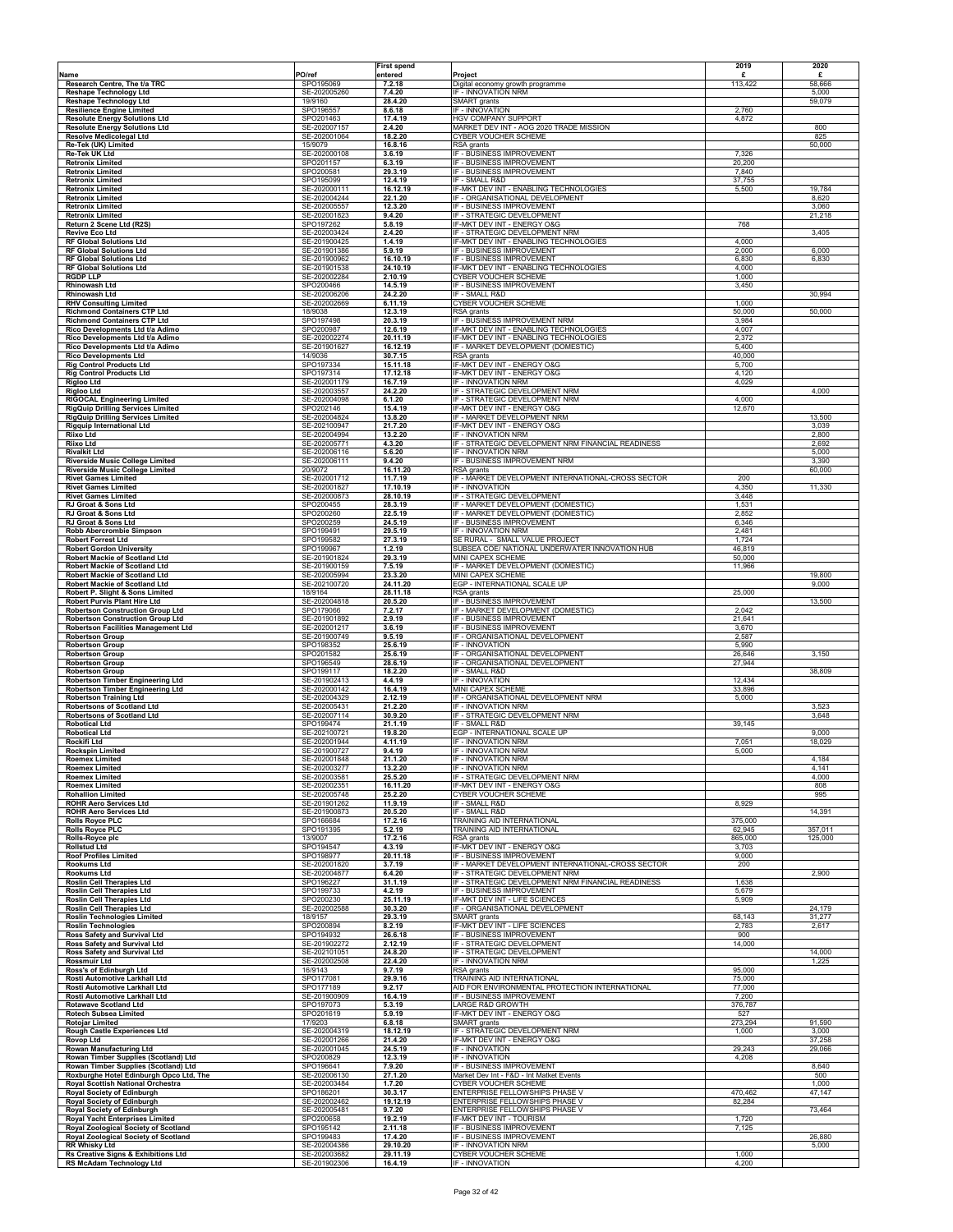| Name | PO/ref | First spend entered | Project | 2019 £ | 2020 £ |
|---|---|---|---|---|---|
| Research Centre, The t/a TRC | SPO195069 | 7.2.18 | Digital economy growth programme | 113,422 | 58,666 |
| Reshape Technology Ltd | SE-202005260 | 7.4.20 | IF - INNOVATION NRM | | 5,000 |
| Reshape Technology Ltd | 19/9160 | 28.4.20 | SMART grants | | 59,079 |
| Resilience Engine Limited | SPO196557 | 8.6.18 | IF - INNOVATION | 2,760 | |
| Resolute Energy Solutions Ltd | SPO201463 | 17.4.19 | HGV COMPANY SUPPORT | 4,872 | |
| Resolute Energy Solutions Ltd | SE-202007157 | 2.4.20 | MARKET DEV INT - AOG 2020 TRADE MISSION | | 800 |
| Resolve Medicolegal Ltd | SE-202001064 | 18.2.20 | CYBER VOUCHER SCHEME | | 825 |
| Re-Tek (UK) Limited | 15/9079 | 16.8.16 | RSA grants | | 50,000 |
| Re-Tek UK Ltd | SE-202000108 | 3.6.19 | IF - BUSINESS IMPROVEMENT | 7,326 | |
| Retronix Limited | SPO201157 | 6.3.19 | IF - BUSINESS IMPROVEMENT | 20,200 | |
| Retronix Limited | SPO200581 | 29.3.19 | IF - BUSINESS IMPROVEMENT | 7,840 | |
| Retronix Limited | SPO195099 | 12.4.19 | IF - SMALL R&D | 37,755 | |
| Retronix Limited | SE-202000111 | 16.12.19 | IF-MKT DEV INT - ENABLING TECHNOLOGIES | 5,500 | 19,784 |
| Retronix Limited | SE-202004244 | 22.1.20 | IF - ORGANISATIONAL DEVELOPMENT | | 8,620 |
| Retronix Limited | SE-202005557 | 12.3.20 | IF - BUSINESS IMPROVEMENT | | 3,060 |
| Retronix Limited | SE-202001823 | 9.4.20 | IF - STRATEGIC DEVELOPMENT | | 21,218 |
| Return 2 Scene Ltd (R2S) | SPO197262 | 5.8.19 | IF-MKT DEV INT - ENERGY O&G | 768 | |
| Revive Eco Ltd | SE-202003424 | 2.4.20 | IF - STRATEGIC DEVELOPMENT NRM | | 3,405 |
| RF Global Solutions Ltd | SE-201900425 | 1.4.19 | IF-MKT DEV INT - ENABLING TECHNOLOGIES | 4,000 | |
| RF Global Solutions Ltd | SE-201901386 | 5.9.19 | IF - BUSINESS IMPROVEMENT | 2,000 | 6,000 |
| RF Global Solutions Ltd | SE-201900962 | 16.10.19 | IF - BUSINESS IMPROVEMENT | 6,830 | 6,830 |
| RF Global Solutions Ltd | SE-201901538 | 24.10.19 | IF-MKT DEV INT - ENABLING TECHNOLOGIES | 4,000 | |
| RGDP LLP | SE-202002284 | 2.10.19 | CYBER VOUCHER SCHEME | 1,000 | |
| Rhinowash Ltd | SPO200466 | 14.5.19 | IF - BUSINESS IMPROVEMENT | 3,450 | |
| Rhinowash Ltd | SE-202006206 | 24.2.20 | IF - SMALL R&D | | 30,994 |
| RHV Consulting Limited | SE-202002669 | 6.11.19 | CYBER VOUCHER SCHEME | 1,000 | |
| Richmond Containers CTP Ltd | 18/9038 | 12.3.19 | RSA grants | 50,000 | 50,000 |
| Richmond Containers CTP Ltd | SPO197498 | 20.3.19 | IF - BUSINESS IMPROVEMENT NRM | 3,984 | |
| Rico Developments Ltd t/a Adimo | SPO200987 | 12.6.19 | IF-MKT DEV INT - ENABLING TECHNOLOGIES | 4,007 | |
| Rico Developments Ltd t/a Adimo | SE-202002274 | 20.11.19 | IF-MKT DEV INT - ENABLING TECHNOLOGIES | 2,372 | |
| Rico Developments Ltd t/a Adimo | SE-201901627 | 16.12.19 | IF - MARKET DEVELOPMENT (DOMESTIC) | 5,400 | |
| Rico Developments Ltd | 14/9036 | 30.7.15 | RSA grants | 40,000 | |
| Rig Control Products Ltd | SPO197334 | 15.11.18 | IF-MKT DEV INT - ENERGY O&G | 5,700 | |
| Rig Control Products Ltd | SPO197314 | 17.12.18 | IF-MKT DEV INT - ENERGY O&G | 4,120 | |
| Rigloo Ltd | SE-202001179 | 16.7.19 | IF - INNOVATION NRM | 4,029 | |
| Rigloo Ltd | SE-202003557 | 24.2.20 | IF - STRATEGIC DEVELOPMENT NRM | | 4,000 |
| RIGOCAL Engineering Limited | SE-202004098 | 6.1.20 | IF - STRATEGIC DEVELOPMENT NRM | 4,000 | |
| RigQuip Drilling Services Limited | SPO202146 | 15.4.19 | IF-MKT DEV INT - ENERGY O&G | 12,670 | |
| RigQuip Drilling Services Limited | SE-202004824 | 13.8.20 | IF - MARKET DEVELOPMENT NRM | | 13,500 |
| Rigquip International Ltd | SE-202100947 | 21.7.20 | IF-MKT DEV INT - ENERGY O&G | | 3,039 |
| Riixo Ltd | SE-202004994 | 13.2.20 | IF - INNOVATION NRM | | 2,800 |
| Riixo Ltd | SE-202005771 | 4.3.20 | IF - STRATEGIC DEVELOPMENT NRM FINANCIAL READINESS | | 2,692 |
| Rivalkit Ltd | SE-202006116 | 5.6.20 | IF - INNOVATION NRM | | 5,000 |
| Riverside Music College Limited | SE-202006111 | 9.4.20 | IF - BUSINESS IMPROVEMENT NRM | | 3,390 |
| Riverside Music College Limited | 20/9072 | 16.11.20 | RSA grants | | 60,000 |
| Rivet Games Limited | SE-202001712 | 11.7.19 | IF - MARKET DEVELOPMENT INTERNATIONAL-CROSS SECTOR | 200 | |
| Rivet Games Limited | SE-202001827 | 17.10.19 | IF - INNOVATION | 4,350 | 11,330 |
| Rivet Games Limited | SE-202000873 | 28.10.19 | IF - STRATEGIC DEVELOPMENT | 3,448 | |
| RJ Groat & Sons Ltd | SPO200455 | 28.3.19 | IF - MARKET DEVELOPMENT (DOMESTIC) | 1,531 | |
| RJ Groat & Sons Ltd | SPO200260 | 22.5.19 | IF - MARKET DEVELOPMENT (DOMESTIC) | 2,852 | |
| RJ Groat & Sons Ltd | SPO200259 | 24.5.19 | IF - BUSINESS IMPROVEMENT | 6,346 | |
| Robb Abercrombie Simpson | SPO199491 | 29.5.19 | IF - INNOVATION NRM | 2,481 | |
| Robert Forrest Ltd | SPO199582 | 27.3.19 | SE RURAL - SMALL VALUE PROJECT | 1,724 | |
| Robert Gordon University | SPO199967 | 1.2.19 | SUBSEA COE/ NATIONAL UNDERWATER INNOVATION HUB | 46,819 | |
| Robert Mackie of Scotland Ltd | SE-201901824 | 29.3.19 | MINI CAPEX SCHEME | 50,000 | |
| Robert Mackie of Scotland Ltd | SE-201900159 | 7.5.19 | IF - MARKET DEVELOPMENT (DOMESTIC) | 11,966 | |
| Robert Mackie of Scotland Ltd | SE-202005994 | 23.3.20 | MINI CAPEX SCHEME | | 19,800 |
| Robert Mackie of Scotland Ltd | SE-202100720 | 24.11.20 | EGP - INTERNATIONAL SCALE UP | | 9,000 |
| Robert P. Slight & Sons Limited | 18/9164 | 28.11.18 | RSA grants | 25,000 | |
| Robert Purvis Plant Hire Ltd | SE-202004818 | 20.5.20 | IF - BUSINESS IMPROVEMENT | | 13,500 |
| Robertson Construction Group Ltd | SPO179066 | 7.2.17 | IF - MARKET DEVELOPMENT (DOMESTIC) | 2,042 | |
| Robertson Construction Group Ltd | SE-201901892 | 2.9.19 | IF - BUSINESS IMPROVEMENT | 21,641 | |
| Robertson Facilities Management Ltd | SE-202001217 | 3.6.19 | IF - BUSINESS IMPROVEMENT | 3,670 | |
| Robertson Group | SE-201900749 | 9.5.19 | IF - ORGANISATIONAL DEVELOPMENT | 2,587 | |
| Robertson Group | SPO198352 | 25.6.19 | IF - INNOVATION | 5,990 | |
| Robertson Group | SPO201582 | 25.6.19 | IF - ORGANISATIONAL DEVELOPMENT | 26,646 | 3,150 |
| Robertson Group | SPO196549 | 28.6.19 | IF - ORGANISATIONAL DEVELOPMENT | 27,944 | |
| Robertson Group | SPO199117 | 18.2.20 | IF - SMALL R&D | | 38,809 |
| Robertson Timber Engineering Ltd | SE-201902413 | 4.4.19 | IF - INNOVATION | 12,434 | |
| Robertson Timber Engineering Ltd | SE-202000142 | 16.4.19 | MINI CAPEX SCHEME | 33,896 | |
| Robertson Training Ltd | SE-202004329 | 2.12.19 | IF - ORGANISATIONAL DEVELOPMENT NRM | 5,000 | |
| Robertsons of Scotland Ltd | SE-202005431 | 21.2.20 | IF - INNOVATION NRM | | 3,523 |
| Robertsons of Scotland Ltd | SE-202007114 | 30.9.20 | IF - STRATEGIC DEVELOPMENT NRM | | 3,648 |
| Robotical Ltd | SPO199474 | 21.1.19 | IF - SMALL R&D | 39,145 | |
| Robotical Ltd | SE-202100721 | 19.8.20 | EGP - INTERNATIONAL SCALE UP | | 9,000 |
| Rockifi Ltd | SE-202001944 | 4.11.19 | IF - INNOVATION NRM | 7,051 | 18,029 |
| Rockspin Limited | SE-201900727 | 9.4.19 | IF - INNOVATION NRM | 5,000 | |
| Roemex Limited | SE-202001848 | 21.1.20 | IF - INNOVATION NRM | | 4,184 |
| Roemex Limited | SE-202003277 | 13.2.20 | IF - INNOVATION NRM | | 4,141 |
| Roemex Limited | SE-202003581 | 25.5.20 | IF - STRATEGIC DEVELOPMENT NRM | | 4,000 |
| Roemex Limited | SE-202002351 | 16.11.20 | IF-MKT DEV INT - ENERGY O&G | | 808 |
| Rohallion Limited | SE-202005748 | 25.2.20 | CYBER VOUCHER SCHEME | | 995 |
| ROHR Aero Services Ltd | SE-201901262 | 11.9.19 | IF - SMALL R&D | 8,929 | |
| ROHR Aero Services Ltd | SE-201900873 | 20.5.20 | IF - SMALL R&D | | 14,391 |
| Rolls Royce PLC | SPO166684 | 17.2.16 | TRAINING AID INTERNATIONAL | 375,000 | |
| Rolls Royce PLC | SPO191395 | 5.2.19 | TRAINING AID INTERNATIONAL | 62,945 | 357,011 |
| Rolls-Royce plc | 13/9007 | 17.2.16 | RSA grants | 865,000 | 125,000 |
| Rollstud Ltd | SPO194547 | 4.3.19 | IF-MKT DEV INT - ENERGY O&G | 3,703 | |
| Roof Profiles Limited | SPO198977 | 20.11.18 | IF - BUSINESS IMPROVEMENT | 9,000 | |
| Rookums Ltd | SE-202001820 | 3.7.19 | IF - MARKET DEVELOPMENT INTERNATIONAL-CROSS SECTOR | 200 | |
| Rookums Ltd | SE-202004877 | 6.4.20 | IF - STRATEGIC DEVELOPMENT NRM | | 2,900 |
| Roslin Cell Therapies Ltd | SPO196227 | 31.1.19 | IF - STRATEGIC DEVELOPMENT NRM FINANCIAL READINESS | 1,638 | |
| Roslin Cell Therapies Ltd | SPO199733 | 4.2.19 | IF - BUSINESS IMPROVEMENT | 5,679 | |
| Roslin Cell Therapies Ltd | SPO200230 | 25.11.19 | IF-MKT DEV INT - LIFE SCIENCES | 5,909 | |
| Roslin Cell Therapies Ltd | SE-202002588 | 30.3.20 | IF - ORGANISATIONAL DEVELOPMENT | | 24,179 |
| Roslin Technologies Limited | 18/9157 | 29.3.19 | SMART grants | 68,143 | 31,277 |
| Roslin Technologies | SPO200894 | 8.2.19 | IF-MKT DEV INT - LIFE SCIENCES | 2,783 | 2,617 |
| Ross Safety and Survival Ltd | SPO194932 | 26.6.18 | IF - BUSINESS IMPROVEMENT | 900 | |
| Ross Safety and Survival Ltd | SE-201902272 | 2.12.19 | IF - STRATEGIC DEVELOPMENT | 14,000 | |
| Ross Safety and Survival Ltd | SE-202101051 | 24.8.20 | IF - STRATEGIC DEVELOPMENT | | 14,000 |
| Rossmuir Ltd | SE-202002508 | 22.4.20 | IF - INNOVATION NRM | | 1,225 |
| Ross's of Edinburgh Ltd | 16/9143 | 9.7.19 | RSA grants | 95,000 | |
| Rosti Automotive Larkhall Ltd | SPO177081 | 29.9.16 | TRAINING AID INTERNATIONAL | 75,000 | |
| Rosti Automotive Larkhall Ltd | SPO177189 | 9.2.17 | AID FOR ENVIRONMENTAL PROTECTION INTERNATIONAL | 77,000 | |
| Rosti Automotive Larkhall Ltd | SE-201900909 | 16.4.19 | IF - BUSINESS IMPROVEMENT | 7,200 | |
| Rotawave Scotland Ltd | SPO197073 | 5.3.19 | LARGE R&D GROWTH | 376,787 | |
| Rotech Subsea Limited | SPO201619 | 5.9.19 | IF-MKT DEV INT - ENERGY O&G | 527 | |
| Rotojar Limited | 17/9203 | 6.8.18 | SMART grants | 273,294 | 91,590 |
| Rough Castle Experiences Ltd | SE-202004319 | 18.12.19 | IF - STRATEGIC DEVELOPMENT NRM | 1,000 | 3,000 |
| Rovop Ltd | SE-202001266 | 21.4.20 | IF-MKT DEV INT - ENERGY O&G | | 37,258 |
| Rowan Manufacturing Ltd | SE-202001045 | 24.5.19 | IF - INNOVATION | 29,243 | 29,066 |
| Rowan Timber Supplies (Scotland) Ltd | SPO200829 | 12.3.19 | IF - INNOVATION | 4,208 | |
| Rowan Timber Supplies (Scotland) Ltd | SPO196641 | 7.9.20 | IF - BUSINESS IMPROVEMENT | | 8,640 |
| Roxburghe Hotel Edinburgh Opco Ltd, The | SE-202006130 | 27.1.20 | Market Dev Int - F&D - Int Matket Events | | 500 |
| Royal Scottish National Orchestra | SE-202003484 | 1.7.20 | CYBER VOUCHER SCHEME | | 1,000 |
| Royal Society of Edinburgh | SPO186201 | 30.3.17 | ENTERPRISE FELLOWSHIPS PHASE V | 470,462 | 47,147 |
| Royal Society of Edinburgh | SE-202002462 | 19.12.19 | ENTERPRISE FELLOWSHIPS PHASE V | 82,284 | |
| Royal Society of Edinburgh | SE-202005481 | 9.7.20 | ENTERPRISE FELLOWSHIPS PHASE V | | 73,464 |
| Royal Yacht Enterprises Limited | SPO200658 | 19.2.19 | IF-MKT DEV INT - TOURISM | 1,720 | |
| Royal Zoological Society of Scotland | SPO195142 | 2.11.18 | IF - BUSINESS IMPROVEMENT | 7,125 | |
| Royal Zoological Society of Scotland | SPO199483 | 17.4.20 | IF - BUSINESS IMPROVEMENT | | 26,880 |
| RR Whisky Ltd | SE-202004386 | 29.10.20 | IF - INNOVATION NRM | | 5,000 |
| Rs Creative Signs & Exhibitions Ltd | SE-202003682 | 29.11.19 | CYBER VOUCHER SCHEME | 1,000 | |
| RS McAdam Technology Ltd | SE-201902306 | 16.4.19 | IF - INNOVATION | 4,200 | |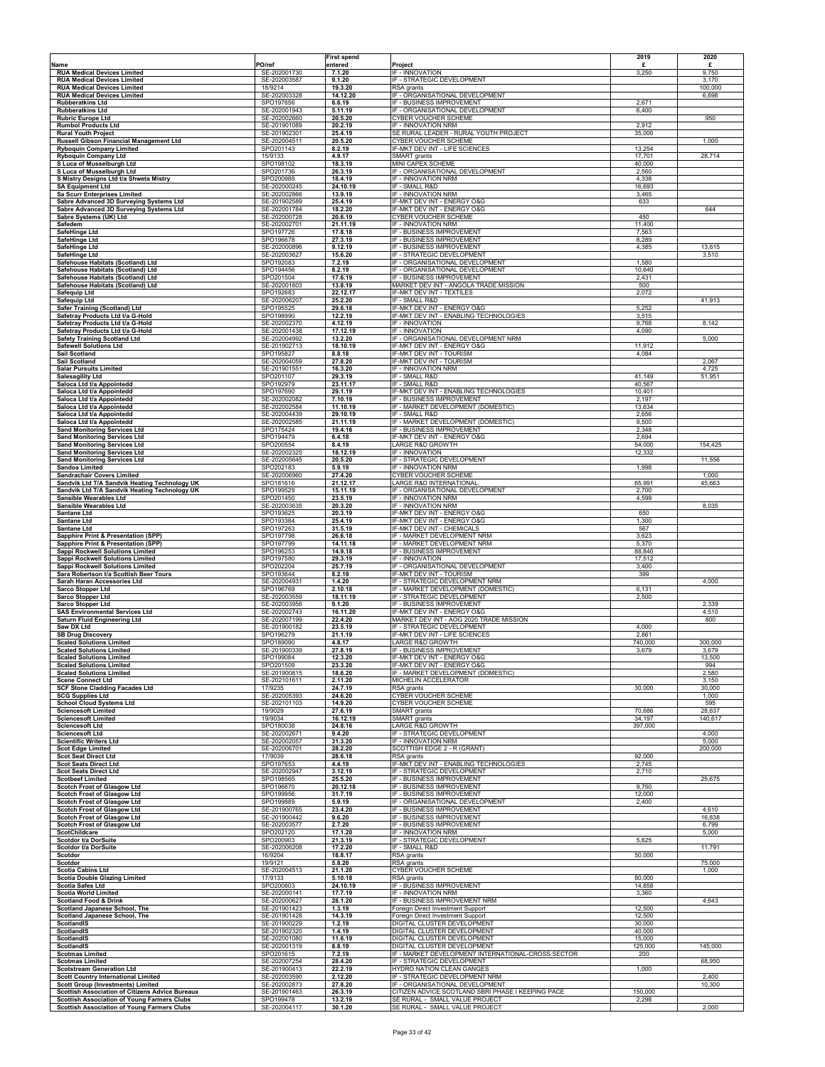| Name | PO/ref | First spend entered | Project | 2019 £ | 2020 £ |
|---|---|---|---|---|---|
| RUA Medical Devices Limited | SE-202001730 | 7.1.20 | IF - INNOVATION | 3,250 | 9,750 |
| RUA Medical Devices Limited | SE-202003587 | 9.1.20 | IF - STRATEGIC DEVELOPMENT | | 3,170 |
| RUA Medical Devices Limited | 18/9214 | 19.3.20 | RSA grants | | 100,000 |
| RUA Medical Devices Limited | SE-202003328 | 14.12.20 | IF - ORGANISATIONAL DEVELOPMENT | | 6,698 |
| Rubberatkins Ltd | SPO197656 | 6.6.19 | IF - BUSINESS IMPROVEMENT | 2,671 | |
| Rubberatkins Ltd | SE-202001943 | 5.11.19 | IF - ORGANISATIONAL DEVELOPMENT | 6,400 | |
| Rubric Europe Ltd | SE-202002660 | 20.5.20 | CYBER VOUCHER SCHEME | | 950 |
| Rumbol Products Ltd | SE-201901089 | 20.2.19 | IF - INNOVATION NRM | 2,912 | |
| Rural Youth Project | SE-201902301 | 25.4.19 | SE RURAL LEADER - RURAL YOUTH PROJECT | 35,000 | |
| Russell Gibson Financial Management Ltd | SE-202004511 | 20.5.20 | CYBER VOUCHER SCHEME | | 1,000 |
| Ryboquin Company Limited | SPO201143 | 8.2.19 | IF-MKT DEV INT - LIFE SCIENCES | 13,254 | |
| Ryboquin Company Ltd | 15/9133 | 4.9.17 | SMART grants | 17,701 | 28,714 |
| S Luca of Musselburgh Ltd | SPO198102 | 18.3.19 | MINI CAPEX SCHEME | 40,000 | |
| S Luca of Musselburgh Ltd | SPO201736 | 26.3.19 | IF - ORGANISATIONAL DEVELOPMENT | 2,560 | |
| S Mistry Designs Ltd t/a Shweta Mistry | SPO200988 | 18.4.19 | IF - INNOVATION NRM | 4,338 | |
| SA Equipment Ltd | SE-202000245 | 24.10.19 | IF - SMALL R&D | 16,693 | |
| Sa Scurr Enterprises Limited | SE-202002866 | 13.9.19 | IF - INNOVATION NRM | 3,465 | |
| Sabre Advanced 3D Surveying Systems Ltd | SE-201902589 | 25.4.19 | IF-MKT DEV INT - ENERGY O&G | 633 | |
| Sabre Advanced 3D Surveying Systems Ltd | SE-202001784 | 18.2.20 | IF-MKT DEV INT - ENERGY O&G | | 644 |
| Sabre Systems (UK) Ltd | SE-202000728 | 20.6.19 | CYBER VOUCHER SCHEME | 450 | |
| Safedem | SE-202002701 | 21.11.19 | IF - INNOVATION NRM | 11,400 | |
| SafeHinge Ltd | SPO197726 | 17.8.18 | IF - BUSINESS IMPROVEMENT | 7,563 | |
| SafeHinge Ltd | SPO196678 | 27.3.19 | IF - BUSINESS IMPROVEMENT | 8,289 | |
| SafeHinge Ltd | SE-202000896 | 9.12.19 | IF - BUSINESS IMPROVEMENT | 4,385 | 13,615 |
| SafeHinge Ltd | SE-202003627 | 15.6.20 | IF - STRATEGIC DEVELOPMENT | | 3,510 |
| Safehouse Habitats (Scotland) Ltd | SPO192083 | 7.2.19 | IF - ORGANISATIONAL DEVELOPMENT | 1,580 | |
| Safehouse Habitats (Scotland) Ltd | SPO194456 | 8.2.19 | IF - ORGANISATIONAL DEVELOPMENT | 10,640 | |
| Safehouse Habitats (Scotland) Ltd | SPO201504 | 17.6.19 | IF - BUSINESS IMPROVEMENT | 2,431 | |
| Safehouse Habitats (Scotland) Ltd | SE-202001603 | 13.8.19 | MARKET DEV INT - ANGOLA TRADE MISSION | 500 | |
| Safequip Ltd | SPO192683 | 22.12.17 | IF-MKT DEV INT - TEXTILES | 2,072 | |
| Safequip Ltd | SE-202006207 | 25.2.20 | IF - SMALL R&D | | 41,913 |
| Safer Training (Scotland) Ltd | SPO195525 | 29.6.18 | IF-MKT DEV INT - ENERGY O&G | 5,252 | |
| Safetray Products Ltd t/a G-Hold | SPO198990 | 12.2.19 | IF-MKT DEV INT - ENABLING TECHNOLOGIES | 3,515 | |
| Safetray Products Ltd t/a G-Hold | SE-202002370 | 4.12.19 | IF - INNOVATION | 9,768 | 8,142 |
| Safetray Products Ltd t/a G-Hold | SE-202001438 | 17.12.19 | IF - INNOVATION | 4,090 | |
| Safety Training Scotland Ltd | SE-202004992 | 13.2.20 | IF - ORGANISATIONAL DEVELOPMENT NRM | | 5,000 |
| Safewell Solutions Ltd | SE-201902713 | 18.10.19 | IF-MKT DEV INT - ENERGY O&G | 11,912 | |
| Sail Scotland | SPO195827 | 8.8.18 | IF-MKT DEV INT - TOURISM | 4,084 | |
| Sail Scotland | SE-202004059 | 27.8.20 | IF-MKT DEV INT - TOURISM | | 2,067 |
| Salar Pursuits Limited | SE-201901551 | 16.3.20 | IF - INNOVATION NRM | | 4,725 |
| Salesagility Ltd | SPO201107 | 29.3.19 | IF - SMALL R&D | 41,149 | 51,951 |
| Saloca Ltd t/a Appointedd | SPO192979 | 23.11.17 | IF - SMALL R&D | 40,567 | |
| Saloca Ltd t/a Appointedd | SPO197690 | 29.1.19 | IF-MKT DEV INT - ENABLING TECHNOLOGIES | 10,401 | |
| Saloca Ltd t/a Appointedd | SE-202002082 | 7.10.19 | IF - BUSINESS IMPROVEMENT | 2,197 | |
| Saloca Ltd t/a Appointedd | SE-202002584 | 11.10.19 | IF - MARKET DEVELOPMENT (DOMESTIC) | 13,634 | |
| Saloca Ltd t/a Appointedd | SE-202004439 | 29.10.19 | IF - SMALL R&D | 2,656 | |
| Saloca Ltd t/a Appointedd | SE-202002585 | 21.11.19 | IF - MARKET DEVELOPMENT (DOMESTIC) | 9,500 | |
| Sand Monitoring Services Ltd | SPO175424 | 19.4.16 | IF - BUSINESS IMPROVEMENT | 2,348 | |
| Sand Monitoring Services Ltd | SPO194479 | 6.4.18 | IF-MKT DEV INT - ENERGY O&G | 2,694 | |
| Sand Monitoring Services Ltd | SPO200554 | 8.4.19 | LARGE R&D GROWTH | 54,000 | 154,425 |
| Sand Monitoring Services Ltd | SE-202002325 | 18.12.19 | IF - INNOVATION | 12,332 | |
| Sand Monitoring Services Ltd | SE-202005645 | 20.5.20 | IF - STRATEGIC DEVELOPMENT | | 11,556 |
| Sandoa Limited | SPO202183 | 5.9.19 | IF - INNOVATION NRM | 1,998 | |
| Sandrachair Covers Limited | SE-202006960 | 27.4.20 | CYBER VOUCHER SCHEME | | 1,000 |
| Sandvik Ltd T/A Sandvik Heating Technology UK | SPO181616 | 21.12.17 | LARGE R&D INTERNATIONAL | 65,991 | 45,663 |
| Sandvik Ltd T/A Sandvik Heating Technology UK | SPO199529 | 15.11.19 | IF - ORGANISATIONAL DEVELOPMENT | 2,700 | |
| Sensible Wearables Ltd | SPO201450 | 23.5.19 | IF - INNOVATION NRM | 4,599 | |
| Sensible Wearables Ltd | SE-202003635 | 20.3.20 | IF - INNOVATION NRM | | 8,035 |
| Santane Ltd | SPO193625 | 20.3.19 | IF-MKT DEV INT - ENERGY O&G | 650 | |
| Santane Ltd | SPO193384 | 25.4.19 | IF-MKT DEV INT - ENERGY O&G | 1,300 | |
| Santane Ltd | SPO197263 | 31.5.19 | IF-MKT DEV INT - CHEMICALS | 567 | |
| Sapphire Print & Presentation (SPP) | SPO197798 | 26.6.18 | IF - MARKET DEVELOPMENT NRM | 3,623 | |
| Sapphire Print & Presentation (SPP) | SPO197799 | 14.11.18 | IF - MARKET DEVELOPMENT NRM | 5,370 | |
| Sappi Rockwell Solutions Limited | SPO196253 | 14.9.18 | IF - BUSINESS IMPROVEMENT | 88,840 | |
| Sappi Rockwell Solutions Limited | SPO197580 | 29.3.19 | IF - INNOVATION | 17,512 | |
| Sappi Rockwell Solutions Limited | SPO202204 | 25.7.19 | IF - ORGANISATIONAL DEVELOPMENT | 3,400 | |
| Sara Robertson t/a Scottish Beer Tours | SPO193644 | 8.2.19 | IF-MKT DEV INT - TOURISM | 399 | |
| Sarah Haran Accessories Ltd | SE-202004931 | 1.4.20 | IF - STRATEGIC DEVELOPMENT NRM | | 4,000 |
| Sarco Stopper Ltd | SPO196769 | 2.10.18 | IF - MARKET DEVELOPMENT (DOMESTIC) | 6,131 | |
| Sarco Stopper Ltd | SE-202003559 | 18.11.19 | IF - STRATEGIC DEVELOPMENT | 2,500 | |
| Sarco Stopper Ltd | SE-202003956 | 9.1.20 | IF - BUSINESS IMPROVEMENT | | 2,339 |
| SAS Environmental Services Ltd | SE-202002743 | 16.11.20 | IF-MKT DEV INT - ENERGY O&G | | 4,510 |
| Saturn Fluid Engineering Ltd | SE-202007199 | 22.4.20 | MARKET DEV INT - AOG 2020 TRADE MISSION | | 800 |
| Saw DX Ltd | SE-201900182 | 23.5.19 | IF - STRATEGIC DEVELOPMENT | 4,000 | |
| SB Drug Discovery | SPO196279 | 21.1.19 | IF-MKT DEV INT - LIFE SCIENCES | 2,861 | |
| Scaled Solutions Limited | SPO189090 | 4.8.17 | LARGE R&D GROWTH | 740,000 | 300,000 |
| Scaled Solutions Limited | SE-201900339 | 27.8.19 | IF - BUSINESS IMPROVEMENT | 3,679 | 3,679 |
| Scaled Solutions Limited | SPO199084 | 12.3.20 | IF-MKT DEV INT - ENERGY O&G | | 13,500 |
| Scaled Solutions Limited | SPO201509 | 23.3.20 | IF-MKT DEV INT - ENERGY O&G | | 994 |
| Scaled Solutions Limited | SE-201900815 | 18.6.20 | IF - MARKET DEVELOPMENT (DOMESTIC) | | 2,580 |
| Scene Connect Ltd | SE-202101611 | 2.11.20 | MICHELIN ACCELERATOR | | 3,150 |
| SCF Stone Cladding Facades Ltd | 17/9235 | 24.7.19 | RSA grants | 30,000 | 30,000 |
| SCG Supplies Ltd | SE-202005393 | 24.6.20 | CYBER VOUCHER SCHEME | | 1,000 |
| School Cloud Systems Ltd | SE-202101103 | 14.9.20 | CYBER VOUCHER SCHEME | | 595 |
| Sciencesoft Limited | 19/9029 | 27.6.19 | SMART grants | 70,686 | 28,637 |
| Sciencesoft Limited | 19/9034 | 16.12.19 | SMART grants | 34,197 | 140,617 |
| Sciencesoft Ltd | SPO180038 | 24.8.16 | LARGE R&D GROWTH | 397,000 | |
| Sciencesoft Ltd | SE-202002671 | 9.4.20 | IF - STRATEGIC DEVELOPMENT | | 4,000 |
| Scientific Writers Ltd | SE-202002057 | 31.3.20 | IF - INNOVATION NRM | | 5,000 |
| Scot Edge Limited | SE-202006701 | 28.2.20 | SCOTTISH EDGE 2 - R (GRANT) | | 200,000 |
| Scot Seat Direct Ltd | 17/9039 | 28.6.18 | RSA grants | 92,000 | |
| Scot Seats Direct Ltd | SPO197653 | 4.4.19 | IF-MKT DEV INT - ENABLING TECHNOLOGIES | 2,745 | |
| Scot Seats Direct Ltd | SE-202002947 | 3.12.19 | IF - STRATEGIC DEVELOPMENT | 2,710 | |
| Scotbeef Limited | SPO198565 | 25.5.20 | IF - BUSINESS IMPROVEMENT | | 25,675 |
| Scotch Frost of Glasgow Ltd | SPO196670 | 20.12.18 | IF - BUSINESS IMPROVEMENT | 9,750 | |
| Scotch Frost of Glasgow Ltd | SPO199956 | 31.7.19 | IF - BUSINESS IMPROVEMENT | 12,000 | |
| Scotch Frost of Glasgow Ltd | SPO199889 | 5.9.19 | IF - ORGANISATIONAL DEVELOPMENT | 2,400 | |
| Scotch Frost of Glasgow Ltd | SE-201900765 | 23.4.20 | IF - BUSINESS IMPROVEMENT | | 4,610 |
| Scotch Frost of Glasgow Ltd | SE-201900442 | 9.6.20 | IF - BUSINESS IMPROVEMENT | | 16,838 |
| Scotch Frost of Glasgow Ltd | SE-202003577 | 2.7.20 | IF - BUSINESS IMPROVEMENT | | 6,799 |
| ScotChildcare | SPO202120 | 17.1.20 | IF - INNOVATION NRM | | 5,000 |
| Scotdor t/a DorSuite | SPO200903 | 21.3.19 | IF - STRATEGIC DEVELOPMENT | 5,625 | |
| Scotdor t/a DorSuite | SE-202006208 | 17.2.20 | IF - SMALL R&D | | 11,791 |
| Scotdor | 16/9204 | 18.8.17 | RSA grants | 50,000 | |
| Scotdor | 19/9121 | 5.8.20 | RSA grants | | 75,000 |
| Scotia Cabins Ltd | SE-202004513 | 21.1.20 | CYBER VOUCHER SCHEME | | 1,000 |
| Scotia Double Glazing Limited | 17/9133 | 5.10.18 | RSA grants | 80,000 | |
| Scotia Safes Ltd | SPO200803 | 24.10.19 | IF - BUSINESS IMPROVEMENT | 14,858 | |
| Scotia World Limited | SE-202000141 | 17.7.19 | IF - INNOVATION NRM | 3,360 | |
| Scotland Food & Drink | SE-202000627 | 28.1.20 | IF - BUSINESS IMPROVEMENT NRM | | 4,643 |
| Scotland Japanese School, The | SE-201901423 | 1.3.19 | Foreign Direct Investment Support | 12,500 | |
| Scotland Japanese School, The | SE-201901428 | 14.3.19 | Foreign Direct Investment Support | 12,500 | |
| ScotlandIS | SE-201900229 | 1.2.19 | DIGITAL CLUSTER DEVELOPMENT | 30,000 | |
| ScotlandIS | SE-201902320 | 1.4.19 | DIGITAL CLUSTER DEVELOPMENT | 40,000 | |
| ScotlandIS | SE-202001080 | 11.6.19 | DIGITAL CLUSTER DEVELOPMENT | 15,000 | |
| ScotlandIS | SE-202001319 | 8.8.19 | DIGITAL CLUSTER DEVELOPMENT | 125,000 | 145,000 |
| Scotmas Limited | SPO201615 | 7.2.19 | IF - MARKET DEVELOPMENT INTERNATIONAL-CROSS SECTOR | 200 | |
| Scotmas Limited | SE-202007254 | 28.4.20 | IF - STRATEGIC DEVELOPMENT | | 68,950 |
| Scotstream Generation Ltd | SE-201900413 | 22.2.19 | HYDRO NATION CLEAN GANGES | 1,000 | |
| Scott Country International Limited | SE-202003590 | 2.12.20 | IF - STRATEGIC DEVELOPMENT NRM | | 2,400 |
| Scott Group (Investments) Limited | SE-202002873 | 27.8.20 | IF - ORGANISATIONAL DEVELOPMENT | | 10,300 |
| Scottish Association of Citizens Advice Bureaux | SE-201901463 | 26.3.19 | CITIZEN ADVICE SCOTLAND SBRI PHASE I KEEPING PACE | 150,000 | |
| Scottish Association of Young Farmers Clubs | SPO199478 | 13.2.19 | SE RURAL - SMALL VALUE PROJECT | 2,298 | |
| Scottish Association of Young Farmers Clubs | SE-202004117 | 30.1.20 | SE RURAL - SMALL VALUE PROJECT | | 2,000 |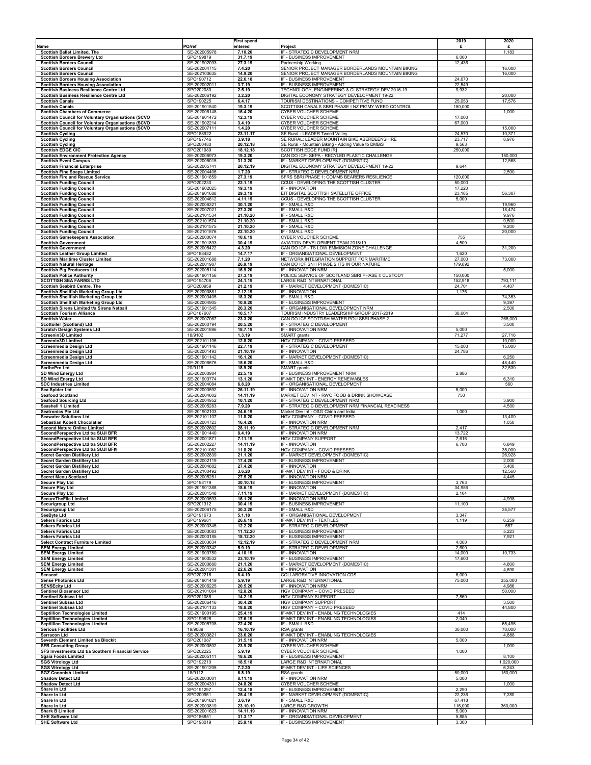| Name | PO/ref | First spend entered | Project | 2019 £ | 2020 £ |
|---|---|---|---|---|---|
| Scottish Ballet Limited, The | SE-202005978 | 7.10.20 | IF - STRATEGIC DEVELOPMENT NRM | | 1,183 |
| Scottish Borders Brewery Ltd | SPO199879 | 31.7.19 | IF - BUSINESS IMPROVEMENT | 6,000 | |
| Scottish Borders Council | SE-201902093 | 27.3.19 | Partnership Working | 12,436 | |
| Scottish Borders Council | SE-202004715 | 7.4.20 | SENIOR PROJECT MANAGER BORDERLANDS MOUNTAIN BIKING | | 16,000 |
| Scottish Borders Council | SE-202100635 | 14.9.20 | SENIOR PROJECT MANAGER BORDERLANDS MOUNTAIN BIKING | | 16,000 |
| Scottish Borders Housing Association | SPO190712 | 22.6.18 | IF - BUSINESS IMPROVEMENT | 24,670 | |
| Scottish Borders Housing Association | SE-202002011 | 3.7.19 | IF - BUSINESS IMPROVEMENT | 22,549 | |
| Scottish Business Resilience Centre Ltd | SPO202080 | 2.5.19 | TECHNOLOGY, ENGINEERING & CI STRATEGY DEV 2016-19 | 9,932 | |
| Scottish Business Resilience Centre Ltd | SE-202006192 | 3.2.20 | DIGITAL ECONOMY STRATEGY DEVELOPMENT 19-22 | | 20,000 |
| Scottish Canals | SPO190225 | 6.4.17 | TOURISM DESTINATIONS – COMPETITIVE FUND | 25,053 | 17,576 |
| Scottish Canals | SE-201901540 | 19.3.19 | SCOTTISH CANALS SBRI PHASE I NZ PIGMY WEED CONTROL | 150,000 | |
| Scottish Chambers of Commerce | SE-202006148 | 16.4.20 | CYBER VOUCHER SCHEME | | 1,000 |
| Scottish Council for Voluntary Organisations (SCVO | SE-201901472 | 12.3.19 | CYBER VOUCHER SCHEME | 17,000 | |
| Scottish Council for Voluntary Organisations (SCVO | SE-201902214 | 3.4.19 | CYBER VOUCHER SCHEME | 67,000 | |
| Scottish Council for Voluntary Organisations (SCVO | SE-202007111 | 1.4.20 | CYBER VOUCHER SCHEME | | 15,000 |
| Scottish Cycling | SPO188922 | 23.11.17 | SE Rural - LEADER Tweed Valley | 24,570 | 10,371 |
| Scottish Cycling | SPO197746 | 3.9.18 | SE RURAL: LEADER MOUNTAIN BIKE ABERDEENSHIRE | 23,717 | 8,976 |
| Scottish Cycling | SPO200480 | 20.12.18 | SE Rural - Mountain Biking - Adding Value to DMBiS | 9,563 | |
| Scottish EDGE CIC | SPO201989 | 18.12.18 | SCOTTISH EDGE FUND [R] | 250,000 | |
| Scottish Environment Protection Agency | SE-202006973 | 19.3.20 | CAN DO ICF- SEPA - RECYLED PLASTIC CHALLENGE | | 150,000 |
| Scottish Event Campus | SE-202005015 | 31.3.20 | IF - MARKET DEVELOPMENT (DOMESTIC) | | 12,568 |
| Scottish Financial Enterprise | SE-202005741 | 20.12.19 | DIGITAL ECONOMY STRATEGY DEVELOPMENT 19-22 | 9,644 | |
| Scottish Fine Soaps Limited | SE-202004406 | 1.7.20 | IF - STRATEGIC DEVELOPMENT NRM | | 2,590 |
| Scottish Fire and Rescue Service | SE-201901859 | 27.3.19 | SFRS SBRI PHASE 1: COMMS BEARERS RESILIENCE | 120,000 | |
| Scottish Funding Council | SPO202230 | 22.1.19 | CCUS - DEVELOPING THE SCOTTISH CLUSTER | 50,000 | |
| Scottish Funding Council | SE-201902025 | 19.3.19 | IF - INNOVATION | 17,220 | |
| Scottish Funding Council | SE-201901688 | 29.3.19 | EIT DIGITAL SCOTTISH SATELLITE OFFICE | 23,185 | 56,307 |
| Scottish Funding Council | SE-202004612 | 4.11.19 | CCUS - DEVELOPING THE SCOTTISH CLUSTER | 5,000 | |
| Scottish Funding Council | SE-202006321 | 30.1.20 | IF - SMALL R&D | | 19,960 |
| Scottish Funding Council | SE-202007021 | 27.3.20 | IF - SMALL R&D | | 18,474 |
| Scottish Funding Council | SE-202101534 | 21.10.20 | IF - SMALL R&D | | 9,976 |
| Scottish Funding Council | SE-202101574 | 21.10.20 | IF - SMALL R&D | | 9,500 |
| Scottish Funding Council | SE-202101575 | 21.10.20 | IF - SMALL R&D | | 9,200 |
| Scottish Funding Council | SE-202101576 | 22.10.20 | IF - SMALL R&D | | 20,000 |
| Scottish Gamekeepers Association | SE-202000074 | 10.6.19 | CYBER VOUCHER SCHEME | 755 | |
| Scottish Government | SE-201901893 | 30.4.19 | AVIATION DEVELOPMENT TEAM 2018/19 | 4,500 | |
| Scottish Government | SE-202005422 | 4.3.20 | CAN DO ICF - TS LOW EMMISION ZONE CHALLENGE | | 31,200 |
| Scottish Leather Group Limited | SPO188482 | 14.7.17 | IF - ORGANISATIONAL DEVELOPMENT | 1,620 | |
| Scottish Maritime Cluster Limited | SE-202001688 | 7.1.20 | NETWORK INTEGRATION SUPPORT FOR MARITIME | 27,000 | 73,000 |
| Scottish Natural Heritage | SE-202001987 | 26.9.19 | CAN DO ICF SNH PHASE 2 ITS IN OUR NATURE | 179,892 | |
| Scottish Pig Producers Ltd | SE-202005114 | 16.9.20 | IF - INNOVATION NRM | | 5,000 |
| Scottish Police Authority | SE-201901156 | 27.3.19 | POLICE SERVICE OF SCOTLAND SBRI PHASE I: CUSTODY | 150,000 | |
| SCOTTISH SEA FARMS LTD | SPO194706 | 24.1.19 | LARGE R&D INTERNATIONAL | 152,918 | 793,111 |
| Scottish Seabird Centre, The | SPO200959 | 21.2.19 | IF - MARKET DEVELOPMENT (DOMESTIC) | 24,701 | 4,407 |
| Scottish Shellfish Marketing Group Ltd | SE-202000881 | 2.12.19 | IF - INNOVATION | 1,176 | |
| Scottish Shellfish Marketing Group Ltd | SE-202003405 | 18.3.20 | IF - SMALL R&D | | 74,353 |
| Scottish Shellfish Marketing Group Ltd | SE-202004905 | 10.9.20 | IF - BUSINESS IMPROVEMENT | | 9,397 |
| Scottish Sirens Limited t/a Sirens Netball | SE-201901345 | 26.3.20 | IF - ORGANISATIONAL DEVELOPMENT NRM | | 2,500 |
| Scottish Tourism Alliance | SPO187607 | 10.5.17 | TOURISM INDUSTRY LEADERSHIP GROUP 2017-2019 | 38,604 | |
| Scottish Water | SE-202007067 | 23.3.20 | CAN DO ICF SCOTTISH WATER POU SBRI PHASE 2 | | 268,000 |
| Scottoiler (Scotland) Ltd | SE-202000794 | 20.5.20 | IF - STRATEGIC DEVELOPMENT | | 3,500 |
| Scratch Design Systems Ltd | SE-202001896 | 18.7.19 | IF - INNOVATION NRM | 5,000 | |
| Screenin3D Limited | 18/9102 | 1.3.19 | SMART grants | 71,277 | 27,716 |
| Screenin3D Limited | SE-202101106 | 12.8.20 | HGV COMPANY – COVID PRESEED | | 10,000 |
| Screenmedia Design Ltd | SE-201901146 | 22.7.19 | IF - STRATEGIC DEVELOPMENT | 15,000 | 15,000 |
| Screenmedia Design Ltd | SE-202001493 | 21.10.19 | IF - INNOVATION | 24,786 | |
| Screenmedia Design Ltd | SE-201901142 | 16.1.20 | IF - MARKET DEVELOPMENT (DOMESTIC) | | 6,250 |
| Screenmedia Design Ltd | SE-202006676 | 15.6.20 | IF - SMALL R&D | | 48,440 |
| ScribePro Ltd | 20/9116 | 18.9.20 | SMART grants | | 32,530 |
| SD Wind Energy Ltd | SE-202000984 | 22.5.19 | IF - BUSINESS IMPROVEMENT NRM | 2,886 | |
| SD Wind Energy Ltd | SE-201900774 | 13.1.20 | IF-MKT DEV INT - ENERGY RENEWABLES | | 6,310 |
| SDC Industries Limited | SE-202004084 | 6.8.20 | IF - ORGANISATIONAL DEVELOPMENT | | 560 |
| Sea Spider Ltd | SE-202003592 | 26.11.19 | IF - INNOVATION NRM | 5,000 | |
| Seafood Scotland | SE-202004602 | 14.11.19 | MARKET DEV INT - RWC FOOD & DRINK SHOWCASE | 750 | |
| Seafood Sourcing Ltd | SE-202004952 | 10.1.20 | IF - STRATEGIC DEVELOPMENT NRM | | 3,900 |
| Seashell 1 Limited | SE-202005283 | 7.9.20 | IF - STRATEGIC DEVELOPMENT NRM FINANCIAL READINESS | | 4,500 |
| Seatronics Pte Ltd | SE-201902103 | 24.6.19 | Market Dev Int - O&G China and India | 1,000 | |
| Seawater Solutions Ltd | SE-202101107 | 11.8.20 | HGV COMPANY – COVID PRESEED | | 13,400 |
| Sebastian Kobelt Chocolatier | SE-202004723 | 16.4.20 | IF - INNOVATION NRM | | 1,050 |
| Second Nature Online Limited | SE-202002602 | 28.11.19 | IF - STRATEGIC DEVELOPMENT NRM | 2,417 | |
| SecondPerspective Ltd t/a SUJI BFR | SE-201901440 | 8.4.19 | IF - INNOVATION NRM | 13,722 | |
| SecondPerspective Ltd t/a SUJI BFR | SE-202001871 | 7.11.19 | HGV COMPANY SUPPORT | 7,616 | |
| SecondPerspective Ltd t/a SUJI BFR | SE-202002227 | 14.11.19 | IF - INNOVATION | 6,708 | 6,849 |
| SecondPerspective Ltd t/a SUJI BFR | SE-202101062 | 11.8.20 | HGV COMPANY – COVID PRESEED | | 35,000 |
| Secret Garden Distillery Ltd | SE-202002839 | 21.1.20 | IF - MARKET DEVELOPMENT (DOMESTIC) | | 26,928 |
| Secret Garden Distillery Ltd | SE-202002119 | 17.4.20 | IF - BUSINESS IMPROVEMENT | | 2,000 |
| Secret Garden Distillery Ltd | SE-202004882 | 27.4.20 | IF - INNOVATION | | 3,400 |
| Secret Garden Distillery Ltd | SE-202100492 | 3.6.20 | IF-MKT DEV INT - FOOD & DRINK | | 12,560 |
| Secret Menu Scotland | SE-202005251 | 27.5.20 | IF - INNOVATION NRM | | 4,445 |
| Secure Play Ltd | SPO198179 | 30.10.18 | IF - BUSINESS IMPROVEMENT | 3,763 | |
| Secure Play Ltd | SE-201901388 | 18.6.19 | IF - INNOVATION | 34,956 | |
| Secure Play Ltd | SE-202001548 | 7.11.19 | IF - MARKET DEVELOPMENT (DOMESTIC) | 2,104 | |
| SecureTheFile Limited | SE-202003593 | 16.1.20 | IF - INNOVATION NRM | | 4,998 |
| Securigroup Ltd | SPO201312 | 30.4.19 | IF - BUSINESS IMPROVEMENT | 11,100 | |
| Securigroup Ltd | SE-202006175 | 30.3.20 | IF - SMALL R&D | | 35,577 |
| SeeByte Ltd | SPO191673 | 5.1.18 | IF - ORGANISATIONAL DEVELOPMENT | 3,347 | |
| Sekers Fabrics Ltd | SPO199681 | 26.6.19 | IF-MKT DEV INT - TEXTILES | 1,119 | 6,259 |
| Sekers Fabrics Ltd | SE-202003345 | 12.2.20 | IF - STRATEGIC DEVELOPMENT | | 557 |
| Sekers Fabrics Ltd | SE-202003083 | 11.12.20 | IF - BUSINESS IMPROVEMENT | | 5,223 |
| Sekers Fabrics Ltd | SE-202000185 | 18.12.20 | IF - BUSINESS IMPROVEMENT | | 7,921 |
| Select Contract Furniture Limited | SE-202003634 | 12.12.19 | IF - STRATEGIC DEVELOPMENT NRM | 4,000 | |
| SEM Energy Limited | SE-202000342 | 5.9.19 | IF - STRATEGIC DEVELOPMENT | 2,600 | |
| SEM Energy Limited | SE-201900750 | 4.10.19 | IF - INNOVATION | 14,000 | 10,733 |
| SEM Energy Limited | SE-201900532 | 23.10.19 | IF - BUSINESS IMPROVEMENT | 17,600 | |
| SEM Energy Limited | SE-202000880 | 21.1.20 | IF - MARKET DEVELOPMENT (DOMESTIC) | | 4,800 |
| SEM Energy Limited | SE-202001301 | 22.6.20 | IF - INNOVATION | | 4,690 |
| Senscot | SPO202216 | 8.4.19 | COLLABORATIVE INNOVATION CDS | 6,000 | |
| Sense Photonics Ltd | SE-201901419 | 5.9.19 | LARGE R&D INTERNATIONAL | 75,000 | 355,000 |
| SENSEcity Ltd | SE-202006225 | 20.5.20 | IF - INNOVATION NRM | | 4,986 |
| Sentinel Biosensor Ltd | SE-202101064 | 12.8.20 | HGV COMPANY – COVID PRESEED | | 50,000 |
| Sentinel Subsea Ltd | SPO201086 | 14.2.19 | HGV COMPANY SUPPORT | 7,860 | |
| Sentinel Subsea Ltd | SE-202006416 | 30.4.20 | HGV COMPANY SUPPORT | | 3,500 |
| Sentinel Subsea Ltd | SE-202101133 | 18.8.20 | HGV COMPANY – COVID PRESEED | | 44,800 |
| Septillion Technologies Limited | SE-201900195 | 25.4.19 | IF-MKT DEV INT - ENABLING TECHNOLOGIES | 414 | |
| Septillion Technologies Limited | SPO199628 | 17.6.19 | IF-MKT DEV INT - ENABLING TECHNOLOGIES | 2,040 | |
| Septillion Technologies Limited | SE-202005708 | 22.4.20 | IF - SMALL R&D | | 65,496 |
| Serious Facilities Ltd | 19/9089 | 16.10.19 | RSA grants | 30,000 | 70,000 |
| Serracon Ltd | SE-202003821 | 23.6.20 | IF-MKT DEV INT - ENABLING TECHNOLOGIES | | 4,888 |
| Seventh Element Limited t/a Blockit | SPO201087 | 31.5.19 | IF - INNOVATION NRM | 5,000 | |
| SFB Consulting Group | SE-202000802 | 23.9.20 | CYBER VOUCHER SCHEME | | 1,000 |
| SFS Investments Ltd t/a Southern Financial Service | SPO202225 | 5.9.19 | CYBER VOUCHER SCHEME | 1,000 | |
| Sgaia Foods Limited | SE-202005111 | 18.6.20 | IF - BUSINESS IMPROVEMENT | | 8,100 |
| SGS Vitrology Ltd | SPO192210 | 18.5.18 | LARGE R&D INTERNATIONAL | | 1,020,000 |
| SGS Vitrology Ltd | SE-201901205 | 7.2.20 | IF-MKT DEV INT - LIFE SCIENCES | | 6,243 |
| SGZ Cononish Limited | 18/9112 | 6.8.19 | RSA grants | 50,000 | 150,000 |
| Shadow Detect Ltd | SE-202003001 | 8.11.19 | IF - INNOVATION NRM | 5,000 | |
| Shadow Detect Ltd | SE-202004331 | 24.8.20 | CYBER VOUCHER SCHEME | | 1,000 |
| Share In Ltd | SPO191297 | 12.4.18 | IF - BUSINESS IMPROVEMENT | 2,290 | |
| Share In Ltd | SPO200951 | 25.4.19 | IF - MARKET DEVELOPMENT (DOMESTIC) | 22,236 | 7,280 |
| Share In Ltd | SE-201901821 | 3.6.19 | IF - SMALL R&D | 67,418 | |
| Share In Ltd | SE-202003819 | 23.10.19 | LARGE R&D GROWTH | 116,000 | 360,000 |
| Shark B Limited | SE-202001623 | 14.11.19 | IF - INNOVATION NRM | 5,000 | |
| SHE Software Ltd | SPO186851 | 31.3.17 | IF - ORGANISATIONAL DEVELOPMENT | 5,885 | |
| SHE Software Ltd | SPO198019 | 25.9.18 | IF - BUSINESS IMPROVEMENT | 3,300 | |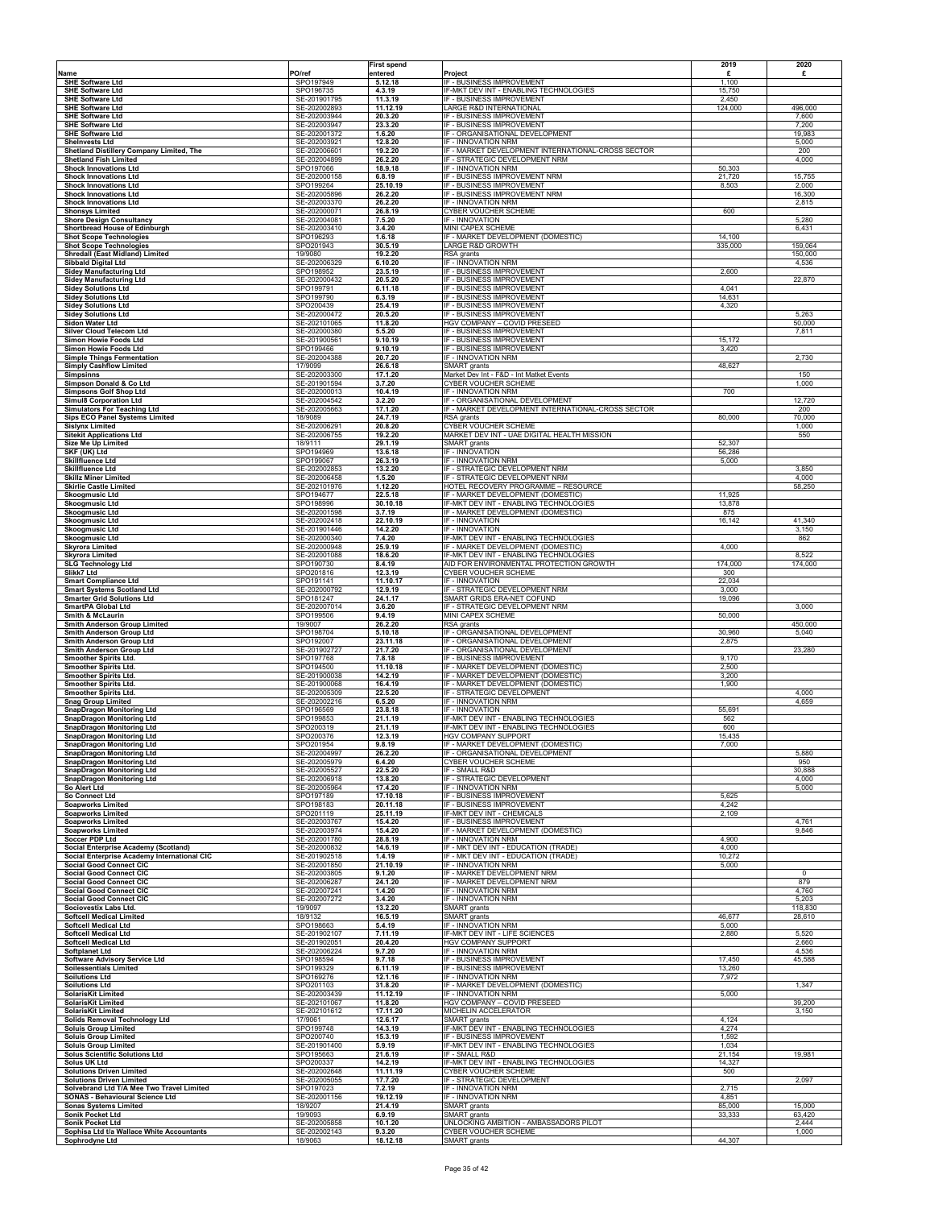| Name | PO/ref | First spend entered | Project | 2019 £ | 2020 £ |
|---|---|---|---|---|---|
| SHE Software Ltd | SPO197949 | 5.12.18 | IF - BUSINESS IMPROVEMENT | 1,100 | |
| SHE Software Ltd | SPO196735 | 4.3.19 | IF-MKT DEV INT - ENABLING TECHNOLOGIES | 15,750 | |
| SHE Software Ltd | SE-201901795 | 11.3.19 | IF - BUSINESS IMPROVEMENT | 2,450 | |
| SHE Software Ltd | SE-202002893 | 11.12.19 | LARGE R&D INTERNATIONAL | 124,000 | 496,000 |
| SHE Software Ltd | SE-202003944 | 20.3.20 | IF - BUSINESS IMPROVEMENT | | 7,600 |
| SHE Software Ltd | SE-202003947 | 23.3.20 | IF - BUSINESS IMPROVEMENT | | 7,200 |
| SHE Software Ltd | SE-202001372 | 1.6.20 | IF - ORGANISATIONAL DEVELOPMENT | | 19,983 |
| SheInvests Ltd | SE-202003921 | 12.8.20 | IF - INNOVATION NRM | | 5,000 |
| Shetland Distillery Company Limited, The | SE-202006601 | 19.2.20 | IF - MARKET DEVELOPMENT INTERNATIONAL-CROSS SECTOR | | 200 |
| Shetland Fish Limited | SE-202004899 | 26.2.20 | IF - STRATEGIC DEVELOPMENT NRM | | 4,000 |
| Shock Innovations Ltd | SPO197066 | 18.9.18 | IF - INNOVATION NRM | 50,303 | |
| Shock Innovations Ltd | SE-202000158 | 6.8.19 | IF - BUSINESS IMPROVEMENT NRM | 21,720 | 15,755 |
| Shock Innovations Ltd | SPO199264 | 25.10.19 | IF - BUSINESS IMPROVEMENT | 8,503 | 2,000 |
| Shock Innovations Ltd | SE-202005896 | 26.2.20 | IF - BUSINESS IMPROVEMENT NRM | | 16,300 |
| Shock Innovations Ltd | SE-202003370 | 26.2.20 | IF - INNOVATION NRM | | 2,815 |
| Shonsys Limited | SE-202000071 | 26.8.19 | CYBER VOUCHER SCHEME | 600 | |
| Shore Design Consultancy | SE-202004081 | 7.5.20 | IF - INNOVATION | | 5,280 |
| Shortbread House of Edinburgh | SE-202003410 | 3.4.20 | MINI CAPEX SCHEME | | 6,431 |
| Shot Scope Technologies | SPO196293 | 1.6.18 | IF - MARKET DEVELOPMENT (DOMESTIC) | 14,100 | |
| Shot Scope Technologies | SPO201943 | 30.5.19 | LARGE R&D GROWTH | 335,000 | 159,064 |
| Shredall (East Midland) Limited | 19/9080 | 19.2.20 | RSA grants | | 150,000 |
| Sibbald Digital Ltd | SE-202006329 | 6.10.20 | IF - INNOVATION NRM | | 4,536 |
| Sidey Manufacturing Ltd | SPO198952 | 23.5.19 | IF - BUSINESS IMPROVEMENT | 2,600 | |
| Sidey Manufacturing Ltd | SE-202000432 | 20.5.20 | IF - BUSINESS IMPROVEMENT | | 22,870 |
| Sidey Solutions Ltd | SPO199791 | 6.11.18 | IF - BUSINESS IMPROVEMENT | 4,041 | |
| Sidey Solutions Ltd | SPO199790 | 6.3.19 | IF - BUSINESS IMPROVEMENT | 14,631 | |
| Sidey Solutions Ltd | SPO200439 | 25.4.19 | IF - BUSINESS IMPROVEMENT | 4,320 | |
| Sidey Solutions Ltd | SE-202000472 | 20.5.20 | IF - BUSINESS IMPROVEMENT | | 5,263 |
| Sidon Water Ltd | SE-202101065 | 11.8.20 | HGV COMPANY – COVID PRESEED | | 50,000 |
| Silver Cloud Telecom Ltd | SE-202000380 | 5.5.20 | IF - BUSINESS IMPROVEMENT | | 7,811 |
| Simon Howie Foods Ltd | SE-201900561 | 9.10.19 | IF - BUSINESS IMPROVEMENT | 15,172 | |
| Simon Howie Foods Ltd | SPO199466 | 9.10.19 | IF - BUSINESS IMPROVEMENT | 3,420 | |
| Simple Things Fermentation | SE-202004388 | 20.7.20 | IF - INNOVATION NRM | | 2,730 |
| Simply Cashflow Limited | 17/9099 | 26.6.18 | SMART grants | 48,627 | |
| Simpsinns | SE-202003300 | 17.1.20 | Market Dev Int - F&D - Int Matket Events | | 150 |
| Simpson Donald & Co Ltd | SE-201901594 | 3.7.20 | CYBER VOUCHER SCHEME | | 1,000 |
| Simpsons Golf Shop Ltd | SE-202000013 | 10.4.19 | IF - INNOVATION NRM | 700 | |
| Simul8 Corporation Ltd | SE-202004542 | 3.2.20 | IF - ORGANISATIONAL DEVELOPMENT | | 12,720 |
| Simulators For Teaching Ltd | SE-202005663 | 17.1.20 | IF - MARKET DEVELOPMENT INTERNATIONAL-CROSS SECTOR | | 200 |
| Sips ECO Panel Systems Limited | 18/9089 | 24.7.19 | RSA grants | 80,000 | 70,000 |
| Sislynx Limited | SE-202006291 | 20.8.20 | CYBER VOUCHER SCHEME | | 1,000 |
| Sitekit Applications Ltd | SE-202006755 | 19.2.20 | MARKET DEV INT - UAE DIGITAL HEALTH MISSION | | 550 |
| Size Me Up Limited | 18/9111 | 29.1.19 | SMART grants | 52,307 | |
| SKF (UK) Ltd | SPO194969 | 13.6.18 | IF - INNOVATION | 56,286 | |
| Skillfluence Ltd | SPO199067 | 26.3.19 | IF - INNOVATION NRM | 5,000 | |
| Skillfluence Ltd | SE-202002853 | 13.2.20 | IF - STRATEGIC DEVELOPMENT NRM | | 3,850 |
| Skillz Miner Limited | SE-202006458 | 1.5.20 | IF - STRATEGIC DEVELOPMENT NRM | | 4,000 |
| Skirlie Castle Limited | SE-202101976 | 1.12.20 | HOTEL RECOVERY PROGRAMME – RESOURCE | | 58,250 |
| Skoogmusic Ltd | SPO194677 | 22.5.18 | IF - MARKET DEVELOPMENT (DOMESTIC) | 11,925 | |
| Skoogmusic Ltd | SPO198996 | 30.10.18 | IF-MKT DEV INT - ENABLING TECHNOLOGIES | 13,878 | |
| Skoogmusic Ltd | SE-202001598 | 3.7.19 | IF - MARKET DEVELOPMENT (DOMESTIC) | 875 | |
| Skoogmusic Ltd | SE-202002418 | 22.10.19 | IF - INNOVATION | 16,142 | 41,340 |
| Skoogmusic Ltd | SE-201901446 | 14.2.20 | IF - INNOVATION | | 3,150 |
| Skoogmusic Ltd | SE-202000340 | 7.4.20 | IF-MKT DEV INT - ENABLING TECHNOLOGIES | | 862 |
| Skyrora Limited | SE-202000948 | 25.9.19 | IF - MARKET DEVELOPMENT (DOMESTIC) | 4,000 | |
| Skyrora Limited | SE-202001088 | 18.6.20 | IF-MKT DEV INT - ENABLING TECHNOLOGIES | | 8,522 |
| SLG Technology Ltd | SPO190730 | 8.4.19 | AID FOR ENVIRONMENTAL PROTECTION GROWTH | 174,000 | 174,000 |
| Slikk7 Ltd | SPO201816 | 12.3.19 | CYBER VOUCHER SCHEME | 300 | |
| Smart Compliance Ltd | SPO191141 | 11.10.17 | IF - INNOVATION | 22,034 | |
| Smart Systems Scotland Ltd | SE-202000792 | 12.9.19 | IF - STRATEGIC DEVELOPMENT NRM | 3,000 | |
| Smarter Grid Solutions Ltd | SPO181247 | 24.1.17 | SMART GRIDS ERA-NET COFUND | 19,096 | |
| SmartPA Global Ltd | SE-202007014 | 3.6.20 | IF - STRATEGIC DEVELOPMENT NRM | | 3,000 |
| Smith & McLaurin | SPO199506 | 9.4.19 | MINI CAPEX SCHEME | 50,000 | |
| Smith Anderson Group Limited | 19/9007 | 26.2.20 | RSA grants | | 450,000 |
| Smith Anderson Group Ltd | SPO198704 | 5.10.18 | IF - ORGANISATIONAL DEVELOPMENT | 30,960 | 5,040 |
| Smith Anderson Group Ltd | SPO192007 | 23.11.18 | IF - ORGANISATIONAL DEVELOPMENT | 2,875 | |
| Smith Anderson Group Ltd | SE-201902727 | 21.7.20 | IF - ORGANISATIONAL DEVELOPMENT | | 23,280 |
| Smoother Spirits Ltd. | SPO197768 | 7.8.18 | IF - BUSINESS IMPROVEMENT | 9,170 | |
| Smoother Spirits Ltd. | SPO194500 | 11.10.18 | IF - MARKET DEVELOPMENT (DOMESTIC) | 2,500 | |
| Smoother Spirits Ltd. | SE-201900038 | 14.2.19 | IF - MARKET DEVELOPMENT (DOMESTIC) | 3,200 | |
| Smoother Spirits Ltd. | SE-201900068 | 16.4.19 | IF - MARKET DEVELOPMENT (DOMESTIC) | 1,900 | |
| Smoother Spirits Ltd. | SE-202005309 | 22.5.20 | IF - STRATEGIC DEVELOPMENT | | 4,000 |
| Snag Group Limited | SE-202002216 | 6.5.20 | IF - INNOVATION NRM | | 4,659 |
| SnapDragon Monitoring Ltd | SPO196569 | 23.8.18 | IF - INNOVATION | 55,691 | |
| SnapDragon Monitoring Ltd | SPO199853 | 21.1.19 | IF-MKT DEV INT - ENABLING TECHNOLOGIES | 562 | |
| SnapDragon Monitoring Ltd | SPO200319 | 21.1.19 | IF-MKT DEV INT - ENABLING TECHNOLOGIES | 600 | |
| SnapDragon Monitoring Ltd | SPO200376 | 12.3.19 | HGV COMPANY SUPPORT | 15,435 | |
| SnapDragon Monitoring Ltd | SPO201954 | 9.8.19 | IF - MARKET DEVELOPMENT (DOMESTIC) | 7,000 | |
| SnapDragon Monitoring Ltd | SE-202004997 | 26.2.20 | IF - ORGANISATIONAL DEVELOPMENT | | 5,880 |
| SnapDragon Monitoring Ltd | SE-202005979 | 6.4.20 | CYBER VOUCHER SCHEME | | 950 |
| SnapDragon Monitoring Ltd | SE-202005527 | 22.5.20 | IF - SMALL R&D | | 30,888 |
| SnapDragon Monitoring Ltd | SE-202006918 | 13.8.20 | IF - STRATEGIC DEVELOPMENT | | 4,000 |
| So Alert Ltd | SE-202005964 | 17.4.20 | IF - INNOVATION NRM | | 5,000 |
| So Connect Ltd | SPO197189 | 17.10.18 | IF - BUSINESS IMPROVEMENT | 5,625 | |
| Soapworks Limited | SPO198183 | 20.11.18 | IF - BUSINESS IMPROVEMENT | 4,242 | |
| Soapworks Limited | SPO201119 | 25.11.19 | IF-MKT DEV INT - CHEMICALS | 2,109 | |
| Soapworks Limited | SE-202003767 | 15.4.20 | IF - BUSINESS IMPROVEMENT | | 4,761 |
| Soapworks Limited | SE-202003974 | 15.4.20 | IF - MARKET DEVELOPMENT (DOMESTIC) | | 9,846 |
| Soccer PDP Ltd | SE-202001780 | 28.8.19 | IF - INNOVATION NRM | 4,900 | |
| Social Enterprise Academy (Scotland) | SE-202000832 | 14.6.19 | IF - MKT DEV INT - EDUCATION (TRADE) | 4,000 | |
| Social Enterprise Academy International CIC | SE-201902518 | 1.4.19 | IF - MKT DEV INT - EDUCATION (TRADE) | 10,272 | |
| Social Good Connect CIC | SE-202001850 | 21.10.19 | IF - INNOVATION NRM | 5,000 | |
| Social Good Connect CIC | SE-202003805 | 9.1.20 | IF - MARKET DEVELOPMENT NRM | | 0 |
| Social Good Connect CIC | SE-202006287 | 24.1.20 | IF - MARKET DEVELOPMENT NRM | | 879 |
| Social Good Connect CIC | SE-202007241 | 1.4.20 | IF - INNOVATION NRM | | 4,760 |
| Social Good Connect CIC | SE-202007272 | 3.4.20 | IF - INNOVATION NRM | | 5,203 |
| Sociovestix Labs Ltd. | 19/9097 | 13.2.20 | SMART grants | | 118,830 |
| Softcell Medical Limited | 18/9132 | 16.5.19 | SMART grants | 46,677 | 28,610 |
| Softcell Medical Ltd | SPO198663 | 5.4.19 | IF - INNOVATION NRM | 5,000 | |
| Softcell Medical Ltd | SE-201902107 | 7.11.19 | IF-MKT DEV INT - LIFE SCIENCES | 2,880 | 5,520 |
| Softcell Medical Ltd | SE-201902051 | 20.4.20 | HGV COMPANY SUPPORT | | 2,660 |
| Softplanet Ltd | SE-202006224 | 9.7.20 | IF - INNOVATION NRM | | 4,536 |
| Software Advisory Service Ltd | SPO198594 | 9.7.18 | IF - BUSINESS IMPROVEMENT | 17,450 | 45,588 |
| Soilessentials Limited | SPO199329 | 6.11.19 | IF - BUSINESS IMPROVEMENT | 13,260 | |
| Soilutions Ltd | SPO169276 | 12.1.16 | IF - INNOVATION NRM | 7,972 | |
| Soilutions Ltd | SPO201103 | 31.8.20 | IF - MARKET DEVELOPMENT (DOMESTIC) | | 1,347 |
| SolarisKit Limited | SE-202003439 | 11.12.19 | IF - INNOVATION NRM | 5,000 | |
| SolarisKit Limited | SE-202101067 | 11.8.20 | HGV COMPANY – COVID PRESEED | | 39,200 |
| SolarisKit Limited | SE-202101612 | 17.11.20 | MICHELIN ACCELERATOR | | 3,150 |
| Solids Removal Technology Ltd | 17/9061 | 12.6.17 | SMART grants | 4,124 | |
| Soluis Group Limited | SPO199748 | 14.3.19 | IF-MKT DEV INT - ENABLING TECHNOLOGIES | 4,274 | |
| Soluis Group Limited | SPO200740 | 15.3.19 | IF - BUSINESS IMPROVEMENT | 1,592 | |
| Soluis Group Limited | SE-201901400 | 5.9.19 | IF-MKT DEV INT - ENABLING TECHNOLOGIES | 1,034 | |
| Solus Scientific Solutions Ltd | SPO195663 | 21.6.19 | IF - SMALL R&D | 21,154 | 19,981 |
| Solus UK Ltd | SPO200337 | 14.2.19 | IF-MKT DEV INT - ENABLING TECHNOLOGIES | 14,327 | |
| Solutions Driven Limited | SE-202002648 | 11.11.19 | CYBER VOUCHER SCHEME | 500 | |
| Solutions Driven Limited | SE-202005055 | 17.7.20 | IF - STRATEGIC DEVELOPMENT | | 2,097 |
| Solvebrand Ltd T/A Mee Two Travel Limited | SPO197023 | 7.2.19 | IF - INNOVATION NRM | 2,715 | |
| SONAS - Behavioural Science Ltd | SE-202001156 | 19.12.19 | IF - INNOVATION NRM | 4,851 | |
| Sonas Systems Limited | 18/9207 | 21.4.19 | SMART grants | 85,000 | 15,000 |
| Sonik Pocket Ltd | 19/9093 | 6.9.19 | SMART grants | 33,333 | 63,420 |
| Sonik Pocket Ltd | SE-202005858 | 10.1.20 | UNLOCKING AMBITION - AMBASSADORS PILOT | | 2,444 |
| Sophisa Ltd t/a Wallace White Accountants | SE-202002143 | 9.3.20 | CYBER VOUCHER SCHEME | | 1,000 |
| Sophrodyne Ltd | 18/9063 | 18.12.18 | SMART grants | 44,307 | |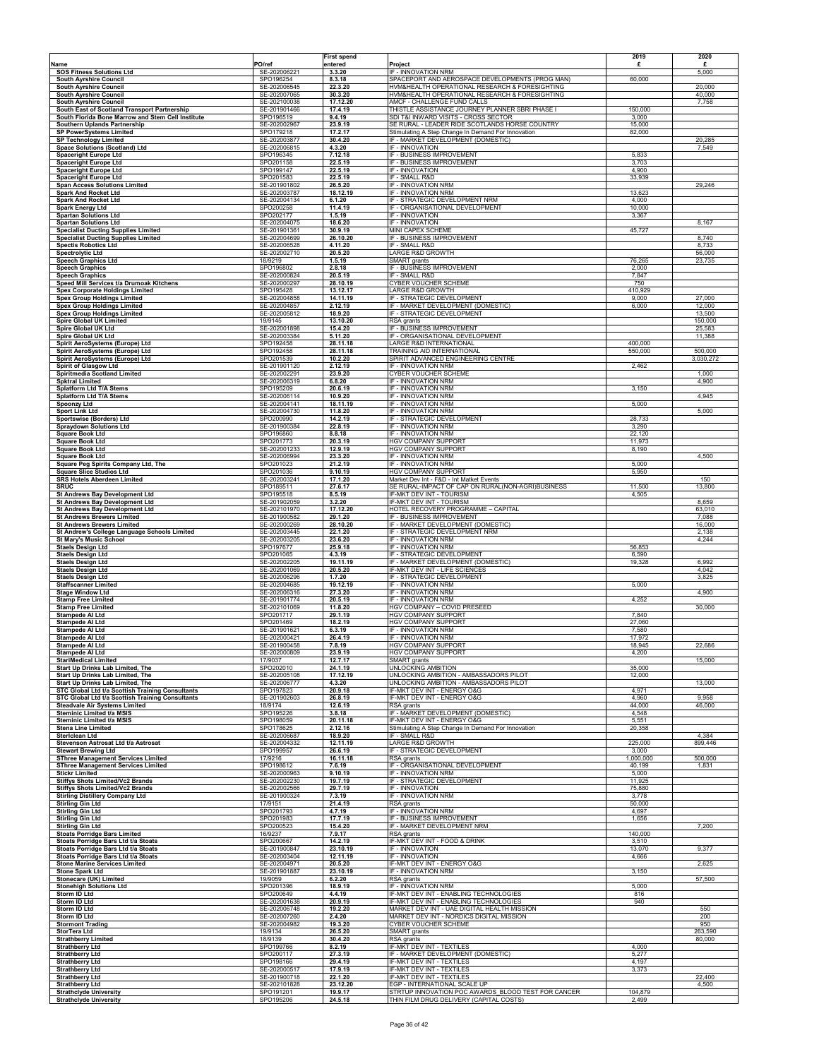| Name | PO/ref | First spend entered | Project | 2019 £ | 2020 £ |
|---|---|---|---|---|---|
| SOS Fitness Solutions Ltd | SE-202006221 | 3.3.20 | IF - INNOVATION NRM | | 5,000 |
| South Ayrshire Council | SPO196254 | 8.3.18 | SPACEPORT AND AEROSPACE DEVELOPMENTS (PROG MAN) | 60,000 | |
| South Ayrshire Council | SE-202006545 | 22.3.20 | HVM&HEALTH OPERATIONAL RESEARCH & FORESIGHTING | | 20,000 |
| South Ayrshire Council | SE-202007065 | 30.3.20 | HVM&HEALTH OPERATIONAL RESEARCH & FORESIGHTING | | 40,000 |
| South Ayrshire Council | SE-202100038 | 17.12.20 | AMCF - CHALLENGE FUND CALLS | | 7,758 |
| South East of Scotland Transport Partnership | SE-201901466 | 17.4.19 | THISTLE ASSISTANCE JOURNEY PLANNER SBRI PHASE I | 150,000 | |
| South Florida Bone Marrow and Stem Cell Institute | SPO196519 | 9.4.19 | SDI T&I INWARD VISITS - CROSS SECTOR | 3,000 | |
| Southern Uplands Partnership | SE-202002967 | 23.9.19 | SE RURAL - LEADER RIDE SCOTLANDS HORSE COUNTRY | 15,000 | |
| SP PowerSystems Limited | SPO179218 | 17.2.17 | Stimulating A Step Change In Demand For Innovation | 82,000 | |
| SP Technology Limited | SE-202003877 | 30.4.20 | IF - MARKET DEVELOPMENT (DOMESTIC) | | 20,285 |
| Space Solutions (Scotland) Ltd | SE-202006815 | 4.3.20 | IF - INNOVATION | | 7,549 |
| Spaceright Europe Ltd | SPO196345 | 7.12.18 | IF - BUSINESS IMPROVEMENT | 5,833 | |
| Spaceright Europe Ltd | SPO201158 | 22.5.19 | IF - BUSINESS IMPROVEMENT | 3,703 | |
| Spaceright Europe Ltd | SPO199147 | 22.5.19 | IF - INNOVATION | 4,900 | |
| Spaceright Europe Ltd | SPO201583 | 22.5.19 | IF - SMALL R&D | 33,939 | |
| Span Access Solutions Limited | SE-201901802 | 26.5.20 | IF - INNOVATION NRM | | 29,246 |
| Spark And Rocket Ltd | SE-202003787 | 18.12.19 | IF - INNOVATION NRM | 13,623 | |
| Spark And Rocket Ltd | SE-202004134 | 6.1.20 | IF - STRATEGIC DEVELOPMENT NRM | 4,000 | |
| Spark Energy Ltd | SPO200258 | 11.4.19 | IF - ORGANISATIONAL DEVELOPMENT | 10,000 | |
| Spartan Solutions Ltd | SPO202177 | 1.5.19 | IF - INNOVATION | 3,367 | |
| Spartan Solutions Ltd | SE-202004075 | 18.6.20 | IF - INNOVATION | | 8,167 |
| Specialist Ducting Supplies Limited | SE-201901361 | 30.9.19 | MINI CAPEX SCHEME | 45,727 | |
| Specialist Ducting Supplies Limited | SE-202004699 | 26.10.20 | IF - BUSINESS IMPROVEMENT | | 8,740 |
| Spectis Robotics Ltd | SE-202006528 | 4.11.20 | IF - SMALL R&D | | 8,733 |
| Spectrolytic Ltd | SE-202002710 | 20.5.20 | LARGE R&D GROWTH | | 56,000 |
| Speech Graphics Ltd | 18/9219 | 1.5.19 | SMART grants | 76,265 | 23,735 |
| Speech Graphics | SPO196802 | 2.8.18 | IF - BUSINESS IMPROVEMENT | 2,000 | |
| Speech Graphics | SE-202000824 | 20.5.19 | IF - SMALL R&D | 7,847 | |
| Speed Mill Services t/a Drumoak Kitchens | SE-202000297 | 28.10.19 | CYBER VOUCHER SCHEME | 750 | |
| Spex Corporate Holdings Limited | SPO195428 | 13.12.17 | LARGE R&D GROWTH | 410,929 | |
| Spex Group Holdings Limited | SE-202004858 | 14.11.19 | IF - STRATEGIC DEVELOPMENT | 9,000 | 27,000 |
| Spex Group Holdings Limited | SE-202004857 | 2.12.19 | IF - MARKET DEVELOPMENT (DOMESTIC) | 6,000 | 12,000 |
| Spex Group Holdings Limited | SE-202005812 | 18.9.20 | IF - STRATEGIC DEVELOPMENT | | 13,500 |
| Spire Global UK Limited | 19/9145 | 13.10.20 | RSA grants | | 150,000 |
| Spire Global UK Ltd | SE-202001898 | 15.4.20 | IF - BUSINESS IMPROVEMENT | | 25,583 |
| Spire Global UK Ltd | SE-202003384 | 5.11.20 | IF - ORGANISATIONAL DEVELOPMENT | | 11,388 |
| Spirit AeroSystems (Europe) Ltd | SPO192458 | 28.11.18 | LARGE R&D INTERNATIONAL | 400,000 | |
| Spirit AeroSystems (Europe) Ltd | SPO192458 | 28.11.18 | TRAINING AID INTERNATIONAL | 550,000 | 500,000 |
| Spirit AeroSystems (Europe) Ltd | SPO201539 | 10.2.20 | SPIRIT ADVANCED ENGINEERING CENTRE | | 3,030,272 |
| Spirit of Glasgow Ltd | SE-201901120 | 2.12.19 | IF - INNOVATION NRM | 2,462 | |
| Spiritmedia Scotland Limited | SE-202002291 | 23.9.20 | CYBER VOUCHER SCHEME | | 1,000 |
| Spktral Limited | SE-202006319 | 6.8.20 | IF - INNOVATION NRM | | 4,900 |
| Splatform Ltd T/A Stems | SPO195209 | 20.6.19 | IF - INNOVATION NRM | 3,150 | |
| Splatform Ltd T/A Stems | SE-202006114 | 10.9.20 | IF - INNOVATION NRM | | 4,945 |
| Spoonzy Ltd | SE-202004141 | 18.11.19 | IF - INNOVATION NRM | 5,000 | |
| Sport Link Ltd | SE-202004730 | 11.8.20 | IF - INNOVATION NRM | | 5,000 |
| Sportswise (Borders) Ltd | SPO200990 | 14.2.19 | IF - STRATEGIC DEVELOPMENT | 28,733 | |
| Spraydown Solutions Ltd | SE-201900384 | 22.8.19 | IF - INNOVATION NRM | 3,290 | |
| Square Book Ltd | SPO196860 | 8.8.18 | IF - INNOVATION NRM | 22,120 | |
| Square Book Ltd | SPO201773 | 20.3.19 | HGV COMPANY SUPPORT | 11,973 | |
| Square Book Ltd | SE-202001233 | 12.9.19 | HGV COMPANY SUPPORT | 8,190 | |
| Square Book Ltd | SE-202006994 | 23.3.20 | IF - INNOVATION NRM | | 4,500 |
| Square Peg Spirits Company Ltd, The | SPO201023 | 21.2.19 | IF - INNOVATION NRM | 5,000 | |
| Square Slice Studios Ltd | SPO201036 | 9.10.19 | HGV COMPANY SUPPORT | 5,950 | |
| SRS Hotels Aberdeen Limited | SE-202003241 | 17.1.20 | Market Dev Int - F&D - Int Matket Events | | 150 |
| SRUC | SPO189511 | 27.6.17 | SE RURAL-IMPACT OF CAP ON RURAL(NON-AGRI)BUSINESS | 11,500 | 13,800 |
| St Andrews Bay Development Ltd | SPO195518 | 8.5.19 | IF-MKT DEV INT - TOURISM | 4,505 | |
| St Andrews Bay Development Ltd | SE-201902059 | 3.2.20 | IF-MKT DEV INT - TOURISM | | 8,659 |
| St Andrews Bay Development Ltd | SE-202101970 | 17.12.20 | HOTEL RECOVERY PROGRAMME – CAPITAL | | 63,010 |
| St Andrews Brewers Limited | SE-201900582 | 29.1.20 | IF - BUSINESS IMPROVEMENT | | 7,088 |
| St Andrews Brewers Limited | SE-202000269 | 28.10.20 | IF - MARKET DEVELOPMENT (DOMESTIC) | | 16,000 |
| St Andrew's College Language Schools Limited | SE-202003445 | 22.1.20 | IF - STRATEGIC DEVELOPMENT NRM | | 2,138 |
| St Mary's Music School | SE-202003205 | 23.6.20 | IF - INNOVATION NRM | | 4,244 |
| Staels Design Ltd | SPO197677 | 25.9.18 | IF - INNOVATION NRM | 56,853 | |
| Staels Design Ltd | SPO201065 | 4.3.19 | IF - STRATEGIC DEVELOPMENT | 6,590 | |
| Staels Design Ltd | SE-202002205 | 19.11.19 | IF - MARKET DEVELOPMENT (DOMESTIC) | 19,328 | 6,992 |
| Staels Design Ltd | SE-202001069 | 20.5.20 | IF-MKT DEV INT - LIFE SCIENCES | | 4,042 |
| Staels Design Ltd | SE-202006296 | 1.7.20 | IF - STRATEGIC DEVELOPMENT | | 3,825 |
| Staffscanner Limited | SE-202004685 | 19.12.19 | IF - INNOVATION NRM | 5,000 | |
| Stage Window Ltd | SE-202006316 | 27.3.20 | IF - INNOVATION NRM | | 4,900 |
| Stamp Free Limited | SE-201901774 | 20.5.19 | IF - INNOVATION NRM | 4,252 | |
| Stamp Free Limited | SE-202101069 | 11.8.20 | HGV COMPANY – COVID PRESEED | | 30,000 |
| Stampede AI Ltd | SPO201717 | 29.1.19 | HGV COMPANY SUPPORT | 7,840 | |
| Stampede AI Ltd | SPO201469 | 18.2.19 | HGV COMPANY SUPPORT | 27,060 | |
| Stampede AI Ltd | SE-201901621 | 6.3.19 | IF - INNOVATION NRM | 7,580 | |
| Stampede AI Ltd | SE-202000421 | 26.4.19 | IF - INNOVATION NRM | 17,972 | |
| Stampede AI Ltd | SE-201900458 | 7.8.19 | HGV COMPANY SUPPORT | 18,945 | 22,686 |
| Stampede AI Ltd | SE-202000809 | 23.9.19 | HGV COMPANY SUPPORT | 4,200 | |
| StariMedical Limited | 17/9037 | 12.7.17 | SMART grants | | 15,000 |
| Start Up Drinks Lab Limited, The | SPO202010 | 24.1.19 | UNLOCKING AMBITION | 35,000 | |
| Start Up Drinks Lab Limited, The | SE-202005108 | 17.12.19 | UNLOCKING AMBITION - AMBASSADORS PILOT | 12,000 | |
| Start Up Drinks Lab Limited, The | SE-202006777 | 4.3.20 | UNLOCKING AMBITION - AMBASSADORS PILOT | | 13,000 |
| STC Global Ltd t/a Scottish Training Consultants | SPO197823 | 20.9.18 | IF-MKT DEV INT - ENERGY O&G | 4,971 | |
| STC Global Ltd t/a Scottish Training Consultants | SE-201902603 | 26.8.19 | IF-MKT DEV INT - ENERGY O&G | 4,960 | 9,958 |
| Steadvale Air Systems Limited | 18/9174 | 12.6.19 | RSA grants | 44,000 | 46,000 |
| Steminic Limited t/a MSIS | SPO195226 | 3.8.18 | IF - MARKET DEVELOPMENT (DOMESTIC) | 4,548 | |
| Steminic Limited t/a MSIS | SPO198059 | 20.11.18 | IF-MKT DEV INT - ENERGY O&G | 5,551 | |
| Stena Line Limited | SPO178625 | 2.12.16 | Stimulating A Step Change In Demand For Innovation | 20,358 | |
| Stericlean Ltd | SE-202006687 | 18.9.20 | IF - SMALL R&D | | 4,384 |
| Stevenson Astrosat Ltd t/a Astrosat | SE-202004332 | 12.11.19 | LARGE R&D GROWTH | 225,000 | 899,446 |
| Stewart Brewing Ltd | SPO199957 | 26.6.19 | IF - STRATEGIC DEVELOPMENT | 3,000 | |
| SThree Management Services Limited | 17/9216 | 16.11.18 | RSA grants | 1,000,000 | 500,000 |
| SThree Management Services Limited | SPO198612 | 7.6.19 | IF - ORGANISATIONAL DEVELOPMENT | 40,199 | 1,831 |
| Stickr Limited | SE-202000963 | 9.10.19 | IF - INNOVATION NRM | 5,000 | |
| Stiffys Shots Limited/Vc2 Brands | SE-202002230 | 19.7.19 | IF - STRATEGIC DEVELOPMENT | 11,925 | |
| Stiffys Shots Limited/Vc2 Brands | SE-202002566 | 29.7.19 | IF - INNOVATION | 75,880 | |
| Stirling Distillery Company Ltd | SE-201900324 | 7.3.19 | IF - INNOVATION NRM | 3,778 | |
| Stirling Gin Ltd | 17/9151 | 21.4.19 | RSA grants | 50,000 | |
| Stirling Gin Ltd | SPO201793 | 4.7.19 | IF - INNOVATION NRM | 4,697 | |
| Stirling Gin Ltd | SPO201983 | 17.7.19 | IF - BUSINESS IMPROVEMENT | 1,656 | |
| Stirling Gin Ltd | SPO200523 | 15.4.20 | IF - MARKET DEVELOPMENT NRM | | 7,200 |
| Stoats Porridge Bars Limited | 16/9237 | 7.9.17 | RSA grants | 140,000 | |
| Stoats Porridge Bars Ltd t/a Stoats | SPO200667 | 14.2.19 | IF-MKT DEV INT - FOOD & DRINK | 3,510 | |
| Stoats Porridge Bars Ltd t/a Stoats | SE-201900847 | 23.10.19 | IF - INNOVATION | 13,070 | 9,377 |
| Stoats Porridge Bars Ltd t/a Stoats | SE-202003404 | 12.11.19 | IF - INNOVATION | 4,666 | |
| Stone Marine Services Limited | SE-202004971 | 20.5.20 | IF-MKT DEV INT - ENERGY O&G | | 2,625 |
| Stone Spark Ltd | SE-201901887 | 23.10.19 | IF - INNOVATION NRM | 3,150 | |
| Stonecare (UK) Limited | 19/9059 | 6.2.20 | RSA grants | | 57,500 |
| Stonehigh Solutions Ltd | SPO201396 | 18.9.19 | IF - INNOVATION NRM | 5,000 | |
| Storm ID Ltd | SPO200649 | 4.4.19 | IF-MKT DEV INT - ENABLING TECHNOLOGIES | 816 | |
| Storm ID Ltd | SE-202001638 | 20.9.19 | IF-MKT DEV INT - ENABLING TECHNOLOGIES | 940 | |
| Storm ID Ltd | SE-202006748 | 19.2.20 | MARKET DEV INT - UAE DIGITAL HEALTH MISSION | | 550 |
| Storm ID Ltd | SE-202007260 | 2.4.20 | MARKET DEV INT - NORDICS DIGITAL MISSION | | 200 |
| Stormont Trading | SE-202004982 | 19.3.20 | CYBER VOUCHER SCHEME | | 950 |
| StorTera Ltd | 19/9134 | 26.5.20 | SMART grants | | 263,590 |
| Strathberry Limited | 18/9139 | 30.4.20 | RSA grants | | 80,000 |
| Strathberry Ltd | SPO199766 | 8.2.19 | IF-MKT DEV INT - TEXTILES | 4,000 | |
| Strathberry Ltd | SPO200117 | 27.3.19 | IF - MARKET DEVELOPMENT (DOMESTIC) | 5,277 | |
| Strathberry Ltd | SPO198166 | 29.4.19 | IF-MKT DEV INT - TEXTILES | 4,197 | |
| Strathberry Ltd | SE-202000517 | 17.9.19 | IF-MKT DEV INT - TEXTILES | 3,373 | |
| Strathberry Ltd | SE-201900718 | 22.1.20 | IF-MKT DEV INT - TEXTILES | | 22,400 |
| Strathberry Ltd | SE-202101828 | 23.12.20 | EGP - INTERNATIONAL SCALE UP | | 4,500 |
| Strathclyde University | SPO191201 | 19.9.17 | STRTUP INNOVATION POC AWARDS_BLOOD TEST FOR CANCER | 104,879 | |
| Strathclyde University | SPO195206 | 24.5.18 | THIN FILM DRUG DELIVERY (CAPITAL COSTS) | 2,499 | |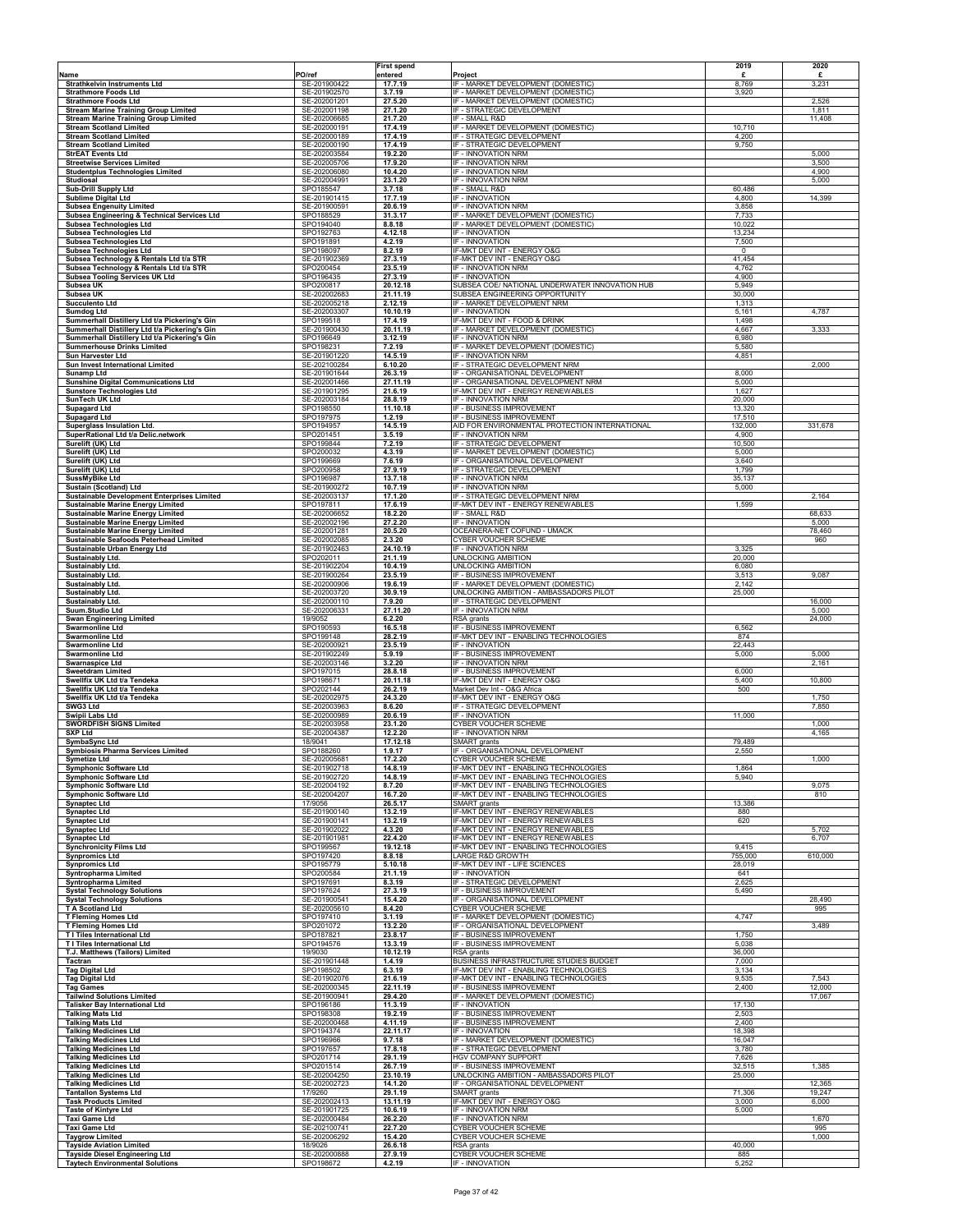| Name | PO/ref | First spend entered | Project | 2019 £ | 2020 £ |
|---|---|---|---|---|---|
| Strathkelvin Instruments Ltd | SE-201900422 | 17.7.19 | IF - MARKET DEVELOPMENT (DOMESTIC) | 8,769 | 3,231 |
| Strathmore Foods Ltd | SE-201902570 | 3.7.19 | IF - MARKET DEVELOPMENT (DOMESTIC) | 3,920 | |
| Strathmore Foods Ltd | SE-202001201 | 27.5.20 | IF - MARKET DEVELOPMENT (DOMESTIC) | | 2,526 |
| Stream Marine Training Group Limited | SE-202001198 | 27.1.20 | IF - STRATEGIC DEVELOPMENT | | 1,811 |
| Stream Marine Training Group Limited | SE-202006685 | 21.7.20 | IF - SMALL R&D | | 11,408 |
| Stream Scotland Limited | SE-202000191 | 17.4.19 | IF - MARKET DEVELOPMENT (DOMESTIC) | 10,710 | |
| Stream Scotland Limited | SE-202000189 | 17.4.19 | IF - STRATEGIC DEVELOPMENT | 4,200 | |
| Stream Scotland Limited | SE-202000190 | 17.4.19 | IF - STRATEGIC DEVELOPMENT | 9,750 | |
| StrEAT Events Ltd | SE-202003584 | 19.2.20 | IF - INNOVATION NRM | | 5,000 |
| Streetwise Services Limited | SE-202005706 | 17.9.20 | IF - INNOVATION NRM | | 3,500 |
| Studentplus Technologies Limited | SE-202006080 | 10.4.20 | IF - INNOVATION NRM | | 4,900 |
| Studiosal | SE-202004991 | 23.1.20 | IF - INNOVATION NRM | | 5,000 |
| Sub-Drill Supply Ltd | SPO185547 | 3.7.18 | IF - SMALL R&D | 60,486 | |
| Sublime Digital Ltd | SE-201901415 | 17.7.19 | IF - INNOVATION | 4,800 | 14,399 |
| Subsea Engenuity Limited | SE-201900591 | 20.6.19 | IF - INNOVATION NRM | 3,858 | |
| Subsea Engineering & Technical Services Ltd | SPO188529 | 31.3.17 | IF - MARKET DEVELOPMENT (DOMESTIC) | 7,733 | |
| Subsea Technologies Ltd | SPO194040 | 8.8.18 | IF - MARKET DEVELOPMENT (DOMESTIC) | 10,022 | |
| Subsea Technologies Ltd | SPO192763 | 4.12.18 | IF - INNOVATION | 13,234 | |
| Subsea Technologies Ltd | SPO191891 | 4.2.19 | IF - INNOVATION | 7,500 | |
| Subsea Technologies Ltd | SPO198097 | 8.2.19 | IF-MKT DEV INT - ENERGY O&G | 0 | |
| Subsea Technology & Rentals Ltd t/a STR | SE-201902369 | 27.3.19 | IF-MKT DEV INT - ENERGY O&G | 41,454 | |
| Subsea Technology & Rentals Ltd t/a STR | SPO200454 | 23.5.19 | IF - INNOVATION NRM | 4,762 | |
| Subsea Tooling Services UK Ltd | SPO196435 | 27.3.19 | IF - INNOVATION | 4,900 | |
| Subsea UK | SPO200817 | 20.12.18 | SUBSEA COE/ NATIONAL UNDERWATER INNOVATION HUB | 5,949 | |
| Subsea UK | SE-202002683 | 21.11.19 | SUBSEA ENGINEERING OPPORTUNITY | 30,000 | |
| Succulento Ltd | SE-202005218 | 2.12.19 | IF - MARKET DEVELOPMENT NRM | 1,313 | |
| Sumdog Ltd | SE-202003307 | 10.10.19 | IF - INNOVATION | 5,161 | 4,787 |
| Summerhall Distillery Ltd t/a Pickering's Gin | SPO199518 | 17.4.19 | IF-MKT DEV INT - FOOD & DRINK | 1,498 | |
| Summerhall Distillery Ltd t/a Pickering's Gin | SE-201900430 | 20.11.19 | IF - MARKET DEVELOPMENT (DOMESTIC) | 4,667 | 3,333 |
| Summerhall Distillery Ltd t/a Pickering's Gin | SPO196649 | 3.12.19 | IF - INNOVATION NRM | 6,980 | |
| Summerhouse Drinks Limited | SPO198231 | 7.2.19 | IF - MARKET DEVELOPMENT (DOMESTIC) | 5,580 | |
| Sun Harvester Ltd | SE-201901220 | 14.5.19 | IF - INNOVATION NRM | 4,851 | |
| Sun Invest International Limited | SE-202100284 | 6.10.20 | IF - STRATEGIC DEVELOPMENT NRM | | 2,000 |
| Sunamp Ltd | SE-201901644 | 26.3.19 | IF - ORGANISATIONAL DEVELOPMENT | 8,000 | |
| Sunshine Digital Communications Ltd | SE-202001466 | 27.11.19 | IF - ORGANISATIONAL DEVELOPMENT NRM | 5,000 | |
| Sunstore Technologies Ltd | SE-201901295 | 21.6.19 | IF-MKT DEV INT - ENERGY RENEWABLES | 1,627 | |
| SunTech UK Ltd | SE-202003184 | 28.8.19 | IF - INNOVATION NRM | 20,000 | |
| Supagard Ltd | SPO198550 | 11.10.18 | IF - BUSINESS IMPROVEMENT | 13,320 | |
| Supagard Ltd | SPO197975 | 1.2.19 | IF - BUSINESS IMPROVEMENT | 17,510 | |
| Superglass Insulation Ltd. | SPO194957 | 14.5.19 | AID FOR ENVIRONMENTAL PROTECTION INTERNATIONAL | 132,000 | 331,678 |
| SuperRational Ltd t/a Delic.network | SPO201451 | 3.5.19 | IF - INNOVATION NRM | 4,900 | |
| Surelift (UK) Ltd | SPO199844 | 7.2.19 | IF - STRATEGIC DEVELOPMENT | 10,500 | |
| Surelift (UK) Ltd | SPO200032 | 4.3.19 | IF - MARKET DEVELOPMENT (DOMESTIC) | 5,000 | |
| Surelift (UK) Ltd | SPO199669 | 7.6.19 | IF - ORGANISATIONAL DEVELOPMENT | 3,640 | |
| Surelift (UK) Ltd | SPO200958 | 27.9.19 | IF - STRATEGIC DEVELOPMENT | 1,799 | |
| SussMyBike Ltd | SPO196987 | 13.7.18 | IF - INNOVATION NRM | 35,137 | |
| Sustain (Scotland) Ltd | SE-201900272 | 10.7.19 | IF - INNOVATION NRM | 5,000 | |
| Sustainable Development Enterprises Limited | SE-202003137 | 17.1.20 | IF - STRATEGIC DEVELOPMENT NRM | | 2,164 |
| Sustainable Marine Energy Limited | SPO197811 | 17.6.19 | IF-MKT DEV INT - ENERGY RENEWABLES | 1,599 | |
| Sustainable Marine Energy Limited | SE-202006652 | 18.2.20 | IF - SMALL R&D | | 68,633 |
| Sustainable Marine Energy Limited | SE-202002196 | 27.2.20 | IF - INNOVATION | | 5,000 |
| Sustainable Marine Energy Limited | SE-202001281 | 20.5.20 | OCEANERA-NET COFUND - UMACK | | 78,460 |
| Sustainable Seafoods Peterhead Limited | SE-202002085 | 2.3.20 | CYBER VOUCHER SCHEME | | 960 |
| Sustainable Urban Energy Ltd | SE-201902463 | 24.10.19 | IF - INNOVATION NRM | 3,325 | |
| Sustainably Ltd. | SPO202011 | 21.1.19 | UNLOCKING AMBITION | 20,000 | |
| Sustainably Ltd. | SE-201902204 | 10.4.19 | UNLOCKING AMBITION | 6,080 | |
| Sustainably Ltd. | SE-201900264 | 23.5.19 | IF - BUSINESS IMPROVEMENT | 3,513 | 9,087 |
| Sustainably Ltd. | SE-202000906 | 19.6.19 | IF - MARKET DEVELOPMENT (DOMESTIC) | 2,142 | |
| Sustainably Ltd. | SE-202003720 | 30.9.19 | UNLOCKING AMBITION - AMBASSADORS PILOT | 25,000 | |
| Sustainably Ltd. | SE-202000110 | 7.9.20 | IF - STRATEGIC DEVELOPMENT | | 16,000 |
| Suum.Studio Ltd | SE-202006331 | 27.11.20 | IF - INNOVATION NRM | | 5,000 |
| Swan Engineering Limited | 19/9052 | 6.2.20 | RSA grants | | 24,000 |
| Swarmonline Ltd | SPO190593 | 16.5.18 | IF - BUSINESS IMPROVEMENT | 6,562 | |
| Swarmonline Ltd | SPO199148 | 28.2.19 | IF-MKT DEV INT - ENABLING TECHNOLOGIES | 874 | |
| Swarmonline Ltd | SE-202000921 | 23.5.19 | IF - INNOVATION | 22,443 | |
| Swarmonline Ltd | SE-201902249 | 5.9.19 | IF - BUSINESS IMPROVEMENT | 5,000 | 5,000 |
| Swarnaspice Ltd | SE-202003146 | 3.2.20 | IF - INNOVATION NRM | | 2,161 |
| Sweetdram Limited | SPO197015 | 28.8.18 | IF - BUSINESS IMPROVEMENT | 6,000 | |
| Swellfix UK Ltd t/a Tendeka | SPO198671 | 20.11.18 | IF-MKT DEV INT - ENERGY O&G | 5,400 | 10,800 |
| Swellfix UK Ltd t/a Tendeka | SPO202144 | 26.2.19 | Market Dev Int - O&G Africa | 500 | |
| Swellfix UK Ltd t/a Tendeka | SE-202002975 | 24.3.20 | IF-MKT DEV INT - ENERGY O&G | | 1,750 |
| SWG3 Ltd | SE-202003963 | 8.6.20 | IF - STRATEGIC DEVELOPMENT | | 7,850 |
| Swipii Labs Ltd | SE-202000989 | 20.6.19 | IF - INNOVATION | 11,000 | |
| SWORDFISH SIGNS Limited | SE-202003958 | 23.1.20 | CYBER VOUCHER SCHEME | | 1,000 |
| SXP Ltd | SE-202004387 | 12.2.20 | IF - INNOVATION NRM | | 4,165 |
| SymbaSync Ltd | 18/9041 | 17.12.18 | SMART grants | 79,489 | |
| Symbiosis Pharma Services Limited | SPO188260 | 1.9.17 | IF - ORGANISATIONAL DEVELOPMENT | 2,550 | |
| Symetize Ltd | SE-202005681 | 17.2.20 | CYBER VOUCHER SCHEME | | 1,000 |
| Symphonic Software Ltd | SE-201902718 | 14.8.19 | IF-MKT DEV INT - ENABLING TECHNOLOGIES | 1,864 | |
| Symphonic Software Ltd | SE-201902720 | 14.8.19 | IF-MKT DEV INT - ENABLING TECHNOLOGIES | 5,940 | |
| Symphonic Software Ltd | SE-202004192 | 8.7.20 | IF-MKT DEV INT - ENABLING TECHNOLOGIES | | 9,075 |
| Symphonic Software Ltd | SE-202004207 | 16.7.20 | IF-MKT DEV INT - ENABLING TECHNOLOGIES | | 810 |
| Synaptec Ltd | 17/9056 | 26.5.17 | SMART grants | 13,386 | |
| Synaptec Ltd | SE-201900140 | 13.2.19 | IF-MKT DEV INT - ENERGY RENEWABLES | 880 | |
| Synaptec Ltd | SE-201900141 | 13.2.19 | IF-MKT DEV INT - ENERGY RENEWABLES | 620 | |
| Synaptec Ltd | SE-201902022 | 4.3.20 | IF-MKT DEV INT - ENERGY RENEWABLES | | 5,702 |
| Synaptec Ltd | SE-201901981 | 22.4.20 | IF-MKT DEV INT - ENERGY RENEWABLES | | 6,707 |
| Synchronicity Films Ltd | SPO199567 | 19.12.18 | IF-MKT DEV INT - ENABLING TECHNOLOGIES | 9,415 | |
| Synpromics Ltd | SPO197420 | 8.8.18 | LARGE R&D GROWTH | 755,000 | 610,000 |
| Synpromics Ltd | SPO195779 | 5.10.18 | IF-MKT DEV INT - LIFE SCIENCES | 28,019 | |
| Syntropharma Limited | SPO200584 | 21.1.19 | IF - INNOVATION | 641 | |
| Syntropharma Limited | SPO197691 | 8.3.19 | IF - STRATEGIC DEVELOPMENT | 2,625 | |
| Systal Technology Solutions | SPO197624 | 27.3.19 | IF - BUSINESS IMPROVEMENT | 5,490 | |
| Systal Technology Solutions | SE-201900541 | 15.4.20 | IF - ORGANISATIONAL DEVELOPMENT | | 28,490 |
| T A Scotland Ltd | SE-202005610 | 8.4.20 | CYBER VOUCHER SCHEME | | 995 |
| T Fleming Homes Ltd | SPO197410 | 3.1.19 | IF - MARKET DEVELOPMENT (DOMESTIC) | 4,747 | |
| T Fleming Homes Ltd | SPO201072 | 13.2.20 | IF - ORGANISATIONAL DEVELOPMENT | | 3,489 |
| T I Tiles International Ltd | SPO187821 | 23.8.17 | IF - BUSINESS IMPROVEMENT | 1,750 | |
| T I Tiles International Ltd | SPO194576 | 13.3.19 | IF - BUSINESS IMPROVEMENT | 5,038 | |
| T.J. Matthews (Tailors) Limited | 19/9030 | 10.12.19 | RSA grants | 36,000 | |
| Tactran | SE-201901448 | 1.4.19 | BUSINESS INFRASTRUCTURE STUDIES BUDGET | 7,000 | |
| Tag Digital Ltd | SPO198502 | 6.3.19 | IF-MKT DEV INT - ENABLING TECHNOLOGIES | 3,134 | |
| Tag Digital Ltd | SE-201902076 | 21.6.19 | IF-MKT DEV INT - ENABLING TECHNOLOGIES | 9,535 | 7,543 |
| Tag Games | SE-202000345 | 22.11.19 | IF - BUSINESS IMPROVEMENT | 2,400 | 12,000 |
| Tailwind Solutions Limited | SE-201900941 | 29.4.20 | IF - MARKET DEVELOPMENT (DOMESTIC) | | 17,067 |
| Talisker Bay International Ltd | SPO196186 | 11.3.19 | IF - INNOVATION | 17,130 | |
| Talking Mats Ltd | SPO198308 | 19.2.19 | IF - BUSINESS IMPROVEMENT | 2,503 | |
| Talking Mats Ltd | SE-202000468 | 4.11.19 | IF - BUSINESS IMPROVEMENT | 2,400 | |
| Talking Medicines Ltd | SPO194374 | 22.11.17 | IF - INNOVATION | 18,398 | |
| Talking Medicines Ltd | SPO196966 | 9.7.18 | IF - MARKET DEVELOPMENT (DOMESTIC) | 16,047 | |
| Talking Medicines Ltd | SPO197657 | 17.8.18 | IF - STRATEGIC DEVELOPMENT | 3,780 | |
| Talking Medicines Ltd | SPO201714 | 29.1.19 | HGV COMPANY SUPPORT | 7,626 | |
| Talking Medicines Ltd | SPO201514 | 26.7.19 | IF - BUSINESS IMPROVEMENT | 32,515 | 1,385 |
| Talking Medicines Ltd | SE-202004250 | 23.10.19 | UNLOCKING AMBITION - AMBASSADORS PILOT | 25,000 | |
| Talking Medicines Ltd | SE-202002723 | 14.1.20 | IF - ORGANISATIONAL DEVELOPMENT | | 12,365 |
| Tantallon Systems Ltd | 17/9260 | 29.1.19 | SMART grants | 71,306 | 19,247 |
| Task Products Limited | SE-202002413 | 13.11.19 | IF-MKT DEV INT - ENERGY O&G | 3,000 | 6,000 |
| Taste of Kintyre Ltd | SE-201901725 | 10.6.19 | IF - INNOVATION NRM | 5,000 | |
| Taxi Game Ltd | SE-202000484 | 26.2.20 | IF - INNOVATION NRM | | 1,670 |
| Taxi Game Ltd | SE-202100741 | 22.7.20 | CYBER VOUCHER SCHEME | | 995 |
| Taygrow Limited | SE-202006292 | 15.4.20 | CYBER VOUCHER SCHEME | | 1,000 |
| Tayside Aviation Limited | 18/9026 | 26.6.18 | RSA grants | 40,000 | |
| Tayside Diesel Engineering Ltd | SE-202000888 | 27.9.19 | CYBER VOUCHER SCHEME | 885 | |
| Taytech Environmental Solutions | SPO198672 | 4.2.19 | IF - INNOVATION | 5,252 | |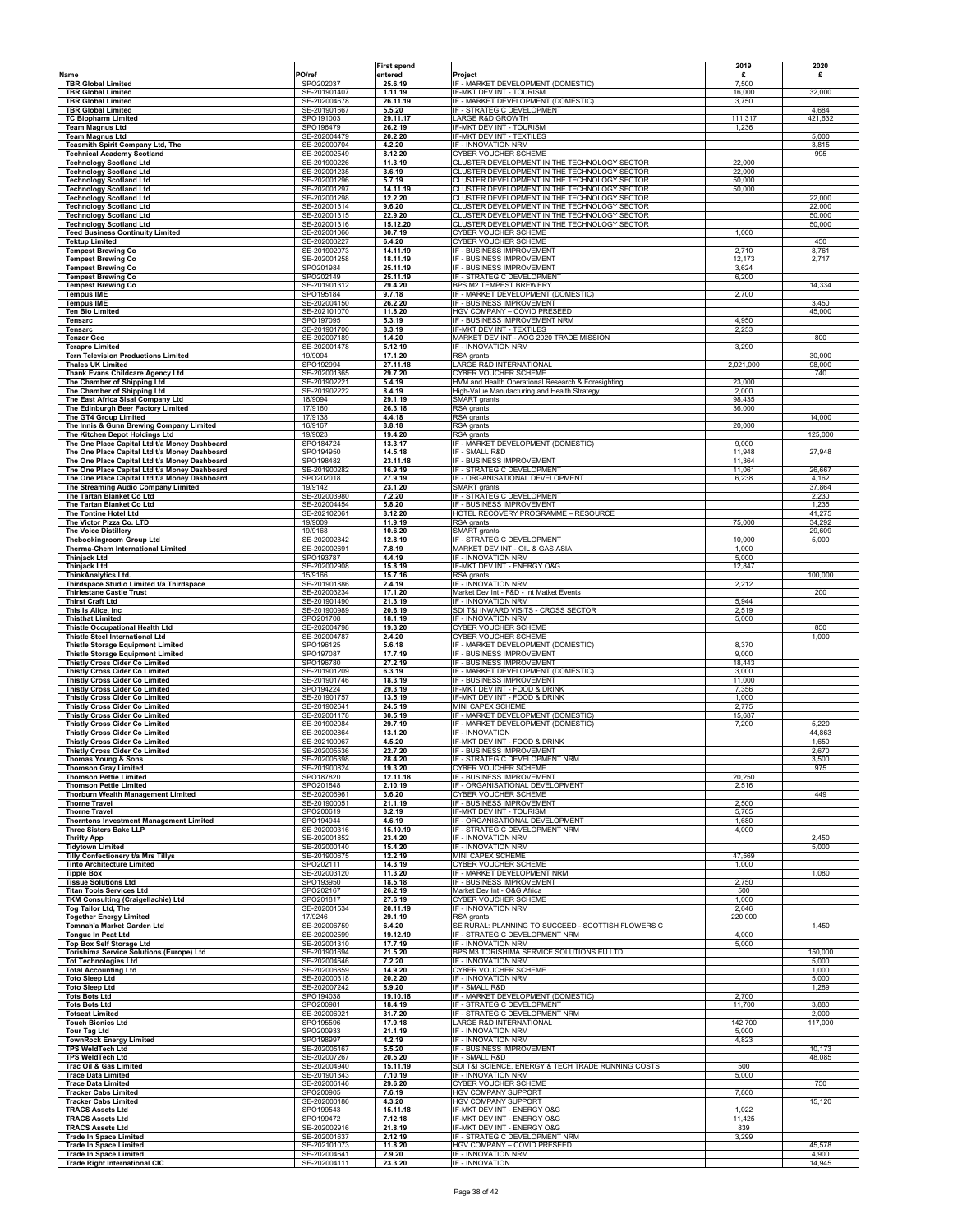| Name | PO/ref | First spend entered | Project | 2019 £ | 2020 £ |
|---|---|---|---|---|---|
| TBR Global Limited | SPO202037 | 25.6.19 | IF - MARKET DEVELOPMENT (DOMESTIC) | 7,500 | |
| TBR Global Limited | SE-201901407 | 1.11.19 | IF-MKT DEV INT - TOURISM | 16,000 | 32,000 |
| TBR Global Limited | SE-202004678 | 26.11.19 | IF - MARKET DEVELOPMENT (DOMESTIC) | 3,750 | |
| TBR Global Limited | SE-201901667 | 5.5.20 | IF - STRATEGIC DEVELOPMENT | | 4,684 |
| TC Biopharm Limited | SPO191003 | 29.11.17 | LARGE R&D GROWTH | 111,317 | 421,632 |
| Team Magnus Ltd | SPO196479 | 26.2.19 | IF-MKT DEV INT - TOURISM | 1,236 | |
| Team Magnus Ltd | SE-202004479 | 20.2.20 | IF-MKT DEV INT - TEXTILES | | 5,000 |
| Teasmith Spirit Company Ltd, The | SE-202000704 | 4.2.20 | IF - INNOVATION NRM | | 3,815 |
| Technical Academy Scotland | SE-202002549 | 8.12.20 | CYBER VOUCHER SCHEME | | 995 |
| Technology Scotland Ltd | SE-201900226 | 11.3.19 | CLUSTER DEVELOPMENT IN THE TECHNOLOGY SECTOR | 22,000 | |
| Technology Scotland Ltd | SE-202001235 | 3.6.19 | CLUSTER DEVELOPMENT IN THE TECHNOLOGY SECTOR | 22,000 | |
| Technology Scotland Ltd | SE-202001296 | 5.7.19 | CLUSTER DEVELOPMENT IN THE TECHNOLOGY SECTOR | 50,000 | |
| Technology Scotland Ltd | SE-202001297 | 14.11.19 | CLUSTER DEVELOPMENT IN THE TECHNOLOGY SECTOR | 50,000 | |
| Technology Scotland Ltd | SE-202001298 | 12.2.20 | CLUSTER DEVELOPMENT IN THE TECHNOLOGY SECTOR | | 22,000 |
| Technology Scotland Ltd | SE-202001314 | 9.6.20 | CLUSTER DEVELOPMENT IN THE TECHNOLOGY SECTOR | | 22,000 |
| Technology Scotland Ltd | SE-202001315 | 22.9.20 | CLUSTER DEVELOPMENT IN THE TECHNOLOGY SECTOR | | 50,000 |
| Technology Scotland Ltd | SE-202001316 | 15.12.20 | CLUSTER DEVELOPMENT IN THE TECHNOLOGY SECTOR | | 50,000 |
| Teed Business Continuity Limited | SE-202001066 | 30.7.19 | CYBER VOUCHER SCHEME | 1,000 | |
| Tektup Limited | SE-202003227 | 6.4.20 | CYBER VOUCHER SCHEME | | 450 |
| Tempest Brewing Co | SE-201902073 | 14.11.19 | IF - BUSINESS IMPROVEMENT | 2,710 | 8,761 |
| Tempest Brewing Co | SE-202001258 | 18.11.19 | IF - BUSINESS IMPROVEMENT | 12,173 | 2,717 |
| Tempest Brewing Co | SPO201984 | 25.11.19 | IF - BUSINESS IMPROVEMENT | 3,624 | |
| Tempest Brewing Co | SPO202149 | 25.11.19 | IF - STRATEGIC DEVELOPMENT | 6,200 | |
| Tempest Brewing Co | SE-201901312 | 29.4.20 | BPS M2 TEMPEST BREWERY | | 14,334 |
| Tempus IME | SPO195184 | 9.7.18 | IF - MARKET DEVELOPMENT (DOMESTIC) | 2,700 | |
| Tempus IME | SE-202004150 | 26.2.20 | IF - BUSINESS IMPROVEMENT | | 3,450 |
| Ten Bio Limited | SE-202101070 | 11.8.20 | HGV COMPANY – COVID PRESEED | | 45,000 |
| Tensarc | SPO197095 | 5.3.19 | IF - BUSINESS IMPROVEMENT NRM | 4,950 | |
| Tensarc | SE-201901700 | 8.3.19 | IF-MKT DEV INT - TEXTILES | 2,253 | |
| Tenzor Geo | SE-202007189 | 1.4.20 | MARKET DEV INT - AOG 2020 TRADE MISSION | | 800 |
| Terapro Limited | SE-202001478 | 5.12.19 | IF - INNOVATION NRM | 3,290 | |
| Tern Television Productions Limited | 19/9094 | 17.1.20 | RSA grants | | 30,000 |
| Thales UK Limited | SPO192994 | 27.11.18 | LARGE R&D INTERNATIONAL | 2,021,000 | 98,000 |
| Thank Evans Childcare Agency Ltd | SE-202001365 | 29.7.20 | CYBER VOUCHER SCHEME | | 740 |
| The Chamber of Shipping Ltd | SE-201902221 | 5.4.19 | HVM and Health Operational Research & Foresighting | 23,000 | |
| The Chamber of Shipping Ltd | SE-201902222 | 8.4.19 | High-Value Manufacturing and Health Strategy | 2,000 | |
| The East Africa Sisal Company Ltd | 18/9094 | 29.1.19 | SMART grants | 98,435 | |
| The Edinburgh Beer Factory Limited | 17/9160 | 26.3.18 | RSA grants | 36,000 | |
| The GT4 Group Limited | 17/9138 | 4.4.18 | RSA grants | | 14,000 |
| The Innis & Gunn Brewing Company Limited | 16/9167 | 8.8.18 | RSA grants | 20,000 | |
| The Kitchen Depot Holdings Ltd | 19/9023 | 19.4.20 | RSA grants | | 125,000 |
| The One Place Capital Ltd t/a Money Dashboard | SPO184724 | 13.3.17 | IF - MARKET DEVELOPMENT (DOMESTIC) | 9,000 | |
| The One Place Capital Ltd t/a Money Dashboard | SPO194950 | 14.5.18 | IF - SMALL R&D | 11,948 | 27,948 |
| The One Place Capital Ltd t/a Money Dashboard | SPO198482 | 23.11.18 | IF - BUSINESS IMPROVEMENT | 11,364 | |
| The One Place Capital Ltd t/a Money Dashboard | SE-201900282 | 16.9.19 | IF - STRATEGIC DEVELOPMENT | 11,061 | 26,667 |
| The One Place Capital Ltd t/a Money Dashboard | SPO202018 | 27.9.19 | IF - ORGANISATIONAL DEVELOPMENT | 6,238 | 4,162 |
| The Streaming Audio Company Limited | 19/9142 | 23.1.20 | SMART grants | | 37,864 |
| The Tartan Blanket Co Ltd | SE-202003980 | 7.2.20 | IF - STRATEGIC DEVELOPMENT | | 2,230 |
| The Tartan Blanket Co Ltd | SE-202004454 | 5.8.20 | IF - BUSINESS IMPROVEMENT | | 1,235 |
| The Tontine Hotel Ltd | SE-202102061 | 8.12.20 | HOTEL RECOVERY PROGRAMME – RESOURCE | | 41,275 |
| The Victor Pizza Co. LTD | 19/9009 | 11.9.19 | RSA grants | 75,000 | 34,292 |
| The Voice Distillery | 19/9168 | 10.6.20 | SMART grants | | 29,609 |
| Thebookingroom Group Ltd | SE-202002842 | 12.8.19 | IF - STRATEGIC DEVELOPMENT | 10,000 | 5,000 |
| Therma-Chem International Limited | SE-202002691 | 7.8.19 | MARKET DEV INT - OIL & GAS ASIA | 1,000 | |
| Thinjack Ltd | SPO193787 | 4.4.19 | IF - INNOVATION NRM | 5,000 | |
| Thinjack Ltd | SE-202002908 | 15.8.19 | IF-MKT DEV INT - ENERGY O&G | 12,847 | |
| ThinkAnalytics Ltd. | 15/9166 | 15.7.16 | RSA grants | | 100,000 |
| Thirdspace Studio Limited t/a Thirdspace | SE-201901886 | 2.4.19 | IF - INNOVATION NRM | 2,212 | |
| Thirlestane Castle Trust | SE-202003234 | 17.1.20 | Market Dev Int - F&D - Int Matket Events | | 200 |
| Thirst Craft Ltd | SE-201901490 | 21.3.19 | IF - INNOVATION NRM | 5,944 | |
| This Is Alice, Inc | SE-201900989 | 20.6.19 | SDI T&I INWARD VISITS - CROSS SECTOR | 2,519 | |
| Thisthat Limited | SPO201708 | 18.1.19 | IF - INNOVATION NRM | 5,000 | |
| Thistle Occupational Health Ltd | SE-202004798 | 19.3.20 | CYBER VOUCHER SCHEME | | 850 |
| Thistle Steel International Ltd | SE-202004787 | 2.4.20 | CYBER VOUCHER SCHEME | | 1,000 |
| Thistle Storage Equipment Limited | SPO196125 | 5.6.18 | IF - MARKET DEVELOPMENT (DOMESTIC) | 8,370 | |
| Thistle Storage Equipment Limited | SPO197087 | 17.7.19 | IF - BUSINESS IMPROVEMENT | 9,000 | |
| Thistly Cross Cider Co Limited | SPO196780 | 27.2.19 | IF - BUSINESS IMPROVEMENT | 18,443 | |
| Thistly Cross Cider Co Limited | SE-201901209 | 6.3.19 | IF - MARKET DEVELOPMENT (DOMESTIC) | 3,000 | |
| Thistly Cross Cider Co Limited | SE-201901746 | 18.3.19 | IF - BUSINESS IMPROVEMENT | 11,000 | |
| Thistly Cross Cider Co Limited | SPO194224 | 29.3.19 | IF-MKT DEV INT - FOOD & DRINK | 7,356 | |
| Thistly Cross Cider Co Limited | SE-201901757 | 13.5.19 | IF-MKT DEV INT - FOOD & DRINK | 1,000 | |
| Thistly Cross Cider Co Limited | SE-201902641 | 24.5.19 | MINI CAPEX SCHEME | 2,775 | |
| Thistly Cross Cider Co Limited | SE-202001178 | 30.5.19 | IF - MARKET DEVELOPMENT (DOMESTIC) | 15,687 | |
| Thistly Cross Cider Co Limited | SE-201902084 | 29.7.19 | IF - MARKET DEVELOPMENT (DOMESTIC) | 7,200 | 5,220 |
| Thistly Cross Cider Co Limited | SE-202002864 | 13.1.20 | IF - INNOVATION | | 44,863 |
| Thistly Cross Cider Co Limited | SE-202100067 | 4.5.20 | IF-MKT DEV INT - FOOD & DRINK | | 1,650 |
| Thistly Cross Cider Co Limited | SE-202005536 | 22.7.20 | IF - BUSINESS IMPROVEMENT | | 2,670 |
| Thomas Young & Sons | SE-202005398 | 28.4.20 | IF - STRATEGIC DEVELOPMENT NRM | | 3,500 |
| Thomson Gray Limited | SE-201900824 | 19.3.20 | CYBER VOUCHER SCHEME | | 975 |
| Thomson Pettie Limited | SPO187820 | 12.11.18 | IF - BUSINESS IMPROVEMENT | 20,250 | |
| Thomson Pettie Limited | SPO201848 | 2.10.19 | IF - ORGANISATIONAL DEVELOPMENT | 2,516 | |
| Thorburn Wealth Management Limited | SE-202006961 | 3.6.20 | CYBER VOUCHER SCHEME | | 449 |
| Thorne Travel | SE-201900051 | 21.1.19 | IF - BUSINESS IMPROVEMENT | 2,500 | |
| Thorne Travel | SPO200619 | 8.2.19 | IF-MKT DEV INT - TOURISM | 5,765 | |
| Thorntons Investment Management Limited | SPO194944 | 4.6.19 | IF - ORGANISATIONAL DEVELOPMENT | 1,680 | |
| Three Sisters Bake LLP | SE-202000316 | 15.10.19 | IF - STRATEGIC DEVELOPMENT NRM | 4,000 | |
| Thrifty App | SE-202001852 | 23.4.20 | IF - INNOVATION NRM | | 2,450 |
| Tidytown Limited | SE-202000140 | 15.4.20 | IF - INNOVATION NRM | | 5,000 |
| Tilly Confectionery t/a Mrs Tillys | SE-201900675 | 12.2.19 | MINI CAPEX SCHEME | 47,569 | |
| Tinto Architecture Limited | SPO202111 | 14.3.19 | CYBER VOUCHER SCHEME | 1,000 | |
| Tipple Box | SE-202003120 | 11.3.20 | IF - MARKET DEVELOPMENT NRM | | 1,080 |
| Tissue Solutions Ltd | SPO193950 | 18.5.18 | IF - BUSINESS IMPROVEMENT | 2,750 | |
| Titan Tools Services Ltd | SPO202167 | 26.2.19 | Market Dev Int - O&G Africa | 500 | |
| TKM Consulting (Craigellachie) Ltd | SPO201817 | 27.6.19 | CYBER VOUCHER SCHEME | 1,000 | |
| Tog Tailor Ltd, The | SE-202001534 | 20.11.19 | IF - INNOVATION NRM | 2,646 | |
| Together Energy Limited | 17/9246 | 29.1.19 | RSA grants | 220,000 | |
| Tomnah'a Market Garden Ltd | SE-202006759 | 6.4.20 | SE RURAL: PLANNING TO SUCCEED - SCOTTISH FLOWERS C | | 1,450 |
| Tongue In Peat Ltd | SE-202002599 | 19.12.19 | IF - STRATEGIC DEVELOPMENT NRM | 4,000 | |
| Top Box Self Storage Ltd | SE-202001310 | 17.7.19 | IF - INNOVATION NRM | 5,000 | |
| Torishima Service Solutions (Europe) Ltd | SE-201901694 | 21.5.20 | BPS M3 TORISHIMA SERVICE SOLUTIONS EU LTD | | 150,000 |
| Tot Technologies Ltd | SE-202004646 | 7.2.20 | IF - INNOVATION NRM | | 5,000 |
| Total Accounting Ltd | SE-202006859 | 14.9.20 | CYBER VOUCHER SCHEME | | 1,000 |
| Toto Sleep Ltd | SE-202000318 | 20.2.20 | IF - INNOVATION NRM | | 5,000 |
| Toto Sleep Ltd | SE-202007242 | 8.9.20 | IF - SMALL R&D | | 1,289 |
| Tots Bots Ltd | SPO194038 | 19.10.18 | IF - MARKET DEVELOPMENT (DOMESTIC) | 2,700 | |
| Tots Bots Ltd | SPO200981 | 18.4.19 | IF - STRATEGIC DEVELOPMENT | 11,700 | 3,880 |
| Totseat Limited | SE-202006921 | 31.7.20 | IF - STRATEGIC DEVELOPMENT NRM | | 2,000 |
| Touch Bionics Ltd | SPO195596 | 17.9.18 | LARGE R&D INTERNATIONAL | 142,700 | 117,000 |
| Tour Tag Ltd | SPO200933 | 21.1.19 | IF - INNOVATION NRM | 5,000 | |
| TownRock Energy Limited | SPO198997 | 4.2.19 | IF - INNOVATION NRM | 4,823 | |
| TPS WeldTech Ltd | SE-202005167 | 5.5.20 | IF - BUSINESS IMPROVEMENT | | 10,173 |
| TPS WeldTech Ltd | SE-202007267 | 20.5.20 | IF - SMALL R&D | | 48,085 |
| Trac Oil & Gas Limited | SE-202004940 | 15.11.19 | SDI T&I SCIENCE, ENERGY & TECH TRADE RUNNING COSTS | 500 | |
| Trace Data Limited | SE-201901343 | 7.10.19 | IF - INNOVATION NRM | 5,000 | |
| Trace Data Limited | SE-202006146 | 29.6.20 | CYBER VOUCHER SCHEME | | 750 |
| Tracker Cabs Limited | SPO200905 | 7.6.19 | HGV COMPANY SUPPORT | 7,800 | |
| Tracker Cabs Limited | SE-202000186 | 4.3.20 | HGV COMPANY SUPPORT | | 15,120 |
| TRACS Assets Ltd | SPO199543 | 15.11.18 | IF-MKT DEV INT - ENERGY O&G | 1,022 | |
| TRACS Assets Ltd | SPO199472 | 7.12.18 | IF-MKT DEV INT - ENERGY O&G | 11,425 | |
| TRACS Assets Ltd | SE-202002916 | 21.8.19 | IF-MKT DEV INT - ENERGY O&G | 839 | |
| Trade In Space Limited | SE-202001637 | 2.12.19 | IF - STRATEGIC DEVELOPMENT NRM | 3,299 | |
| Trade In Space Limited | SE-202101073 | 11.8.20 | HGV COMPANY – COVID PRESEED | | 45,578 |
| Trade In Space Limited | SE-202004641 | 2.9.20 | IF - INNOVATION NRM | | 4,900 |
| Trade Right International CIC | SE-202004111 | 23.3.20 | IF - INNOVATION | | 14,945 |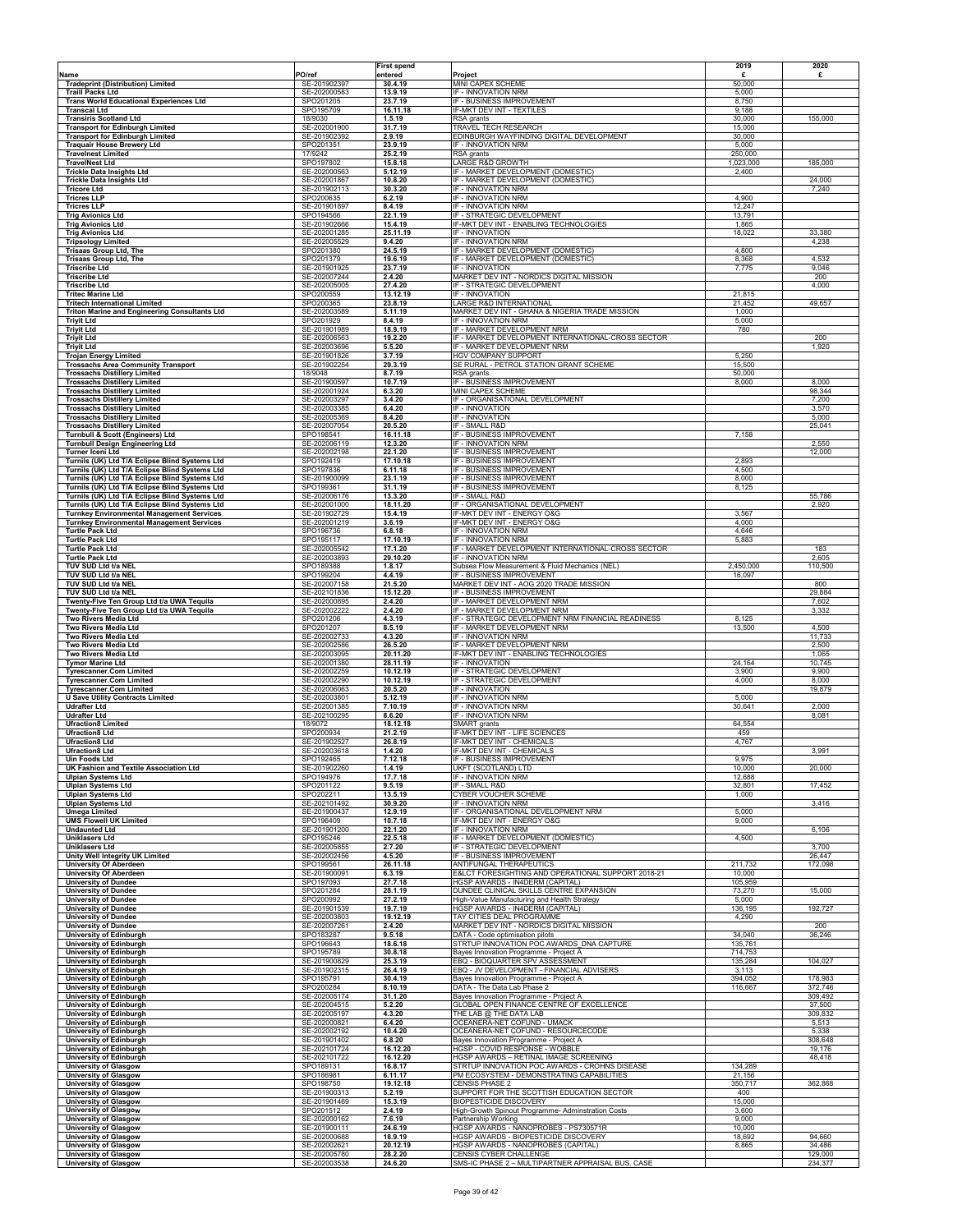| Name | PO/ref | First spend entered | Project | 2019 £ | 2020 £ |
|---|---|---|---|---|---|
| Tradeprint (Distribution) Limited | SE-201902397 | 30.4.19 | MINI CAPEX SCHEME | 50,000 | |
| Traill Packs Ltd | SE-202000583 | 13.9.19 | IF - INNOVATION NRM | 5,000 | |
| Trans World Educational Experiences Ltd | SPO201205 | 23.7.19 | IF - BUSINESS IMPROVEMENT | 8,750 | |
| Transcal Ltd | SPO195709 | 16.11.18 | IF-MKT DEV INT - TEXTILES | 9,188 | |
| Transiris Scotland Ltd | 18/9030 | 1.5.19 | RSA grants | 30,000 | 155,000 |
| Transport for Edinburgh Limited | SE-202001900 | 31.7.19 | TRAVEL TECH RESEARCH | 15,000 | |
| Transport for Edinburgh Limited | SE-201902392 | 2.9.19 | EDINBURGH WAYFINDING DIGITAL DEVELOPMENT | 30,000 | |
| Traquair House Brewery Ltd | SPO201351 | 23.9.19 | IF - INNOVATION NRM | 5,000 | |
| Travelnest Limited | 17/9242 | 25.2.19 | RSA grants | 250,000 | |
| TravelNest Ltd | SPO197802 | 15.8.18 | LARGE R&D GROWTH | 1,023,000 | 185,000 |
| Trickle Data Insights Ltd | SE-202000563 | 5.12.19 | IF - MARKET DEVELOPMENT (DOMESTIC) | 2,400 | |
| Trickle Data Insights Ltd | SE-202001867 | 10.8.20 | IF - MARKET DEVELOPMENT (DOMESTIC) | | 24,000 |
| Tricore Ltd | SE-201902113 | 30.3.20 | IF - INNOVATION NRM | | 7,240 |
| Tricres LLP | SPO200635 | 6.2.19 | IF - INNOVATION NRM | 4,900 | |
| Tricres LLP | SE-201901897 | 8.4.19 | IF - INNOVATION NRM | 12,247 | |
| Trig Avionics Ltd | SPO194566 | 22.1.19 | IF - STRATEGIC DEVELOPMENT | 13,791 | |
| Trig Avionics Ltd | SE-201902666 | 15.4.19 | IF-MKT DEV INT - ENABLING TECHNOLOGIES | 1,865 | |
| Trig Avionics Ltd | SE-202001285 | 25.11.19 | IF - INNOVATION | 18,022 | 33,380 |
| Tripsology Limited | SE-202005529 | 9.4.20 | IF - INNOVATION NRM | | 4,238 |
| Trisaas Group Ltd, The | SPO201380 | 24.5.19 | IF - MARKET DEVELOPMENT (DOMESTIC) | 4,800 | |
| Trisaas Group Ltd, The | SPO201379 | 19.6.19 | IF - MARKET DEVELOPMENT (DOMESTIC) | 8,368 | 4,532 |
| Triscribe Ltd | SE-201901925 | 23.7.19 | IF - INNOVATION | 7,775 | 9,046 |
| Triscribe Ltd | SE-202007244 | 2.4.20 | MARKET DEV INT - NORDICS DIGITAL MISSION | | 200 |
| Triscribe Ltd | SE-202005005 | 27.4.20 | IF - STRATEGIC DEVELOPMENT | | 4,000 |
| Tritec Marine Ltd | SPO200559 | 13.12.19 | IF - INNOVATION | 21,815 | |
| Tritech International Limited | SPO200365 | 23.8.19 | LARGE R&D INTERNATIONAL | 21,452 | 49,657 |
| Triton Marine and Engineering Consultants Ltd | SE-202003589 | 5.11.19 | MARKET DEV INT - GHANA & NIGERIA TRADE MISSION | 1,000 | |
| Triyit Ltd | SPO201929 | 8.4.19 | IF - INNOVATION NRM | 5,000 | |
| Triyit Ltd | SE-201901989 | 18.9.19 | IF - MARKET DEVELOPMENT NRM | 780 | |
| Triyit Ltd | SE-202006563 | 19.2.20 | IF - MARKET DEVELOPMENT INTERNATIONAL-CROSS SECTOR | | 200 |
| Triyit Ltd | SE-202003696 | 5.5.20 | IF - MARKET DEVELOPMENT NRM | | 1,920 |
| Trojan Energy Limited | SE-201901826 | 3.7.19 | HGV COMPANY SUPPORT | 5,250 | |
| Trossachs Area Community Transport | SE-201902254 | 29.3.19 | SE RURAL - PETROL STATION GRANT SCHEME | 15,500 | |
| Trossachs Distillery Limited | 18/9048 | 8.7.19 | RSA grants | 50,000 | |
| Trossachs Distillery Limited | SE-201900597 | 10.7.19 | IF - BUSINESS IMPROVEMENT | 8,000 | 8,000 |
| Trossachs Distillery Limited | SE-202001924 | 6.3.20 | MINI CAPEX SCHEME | | 98,344 |
| Trossachs Distillery Limited | SE-202003297 | 3.4.20 | IF - ORGANISATIONAL DEVELOPMENT | | 7,200 |
| Trossachs Distillery Limited | SE-202003385 | 6.4.20 | IF - INNOVATION | | 3,570 |
| Trossachs Distillery Limited | SE-202005369 | 8.4.20 | IF - INNOVATION | | 5,000 |
| Trossachs Distillery Limited | SE-202007054 | 20.5.20 | IF - SMALL R&D | | 25,041 |
| Turnbull & Scott (Engineers) Ltd | SPO198541 | 16.11.18 | IF - BUSINESS IMPROVEMENT | 7,158 | |
| Turnbull Design Engineering Ltd | SE-202006119 | 12.3.20 | IF - INNOVATION NRM | | 2,550 |
| Turner Iceni Ltd | SE-202002198 | 22.1.20 | IF - BUSINESS IMPROVEMENT | | 12,000 |
| Turnils (UK) Ltd T/A Eclipse Blind Systems Ltd | SPO192419 | 17.10.18 | IF - BUSINESS IMPROVEMENT | 2,893 | |
| Turnils (UK) Ltd T/A Eclipse Blind Systems Ltd | SPO197836 | 6.11.18 | IF - BUSINESS IMPROVEMENT | 4,500 | |
| Turnils (UK) Ltd T/A Eclipse Blind Systems Ltd | SE-201900099 | 23.1.19 | IF - BUSINESS IMPROVEMENT | 8,000 | |
| Turnils (UK) Ltd T/A Eclipse Blind Systems Ltd | SPO199361 | 31.1.19 | IF - BUSINESS IMPROVEMENT | 8,125 | |
| Turnils (UK) Ltd T/A Eclipse Blind Systems Ltd | SE-202006176 | 13.3.20 | IF - SMALL R&D | | 55,786 |
| Turnils (UK) Ltd T/A Eclipse Blind Systems Ltd | SE-202001000 | 18.11.20 | IF - ORGANISATIONAL DEVELOPMENT | | 2,920 |
| Turnkey Environmental Management Services | SE-201902729 | 15.4.19 | IF-MKT DEV INT - ENERGY O&G | 3,567 | |
| Turnkey Environmental Management Services | SE-202001219 | 3.6.19 | IF-MKT DEV INT - ENERGY O&G | 4,000 | |
| Turtle Pack Ltd | SPO196736 | 6.8.18 | IF - INNOVATION NRM | 4,646 | |
| Turtle Pack Ltd | SPO195117 | 17.10.19 | IF - INNOVATION NRM | 5,883 | |
| Turtle Pack Ltd | SE-202005542 | 17.1.20 | IF - MARKET DEVELOPMENT INTERNATIONAL-CROSS SECTOR | | 183 |
| Turtle Pack Ltd | SE-202003893 | 29.10.20 | IF - INNOVATION NRM | | 2,605 |
| TUV SUD Ltd t/a NEL | SPO189388 | 1.8.17 | Subsea Flow Measurement & Fluid Mechanics (NEL) | 2,450,000 | 110,500 |
| TUV SUD Ltd t/a NEL | SPO199204 | 4.4.19 | IF - BUSINESS IMPROVEMENT | 16,097 | |
| TUV SUD Ltd t/a NEL | SE-202007158 | 21.5.20 | MARKET DEV INT - AOG 2020 TRADE MISSION | | 800 |
| TUV SUD Ltd t/a NEL | SE-202101836 | 15.12.20 | IF - BUSINESS IMPROVEMENT | | 29,884 |
| Twenty-Five Ten Group Ltd t/a UWA Tequila | SE-202000895 | 2.4.20 | IF - MARKET DEVELOPMENT NRM | | 7,602 |
| Twenty-Five Ten Group Ltd t/a UWA Tequila | SE-202002222 | 2.4.20 | IF - MARKET DEVELOPMENT NRM | | 3,332 |
| Two Rivers Media Ltd | SPO201206 | 4.3.19 | IF - STRATEGIC DEVELOPMENT NRM FINANCIAL READINESS | 8,125 | |
| Two Rivers Media Ltd | SPO201207 | 8.5.19 | IF - MARKET DEVELOPMENT NRM | 13,500 | 4,500 |
| Two Rivers Media Ltd | SE-202002733 | 4.3.20 | IF - INNOVATION NRM | | 11,733 |
| Two Rivers Media Ltd | SE-202002586 | 26.5.20 | IF - MARKET DEVELOPMENT NRM | | 2,500 |
| Two Rivers Media Ltd | SE-202003095 | 20.11.20 | IF-MKT DEV INT - ENABLING TECHNOLOGIES | | 1,065 |
| Tymor Marine Ltd | SE-202001380 | 28.11.19 | IF - INNOVATION | 24,164 | 10,745 |
| Tyrescanner.Com Limited | SE-202002259 | 10.12.19 | IF - STRATEGIC DEVELOPMENT | 3,900 | 9,900 |
| Tyrescanner.Com Limited | SE-202002290 | 10.12.19 | IF - STRATEGIC DEVELOPMENT | 4,000 | 8,000 |
| Tyrescanner.Com Limited | SE-202006063 | 20.5.20 | IF - INNOVATION | | 19,879 |
| U Save Utility Contracts Limited | SE-202003801 | 5.12.19 | IF - INNOVATION NRM | 5,000 | |
| Udrafter Ltd | SE-202001385 | 7.10.19 | IF - INNOVATION NRM | 30,641 | 2,000 |
| Udrafter Ltd | SE-202100295 | 8.6.20 | IF - INNOVATION NRM | | 8,081 |
| Ufraction8 Limited | 18/9072 | 18.12.18 | SMART grants | 64,554 | |
| Ufraction8 Ltd | SPO200934 | 21.2.19 | IF-MKT DEV INT - LIFE SCIENCES | 459 | |
| Ufraction8 Ltd | SE-201902527 | 26.8.19 | IF-MKT DEV INT - CHEMICALS | 4,767 | |
| Ufraction8 Ltd | SE-202003618 | 1.4.20 | IF-MKT DEV INT - CHEMICALS | | 3,991 |
| Uin Foods Ltd | SPO192465 | 7.12.18 | IF - BUSINESS IMPROVEMENT | 9,975 | |
| UK Fashion and Textile Association Ltd | SE-201902260 | 1.4.19 | UKFT (SCOTLAND) LTD | 10,000 | 20,000 |
| Ulpian Systems Ltd | SPO194976 | 17.7.18 | IF - INNOVATION NRM | 12,688 | |
| Ulpian Systems Ltd | SPO201122 | 9.5.19 | IF - SMALL R&D | 32,801 | 17,452 |
| Ulpian Systems Ltd | SPO202211 | 13.5.19 | CYBER VOUCHER SCHEME | 1,000 | |
| Ulpian Systems Ltd | SE-202101492 | 30.9.20 | IF - INNOVATION NRM | | 3,416 |
| Umega Limited | SE-201900437 | 12.9.19 | IF - ORGANISATIONAL DEVELOPMENT NRM | 5,000 | |
| UMS Flowell UK Limited | SPO196409 | 10.7.18 | IF-MKT DEV INT - ENERGY O&G | 9,000 | |
| Undaunted Ltd | SE-201901200 | 22.1.20 | IF - INNOVATION NRM | | 6,106 |
| Uniklasers Ltd | SPO195246 | 22.5.18 | IF - MARKET DEVELOPMENT (DOMESTIC) | 4,500 | |
| Uniklasers Ltd | SE-202005855 | 2.7.20 | IF - STRATEGIC DEVELOPMENT | | 3,700 |
| Unity Well Integrity UK Limited | SE-202002456 | 4.5.20 | IF - BUSINESS IMPROVEMENT | | 26,447 |
| University Of Aberdeen | SPO199561 | 26.11.18 | ANTIFUNGAL THERAPEUTICS | 211,732 | 172,098 |
| University Of Aberdeen | SE-201900091 | 6.3.19 | E&LCT FORESIGHTING AND OPERATIONAL SUPPORT 2018-21 | 10,000 | |
| University of Dundee | SPO197093 | 27.7.18 | HGSP AWARDS - IN4DERM (CAPITAL) | 105,959 | |
| University of Dundee | SPO201284 | 28.1.19 | DUNDEE CLINICAL SKILLS CENTRE EXPANSION | 73,270 | 15,000 |
| University of Dundee | SPO200992 | 27.2.19 | High-Value Manufacturing and Health Strategy | 5,000 | |
| University of Dundee | SE-201901539 | 19.7.19 | HGSP AWARDS - IN4DERM (CAPITAL) | 136,195 | 192,727 |
| University of Dundee | SE-202003803 | 19.12.19 | TAY CITIES DEAL PROGRAMME | 4,290 | |
| University of Dundee | SE-202007261 | 2.4.20 | MARKET DEV INT - NORDICS DIGITAL MISSION | | 200 |
| University of Edinburgh | SPO183287 | 9.5.18 | DATA - Code optimisation pilots | 34,040 | 36,246 |
| University of Edinburgh | SPO196643 | 18.6.18 | STRTUP INNOVATION POC AWARDS_DNA CAPTURE | 135,761 | |
| University of Edinburgh | SPO195789 | 30.8.18 | Bayes Innovation Programme - Project A | 714,753 | |
| University of Edinburgh | SE-201900829 | 25.3.19 | EBQ - BIOQUARTER SPV ASSESSMENT | 135,284 | 104,027 |
| University of Edinburgh | SE-201902315 | 26.4.19 | EBQ - JV DEVELOPMENT - FINANCIAL ADVISERS | 3,113 | |
| University of Edinburgh | SPO195791 | 30.4.19 | Bayes Innovation Programme - Project A | 394,052 | 178,983 |
| University of Edinburgh | SPO200284 | 8.10.19 | DATA - The Data Lab Phase 2 | 116,667 | 372,746 |
| University of Edinburgh | SE-202005174 | 31.1.20 | Bayes Innovation Programme - Project A | | 309,492 |
| University of Edinburgh | SE-202004515 | 5.2.20 | GLOBAL OPEN FINANCE CENTRE OF EXCELLENCE | | 37,500 |
| University of Edinburgh | SE-202005197 | 4.3.20 | THE LAB @ THE DATA LAB | | 309,832 |
| University of Edinburgh | SE-202000821 | 6.4.20 | OCEANERA-NET COFUND - UMACK | | 5,513 |
| University of Edinburgh | SE-202002192 | 10.4.20 | OCEANERA-NET COFUND - RESOURCECODE | | 5,338 |
| University of Edinburgh | SE-201901402 | 6.8.20 | Bayes Innovation Programme - Project A | | 308,648 |
| University of Edinburgh | SE-202101724 | 16.12.20 | HGSP - COVID RESPONSE - WOBBLE | | 19,176 |
| University of Edinburgh | SE-202101722 | 16.12.20 | HGSP AWARDS – RETINAL IMAGE SCREENING | | 48,418 |
| University of Glasgow | SPO189131 | 16.8.17 | STRTUP INNOVATION POC AWARDS - CROHNS DISEASE | 134,289 | |
| University of Glasgow | SPO186981 | 6.11.17 | PM ECOSYSTEM - DEMONSTRATING CAPABILITIES | 21,156 | |
| University of Glasgow | SPO198750 | 19.12.18 | CENSIS PHASE 2 | 350,717 | 362,868 |
| University of Glasgow | SE-201900313 | 5.2.19 | SUPPORT FOR THE SCOTTISH EDUCATION SECTOR | 400 | |
| University of Glasgow | SE-201901469 | 15.3.19 | BIOPESTICIDE DISCOVERY | 15,000 | |
| University of Glasgow | SPO201512 | 2.4.19 | High-Growth Spinout Programme- Adminstration Costs | 3,600 | |
| University of Glasgow | SE-202000162 | 7.6.19 | Partnership Working | 9,000 | |
| University of Glasgow | SE-201900111 | 24.6.19 | HGSP AWARDS - NANOPROBES - PS730571R | 10,000 | |
| University of Glasgow | SE-202000688 | 18.9.19 | HGSP AWARDS - BIOPESTICIDE DISCOVERY | 18,692 | 94,660 |
| University of Glasgow | SE-202002621 | 20.12.19 | HGSP AWARDS - NANOPROBES (CAPITAL) | 8,865 | 34,486 |
| University of Glasgow | SE-202005780 | 28.2.20 | CENSIS CYBER CHALLENGE | | 129,000 |
| University of Glasgow | SE-202003538 | 24.6.20 | SMS-IC PHASE 2 – MULTIPARTNER APPRAISAL BUS. CASE | | 234,377 |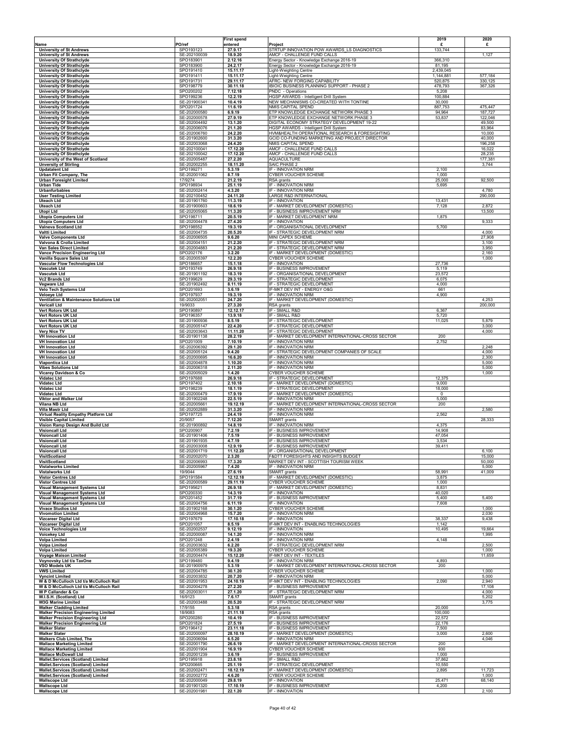| Name | PO/ref | First spend entered | Project | 2019 £ | 2020 £ |
|---|---|---|---|---|---|
| University of St Andrews | SPO193123 | 27.9.17 | STRTUP INNOVATION POW AWARDS_LS DIAGNOSTICS | 133,744 | |
| University of St Andrews | SE-202100039 | 18.9.20 | AMCF - CHALLENGE FUND CALLS | | 1,127 |
| University Of Strathclyde | SPO183901 | 2.12.16 | Energy Sector - Knowledge Exchange 2016-19 | 366,310 | |
| University Of Strathclyde | SPO183900 | 24.2.17 | Energy Sector - Knowledge Exchange 2016-19 | 81,195 | |
| University Of Strathclyde | SPO191410 | 15.11.17 | Light-Weighting Centre | 2,439,045 | |
| University Of Strathclyde | SPO191411 | 15.11.17 | Light-Weighting Centre | 1,144,881 | 577,184 |
| University Of Strathclyde | SPO191731 | 29.11.17 | AFRC- NEW FORGING CAPABILITY | 520,875 | 330,125 |
| University Of Strathclyde | SPO198779 | 30.11.18 | IBIOIC BUSINESS PLANNING SUPPORT - PHASE 2 | 478,793 | 367,326 |
| University Of Strathclyde | SPO200202 | 7.12.18 | PNDC - Operations | 5,208 | |
| University Of Strathclyde | SPO199236 | 12.2.19 | HGSP AWARDS - Intelligent Drill System | 100,884 | |
| University Of Strathclyde | SE-201900341 | 10.4.19 | NEW MECHANISMS CO-CREATED WITH TONTINE | 30,000 | |
| University Of Strathclyde | SPO201724 | 11.6.19 | NMIS CAPITAL SPEND | 887,753 | 475,447 |
| University Of Strathclyde | SE-202000580 | 6.9.19 | ETP KNOWLEDGE EXCHANGE NETWORK PHASE 3 | 94,964 | 187,727 |
| University Of Strathclyde | SE-202000578 | 27.9.19 | ETP KNOWLEDGE EXCHANGE NETWORK PHASE 3 | 53,837 | 122,046 |
| University Of Strathclyde | SE-202004492 | 13.1.20 | DIGITAL ECONOMY STRATEGY DEVELOPMENT 19-22 | | 49,500 |
| University Of Strathclyde | SE-202006076 | 21.1.20 | HGSP AWARDS - Intelligent Drill System | | 83,964 |
| University Of Strathclyde | SE-202006760 | 24.2.20 | HVM&HEALTH OPERATIONAL RESEARCH & FORESIGHTING | | 10,000 |
| University Of Strathclyde | SE-201902600 | 31.3.20 | GCID CO-FUNDING MARKETING AND PROJECT DIRECTOR | | 40,000 |
| University Of Strathclyde | SE-202003068 | 24.4.20 | NMIS CAPITAL SPEND | | 196,258 |
| University Of Strathclyde | SE-202100041 | 17.12.20 | AMCF - CHALLENGE FUND CALLS | | 16,022 |
| University Of Strathclyde | SE-202100042 | 17.12.20 | AMCF - CHALLENGE FUND CALLS | | 28,235 |
| University of the West of Scotland | SE-202005487 | 27.2.20 | AQUACULTURE | | 177,381 |
| Unversity of Stirling | SE-202002255 | 18.11.20 | SAIC PHASE 2 | | 3,744 |
| Updatalent Ltd | SPO199271 | 5.3.19 | IF - INNOVATION NRM | 2,100 | |
| Urban Fit Company, The | SE-202001062 | 8.7.19 | CYBER VOUCHER SCHEME | 1,000 | |
| Urban Foresight Limited | 17/9274 | 21.2.19 | RSA grants | 25,000 | 92,500 |
| Urban Tide | SPO198934 | 25.1.19 | IF - INNOVATION NRM | 5,695 | |
| Urbanfurbabies | SE-202002414 | 4.3.20 | IF - INNOVATION NRM | | 4,780 |
| User Testing Limited | SE-202100452 | 24.11.20 | LARGE R&D INTERNATIONAL | | 290,000 |
| Uteach Ltd | SE-201901760 | 11.3.19 | IF - INNOVATION | 13,431 | |
| Uteach Ltd | SE-201900603 | 18.6.19 | IF - MARKET DEVELOPMENT (DOMESTIC) | 7,128 | 2,872 |
| Utopi Ltd | SE-202005065 | 11.3.20 | IF - BUSINESS IMPROVEMENT NRM | | 13,500 |
| Utopia Computers Ltd | SPO198711 | 20.5.19 | IF - MARKET DEVELOPMENT NRM | 1,875 | |
| Utopia Computers Ltd | SE-202004478 | 27.4.20 | IF - INNOVATION | | 9,333 |
| Valneva Scotland Ltd | SPO198552 | 19.3.19 | IF - ORGANISATIONAL DEVELOPMENT | 5,700 | |
| Valtti Limited | SE-202004735 | 20.5.20 | IF - STRATEGIC DEVELOPMENT NRM | | 4,000 |
| Valve Components Ltd | SE-202006505 | 9.6.20 | MINI CAPEX SCHEME | | 27,908 |
| Valvona & Crolla Limited | SE-202004151 | 21.2.20 | IF - STRATEGIC DEVELOPMENT NRM | | 3,100 |
| Van Sales Direct Limited | SE-202004883 | 21.2.20 | IF - STRATEGIC DEVELOPMENT NRM | | 3,950 |
| Vance Precision Engineering Ltd | SPO202176 | 3.2.20 | IF - MARKET DEVELOPMENT (DOMESTIC) | | 2,160 |
| Vanilla Square Sales Ltd | SE-202005397 | 12.2.20 | CYBER VOUCHER SCHEME | | 1,000 |
| Vascular Flow Technologies Ltd | SPO186657 | 15.1.18 | IF - INNOVATION | 27,736 | |
| Vascutek Ltd | SPO193749 | 26.9.18 | IF - BUSINESS IMPROVEMENT | 5,119 | |
| Vascutek Ltd | SE-201901192 | 18.3.19 | IF - ORGANISATIONAL DEVELOPMENT | 23,572 | |
| Vc2 Brands Ltd | SPO199629 | 29.3.19 | IF - STRATEGIC DEVELOPMENT | 6,075 | |
| Vegware Ltd | SE-201902492 | 8.11.19 | IF - STRATEGIC DEVELOPMENT | 4,000 | |
| Velo Tech Systems Ltd | SPO201693 | 3.6.19 | IF-MKT DEV INT - ENERGY O&G | 661 | |
| Veloeye Ltd | SPO197937 | 19.3.19 | IF - INNOVATION NRM | 4,900 | |
| Ventilation & Maintenance Solutions Ltd | SE-202002051 | 24.7.20 | IF - MARKET DEVELOPMENT (DOMESTIC) | | 4,253 |
| Vericall Ltd | 19/9033 | 27.3.20 | RSA grants | | 200,000 |
| Vert Rotors UK Ltd | SPO190897 | 12.12.17 | IF - SMALL R&D | 6,367 | |
| Vert Rotors UK Ltd | SPO196357 | 13.9.18 | IF - SMALL R&D | 5,720 | |
| Vert Rotors UK Ltd | SE-201900936 | 8.5.19 | IF - STRATEGIC DEVELOPMENT | 11,025 | 5,879 |
| Vert Rotors UK Ltd | SE-202005147 | 22.4.20 | IF - STRATEGIC DEVELOPMENT | | 3,000 |
| Very Nice TV | SE-202003643 | 11.11.20 | IF - STRATEGIC DEVELOPMENT | | 4,000 |
| VH Innovation Ltd | SE-201901138 | 28.2.19 | IF - MARKET DEVELOPMENT INTERNATIONAL-CROSS SECTOR | 200 | |
| VH Innovation Ltd | SPO201009 | 7.10.19 | IF - INNOVATION NRM | 2,752 | |
| VH Innovation Ltd | SE-202006392 | 29.1.20 | IF - INNOVATION NRM | | 2,248 |
| VH Innovation Ltd | SE-202005124 | 9.4.20 | IF - STRATEGIC DEVELOPMENT COMPANIES OF SCALE | | 4,000 |
| VH Innovation Ltd | SE-202000695 | 16.6.20 | IF - INNOVATION NRM | | 2,300 |
| Viapontica Ltd | SE-202004878 | 1.10.20 | IF - INNOVATION NRM | | 5,000 |
| Vibes Solutions Ltd | SE-202006318 | 2.11.20 | IF - INNOVATION NRM | | 5,000 |
| Vicarey Davidson & Co | SE-202005029 | 1.4.20 | CYBER VOUCHER SCHEME | | 1,000 |
| Vidatec Ltd | SPO197688 | 26.9.18 | IF - STRATEGIC DEVELOPMENT | 12,375 | |
| Vidatec Ltd | SPO197402 | 2.10.18 | IF - MARKET DEVELOPMENT (DOMESTIC) | 9,000 | |
| Vidatec Ltd | SPO198239 | 18.1.19 | IF - STRATEGIC DEVELOPMENT | 18,000 | |
| Vidatec Ltd | SE-202000479 | 17.9.19 | IF - MARKET DEVELOPMENT (DOMESTIC) | 0 | |
| Viktor and Walker Ltd | SE-201902248 | 22.5.19 | IF - INNOVATION NRM | 5,000 | |
| Vilana NB Ltd | SE-202005661 | 19.12.19 | IF - MARKET DEVELOPMENT INTERNATIONAL-CROSS SECTOR | 200 | |
| Villa Mastr Ltd | SE-202002889 | 31.3.20 | IF - INNOVATION NRM | | 2,580 |
| Virtual Reality Empathy Platform Ltd | SPO197725 | 24.4.19 | IF - INNOVATION NRM | 2,562 | |
| Visible Capital Limited | 20/9057 | 7.12.20 | SMART grants | | 28,333 |
| Vision Ramp Design And Build Ltd | SE-201900892 | 14.8.19 | IF - INNOVATION NRM | 4,375 | |
| Visioncall Ltd | SPO200907 | 7.2.19 | IF - BUSINESS IMPROVEMENT | 14,908 | |
| Visioncall Ltd | SE-201901406 | 7.5.19 | IF - BUSINESS IMPROVEMENT | 47,054 | |
| Visioncall Ltd | SE-201901935 | 4.7.19 | IF - BUSINESS IMPROVEMENT | 3,534 | |
| Visioncall Ltd | SE-202003008 | 12.9.19 | IF - BUSINESS IMPROVEMENT | 39,411 | |
| Visioncall Ltd | SE-202001719 | 11.12.20 | IF - ORGANISATIONAL DEVELOPMENT | | 6,100 |
| VisitScotland | SE-202002070 | 2.3.20 | F&DTT FORESIGHTS AND INSIGHTS BUDGET | | 15,000 |
| VisitScotland | SE-202006993 | 17.3.20 | MARKET DEV INT - SCOTTISH TOURISM WEEK | | 50,000 |
| Vistalworks Limited | SE-202005967 | 7.4.20 | IF - INNOVATION NRM | | 5,000 |
| Vistalworks Ltd | 19/9044 | 27.6.19 | SMART grants | 58,991 | 41,009 |
| Vistor Centres Ltd | SPO191584 | 12.12.18 | IF - MARKET DEVELOPMENT (DOMESTIC) | 3,875 | |
| Vistor Centres Ltd | SE-202000589 | 29.11.19 | CYBER VOUCHER SCHEME | 1,000 | |
| Visual Management Systems Ltd | SPO195621 | 26.9.18 | IF - MARKET DEVELOPMENT (DOMESTIC) | 8,831 | |
| Visual Management Systems Ltd | SPO200330 | 14.3.19 | IF - INNOVATION | 40,020 | |
| Visual Management Systems Ltd | SPO201452 | 31.7.19 | IF - BUSINESS IMPROVEMENT | 5,400 | 5,400 |
| Visual Management Systems Ltd | SE-202004756 | 6.11.19 | IF - INNOVATION | 7,608 | |
| Vivace Studios Ltd | SE-201902168 | 30.1.20 | CYBER VOUCHER SCHEME | | 1,000 |
| Vivomotion Limited | SE-202004968 | 15.7.20 | IF - INNOVATION NRM | | 2,030 |
| Vizcareer Digital Ltd | SPO197679 | 17.10.18 | IF - INNOVATION | 38,337 | 9,438 |
| Vizcareer Digital Ltd | SPO201057 | 8.5.19 | IF-MKT DEV INT - ENABLING TECHNOLOGIES | 1,142 | |
| Voice Technologies Ltd | SE-202002537 | 9.12.19 | IF - INNOVATION | 10,495 | 19,664 |
| Voicekey Ltd | SE-202000087 | 14.1.20 | IF - INNOVATION NRM | | 1,995 |
| Volpa Limited | SPO201248 | 2.4.19 | IF - INNOVATION NRM | 4,148 | |
| Volpa Limited | SE-202003632 | 6.2.20 | IF - STRATEGIC DEVELOPMENT NRM | | 2,500 |
| Volpa Limited | SE-202005389 | 19.3.20 | CYBER VOUCHER SCHEME | | 1,000 |
| Voyage Maison Limited | SE-202004474 | 15.12.20 | IF-MKT DEV INT - TEXTILES | | 11,659 |
| Voynovsky Ltd t/a TaxOne | SPO199480 | 9.4.19 | IF - INNOVATION NRM | 4,893 | |
| VSO Models UK | SE-201900979 | 5.3.19 | IF - MARKET DEVELOPMENT INTERNATIONAL-CROSS SECTOR | 200 | |
| VWS Limited | SE-202004785 | 30.1.20 | CYBER VOUCHER SCHEME | | 1,000 |
| Vyncint Limited | SE-202003832 | 20.7.20 | IF - INNOVATION NRM | | 5,000 |
| W & D McCulloch Ltd t/a McCulloch Rail | SE-202001953 | 24.10.19 | IF-MKT DEV INT - ENABLING TECHNOLOGIES | 2,090 | 2,940 |
| W & D McCulloch Ltd t/a McCulloch Rail | SE-202004278 | 27.2.20 | IF - BUSINESS IMPROVEMENT | | 17,108 |
| W P Callander & Co | SE-202003011 | 27.1.20 | IF - STRATEGIC DEVELOPMENT NRM | | 4,000 |
| W.I.S.H. (Scotland) Ltd | 16/9123 | 7.6.17 | SMART grants | | 5,202 |
| W3G Marine Limited | SE-202003488 | 20.5.20 | IF - STRATEGIC DEVELOPMENT NRM | | 3,775 |
| Walker Cladding Limited | 17/9155 | 5.3.18 | RSA grants | 20,000 | |
| Walker Precision Engineering Limited | 18/9083 | 21.11.18 | RSA grants | 100,000 | |
| Walker Precision Engineering Ltd | SPO200280 | 10.4.19 | IF - BUSINESS IMPROVEMENT | 22,572 | |
| Walker Precision Engineering Ltd | SPO201824 | 27.5.19 | IF - BUSINESS IMPROVEMENT | 22,176 | |
| Walker Slater | SPO196412 | 23.11.18 | IF - BUSINESS IMPROVEMENT | 7,500 | |
| Walker Slater | SE-202000097 | 28.10.19 | IF - MARKET DEVELOPMENT (DOMESTIC) | 3,000 | 2,600 |
| Walkers Club Limited, The | SE-202006094 | 6.5.20 | IF - INNOVATION NRM | | 4,046 |
| Wallace Marketing Limited | SE-202001790 | 26.6.19 | IF - MARKET DEVELOPMENT INTERNATIONAL-CROSS SECTOR | 200 | |
| Wallace Marketing Limited | SE-202001904 | 16.9.19 | CYBER VOUCHER SCHEME | 930 | |
| Wallace McDowall Ltd | SE-202001239 | 3.6.19 | IF - BUSINESS IMPROVEMENT | 1,000 | |
| Wallet.Services (Scotland) Limited | SPO195918 | 23.8.18 | IF - SMALL R&D | 37,862 | |
| Wallet.Services (Scotland) Limited | SPO200665 | 25.1.19 | IF - STRATEGIC DEVELOPMENT | 10,550 | |
| Wallet.Services (Scotland) Limited | SE-202002471 | 18.12.19 | IF - MARKET DEVELOPMENT (DOMESTIC) | 2,895 | 11,723 |
| Wallet.Services (Scotland) Limited | SE-202002772 | 4.6.20 | CYBER VOUCHER SCHEME | | 1,000 |
| Wallscope Ltd | SE-202000049 | 29.8.19 | IF - INNOVATION | 25,471 | 68,140 |
| Wallscope Ltd | SE-201901320 | 17.10.19 | IF - BUSINESS IMPROVEMENT | 4,200 | |
| Wallscope Ltd | SE-202001981 | 22.1.20 | IF - INNOVATION | | 2,100 |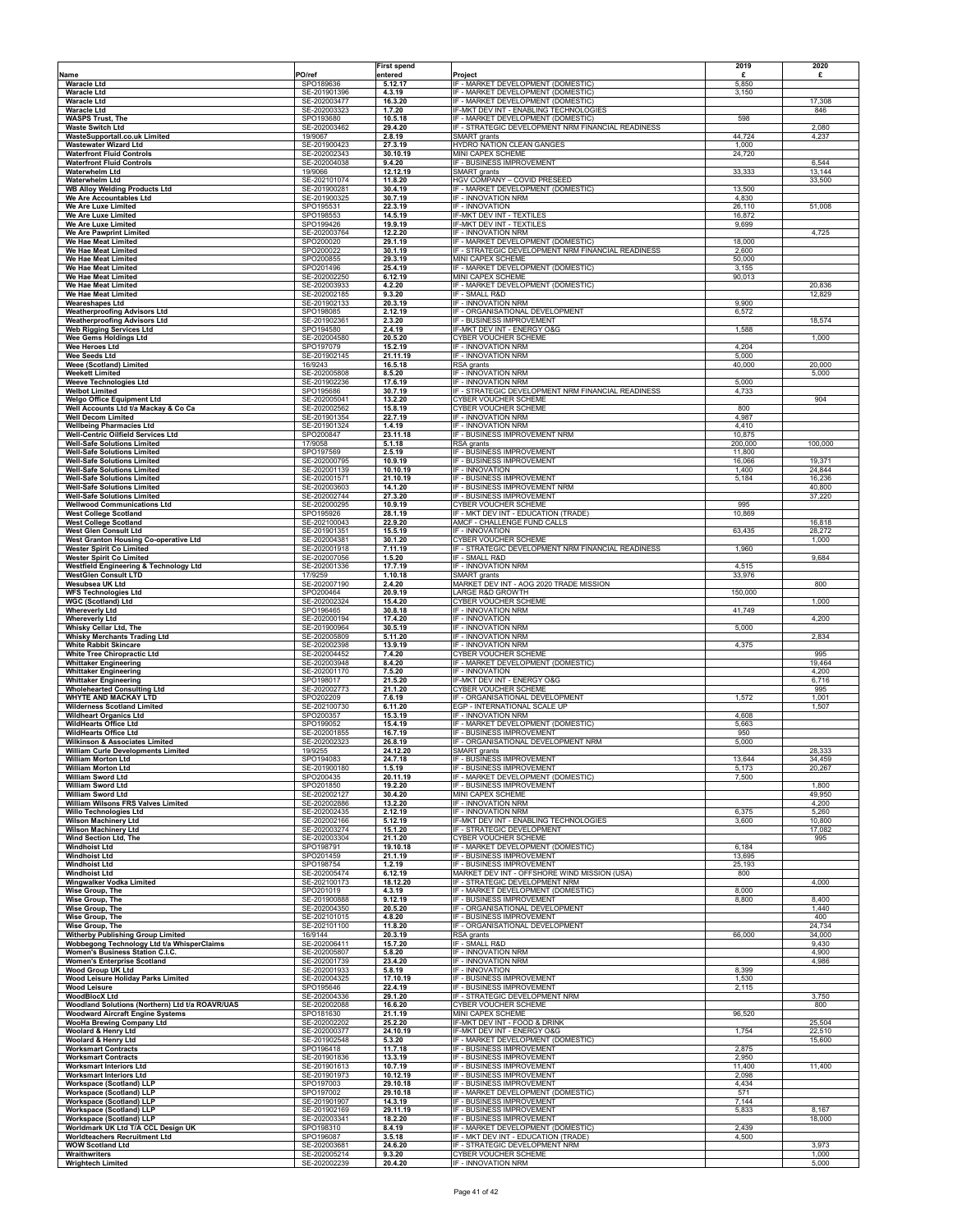| Name | PO/ref | First spend entered | Project | 2019 £ | 2020 £ |
|---|---|---|---|---|---|
| Waracle Ltd | SPO189636 | 5.12.17 | IF - MARKET DEVELOPMENT (DOMESTIC) | 5,850 | |
| Waracle Ltd | SE-201901396 | 4.3.19 | IF - MARKET DEVELOPMENT (DOMESTIC) | 3,150 | |
| Waracle Ltd | SE-202003477 | 16.3.20 | IF - MARKET DEVELOPMENT (DOMESTIC) | | 17,308 |
| Waracle Ltd | SE-202003323 | 1.7.20 | IF-MKT DEV INT - ENABLING TECHNOLOGIES | | 846 |
| WASPS Trust, The | SPO193680 | 10.5.18 | IF - MARKET DEVELOPMENT (DOMESTIC) | 598 | |
| Waste Switch Ltd | SE-202003462 | 29.4.20 | IF - STRATEGIC DEVELOPMENT NRM FINANCIAL READINESS | | 2,080 |
| WasteSupportall.co.uk Limited | 19/9067 | 2.8.19 | SMART grants | 44,724 | 4,237 |
| Wastewater Wizard Ltd | SE-201900423 | 27.3.19 | HYDRO NATION CLEAN GANGES | 1,000 | |
| Waterfront Fluid Controls | SE-202002343 | 30.10.19 | MINI CAPEX SCHEME | 24,720 | |
| Waterfront Fluid Controls | SE-202004038 | 9.4.20 | IF - BUSINESS IMPROVEMENT | | 6,544 |
| Waterwhelm Ltd | 19/9066 | 12.12.19 | SMART grants | 33,333 | 13,144 |
| Waterwhelm Ltd | SE-202101074 | 11.8.20 | HGV COMPANY – COVID PRESEED | | 33,500 |
| WB Alloy Welding Products Ltd | SE-201900281 | 30.4.19 | IF - MARKET DEVELOPMENT (DOMESTIC) | 13,500 | |
| We Are Accountables Ltd | SE-201900325 | 30.7.19 | IF - INNOVATION NRM | 4,830 | |
| We Are Luxe Limited | SPO195531 | 22.3.19 | IF - INNOVATION | 26,110 | 51,008 |
| We Are Luxe Limited | SPO198553 | 14.5.19 | IF-MKT DEV INT - TEXTILES | 16,872 | |
| We Are Luxe Limited | SPO199426 | 19.9.19 | IF-MKT DEV INT - TEXTILES | 9,699 | |
| We Are Pawprint Limited | SE-202003764 | 12.2.20 | IF - INNOVATION NRM | | 4,725 |
| We Hae Meat Limited | SPO200020 | 29.1.19 | IF - MARKET DEVELOPMENT (DOMESTIC) | 18,000 | |
| We Hae Meat Limited | SPO200022 | 30.1.19 | IF - STRATEGIC DEVELOPMENT NRM FINANCIAL READINESS | 2,600 | |
| We Hae Meat Limited | SPO200855 | 29.3.19 | MINI CAPEX SCHEME | 50,000 | |
| We Hae Meat Limited | SPO201496 | 25.4.19 | IF - MARKET DEVELOPMENT (DOMESTIC) | 3,155 | |
| We Hae Meat Limited | SE-202002250 | 6.12.19 | MINI CAPEX SCHEME | 90,013 | |
| We Hae Meat Limited | SE-202003933 | 4.2.20 | IF - MARKET DEVELOPMENT (DOMESTIC) | | 20,836 |
| We Hae Meat Limited | SE-202002185 | 9.3.20 | IF - SMALL R&D | | 12,829 |
| Weareshapes Ltd | SE-201902133 | 20.3.19 | IF - INNOVATION NRM | 9,900 | |
| Weatherproofing Advisors Ltd | SPO198085 | 2.12.19 | IF - ORGANISATIONAL DEVELOPMENT | 6,572 | |
| Weatherproofing Advisors Ltd | SE-201902361 | 2.3.20 | IF - BUSINESS IMPROVEMENT | | 18,574 |
| Web Rigging Services Ltd | SPO194580 | 2.4.19 | IF-MKT DEV INT - ENERGY O&G | 1,588 | |
| Wee Gems Holdings Ltd | SE-202004580 | 20.5.20 | CYBER VOUCHER SCHEME | | 1,000 |
| Wee Heroes Ltd | SPO197079 | 15.2.19 | IF - INNOVATION NRM | 4,204 | |
| Wee Seeds Ltd | SE-201902145 | 21.11.19 | IF - INNOVATION NRM | 5,000 | |
| Weee (Scotland) Limited | 16/9243 | 16.5.18 | RSA grants | 40,000 | 20,000 |
| Weekett Limited | SE-202005808 | 8.5.20 | IF - INNOVATION NRM | | 5,000 |
| Weeve Technologies Ltd | SE-201902236 | 17.6.19 | IF - INNOVATION NRM | 5,000 | |
| Welbot Limited | SPO195686 | 30.7.19 | IF - STRATEGIC DEVELOPMENT NRM FINANCIAL READINESS | 4,733 | |
| Welgo Office Equipment Ltd | SE-202005041 | 13.2.20 | CYBER VOUCHER SCHEME | | 904 |
| Well Accounts Ltd t/a Mackay & Co Ca | SE-202002562 | 15.8.19 | CYBER VOUCHER SCHEME | 800 | |
| Well Decom Limited | SE-201901354 | 22.7.19 | IF - INNOVATION NRM | 4,987 | |
| Wellbeing Pharmacies Ltd | SE-201901324 | 1.4.19 | IF - INNOVATION NRM | 4,410 | |
| Well-Centric Oilfield Services Ltd | SPO200847 | 23.11.18 | IF - BUSINESS IMPROVEMENT NRM | 10,875 | |
| Well-Safe Solutions Limited | 17/9058 | 5.1.18 | RSA grants | 200,000 | 100,000 |
| Well-Safe Solutions Limited | SPO197569 | 2.5.19 | IF - BUSINESS IMPROVEMENT | 11,800 | |
| Well-Safe Solutions Limited | SE-202000795 | 10.9.19 | IF - BUSINESS IMPROVEMENT | 16,066 | 19,371 |
| Well-Safe Solutions Limited | SE-202001139 | 10.10.19 | IF - INNOVATION | 1,400 | 24,844 |
| Well-Safe Solutions Limited | SE-202001571 | 21.10.19 | IF - BUSINESS IMPROVEMENT | 5,184 | 16,236 |
| Well-Safe Solutions Limited | SE-202003603 | 14.1.20 | IF - BUSINESS IMPROVEMENT NRM | | 40,800 |
| Well-Safe Solutions Limited | SE-202002744 | 27.3.20 | IF - BUSINESS IMPROVEMENT | | 37,220 |
| Wellwood Communications Ltd | SE-202000295 | 10.9.19 | CYBER VOUCHER SCHEME | 995 | |
| West College Scotland | SPO195926 | 28.1.19 | IF - MKT DEV INT - EDUCATION (TRADE) | 10,869 | |
| West College Scotland | SE-202100043 | 22.9.20 | AMCF - CHALLENGE FUND CALLS | | 16,818 |
| West Glen Consult Ltd | SE-201901351 | 15.5.19 | IF - INNOVATION | 63,435 | 28,272 |
| West Granton Housing Co-operative Ltd | SE-202004381 | 30.1.20 | CYBER VOUCHER SCHEME | | 1,000 |
| Wester Spirit Co Limited | SE-202001918 | 7.11.19 | IF - STRATEGIC DEVELOPMENT NRM FINANCIAL READINESS | 1,960 | |
| Wester Spirit Co Limited | SE-202007056 | 1.5.20 | IF - SMALL R&D | | 9,684 |
| Westfield Engineering & Technology Ltd | SE-202001336 | 17.7.19 | IF - INNOVATION NRM | 4,515 | |
| WestGlen Consult LTD | 17/9259 | 1.10.18 | SMART grants | 33,976 | |
| Wesubsea UK Ltd | SE-202007190 | 2.4.20 | MARKET DEV INT - AOG 2020 TRADE MISSION | | 800 |
| WFS Technologies Ltd | SPO200464 | 20.9.19 | LARGE R&D GROWTH | 150,000 | |
| WGC (Scotland) Ltd | SE-202002324 | 15.4.20 | CYBER VOUCHER SCHEME | | 1,000 |
| Whereverly Ltd | SPO196465 | 30.8.18 | IF - INNOVATION NRM | 41,749 | |
| Whereverly Ltd | SE-202000194 | 17.4.20 | IF - INNOVATION | | 4,200 |
| Whisky Cellar Ltd, The | SE-201900964 | 30.5.19 | IF - INNOVATION NRM | 5,000 | |
| Whisky Merchants Trading Ltd | SE-202005809 | 5.11.20 | IF - INNOVATION NRM | | 2,834 |
| White Rabbit Skincare | SE-202002398 | 13.9.19 | IF - INNOVATION NRM | 4,375 | |
| White Tree Chiropractic Ltd | SE-202004452 | 7.4.20 | CYBER VOUCHER SCHEME | | 995 |
| Whittaker Engineering | SE-202003948 | 8.4.20 | IF - MARKET DEVELOPMENT (DOMESTIC) | | 19,464 |
| Whittaker Engineering | SE-202001170 | 7.5.20 | IF - INNOVATION | | 4,200 |
| Whittaker Engineering | SPO198017 | 21.5.20 | IF-MKT DEV INT - ENERGY O&G | | 6,716 |
| Wholehearted Consulting Ltd | SE-202002773 | 21.1.20 | CYBER VOUCHER SCHEME | | 995 |
| WHYTE AND MACKAY LTD | SPO202209 | 7.6.19 | IF - ORGANISATIONAL DEVELOPMENT | 1,572 | 1,001 |
| Wilderness Scotland Limited | SE-202100730 | 6.11.20 | EGP - INTERNATIONAL SCALE UP | | 1,507 |
| Wildheart Organics Ltd | SPO200357 | 15.3.19 | IF - INNOVATION NRM | 4,608 | |
| WildHearts Office Ltd | SPO199052 | 15.4.19 | IF - MARKET DEVELOPMENT (DOMESTIC) | 5,663 | |
| WildHearts Office Ltd | SE-202001855 | 16.7.19 | IF - BUSINESS IMPROVEMENT | 950 | |
| Wilkinson & Associates Limited | SE-202002323 | 26.8.19 | IF - ORGANISATIONAL DEVELOPMENT NRM | 5,000 | |
| William Curle Developments Limited | 19/9255 | 24.12.20 | SMART grants | | 28,333 |
| William Morton Ltd | SPO194083 | 24.7.18 | IF - BUSINESS IMPROVEMENT | 13,644 | 34,459 |
| William Morton Ltd | SE-201900180 | 1.5.19 | IF - BUSINESS IMPROVEMENT | 5,173 | 20,267 |
| William Sword Ltd | SPO200435 | 20.11.19 | IF - MARKET DEVELOPMENT (DOMESTIC) | 7,500 | |
| William Sword Ltd | SPO201850 | 19.2.20 | IF - BUSINESS IMPROVEMENT | | 1,800 |
| William Sword Ltd | SE-202002127 | 30.4.20 | MINI CAPEX SCHEME | | 49,950 |
| William Wilsons FRS Valves Limited | SE-202002886 | 13.2.20 | IF - INNOVATION NRM | | 4,200 |
| Willo Technologies Ltd | SE-202002435 | 2.12.19 | IF - INNOVATION NRM | 6,375 | 5,260 |
| Wilson Machinery Ltd | SE-202002166 | 5.12.19 | IF-MKT DEV INT - ENABLING TECHNOLOGIES | 3,600 | 10,800 |
| Wilson Machinery Ltd | SE-202003274 | 15.1.20 | IF - STRATEGIC DEVELOPMENT | | 17,082 |
| Wind Section Ltd, The | SE-202003304 | 21.1.20 | CYBER VOUCHER SCHEME | | 995 |
| Windhoist Ltd | SPO198791 | 19.10.18 | IF - MARKET DEVELOPMENT (DOMESTIC) | 6,184 | |
| Windhoist Ltd | SPO201459 | 21.1.19 | IF - BUSINESS IMPROVEMENT | 13,695 | |
| Windhoist Ltd | SPO198754 | 1.2.19 | IF - BUSINESS IMPROVEMENT | 25,193 | |
| Windhoist Ltd | SE-202005474 | 6.12.19 | MARKET DEV INT - OFFSHORE WIND MISSION (USA) | 800 | |
| Wingwalker Vodka Limited | SE-202100173 | 18.12.20 | IF - STRATEGIC DEVELOPMENT NRM | | 4,000 |
| Wise Group, The | SPO201019 | 4.3.19 | IF - MARKET DEVELOPMENT (DOMESTIC) | 8,000 | |
| Wise Group, The | SE-201900888 | 9.12.19 | IF - BUSINESS IMPROVEMENT | 8,800 | 8,400 |
| Wise Group, The | SE-202004350 | 20.5.20 | IF - ORGANISATIONAL DEVELOPMENT | | 1,440 |
| Wise Group, The | SE-202101015 | 4.8.20 | IF - BUSINESS IMPROVEMENT | | 400 |
| Wise Group, The | SE-202101100 | 11.8.20 | IF - ORGANISATIONAL DEVELOPMENT | | 24,734 |
| Witherby Publishing Group Limited | 16/9144 | 20.3.19 | RSA grants | 66,000 | 34,000 |
| Wobbegong Technology Ltd t/a WhisperClaims | SE-202006411 | 15.7.20 | IF - SMALL R&D | | 9,430 |
| Women's Business Station C.I.C. | SE-202005807 | 5.8.20 | IF - INNOVATION NRM | | 4,900 |
| Women's Enterprise Scotland | SE-202001739 | 23.4.20 | IF - INNOVATION NRM | | 4,986 |
| Wood Group UK Ltd | SE-202001933 | 5.8.19 | IF - INNOVATION | 8,399 | |
| Wood Leisure Holiday Parks Limited | SE-202004325 | 17.10.19 | IF - BUSINESS IMPROVEMENT | 1,530 | |
| Wood Leisure | SPO195646 | 22.4.19 | IF - BUSINESS IMPROVEMENT | 2,115 | |
| WoodBlocX Ltd | SE-202004336 | 29.1.20 | IF - STRATEGIC DEVELOPMENT NRM | | 3,750 |
| Woodland Solutions (Northern) Ltd t/a ROAVR/UAS | SE-202002088 | 16.6.20 | CYBER VOUCHER SCHEME | | 800 |
| Woodward Aircraft Engine Systems | SPO181630 | 21.1.19 | MINI CAPEX SCHEME | 96,520 | |
| WooHa Brewing Company Ltd | SE-202002202 | 25.2.20 | IF-MKT DEV INT - FOOD & DRINK | | 25,504 |
| Woolard & Henry Ltd | SE-202000377 | 24.10.19 | IF-MKT DEV INT - ENERGY O&G | 1,754 | 22,510 |
| Woolard & Henry Ltd | SE-201902548 | 5.3.20 | IF - MARKET DEVELOPMENT (DOMESTIC) | | 15,600 |
| Worksmart Contracts | SPO196418 | 11.7.18 | IF - BUSINESS IMPROVEMENT | 2,875 | |
| Worksmart Contracts | SE-201901836 | 13.3.19 | IF - BUSINESS IMPROVEMENT | 2,950 | |
| Worksmart Interiors Ltd | SE-201901613 | 10.7.19 | IF - BUSINESS IMPROVEMENT | 11,400 | 11,400 |
| Worksmart Interiors Ltd | SE-201901973 | 10.12.19 | IF - BUSINESS IMPROVEMENT | 2,098 | |
| Workspace (Scotland) LLP | SPO197003 | 29.10.18 | IF - BUSINESS IMPROVEMENT | 4,434 | |
| Workspace (Scotland) LLP | SPO197002 | 29.10.18 | IF - MARKET DEVELOPMENT (DOMESTIC) | 571 | |
| Workspace (Scotland) LLP | SE-201901907 | 14.3.19 | IF - BUSINESS IMPROVEMENT | 7,144 | |
| Workspace (Scotland) LLP | SE-201902169 | 29.11.19 | IF - BUSINESS IMPROVEMENT | 5,833 | 8,167 |
| Workspace (Scotland) LLP | SE-202003341 | 18.2.20 | IF - BUSINESS IMPROVEMENT | | 18,000 |
| Worldmark UK Ltd T/A CCL Design UK | SPO198310 | 8.4.19 | IF - MARKET DEVELOPMENT (DOMESTIC) | 2,439 | |
| Worldteachers Recruitment Ltd | SPO196087 | 3.5.18 | IF - MKT DEV INT - EDUCATION (TRADE) | 4,500 | |
| WOW Scotland Ltd | SE-202003681 | 24.6.20 | IF - STRATEGIC DEVELOPMENT NRM | | 3,973 |
| Wraithwriters | SE-202005214 | 9.3.20 | CYBER VOUCHER SCHEME | | 1,000 |
| Wrightech Limited | SE-202002239 | 20.4.20 | IF - INNOVATION NRM | | 5,000 |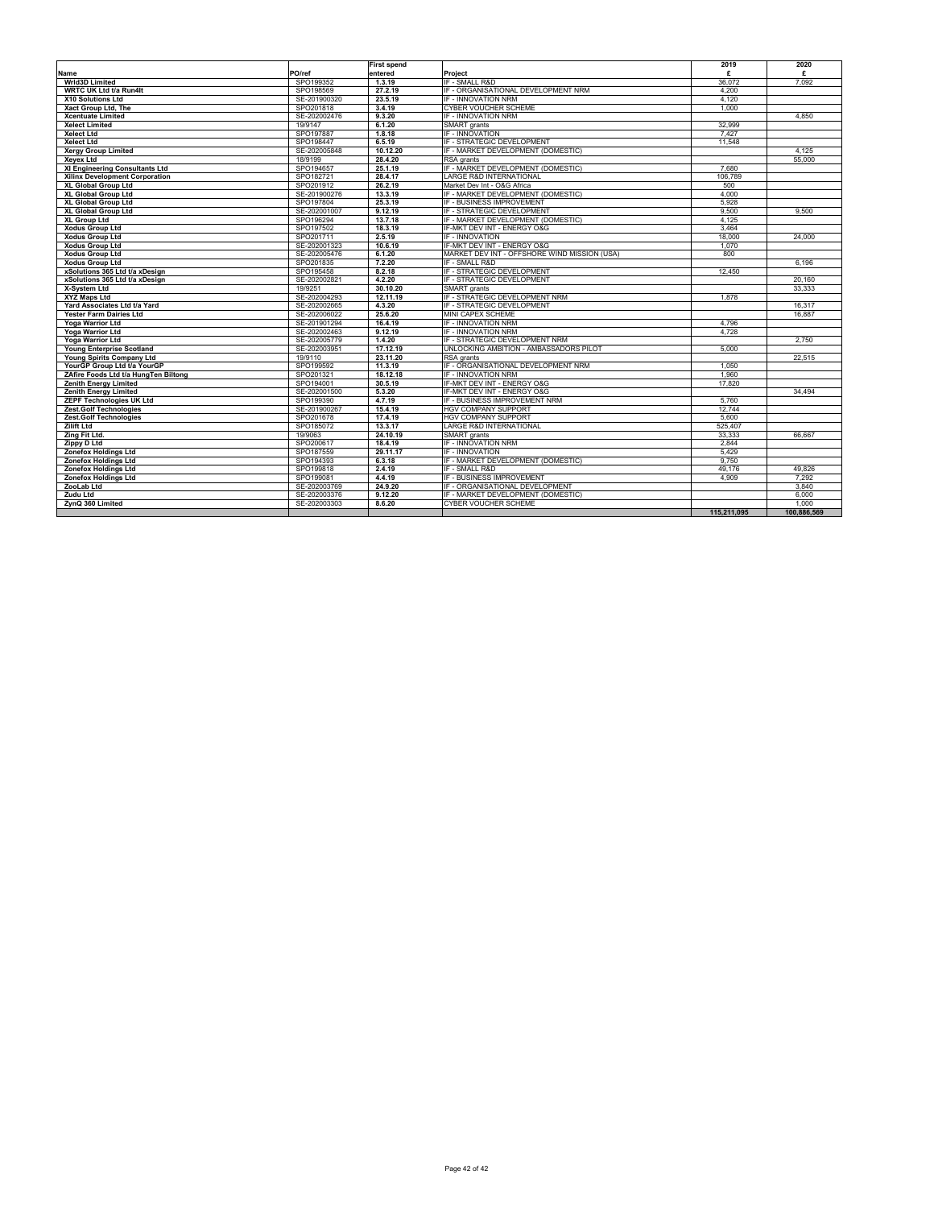| Name | PO/ref | First spend entered | Project | 2019 £ | 2020 £ |
|---|---|---|---|---|---|
| Wrld3D Limited | SPO199352 | 1.3.19 | IF - SMALL R&D | 36,072 | 7,092 |
| WRTC UK Ltd t/a Run4It | SPO198569 | 27.2.19 | IF - ORGANISATIONAL DEVELOPMENT NRM | 4,200 | |
| X10 Solutions Ltd | SE-201900320 | 23.5.19 | IF - INNOVATION NRM | 4,120 | |
| Xact Group Ltd, The | SPO201818 | 3.4.19 | CYBER VOUCHER SCHEME | 1,000 | |
| Xcentuate Limited | SE-202002476 | 9.3.20 | IF - INNOVATION NRM | | 4,850 |
| Xelect Limited | 19/9147 | 6.1.20 | SMART grants | 32,999 | |
| Xelect Ltd | SPO197887 | 1.8.18 | IF - INNOVATION | 7,427 | |
| Xelect Ltd | SPO198447 | 6.5.19 | IF - STRATEGIC DEVELOPMENT | 11,548 | |
| Xergy Group Limited | SE-202005848 | 10.12.20 | IF - MARKET DEVELOPMENT (DOMESTIC) | | 4,125 |
| Xeyex Ltd | 18/9199 | 28.4.20 | RSA grants | | 55,000 |
| XI Engineering Consultants Ltd | SPO194657 | 25.1.19 | IF - MARKET DEVELOPMENT (DOMESTIC) | 7,680 | |
| Xilinx Development Corporation | SPO182721 | 28.4.17 | LARGE R&D INTERNATIONAL | 106,789 | |
| XL Global Group Ltd | SPO201912 | 26.2.19 | Market Dev Int - O&G Africa | 500 | |
| XL Global Group Ltd | SE-201900276 | 13.3.19 | IF - MARKET DEVELOPMENT (DOMESTIC) | 4,000 | |
| XL Global Group Ltd | SPO197804 | 25.3.19 | IF - BUSINESS IMPROVEMENT | 5,928 | |
| XL Global Group Ltd | SE-202001007 | 9.12.19 | IF - STRATEGIC DEVELOPMENT | 9,500 | 9,500 |
| XL Group Ltd | SPO196294 | 13.7.18 | IF - MARKET DEVELOPMENT (DOMESTIC) | 4,125 | |
| Xodus Group Ltd | SPO197502 | 18.3.19 | IF-MKT DEV INT - ENERGY O&G | 3,464 | |
| Xodus Group Ltd | SPO201711 | 2.5.19 | IF - INNOVATION | 18,000 | 24,000 |
| Xodus Group Ltd | SE-202001323 | 10.6.19 | IF-MKT DEV INT - ENERGY O&G | 1,070 | |
| Xodus Group Ltd | SE-202005476 | 6.1.20 | MARKET DEV INT - OFFSHORE WIND MISSION (USA) | 800 | |
| Xodus Group Ltd | SPO201835 | 7.2.20 | IF - SMALL R&D | | 6,196 |
| xSolutions 365 Ltd t/a xDesign | SPO195458 | 8.2.18 | IF - STRATEGIC DEVELOPMENT | 12,450 | |
| xSolutions 365 Ltd t/a xDesign | SE-202002821 | 4.2.20 | IF - STRATEGIC DEVELOPMENT | | 20,160 |
| X-System Ltd | 19/9251 | 30.10.20 | SMART grants | | 33,333 |
| XYZ Maps Ltd | SE-202004293 | 12.11.19 | IF - STRATEGIC DEVELOPMENT NRM | 1,878 | |
| Yard Associates Ltd t/a Yard | SE-202002665 | 4.3.20 | IF - STRATEGIC DEVELOPMENT | | 16,317 |
| Yester Farm Dairies Ltd | SE-202006022 | 25.6.20 | MINI CAPEX SCHEME | | 16,887 |
| Yoga Warrior Ltd | SE-201901294 | 16.4.19 | IF - INNOVATION NRM | 4,796 | |
| Yoga Warrior Ltd | SE-202002463 | 9.12.19 | IF - INNOVATION NRM | 4,728 | |
| Yoga Warrior Ltd | SE-202005779 | 1.4.20 | IF - STRATEGIC DEVELOPMENT NRM | | 2,750 |
| Young Enterprise Scotland | SE-202003951 | 17.12.19 | UNLOCKING AMBITION - AMBASSADORS PILOT | 5,000 | |
| Young Spirits Company Ltd | 19/9110 | 23.11.20 | RSA grants | | 22,515 |
| YourGP Group Ltd t/a YourGP | SPO199592 | 11.3.19 | IF - ORGANISATIONAL DEVELOPMENT NRM | 1,050 | |
| ZAfire Foods Ltd t/a HungTen Biltong | SPO201321 | 18.12.18 | IF - INNOVATION NRM | 1,960 | |
| Zenith Energy Limited | SPO194001 | 30.5.19 | IF-MKT DEV INT - ENERGY O&G | 17,820 | |
| Zenith Energy Limited | SE-202001500 | 5.3.20 | IF-MKT DEV INT - ENERGY O&G | | 34,494 |
| ZEPF Technologies UK Ltd | SPO199390 | 4.7.19 | IF - BUSINESS IMPROVEMENT NRM | 5,760 | |
| Zest.Golf Technologies | SE-201900267 | 15.4.19 | HGV COMPANY SUPPORT | 12,744 | |
| Zest.Golf Technologies | SPO201678 | 17.4.19 | HGV COMPANY SUPPORT | 5,600 | |
| Zilift Ltd | SPO185072 | 13.3.17 | LARGE R&D INTERNATIONAL | 525,407 | |
| Zing Fit Ltd. | 19/9063 | 24.10.19 | SMART grants | 33,333 | 66,667 |
| Zippy D Ltd | SPO200617 | 18.4.19 | IF - INNOVATION NRM | 2,844 | |
| Zonefox Holdings Ltd | SPO187559 | 29.11.17 | IF - INNOVATION | 5,429 | |
| Zonefox Holdings Ltd | SPO194393 | 6.3.18 | IF - MARKET DEVELOPMENT (DOMESTIC) | 9,750 | |
| Zonefox Holdings Ltd | SPO199818 | 2.4.19 | IF - SMALL R&D | 49,176 | 49,826 |
| Zonefox Holdings Ltd | SPO199081 | 4.4.19 | IF - BUSINESS IMPROVEMENT | 4,909 | 7,292 |
| ZooLab Ltd | SE-202003769 | 24.9.20 | IF - ORGANISATIONAL DEVELOPMENT | | 3,840 |
| Zudu Ltd | SE-202003376 | 9.12.20 | IF - MARKET DEVELOPMENT (DOMESTIC) | | 6,000 |
| ZynQ 360 Limited | SE-202003303 | 8.6.20 | CYBER VOUCHER SCHEME | | 1,000 |
| | | | | 115,211,095 | 100,886,569 |